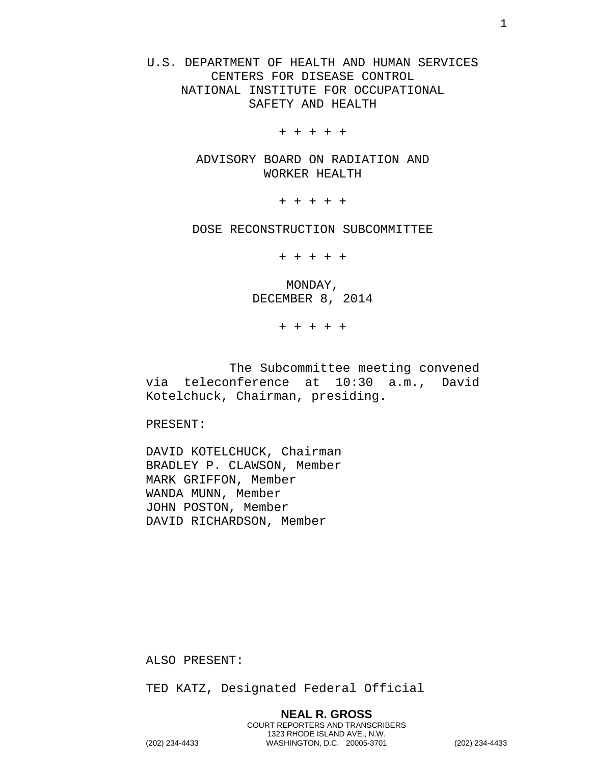U.S. DEPARTMENT OF HEALTH AND HUMAN SERVICES
CENTERS FOR DISEASE CONTROL
NATIONAL INSTITUTE FOR OCCUPATIONAL
SAFETY AND HEALTH

+ + + + +

ADVISORY BOARD ON RADIATION AND
WORKER HEALTH

+ + + + +

DOSE RECONSTRUCTION SUBCOMMITTEE

+ + + + +

MONDAY,
DECEMBER 8, 2014

+ + + + +

The Subcommittee meeting convened via teleconference at 10:30 a.m., David Kotelchuck, Chairman, presiding.

PRESENT:

DAVID KOTELCHUCK, Chairman
BRADLEY P. CLAWSON, Member
MARK GRIFFON, Member
WANDA MUNN, Member
JOHN POSTON, Member
DAVID RICHARDSON, Member

ALSO PRESENT:

TED KATZ, Designated Federal Official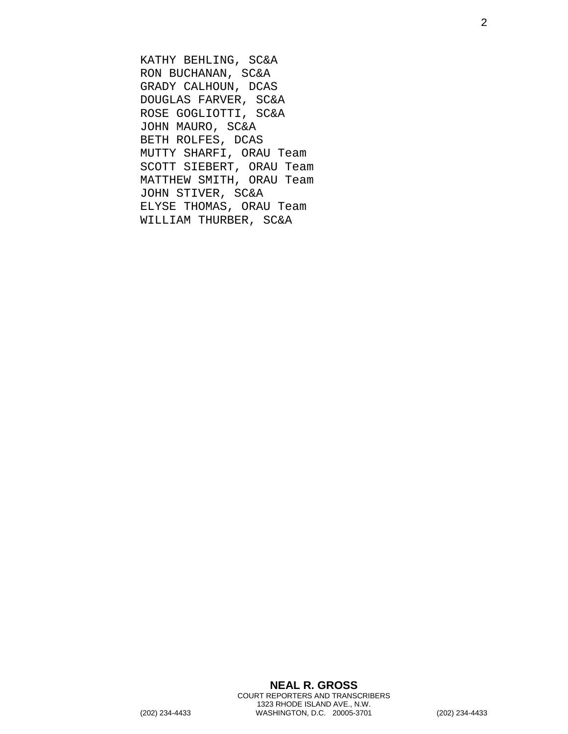KATHY BEHLING, SC&A
RON BUCHANAN, SC&A
GRADY CALHOUN, DCAS
DOUGLAS FARVER, SC&A
ROSE GOGLIOTTI, SC&A
JOHN MAURO, SC&A
BETH ROLFES, DCAS
MUTTY SHARFI, ORAU Team
SCOTT SIEBERT, ORAU Team
MATTHEW SMITH, ORAU Team
JOHN STIVER, SC&A
ELYSE THOMAS, ORAU Team
WILLIAM THURBER, SC&A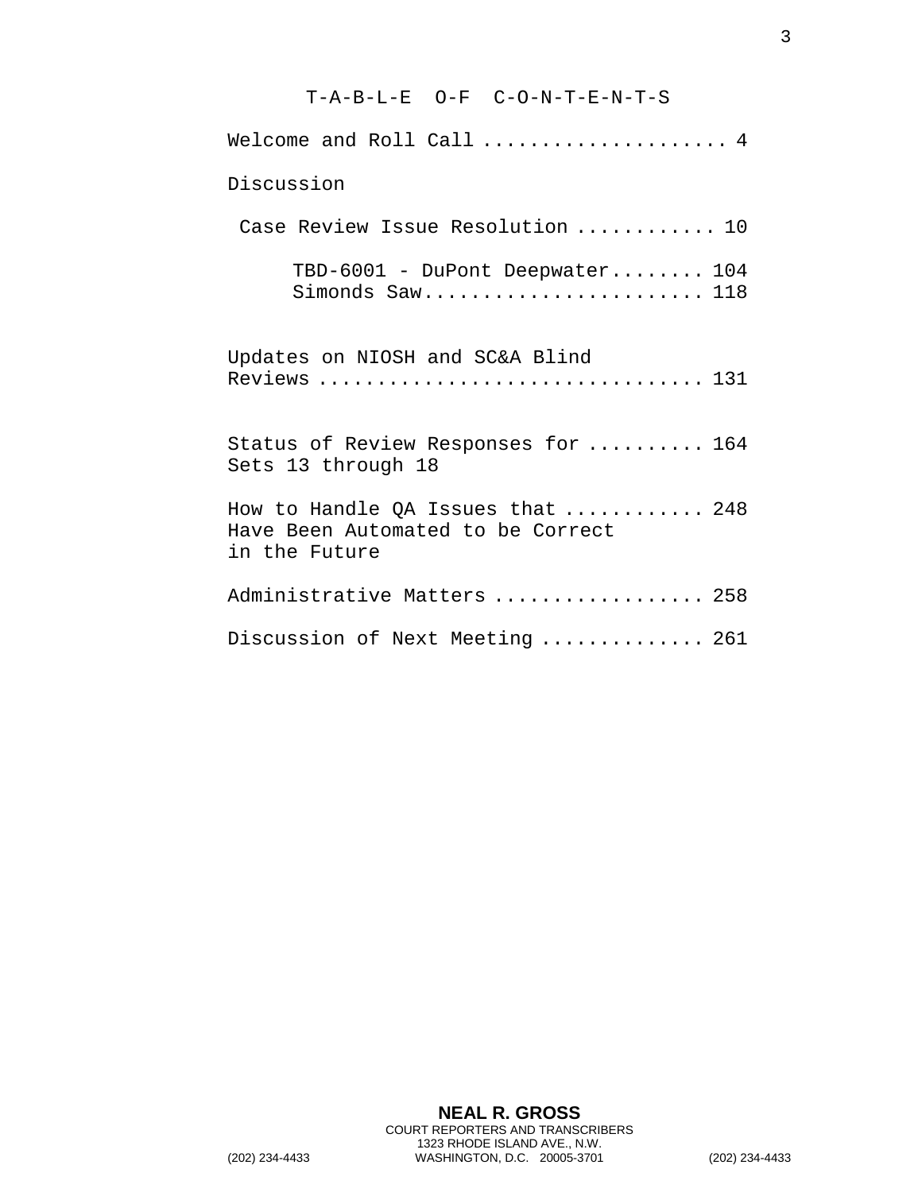# T-A-B-L-E O-F C-O-N-T-E-N-T-S

Welcome and Roll Call .................... 4

Discussion

Case Review Issue Resolution ........... 10

TBD-6001 - DuPont Deepwater........ 104
Simonds Saw....................... 118

Updates on NIOSH and SC&A Blind Reviews ................................ 131

Status of Review Responses for Sets 13 through 18 .......... 164

How to Handle QA Issues that Have Been Automated to be Correct in the Future ............ 248

Administrative Matters ................. 258

Discussion of Next Meeting ............. 261

NEAL R. GROSS
COURT REPORTERS AND TRANSCRIBERS
1323 RHODE ISLAND AVE., N.W.
(202) 234-4433 WASHINGTON, D.C. 20005-3701 (202) 234-4433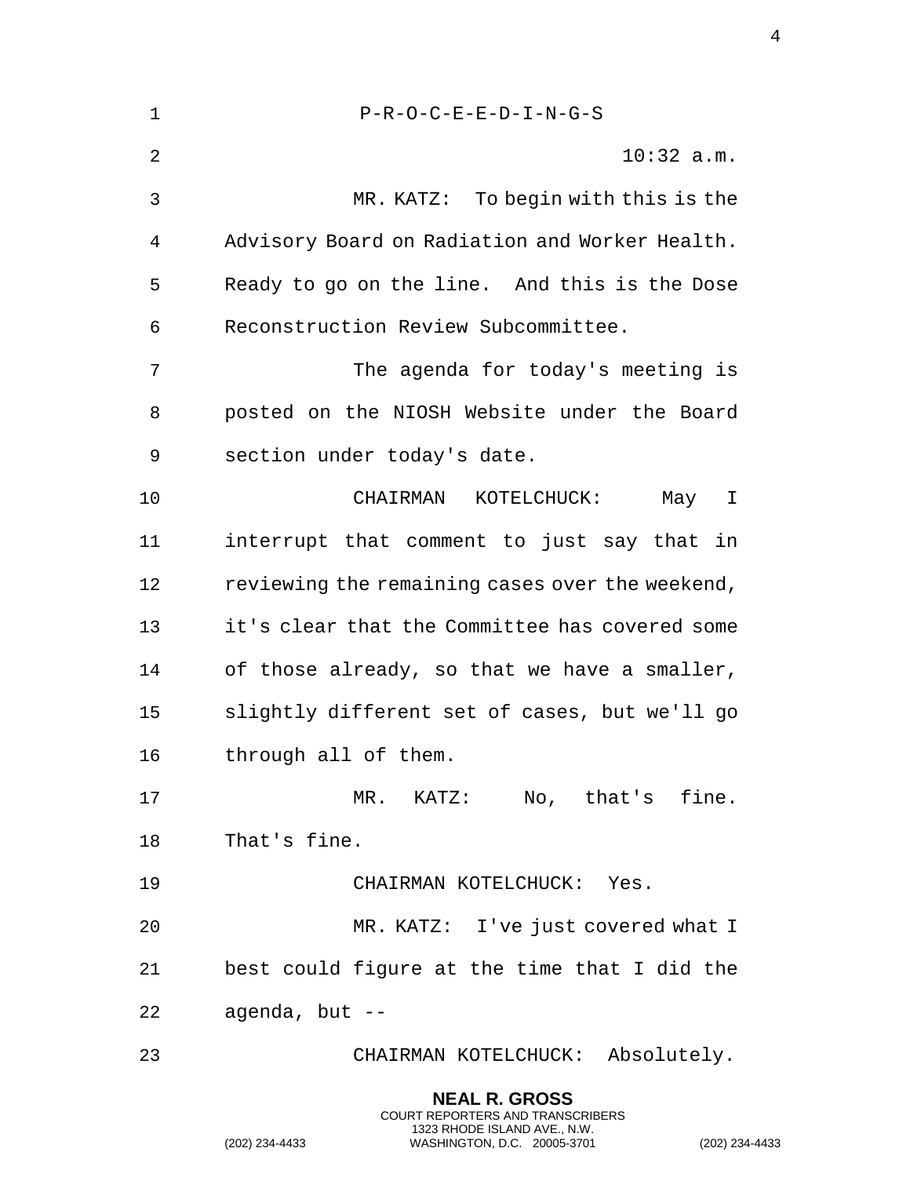P-R-O-C-E-E-D-I-N-G-S

10:32 a.m.

MR. KATZ: To begin with this is the Advisory Board on Radiation and Worker Health. Ready to go on the line. And this is the Dose Reconstruction Review Subcommittee.

The agenda for today's meeting is posted on the NIOSH Website under the Board section under today's date.

CHAIRMAN KOTELCHUCK: May I interrupt that comment to just say that in reviewing the remaining cases over the weekend, it's clear that the Committee has covered some of those already, so that we have a smaller, slightly different set of cases, but we'll go through all of them.

MR. KATZ: No, that's fine. That's fine.

CHAIRMAN KOTELCHUCK: Yes.

MR. KATZ: I've just covered what I best could figure at the time that I did the agenda, but --

CHAIRMAN KOTELCHUCK: Absolutely.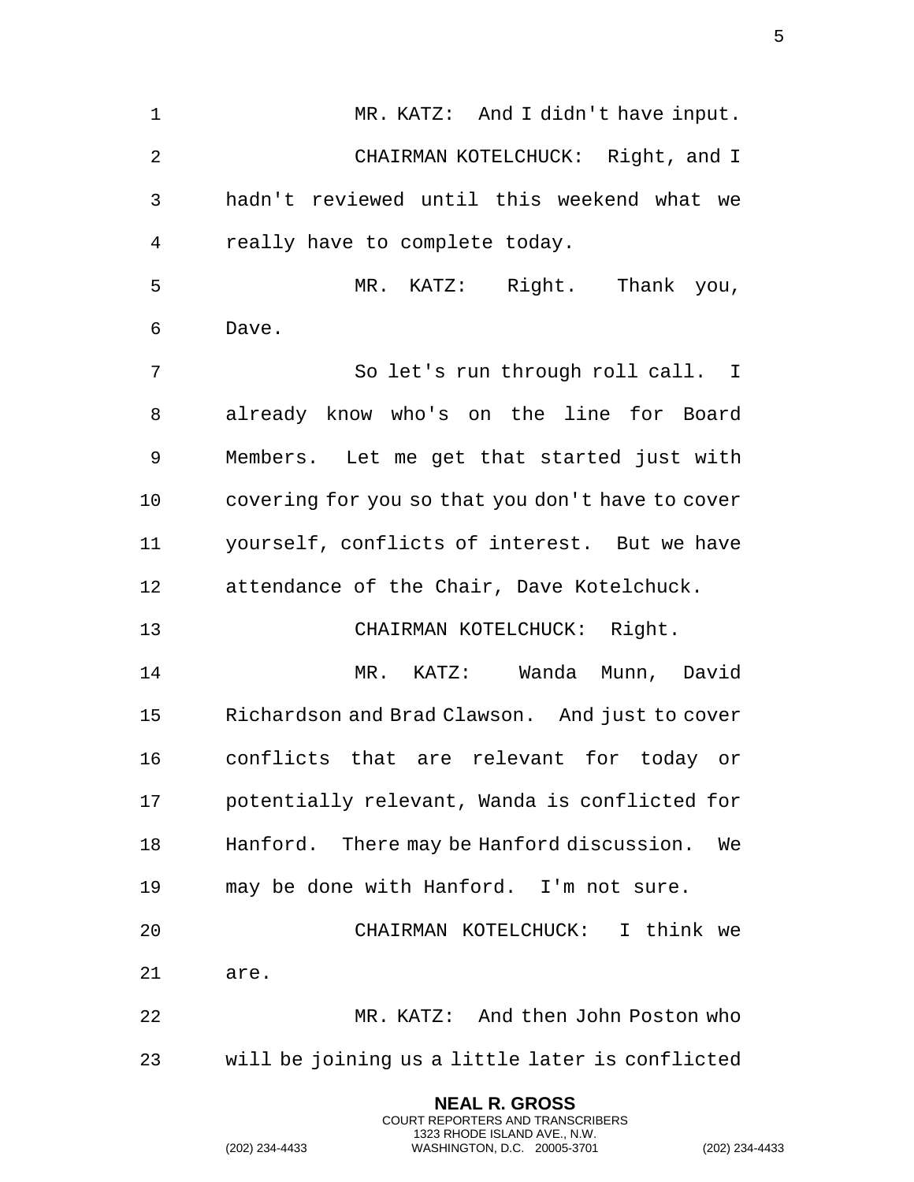MR. KATZ: And I didn't have input.

CHAIRMAN KOTELCHUCK: Right, and I hadn't reviewed until this weekend what we really have to complete today.

MR. KATZ: Right. Thank you, Dave.

So let's run through roll call. I already know who's on the line for Board Members. Let me get that started just with covering for you so that you don't have to cover yourself, conflicts of interest. But we have attendance of the Chair, Dave Kotelchuck.

CHAIRMAN KOTELCHUCK: Right.

MR. KATZ: Wanda Munn, David Richardson and Brad Clawson. And just to cover conflicts that are relevant for today or potentially relevant, Wanda is conflicted for Hanford. There may be Hanford discussion. We may be done with Hanford. I'm not sure.

CHAIRMAN KOTELCHUCK: I think we are.

MR. KATZ: And then John Poston who will be joining us a little later is conflicted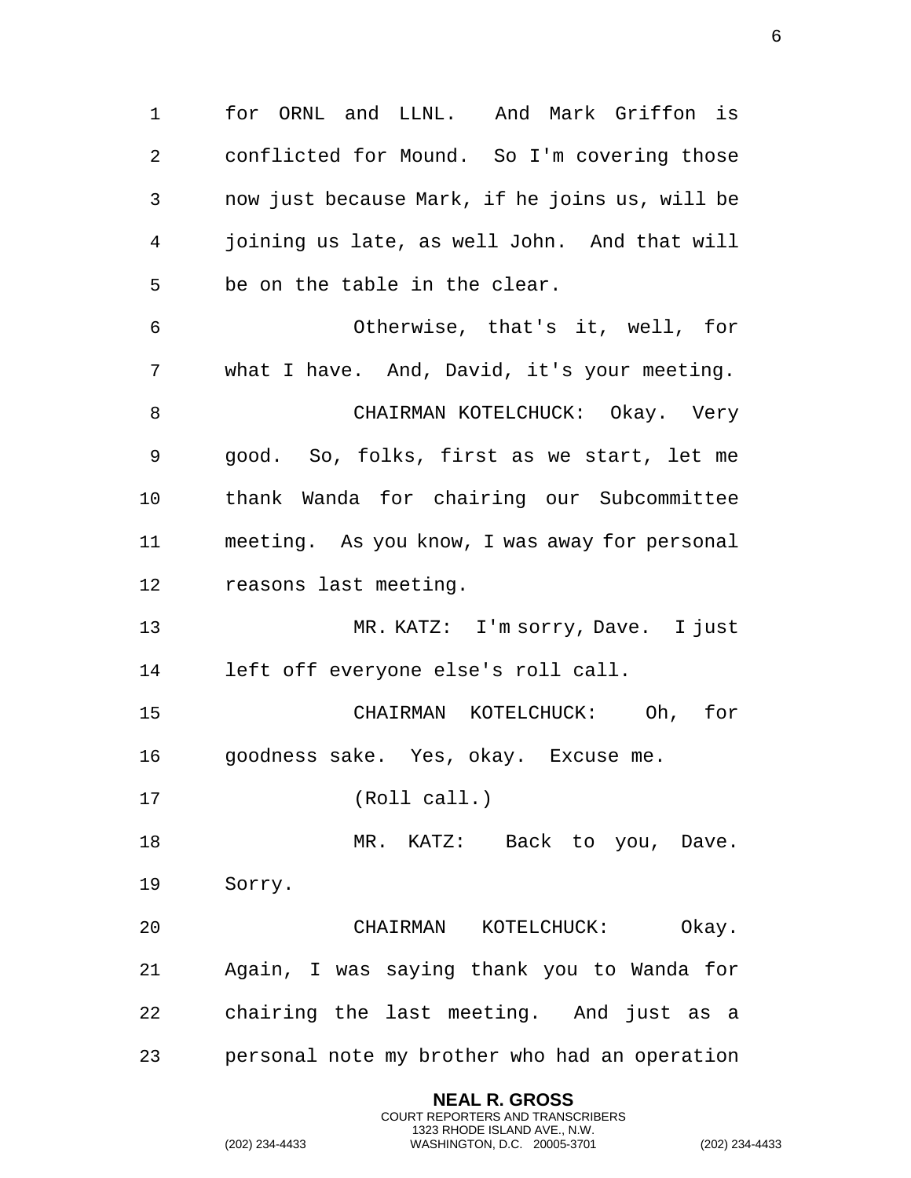for ORNL and LLNL. And Mark Griffon is conflicted for Mound. So I'm covering those now just because Mark, if he joins us, will be joining us late, as well John. And that will be on the table in the clear.

Otherwise, that's it, well, for what I have. And, David, it's your meeting.

CHAIRMAN KOTELCHUCK: Okay. Very good. So, folks, first as we start, let me thank Wanda for chairing our Subcommittee meeting. As you know, I was away for personal reasons last meeting.

MR. KATZ: I'm sorry, Dave. I just left off everyone else's roll call.

CHAIRMAN KOTELCHUCK: Oh, for goodness sake. Yes, okay. Excuse me.

(Roll call.)

MR. KATZ: Back to you, Dave. Sorry.

CHAIRMAN KOTELCHUCK: Okay. Again, I was saying thank you to Wanda for chairing the last meeting. And just as a personal note my brother who had an operation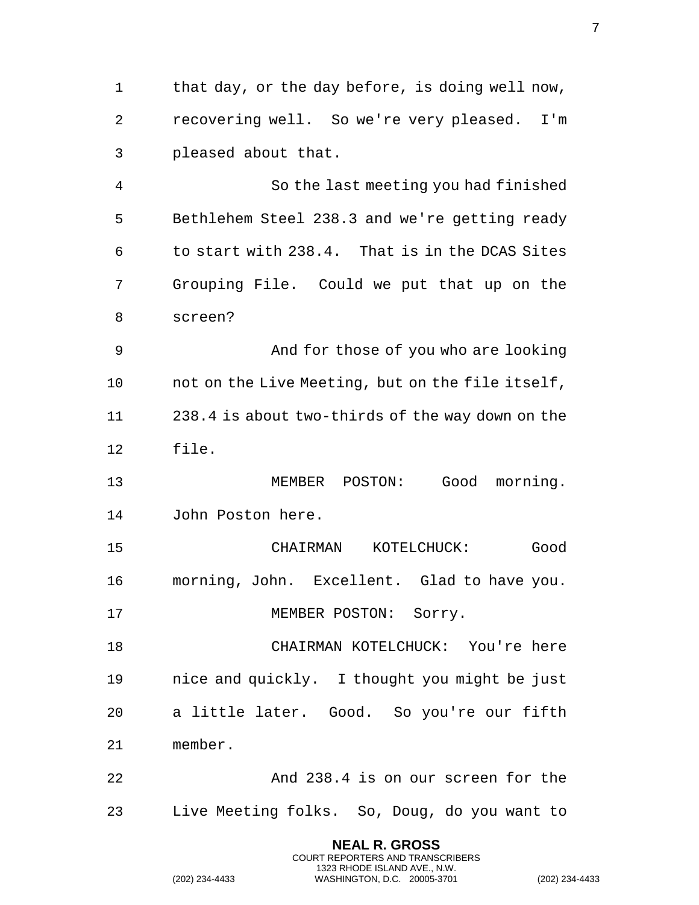that day, or the day before, is doing well now, recovering well. So we're very pleased. I'm pleased about that.

So the last meeting you had finished Bethlehem Steel 238.3 and we're getting ready to start with 238.4. That is in the DCAS Sites Grouping File. Could we put that up on the screen?

And for those of you who are looking not on the Live Meeting, but on the file itself, 238.4 is about two-thirds of the way down on the file.

MEMBER POSTON: Good morning. John Poston here.

CHAIRMAN KOTELCHUCK: Good morning, John. Excellent. Glad to have you.

MEMBER POSTON: Sorry.

CHAIRMAN KOTELCHUCK: You're here nice and quickly. I thought you might be just a little later. Good. So you're our fifth member.

And 238.4 is on our screen for the Live Meeting folks. So, Doug, do you want to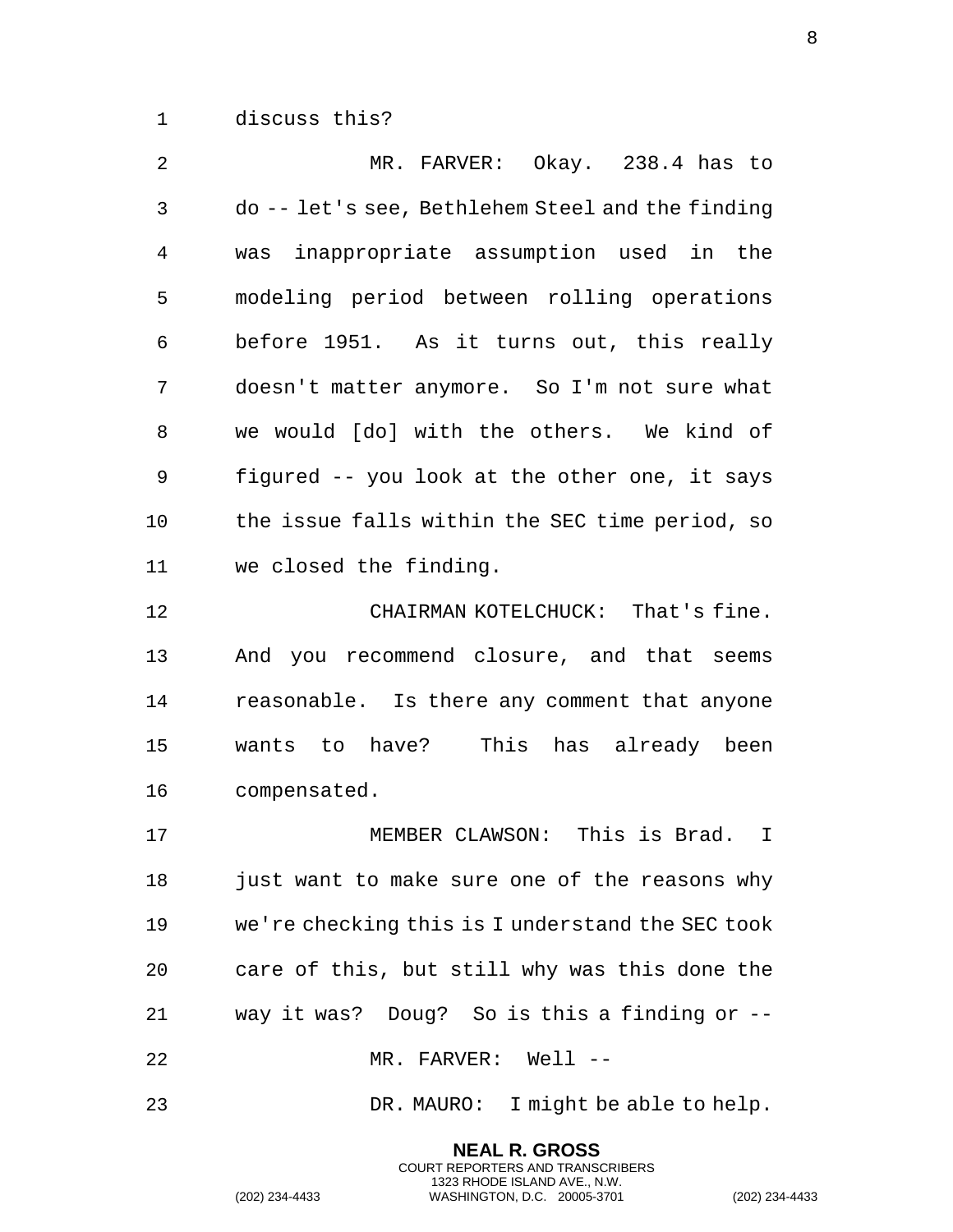discuss this?

MR. FARVER: Okay. 238.4 has to do -- let's see, Bethlehem Steel and the finding was inappropriate assumption used in the modeling period between rolling operations before 1951. As it turns out, this really doesn't matter anymore. So I'm not sure what we would [do] with the others. We kind of figured -- you look at the other one, it says the issue falls within the SEC time period, so we closed the finding.

CHAIRMAN KOTELCHUCK: That's fine. And you recommend closure, and that seems reasonable. Is there any comment that anyone wants to have? This has already been compensated.

MEMBER CLAWSON: This is Brad. I just want to make sure one of the reasons why we're checking this is I understand the SEC took care of this, but still why was this done the way it was? Doug? So is this a finding or --

MR. FARVER: Well --

DR. MAURO: I might be able to help.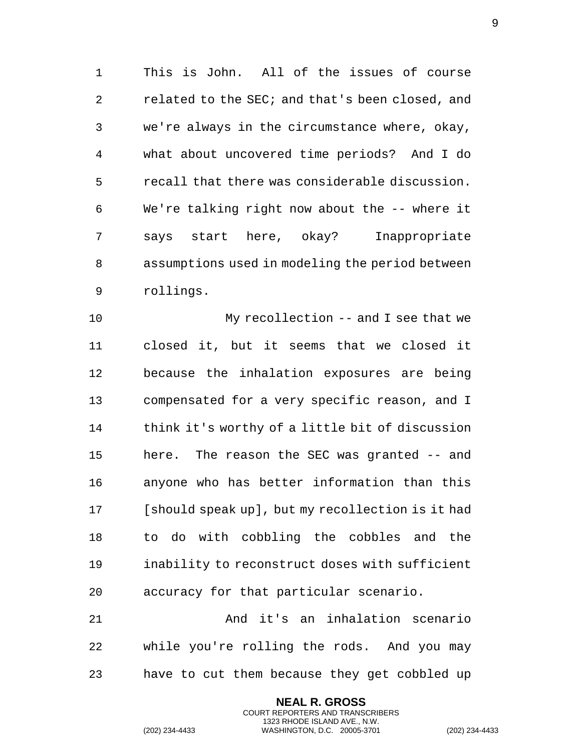This is John. All of the issues of course related to the SEC; and that's been closed, and we're always in the circumstance where, okay, what about uncovered time periods? And I do recall that there was considerable discussion. We're talking right now about the -- where it says start here, okay? Inappropriate assumptions used in modeling the period between rollings.

My recollection -- and I see that we closed it, but it seems that we closed it because the inhalation exposures are being compensated for a very specific reason, and I think it's worthy of a little bit of discussion here. The reason the SEC was granted -- and anyone who has better information than this [should speak up], but my recollection is it had to do with cobbling the cobbles and the inability to reconstruct doses with sufficient accuracy for that particular scenario.

And it's an inhalation scenario while you're rolling the rods. And you may have to cut them because they get cobbled up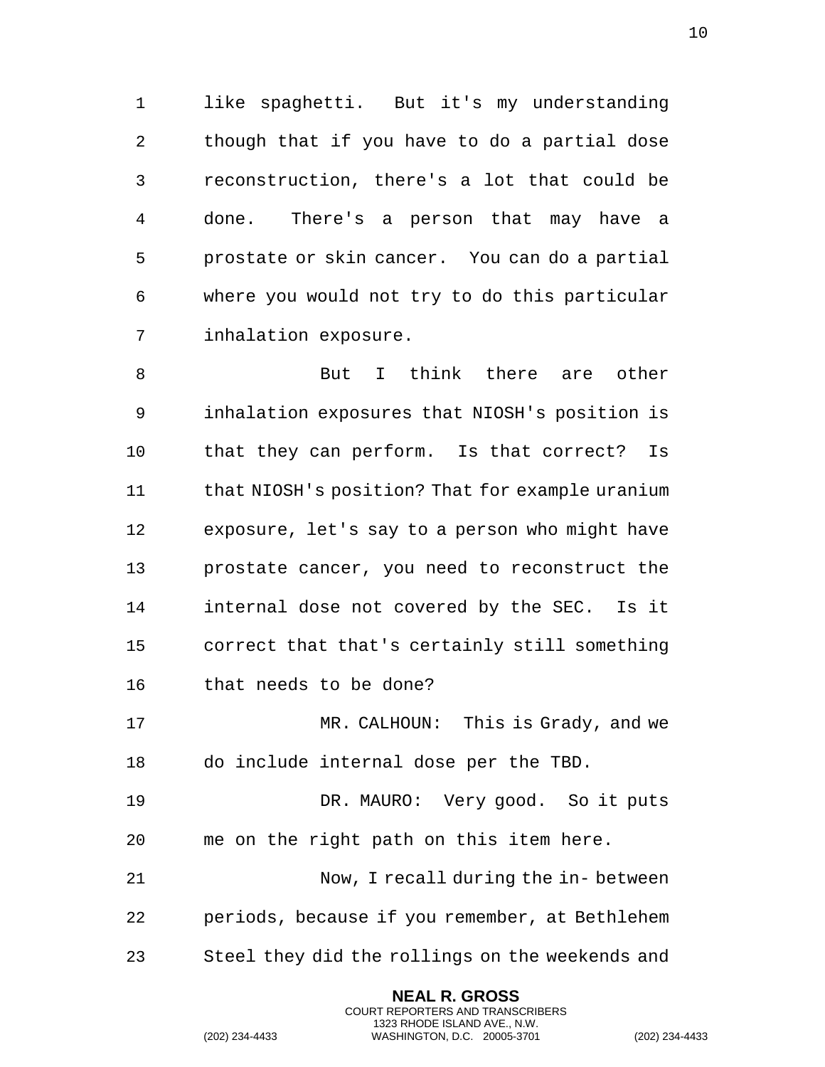like spaghetti. But it's my understanding though that if you have to do a partial dose reconstruction, there's a lot that could be done. There's a person that may have a prostate or skin cancer. You can do a partial where you would not try to do this particular inhalation exposure.

But I think there are other inhalation exposures that NIOSH's position is that they can perform. Is that correct? Is that NIOSH's position? That for example uranium exposure, let's say to a person who might have prostate cancer, you need to reconstruct the internal dose not covered by the SEC. Is it correct that that's certainly still something that needs to be done?

MR. CALHOUN: This is Grady, and we do include internal dose per the TBD.

DR. MAURO: Very good. So it puts me on the right path on this item here.

Now, I recall during the in- between periods, because if you remember, at Bethlehem Steel they did the rollings on the weekends and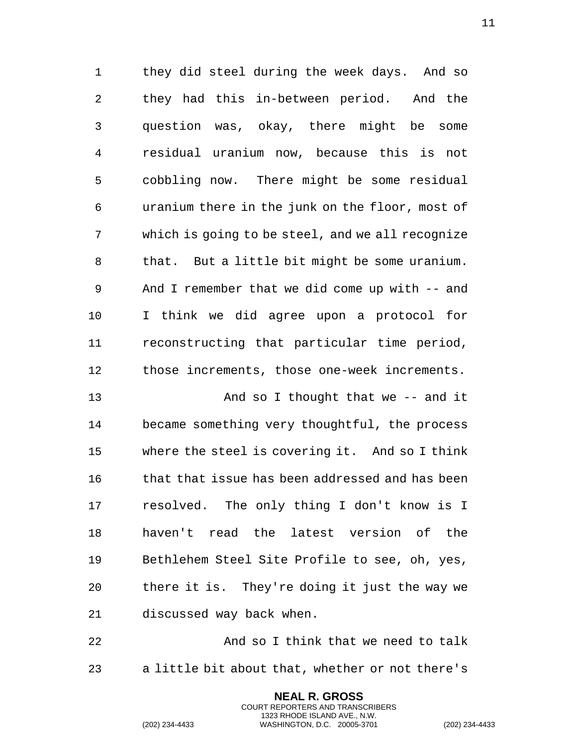they did steel during the week days. And so they had this in-between period. And the question was, okay, there might be some residual uranium now, because this is not cobbling now. There might be some residual uranium there in the junk on the floor, most of which is going to be steel, and we all recognize that. But a little bit might be some uranium. And I remember that we did come up with -- and I think we did agree upon a protocol for reconstructing that particular time period, those increments, those one-week increments.

And so I thought that we -- and it became something very thoughtful, the process where the steel is covering it. And so I think that that issue has been addressed and has been resolved. The only thing I don't know is I haven't read the latest version of the Bethlehem Steel Site Profile to see, oh, yes, there it is. They're doing it just the way we discussed way back when.

And so I think that we need to talk a little bit about that, whether or not there's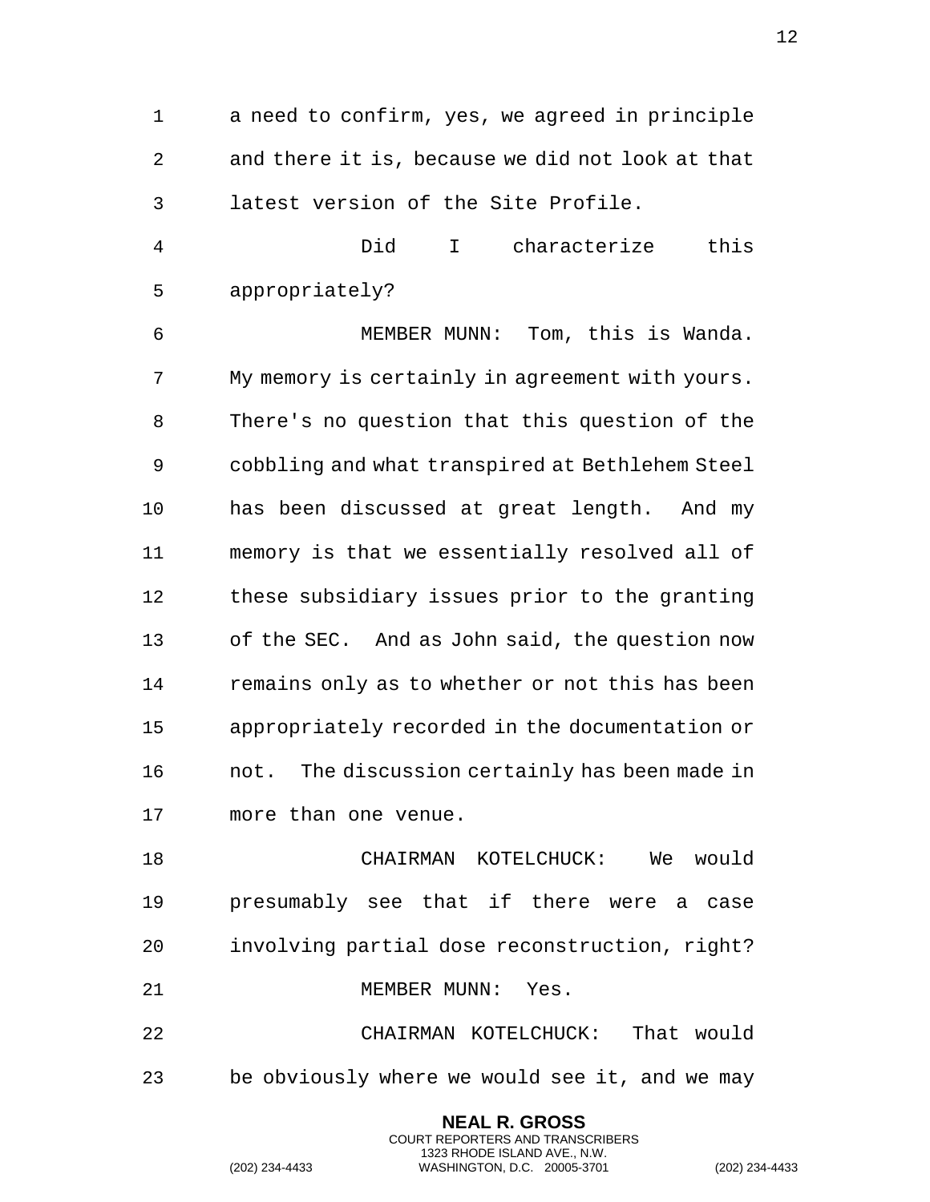a need to confirm, yes, we agreed in principle and there it is, because we did not look at that latest version of the Site Profile.

Did I characterize this appropriately?

MEMBER MUNN: Tom, this is Wanda. My memory is certainly in agreement with yours. There's no question that this question of the cobbling and what transpired at Bethlehem Steel has been discussed at great length. And my memory is that we essentially resolved all of these subsidiary issues prior to the granting of the SEC. And as John said, the question now remains only as to whether or not this has been appropriately recorded in the documentation or not. The discussion certainly has been made in more than one venue.

CHAIRMAN KOTELCHUCK: We would presumably see that if there were a case involving partial dose reconstruction, right?

MEMBER MUNN: Yes.

CHAIRMAN KOTELCHUCK: That would be obviously where we would see it, and we may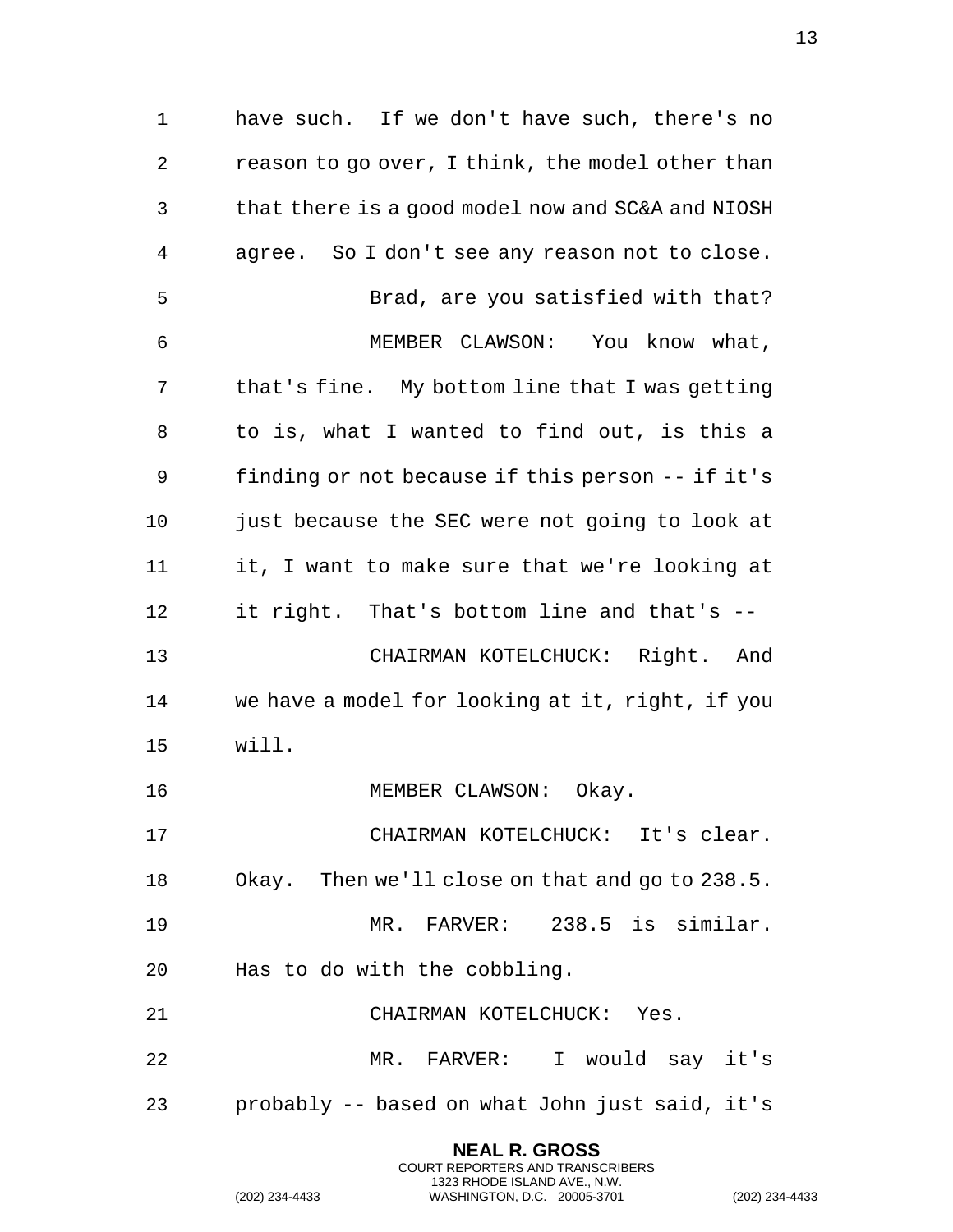have such. If we don't have such, there's no reason to go over, I think, the model other than that there is a good model now and SC&A and NIOSH agree. So I don't see any reason not to close.

Brad, are you satisfied with that?

MEMBER CLAWSON: You know what, that's fine. My bottom line that I was getting to is, what I wanted to find out, is this a finding or not because if this person -- if it's just because the SEC were not going to look at it, I want to make sure that we're looking at it right. That's bottom line and that's --

CHAIRMAN KOTELCHUCK: Right. And we have a model for looking at it, right, if you will.

MEMBER CLAWSON: Okay.

CHAIRMAN KOTELCHUCK: It's clear. Okay. Then we'll close on that and go to 238.5.

MR. FARVER: 238.5 is similar. Has to do with the cobbling.

CHAIRMAN KOTELCHUCK: Yes.

MR. FARVER: I would say it's probably -- based on what John just said, it's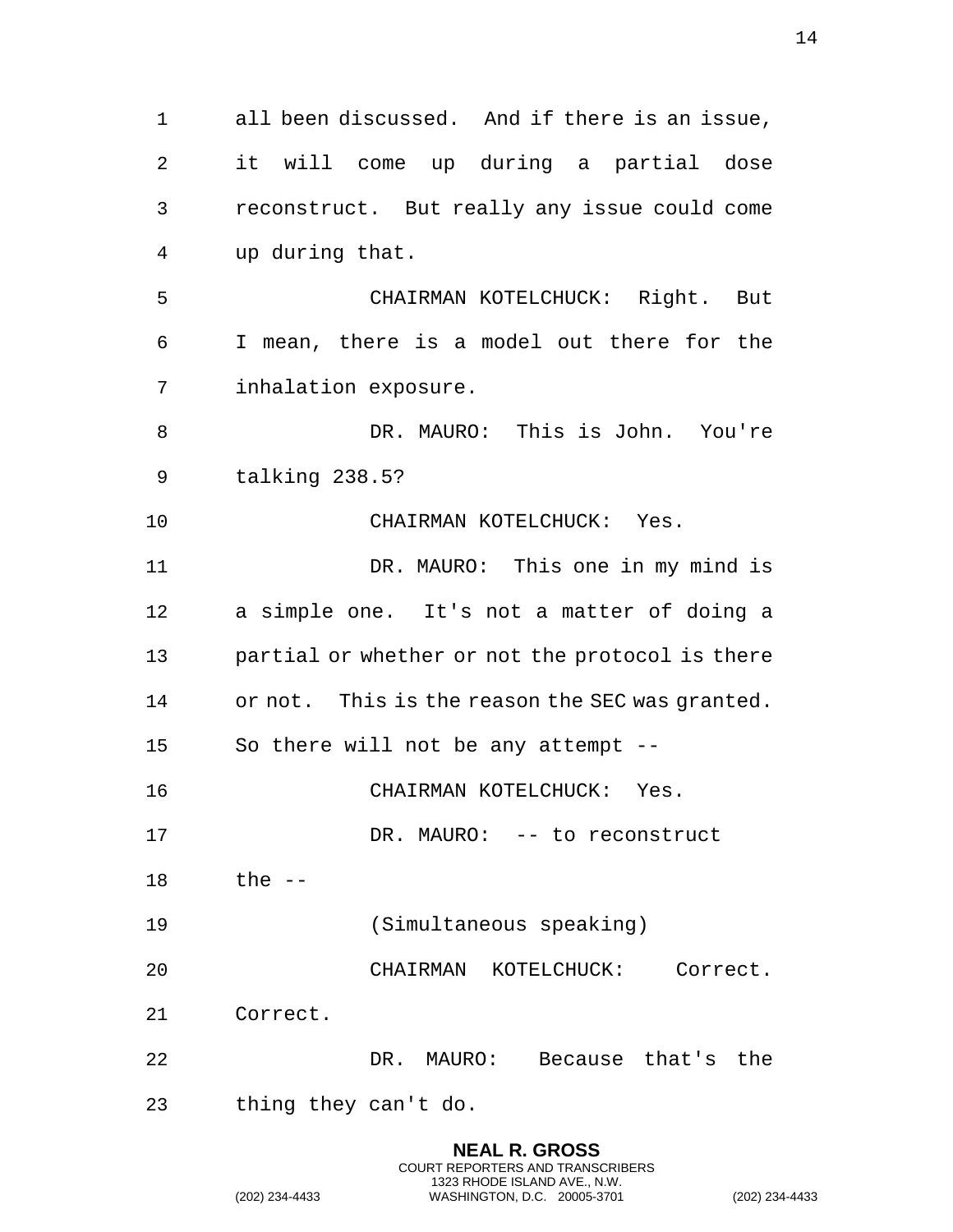all been discussed. And if there is an issue, it will come up during a partial dose reconstruct. But really any issue could come up during that.

CHAIRMAN KOTELCHUCK: Right. But I mean, there is a model out there for the inhalation exposure.

DR. MAURO: This is John. You're talking 238.5?

CHAIRMAN KOTELCHUCK: Yes.

DR. MAURO: This one in my mind is a simple one. It's not a matter of doing a partial or whether or not the protocol is there or not. This is the reason the SEC was granted. So there will not be any attempt --

CHAIRMAN KOTELCHUCK: Yes.

DR. MAURO: -- to reconstruct the --

(Simultaneous speaking)

CHAIRMAN KOTELCHUCK: Correct. Correct.

DR. MAURO: Because that's the thing they can't do.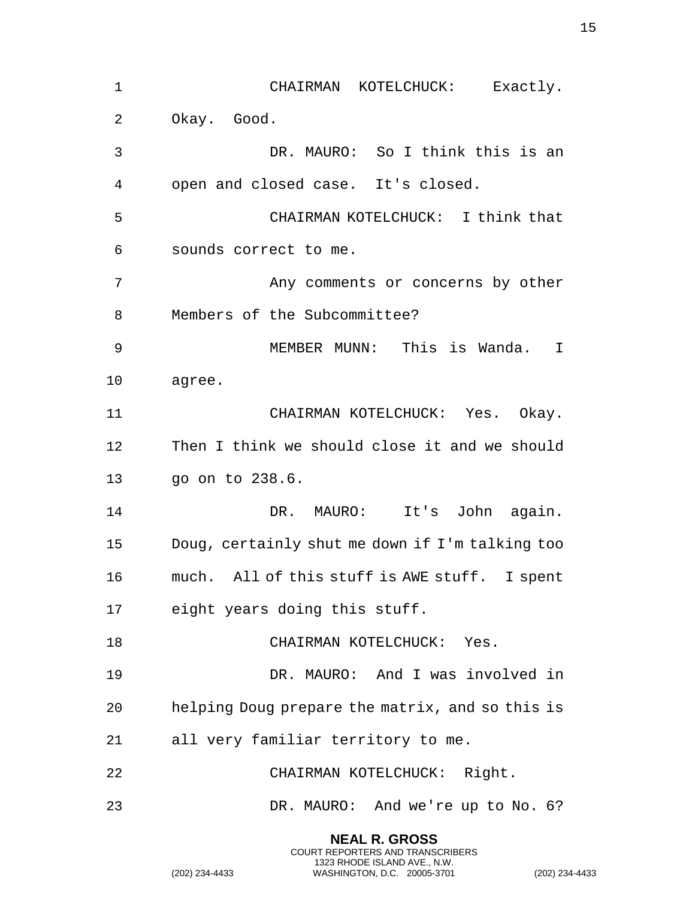CHAIRMAN KOTELCHUCK: Exactly. Okay. Good.

DR. MAURO: So I think this is an open and closed case. It's closed.

CHAIRMAN KOTELCHUCK: I think that sounds correct to me.

Any comments or concerns by other Members of the Subcommittee?

MEMBER MUNN: This is Wanda. I agree.

CHAIRMAN KOTELCHUCK: Yes. Okay. Then I think we should close it and we should go on to 238.6.

DR. MAURO: It's John again. Doug, certainly shut me down if I'm talking too much. All of this stuff is AWE stuff. I spent eight years doing this stuff.

CHAIRMAN KOTELCHUCK: Yes.

DR. MAURO: And I was involved in helping Doug prepare the matrix, and so this is all very familiar territory to me.

CHAIRMAN KOTELCHUCK: Right.

DR. MAURO: And we're up to No. 6?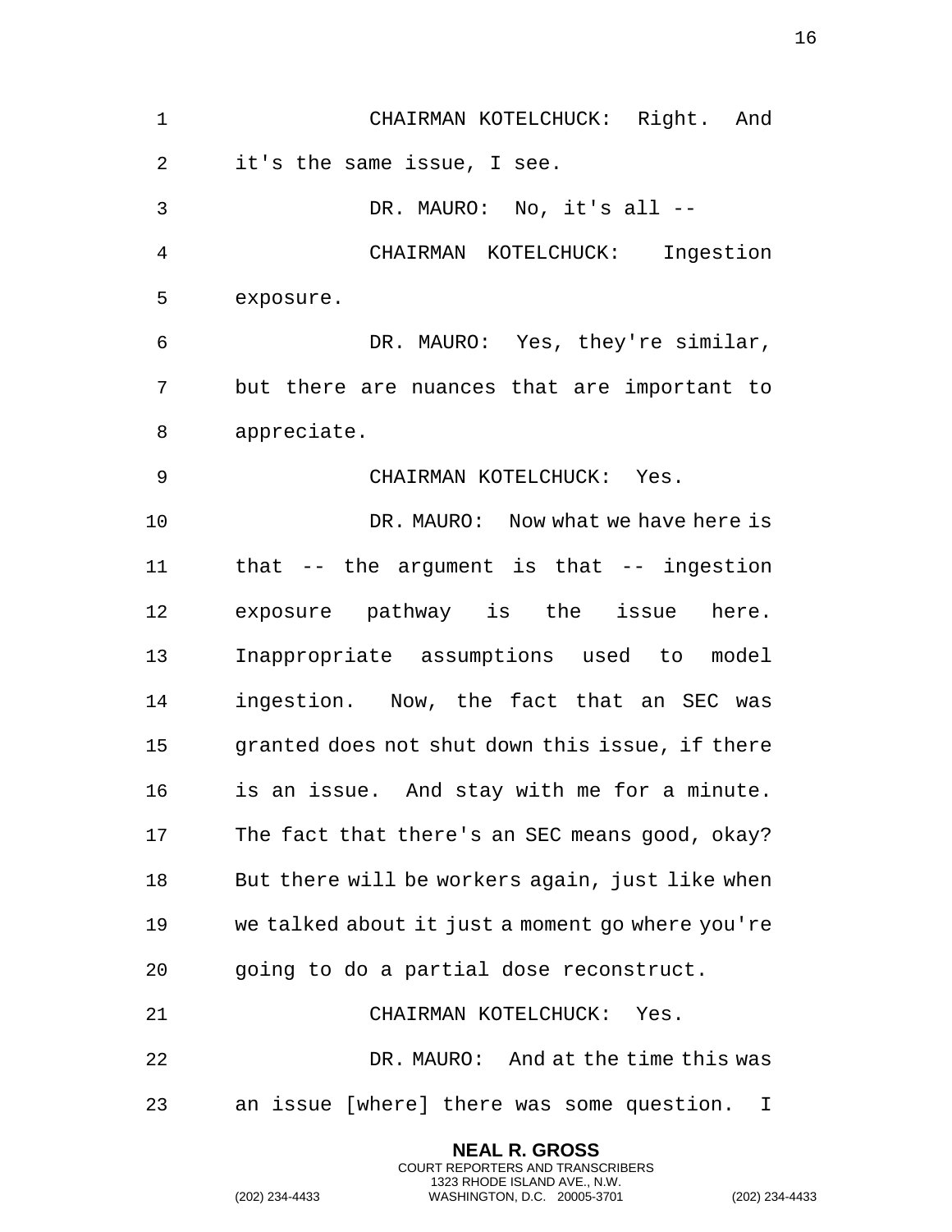CHAIRMAN KOTELCHUCK: Right. And it's the same issue, I see.

DR. MAURO: No, it's all --

CHAIRMAN KOTELCHUCK: Ingestion exposure.

DR. MAURO: Yes, they're similar, but there are nuances that are important to appreciate.

CHAIRMAN KOTELCHUCK: Yes.

DR. MAURO: Now what we have here is that -- the argument is that -- ingestion exposure pathway is the issue here. Inappropriate assumptions used to model ingestion. Now, the fact that an SEC was granted does not shut down this issue, if there is an issue. And stay with me for a minute. The fact that there's an SEC means good, okay? But there will be workers again, just like when we talked about it just a moment go where you're going to do a partial dose reconstruct.

CHAIRMAN KOTELCHUCK: Yes.

DR. MAURO: And at the time this was an issue [where] there was some question. I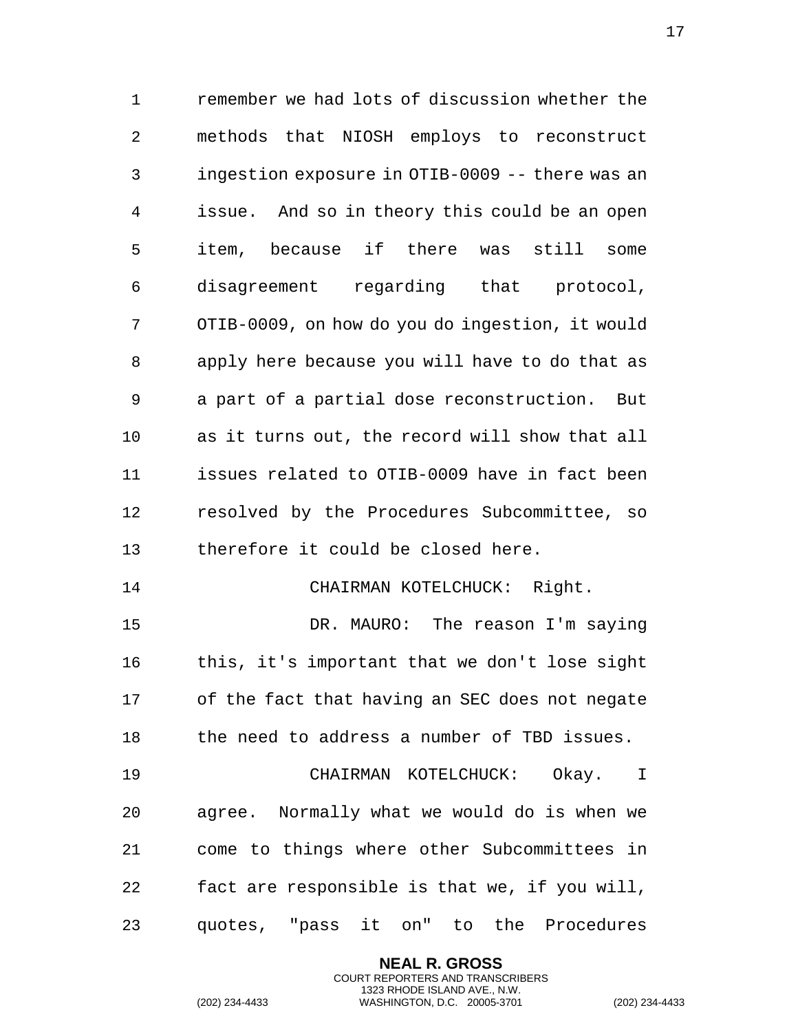remember we had lots of discussion whether the methods that NIOSH employs to reconstruct ingestion exposure in OTIB-0009 -- there was an issue. And so in theory this could be an open item, because if there was still some disagreement regarding that protocol, OTIB-0009, on how do you do ingestion, it would apply here because you will have to do that as a part of a partial dose reconstruction. But as it turns out, the record will show that all issues related to OTIB-0009 have in fact been resolved by the Procedures Subcommittee, so therefore it could be closed here.

CHAIRMAN KOTELCHUCK: Right.

DR. MAURO: The reason I'm saying this, it's important that we don't lose sight of the fact that having an SEC does not negate the need to address a number of TBD issues.

CHAIRMAN KOTELCHUCK: Okay. I agree. Normally what we would do is when we come to things where other Subcommittees in fact are responsible is that we, if you will, quotes, "pass it on" to the Procedures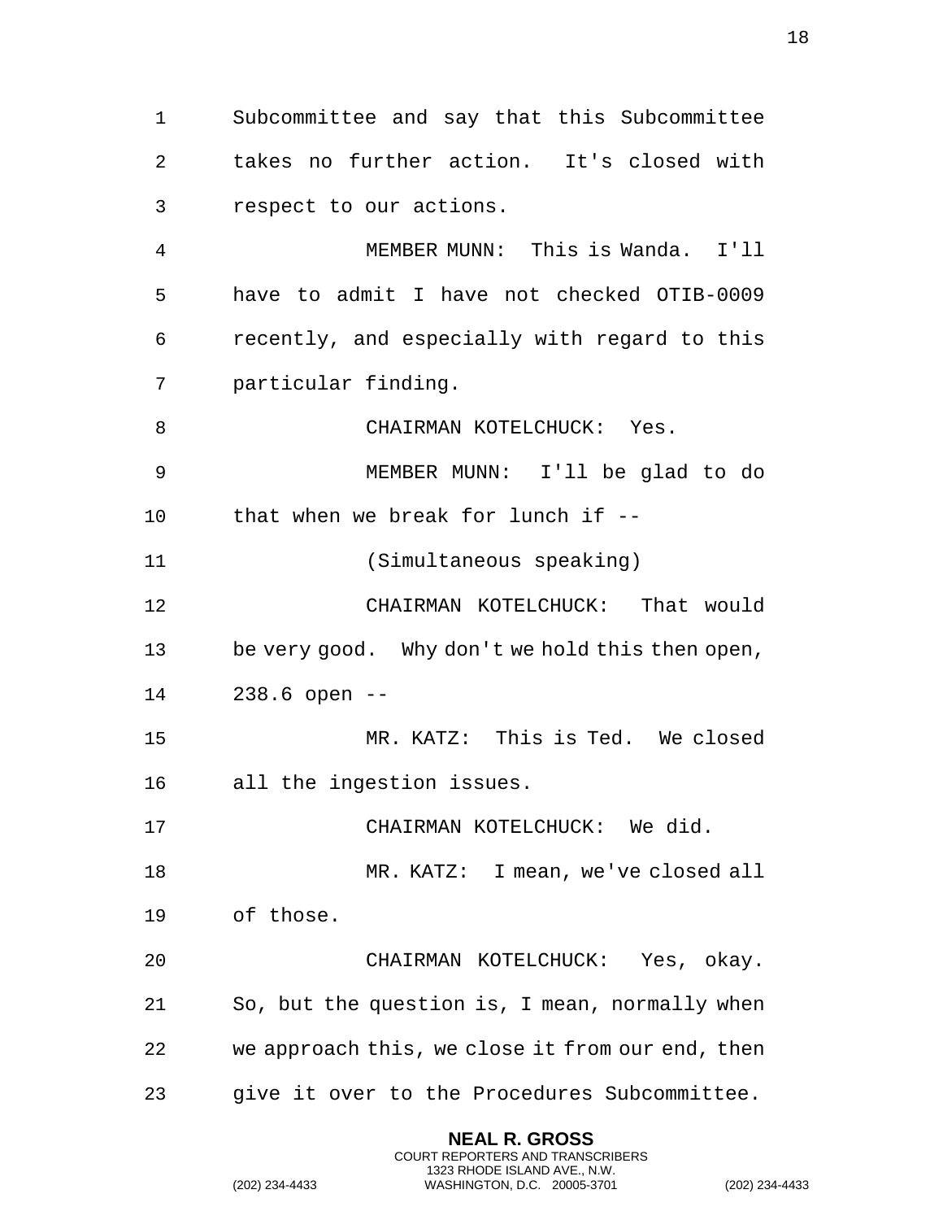Subcommittee and say that this Subcommittee takes no further action. It's closed with respect to our actions.

MEMBER MUNN: This is Wanda. I'll have to admit I have not checked OTIB-0009 recently, and especially with regard to this particular finding.

CHAIRMAN KOTELCHUCK: Yes.

MEMBER MUNN: I'll be glad to do that when we break for lunch if --

(Simultaneous speaking)

CHAIRMAN KOTELCHUCK: That would be very good. Why don't we hold this then open, 238.6 open --

MR. KATZ: This is Ted. We closed all the ingestion issues.

CHAIRMAN KOTELCHUCK: We did.

MR. KATZ: I mean, we've closed all of those.

CHAIRMAN KOTELCHUCK: Yes, okay. So, but the question is, I mean, normally when we approach this, we close it from our end, then give it over to the Procedures Subcommittee.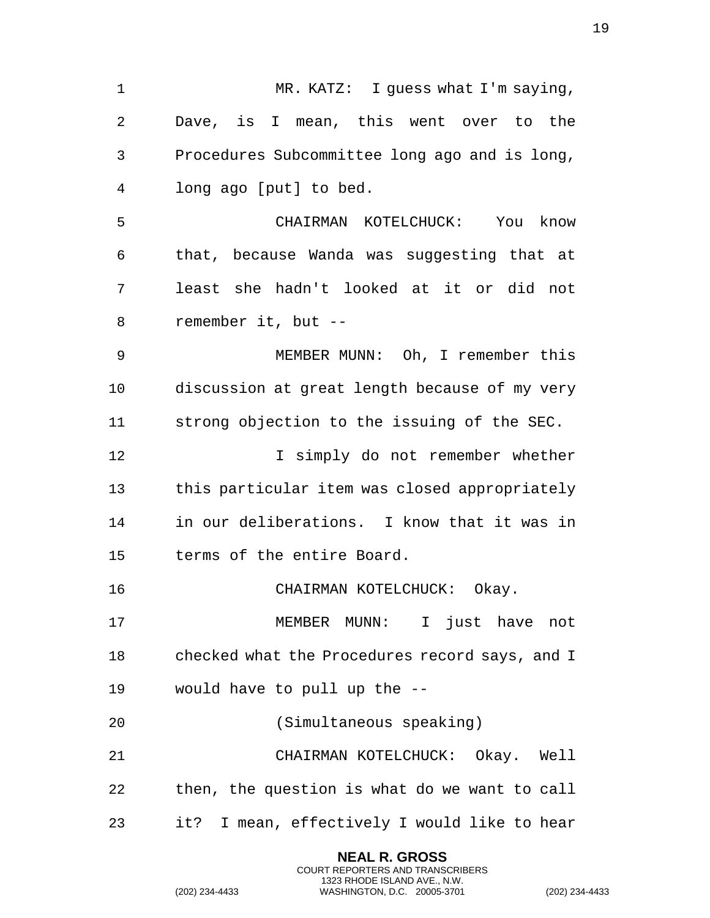MR. KATZ: I guess what I'm saying, Dave, is I mean, this went over to the Procedures Subcommittee long ago and is long, long ago [put] to bed.

CHAIRMAN KOTELCHUCK: You know that, because Wanda was suggesting that at least she hadn't looked at it or did not remember it, but --

MEMBER MUNN: Oh, I remember this discussion at great length because of my very strong objection to the issuing of the SEC.

I simply do not remember whether this particular item was closed appropriately in our deliberations. I know that it was in terms of the entire Board.

CHAIRMAN KOTELCHUCK: Okay.

MEMBER MUNN: I just have not checked what the Procedures record says, and I would have to pull up the --

(Simultaneous speaking)

CHAIRMAN KOTELCHUCK: Okay. Well then, the question is what do we want to call it? I mean, effectively I would like to hear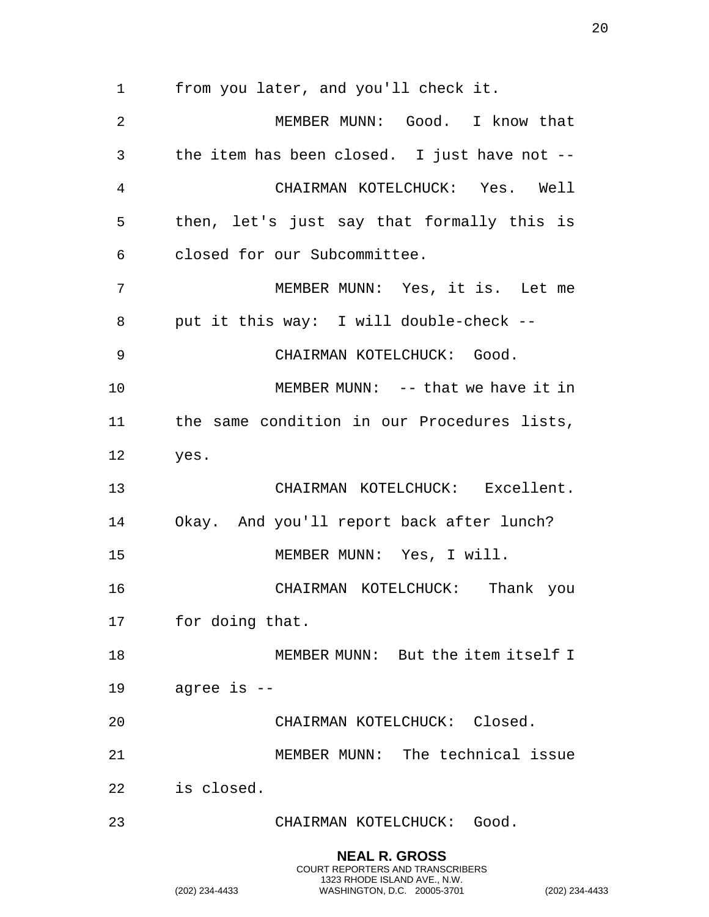from you later, and you'll check it.

MEMBER MUNN: Good. I know that the item has been closed. I just have not --

CHAIRMAN KOTELCHUCK: Yes. Well then, let's just say that formally this is closed for our Subcommittee.

MEMBER MUNN: Yes, it is. Let me put it this way: I will double-check --

CHAIRMAN KOTELCHUCK: Good.

MEMBER MUNN: -- that we have it in the same condition in our Procedures lists, yes.

CHAIRMAN KOTELCHUCK: Excellent. Okay. And you'll report back after lunch?

MEMBER MUNN: Yes, I will.

CHAIRMAN KOTELCHUCK: Thank you for doing that.

MEMBER MUNN: But the item itself I agree is --

CHAIRMAN KOTELCHUCK: Closed.

MEMBER MUNN: The technical issue is closed.

CHAIRMAN KOTELCHUCK: Good.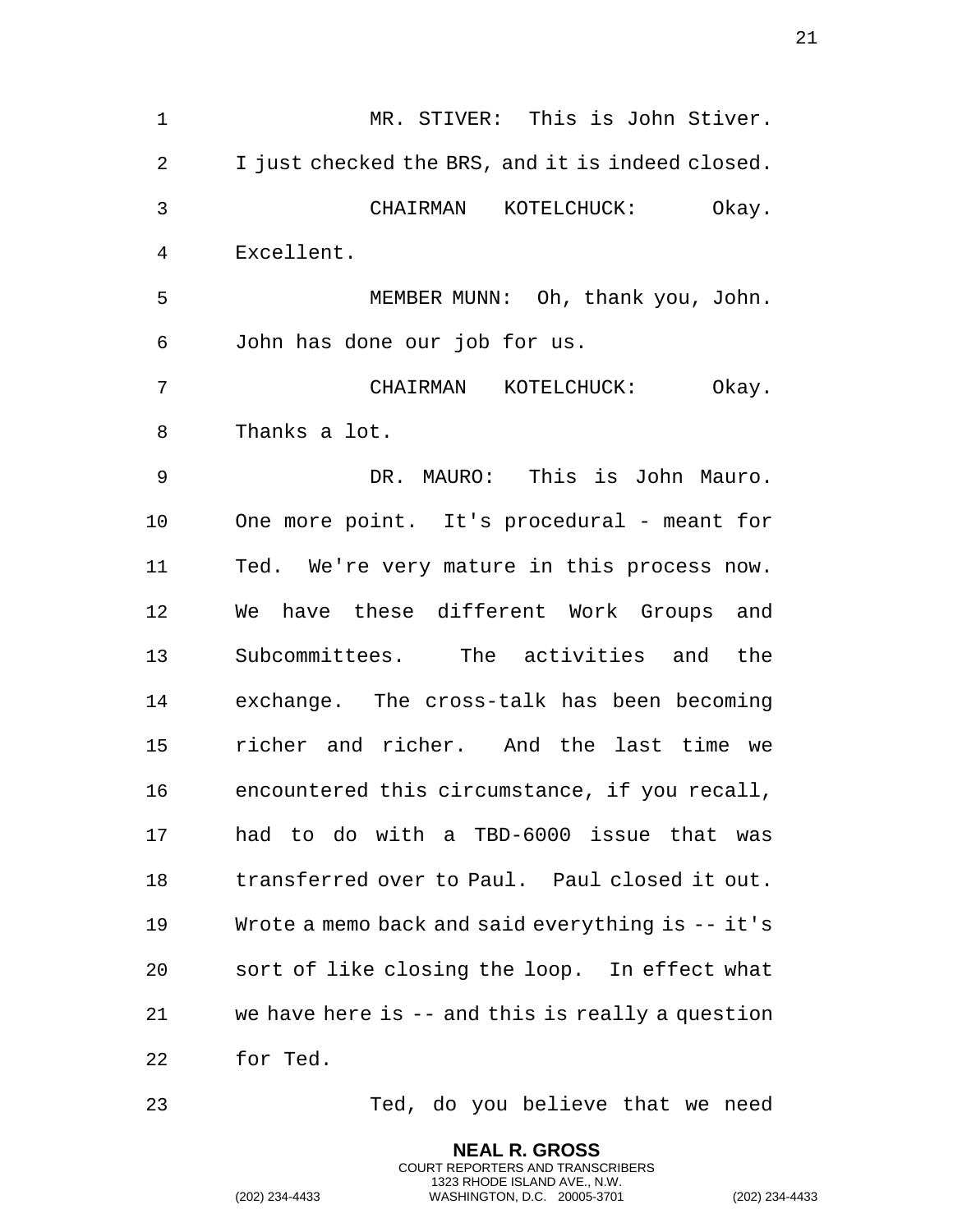MR. STIVER: This is John Stiver. I just checked the BRS, and it is indeed closed.

CHAIRMAN KOTELCHUCK: Okay. Excellent.

MEMBER MUNN: Oh, thank you, John. John has done our job for us.

CHAIRMAN KOTELCHUCK: Okay. Thanks a lot.

DR. MAURO: This is John Mauro. One more point. It's procedural - meant for Ted. We're very mature in this process now. We have these different Work Groups and Subcommittees. The activities and the exchange. The cross-talk has been becoming richer and richer. And the last time we encountered this circumstance, if you recall, had to do with a TBD-6000 issue that was transferred over to Paul. Paul closed it out. Wrote a memo back and said everything is -- it's sort of like closing the loop. In effect what we have here is -- and this is really a question for Ted.

Ted, do you believe that we need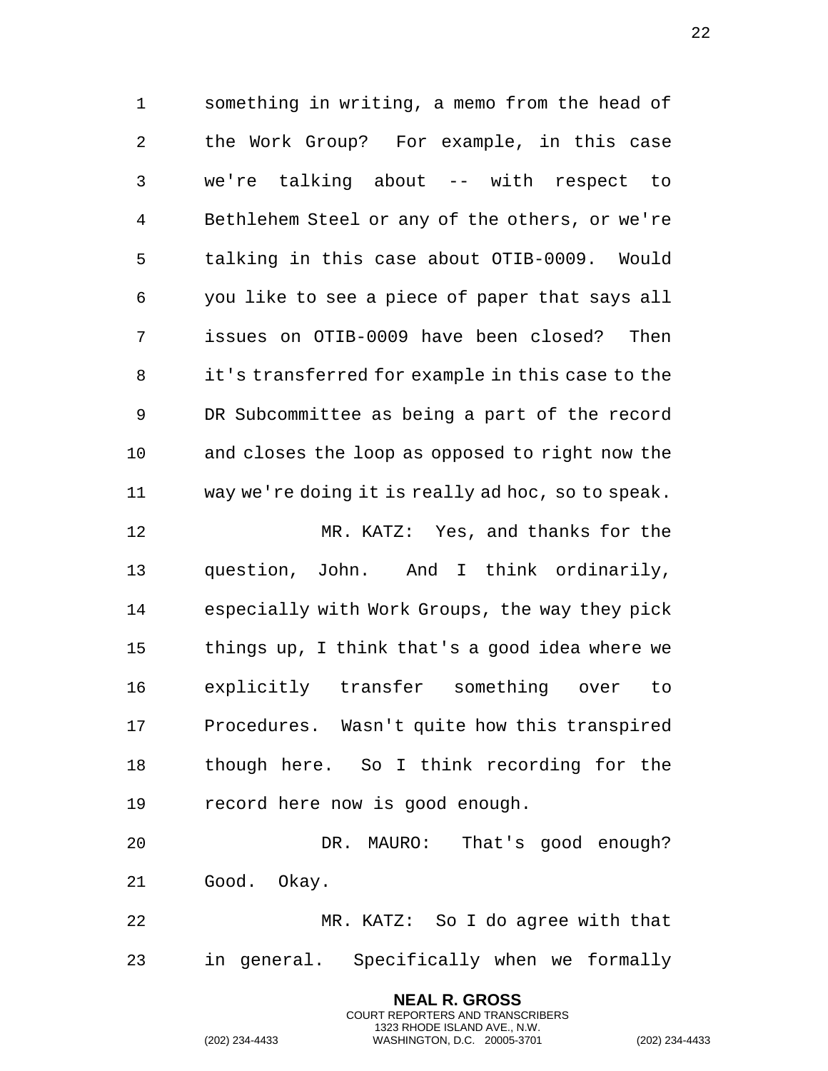something in writing, a memo from the head of the Work Group? For example, in this case we're talking about -- with respect to Bethlehem Steel or any of the others, or we're talking in this case about OTIB-0009. Would you like to see a piece of paper that says all issues on OTIB-0009 have been closed? Then it's transferred for example in this case to the DR Subcommittee as being a part of the record and closes the loop as opposed to right now the way we're doing it is really ad hoc, so to speak.

MR. KATZ: Yes, and thanks for the question, John. And I think ordinarily, especially with Work Groups, the way they pick things up, I think that's a good idea where we explicitly transfer something over to Procedures. Wasn't quite how this transpired though here. So I think recording for the record here now is good enough.

DR. MAURO: That's good enough? Good. Okay.

MR. KATZ: So I do agree with that in general. Specifically when we formally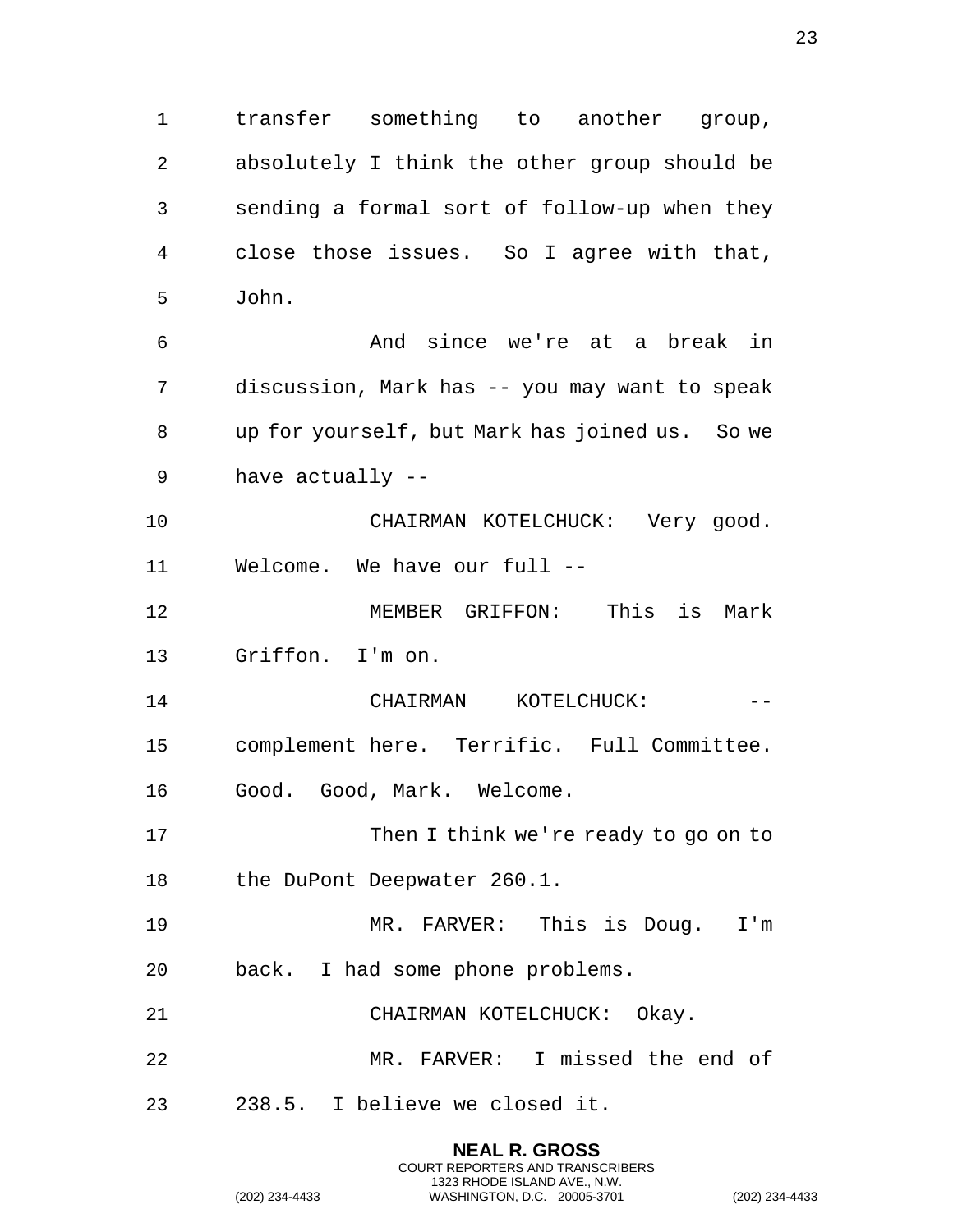transfer something to another group, absolutely I think the other group should be sending a formal sort of follow-up when they close those issues. So I agree with that, John.

And since we're at a break in discussion, Mark has -- you may want to speak up for yourself, but Mark has joined us. So we have actually --

CHAIRMAN KOTELCHUCK: Very good. Welcome. We have our full --

MEMBER GRIFFON: This is Mark Griffon. I'm on.

CHAIRMAN KOTELCHUCK: -- complement here. Terrific. Full Committee. Good. Good, Mark. Welcome.

Then I think we're ready to go on to the DuPont Deepwater 260.1.

MR. FARVER: This is Doug. I'm back. I had some phone problems.

CHAIRMAN KOTELCHUCK: Okay.

MR. FARVER: I missed the end of 238.5. I believe we closed it.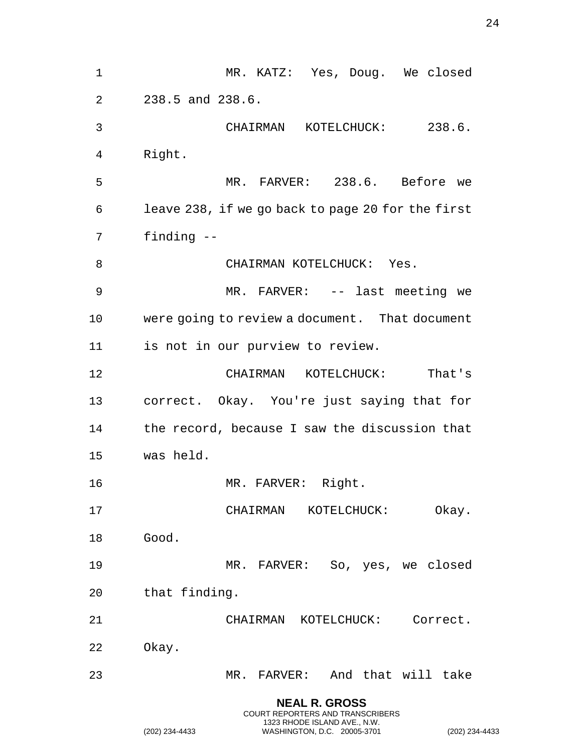MR. KATZ: Yes, Doug. We closed 238.5 and 238.6.

CHAIRMAN KOTELCHUCK: 238.6. Right.

MR. FARVER: 238.6. Before we leave 238, if we go back to page 20 for the first finding --

CHAIRMAN KOTELCHUCK: Yes.

MR. FARVER: -- last meeting we were going to review a document. That document is not in our purview to review.

CHAIRMAN KOTELCHUCK: That's correct. Okay. You're just saying that for the record, because I saw the discussion that was held.

MR. FARVER: Right.

CHAIRMAN KOTELCHUCK: Okay. Good.

MR. FARVER: So, yes, we closed that finding.

CHAIRMAN KOTELCHUCK: Correct. Okay.

MR. FARVER: And that will take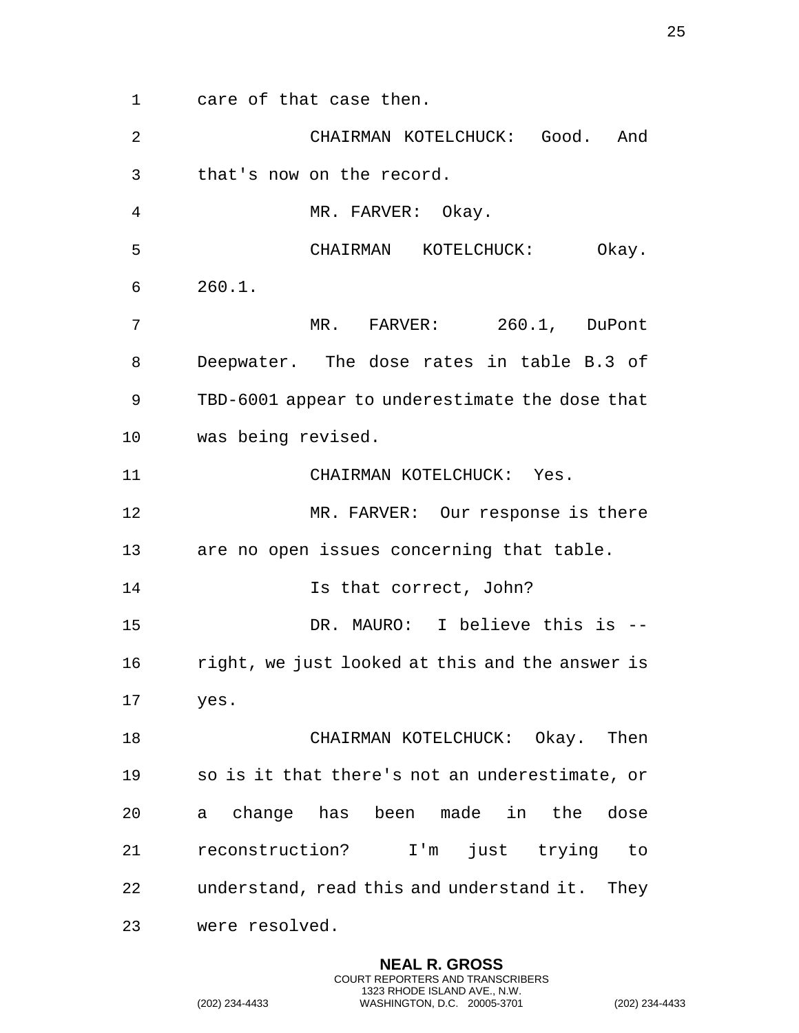care of that case then.

CHAIRMAN KOTELCHUCK: Good. And that's now on the record.

MR. FARVER: Okay.

CHAIRMAN KOTELCHUCK: Okay. 260.1.

MR. FARVER: 260.1, DuPont Deepwater. The dose rates in table B.3 of TBD-6001 appear to underestimate the dose that was being revised.

CHAIRMAN KOTELCHUCK: Yes.

MR. FARVER: Our response is there are no open issues concerning that table.

Is that correct, John?

DR. MAURO: I believe this is -- right, we just looked at this and the answer is yes.

CHAIRMAN KOTELCHUCK: Okay. Then so is it that there's not an underestimate, or a change has been made in the dose reconstruction? I'm just trying to understand, read this and understand it. They were resolved.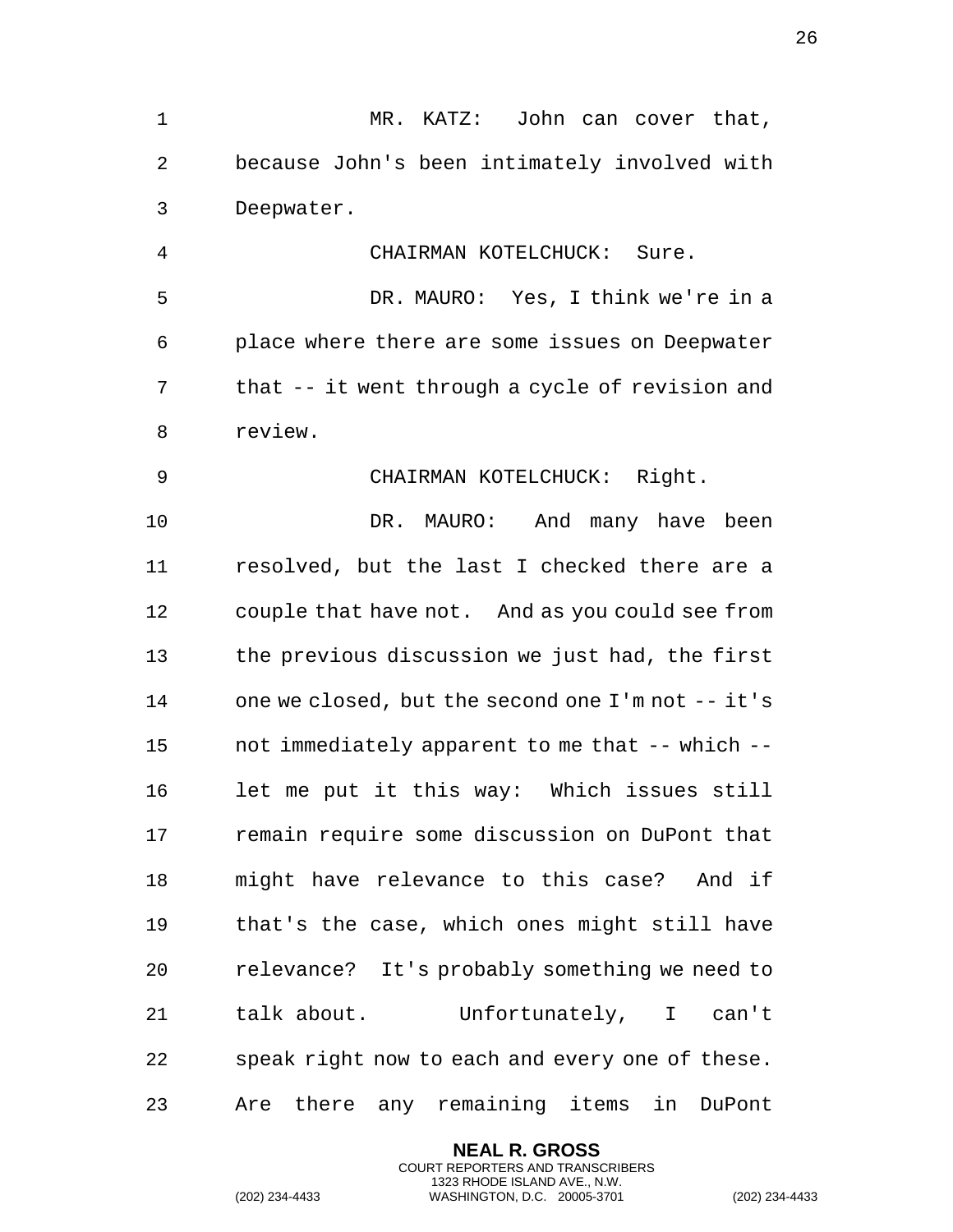MR. KATZ: John can cover that, because John's been intimately involved with Deepwater.

CHAIRMAN KOTELCHUCK: Sure.

DR. MAURO: Yes, I think we're in a place where there are some issues on Deepwater that -- it went through a cycle of revision and review.

CHAIRMAN KOTELCHUCK: Right.

DR. MAURO: And many have been resolved, but the last I checked there are a couple that have not. And as you could see from the previous discussion we just had, the first one we closed, but the second one I'm not -- it's not immediately apparent to me that -- which -- let me put it this way: Which issues still remain require some discussion on DuPont that might have relevance to this case? And if that's the case, which ones might still have relevance? It's probably something we need to talk about. Unfortunately, I can't speak right now to each and every one of these. Are there any remaining items in DuPont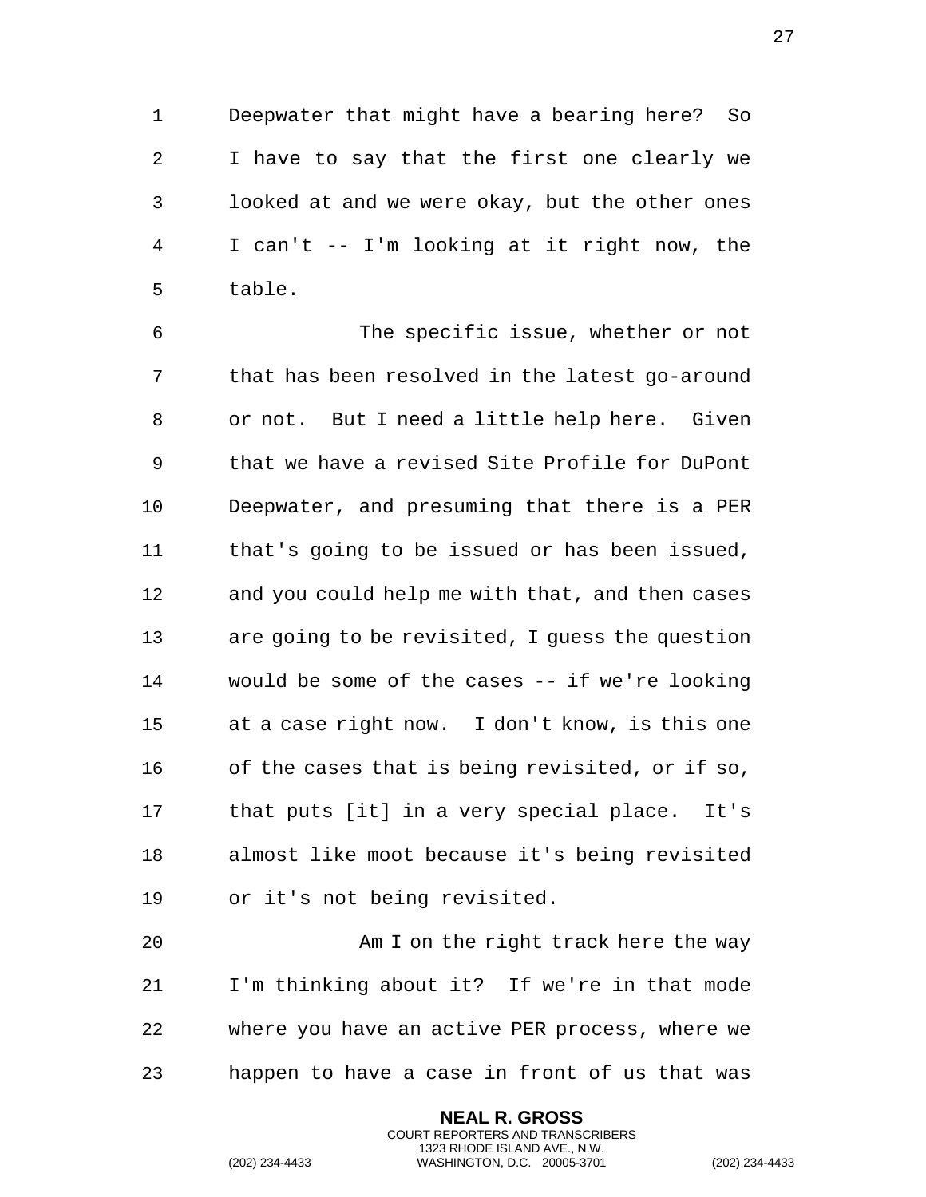Deepwater that might have a bearing here? So I have to say that the first one clearly we looked at and we were okay, but the other ones I can't -- I'm looking at it right now, the table.

The specific issue, whether or not that has been resolved in the latest go-around or not. But I need a little help here. Given that we have a revised Site Profile for DuPont Deepwater, and presuming that there is a PER that's going to be issued or has been issued, and you could help me with that, and then cases are going to be revisited, I guess the question would be some of the cases -- if we're looking at a case right now. I don't know, is this one of the cases that is being revisited, or if so, that puts [it] in a very special place. It's almost like moot because it's being revisited or it's not being revisited.

Am I on the right track here the way I'm thinking about it? If we're in that mode where you have an active PER process, where we happen to have a case in front of us that was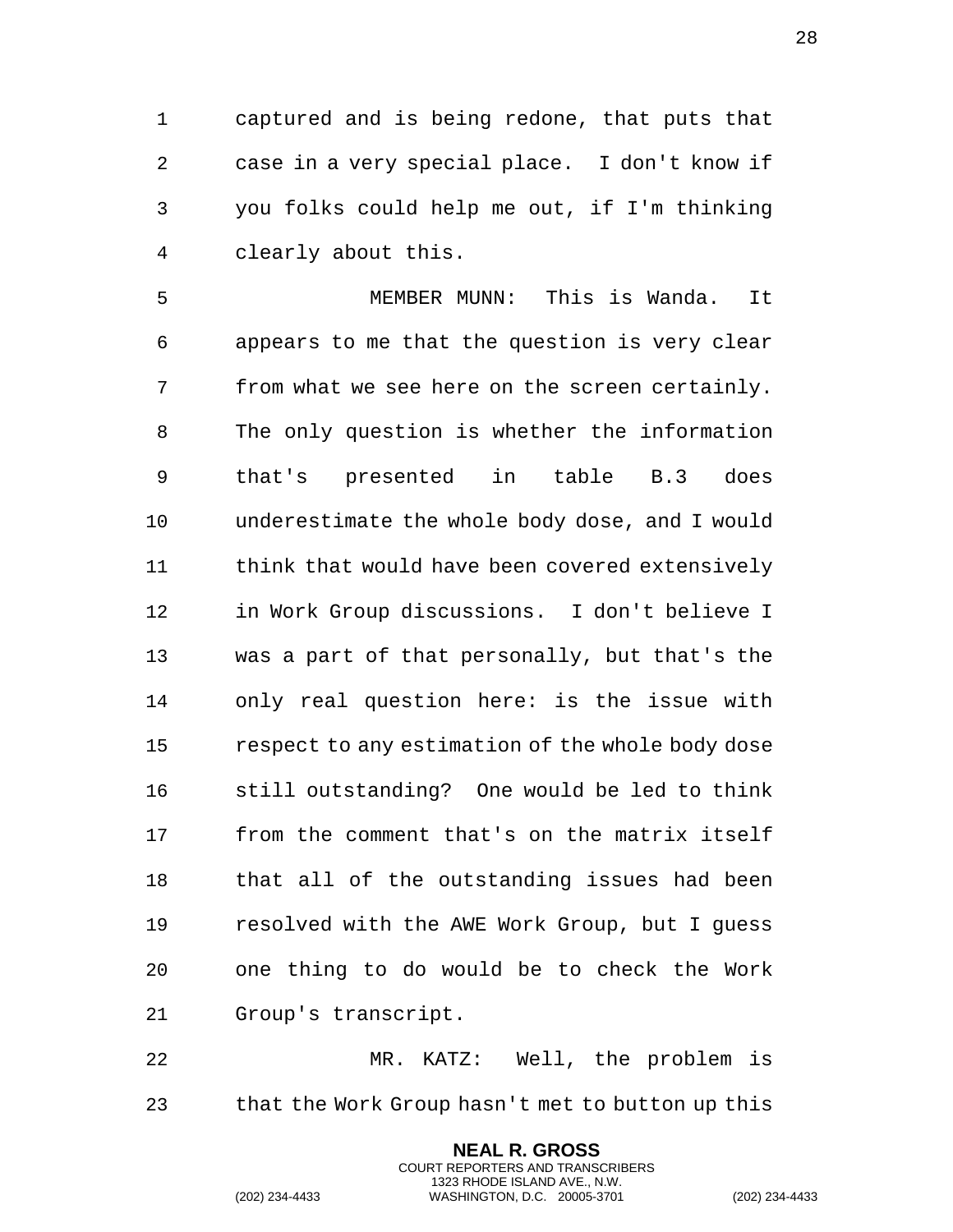captured and is being redone, that puts that case in a very special place. I don't know if you folks could help me out, if I'm thinking clearly about this.

MEMBER MUNN: This is Wanda. It appears to me that the question is very clear from what we see here on the screen certainly. The only question is whether the information that's presented in table B.3 does underestimate the whole body dose, and I would think that would have been covered extensively in Work Group discussions. I don't believe I was a part of that personally, but that's the only real question here: is the issue with respect to any estimation of the whole body dose still outstanding? One would be led to think from the comment that's on the matrix itself that all of the outstanding issues had been resolved with the AWE Work Group, but I guess one thing to do would be to check the Work Group's transcript.

MR. KATZ: Well, the problem is that the Work Group hasn't met to button up this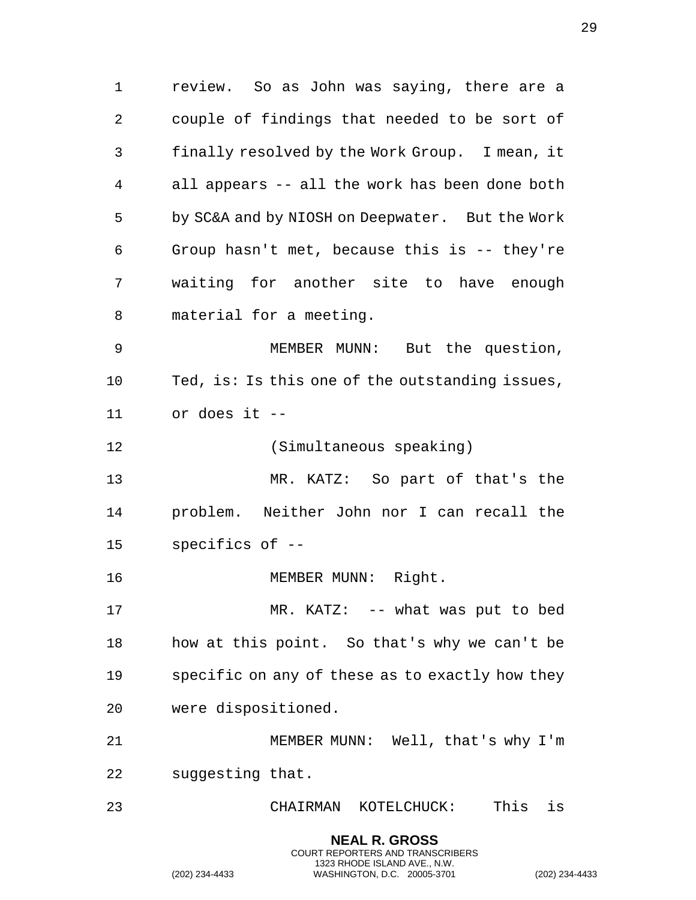review. So as John was saying, there are a couple of findings that needed to be sort of finally resolved by the Work Group. I mean, it all appears -- all the work has been done both by SC&A and by NIOSH on Deepwater. But the Work Group hasn't met, because this is -- they're waiting for another site to have enough material for a meeting.

MEMBER MUNN: But the question, Ted, is: Is this one of the outstanding issues, or does it --

(Simultaneous speaking)

MR. KATZ: So part of that's the problem. Neither John nor I can recall the specifics of --

MEMBER MUNN: Right.

MR. KATZ: -- what was put to bed how at this point. So that's why we can't be specific on any of these as to exactly how they were dispositioned.

MEMBER MUNN: Well, that's why I'm suggesting that.

CHAIRMAN KOTELCHUCK: This is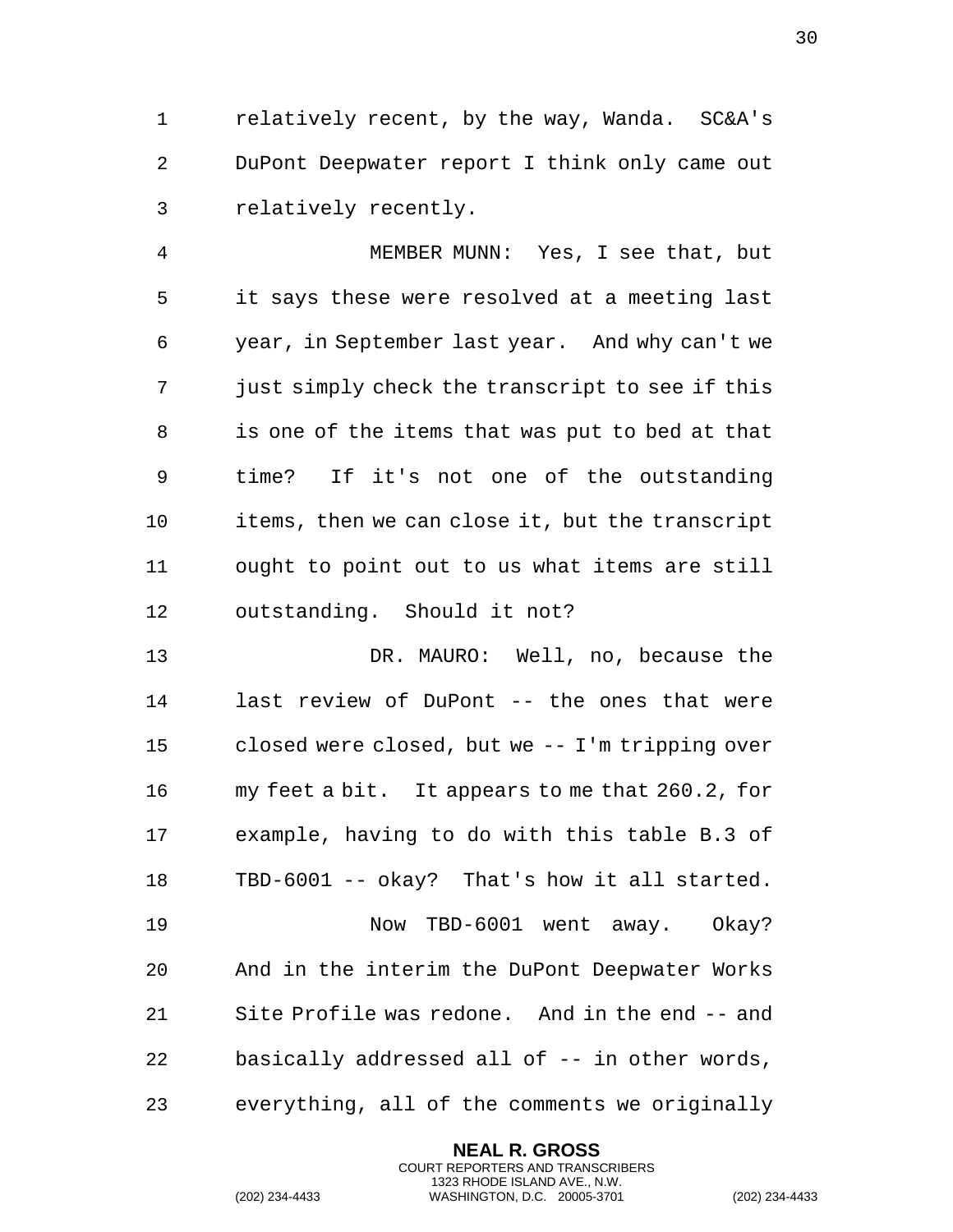relatively recent, by the way, Wanda. SC&A's DuPont Deepwater report I think only came out relatively recently.

MEMBER MUNN: Yes, I see that, but it says these were resolved at a meeting last year, in September last year. And why can't we just simply check the transcript to see if this is one of the items that was put to bed at that time? If it's not one of the outstanding items, then we can close it, but the transcript ought to point out to us what items are still outstanding. Should it not?

DR. MAURO: Well, no, because the last review of DuPont -- the ones that were closed were closed, but we -- I'm tripping over my feet a bit. It appears to me that 260.2, for example, having to do with this table B.3 of TBD-6001 -- okay? That's how it all started.

Now TBD-6001 went away. Okay? And in the interim the DuPont Deepwater Works Site Profile was redone. And in the end -- and basically addressed all of -- in other words, everything, all of the comments we originally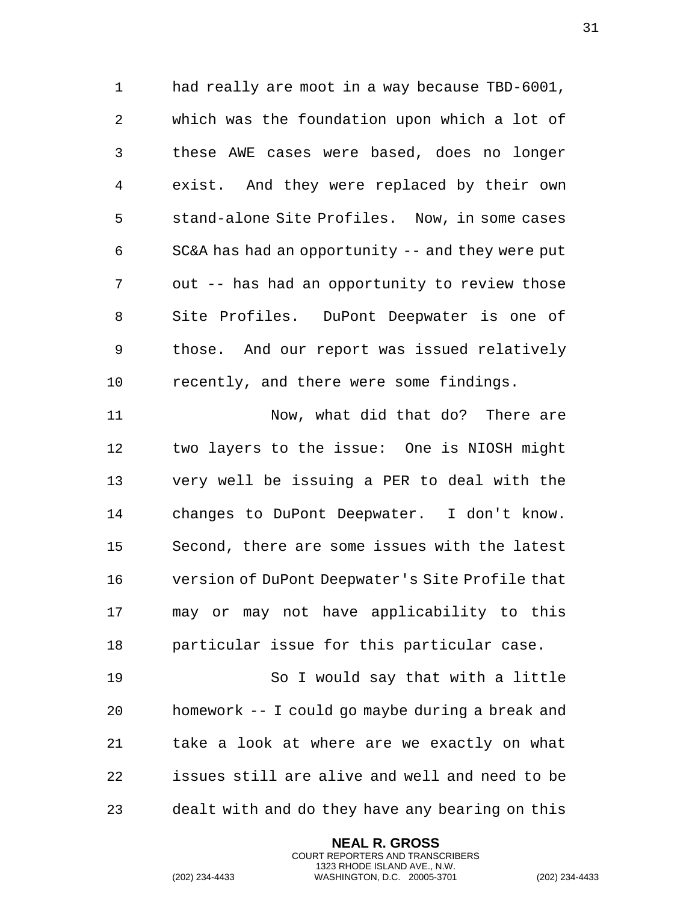had really are moot in a way because TBD-6001, which was the foundation upon which a lot of these AWE cases were based, does no longer exist. And they were replaced by their own stand-alone Site Profiles. Now, in some cases SC&A has had an opportunity -- and they were put out -- has had an opportunity to review those Site Profiles. DuPont Deepwater is one of those. And our report was issued relatively recently, and there were some findings.

Now, what did that do? There are two layers to the issue: One is NIOSH might very well be issuing a PER to deal with the changes to DuPont Deepwater. I don't know. Second, there are some issues with the latest version of DuPont Deepwater's Site Profile that may or may not have applicability to this particular issue for this particular case.

So I would say that with a little homework -- I could go maybe during a break and take a look at where are we exactly on what issues still are alive and well and need to be dealt with and do they have any bearing on this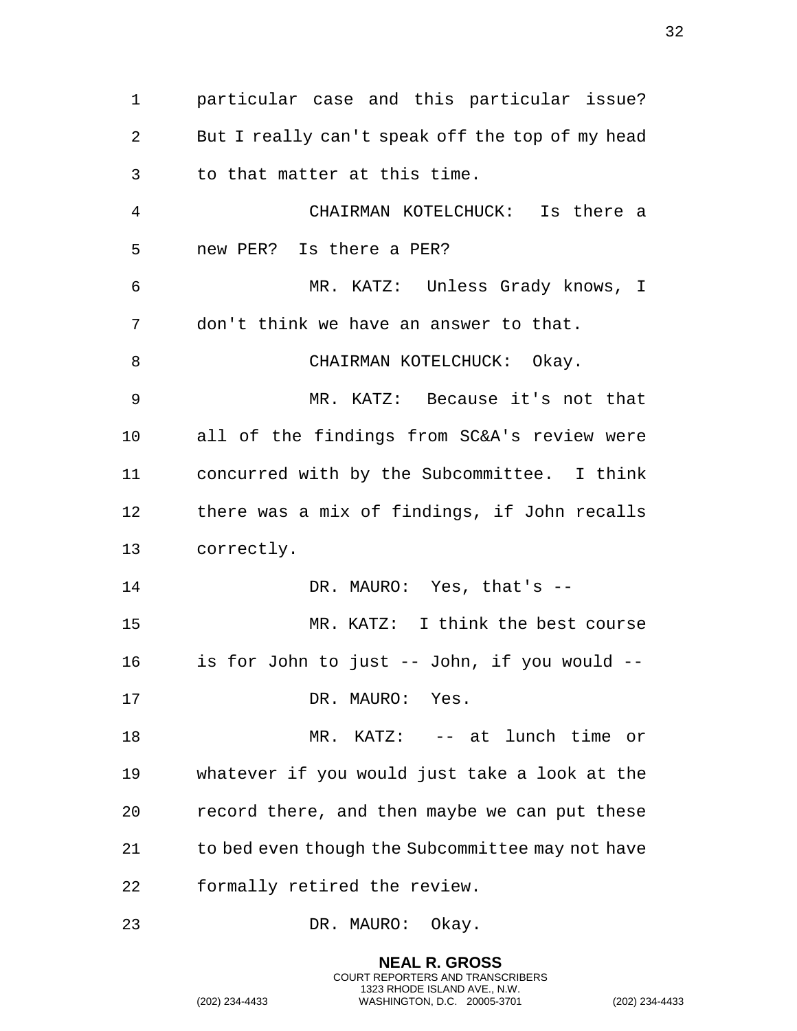particular case and this particular issue? But I really can't speak off the top of my head to that matter at this time.

CHAIRMAN KOTELCHUCK: Is there a new PER? Is there a PER?

MR. KATZ: Unless Grady knows, I don't think we have an answer to that.

CHAIRMAN KOTELCHUCK: Okay.

MR. KATZ: Because it's not that all of the findings from SC&A's review were concurred with by the Subcommittee. I think there was a mix of findings, if John recalls correctly.

DR. MAURO: Yes, that's --

MR. KATZ: I think the best course is for John to just -- John, if you would --

DR. MAURO: Yes.

MR. KATZ: -- at lunch time or whatever if you would just take a look at the record there, and then maybe we can put these to bed even though the Subcommittee may not have formally retired the review.

DR. MAURO: Okay.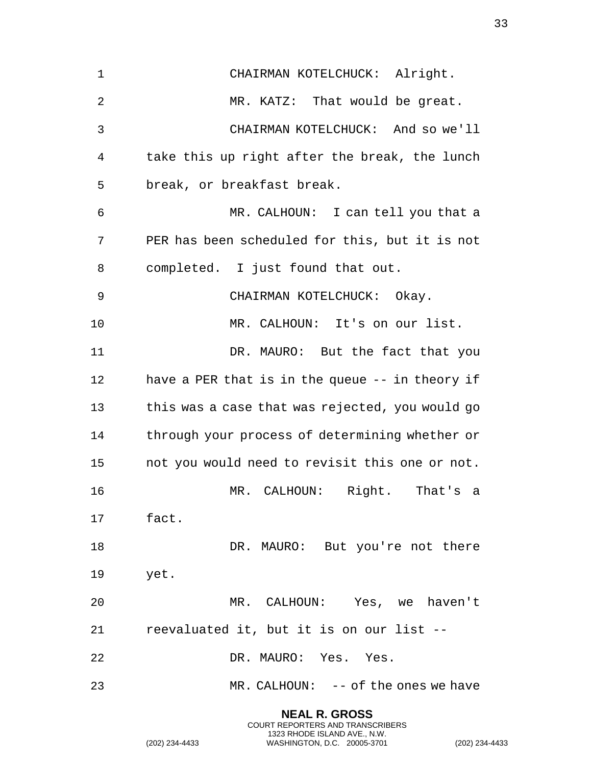CHAIRMAN KOTELCHUCK: Alright.

MR. KATZ: That would be great.

CHAIRMAN KOTELCHUCK: And so we'll take this up right after the break, the lunch break, or breakfast break.

MR. CALHOUN: I can tell you that a PER has been scheduled for this, but it is not completed. I just found that out.

CHAIRMAN KOTELCHUCK: Okay.

MR. CALHOUN: It's on our list.

DR. MAURO: But the fact that you have a PER that is in the queue -- in theory if this was a case that was rejected, you would go through your process of determining whether or not you would need to revisit this one or not.

MR. CALHOUN: Right. That's a fact.

DR. MAURO: But you're not there yet.

MR. CALHOUN: Yes, we haven't reevaluated it, but it is on our list --

DR. MAURO: Yes. Yes.

MR. CALHOUN: -- of the ones we have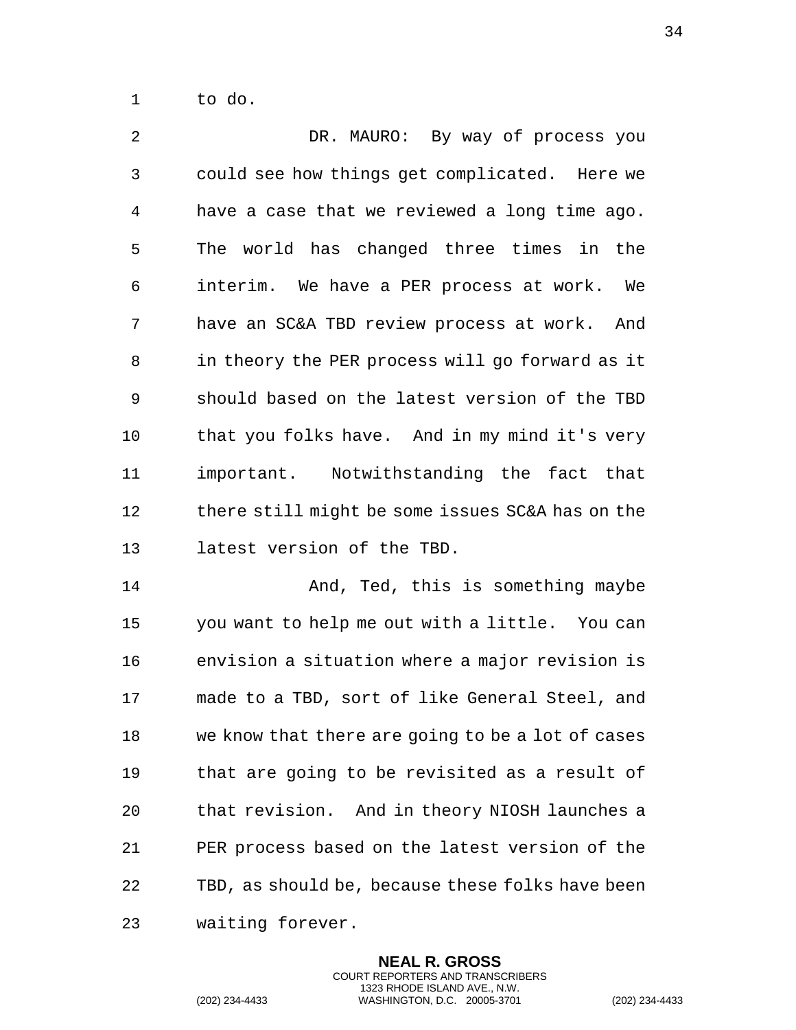to do.

DR. MAURO: By way of process you could see how things get complicated. Here we have a case that we reviewed a long time ago. The world has changed three times in the interim. We have a PER process at work. We have an SC&A TBD review process at work. And in theory the PER process will go forward as it should based on the latest version of the TBD that you folks have. And in my mind it's very important. Notwithstanding the fact that there still might be some issues SC&A has on the latest version of the TBD.

And, Ted, this is something maybe you want to help me out with a little. You can envision a situation where a major revision is made to a TBD, sort of like General Steel, and we know that there are going to be a lot of cases that are going to be revisited as a result of that revision. And in theory NIOSH launches a PER process based on the latest version of the TBD, as should be, because these folks have been waiting forever.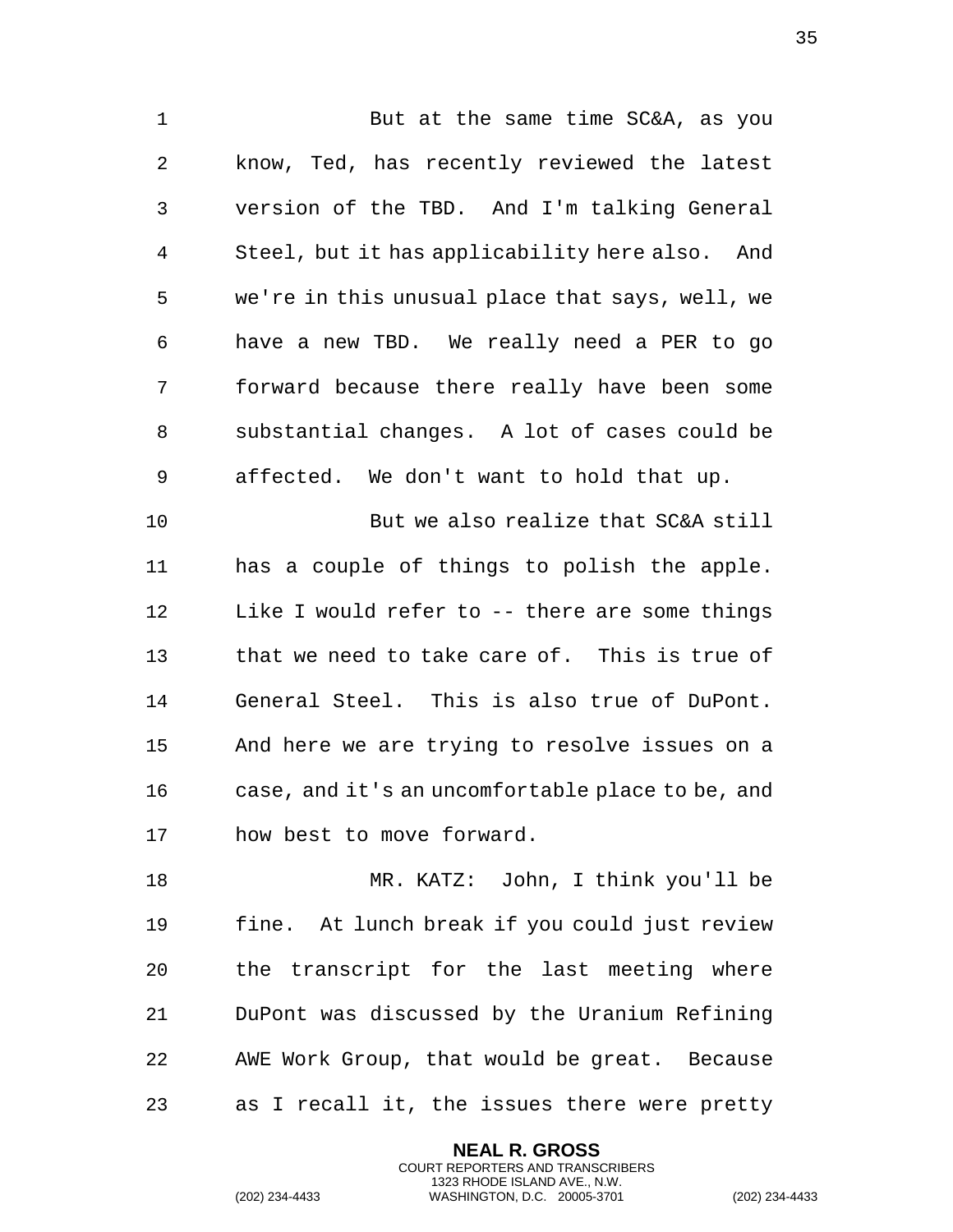But at the same time SC&A, as you know, Ted, has recently reviewed the latest version of the TBD. And I'm talking General Steel, but it has applicability here also. And we're in this unusual place that says, well, we have a new TBD. We really need a PER to go forward because there really have been some substantial changes. A lot of cases could be affected. We don't want to hold that up.

But we also realize that SC&A still has a couple of things to polish the apple. Like I would refer to -- there are some things that we need to take care of. This is true of General Steel. This is also true of DuPont. And here we are trying to resolve issues on a case, and it's an uncomfortable place to be, and how best to move forward.

MR. KATZ: John, I think you'll be fine. At lunch break if you could just review the transcript for the last meeting where DuPont was discussed by the Uranium Refining AWE Work Group, that would be great. Because as I recall it, the issues there were pretty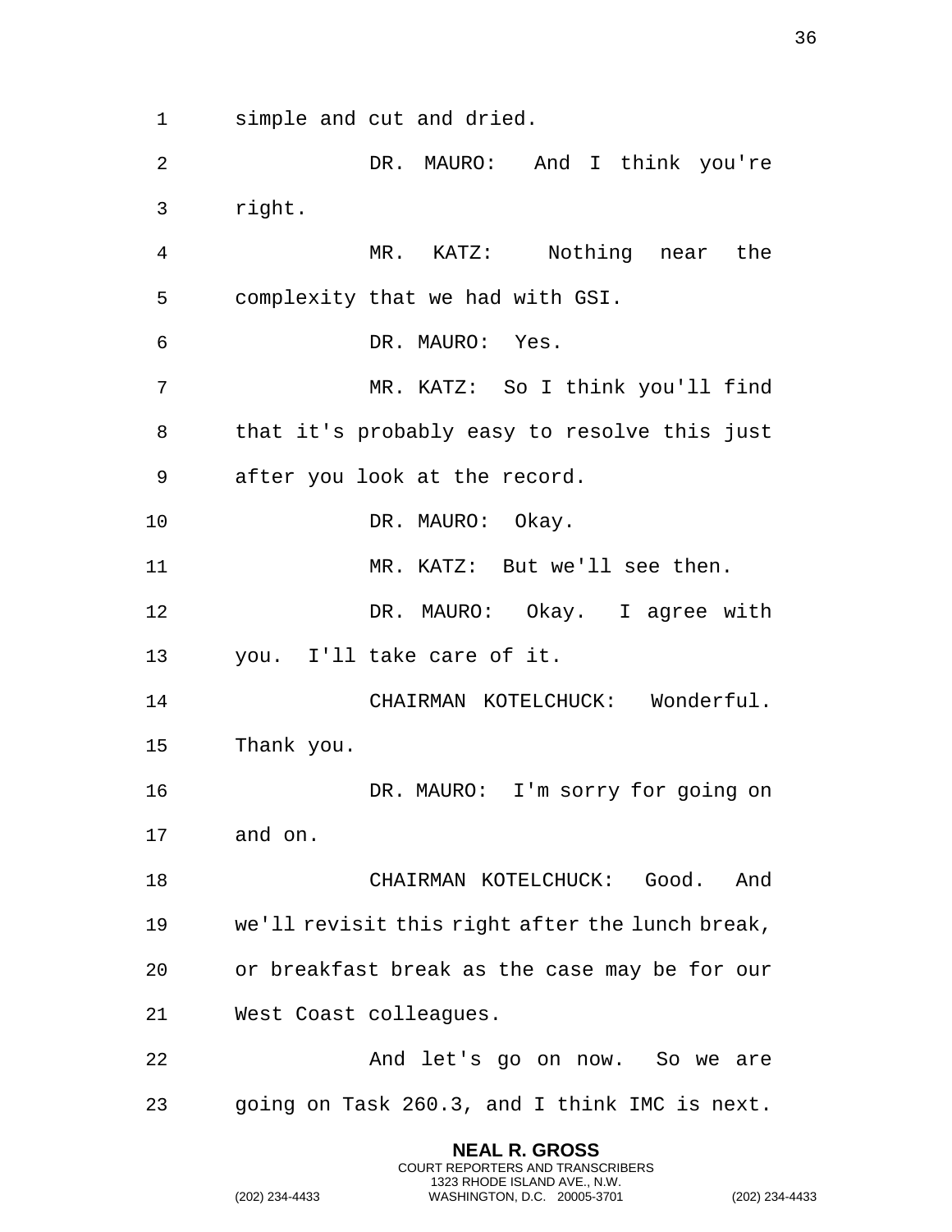simple and cut and dried.

DR. MAURO: And I think you're right.

MR. KATZ: Nothing near the complexity that we had with GSI.

DR. MAURO: Yes.

MR. KATZ: So I think you'll find that it's probably easy to resolve this just after you look at the record.

DR. MAURO: Okay.

MR. KATZ: But we'll see then.

DR. MAURO: Okay. I agree with you. I'll take care of it.

CHAIRMAN KOTELCHUCK: Wonderful. Thank you.

DR. MAURO: I'm sorry for going on and on.

CHAIRMAN KOTELCHUCK: Good. And we'll revisit this right after the lunch break, or breakfast break as the case may be for our West Coast colleagues.

And let's go on now. So we are going on Task 260.3, and I think IMC is next.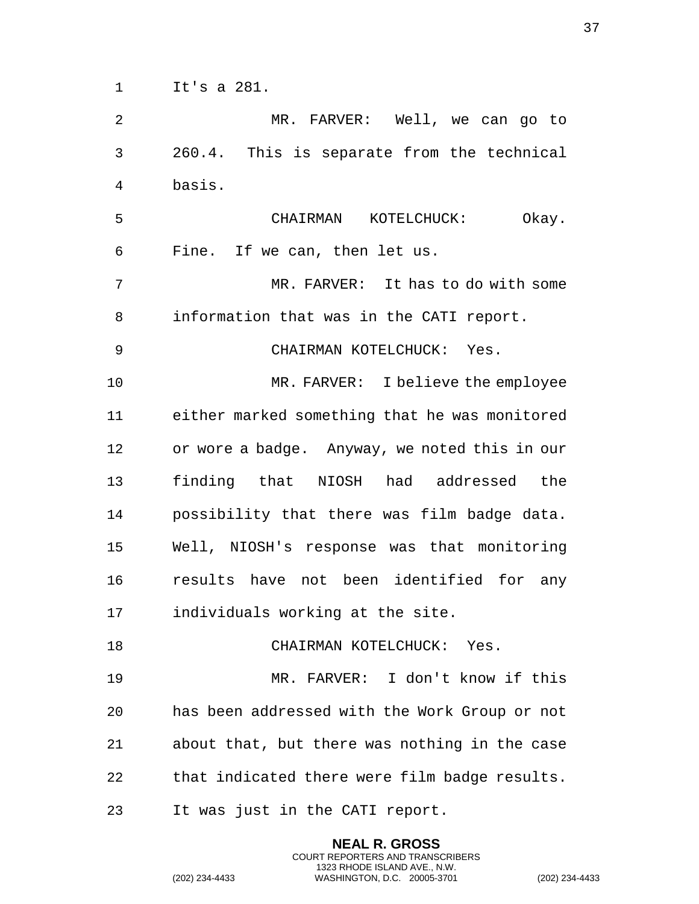It's a 281.

MR. FARVER: Well, we can go to 260.4. This is separate from the technical basis.

CHAIRMAN KOTELCHUCK: Okay. Fine. If we can, then let us.

MR. FARVER: It has to do with some information that was in the CATI report.

CHAIRMAN KOTELCHUCK: Yes.

MR. FARVER: I believe the employee either marked something that he was monitored or wore a badge. Anyway, we noted this in our finding that NIOSH had addressed the possibility that there was film badge data. Well, NIOSH's response was that monitoring results have not been identified for any individuals working at the site.

CHAIRMAN KOTELCHUCK: Yes.

MR. FARVER: I don't know if this has been addressed with the Work Group or not about that, but there was nothing in the case that indicated there were film badge results. It was just in the CATI report.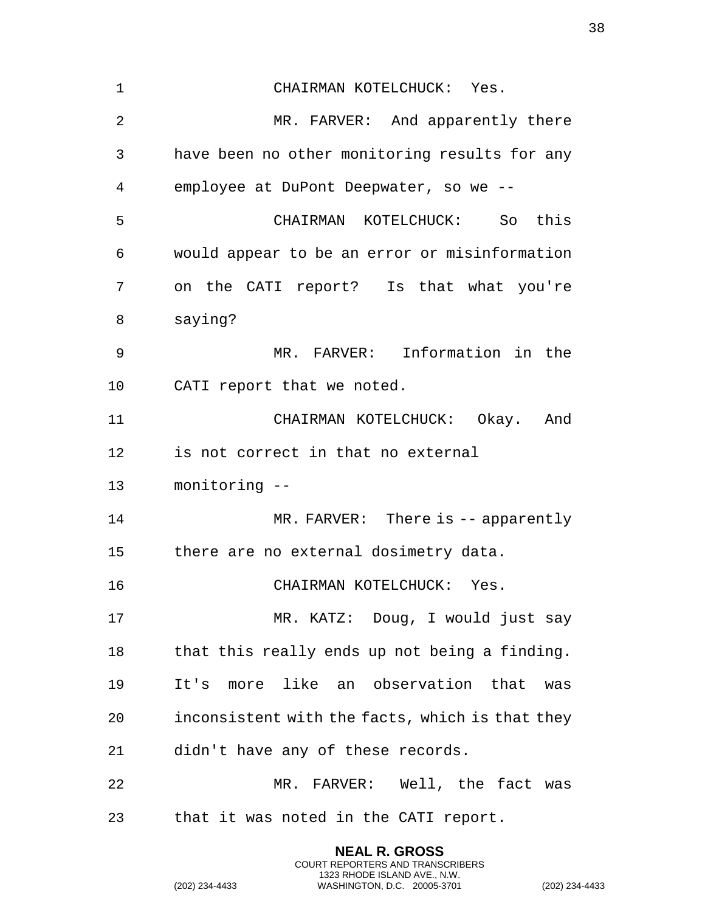CHAIRMAN KOTELCHUCK: Yes.

MR. FARVER: And apparently there have been no other monitoring results for any employee at DuPont Deepwater, so we --

CHAIRMAN KOTELCHUCK: So this would appear to be an error or misinformation on the CATI report? Is that what you're saying?

MR. FARVER: Information in the CATI report that we noted.

CHAIRMAN KOTELCHUCK: Okay. And is not correct in that no external monitoring --

MR. FARVER: There is -- apparently there are no external dosimetry data.

CHAIRMAN KOTELCHUCK: Yes.

MR. KATZ: Doug, I would just say that this really ends up not being a finding. It's more like an observation that was inconsistent with the facts, which is that they didn't have any of these records.

MR. FARVER: Well, the fact was that it was noted in the CATI report.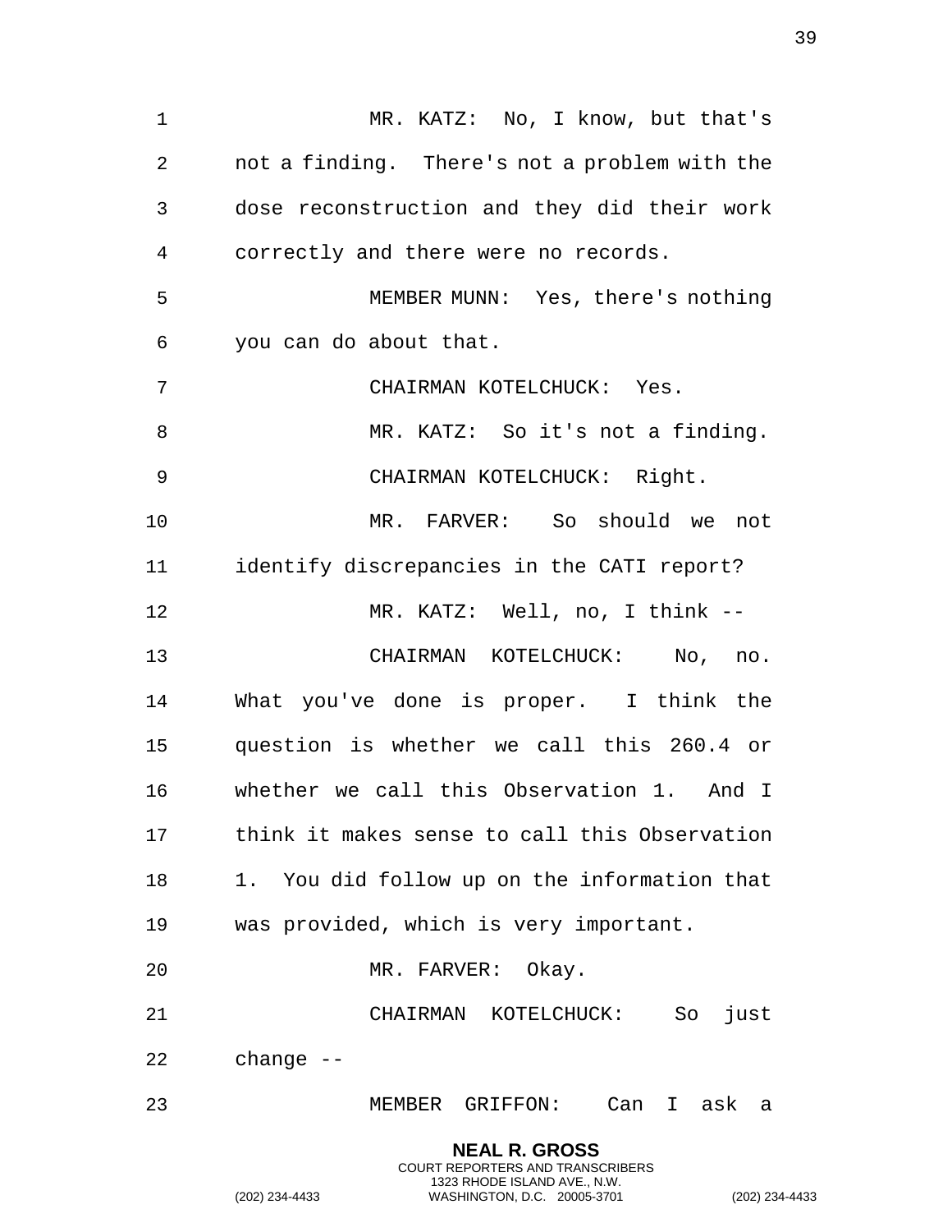MR. KATZ: No, I know, but that's not a finding. There's not a problem with the dose reconstruction and they did their work correctly and there were no records.

MEMBER MUNN: Yes, there's nothing you can do about that.

CHAIRMAN KOTELCHUCK: Yes.

MR. KATZ: So it's not a finding.

CHAIRMAN KOTELCHUCK: Right.

MR. FARVER: So should we not identify discrepancies in the CATI report?

MR. KATZ: Well, no, I think --

CHAIRMAN KOTELCHUCK: No, no. What you've done is proper. I think the question is whether we call this 260.4 or whether we call this Observation 1. And I think it makes sense to call this Observation 1. You did follow up on the information that was provided, which is very important.

MR. FARVER: Okay.

CHAIRMAN KOTELCHUCK: So just change --

MEMBER GRIFFON: Can I ask a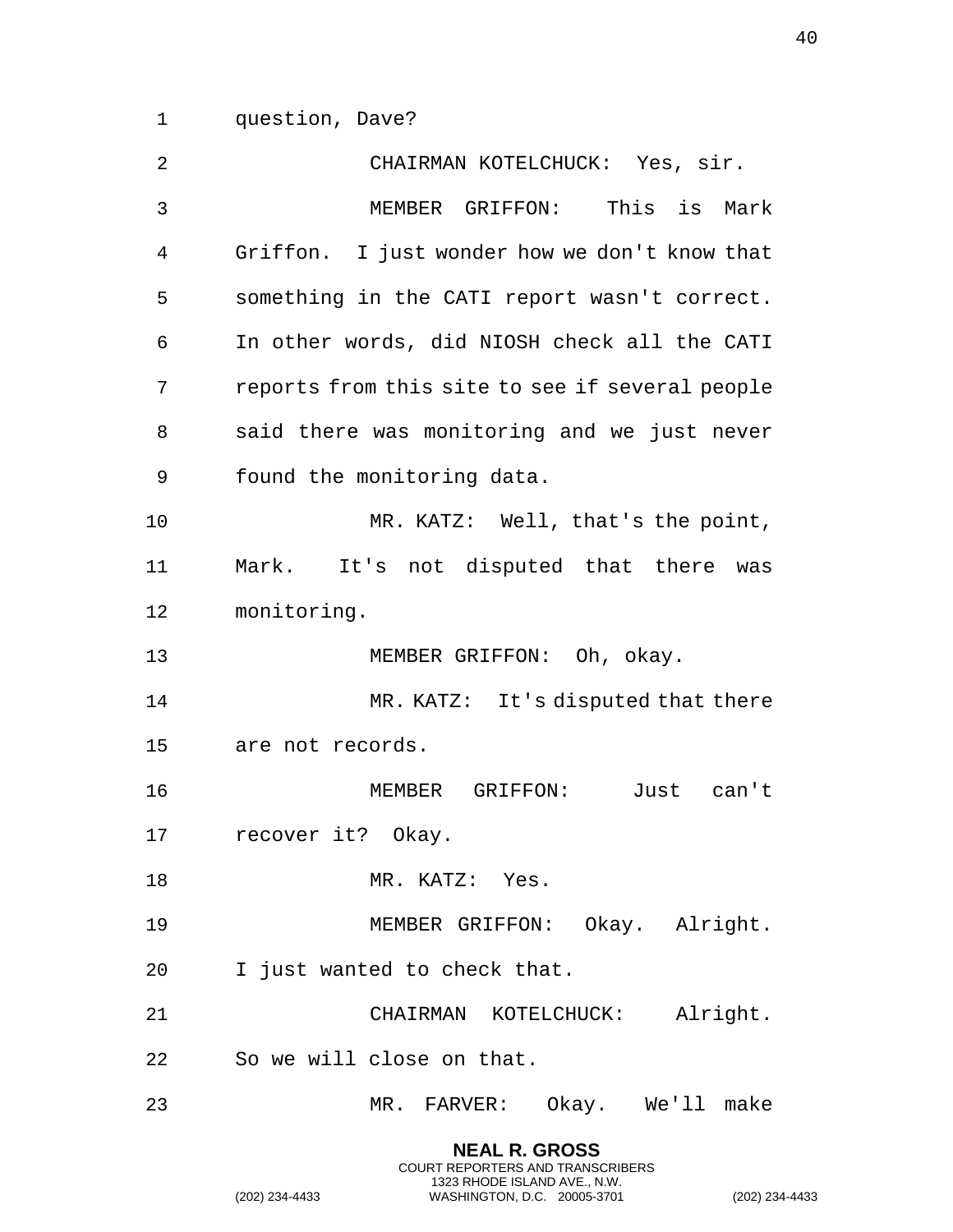question, Dave?

CHAIRMAN KOTELCHUCK: Yes, sir.

MEMBER GRIFFON: This is Mark Griffon. I just wonder how we don't know that something in the CATI report wasn't correct. In other words, did NIOSH check all the CATI reports from this site to see if several people said there was monitoring and we just never found the monitoring data.

MR. KATZ: Well, that's the point, Mark. It's not disputed that there was monitoring.

MEMBER GRIFFON: Oh, okay.

MR. KATZ: It's disputed that there are not records.

MEMBER GRIFFON: Just can't recover it? Okay.

MR. KATZ: Yes.

MEMBER GRIFFON: Okay. Alright. I just wanted to check that.

CHAIRMAN KOTELCHUCK: Alright. So we will close on that.

MR. FARVER: Okay. We'll make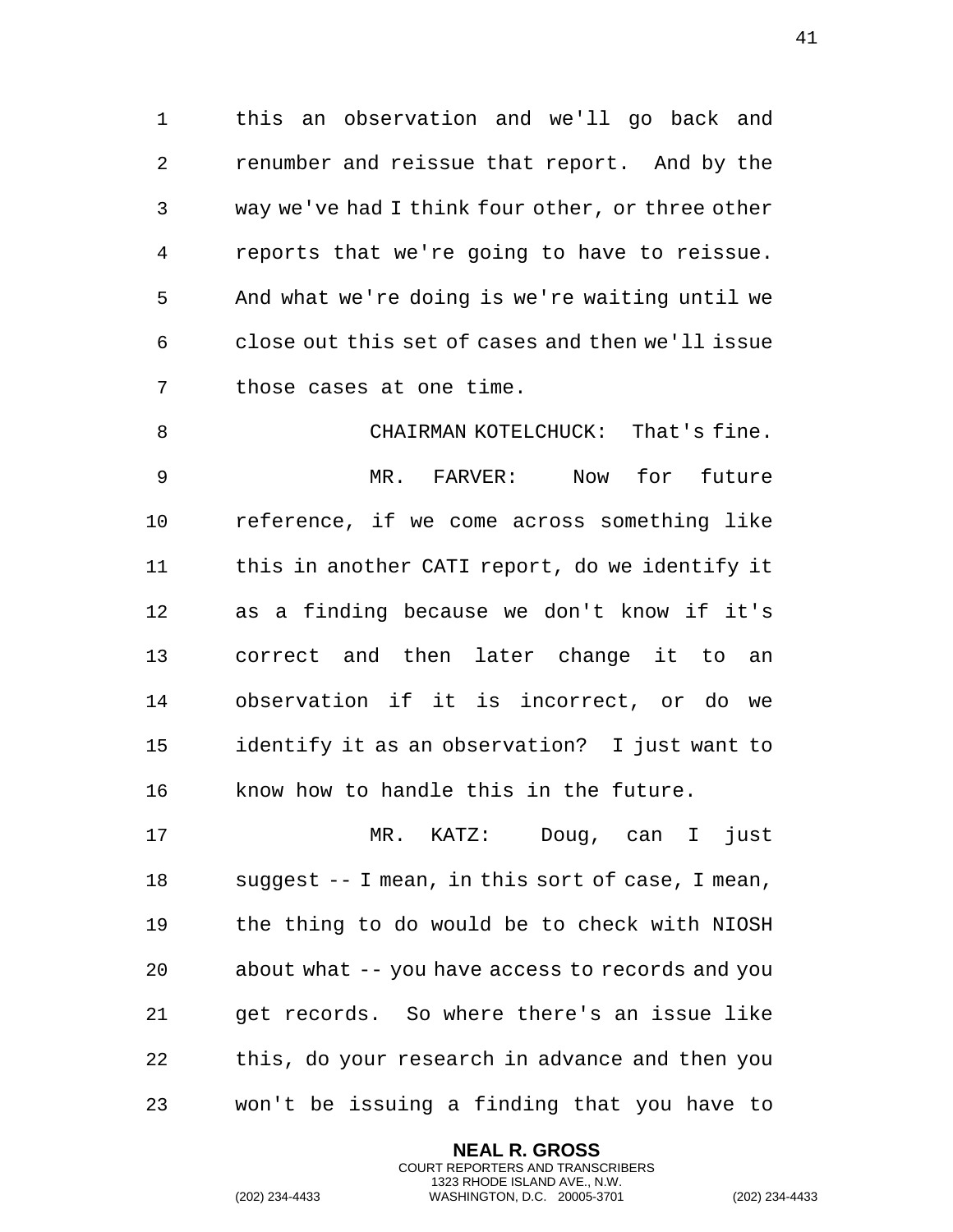this an observation and we'll go back and renumber and reissue that report. And by the way we've had I think four other, or three other reports that we're going to have to reissue. And what we're doing is we're waiting until we close out this set of cases and then we'll issue those cases at one time.

CHAIRMAN KOTELCHUCK: That's fine.

MR. FARVER: Now for future reference, if we come across something like this in another CATI report, do we identify it as a finding because we don't know if it's correct and then later change it to an observation if it is incorrect, or do we identify it as an observation? I just want to know how to handle this in the future.

MR. KATZ: Doug, can I just suggest -- I mean, in this sort of case, I mean, the thing to do would be to check with NIOSH about what -- you have access to records and you get records. So where there's an issue like this, do your research in advance and then you won't be issuing a finding that you have to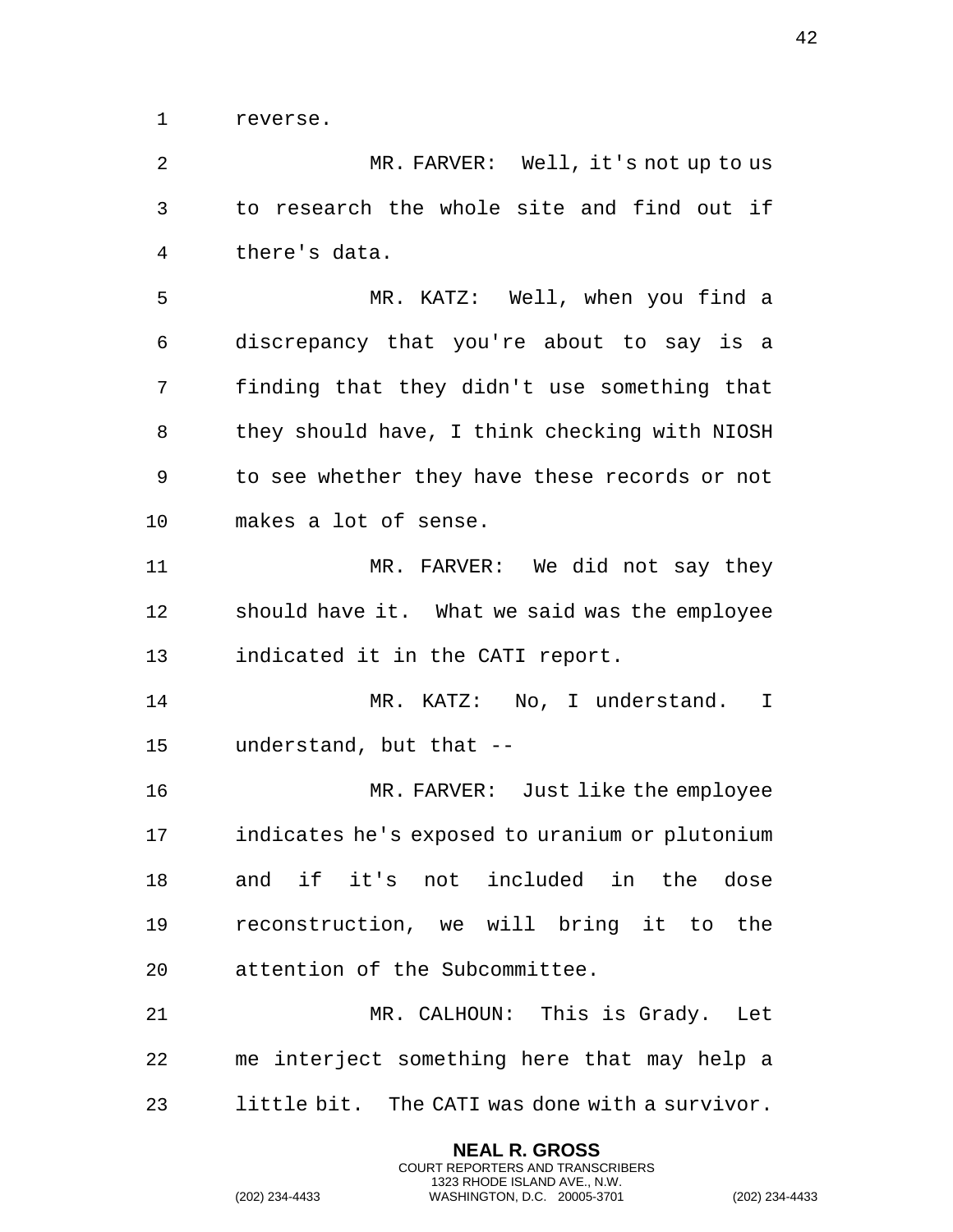reverse.

MR. FARVER: Well, it's not up to us to research the whole site and find out if there's data.

MR. KATZ: Well, when you find a discrepancy that you're about to say is a finding that they didn't use something that they should have, I think checking with NIOSH to see whether they have these records or not makes a lot of sense.

MR. FARVER: We did not say they should have it. What we said was the employee indicated it in the CATI report.

MR. KATZ: No, I understand. I understand, but that --

MR. FARVER: Just like the employee indicates he's exposed to uranium or plutonium and if it's not included in the dose reconstruction, we will bring it to the attention of the Subcommittee.

MR. CALHOUN: This is Grady. Let me interject something here that may help a little bit. The CATI was done with a survivor.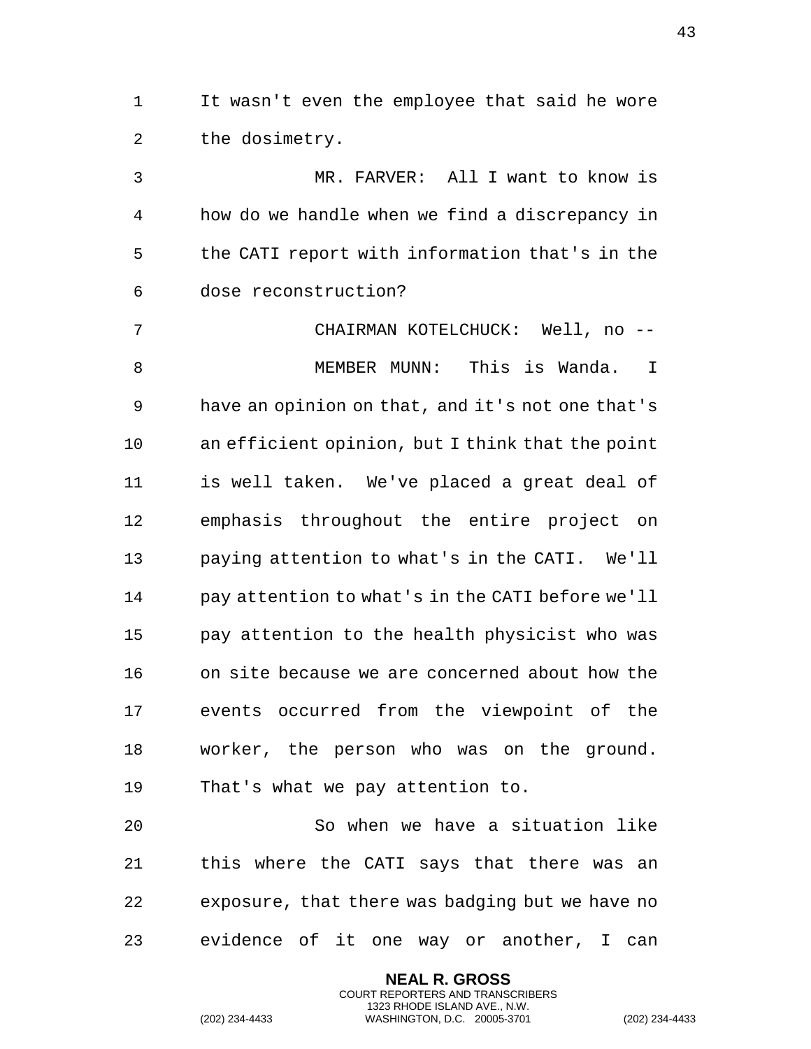It wasn't even the employee that said he wore the dosimetry.

MR. FARVER: All I want to know is how do we handle when we find a discrepancy in the CATI report with information that's in the dose reconstruction?

CHAIRMAN KOTELCHUCK: Well, no --

MEMBER MUNN: This is Wanda. I have an opinion on that, and it's not one that's an efficient opinion, but I think that the point is well taken. We've placed a great deal of emphasis throughout the entire project on paying attention to what's in the CATI. We'll pay attention to what's in the CATI before we'll pay attention to the health physicist who was on site because we are concerned about how the events occurred from the viewpoint of the worker, the person who was on the ground. That's what we pay attention to.

So when we have a situation like this where the CATI says that there was an exposure, that there was badging but we have no evidence of it one way or another, I can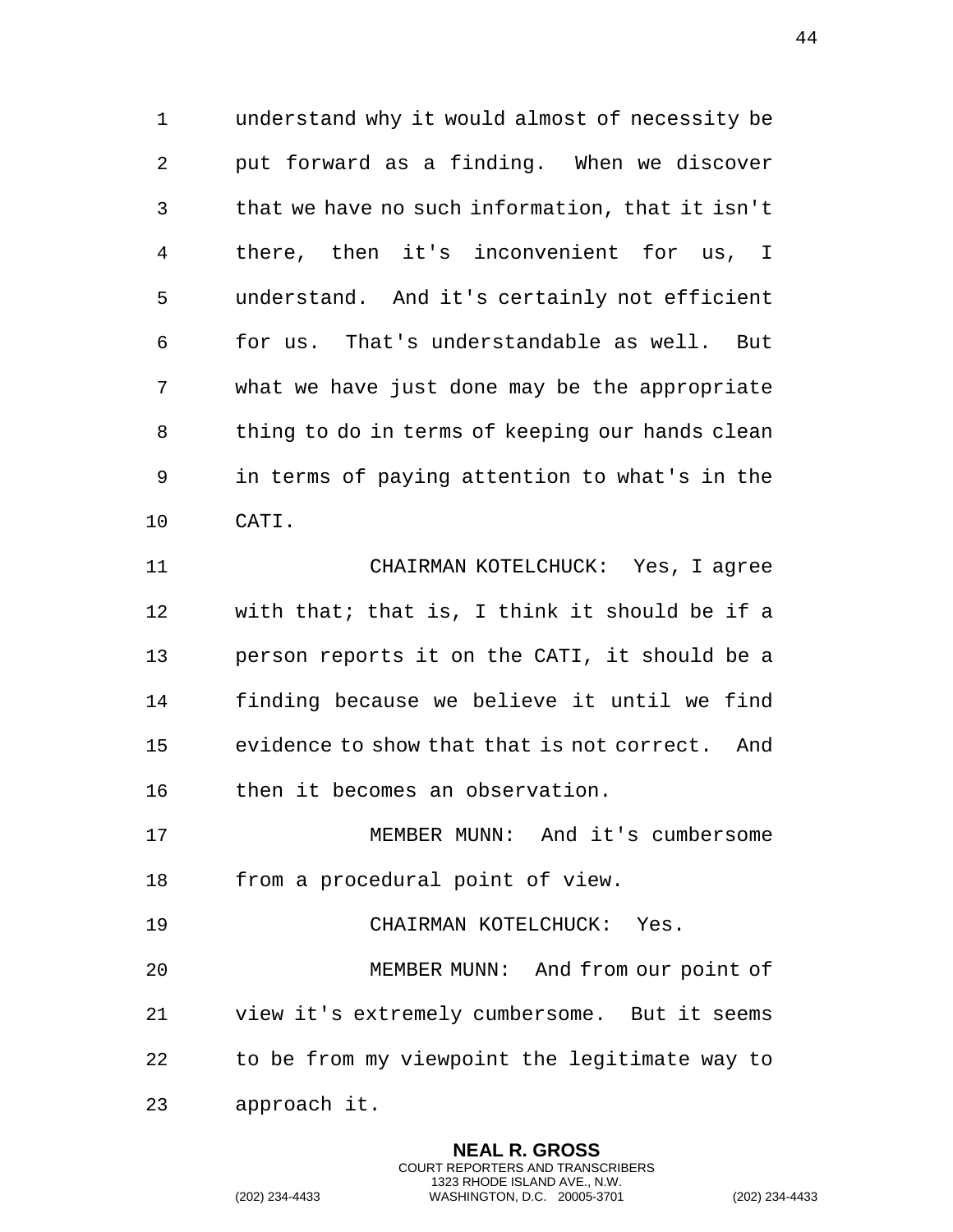understand why it would almost of necessity be put forward as a finding. When we discover that we have no such information, that it isn't there, then it's inconvenient for us, I understand. And it's certainly not efficient for us. That's understandable as well. But what we have just done may be the appropriate thing to do in terms of keeping our hands clean in terms of paying attention to what's in the CATI.

CHAIRMAN KOTELCHUCK: Yes, I agree with that; that is, I think it should be if a person reports it on the CATI, it should be a finding because we believe it until we find evidence to show that that is not correct. And then it becomes an observation.

MEMBER MUNN: And it's cumbersome from a procedural point of view.

CHAIRMAN KOTELCHUCK: Yes.

MEMBER MUNN: And from our point of view it's extremely cumbersome. But it seems to be from my viewpoint the legitimate way to approach it.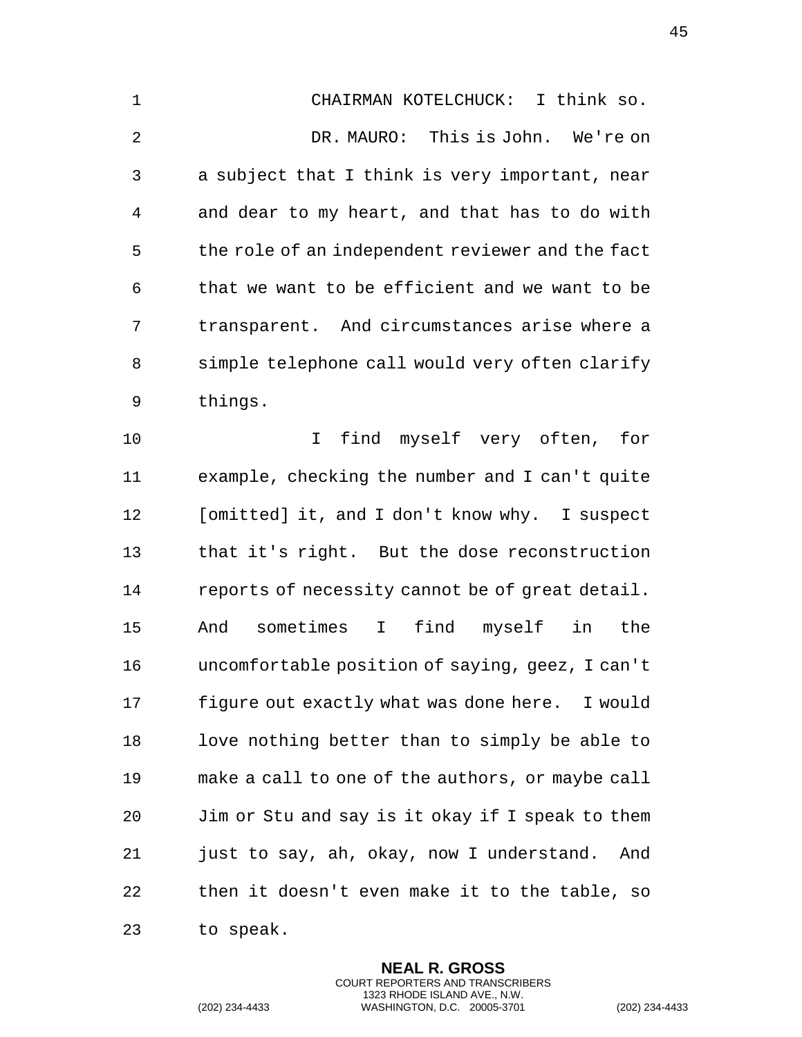CHAIRMAN KOTELCHUCK: I think so.

DR. MAURO: This is John. We're on a subject that I think is very important, near and dear to my heart, and that has to do with the role of an independent reviewer and the fact that we want to be efficient and we want to be transparent. And circumstances arise where a simple telephone call would very often clarify things.

I find myself very often, for example, checking the number and I can't quite [omitted] it, and I don't know why. I suspect that it's right. But the dose reconstruction reports of necessity cannot be of great detail. And sometimes I find myself in the uncomfortable position of saying, geez, I can't figure out exactly what was done here. I would love nothing better than to simply be able to make a call to one of the authors, or maybe call Jim or Stu and say is it okay if I speak to them just to say, ah, okay, now I understand. And then it doesn't even make it to the table, so to speak.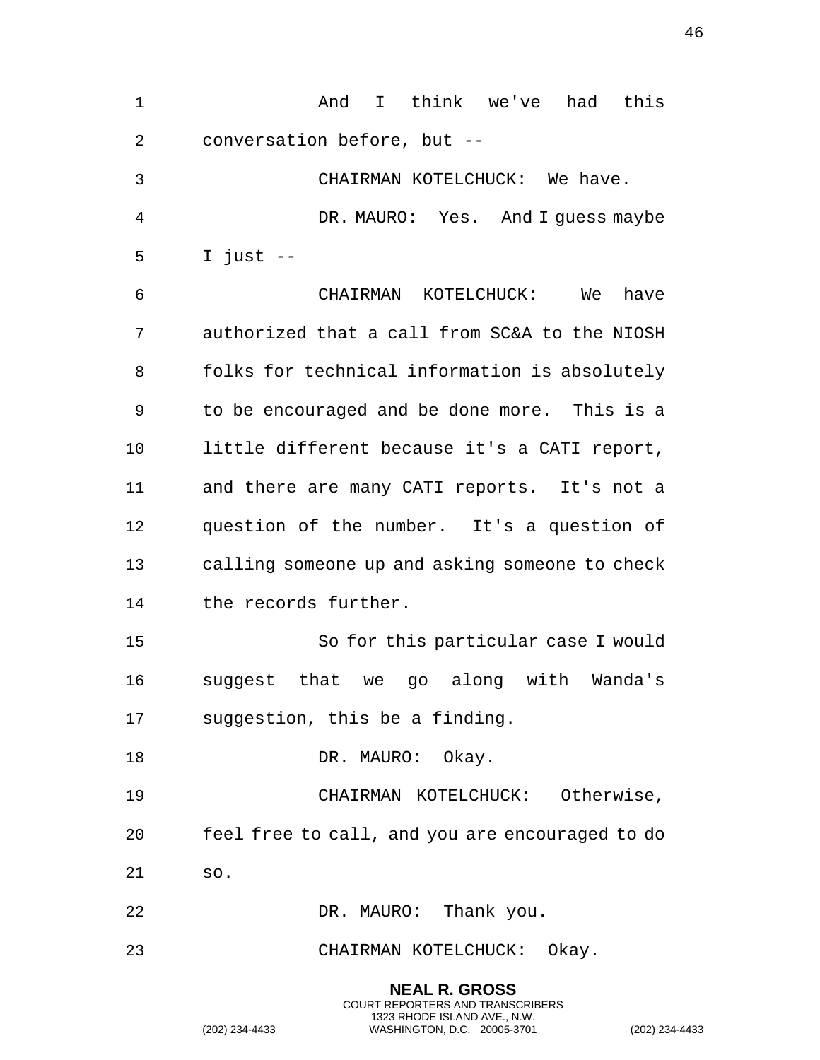And I think we've had this conversation before, but --

CHAIRMAN KOTELCHUCK: We have.

DR. MAURO: Yes. And I guess maybe I just --

CHAIRMAN KOTELCHUCK: We have authorized that a call from SC&A to the NIOSH folks for technical information is absolutely to be encouraged and be done more. This is a little different because it's a CATI report, and there are many CATI reports. It's not a question of the number. It's a question of calling someone up and asking someone to check the records further.

So for this particular case I would suggest that we go along with Wanda's suggestion, this be a finding.

DR. MAURO: Okay.

CHAIRMAN KOTELCHUCK: Otherwise, feel free to call, and you are encouraged to do so.

DR. MAURO: Thank you.

CHAIRMAN KOTELCHUCK: Okay.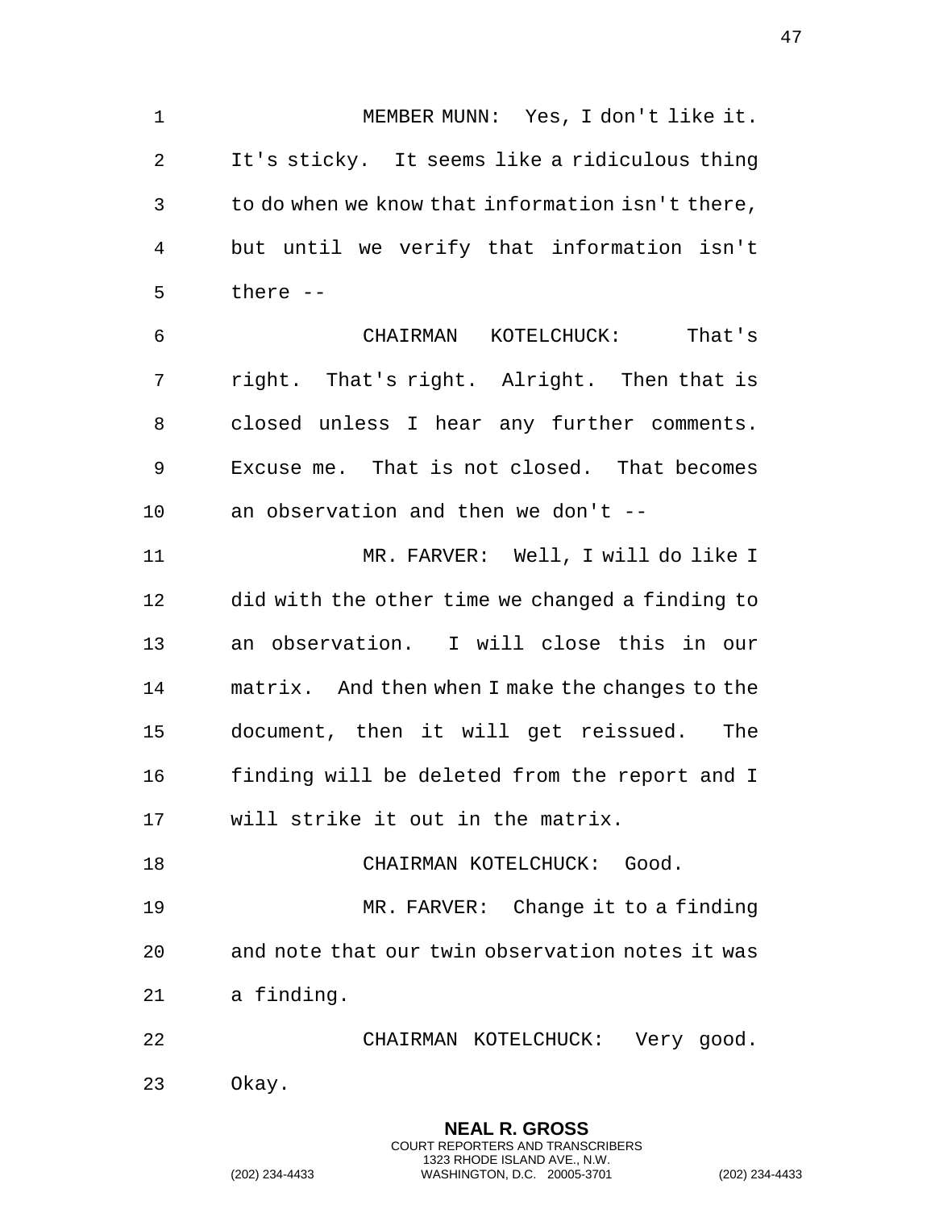MEMBER MUNN: Yes, I don't like it. It's sticky. It seems like a ridiculous thing to do when we know that information isn't there, but until we verify that information isn't there --

CHAIRMAN KOTELCHUCK: That's right. That's right. Alright. Then that is closed unless I hear any further comments. Excuse me. That is not closed. That becomes an observation and then we don't --

MR. FARVER: Well, I will do like I did with the other time we changed a finding to an observation. I will close this in our matrix. And then when I make the changes to the document, then it will get reissued. The finding will be deleted from the report and I will strike it out in the matrix.

CHAIRMAN KOTELCHUCK: Good.

MR. FARVER: Change it to a finding and note that our twin observation notes it was a finding.

CHAIRMAN KOTELCHUCK: Very good. Okay.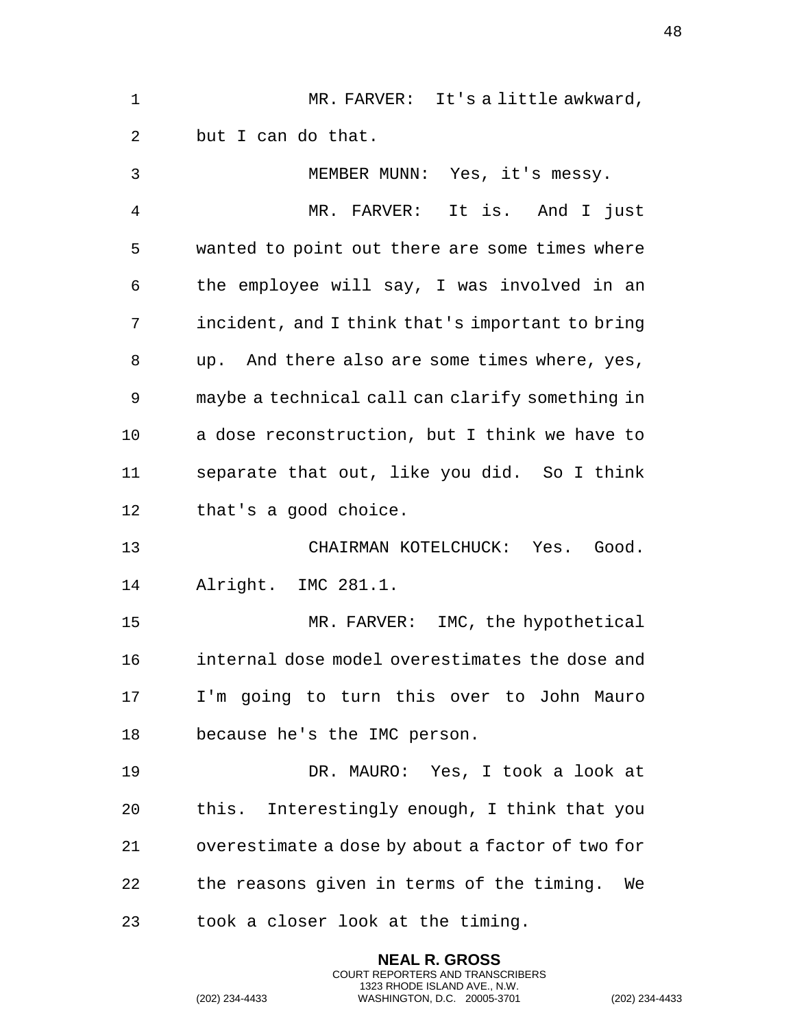MR. FARVER: It's a little awkward, but I can do that.

MEMBER MUNN: Yes, it's messy.

MR. FARVER: It is. And I just wanted to point out there are some times where the employee will say, I was involved in an incident, and I think that's important to bring up. And there also are some times where, yes, maybe a technical call can clarify something in a dose reconstruction, but I think we have to separate that out, like you did. So I think that's a good choice.

CHAIRMAN KOTELCHUCK: Yes. Good. Alright. IMC 281.1.

MR. FARVER: IMC, the hypothetical internal dose model overestimates the dose and I'm going to turn this over to John Mauro because he's the IMC person.

DR. MAURO: Yes, I took a look at this. Interestingly enough, I think that you overestimate a dose by about a factor of two for the reasons given in terms of the timing. We took a closer look at the timing.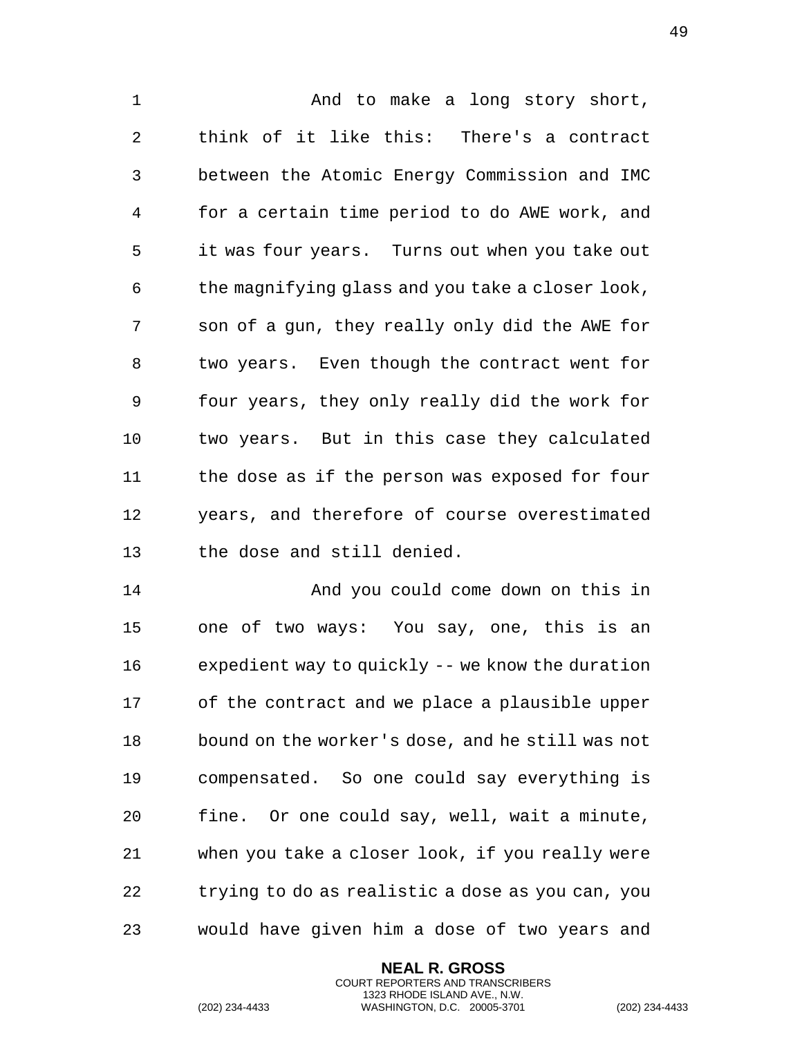And to make a long story short, think of it like this: There's a contract between the Atomic Energy Commission and IMC for a certain time period to do AWE work, and it was four years. Turns out when you take out the magnifying glass and you take a closer look, son of a gun, they really only did the AWE for two years. Even though the contract went for four years, they only really did the work for two years. But in this case they calculated the dose as if the person was exposed for four years, and therefore of course overestimated the dose and still denied.

And you could come down on this in one of two ways: You say, one, this is an expedient way to quickly -- we know the duration of the contract and we place a plausible upper bound on the worker's dose, and he still was not compensated. So one could say everything is fine. Or one could say, well, wait a minute, when you take a closer look, if you really were trying to do as realistic a dose as you can, you would have given him a dose of two years and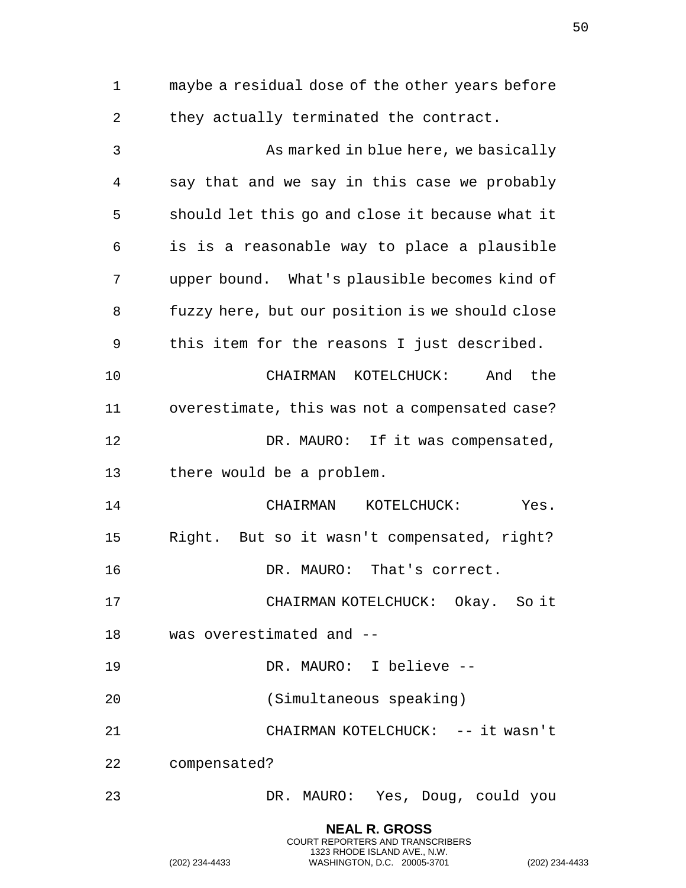maybe a residual dose of the other years before they actually terminated the contract.

As marked in blue here, we basically say that and we say in this case we probably should let this go and close it because what it is is a reasonable way to place a plausible upper bound. What's plausible becomes kind of fuzzy here, but our position is we should close this item for the reasons I just described.

CHAIRMAN KOTELCHUCK: And the overestimate, this was not a compensated case?

DR. MAURO: If it was compensated, there would be a problem.

CHAIRMAN KOTELCHUCK: Yes. Right. But so it wasn't compensated, right?

DR. MAURO: That's correct.

CHAIRMAN KOTELCHUCK: Okay. So it was overestimated and --

DR. MAURO: I believe --

(Simultaneous speaking)

CHAIRMAN KOTELCHUCK: -- it wasn't compensated?

DR. MAURO: Yes, Doug, could you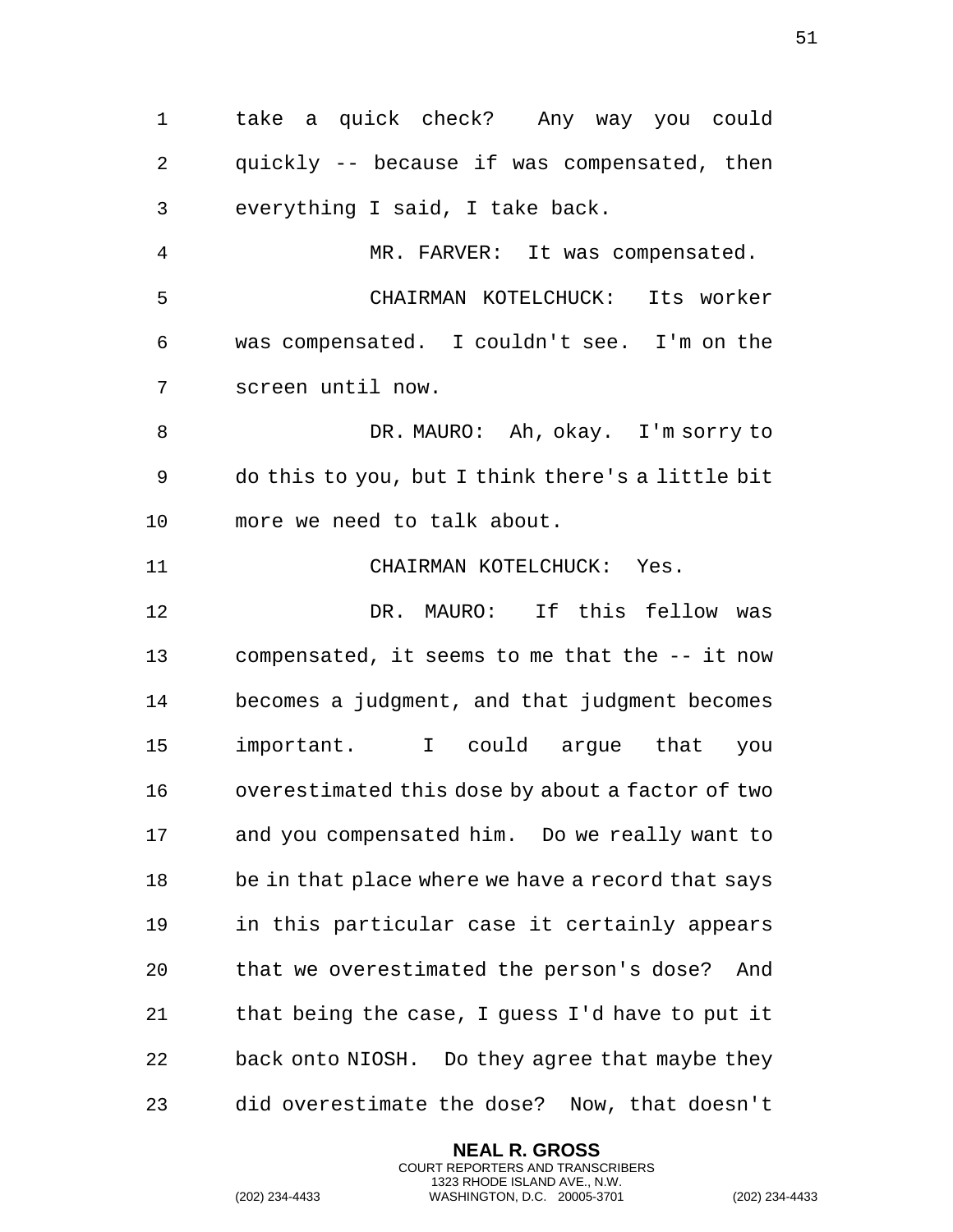take a quick check? Any way you could quickly -- because if was compensated, then everything I said, I take back.

MR. FARVER: It was compensated.

CHAIRMAN KOTELCHUCK: Its worker was compensated. I couldn't see. I'm on the screen until now.

DR. MAURO: Ah, okay. I'm sorry to do this to you, but I think there's a little bit more we need to talk about.

CHAIRMAN KOTELCHUCK: Yes.

DR. MAURO: If this fellow was compensated, it seems to me that the -- it now becomes a judgment, and that judgment becomes important. I could argue that you overestimated this dose by about a factor of two and you compensated him. Do we really want to be in that place where we have a record that says in this particular case it certainly appears that we overestimated the person's dose? And that being the case, I guess I'd have to put it back onto NIOSH. Do they agree that maybe they did overestimate the dose? Now, that doesn't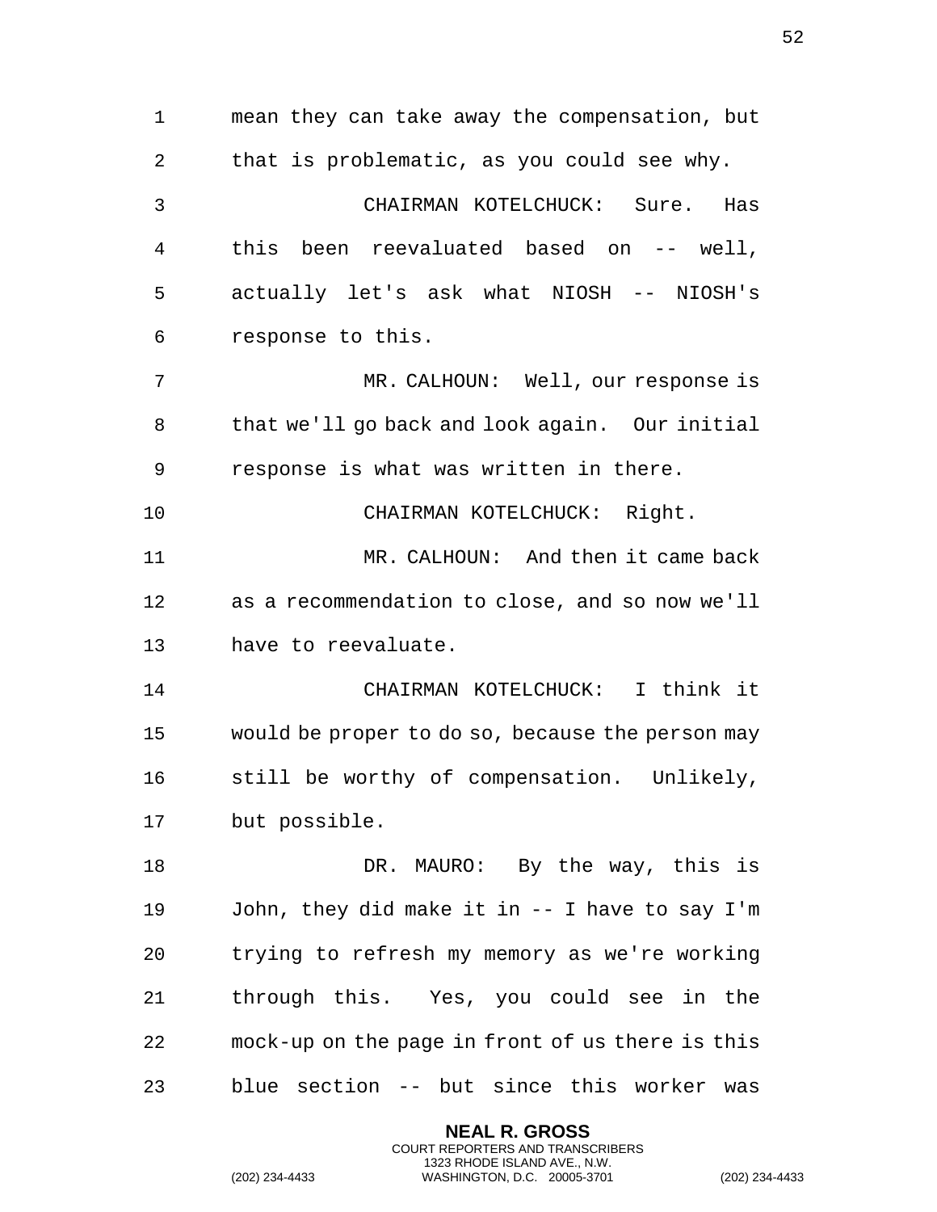mean they can take away the compensation, but that is problematic, as you could see why.

CHAIRMAN KOTELCHUCK: Sure. Has this been reevaluated based on -- well, actually let's ask what NIOSH -- NIOSH's response to this.

MR. CALHOUN: Well, our response is that we'll go back and look again. Our initial response is what was written in there.

CHAIRMAN KOTELCHUCK: Right.

MR. CALHOUN: And then it came back as a recommendation to close, and so now we'll have to reevaluate.

CHAIRMAN KOTELCHUCK: I think it would be proper to do so, because the person may still be worthy of compensation. Unlikely, but possible.

DR. MAURO: By the way, this is John, they did make it in -- I have to say I'm trying to refresh my memory as we're working through this. Yes, you could see in the mock-up on the page in front of us there is this blue section -- but since this worker was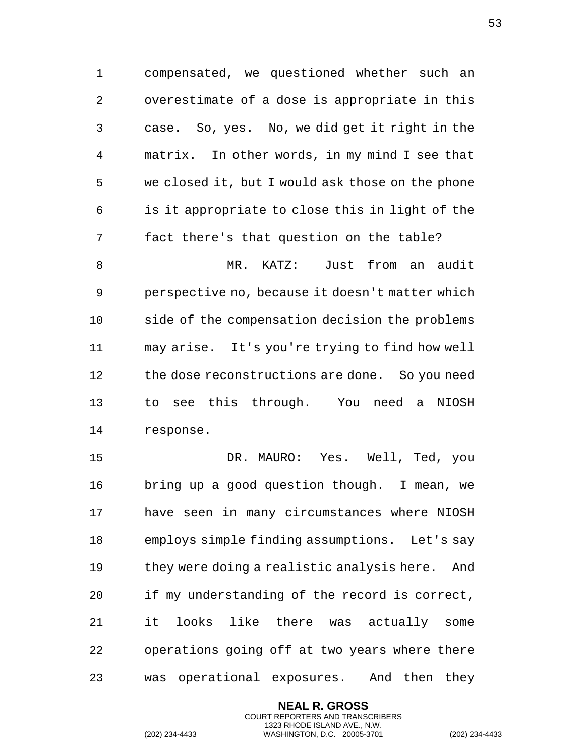compensated, we questioned whether such an overestimate of a dose is appropriate in this case. So, yes. No, we did get it right in the matrix. In other words, in my mind I see that we closed it, but I would ask those on the phone is it appropriate to close this in light of the fact there's that question on the table?

MR. KATZ: Just from an audit perspective no, because it doesn't matter which side of the compensation decision the problems may arise. It's you're trying to find how well the dose reconstructions are done. So you need to see this through. You need a NIOSH response.

DR. MAURO: Yes. Well, Ted, you bring up a good question though. I mean, we have seen in many circumstances where NIOSH employs simple finding assumptions. Let's say they were doing a realistic analysis here. And if my understanding of the record is correct, it looks like there was actually some operations going off at two years where there was operational exposures. And then they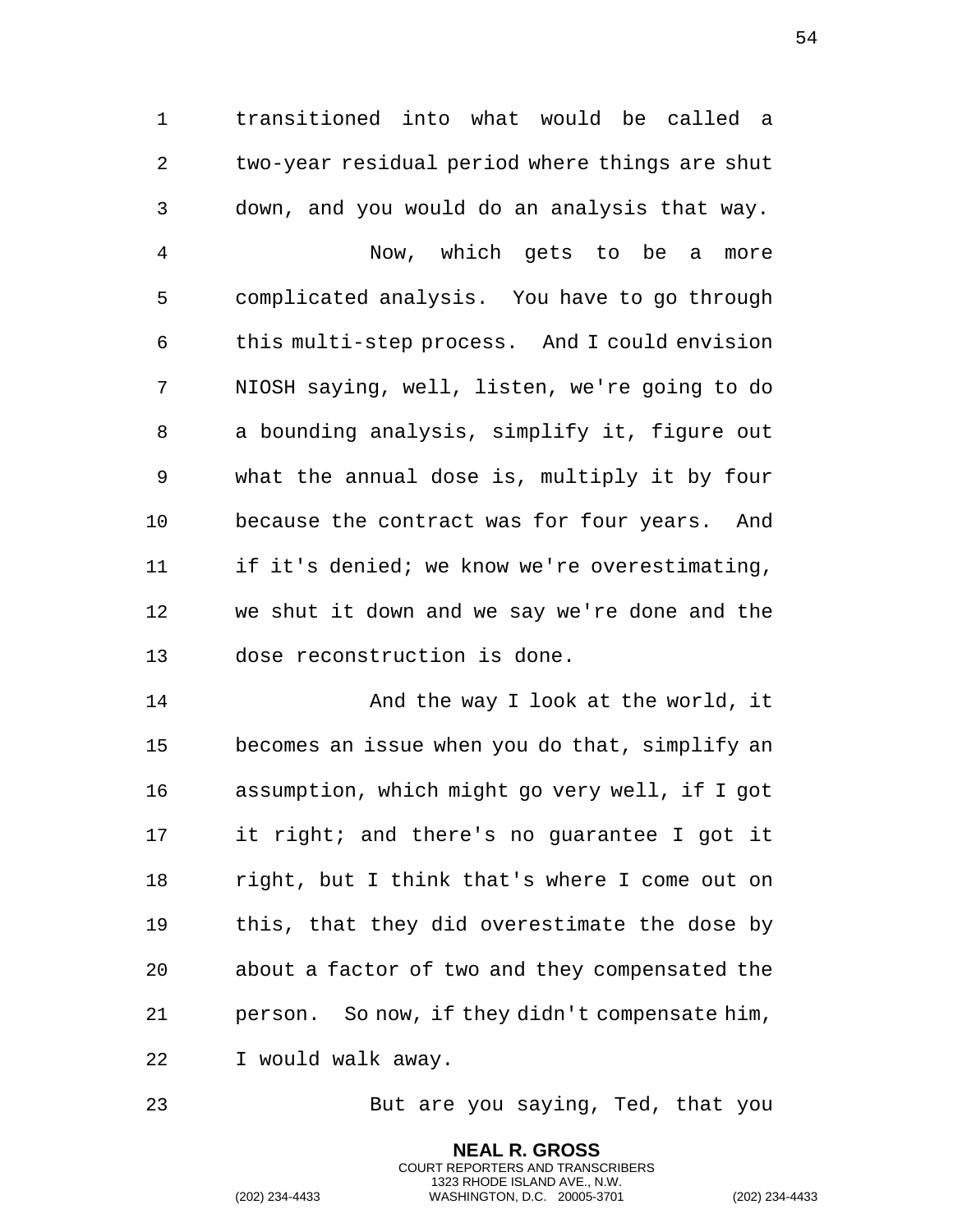transitioned into what would be called a two-year residual period where things are shut down, and you would do an analysis that way.

Now, which gets to be a more complicated analysis. You have to go through this multi-step process. And I could envision NIOSH saying, well, listen, we're going to do a bounding analysis, simplify it, figure out what the annual dose is, multiply it by four because the contract was for four years. And if it's denied; we know we're overestimating, we shut it down and we say we're done and the dose reconstruction is done.

And the way I look at the world, it becomes an issue when you do that, simplify an assumption, which might go very well, if I got it right; and there's no guarantee I got it right, but I think that's where I come out on this, that they did overestimate the dose by about a factor of two and they compensated the person. So now, if they didn't compensate him, I would walk away.

But are you saying, Ted, that you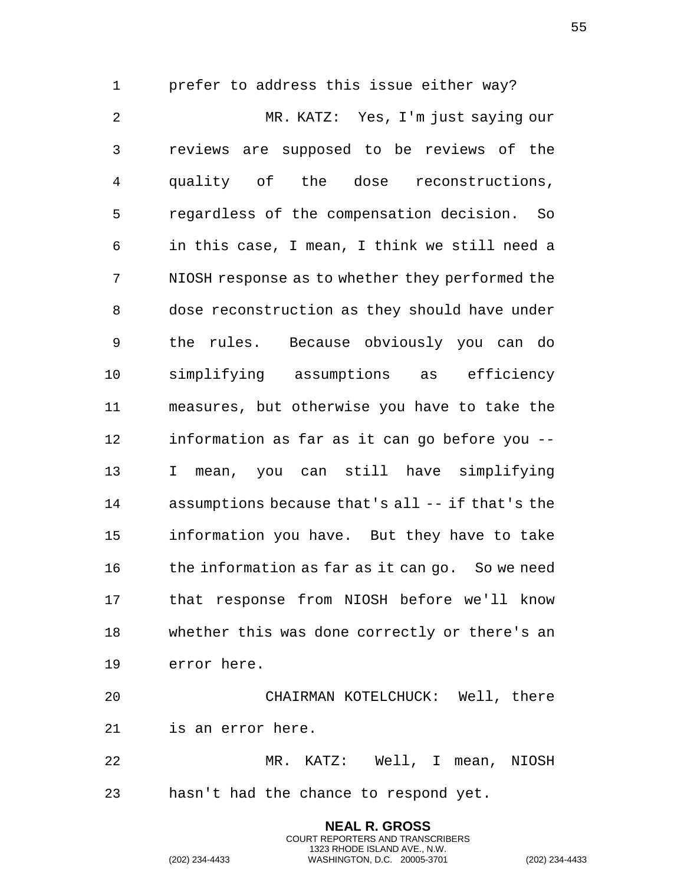prefer to address this issue either way?

MR. KATZ: Yes, I'm just saying our reviews are supposed to be reviews of the quality of the dose reconstructions, regardless of the compensation decision. So in this case, I mean, I think we still need a NIOSH response as to whether they performed the dose reconstruction as they should have under the rules. Because obviously you can do simplifying assumptions as efficiency measures, but otherwise you have to take the information as far as it can go before you -- I mean, you can still have simplifying assumptions because that's all -- if that's the information you have. But they have to take the information as far as it can go. So we need that response from NIOSH before we'll know whether this was done correctly or there's an error here.

CHAIRMAN KOTELCHUCK: Well, there is an error here.

MR. KATZ: Well, I mean, NIOSH hasn't had the chance to respond yet.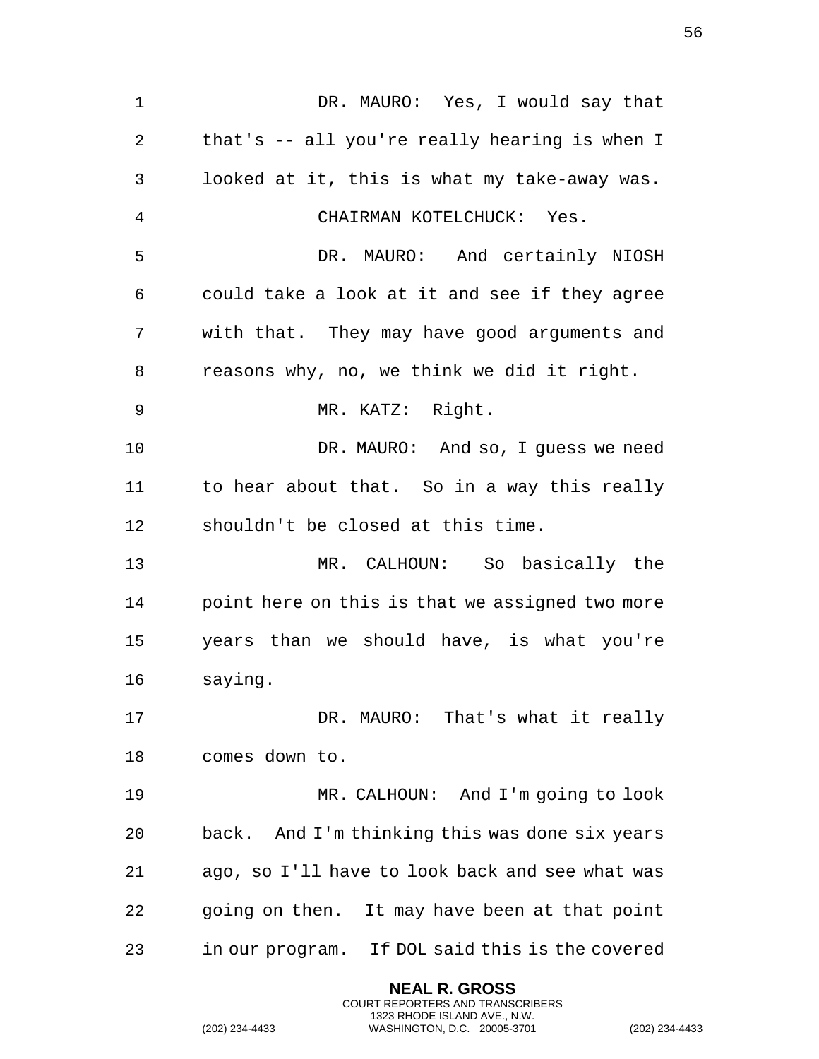DR. MAURO: Yes, I would say that that's -- all you're really hearing is when I looked at it, this is what my take-away was.

CHAIRMAN KOTELCHUCK: Yes.

DR. MAURO: And certainly NIOSH could take a look at it and see if they agree with that. They may have good arguments and reasons why, no, we think we did it right.

MR. KATZ: Right.

DR. MAURO: And so, I guess we need to hear about that. So in a way this really shouldn't be closed at this time.

MR. CALHOUN: So basically the point here on this is that we assigned two more years than we should have, is what you're saying.

DR. MAURO: That's what it really comes down to.

MR. CALHOUN: And I'm going to look back. And I'm thinking this was done six years ago, so I'll have to look back and see what was going on then. It may have been at that point in our program. If DOL said this is the covered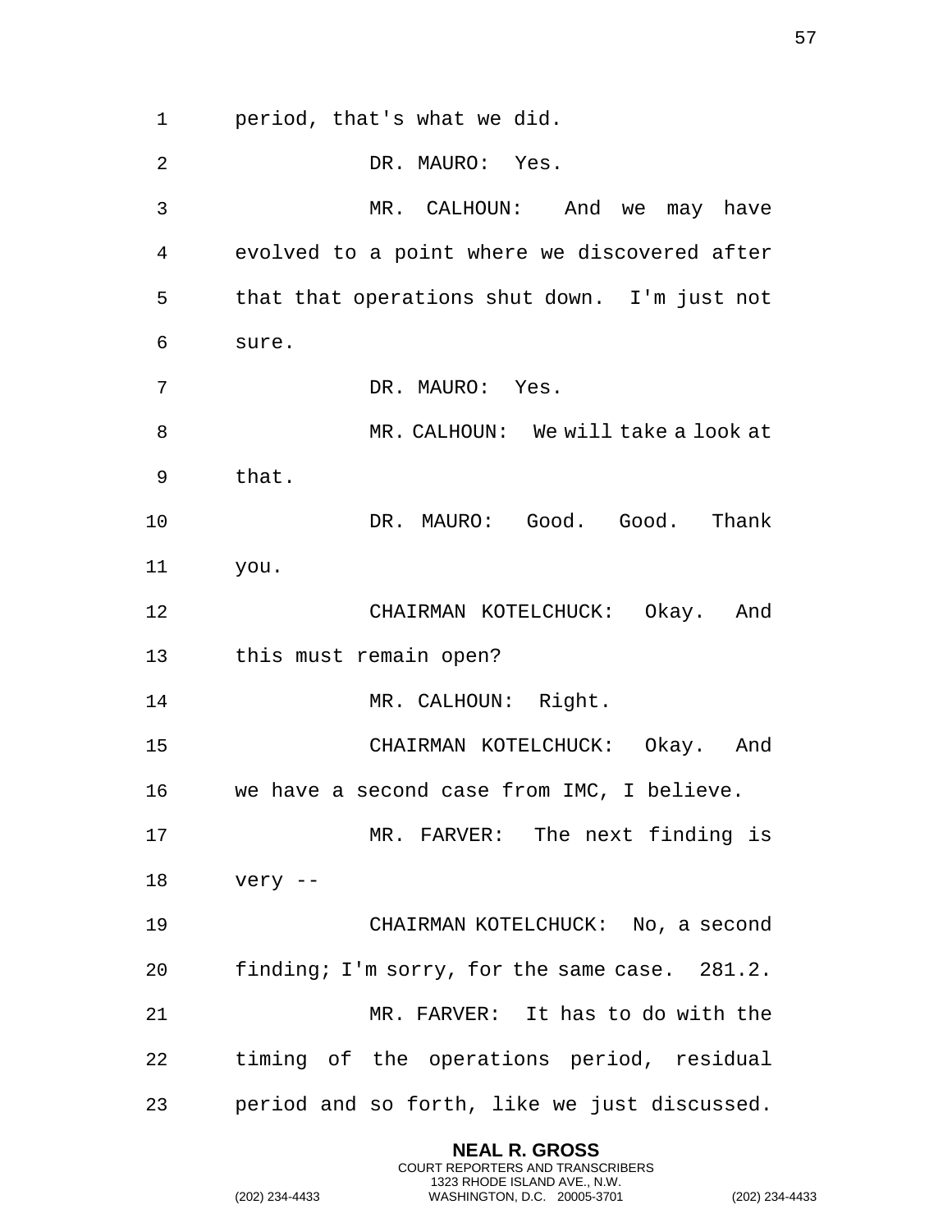period, that's what we did.

DR. MAURO: Yes.

MR. CALHOUN: And we may have evolved to a point where we discovered after that that operations shut down. I'm just not sure.

DR. MAURO: Yes.

MR. CALHOUN: We will take a look at that.

DR. MAURO: Good. Good. Thank you.

CHAIRMAN KOTELCHUCK: Okay. And this must remain open?

MR. CALHOUN: Right.

CHAIRMAN KOTELCHUCK: Okay. And we have a second case from IMC, I believe.

MR. FARVER: The next finding is very --

CHAIRMAN KOTELCHUCK: No, a second finding; I'm sorry, for the same case. 281.2.

MR. FARVER: It has to do with the timing of the operations period, residual period and so forth, like we just discussed.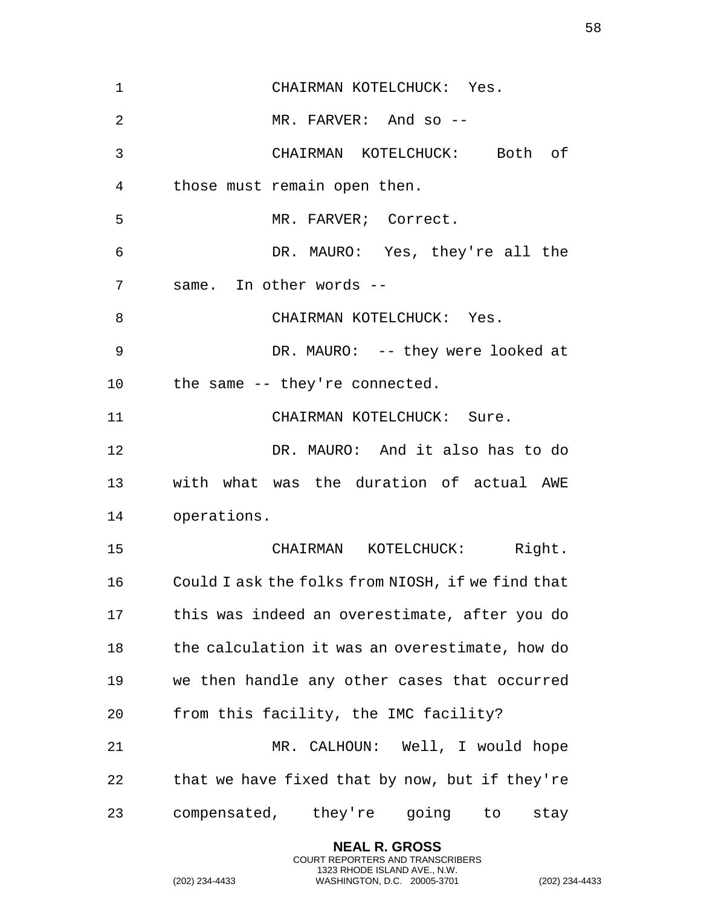CHAIRMAN KOTELCHUCK: Yes.

MR. FARVER: And so --

CHAIRMAN KOTELCHUCK: Both of those must remain open then.

MR. FARVER; Correct.

DR. MAURO: Yes, they're all the same. In other words --

CHAIRMAN KOTELCHUCK: Yes.

DR. MAURO: -- they were looked at the same -- they're connected.

CHAIRMAN KOTELCHUCK: Sure.

DR. MAURO: And it also has to do with what was the duration of actual AWE operations.

CHAIRMAN KOTELCHUCK: Right. Could I ask the folks from NIOSH, if we find that this was indeed an overestimate, after you do the calculation it was an overestimate, how do we then handle any other cases that occurred from this facility, the IMC facility?

MR. CALHOUN: Well, I would hope that we have fixed that by now, but if they're compensated, they're going to stay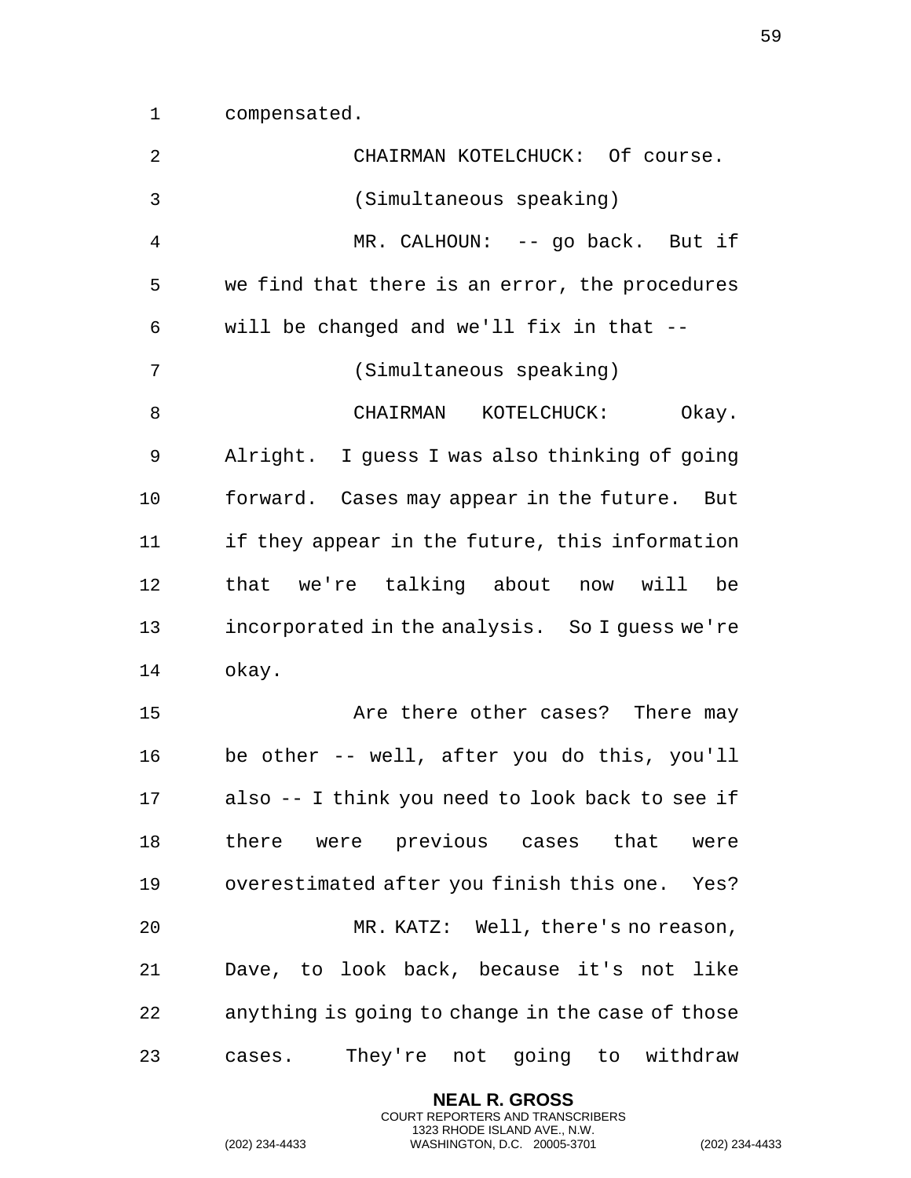compensated.

CHAIRMAN KOTELCHUCK: Of course.

(Simultaneous speaking)

MR. CALHOUN: -- go back. But if we find that there is an error, the procedures will be changed and we'll fix in that --

(Simultaneous speaking)

CHAIRMAN KOTELCHUCK: Okay. Alright. I guess I was also thinking of going forward. Cases may appear in the future. But if they appear in the future, this information that we're talking about now will be incorporated in the analysis. So I guess we're okay.

Are there other cases? There may be other -- well, after you do this, you'll also -- I think you need to look back to see if there were previous cases that were overestimated after you finish this one. Yes?

MR. KATZ: Well, there's no reason, Dave, to look back, because it's not like anything is going to change in the case of those cases. They're not going to withdraw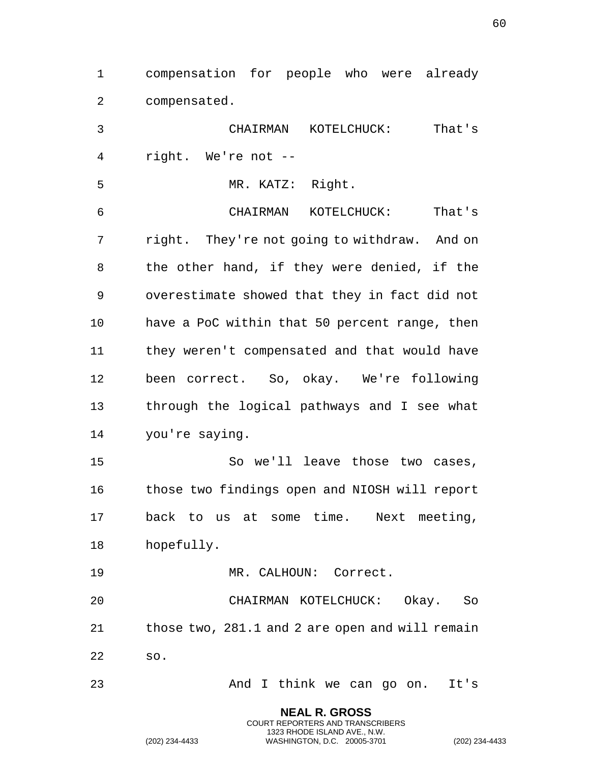compensation for people who were already compensated.

CHAIRMAN KOTELCHUCK: That's right. We're not --

MR. KATZ: Right.

CHAIRMAN KOTELCHUCK: That's right. They're not going to withdraw. And on the other hand, if they were denied, if the overestimate showed that they in fact did not have a PoC within that 50 percent range, then they weren't compensated and that would have been correct. So, okay. We're following through the logical pathways and I see what you're saying.

So we'll leave those two cases, those two findings open and NIOSH will report back to us at some time. Next meeting, hopefully.

MR. CALHOUN: Correct.

CHAIRMAN KOTELCHUCK: Okay. So those two, 281.1 and 2 are open and will remain so.

And I think we can go on. It's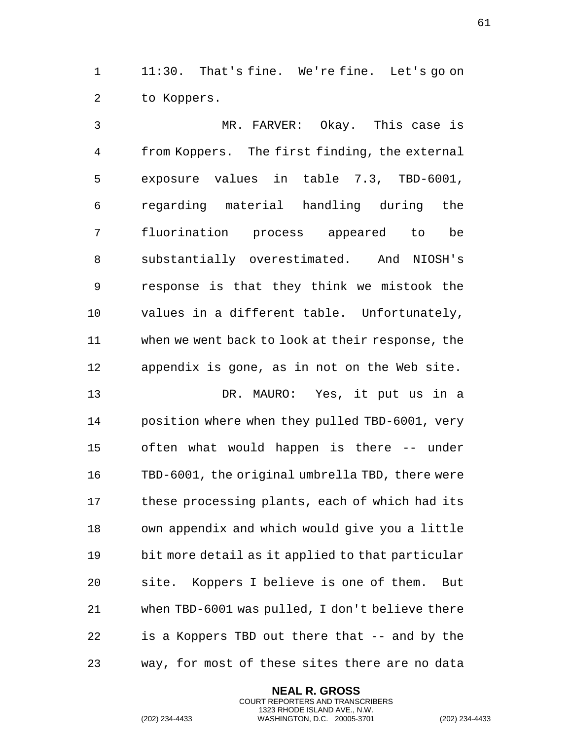11:30. That's fine. We're fine. Let's go on to Koppers.

MR. FARVER: Okay. This case is from Koppers. The first finding, the external exposure values in table 7.3, TBD-6001, regarding material handling during the fluorination process appeared to be substantially overestimated. And NIOSH's response is that they think we mistook the values in a different table. Unfortunately, when we went back to look at their response, the appendix is gone, as in not on the Web site.

DR. MAURO: Yes, it put us in a position where when they pulled TBD-6001, very often what would happen is there -- under TBD-6001, the original umbrella TBD, there were these processing plants, each of which had its own appendix and which would give you a little bit more detail as it applied to that particular site. Koppers I believe is one of them. But when TBD-6001 was pulled, I don't believe there is a Koppers TBD out there that -- and by the way, for most of these sites there are no data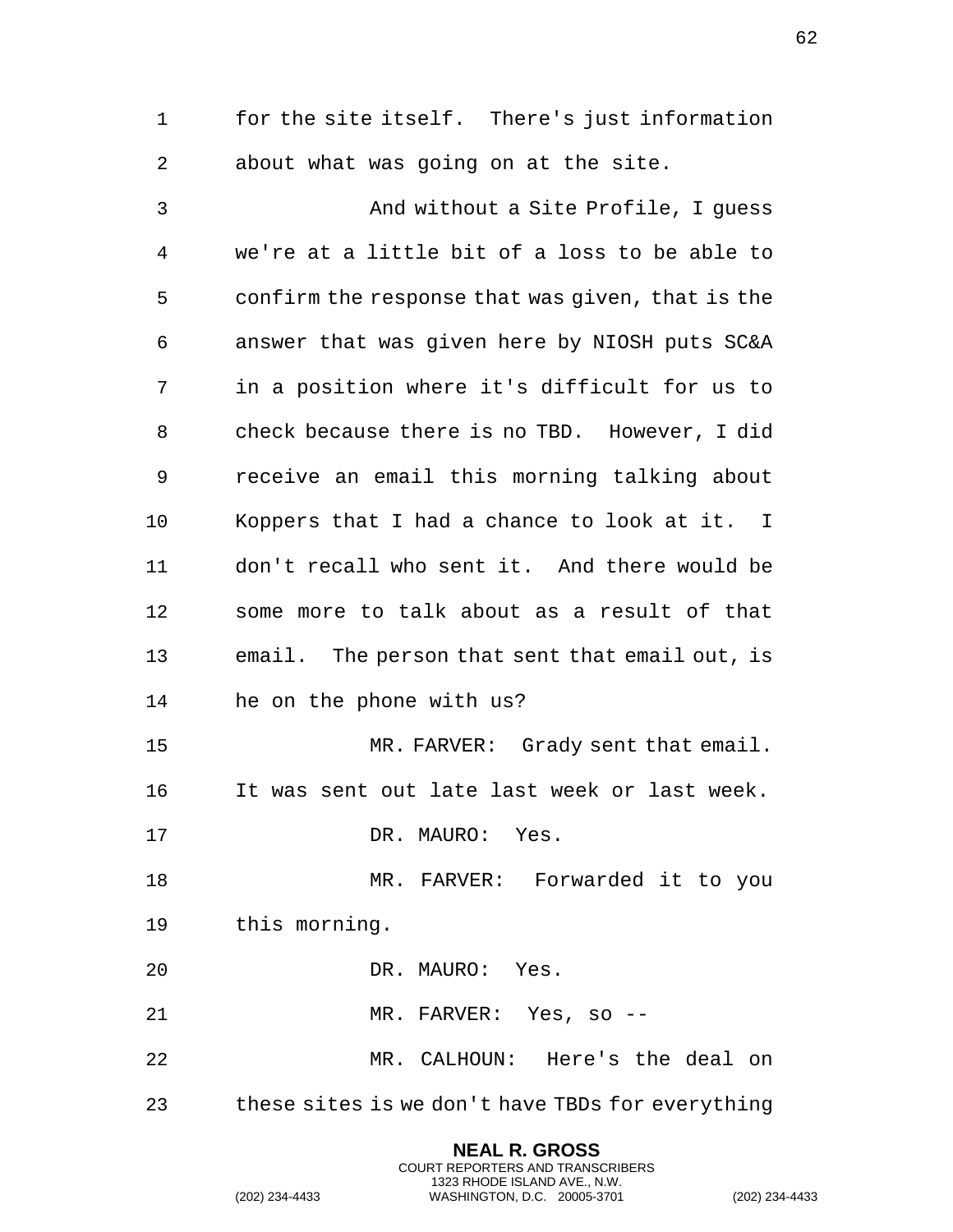for the site itself. There's just information about what was going on at the site.

And without a Site Profile, I guess we're at a little bit of a loss to be able to confirm the response that was given, that is the answer that was given here by NIOSH puts SC&A in a position where it's difficult for us to check because there is no TBD. However, I did receive an email this morning talking about Koppers that I had a chance to look at it. I don't recall who sent it. And there would be some more to talk about as a result of that email. The person that sent that email out, is he on the phone with us?

MR. FARVER: Grady sent that email. It was sent out late last week or last week.

DR. MAURO: Yes.

MR. FARVER: Forwarded it to you this morning.

DR. MAURO: Yes.

MR. FARVER: Yes, so --

MR. CALHOUN: Here's the deal on these sites is we don't have TBDs for everything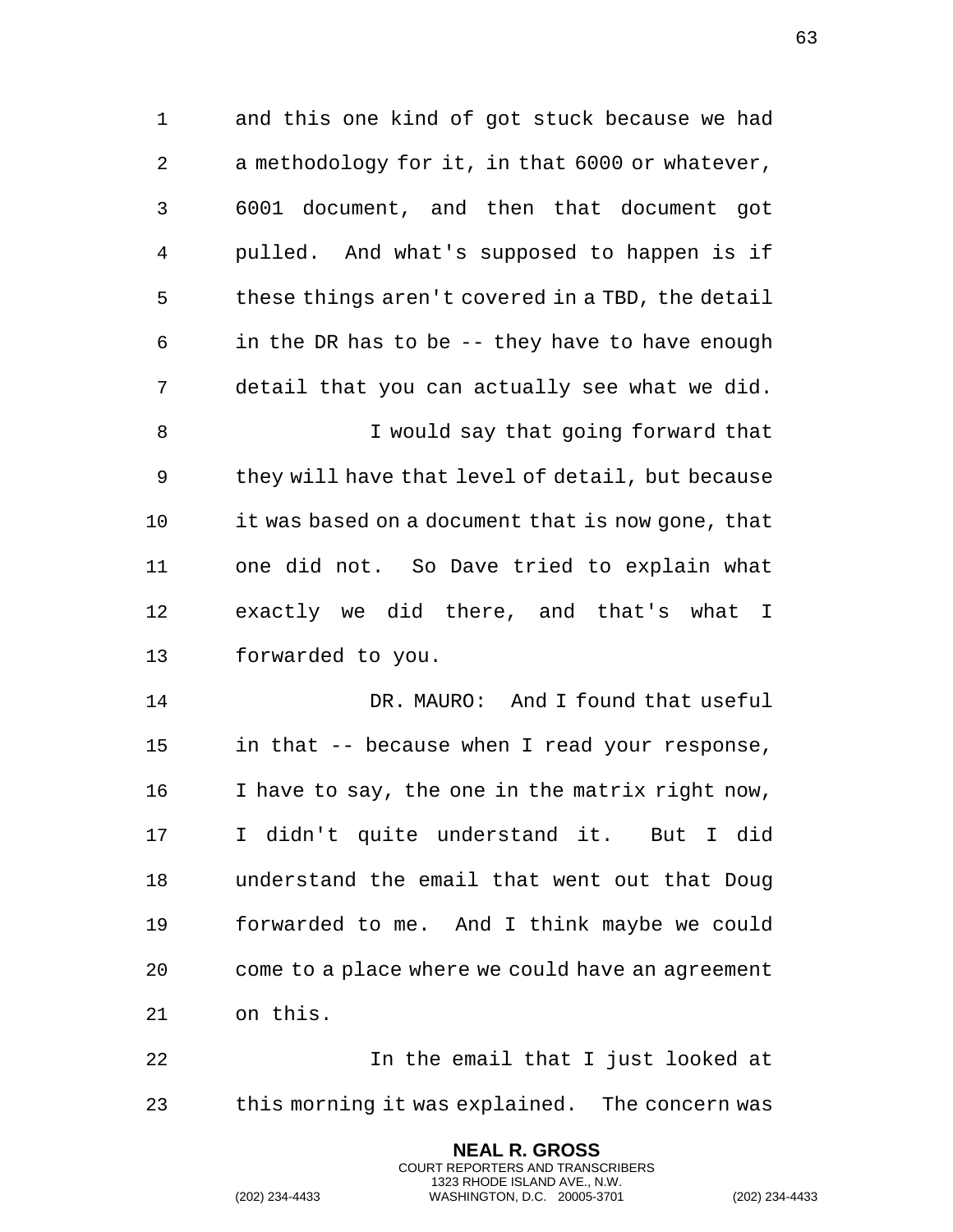and this one kind of got stuck because we had a methodology for it, in that 6000 or whatever, 6001 document, and then that document got pulled. And what's supposed to happen is if these things aren't covered in a TBD, the detail in the DR has to be -- they have to have enough detail that you can actually see what we did.

I would say that going forward that they will have that level of detail, but because it was based on a document that is now gone, that one did not. So Dave tried to explain what exactly we did there, and that's what I forwarded to you.

DR. MAURO: And I found that useful in that -- because when I read your response, I have to say, the one in the matrix right now, I didn't quite understand it. But I did understand the email that went out that Doug forwarded to me. And I think maybe we could come to a place where we could have an agreement on this.

In the email that I just looked at this morning it was explained. The concern was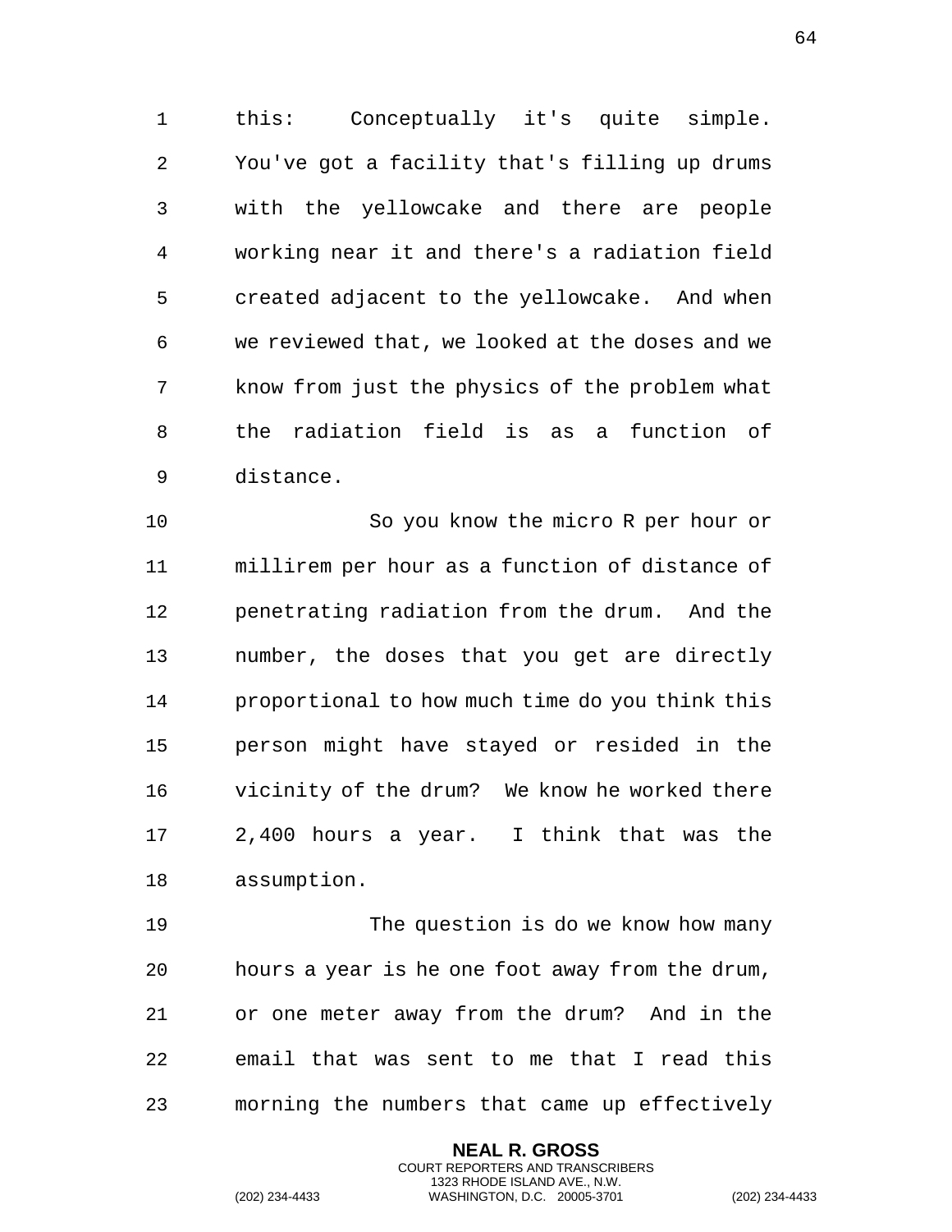this: Conceptually it's quite simple. You've got a facility that's filling up drums with the yellowcake and there are people working near it and there's a radiation field created adjacent to the yellowcake. And when we reviewed that, we looked at the doses and we know from just the physics of the problem what the radiation field is as a function of distance.

So you know the micro R per hour or millirem per hour as a function of distance of penetrating radiation from the drum. And the number, the doses that you get are directly proportional to how much time do you think this person might have stayed or resided in the vicinity of the drum? We know he worked there 2,400 hours a year. I think that was the assumption.

The question is do we know how many hours a year is he one foot away from the drum, or one meter away from the drum? And in the email that was sent to me that I read this morning the numbers that came up effectively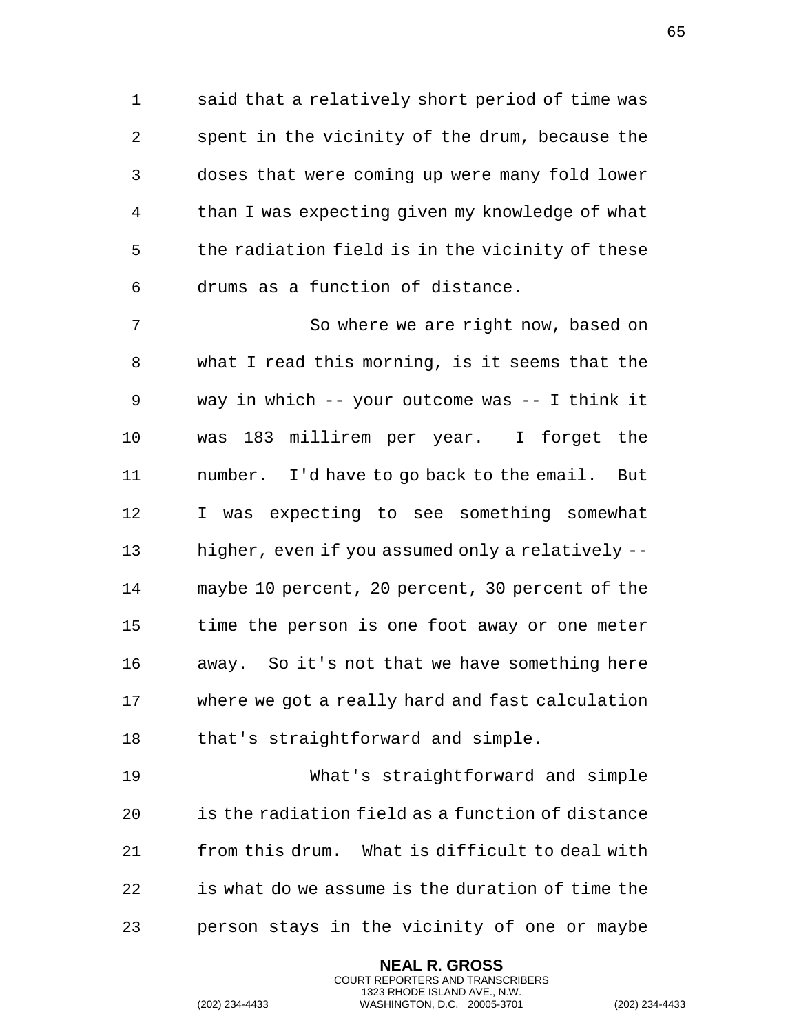said that a relatively short period of time was spent in the vicinity of the drum, because the doses that were coming up were many fold lower than I was expecting given my knowledge of what the radiation field is in the vicinity of these drums as a function of distance.

So where we are right now, based on what I read this morning, is it seems that the way in which -- your outcome was -- I think it was 183 millirem per year. I forget the number. I'd have to go back to the email. But I was expecting to see something somewhat higher, even if you assumed only a relatively -- maybe 10 percent, 20 percent, 30 percent of the time the person is one foot away or one meter away. So it's not that we have something here where we got a really hard and fast calculation that's straightforward and simple.

What's straightforward and simple is the radiation field as a function of distance from this drum. What is difficult to deal with is what do we assume is the duration of time the person stays in the vicinity of one or maybe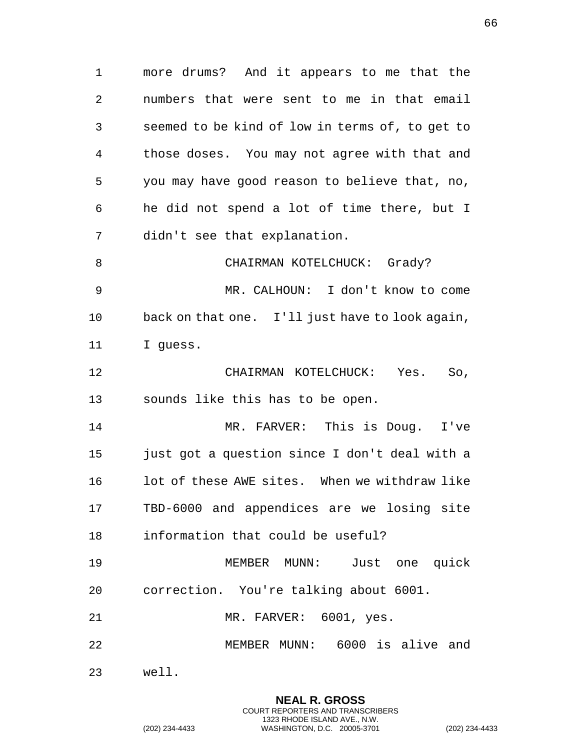more drums? And it appears to me that the numbers that were sent to me in that email seemed to be kind of low in terms of, to get to those doses. You may not agree with that and you may have good reason to believe that, no, he did not spend a lot of time there, but I didn't see that explanation.

CHAIRMAN KOTELCHUCK: Grady?

MR. CALHOUN: I don't know to come back on that one. I'll just have to look again, I guess.

CHAIRMAN KOTELCHUCK: Yes. So, sounds like this has to be open.

MR. FARVER: This is Doug. I've just got a question since I don't deal with a lot of these AWE sites. When we withdraw like TBD-6000 and appendices are we losing site information that could be useful?

MEMBER MUNN: Just one quick correction. You're talking about 6001.

MR. FARVER: 6001, yes.

MEMBER MUNN: 6000 is alive and well.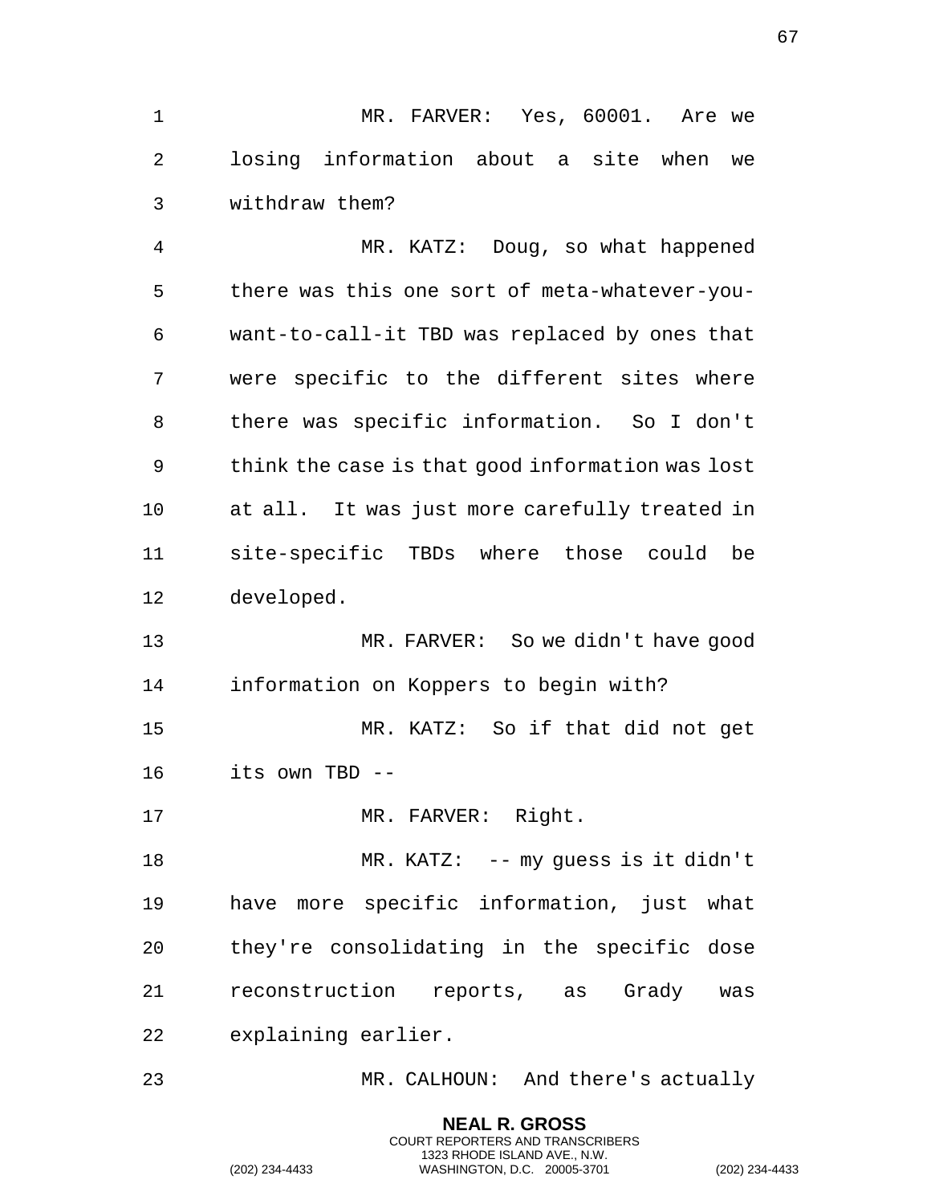MR. FARVER: Yes, 60001. Are we losing information about a site when we withdraw them?

MR. KATZ: Doug, so what happened there was this one sort of meta-whatever-you-want-to-call-it TBD was replaced by ones that were specific to the different sites where there was specific information. So I don't think the case is that good information was lost at all. It was just more carefully treated in site-specific TBDs where those could be developed.

MR. FARVER: So we didn't have good information on Koppers to begin with?

MR. KATZ: So if that did not get its own TBD --

MR. FARVER: Right.

MR. KATZ: -- my guess is it didn't have more specific information, just what they're consolidating in the specific dose reconstruction reports, as Grady was explaining earlier.

MR. CALHOUN: And there's actually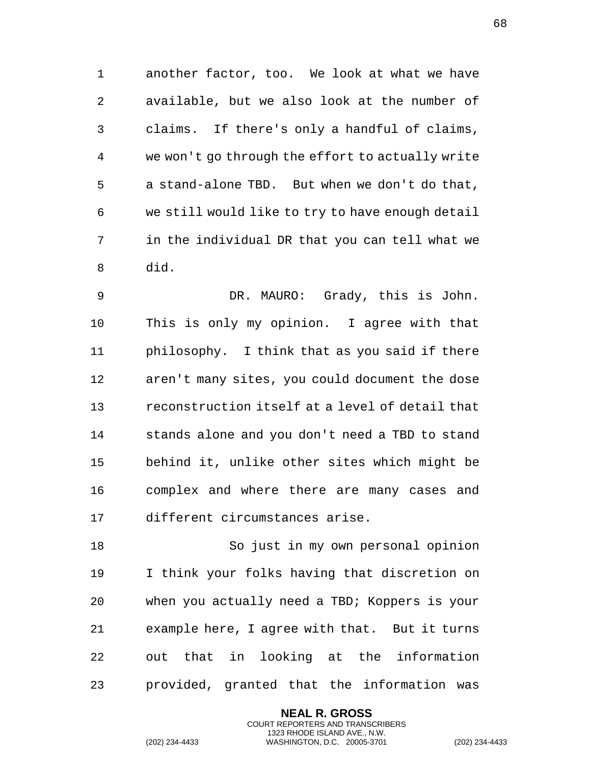another factor, too. We look at what we have available, but we also look at the number of claims. If there's only a handful of claims, we won't go through the effort to actually write a stand-alone TBD. But when we don't do that, we still would like to try to have enough detail in the individual DR that you can tell what we did.

DR. MAURO: Grady, this is John. This is only my opinion. I agree with that philosophy. I think that as you said if there aren't many sites, you could document the dose reconstruction itself at a level of detail that stands alone and you don't need a TBD to stand behind it, unlike other sites which might be complex and where there are many cases and different circumstances arise.

So just in my own personal opinion I think your folks having that discretion on when you actually need a TBD; Koppers is your example here, I agree with that. But it turns out that in looking at the information provided, granted that the information was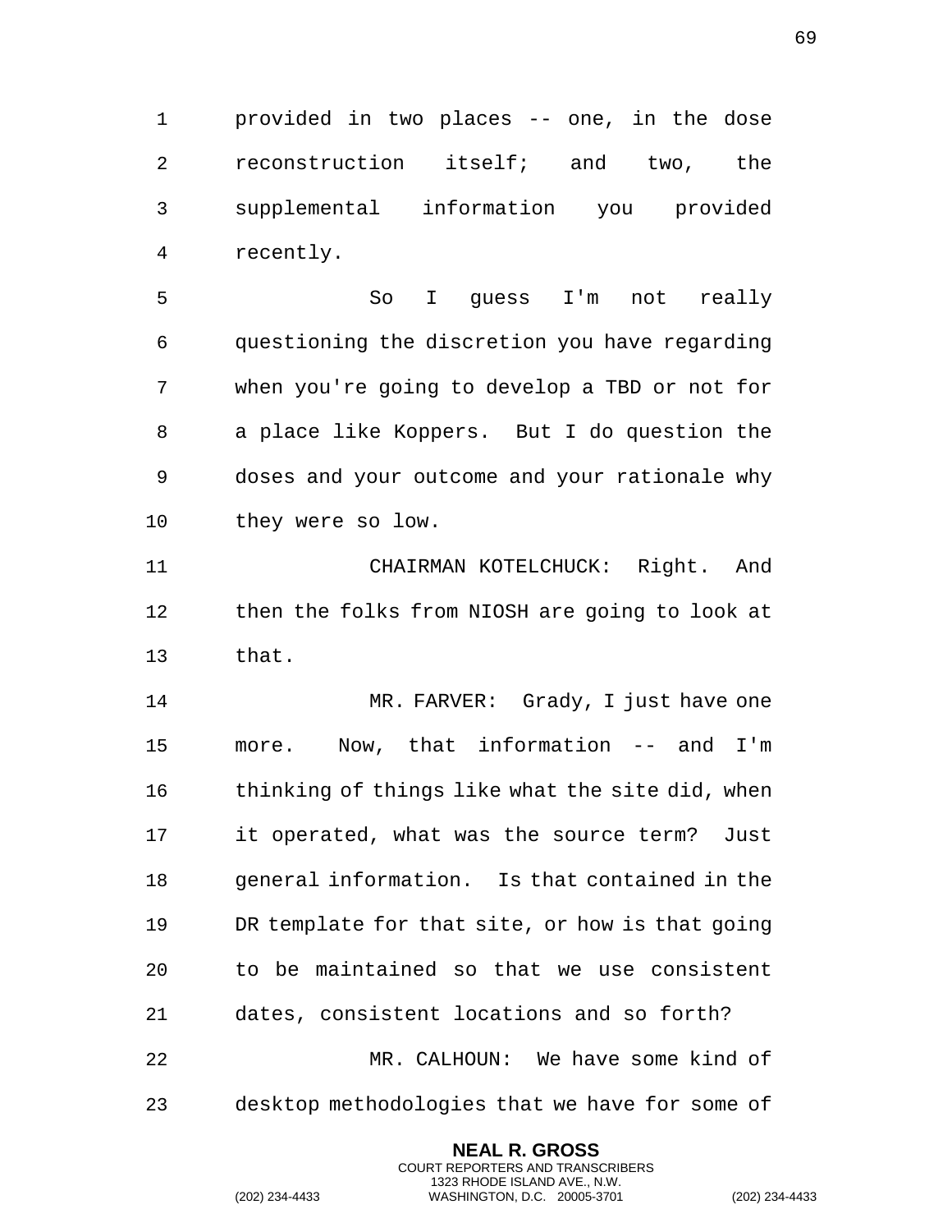provided in two places -- one, in the dose reconstruction itself; and two, the supplemental information you provided recently.

So I guess I'm not really questioning the discretion you have regarding when you're going to develop a TBD or not for a place like Koppers. But I do question the doses and your outcome and your rationale why they were so low.

CHAIRMAN KOTELCHUCK: Right. And then the folks from NIOSH are going to look at that.

MR. FARVER: Grady, I just have one more. Now, that information -- and I'm thinking of things like what the site did, when it operated, what was the source term? Just general information. Is that contained in the DR template for that site, or how is that going to be maintained so that we use consistent dates, consistent locations and so forth?

MR. CALHOUN: We have some kind of desktop methodologies that we have for some of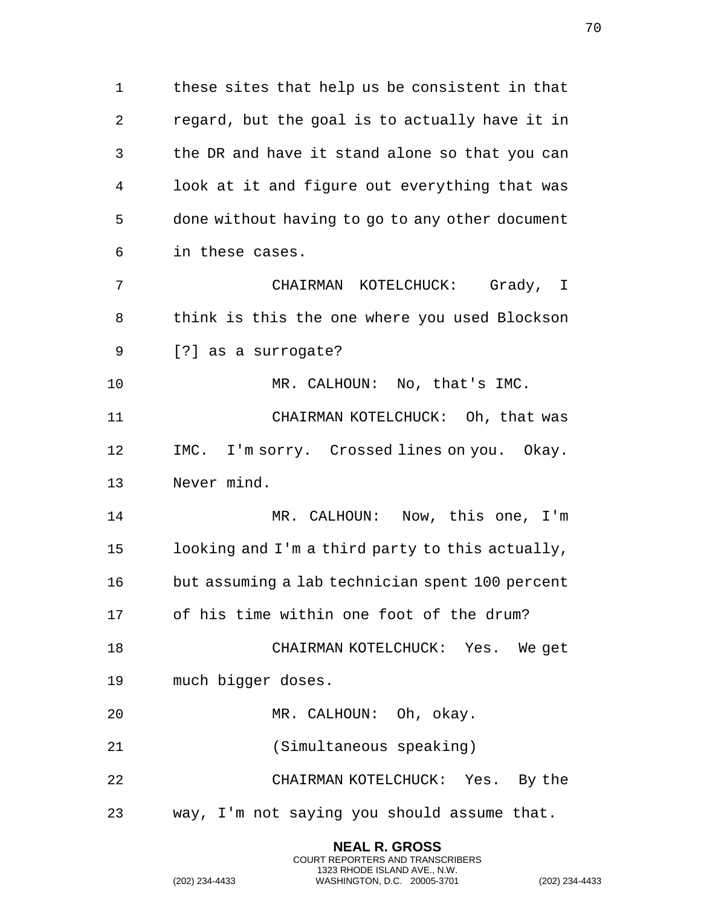these sites that help us be consistent in that regard, but the goal is to actually have it in the DR and have it stand alone so that you can look at it and figure out everything that was done without having to go to any other document in these cases.

CHAIRMAN KOTELCHUCK: Grady, I think is this the one where you used Blockson [?] as a surrogate?

MR. CALHOUN: No, that's IMC.

CHAIRMAN KOTELCHUCK: Oh, that was IMC. I'm sorry. Crossed lines on you. Okay. Never mind.

MR. CALHOUN: Now, this one, I'm looking and I'm a third party to this actually, but assuming a lab technician spent 100 percent of his time within one foot of the drum?

CHAIRMAN KOTELCHUCK: Yes. We get much bigger doses.

MR. CALHOUN: Oh, okay.

(Simultaneous speaking)

CHAIRMAN KOTELCHUCK: Yes. By the way, I'm not saying you should assume that.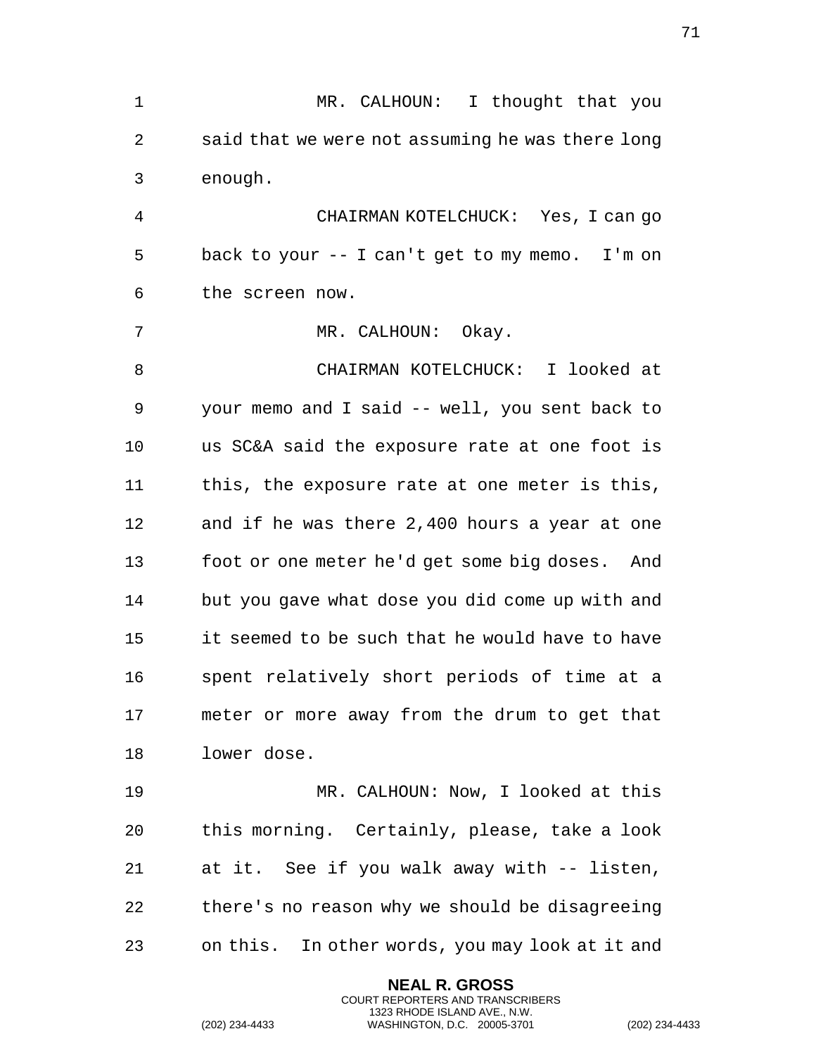MR. CALHOUN: I thought that you said that we were not assuming he was there long enough.

CHAIRMAN KOTELCHUCK: Yes, I can go back to your -- I can't get to my memo. I'm on the screen now.

MR. CALHOUN: Okay.

CHAIRMAN KOTELCHUCK: I looked at your memo and I said -- well, you sent back to us SC&A said the exposure rate at one foot is this, the exposure rate at one meter is this, and if he was there 2,400 hours a year at one foot or one meter he'd get some big doses. And but you gave what dose you did come up with and it seemed to be such that he would have to have spent relatively short periods of time at a meter or more away from the drum to get that lower dose.

MR. CALHOUN: Now, I looked at this this morning. Certainly, please, take a look at it. See if you walk away with -- listen, there's no reason why we should be disagreeing on this. In other words, you may look at it and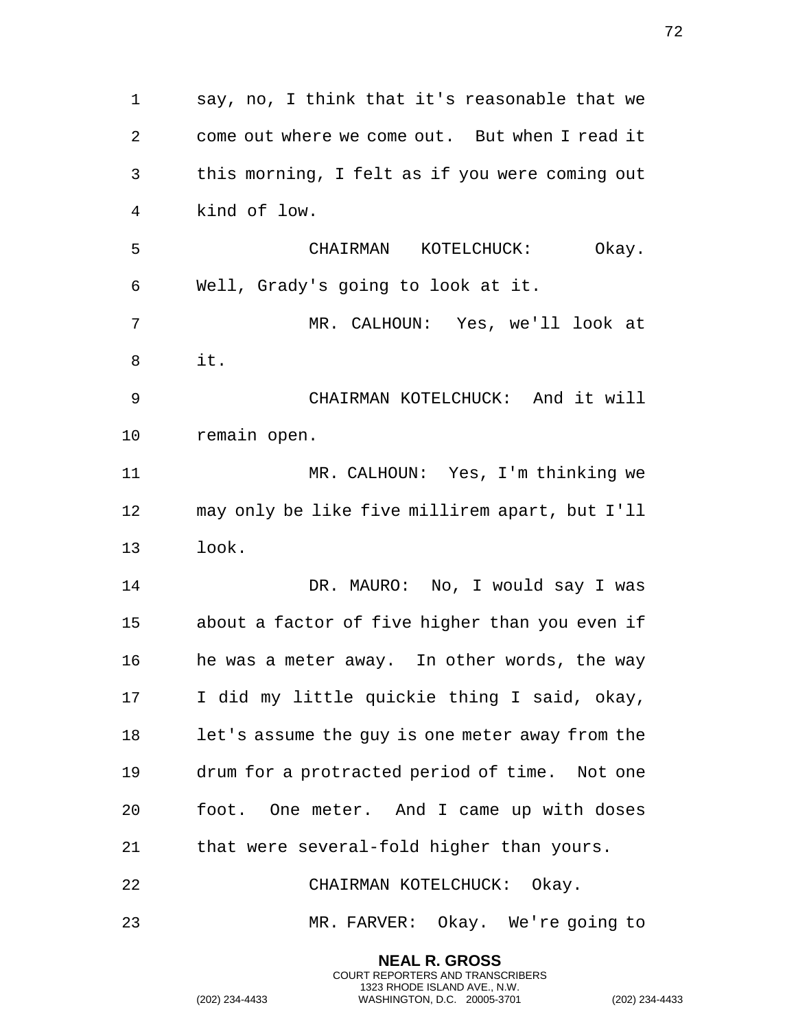say, no, I think that it's reasonable that we come out where we come out. But when I read it this morning, I felt as if you were coming out kind of low.

CHAIRMAN KOTELCHUCK: Okay. Well, Grady's going to look at it.

MR. CALHOUN: Yes, we'll look at it.

CHAIRMAN KOTELCHUCK: And it will remain open.

MR. CALHOUN: Yes, I'm thinking we may only be like five millirem apart, but I'll look.

DR. MAURO: No, I would say I was about a factor of five higher than you even if he was a meter away. In other words, the way I did my little quickie thing I said, okay, let's assume the guy is one meter away from the drum for a protracted period of time. Not one foot. One meter. And I came up with doses that were several-fold higher than yours.

CHAIRMAN KOTELCHUCK: Okay.

MR. FARVER: Okay. We're going to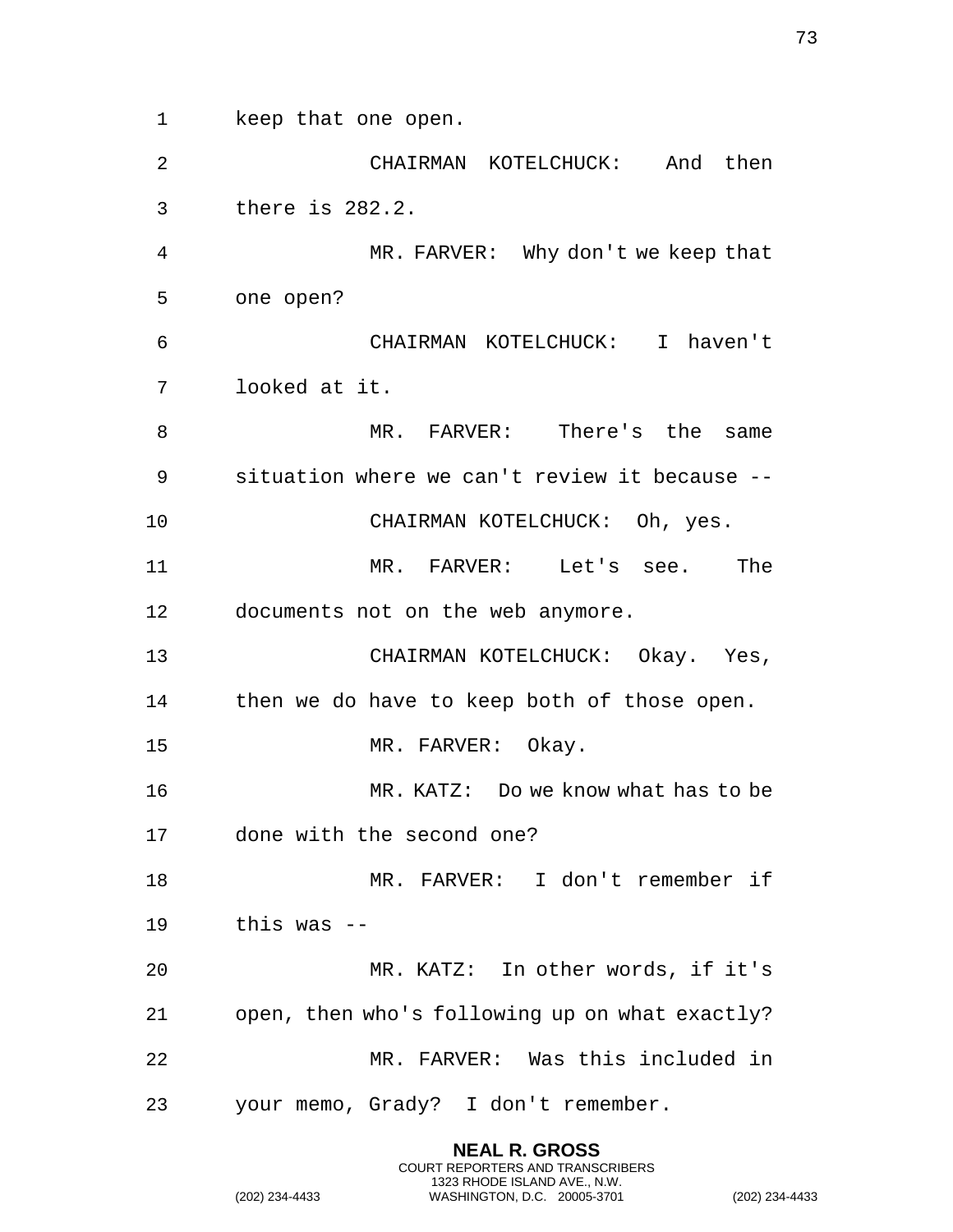keep that one open.

CHAIRMAN KOTELCHUCK: And then there is 282.2.

MR. FARVER: Why don't we keep that one open?

CHAIRMAN KOTELCHUCK: I haven't looked at it.

MR. FARVER: There's the same situation where we can't review it because --

CHAIRMAN KOTELCHUCK: Oh, yes.

MR. FARVER: Let's see. The documents not on the web anymore.

CHAIRMAN KOTELCHUCK: Okay. Yes, then we do have to keep both of those open.

MR. FARVER: Okay.

MR. KATZ: Do we know what has to be done with the second one?

MR. FARVER: I don't remember if this was --

MR. KATZ: In other words, if it's open, then who's following up on what exactly?

MR. FARVER: Was this included in your memo, Grady? I don't remember.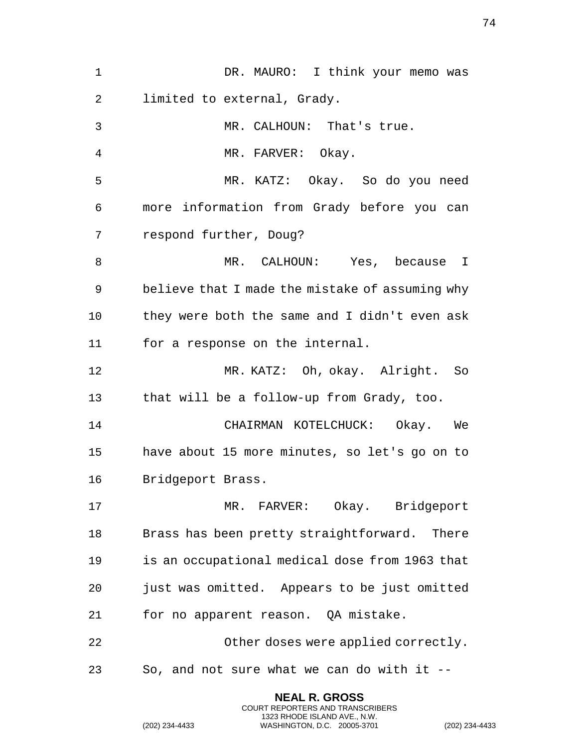DR. MAURO: I think your memo was limited to external, Grady.

MR. CALHOUN: That's true.

MR. FARVER: Okay.

MR. KATZ: Okay. So do you need more information from Grady before you can respond further, Doug?

MR. CALHOUN: Yes, because I believe that I made the mistake of assuming why they were both the same and I didn't even ask for a response on the internal.

MR. KATZ: Oh, okay. Alright. So that will be a follow-up from Grady, too.

CHAIRMAN KOTELCHUCK: Okay. We have about 15 more minutes, so let's go on to Bridgeport Brass.

MR. FARVER: Okay. Bridgeport Brass has been pretty straightforward. There is an occupational medical dose from 1963 that just was omitted. Appears to be just omitted for no apparent reason. QA mistake.

Other doses were applied correctly. So, and not sure what we can do with it --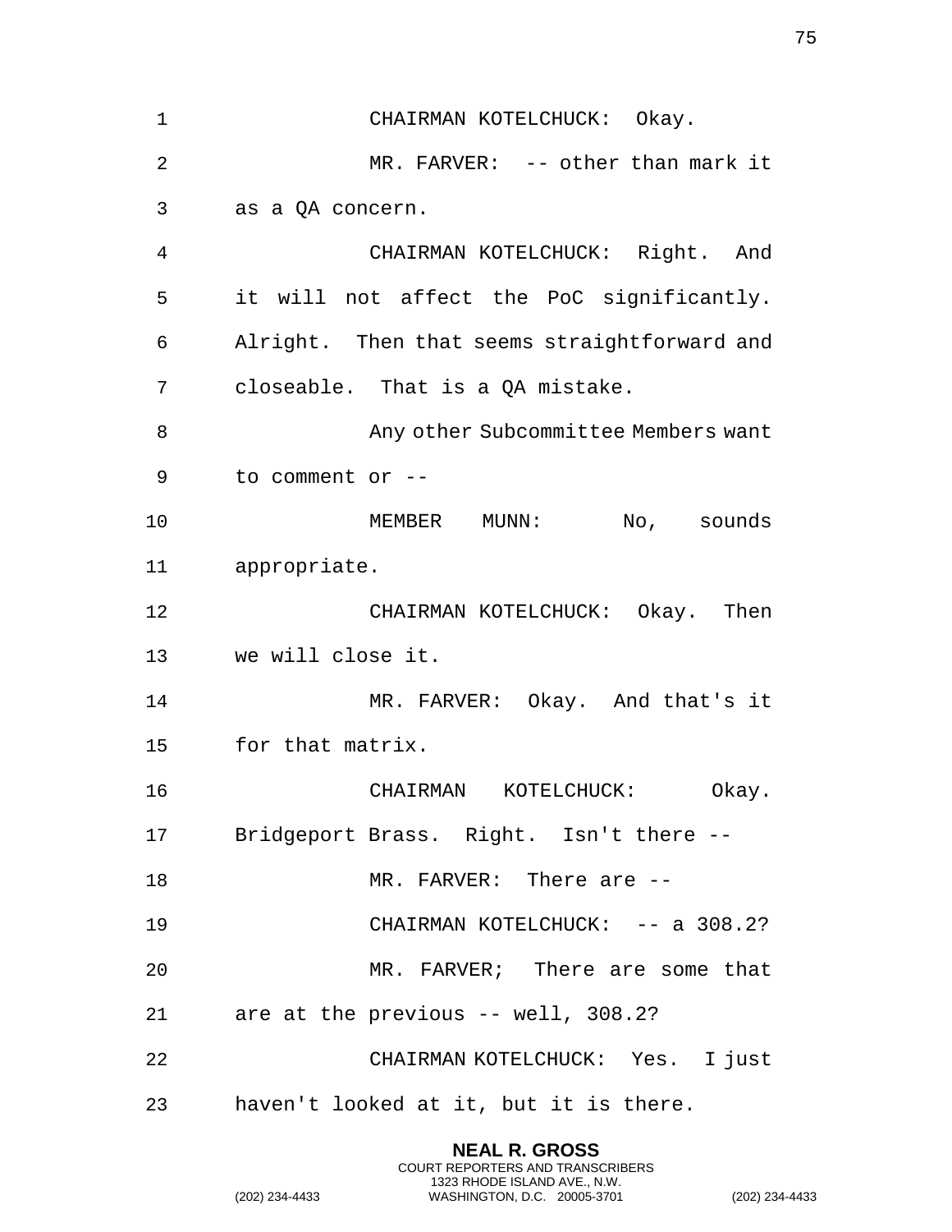CHAIRMAN KOTELCHUCK: Okay.

MR. FARVER: -- other than mark it as a QA concern.

CHAIRMAN KOTELCHUCK: Right. And it will not affect the PoC significantly. Alright. Then that seems straightforward and closeable. That is a QA mistake.

Any other Subcommittee Members want to comment or --

MEMBER MUNN: No, sounds appropriate.

CHAIRMAN KOTELCHUCK: Okay. Then we will close it.

MR. FARVER: Okay. And that's it for that matrix.

CHAIRMAN KOTELCHUCK: Okay. Bridgeport Brass. Right. Isn't there --

MR. FARVER: There are --

CHAIRMAN KOTELCHUCK: -- a 308.2?

MR. FARVER; There are some that are at the previous -- well, 308.2?

CHAIRMAN KOTELCHUCK: Yes. I just haven't looked at it, but it is there.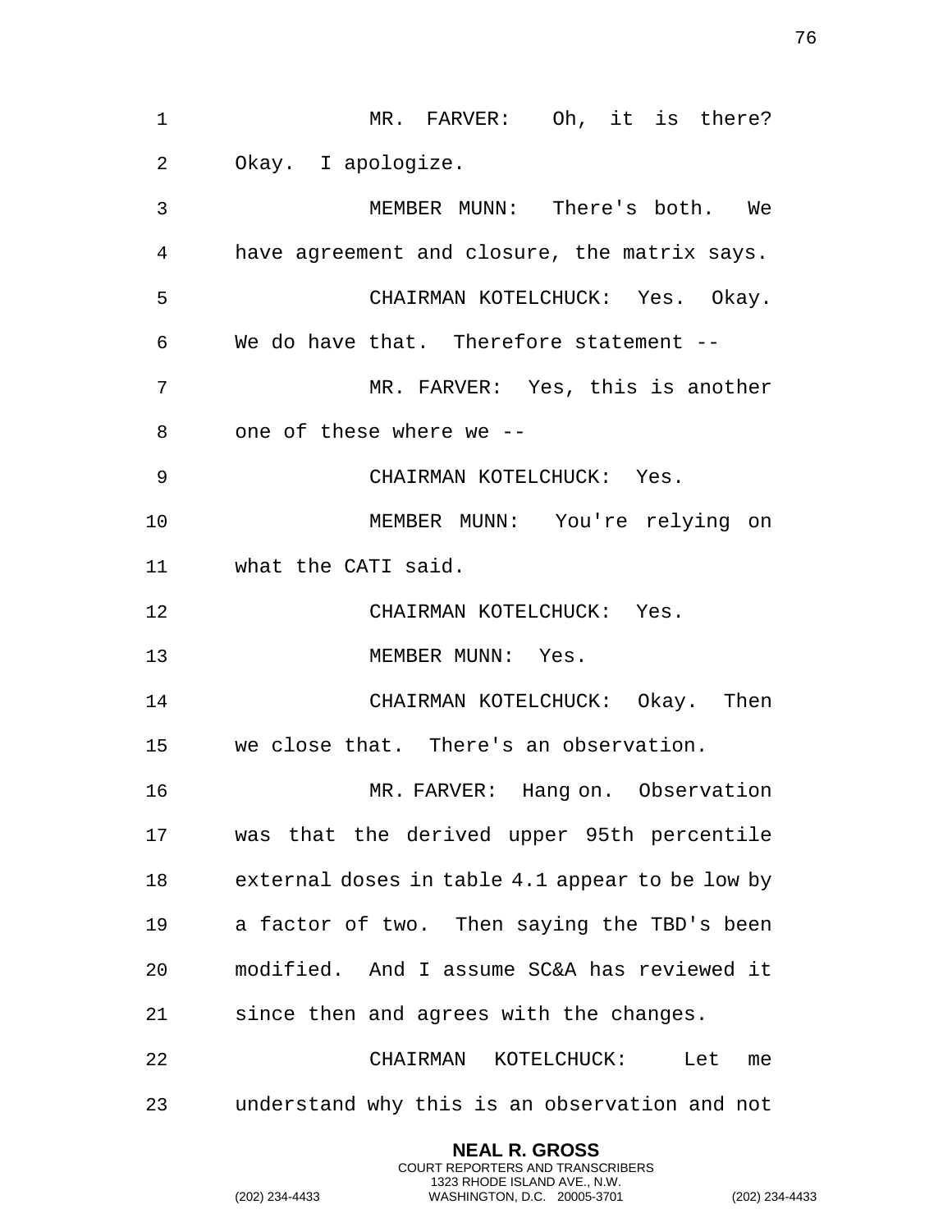MR. FARVER: Oh, it is there? Okay. I apologize.

MEMBER MUNN: There's both. We have agreement and closure, the matrix says.

CHAIRMAN KOTELCHUCK: Yes. Okay. We do have that. Therefore statement --

MR. FARVER: Yes, this is another one of these where we --

CHAIRMAN KOTELCHUCK: Yes.

MEMBER MUNN: You're relying on what the CATI said.

CHAIRMAN KOTELCHUCK: Yes.

MEMBER MUNN: Yes.

CHAIRMAN KOTELCHUCK: Okay. Then we close that. There's an observation.

MR. FARVER: Hang on. Observation was that the derived upper 95th percentile external doses in table 4.1 appear to be low by a factor of two. Then saying the TBD's been modified. And I assume SC&A has reviewed it since then and agrees with the changes.

CHAIRMAN KOTELCHUCK: Let me understand why this is an observation and not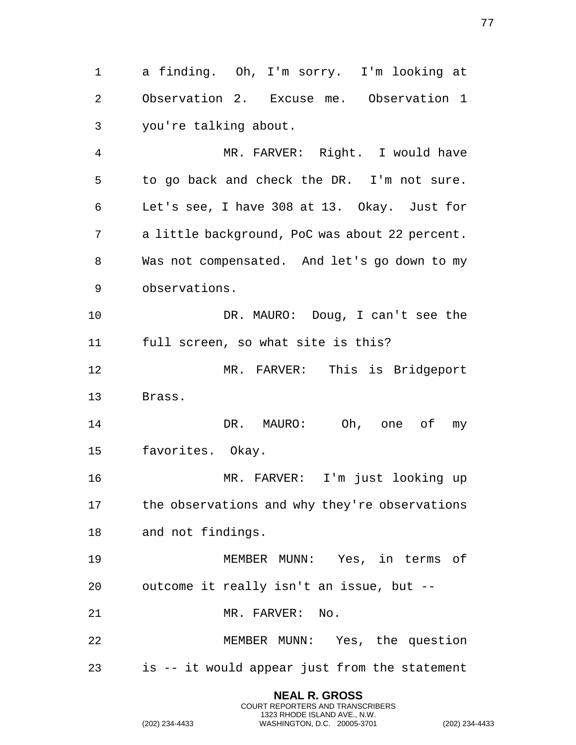a finding. Oh, I'm sorry. I'm looking at Observation 2. Excuse me. Observation 1 you're talking about.

MR. FARVER: Right. I would have to go back and check the DR. I'm not sure. Let's see, I have 308 at 13. Okay. Just for a little background, PoC was about 22 percent. Was not compensated. And let's go down to my observations.

DR. MAURO: Doug, I can't see the full screen, so what site is this?

MR. FARVER: This is Bridgeport Brass.

DR. MAURO: Oh, one of my favorites. Okay.

MR. FARVER: I'm just looking up the observations and why they're observations and not findings.

MEMBER MUNN: Yes, in terms of outcome it really isn't an issue, but --

MR. FARVER: No.

MEMBER MUNN: Yes, the question is -- it would appear just from the statement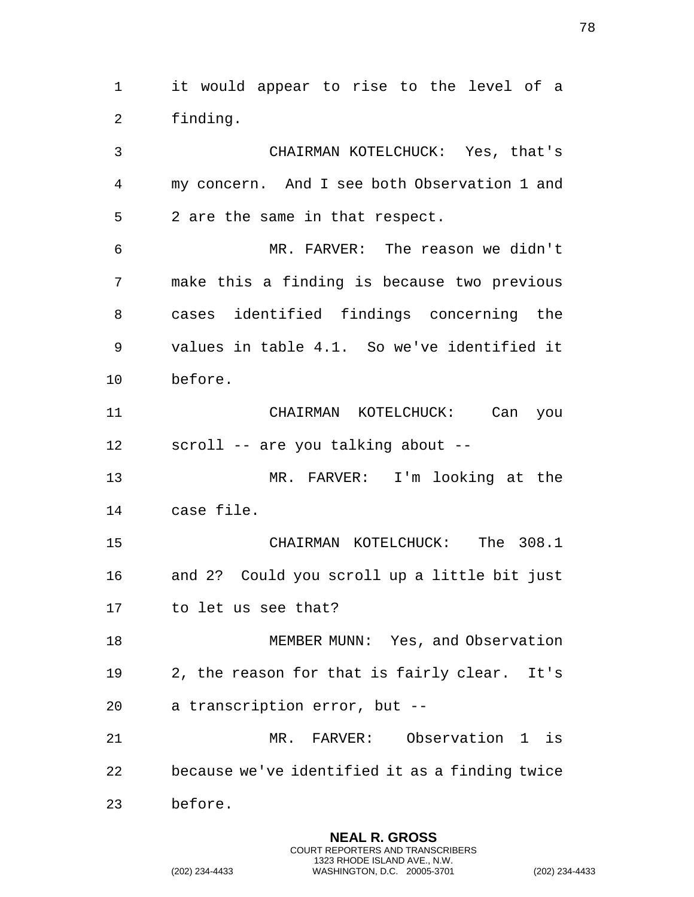it would appear to rise to the level of a finding.

CHAIRMAN KOTELCHUCK: Yes, that's my concern. And I see both Observation 1 and 2 are the same in that respect.

MR. FARVER: The reason we didn't make this a finding is because two previous cases identified findings concerning the values in table 4.1. So we've identified it before.

CHAIRMAN KOTELCHUCK: Can you scroll -- are you talking about --

MR. FARVER: I'm looking at the case file.

CHAIRMAN KOTELCHUCK: The 308.1 and 2? Could you scroll up a little bit just to let us see that?

MEMBER MUNN: Yes, and Observation 2, the reason for that is fairly clear. It's a transcription error, but --

MR. FARVER: Observation 1 is because we've identified it as a finding twice before.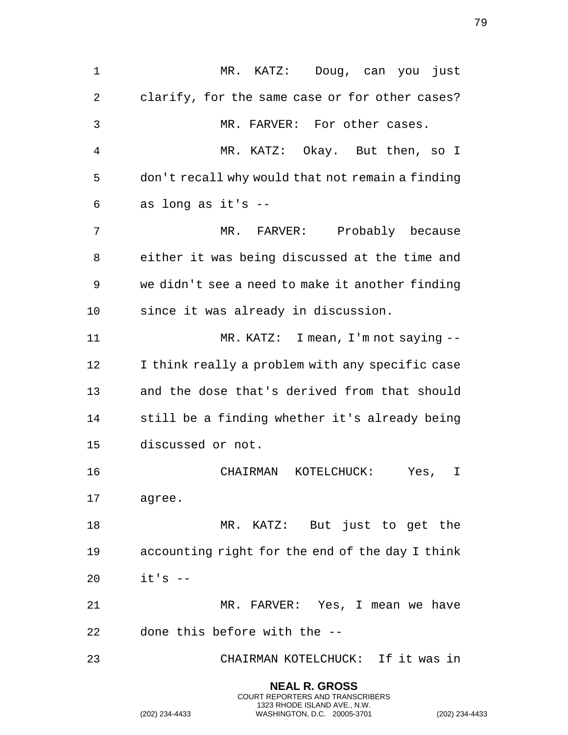MR. KATZ: Doug, can you just clarify, for the same case or for other cases?

MR. FARVER: For other cases.

MR. KATZ: Okay. But then, so I don't recall why would that not remain a finding as long as it's --

MR. FARVER: Probably because either it was being discussed at the time and we didn't see a need to make it another finding since it was already in discussion.

MR. KATZ: I mean, I'm not saying -- I think really a problem with any specific case and the dose that's derived from that should still be a finding whether it's already being discussed or not.

CHAIRMAN KOTELCHUCK: Yes, I agree.

MR. KATZ: But just to get the accounting right for the end of the day I think it's --

MR. FARVER: Yes, I mean we have done this before with the --

CHAIRMAN KOTELCHUCK: If it was in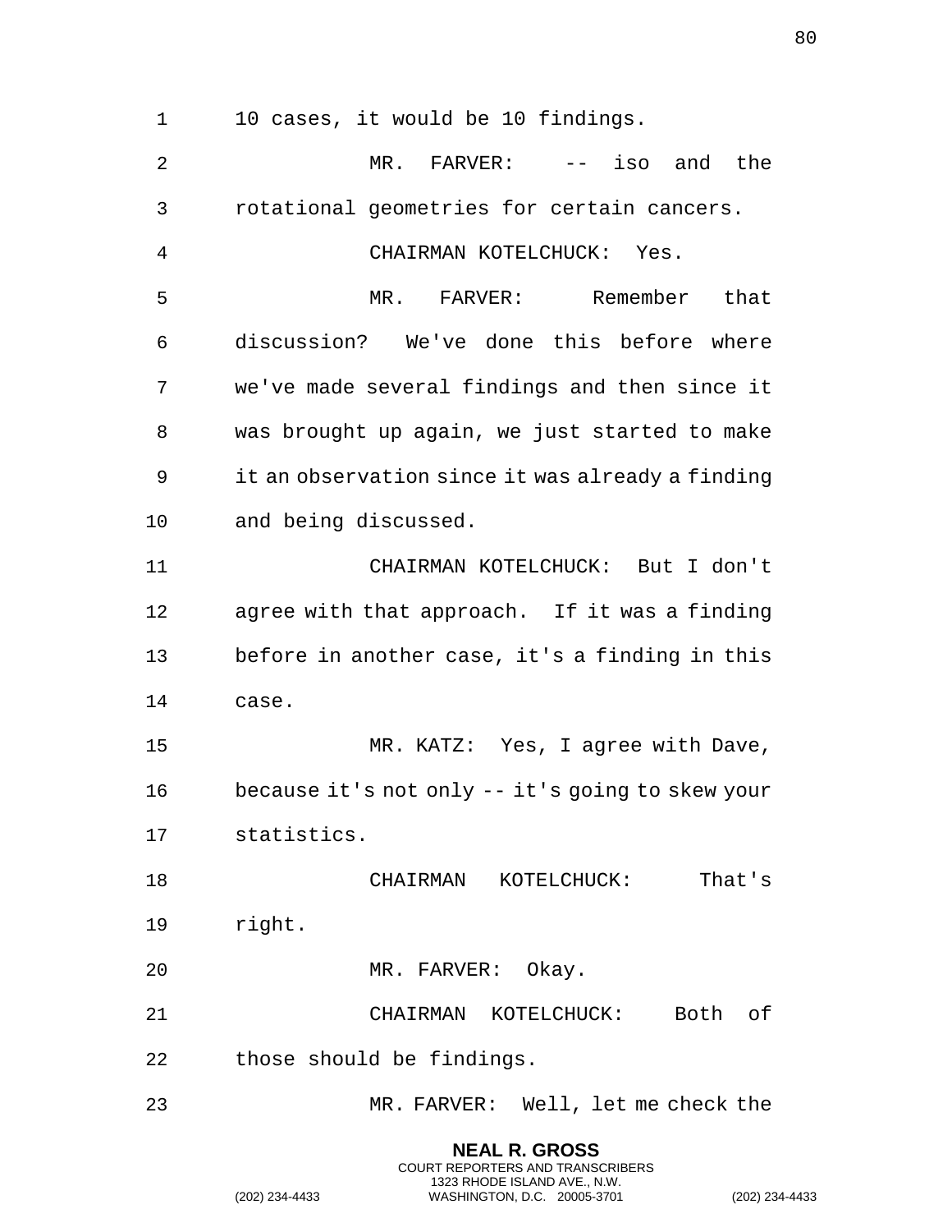10 cases, it would be 10 findings.

MR. FARVER: -- iso and the rotational geometries for certain cancers.

CHAIRMAN KOTELCHUCK: Yes.

MR. FARVER: Remember that discussion? We've done this before where we've made several findings and then since it was brought up again, we just started to make it an observation since it was already a finding and being discussed.

CHAIRMAN KOTELCHUCK: But I don't agree with that approach. If it was a finding before in another case, it's a finding in this case.

MR. KATZ: Yes, I agree with Dave, because it's not only -- it's going to skew your statistics.

CHAIRMAN KOTELCHUCK: That's right.

MR. FARVER: Okay.

CHAIRMAN KOTELCHUCK: Both of those should be findings.

MR. FARVER: Well, let me check the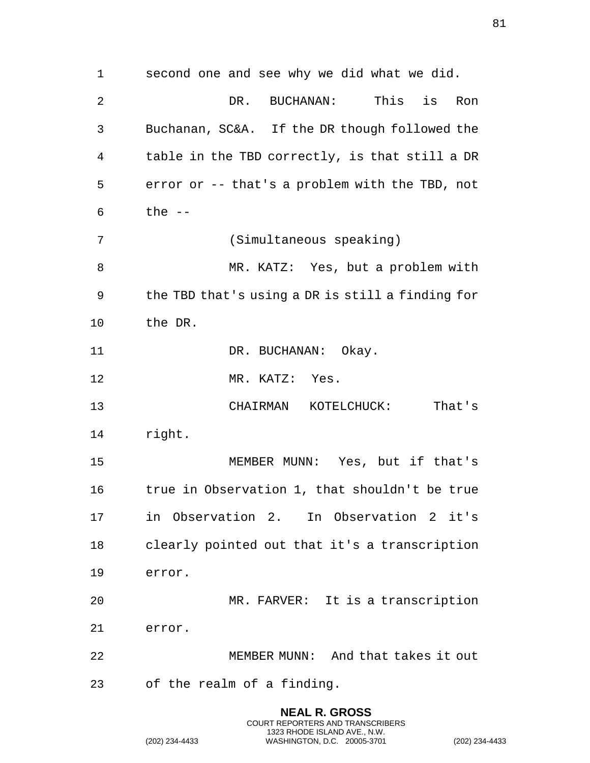second one and see why we did what we did.

DR. BUCHANAN: This is Ron Buchanan, SC&A. If the DR though followed the table in the TBD correctly, is that still a DR error or -- that's a problem with the TBD, not the --

(Simultaneous speaking)

MR. KATZ: Yes, but a problem with the TBD that's using a DR is still a finding for the DR.

DR. BUCHANAN: Okay.

MR. KATZ: Yes.

CHAIRMAN KOTELCHUCK: That's right.

MEMBER MUNN: Yes, but if that's true in Observation 1, that shouldn't be true in Observation 2. In Observation 2 it's clearly pointed out that it's a transcription error.

MR. FARVER: It is a transcription error.

MEMBER MUNN: And that takes it out of the realm of a finding.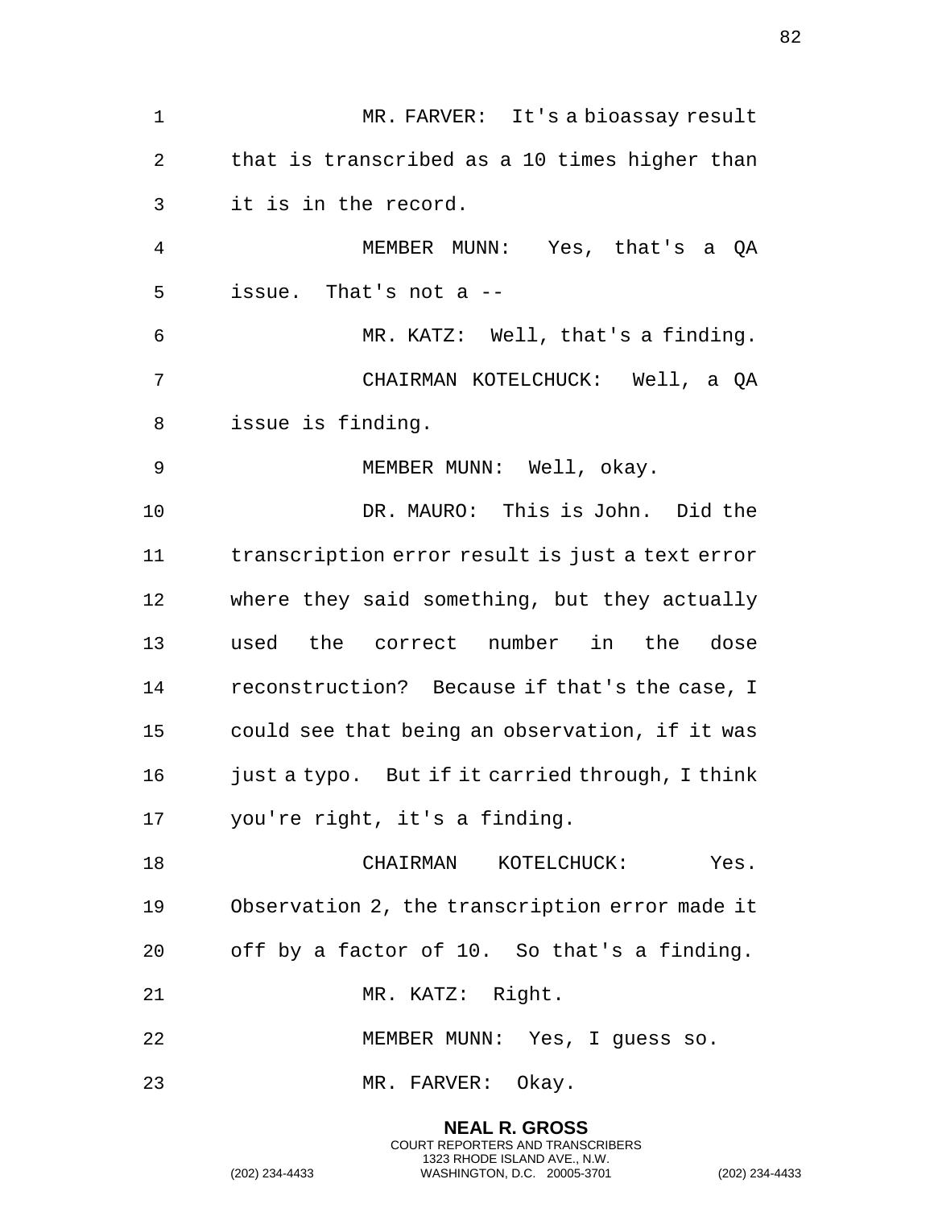MR. FARVER: It's a bioassay result that is transcribed as a 10 times higher than it is in the record.

MEMBER MUNN: Yes, that's a QA issue. That's not a --

MR. KATZ: Well, that's a finding.

CHAIRMAN KOTELCHUCK: Well, a QA issue is finding.

MEMBER MUNN: Well, okay.

DR. MAURO: This is John. Did the transcription error result is just a text error where they said something, but they actually used the correct number in the dose reconstruction? Because if that's the case, I could see that being an observation, if it was just a typo. But if it carried through, I think you're right, it's a finding.

CHAIRMAN KOTELCHUCK: Yes. Observation 2, the transcription error made it off by a factor of 10. So that's a finding.

MR. KATZ: Right.

MEMBER MUNN: Yes, I guess so.

MR. FARVER: Okay.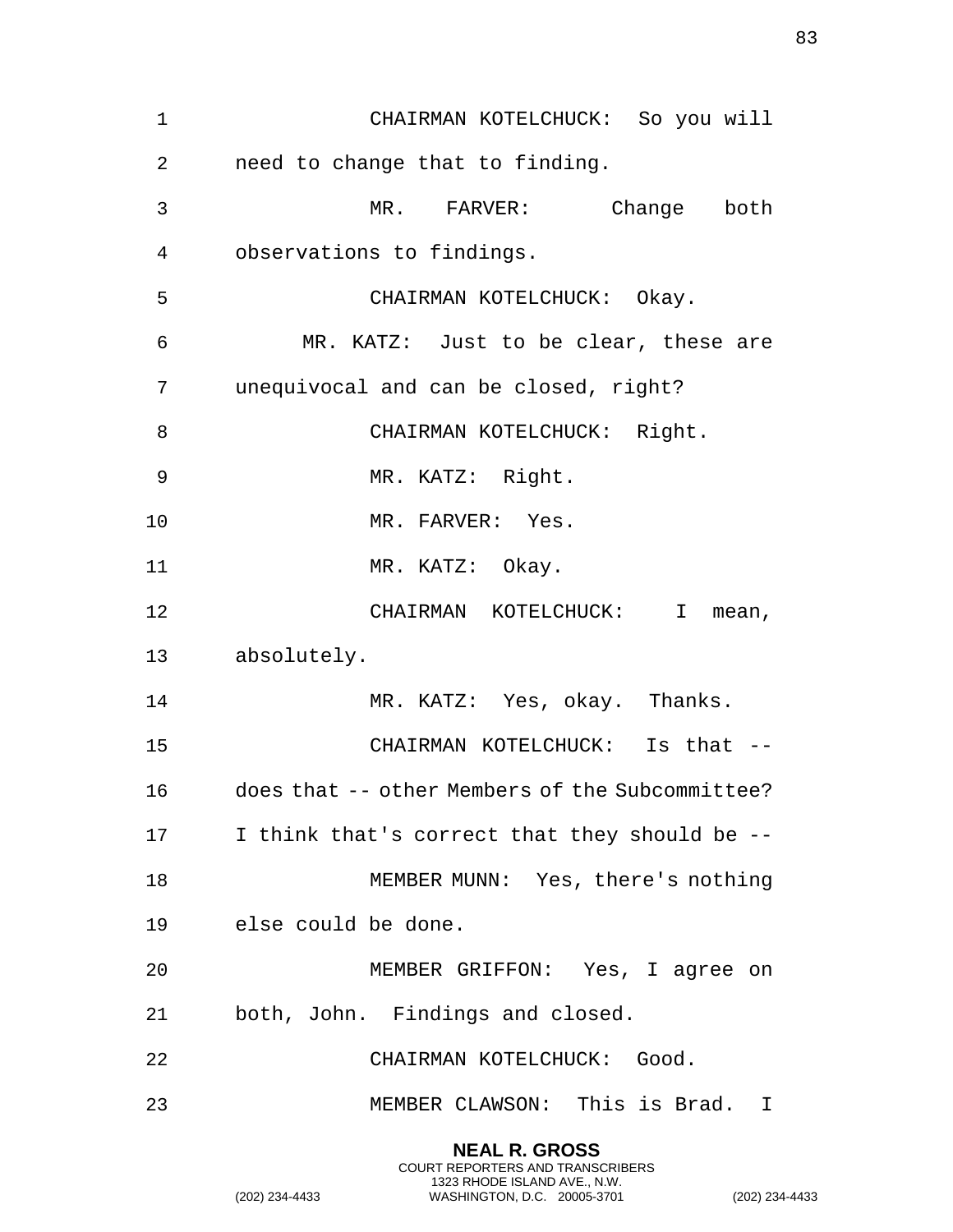CHAIRMAN KOTELCHUCK: So you will need to change that to finding.

MR. FARVER: Change both observations to findings.

CHAIRMAN KOTELCHUCK: Okay.

MR. KATZ: Just to be clear, these are unequivocal and can be closed, right?

CHAIRMAN KOTELCHUCK: Right.

MR. KATZ: Right.

MR. FARVER: Yes.

MR. KATZ: Okay.

CHAIRMAN KOTELCHUCK: I mean, absolutely.

MR. KATZ: Yes, okay. Thanks.

CHAIRMAN KOTELCHUCK: Is that -- does that -- other Members of the Subcommittee? I think that's correct that they should be --

MEMBER MUNN: Yes, there's nothing else could be done.

MEMBER GRIFFON: Yes, I agree on both, John. Findings and closed.

CHAIRMAN KOTELCHUCK: Good.

MEMBER CLAWSON: This is Brad. I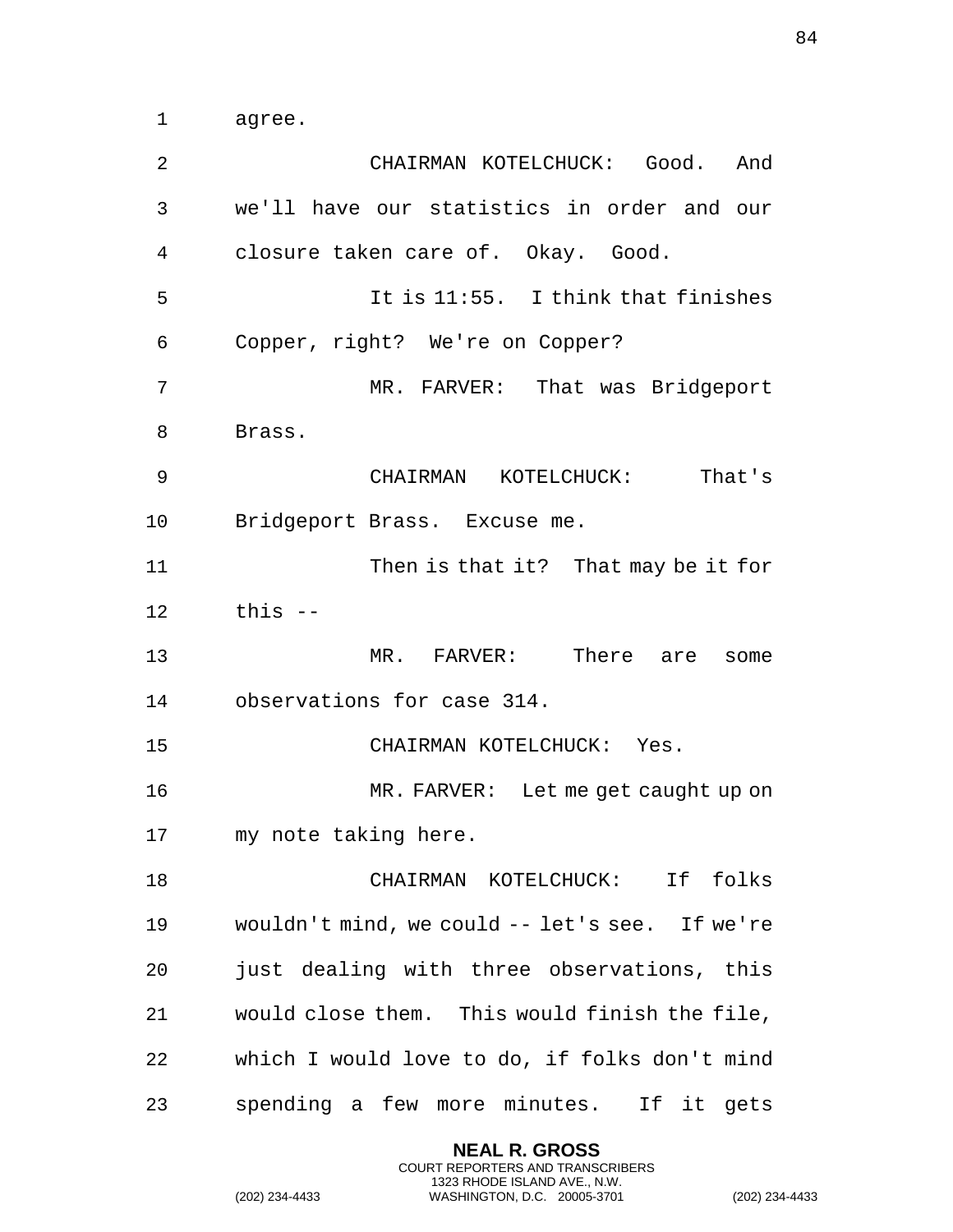agree.

CHAIRMAN KOTELCHUCK: Good. And we'll have our statistics in order and our closure taken care of. Okay. Good.

It is 11:55. I think that finishes Copper, right? We're on Copper?

MR. FARVER: That was Bridgeport Brass.

CHAIRMAN KOTELCHUCK: That's Bridgeport Brass. Excuse me.

Then is that it? That may be it for this --

MR. FARVER: There are some observations for case 314.

CHAIRMAN KOTELCHUCK: Yes.

MR. FARVER: Let me get caught up on my note taking here.

CHAIRMAN KOTELCHUCK: If folks wouldn't mind, we could -- let's see. If we're just dealing with three observations, this would close them. This would finish the file, which I would love to do, if folks don't mind spending a few more minutes. If it gets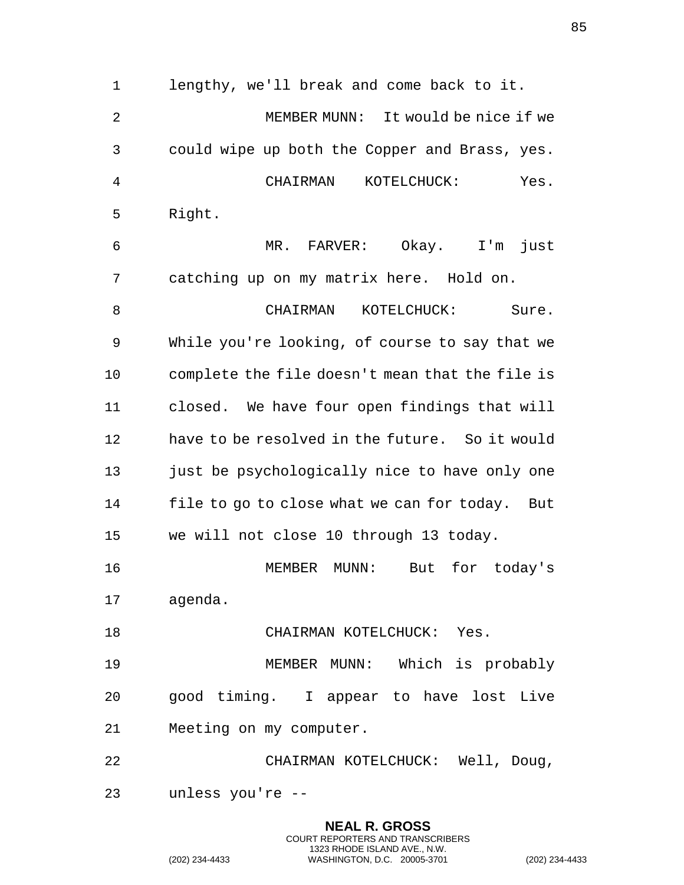lengthy, we'll break and come back to it.

MEMBER MUNN: It would be nice if we could wipe up both the Copper and Brass, yes.

CHAIRMAN KOTELCHUCK: Yes. Right.

MR. FARVER: Okay. I'm just catching up on my matrix here. Hold on.

CHAIRMAN KOTELCHUCK: Sure. While you're looking, of course to say that we complete the file doesn't mean that the file is closed. We have four open findings that will have to be resolved in the future. So it would just be psychologically nice to have only one file to go to close what we can for today. But we will not close 10 through 13 today.

MEMBER MUNN: But for today's agenda.

CHAIRMAN KOTELCHUCK: Yes.

MEMBER MUNN: Which is probably good timing. I appear to have lost Live Meeting on my computer.

CHAIRMAN KOTELCHUCK: Well, Doug, unless you're --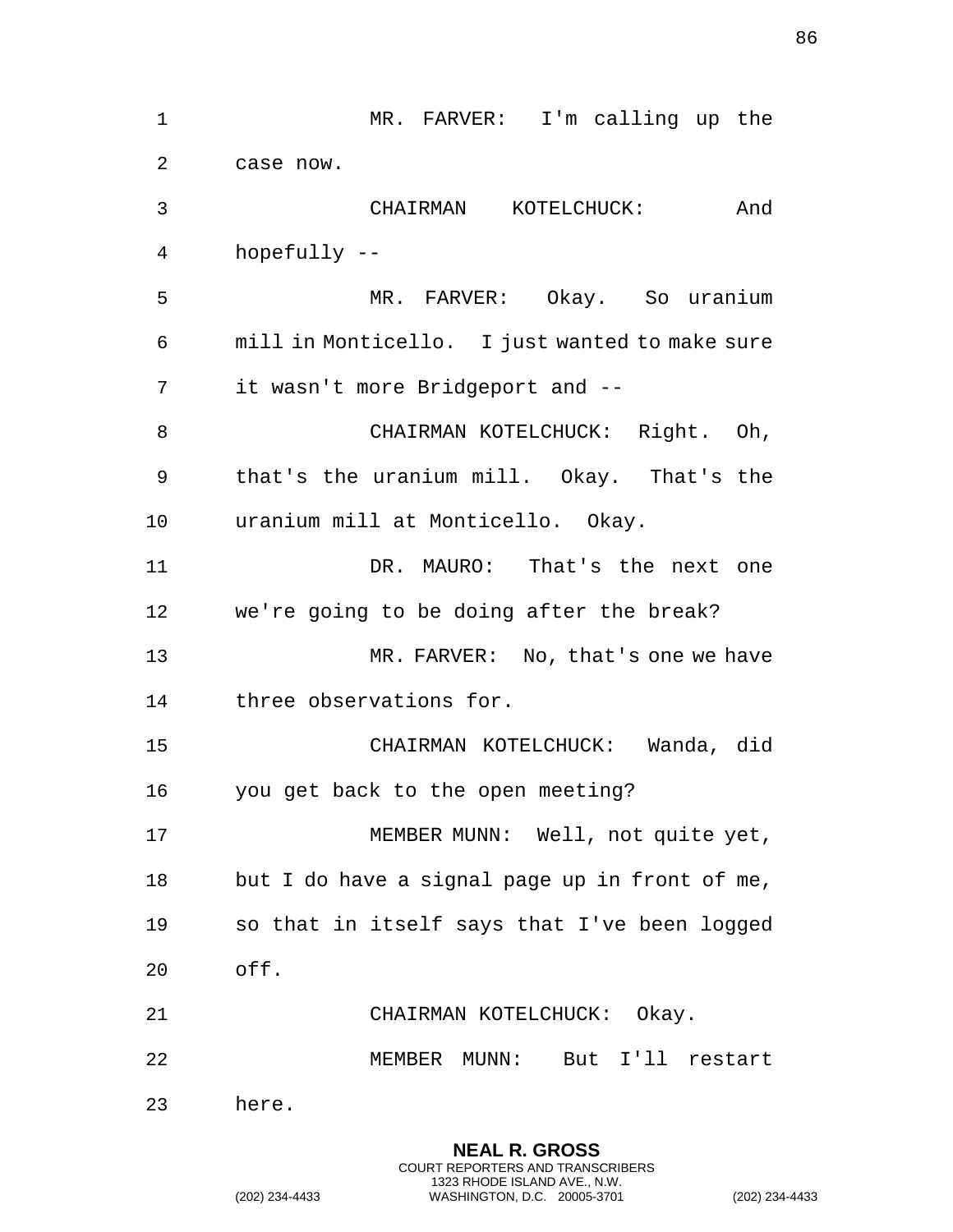MR. FARVER: I'm calling up the case now.

CHAIRMAN KOTELCHUCK: And hopefully --

MR. FARVER: Okay. So uranium mill in Monticello. I just wanted to make sure it wasn't more Bridgeport and --

CHAIRMAN KOTELCHUCK: Right. Oh, that's the uranium mill. Okay. That's the uranium mill at Monticello. Okay.

DR. MAURO: That's the next one we're going to be doing after the break?

MR. FARVER: No, that's one we have three observations for.

CHAIRMAN KOTELCHUCK: Wanda, did you get back to the open meeting?

MEMBER MUNN: Well, not quite yet, but I do have a signal page up in front of me, so that in itself says that I've been logged off.

CHAIRMAN KOTELCHUCK: Okay.

MEMBER MUNN: But I'll restart here.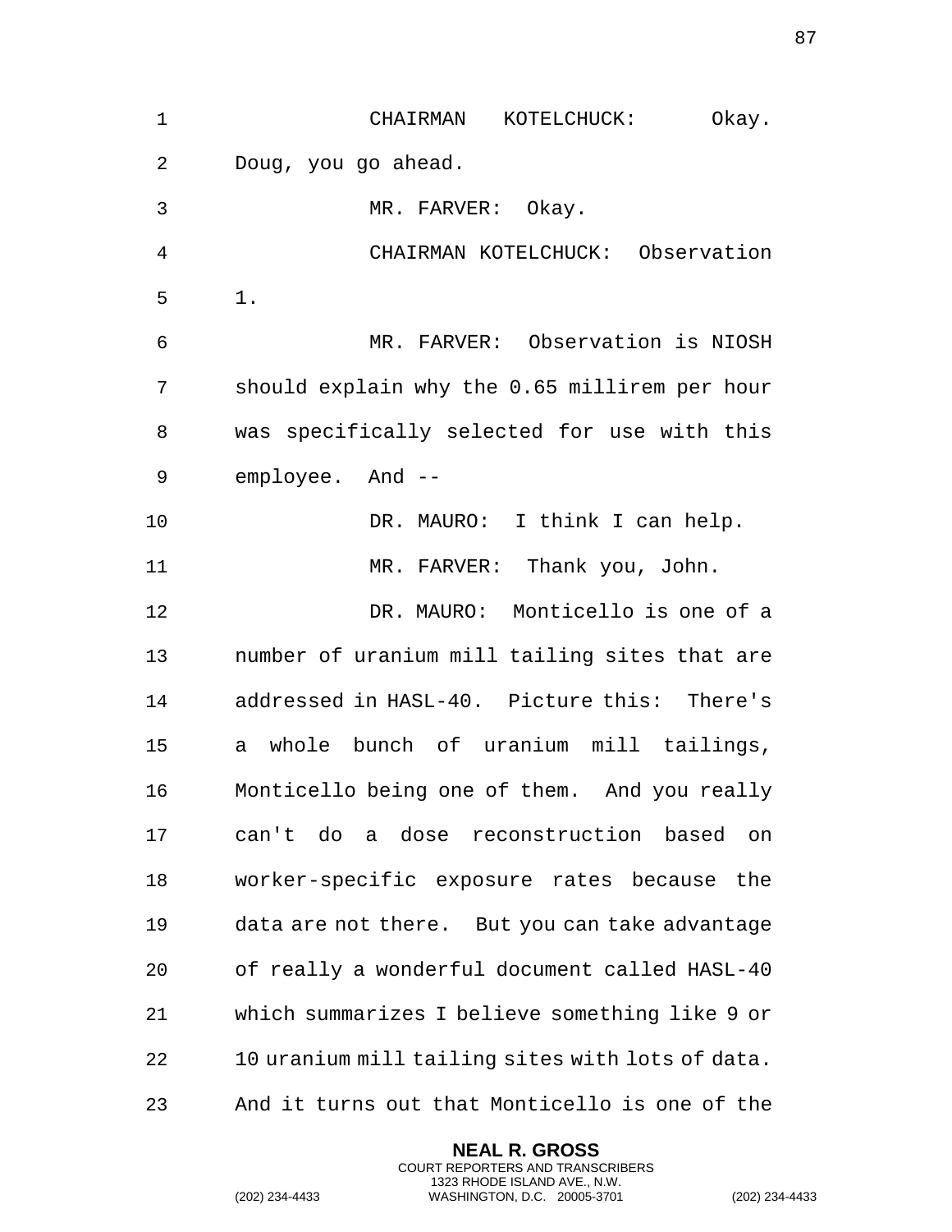CHAIRMAN KOTELCHUCK: Okay. Doug, you go ahead.

MR. FARVER: Okay.

CHAIRMAN KOTELCHUCK: Observation 1.

MR. FARVER: Observation is NIOSH should explain why the 0.65 millirem per hour was specifically selected for use with this employee. And --

DR. MAURO: I think I can help.

MR. FARVER: Thank you, John.

DR. MAURO: Monticello is one of a number of uranium mill tailing sites that are addressed in HASL-40. Picture this: There's a whole bunch of uranium mill tailings, Monticello being one of them. And you really can't do a dose reconstruction based on worker-specific exposure rates because the data are not there. But you can take advantage of really a wonderful document called HASL-40 which summarizes I believe something like 9 or 10 uranium mill tailing sites with lots of data. And it turns out that Monticello is one of the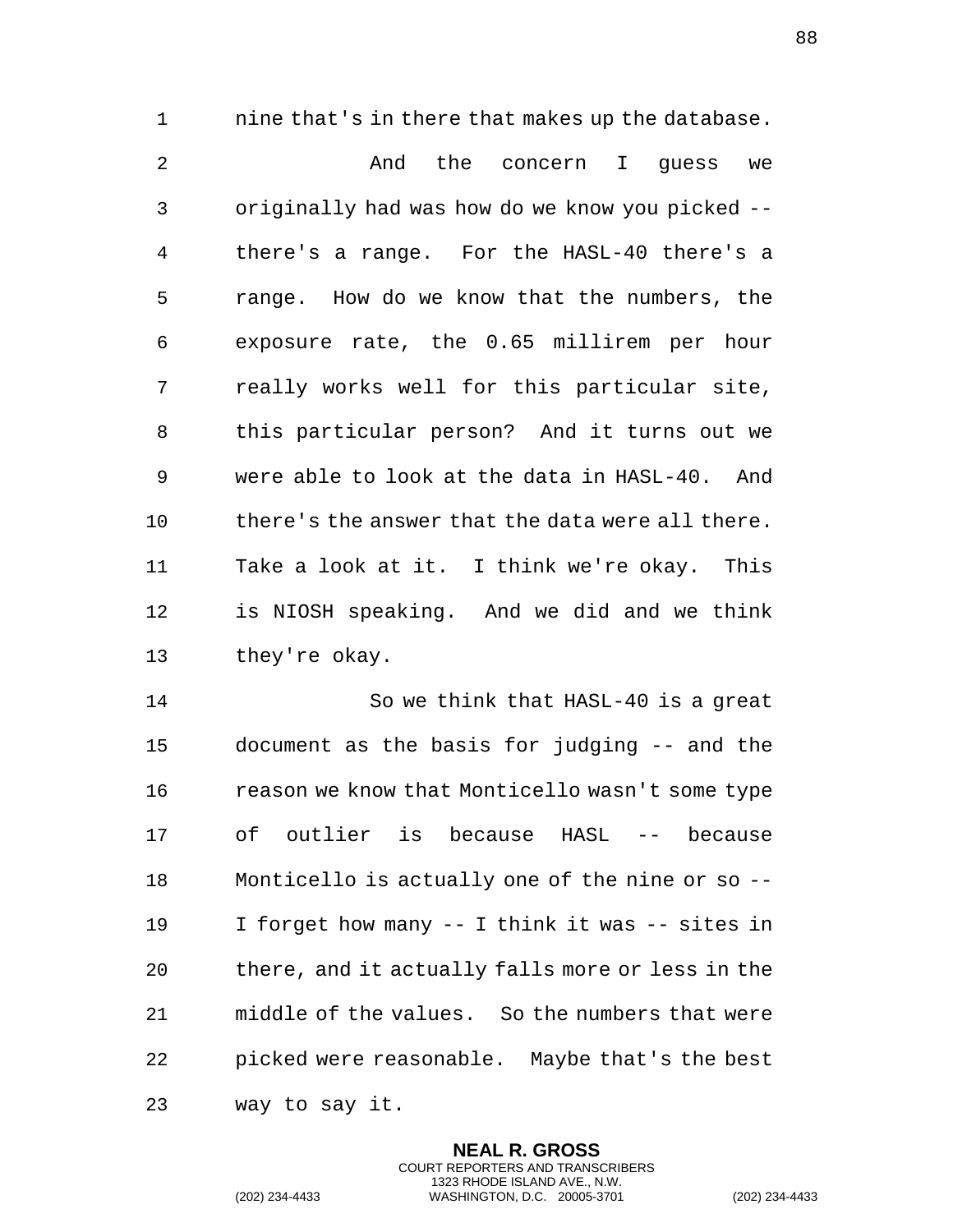nine that's in there that makes up the database.

And the concern I guess we originally had was how do we know you picked -- there's a range. For the HASL-40 there's a range. How do we know that the numbers, the exposure rate, the 0.65 millirem per hour really works well for this particular site, this particular person? And it turns out we were able to look at the data in HASL-40. And there's the answer that the data were all there. Take a look at it. I think we're okay. This is NIOSH speaking. And we did and we think they're okay.

So we think that HASL-40 is a great document as the basis for judging -- and the reason we know that Monticello wasn't some type of outlier is because HASL -- because Monticello is actually one of the nine or so -- I forget how many -- I think it was -- sites in there, and it actually falls more or less in the middle of the values. So the numbers that were picked were reasonable. Maybe that's the best way to say it.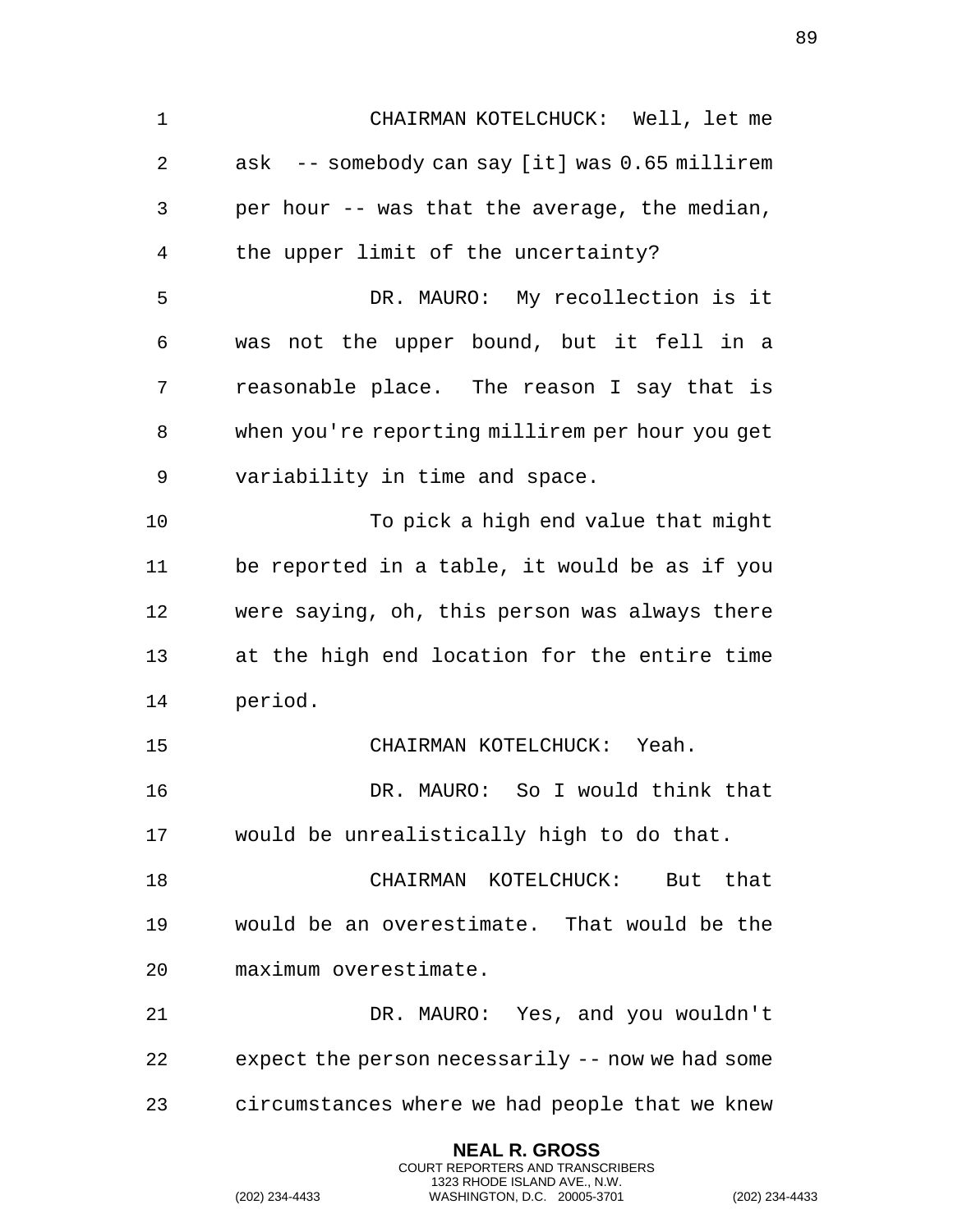CHAIRMAN KOTELCHUCK: Well, let me ask -- somebody can say [it] was 0.65 millirem per hour -- was that the average, the median, the upper limit of the uncertainty?

DR. MAURO: My recollection is it was not the upper bound, but it fell in a reasonable place. The reason I say that is when you're reporting millirem per hour you get variability in time and space.

To pick a high end value that might be reported in a table, it would be as if you were saying, oh, this person was always there at the high end location for the entire time period.

CHAIRMAN KOTELCHUCK: Yeah.

DR. MAURO: So I would think that would be unrealistically high to do that.

CHAIRMAN KOTELCHUCK: But that would be an overestimate. That would be the maximum overestimate.

DR. MAURO: Yes, and you wouldn't expect the person necessarily -- now we had some circumstances where we had people that we knew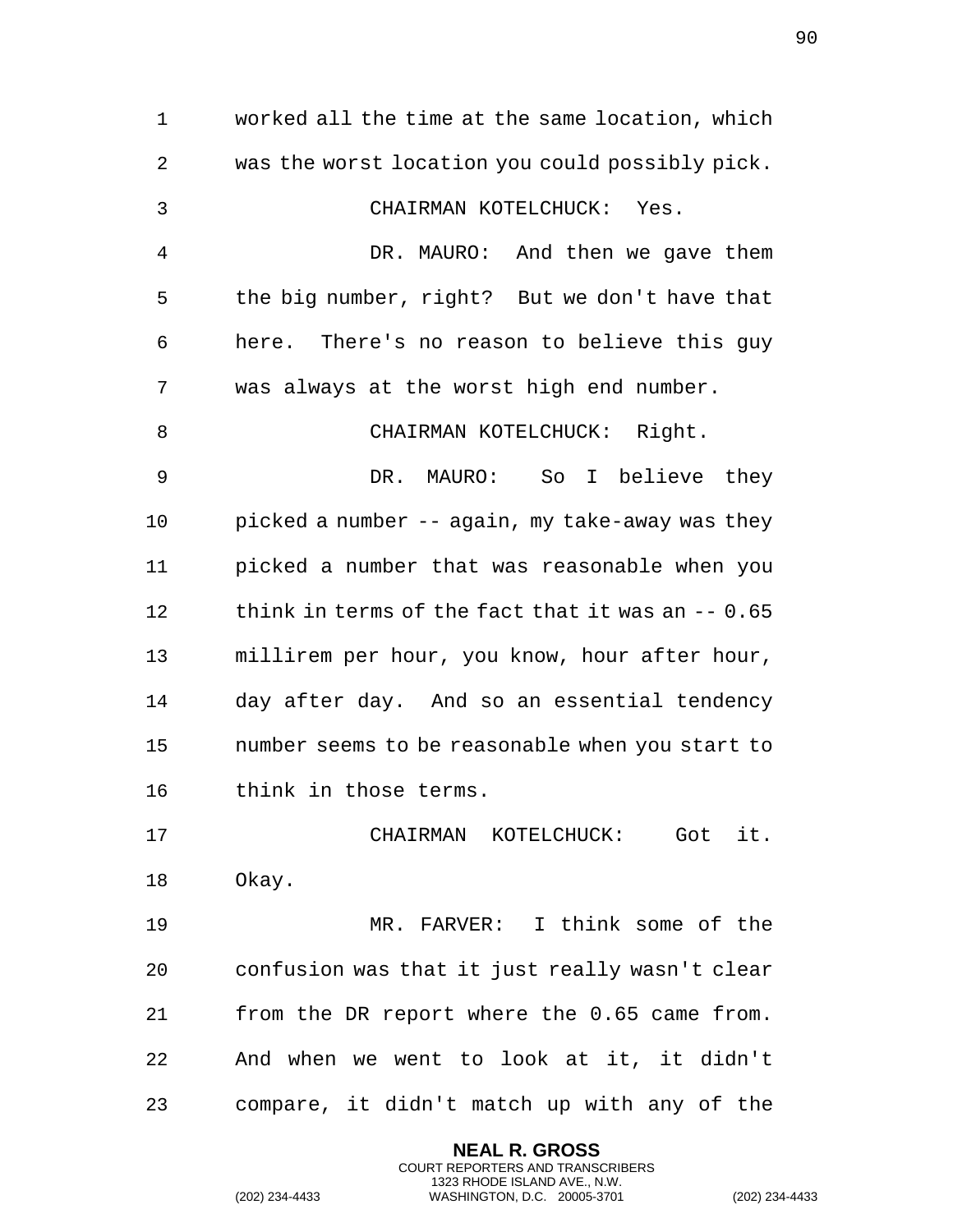worked all the time at the same location, which was the worst location you could possibly pick.

CHAIRMAN KOTELCHUCK: Yes.

DR. MAURO: And then we gave them the big number, right? But we don't have that here. There's no reason to believe this guy was always at the worst high end number.

CHAIRMAN KOTELCHUCK: Right.

DR. MAURO: So I believe they picked a number -- again, my take-away was they picked a number that was reasonable when you think in terms of the fact that it was an -- 0.65 millirem per hour, you know, hour after hour, day after day. And so an essential tendency number seems to be reasonable when you start to think in those terms.

CHAIRMAN KOTELCHUCK: Got it. Okay.

MR. FARVER: I think some of the confusion was that it just really wasn't clear from the DR report where the 0.65 came from. And when we went to look at it, it didn't compare, it didn't match up with any of the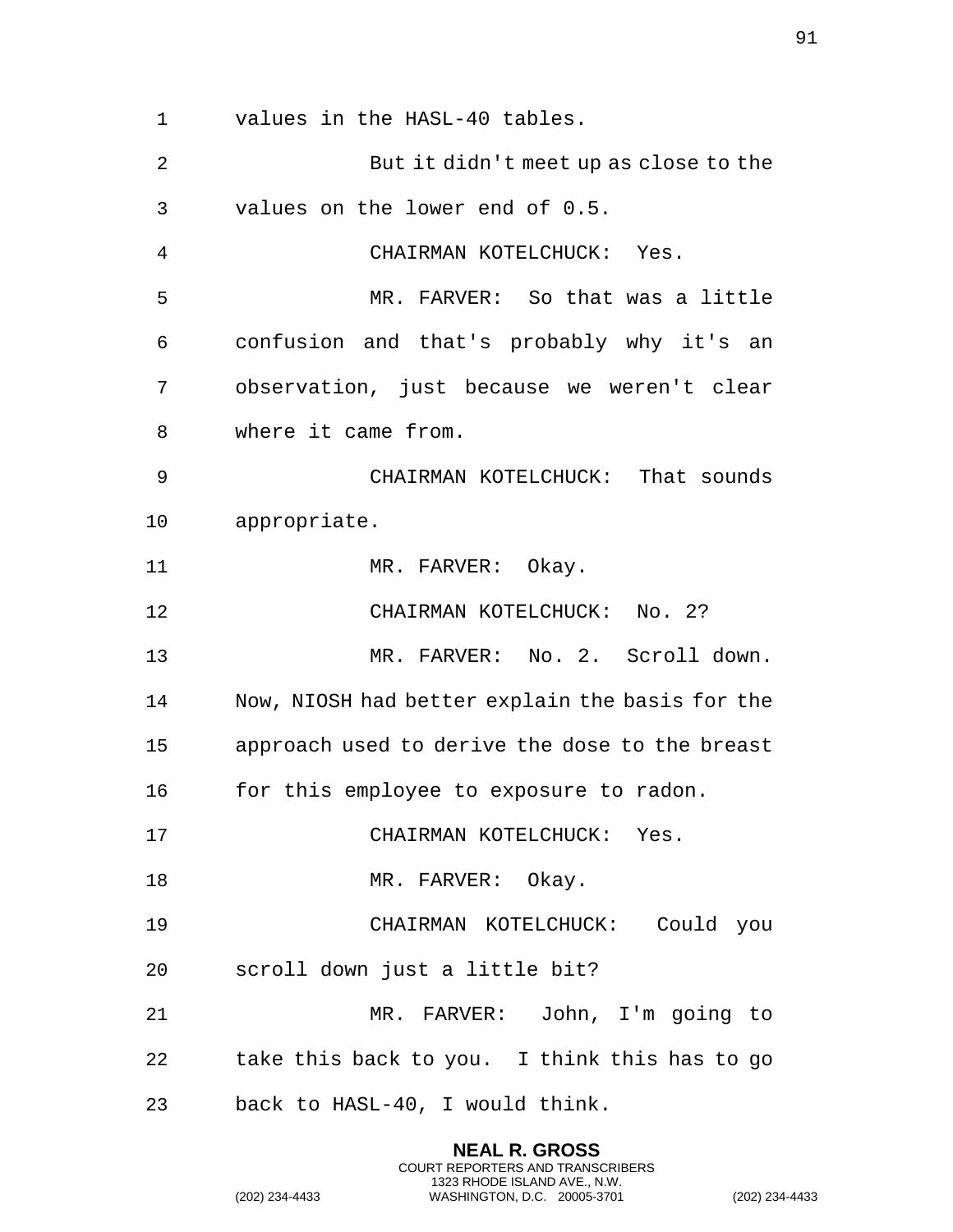values in the HASL-40 tables.

But it didn't meet up as close to the values on the lower end of 0.5.

CHAIRMAN KOTELCHUCK: Yes.

MR. FARVER: So that was a little confusion and that's probably why it's an observation, just because we weren't clear where it came from.

CHAIRMAN KOTELCHUCK: That sounds appropriate.

MR. FARVER: Okay.

CHAIRMAN KOTELCHUCK: No. 2?

MR. FARVER: No. 2. Scroll down. Now, NIOSH had better explain the basis for the approach used to derive the dose to the breast for this employee to exposure to radon.

CHAIRMAN KOTELCHUCK: Yes.

MR. FARVER: Okay.

CHAIRMAN KOTELCHUCK: Could you scroll down just a little bit?

MR. FARVER: John, I'm going to take this back to you. I think this has to go back to HASL-40, I would think.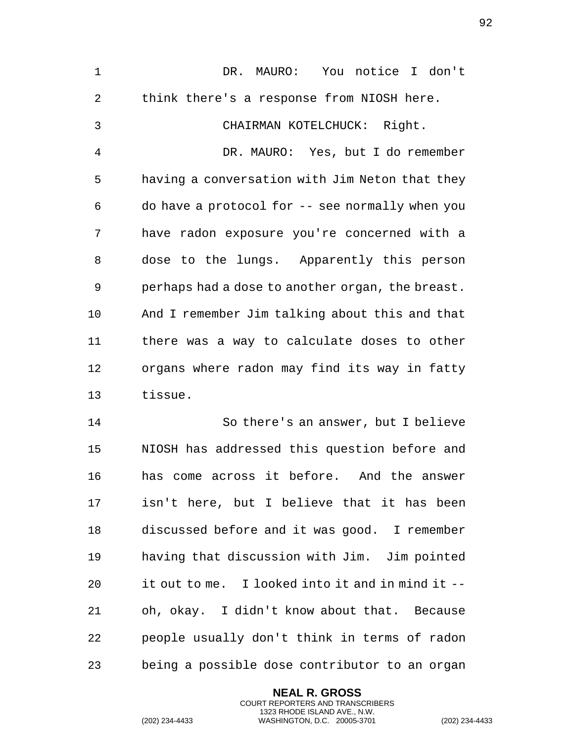DR. MAURO: You notice I don't think there's a response from NIOSH here.

CHAIRMAN KOTELCHUCK: Right.

DR. MAURO: Yes, but I do remember having a conversation with Jim Neton that they do have a protocol for -- see normally when you have radon exposure you're concerned with a dose to the lungs. Apparently this person perhaps had a dose to another organ, the breast. And I remember Jim talking about this and that there was a way to calculate doses to other organs where radon may find its way in fatty tissue.

So there's an answer, but I believe NIOSH has addressed this question before and has come across it before. And the answer isn't here, but I believe that it has been discussed before and it was good. I remember having that discussion with Jim. Jim pointed it out to me. I looked into it and in mind it -- oh, okay. I didn't know about that. Because people usually don't think in terms of radon being a possible dose contributor to an organ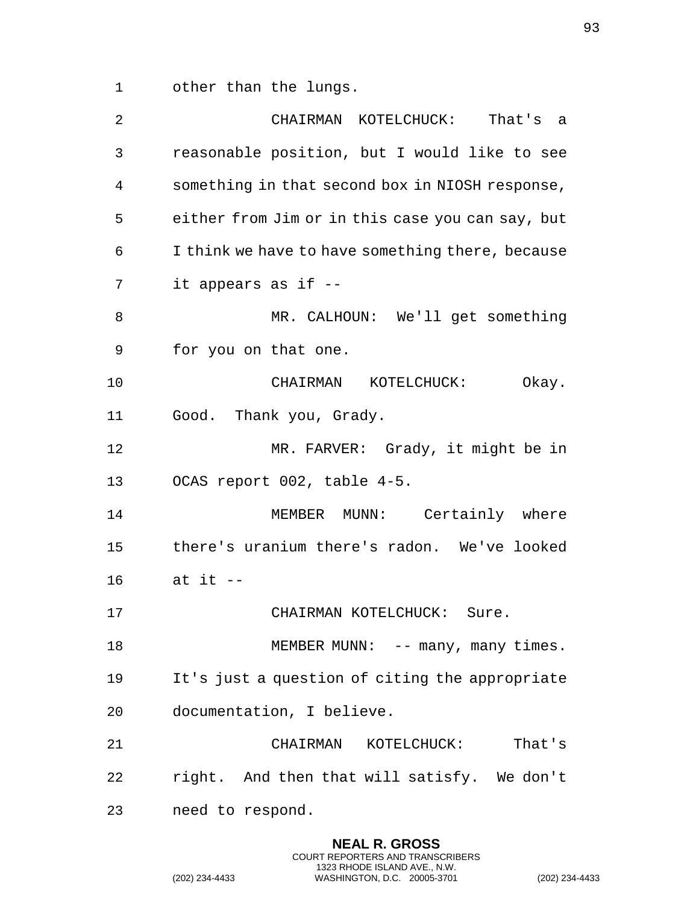other than the lungs.

CHAIRMAN KOTELCHUCK: That's a reasonable position, but I would like to see something in that second box in NIOSH response, either from Jim or in this case you can say, but I think we have to have something there, because it appears as if --

MR. CALHOUN: We'll get something for you on that one.

CHAIRMAN KOTELCHUCK: Okay. Good. Thank you, Grady.

MR. FARVER: Grady, it might be in OCAS report 002, table 4-5.

MEMBER MUNN: Certainly where there's uranium there's radon. We've looked at it --

CHAIRMAN KOTELCHUCK: Sure.

MEMBER MUNN: -- many, many times. It's just a question of citing the appropriate documentation, I believe.

CHAIRMAN KOTELCHUCK: That's right. And then that will satisfy. We don't need to respond.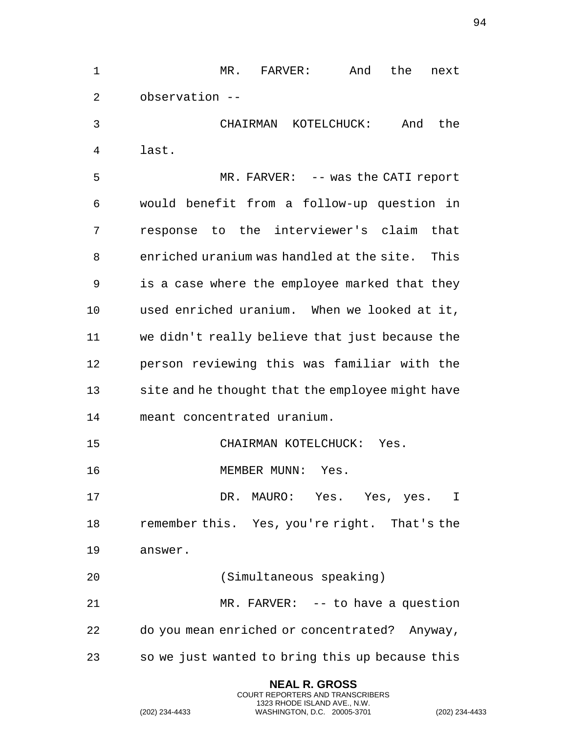MR. FARVER: And the next observation --

CHAIRMAN KOTELCHUCK: And the last.

MR. FARVER: -- was the CATI report would benefit from a follow-up question in response to the interviewer's claim that enriched uranium was handled at the site. This is a case where the employee marked that they used enriched uranium. When we looked at it, we didn't really believe that just because the person reviewing this was familiar with the site and he thought that the employee might have meant concentrated uranium.

CHAIRMAN KOTELCHUCK: Yes.

MEMBER MUNN: Yes.

DR. MAURO: Yes. Yes, yes. I remember this. Yes, you're right. That's the answer.

(Simultaneous speaking)

MR. FARVER: -- to have a question do you mean enriched or concentrated? Anyway, so we just wanted to bring this up because this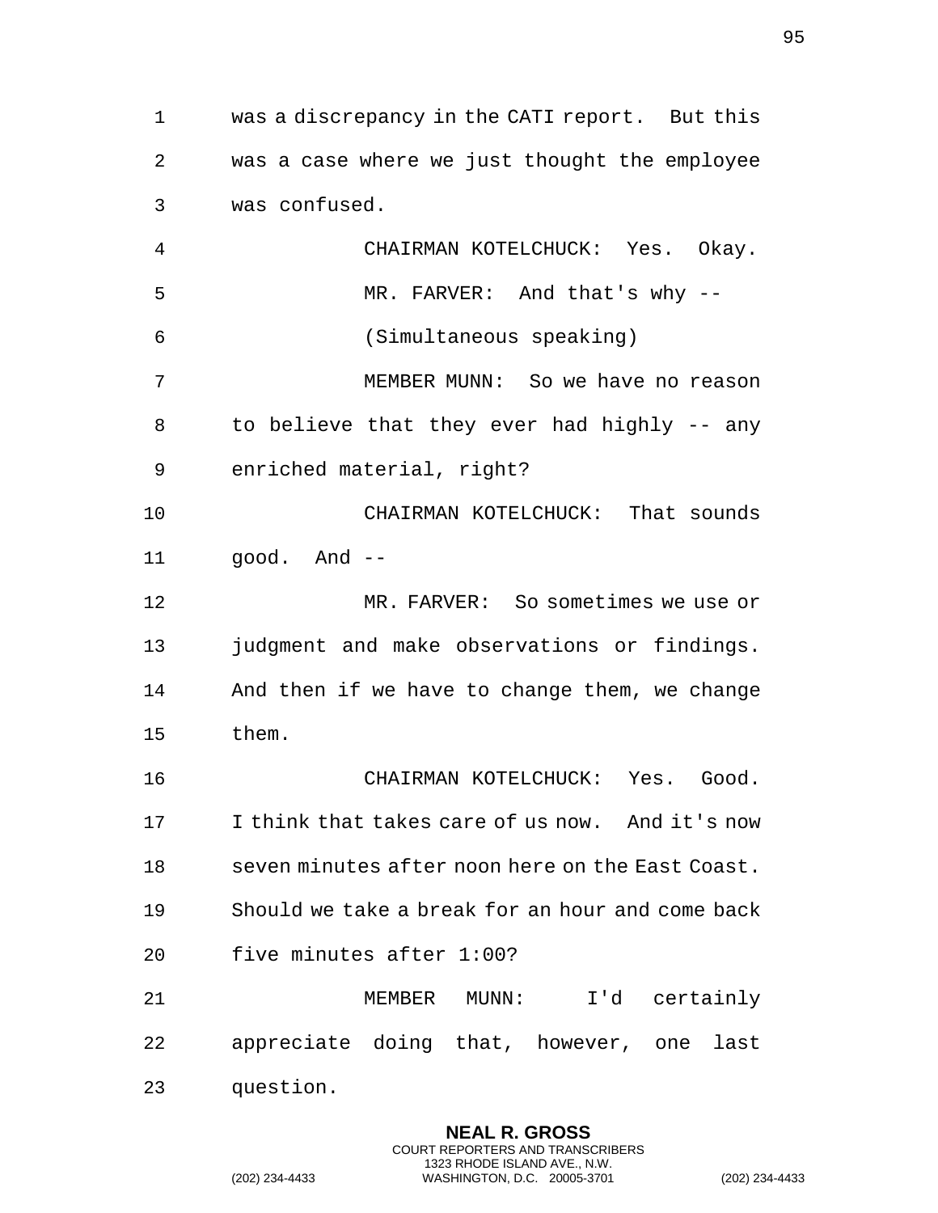was a discrepancy in the CATI report. But this was a case where we just thought the employee was confused.

CHAIRMAN KOTELCHUCK: Yes. Okay.

MR. FARVER: And that's why --

(Simultaneous speaking)

MEMBER MUNN: So we have no reason to believe that they ever had highly -- any enriched material, right?

CHAIRMAN KOTELCHUCK: That sounds good. And --

MR. FARVER: So sometimes we use or judgment and make observations or findings. And then if we have to change them, we change them.

CHAIRMAN KOTELCHUCK: Yes. Good. I think that takes care of us now. And it's now seven minutes after noon here on the East Coast. Should we take a break for an hour and come back five minutes after 1:00?

MEMBER MUNN: I'd certainly appreciate doing that, however, one last question.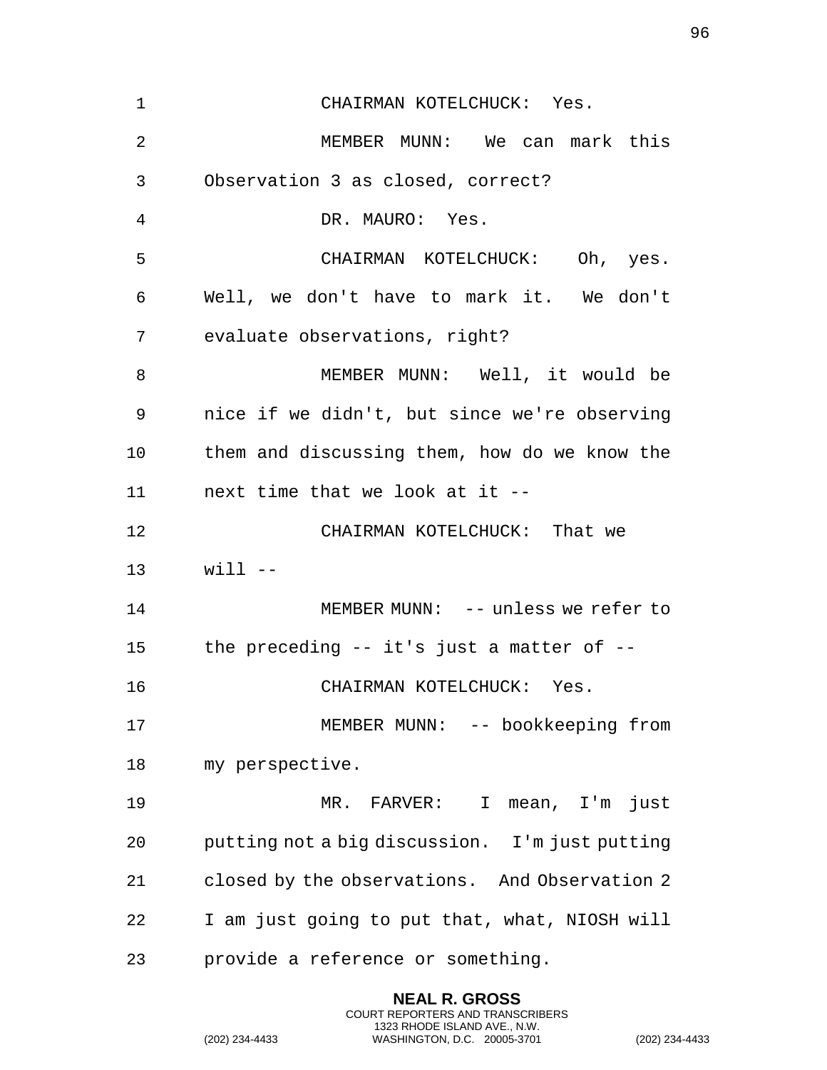CHAIRMAN KOTELCHUCK: Yes.

MEMBER MUNN: We can mark this Observation 3 as closed, correct?

DR. MAURO: Yes.

CHAIRMAN KOTELCHUCK: Oh, yes. Well, we don't have to mark it. We don't evaluate observations, right?

MEMBER MUNN: Well, it would be nice if we didn't, but since we're observing them and discussing them, how do we know the next time that we look at it --

CHAIRMAN KOTELCHUCK: That we will --

MEMBER MUNN: -- unless we refer to the preceding -- it's just a matter of --

CHAIRMAN KOTELCHUCK: Yes.

MEMBER MUNN: -- bookkeeping from my perspective.

MR. FARVER: I mean, I'm just putting not a big discussion. I'm just putting closed by the observations. And Observation 2 I am just going to put that, what, NIOSH will provide a reference or something.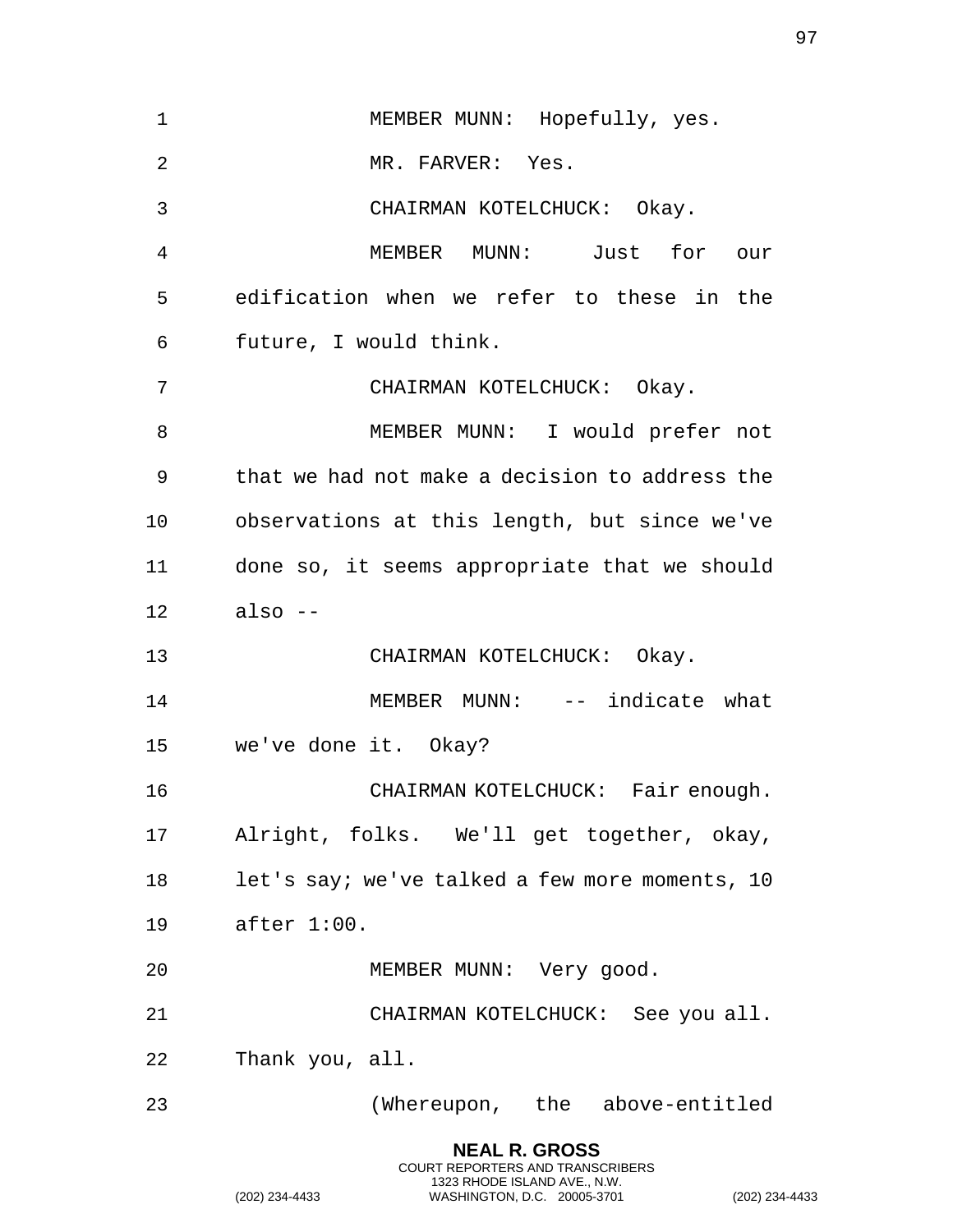MEMBER MUNN: Hopefully, yes.

MR. FARVER: Yes.

CHAIRMAN KOTELCHUCK: Okay.

MEMBER MUNN: Just for our edification when we refer to these in the future, I would think.

CHAIRMAN KOTELCHUCK: Okay.

MEMBER MUNN: I would prefer not that we had not make a decision to address the observations at this length, but since we've done so, it seems appropriate that we should also --

CHAIRMAN KOTELCHUCK: Okay.

MEMBER MUNN: -- indicate what we've done it. Okay?

CHAIRMAN KOTELCHUCK: Fair enough. Alright, folks. We'll get together, okay, let's say; we've talked a few more moments, 10 after 1:00.

MEMBER MUNN: Very good.

CHAIRMAN KOTELCHUCK: See you all. Thank you, all.

(Whereupon, the above-entitled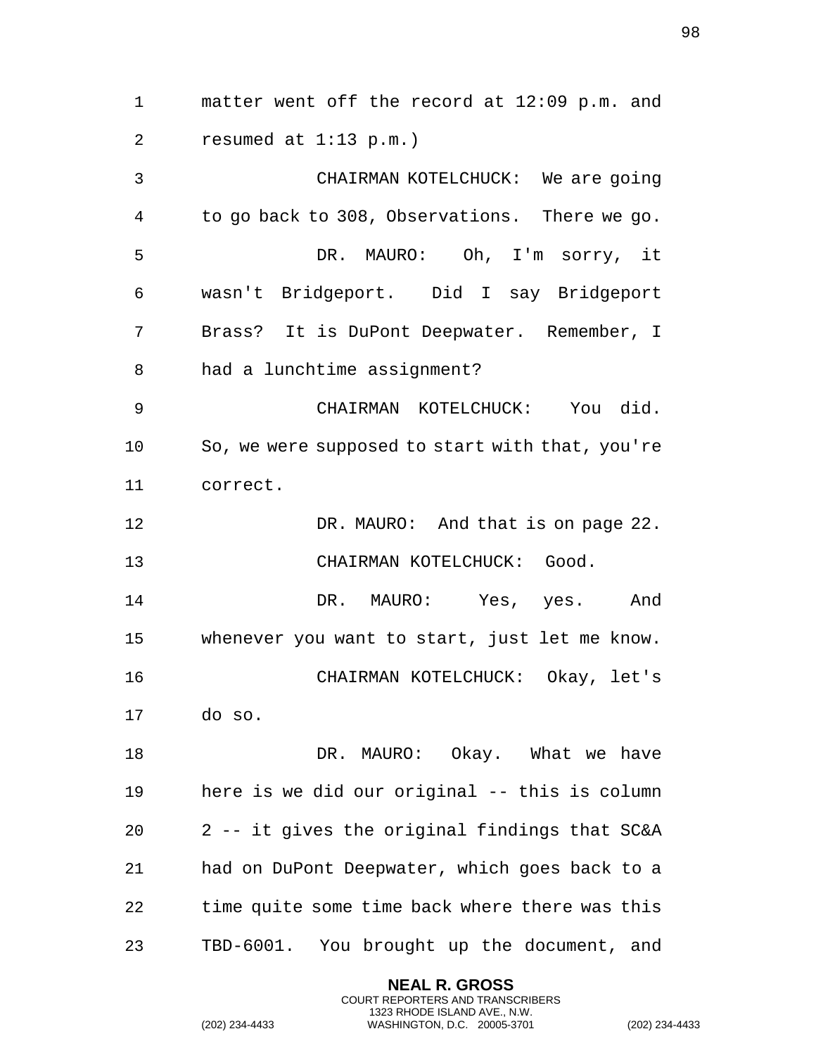matter went off the record at 12:09 p.m. and resumed at 1:13 p.m.)

CHAIRMAN KOTELCHUCK: We are going to go back to 308, Observations. There we go.

DR. MAURO: Oh, I'm sorry, it wasn't Bridgeport. Did I say Bridgeport Brass? It is DuPont Deepwater. Remember, I had a lunchtime assignment?

CHAIRMAN KOTELCHUCK: You did. So, we were supposed to start with that, you're correct.

DR. MAURO: And that is on page 22.

CHAIRMAN KOTELCHUCK: Good.

DR. MAURO: Yes, yes. And whenever you want to start, just let me know.

CHAIRMAN KOTELCHUCK: Okay, let's do so.

DR. MAURO: Okay. What we have here is we did our original -- this is column 2 -- it gives the original findings that SC&A had on DuPont Deepwater, which goes back to a time quite some time back where there was this TBD-6001. You brought up the document, and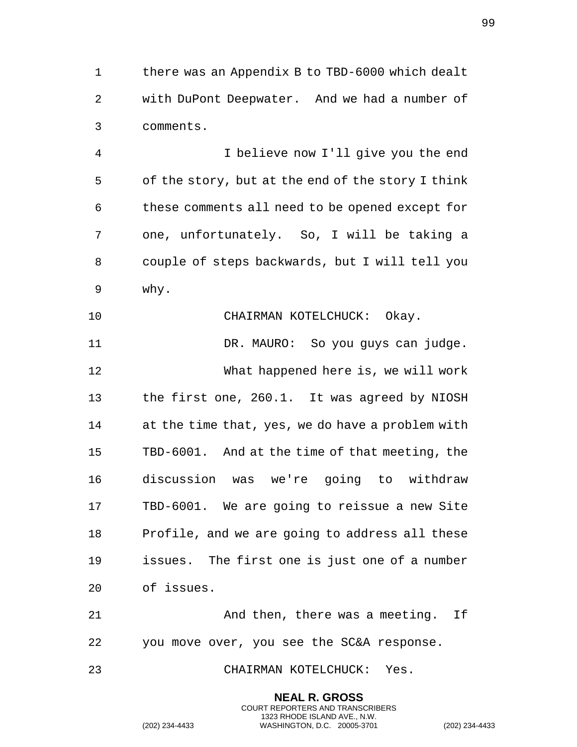there was an Appendix B to TBD-6000 which dealt with DuPont Deepwater. And we had a number of comments.

I believe now I'll give you the end of the story, but at the end of the story I think these comments all need to be opened except for one, unfortunately. So, I will be taking a couple of steps backwards, but I will tell you why.

CHAIRMAN KOTELCHUCK: Okay.

DR. MAURO: So you guys can judge.

What happened here is, we will work the first one, 260.1. It was agreed by NIOSH at the time that, yes, we do have a problem with TBD-6001. And at the time of that meeting, the discussion was we're going to withdraw TBD-6001. We are going to reissue a new Site Profile, and we are going to address all these issues. The first one is just one of a number of issues.

And then, there was a meeting. If you move over, you see the SC&A response.

CHAIRMAN KOTELCHUCK: Yes.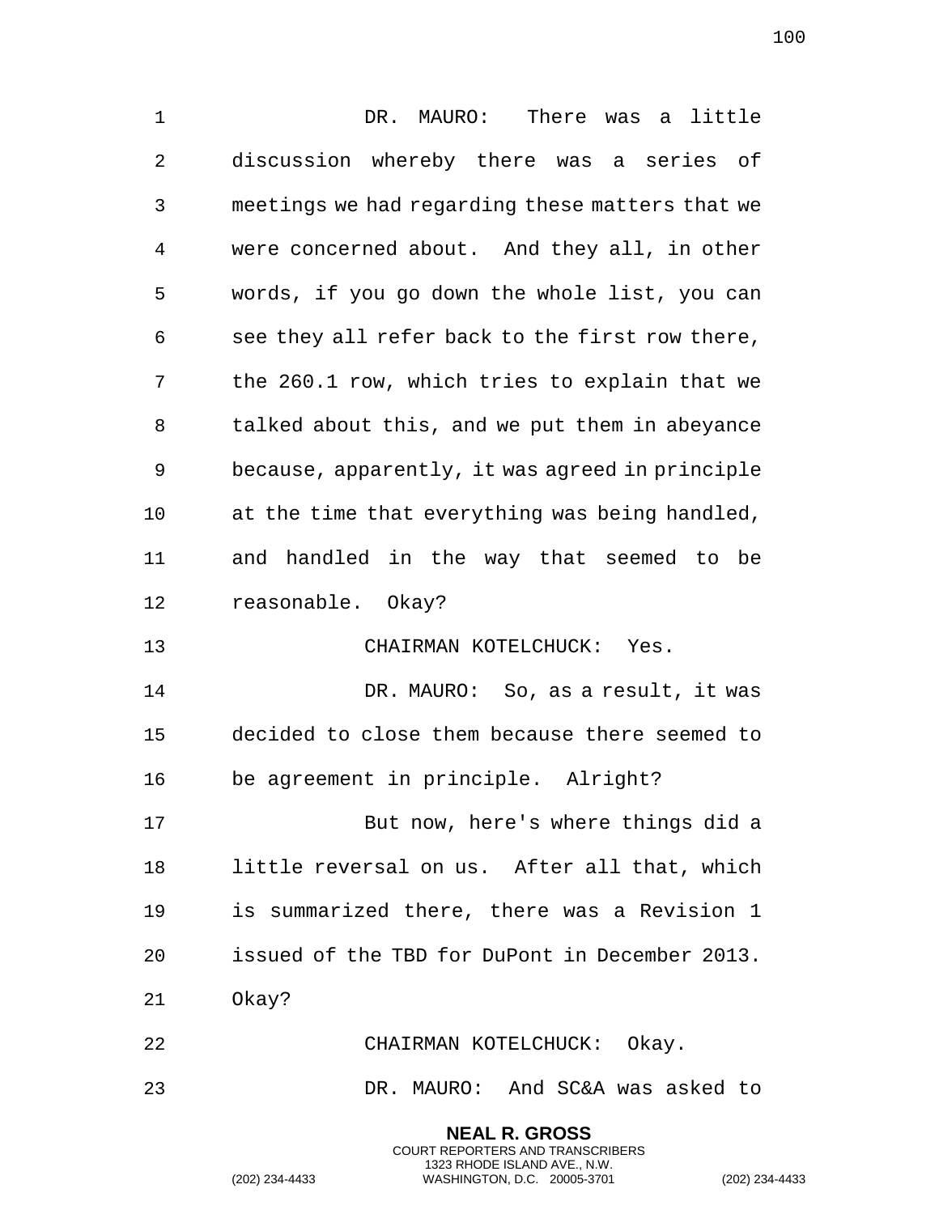DR. MAURO: There was a little discussion whereby there was a series of meetings we had regarding these matters that we were concerned about. And they all, in other words, if you go down the whole list, you can see they all refer back to the first row there, the 260.1 row, which tries to explain that we talked about this, and we put them in abeyance because, apparently, it was agreed in principle at the time that everything was being handled, and handled in the way that seemed to be reasonable. Okay?

CHAIRMAN KOTELCHUCK: Yes.

DR. MAURO: So, as a result, it was decided to close them because there seemed to be agreement in principle. Alright?

But now, here's where things did a little reversal on us. After all that, which is summarized there, there was a Revision 1 issued of the TBD for DuPont in December 2013. Okay?

CHAIRMAN KOTELCHUCK: Okay.

DR. MAURO: And SC&A was asked to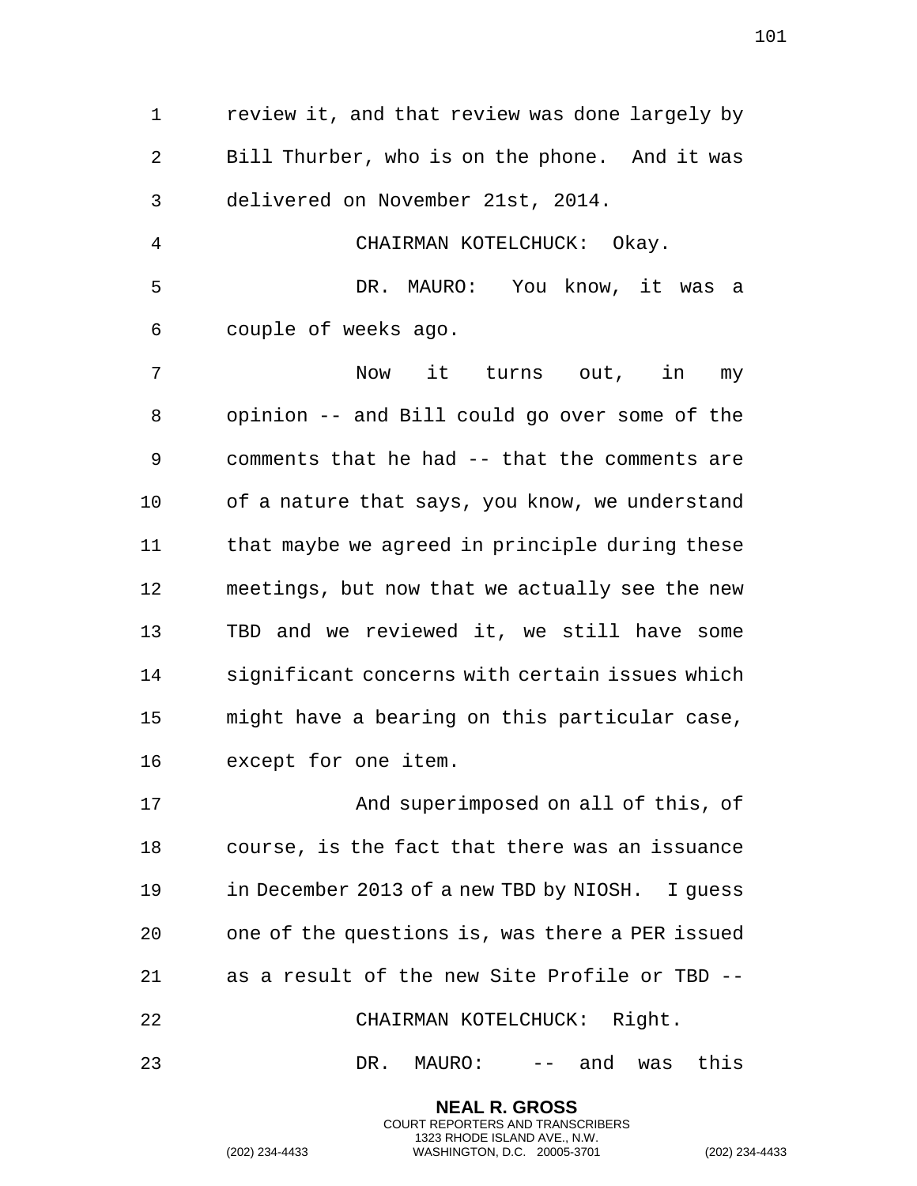review it, and that review was done largely by Bill Thurber, who is on the phone. And it was delivered on November 21st, 2014.

CHAIRMAN KOTELCHUCK: Okay.

DR. MAURO: You know, it was a couple of weeks ago.

Now it turns out, in my opinion -- and Bill could go over some of the comments that he had -- that the comments are of a nature that says, you know, we understand that maybe we agreed in principle during these meetings, but now that we actually see the new TBD and we reviewed it, we still have some significant concerns with certain issues which might have a bearing on this particular case, except for one item.

And superimposed on all of this, of course, is the fact that there was an issuance in December 2013 of a new TBD by NIOSH. I guess one of the questions is, was there a PER issued as a result of the new Site Profile or TBD --

CHAIRMAN KOTELCHUCK: Right.

DR. MAURO: -- and was this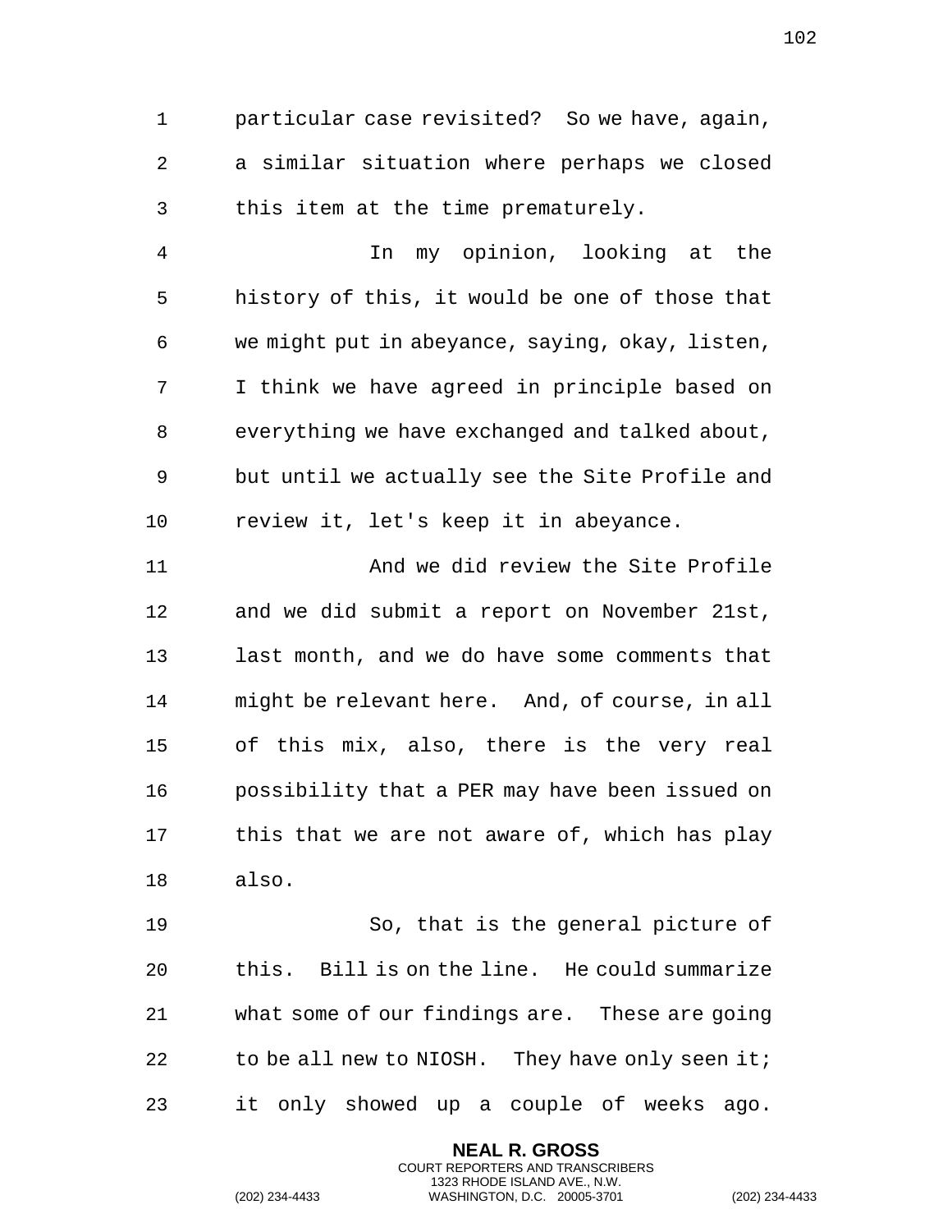particular case revisited? So we have, again, a similar situation where perhaps we closed this item at the time prematurely.

In my opinion, looking at the history of this, it would be one of those that we might put in abeyance, saying, okay, listen, I think we have agreed in principle based on everything we have exchanged and talked about, but until we actually see the Site Profile and review it, let's keep it in abeyance.

And we did review the Site Profile and we did submit a report on November 21st, last month, and we do have some comments that might be relevant here. And, of course, in all of this mix, also, there is the very real possibility that a PER may have been issued on this that we are not aware of, which has play also.

So, that is the general picture of this. Bill is on the line. He could summarize what some of our findings are. These are going to be all new to NIOSH. They have only seen it; it only showed up a couple of weeks ago.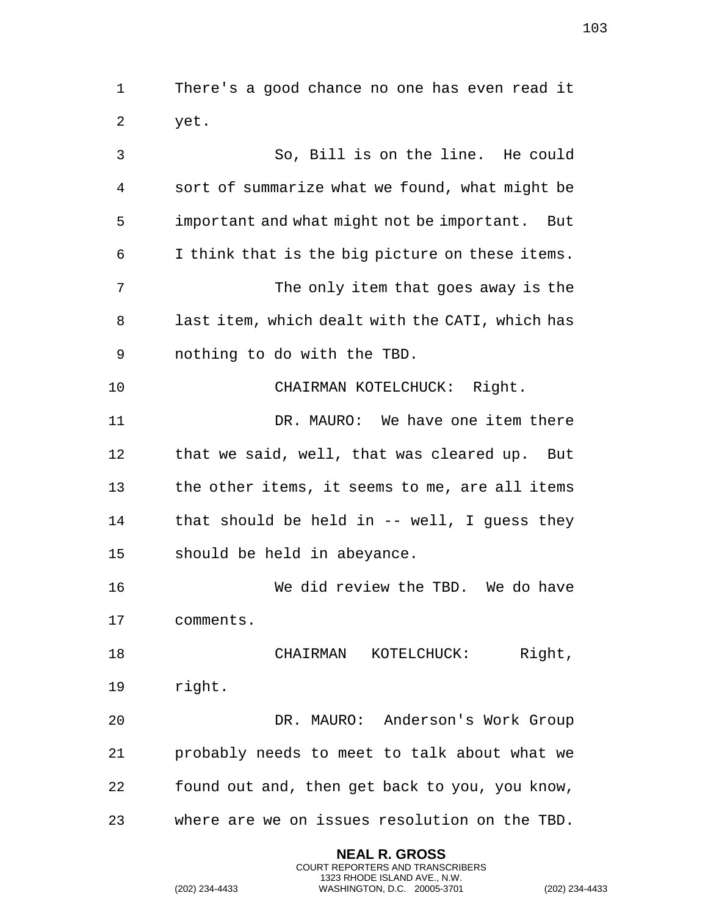There's a good chance no one has even read it yet.

So, Bill is on the line. He could sort of summarize what we found, what might be important and what might not be important. But I think that is the big picture on these items.

The only item that goes away is the last item, which dealt with the CATI, which has nothing to do with the TBD.

CHAIRMAN KOTELCHUCK: Right.

DR. MAURO: We have one item there that we said, well, that was cleared up. But the other items, it seems to me, are all items that should be held in -- well, I guess they should be held in abeyance.

We did review the TBD. We do have comments.

CHAIRMAN KOTELCHUCK: Right, right.

DR. MAURO: Anderson's Work Group probably needs to meet to talk about what we found out and, then get back to you, you know, where are we on issues resolution on the TBD.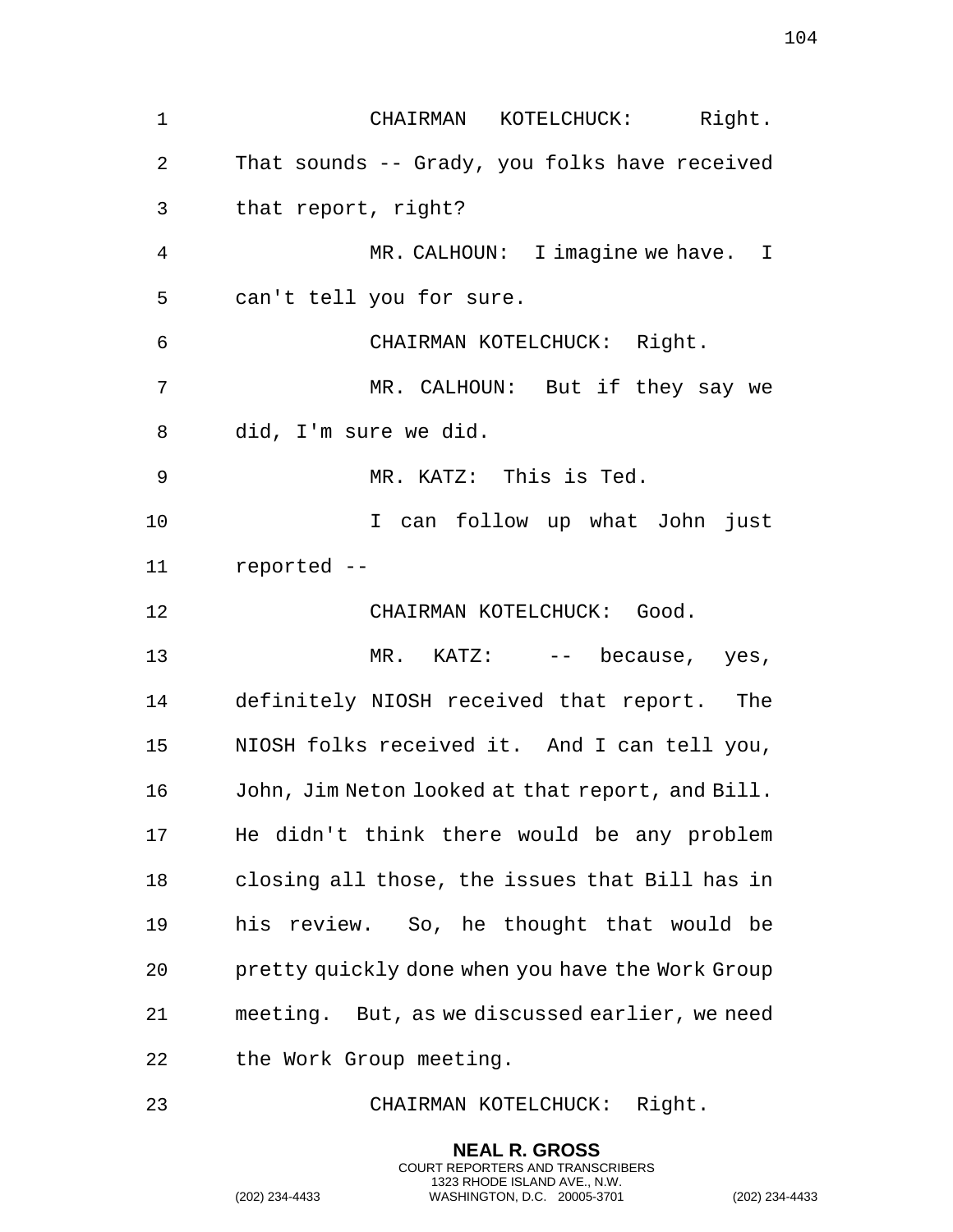CHAIRMAN KOTELCHUCK: Right. That sounds -- Grady, you folks have received that report, right?

MR. CALHOUN: I imagine we have. I can't tell you for sure.

CHAIRMAN KOTELCHUCK: Right.

MR. CALHOUN: But if they say we did, I'm sure we did.

MR. KATZ: This is Ted.

I can follow up what John just reported --

CHAIRMAN KOTELCHUCK: Good.

MR. KATZ: -- because, yes, definitely NIOSH received that report. The NIOSH folks received it. And I can tell you, John, Jim Neton looked at that report, and Bill. He didn't think there would be any problem closing all those, the issues that Bill has in his review. So, he thought that would be pretty quickly done when you have the Work Group meeting. But, as we discussed earlier, we need the Work Group meeting.

CHAIRMAN KOTELCHUCK: Right.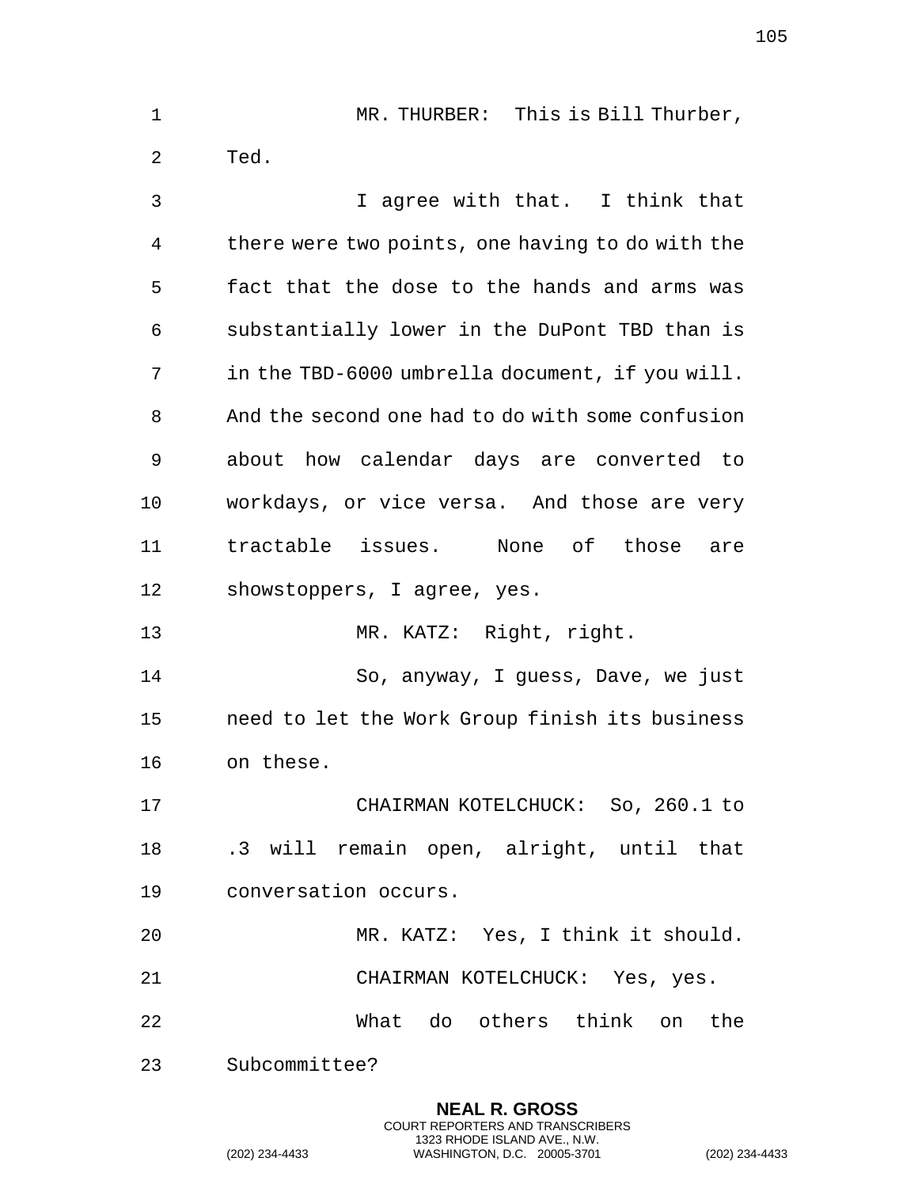MR. THURBER: This is Bill Thurber, Ted.

I agree with that. I think that there were two points, one having to do with the fact that the dose to the hands and arms was substantially lower in the DuPont TBD than is in the TBD-6000 umbrella document, if you will. And the second one had to do with some confusion about how calendar days are converted to workdays, or vice versa. And those are very tractable issues. None of those are showstoppers, I agree, yes.

MR. KATZ: Right, right.

So, anyway, I guess, Dave, we just need to let the Work Group finish its business on these.

CHAIRMAN KOTELCHUCK: So, 260.1 to .3 will remain open, alright, until that conversation occurs.

MR. KATZ: Yes, I think it should.

CHAIRMAN KOTELCHUCK: Yes, yes.

What do others think on the Subcommittee?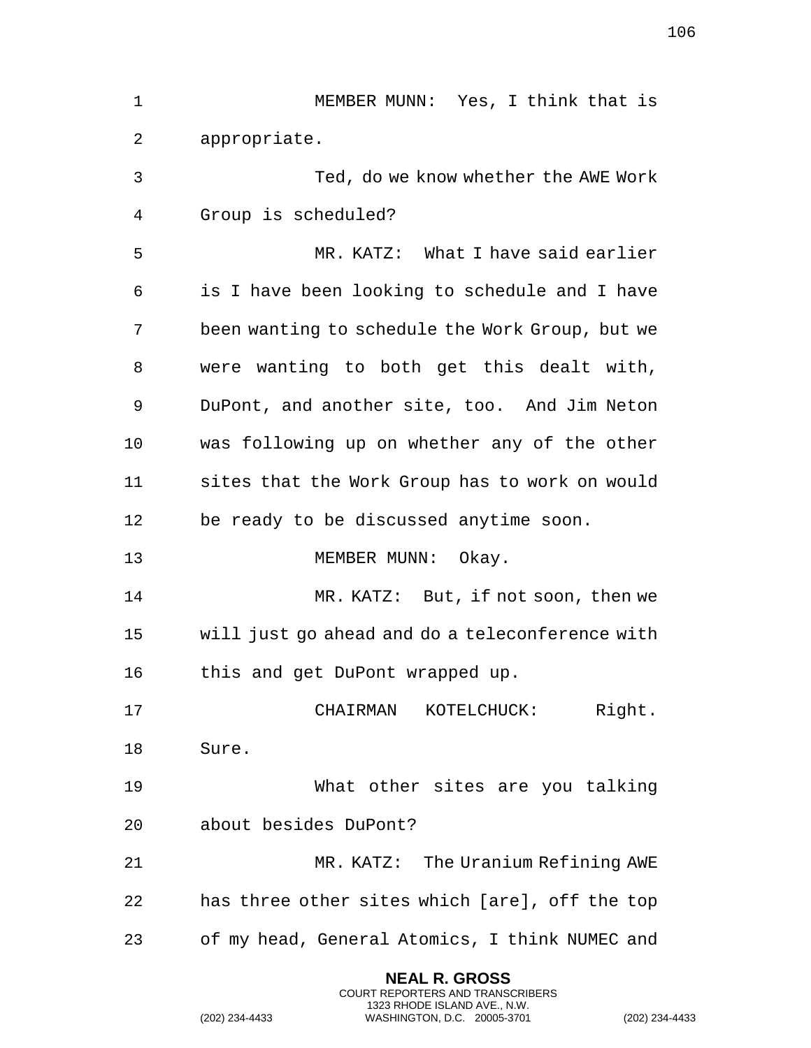MEMBER MUNN: Yes, I think that is appropriate.

Ted, do we know whether the AWE Work Group is scheduled?

MR. KATZ: What I have said earlier is I have been looking to schedule and I have been wanting to schedule the Work Group, but we were wanting to both get this dealt with, DuPont, and another site, too. And Jim Neton was following up on whether any of the other sites that the Work Group has to work on would be ready to be discussed anytime soon.

MEMBER MUNN: Okay.

MR. KATZ: But, if not soon, then we will just go ahead and do a teleconference with this and get DuPont wrapped up.

CHAIRMAN KOTELCHUCK: Right. Sure.

What other sites are you talking about besides DuPont?

MR. KATZ: The Uranium Refining AWE has three other sites which [are], off the top of my head, General Atomics, I think NUMEC and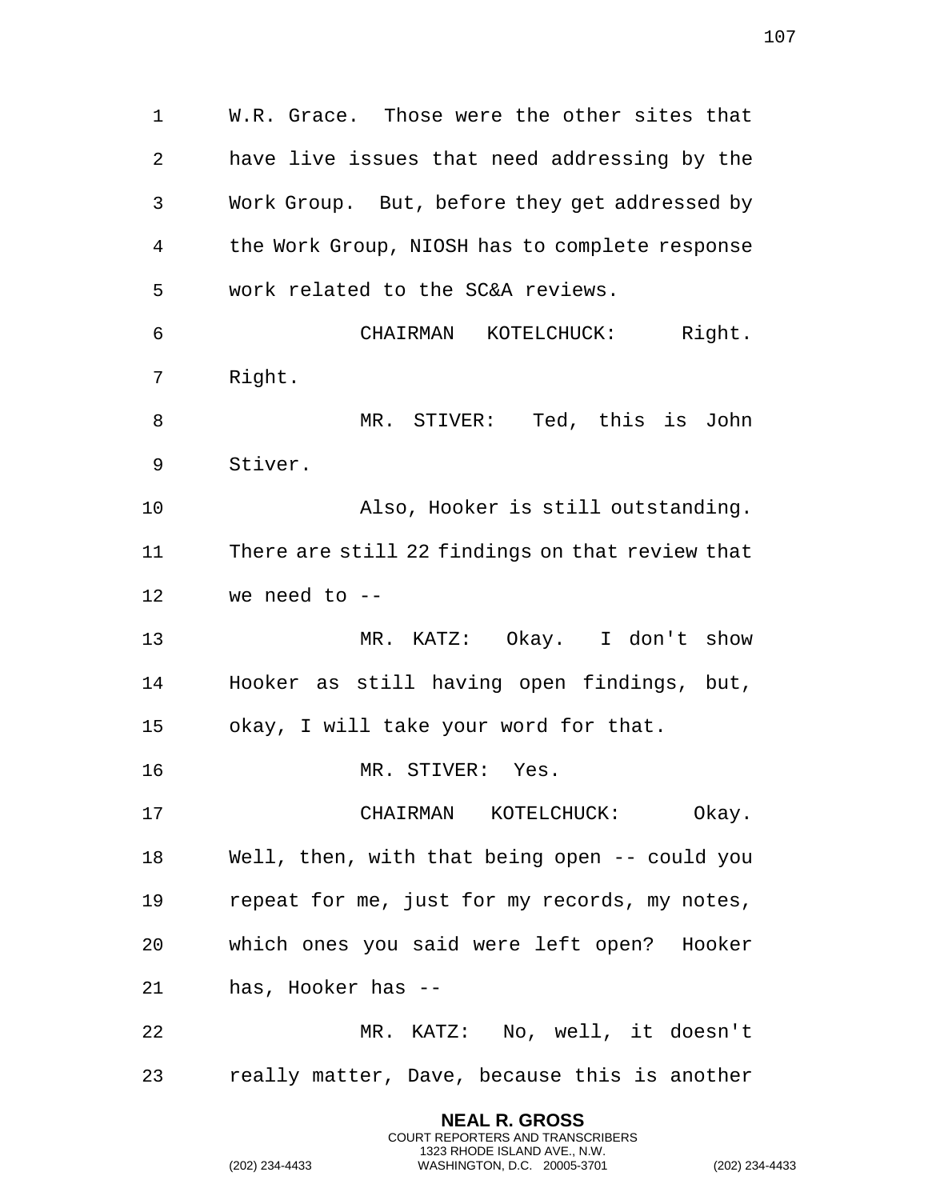W.R. Grace. Those were the other sites that have live issues that need addressing by the Work Group. But, before they get addressed by the Work Group, NIOSH has to complete response work related to the SC&A reviews.

CHAIRMAN KOTELCHUCK: Right. Right.

MR. STIVER: Ted, this is John Stiver.

Also, Hooker is still outstanding. There are still 22 findings on that review that we need to --

MR. KATZ: Okay. I don't show Hooker as still having open findings, but, okay, I will take your word for that.

MR. STIVER: Yes.

CHAIRMAN KOTELCHUCK: Okay. Well, then, with that being open -- could you repeat for me, just for my records, my notes, which ones you said were left open? Hooker has, Hooker has --

MR. KATZ: No, well, it doesn't really matter, Dave, because this is another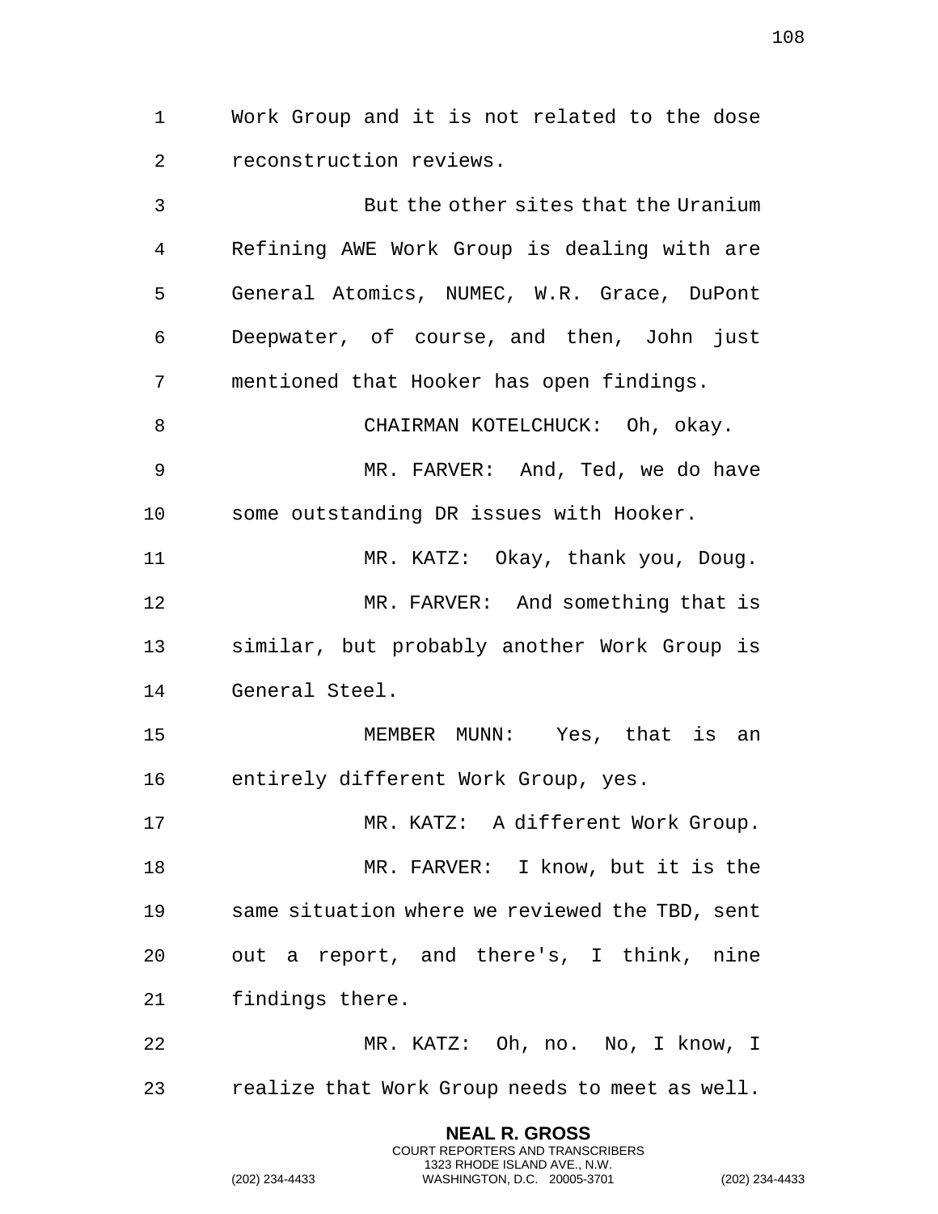Work Group and it is not related to the dose reconstruction reviews.

But the other sites that the Uranium Refining AWE Work Group is dealing with are General Atomics, NUMEC, W.R. Grace, DuPont Deepwater, of course, and then, John just mentioned that Hooker has open findings.

CHAIRMAN KOTELCHUCK: Oh, okay.

MR. FARVER: And, Ted, we do have some outstanding DR issues with Hooker.

MR. KATZ: Okay, thank you, Doug.

MR. FARVER: And something that is similar, but probably another Work Group is General Steel.

MEMBER MUNN: Yes, that is an entirely different Work Group, yes.

MR. KATZ: A different Work Group.

MR. FARVER: I know, but it is the same situation where we reviewed the TBD, sent out a report, and there's, I think, nine findings there.

MR. KATZ: Oh, no. No, I know, I realize that Work Group needs to meet as well.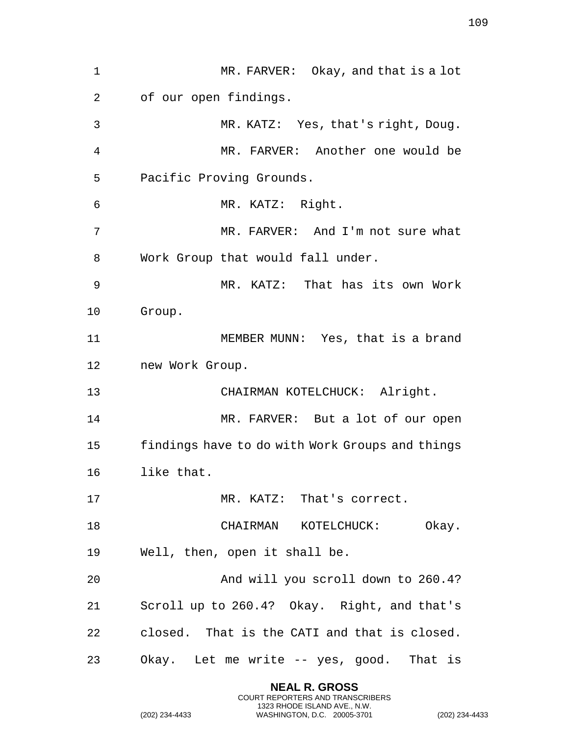MR. FARVER: Okay, and that is a lot of our open findings.

MR. KATZ: Yes, that's right, Doug.

MR. FARVER: Another one would be Pacific Proving Grounds.

MR. KATZ: Right.

MR. FARVER: And I'm not sure what Work Group that would fall under.

MR. KATZ: That has its own Work Group.

MEMBER MUNN: Yes, that is a brand new Work Group.

CHAIRMAN KOTELCHUCK: Alright.

MR. FARVER: But a lot of our open findings have to do with Work Groups and things like that.

MR. KATZ: That's correct.

CHAIRMAN KOTELCHUCK: Okay. Well, then, open it shall be.

And will you scroll down to 260.4? Scroll up to 260.4? Okay. Right, and that's closed. That is the CATI and that is closed. Okay. Let me write -- yes, good. That is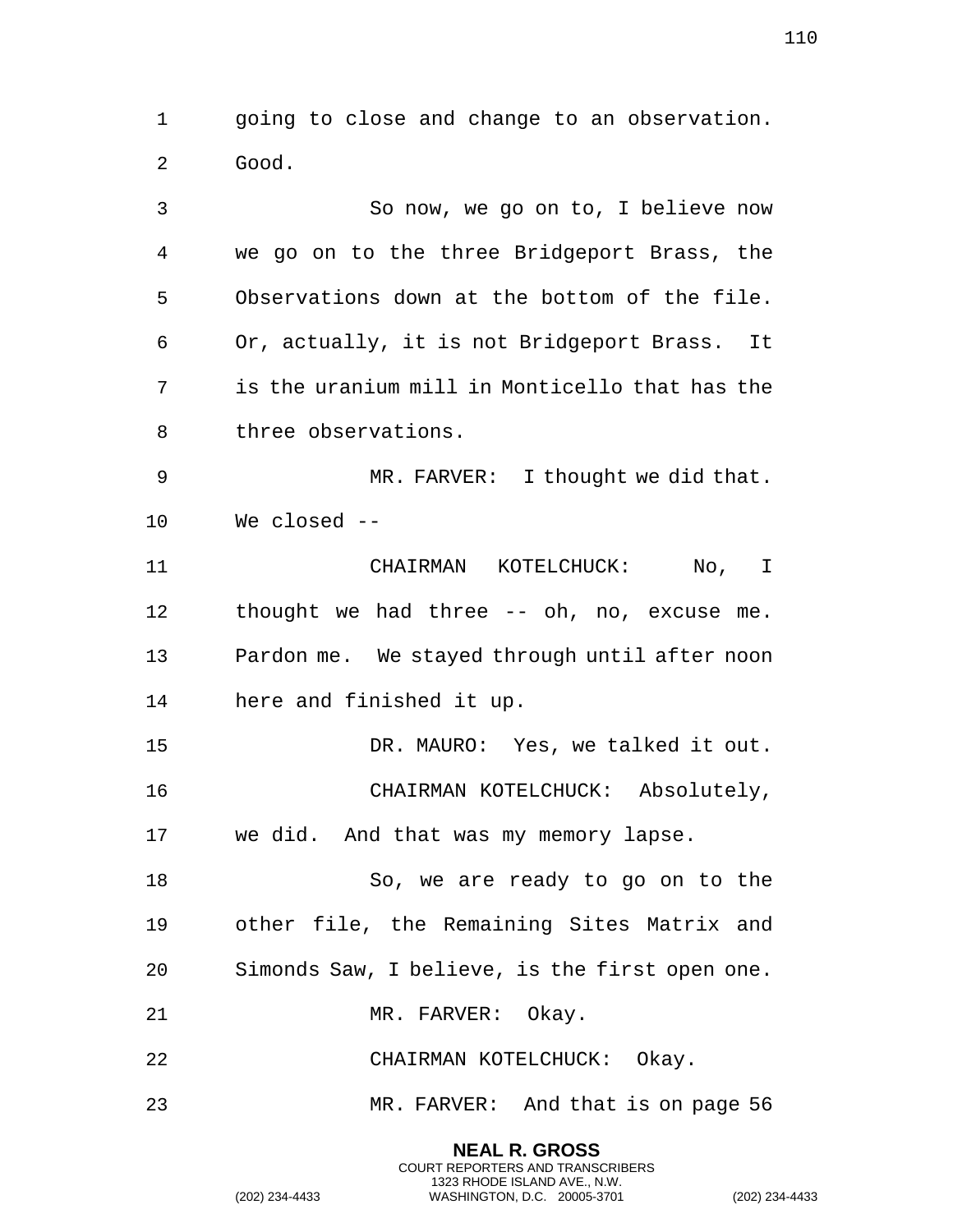going to close and change to an observation. Good.

So now, we go on to, I believe now we go on to the three Bridgeport Brass, the Observations down at the bottom of the file. Or, actually, it is not Bridgeport Brass. It is the uranium mill in Monticello that has the three observations.

MR. FARVER: I thought we did that. We closed --

CHAIRMAN KOTELCHUCK: No, I thought we had three -- oh, no, excuse me. Pardon me. We stayed through until after noon here and finished it up.

DR. MAURO: Yes, we talked it out.

CHAIRMAN KOTELCHUCK: Absolutely, we did. And that was my memory lapse.

So, we are ready to go on to the other file, the Remaining Sites Matrix and Simonds Saw, I believe, is the first open one.

MR. FARVER: Okay.

CHAIRMAN KOTELCHUCK: Okay.

MR. FARVER: And that is on page 56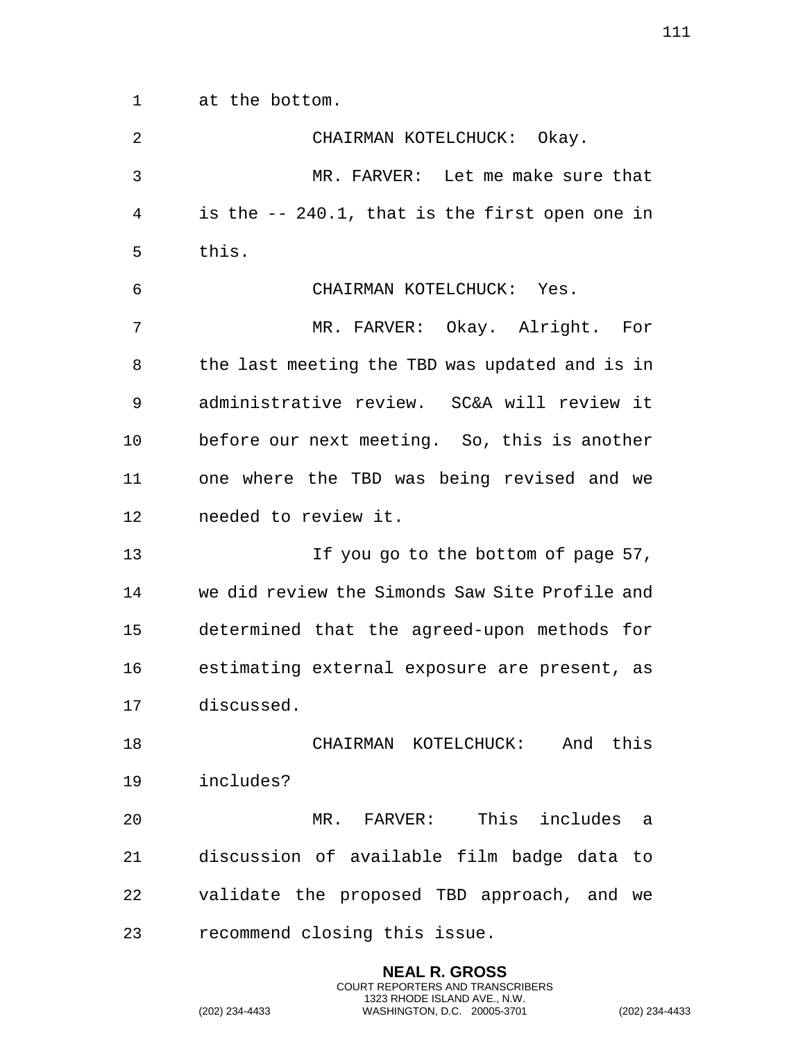at the bottom.

CHAIRMAN KOTELCHUCK: Okay.

MR. FARVER: Let me make sure that is the -- 240.1, that is the first open one in this.

CHAIRMAN KOTELCHUCK: Yes.

MR. FARVER: Okay. Alright. For the last meeting the TBD was updated and is in administrative review. SC&A will review it before our next meeting. So, this is another one where the TBD was being revised and we needed to review it.

If you go to the bottom of page 57, we did review the Simonds Saw Site Profile and determined that the agreed-upon methods for estimating external exposure are present, as discussed.

CHAIRMAN KOTELCHUCK: And this includes?

MR. FARVER: This includes a discussion of available film badge data to validate the proposed TBD approach, and we recommend closing this issue.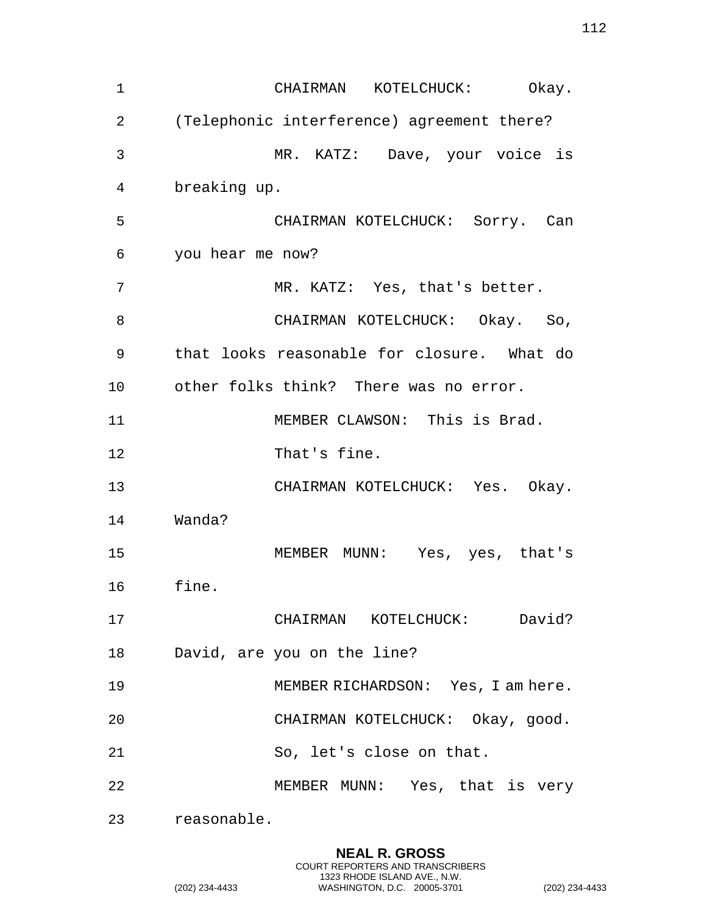CHAIRMAN KOTELCHUCK: Okay. (Telephonic interference) agreement there?

MR. KATZ: Dave, your voice is breaking up.

CHAIRMAN KOTELCHUCK: Sorry. Can you hear me now?

MR. KATZ: Yes, that's better.

CHAIRMAN KOTELCHUCK: Okay. So, that looks reasonable for closure. What do other folks think? There was no error.

MEMBER CLAWSON: This is Brad.

That's fine.

CHAIRMAN KOTELCHUCK: Yes. Okay. Wanda?

MEMBER MUNN: Yes, yes, that's fine.

CHAIRMAN KOTELCHUCK: David? David, are you on the line?

MEMBER RICHARDSON: Yes, I am here.

CHAIRMAN KOTELCHUCK: Okay, good.

So, let's close on that.

MEMBER MUNN: Yes, that is very reasonable.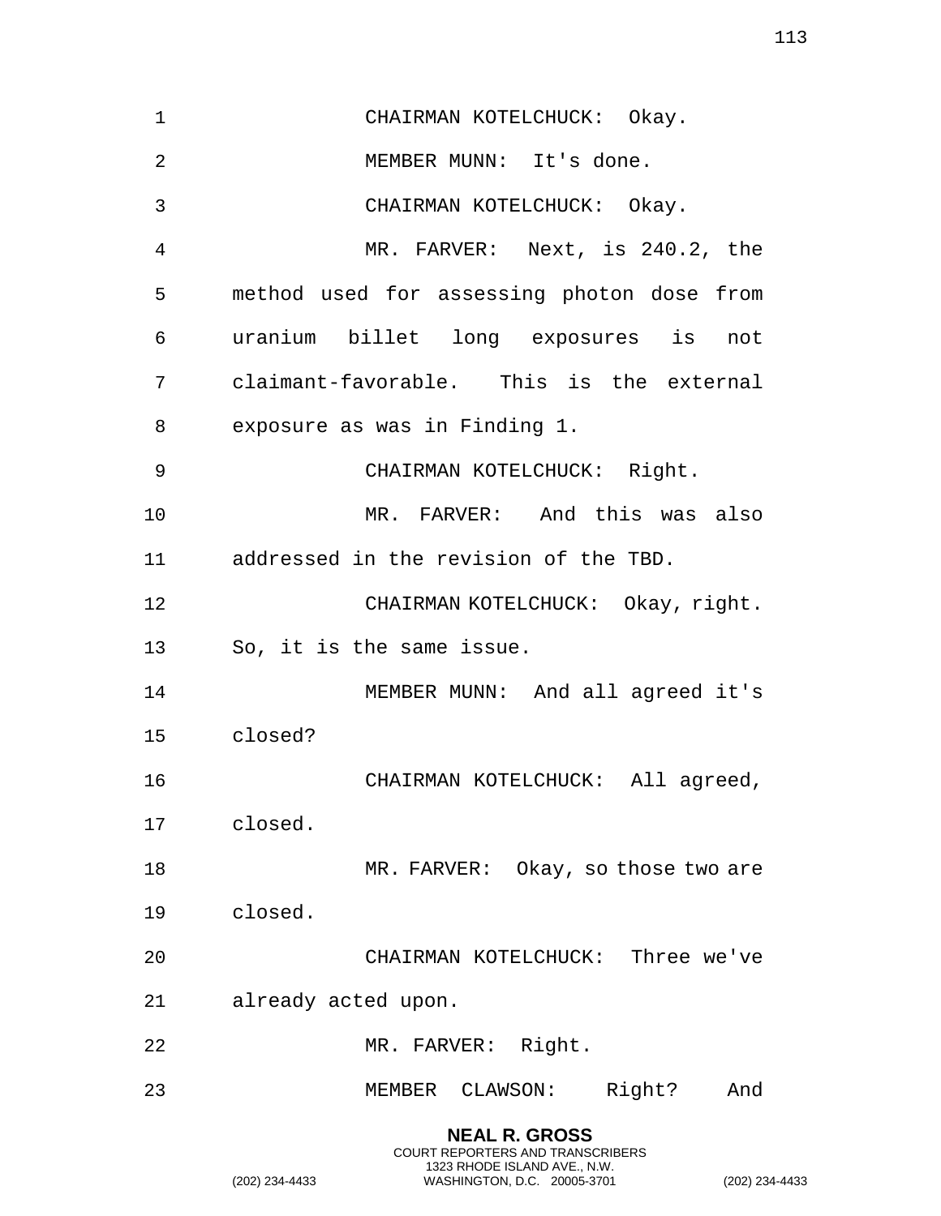CHAIRMAN KOTELCHUCK: Okay.

MEMBER MUNN: It's done.

CHAIRMAN KOTELCHUCK: Okay.

MR. FARVER: Next, is 240.2, the method used for assessing photon dose from uranium billet long exposures is not claimant-favorable. This is the external exposure as was in Finding 1.

CHAIRMAN KOTELCHUCK: Right.

MR. FARVER: And this was also addressed in the revision of the TBD.

CHAIRMAN KOTELCHUCK: Okay, right. So, it is the same issue.

MEMBER MUNN: And all agreed it's closed?

CHAIRMAN KOTELCHUCK: All agreed, closed.

MR. FARVER: Okay, so those two are closed.

CHAIRMAN KOTELCHUCK: Three we've already acted upon.

MR. FARVER: Right.

MEMBER CLAWSON: Right? And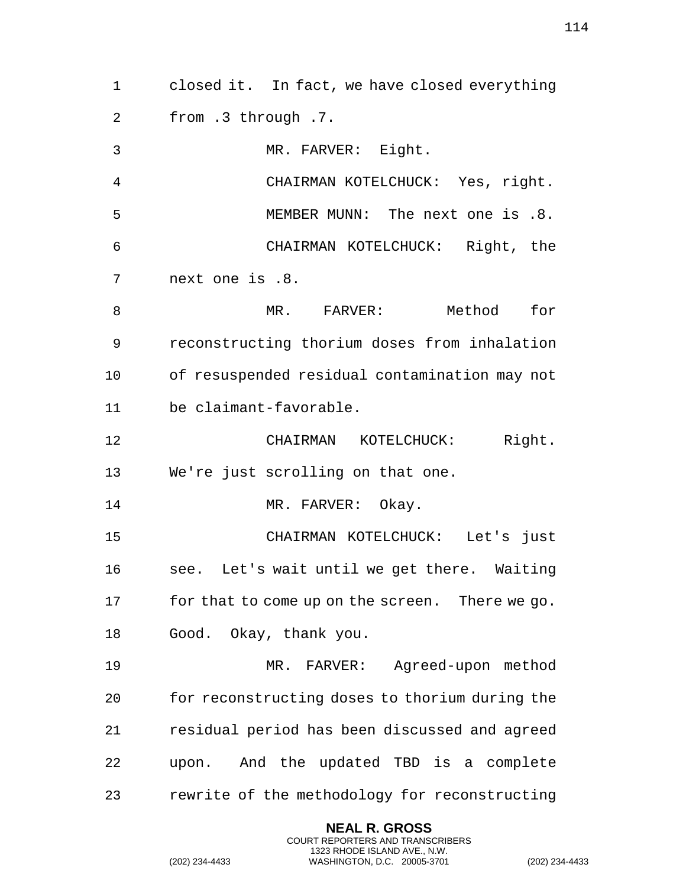closed it. In fact, we have closed everything from .3 through .7.

MR. FARVER: Eight.

CHAIRMAN KOTELCHUCK: Yes, right.

MEMBER MUNN: The next one is .8.

CHAIRMAN KOTELCHUCK: Right, the next one is .8.

MR. FARVER: Method for reconstructing thorium doses from inhalation of resuspended residual contamination may not be claimant-favorable.

CHAIRMAN KOTELCHUCK: Right. We're just scrolling on that one.

MR. FARVER: Okay.

CHAIRMAN KOTELCHUCK: Let's just see. Let's wait until we get there. Waiting for that to come up on the screen. There we go. Good. Okay, thank you.

MR. FARVER: Agreed-upon method for reconstructing doses to thorium during the residual period has been discussed and agreed upon. And the updated TBD is a complete rewrite of the methodology for reconstructing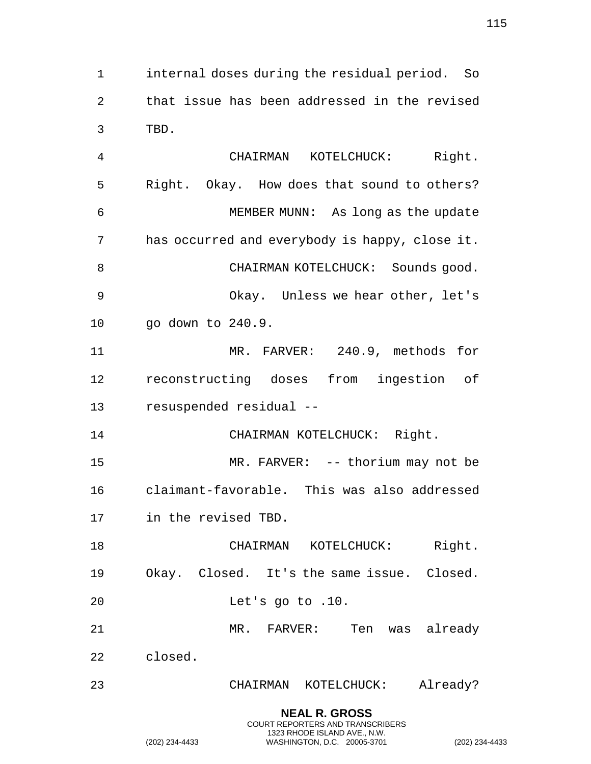internal doses during the residual period. So that issue has been addressed in the revised TBD.

CHAIRMAN KOTELCHUCK: Right. Right. Okay. How does that sound to others?

MEMBER MUNN: As long as the update has occurred and everybody is happy, close it.

CHAIRMAN KOTELCHUCK: Sounds good.

Okay. Unless we hear other, let's go down to 240.9.

MR. FARVER: 240.9, methods for reconstructing doses from ingestion of resuspended residual --

CHAIRMAN KOTELCHUCK: Right.

MR. FARVER: -- thorium may not be claimant-favorable. This was also addressed in the revised TBD.

CHAIRMAN KOTELCHUCK: Right. Okay. Closed. It's the same issue. Closed.

Let's go to .10.

MR. FARVER: Ten was already closed.

CHAIRMAN KOTELCHUCK: Already?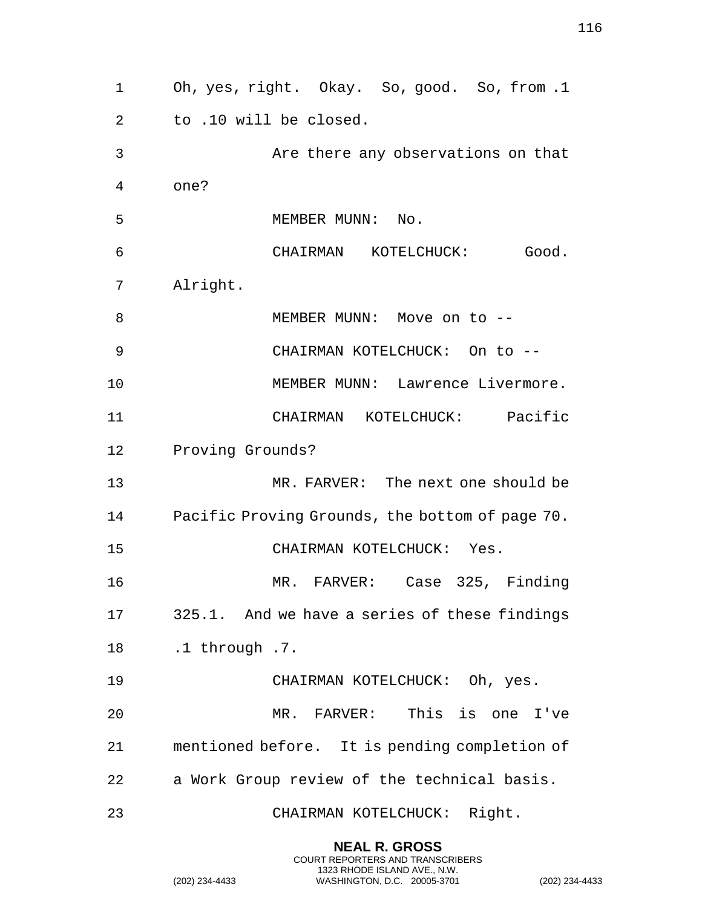Oh, yes, right. Okay. So, good. So, from .1 to .10 will be closed.

Are there any observations on that one?

MEMBER MUNN: No.

CHAIRMAN KOTELCHUCK: Good. Alright.

MEMBER MUNN: Move on to --

CHAIRMAN KOTELCHUCK: On to --

MEMBER MUNN: Lawrence Livermore.

CHAIRMAN KOTELCHUCK: Pacific Proving Grounds?

MR. FARVER: The next one should be Pacific Proving Grounds, the bottom of page 70.

CHAIRMAN KOTELCHUCK: Yes.

MR. FARVER: Case 325, Finding 325.1. And we have a series of these findings .1 through .7.

CHAIRMAN KOTELCHUCK: Oh, yes.

MR. FARVER: This is one I've mentioned before. It is pending completion of a Work Group review of the technical basis.

CHAIRMAN KOTELCHUCK: Right.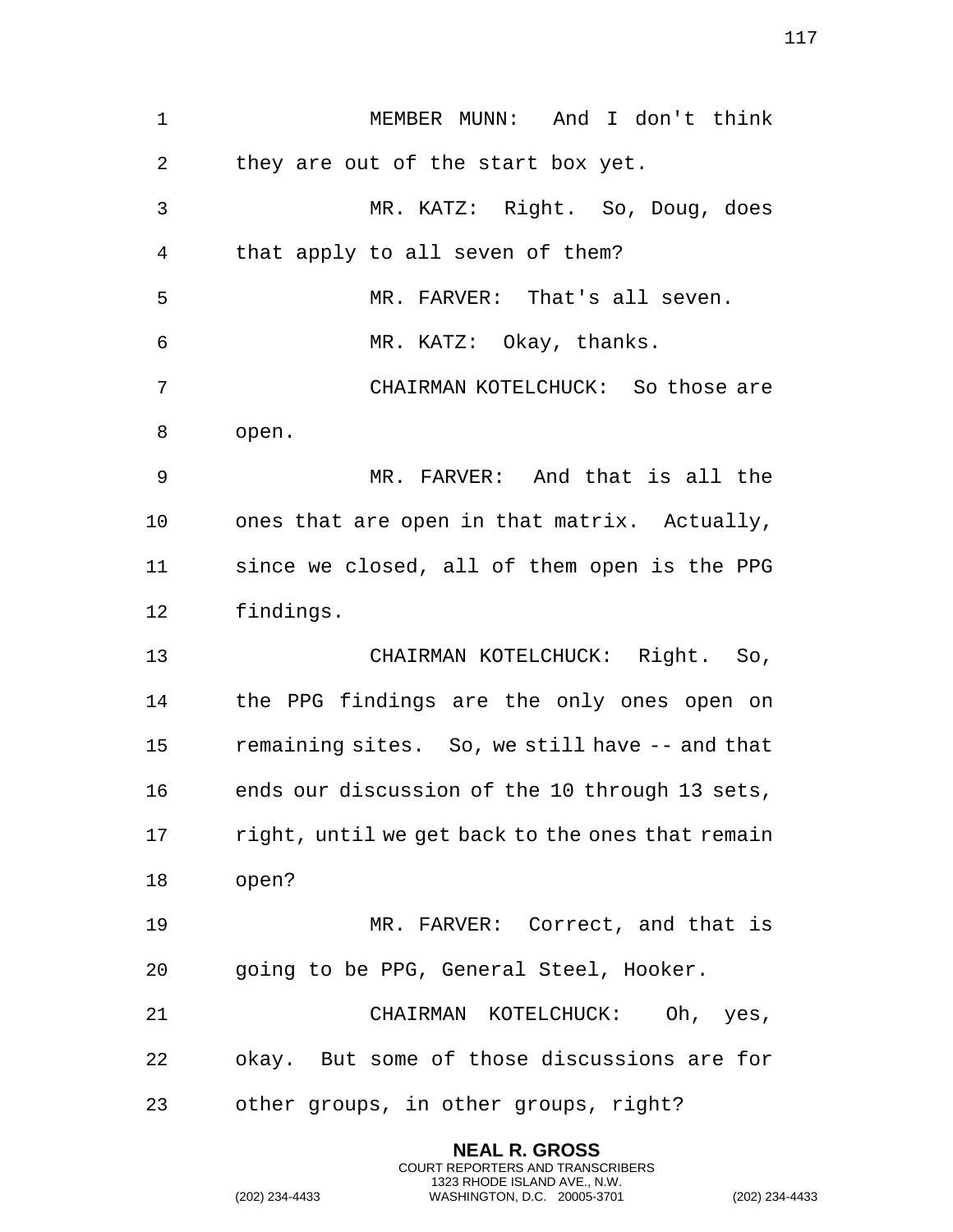MEMBER MUNN: And I don't think they are out of the start box yet.

MR. KATZ: Right. So, Doug, does that apply to all seven of them?

MR. FARVER: That's all seven.

MR. KATZ: Okay, thanks.

CHAIRMAN KOTELCHUCK: So those are open.

MR. FARVER: And that is all the ones that are open in that matrix. Actually, since we closed, all of them open is the PPG findings.

CHAIRMAN KOTELCHUCK: Right. So, the PPG findings are the only ones open on remaining sites. So, we still have -- and that ends our discussion of the 10 through 13 sets, right, until we get back to the ones that remain open?

MR. FARVER: Correct, and that is going to be PPG, General Steel, Hooker.

CHAIRMAN KOTELCHUCK: Oh, yes, okay. But some of those discussions are for other groups, in other groups, right?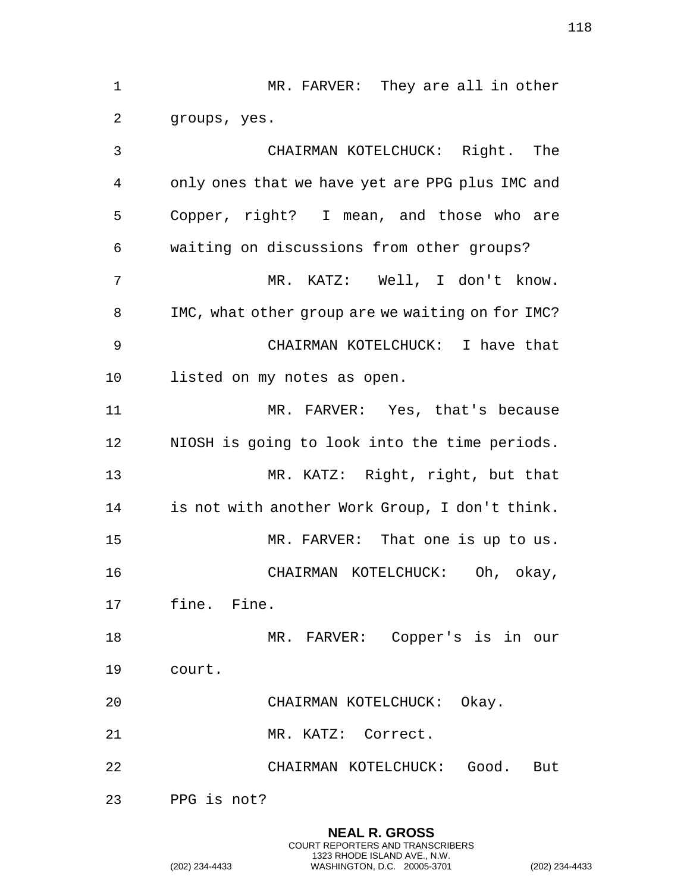MR. FARVER: They are all in other groups, yes.

CHAIRMAN KOTELCHUCK: Right. The only ones that we have yet are PPG plus IMC and Copper, right? I mean, and those who are waiting on discussions from other groups?

MR. KATZ: Well, I don't know. IMC, what other group are we waiting on for IMC?

CHAIRMAN KOTELCHUCK: I have that listed on my notes as open.

MR. FARVER: Yes, that's because NIOSH is going to look into the time periods.

MR. KATZ: Right, right, but that is not with another Work Group, I don't think.

MR. FARVER: That one is up to us.

CHAIRMAN KOTELCHUCK: Oh, okay, fine. Fine.

MR. FARVER: Copper's is in our court.

CHAIRMAN KOTELCHUCK: Okay.

MR. KATZ: Correct.

CHAIRMAN KOTELCHUCK: Good. But PPG is not?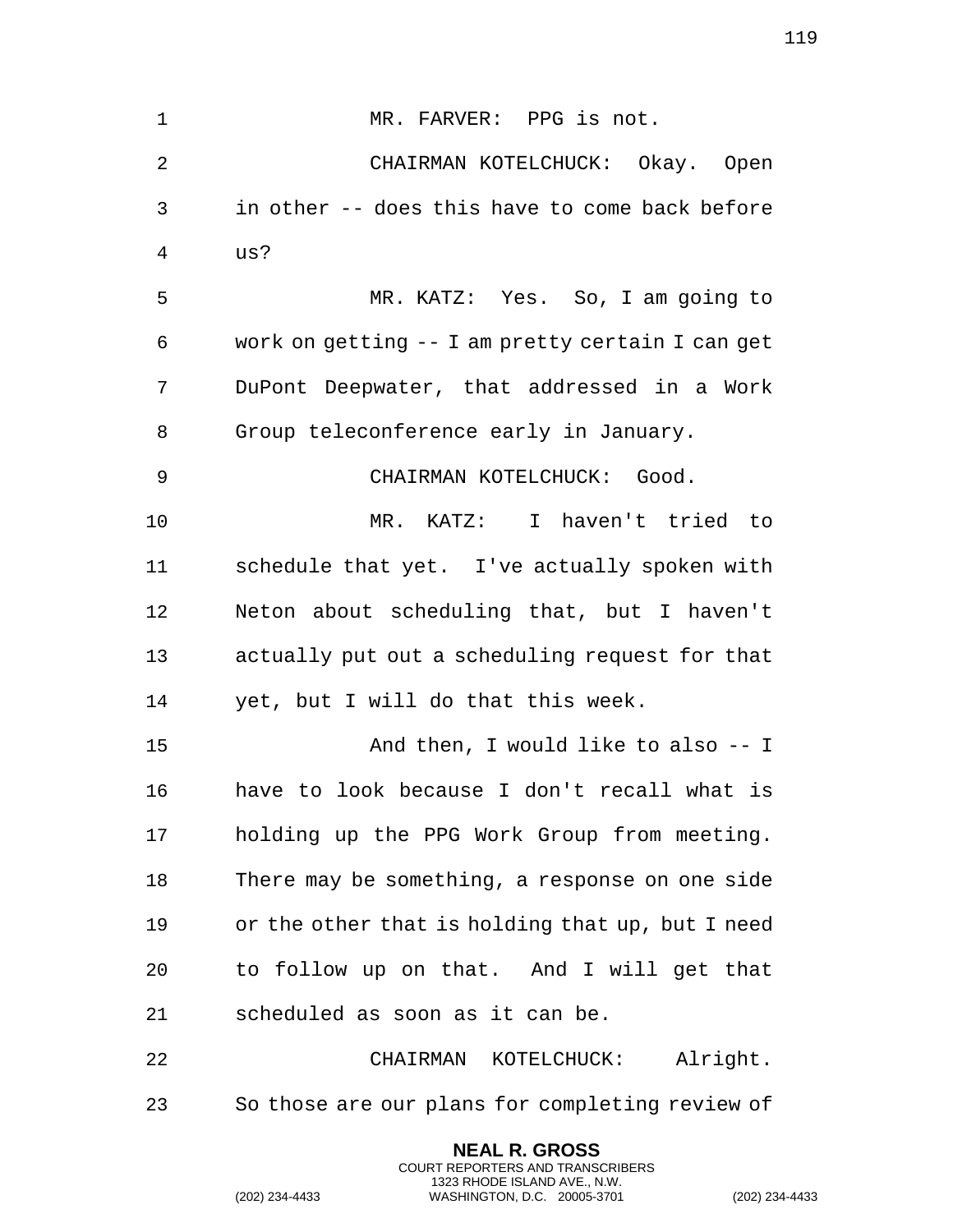MR. FARVER: PPG is not.

CHAIRMAN KOTELCHUCK: Okay. Open in other -- does this have to come back before us?

MR. KATZ: Yes. So, I am going to work on getting -- I am pretty certain I can get DuPont Deepwater, that addressed in a Work Group teleconference early in January.

CHAIRMAN KOTELCHUCK: Good.

MR. KATZ: I haven't tried to schedule that yet. I've actually spoken with Neton about scheduling that, but I haven't actually put out a scheduling request for that yet, but I will do that this week.

And then, I would like to also -- I have to look because I don't recall what is holding up the PPG Work Group from meeting. There may be something, a response on one side or the other that is holding that up, but I need to follow up on that. And I will get that scheduled as soon as it can be.

CHAIRMAN KOTELCHUCK: Alright. So those are our plans for completing review of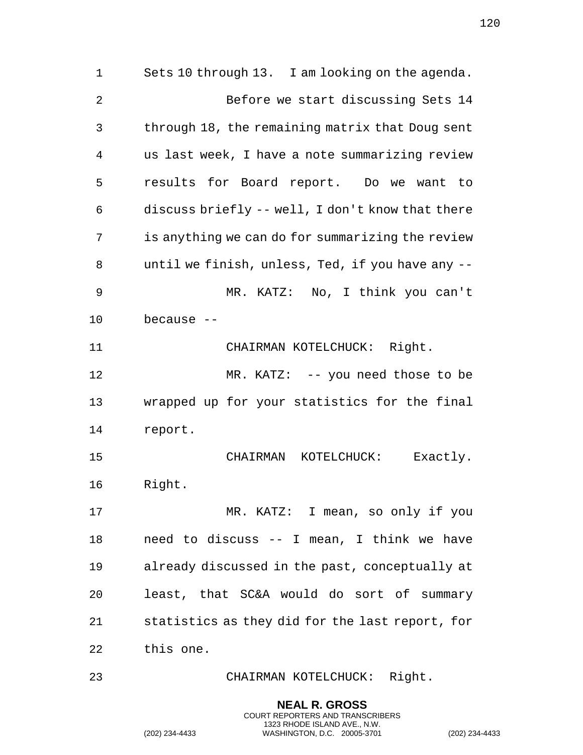Sets 10 through 13. I am looking on the agenda.

Before we start discussing Sets 14 through 18, the remaining matrix that Doug sent us last week, I have a note summarizing review results for Board report. Do we want to discuss briefly -- well, I don't know that there is anything we can do for summarizing the review until we finish, unless, Ted, if you have any --

MR. KATZ: No, I think you can't because --

CHAIRMAN KOTELCHUCK: Right.

MR. KATZ: -- you need those to be wrapped up for your statistics for the final report.

CHAIRMAN KOTELCHUCK: Exactly. Right.

MR. KATZ: I mean, so only if you need to discuss -- I mean, I think we have already discussed in the past, conceptually at least, that SC&A would do sort of summary statistics as they did for the last report, for this one.

CHAIRMAN KOTELCHUCK: Right.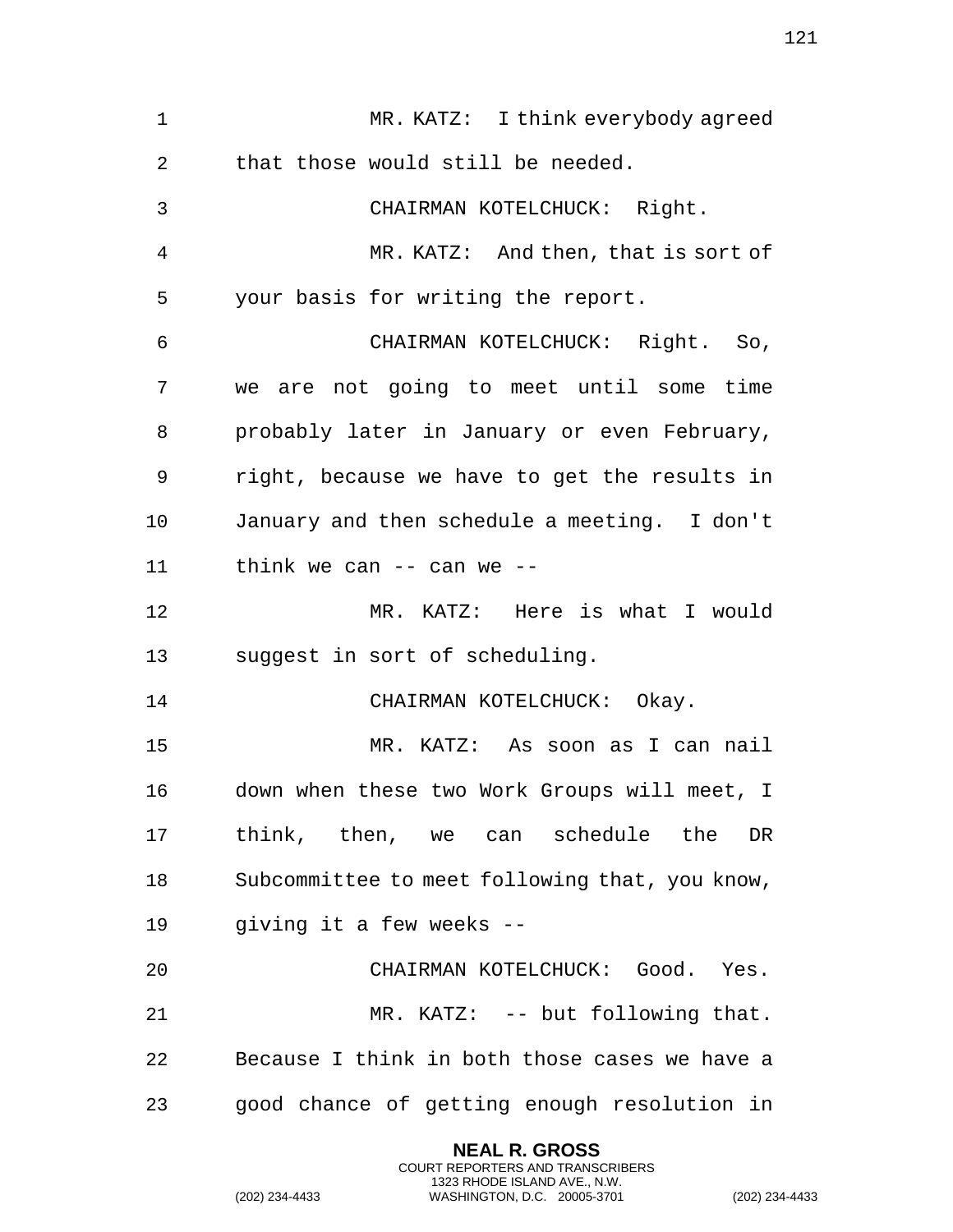MR. KATZ: I think everybody agreed that those would still be needed.

CHAIRMAN KOTELCHUCK: Right.

MR. KATZ: And then, that is sort of your basis for writing the report.

CHAIRMAN KOTELCHUCK: Right. So, we are not going to meet until some time probably later in January or even February, right, because we have to get the results in January and then schedule a meeting. I don't think we can -- can we --

MR. KATZ: Here is what I would suggest in sort of scheduling.

CHAIRMAN KOTELCHUCK: Okay.

MR. KATZ: As soon as I can nail down when these two Work Groups will meet, I think, then, we can schedule the DR Subcommittee to meet following that, you know, giving it a few weeks --

CHAIRMAN KOTELCHUCK: Good. Yes.

MR. KATZ: -- but following that. Because I think in both those cases we have a good chance of getting enough resolution in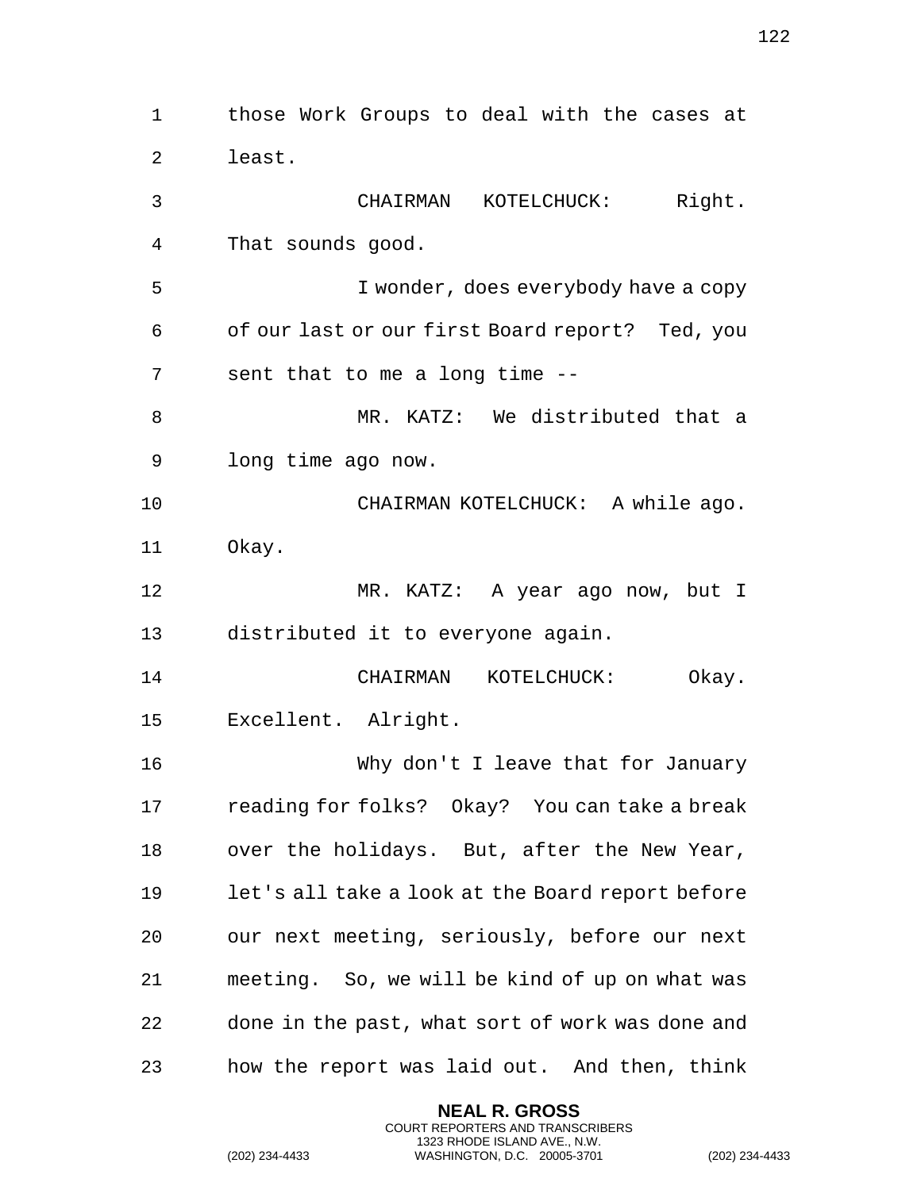those Work Groups to deal with the cases at least.

CHAIRMAN KOTELCHUCK: Right. That sounds good.

I wonder, does everybody have a copy of our last or our first Board report? Ted, you sent that to me a long time --

MR. KATZ: We distributed that a long time ago now.

CHAIRMAN KOTELCHUCK: A while ago. Okay.

MR. KATZ: A year ago now, but I distributed it to everyone again.

CHAIRMAN KOTELCHUCK: Okay. Excellent. Alright.

Why don't I leave that for January reading for folks? Okay? You can take a break over the holidays. But, after the New Year, let's all take a look at the Board report before our next meeting, seriously, before our next meeting. So, we will be kind of up on what was done in the past, what sort of work was done and how the report was laid out. And then, think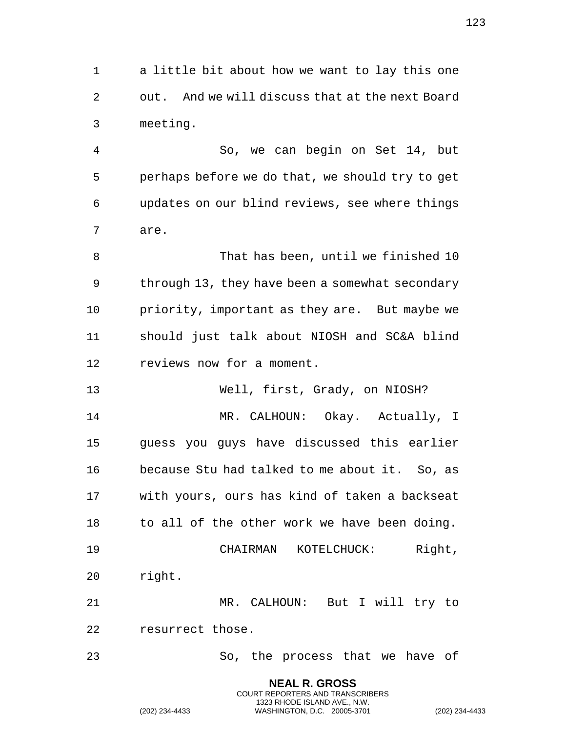a little bit about how we want to lay this one out. And we will discuss that at the next Board meeting.

So, we can begin on Set 14, but perhaps before we do that, we should try to get updates on our blind reviews, see where things are.

That has been, until we finished 10 through 13, they have been a somewhat secondary priority, important as they are. But maybe we should just talk about NIOSH and SC&A blind reviews now for a moment.

Well, first, Grady, on NIOSH?

MR. CALHOUN: Okay. Actually, I guess you guys have discussed this earlier because Stu had talked to me about it. So, as with yours, ours has kind of taken a backseat to all of the other work we have been doing.

CHAIRMAN KOTELCHUCK: Right, right.

MR. CALHOUN: But I will try to resurrect those.

So, the process that we have of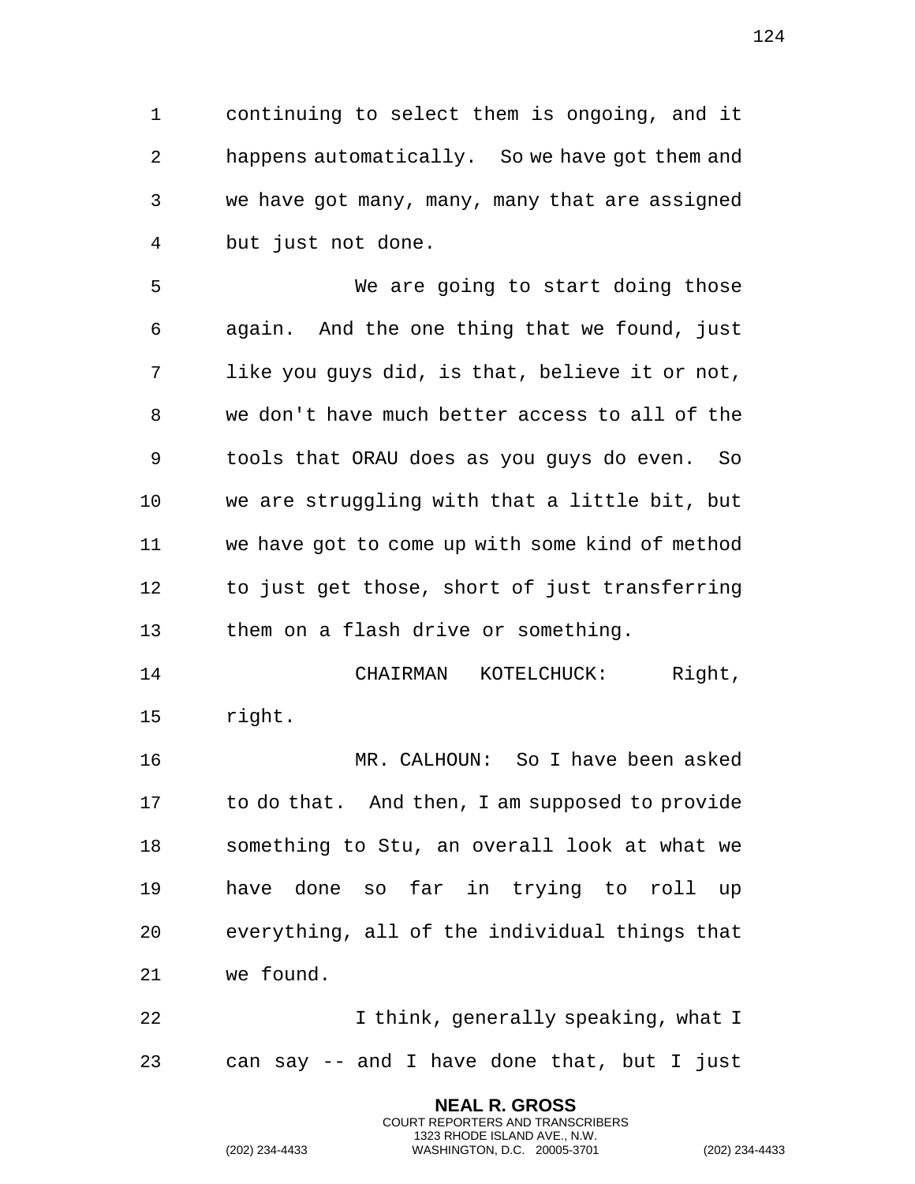continuing to select them is ongoing, and it happens automatically. So we have got them and we have got many, many, many that are assigned but just not done.

We are going to start doing those again. And the one thing that we found, just like you guys did, is that, believe it or not, we don't have much better access to all of the tools that ORAU does as you guys do even. So we are struggling with that a little bit, but we have got to come up with some kind of method to just get those, short of just transferring them on a flash drive or something.

CHAIRMAN KOTELCHUCK: Right, right.

MR. CALHOUN: So I have been asked to do that. And then, I am supposed to provide something to Stu, an overall look at what we have done so far in trying to roll up everything, all of the individual things that we found.

I think, generally speaking, what I can say -- and I have done that, but I just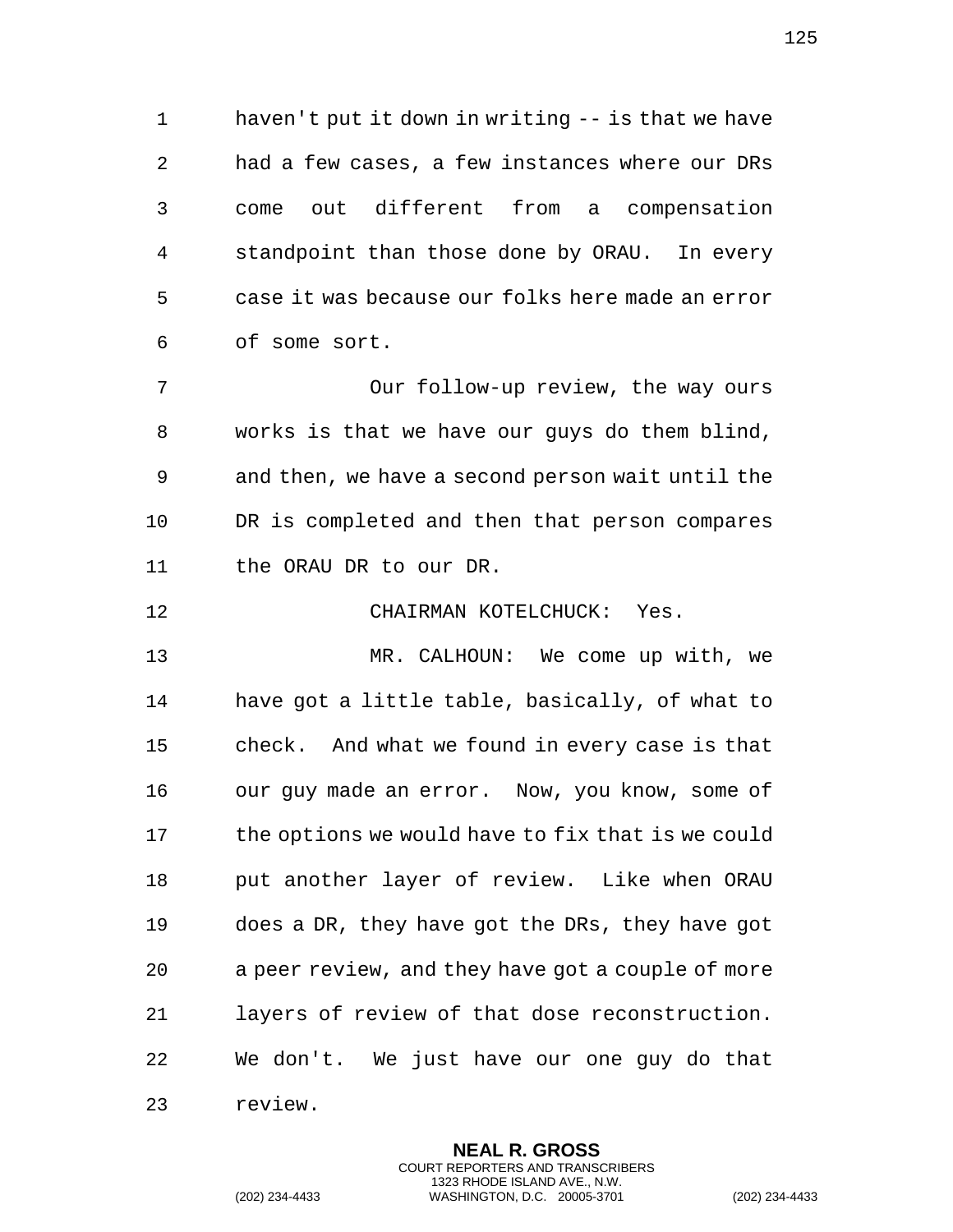haven't put it down in writing -- is that we have had a few cases, a few instances where our DRs come out different from a compensation standpoint than those done by ORAU. In every case it was because our folks here made an error of some sort.

Our follow-up review, the way ours works is that we have our guys do them blind, and then, we have a second person wait until the DR is completed and then that person compares the ORAU DR to our DR.

CHAIRMAN KOTELCHUCK: Yes.

MR. CALHOUN: We come up with, we have got a little table, basically, of what to check. And what we found in every case is that our guy made an error. Now, you know, some of the options we would have to fix that is we could put another layer of review. Like when ORAU does a DR, they have got the DRs, they have got a peer review, and they have got a couple of more layers of review of that dose reconstruction. We don't. We just have our one guy do that review.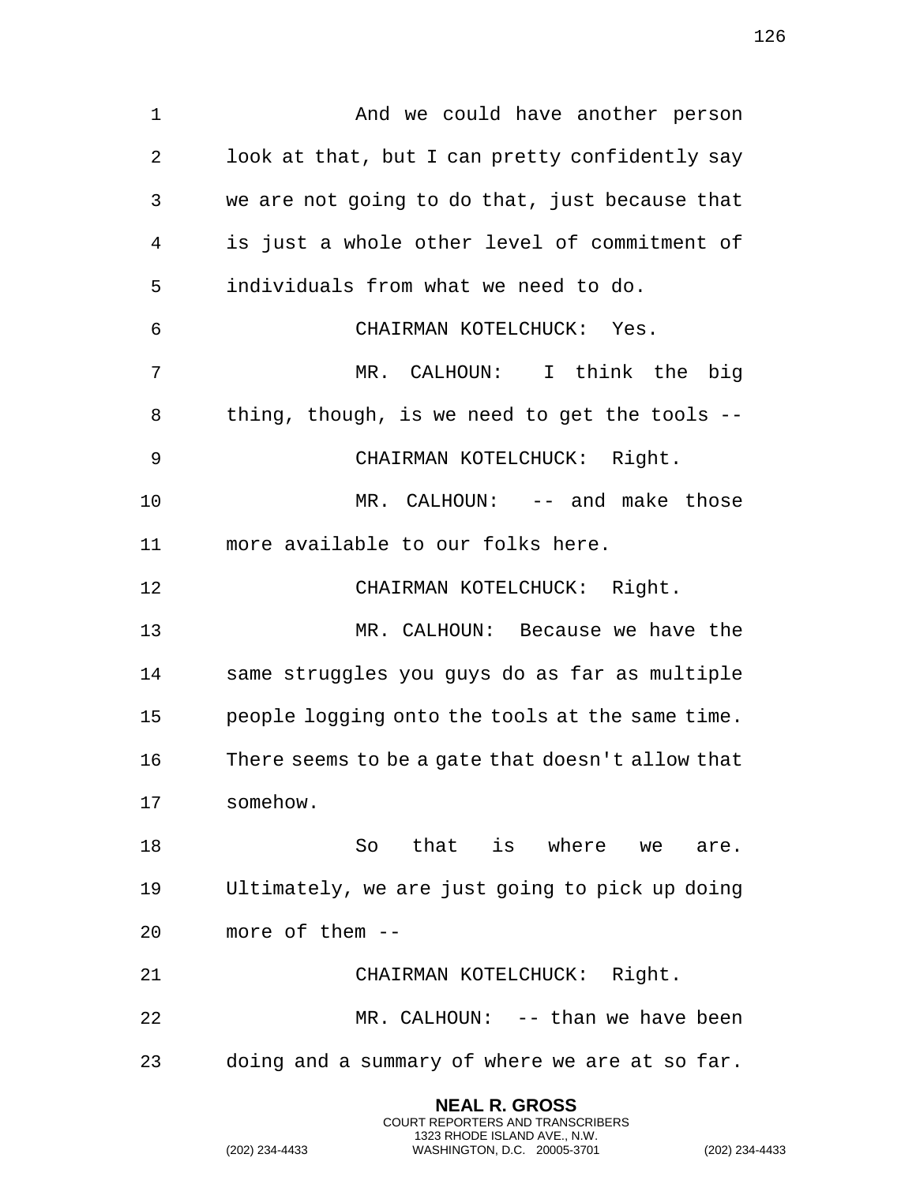And we could have another person look at that, but I can pretty confidently say we are not going to do that, just because that is just a whole other level of commitment of individuals from what we need to do.

CHAIRMAN KOTELCHUCK: Yes.

MR. CALHOUN: I think the big thing, though, is we need to get the tools --

CHAIRMAN KOTELCHUCK: Right.

MR. CALHOUN: -- and make those more available to our folks here.

CHAIRMAN KOTELCHUCK: Right.

MR. CALHOUN: Because we have the same struggles you guys do as far as multiple people logging onto the tools at the same time. There seems to be a gate that doesn't allow that somehow.

So that is where we are. Ultimately, we are just going to pick up doing more of them --

CHAIRMAN KOTELCHUCK: Right.

MR. CALHOUN: -- than we have been doing and a summary of where we are at so far.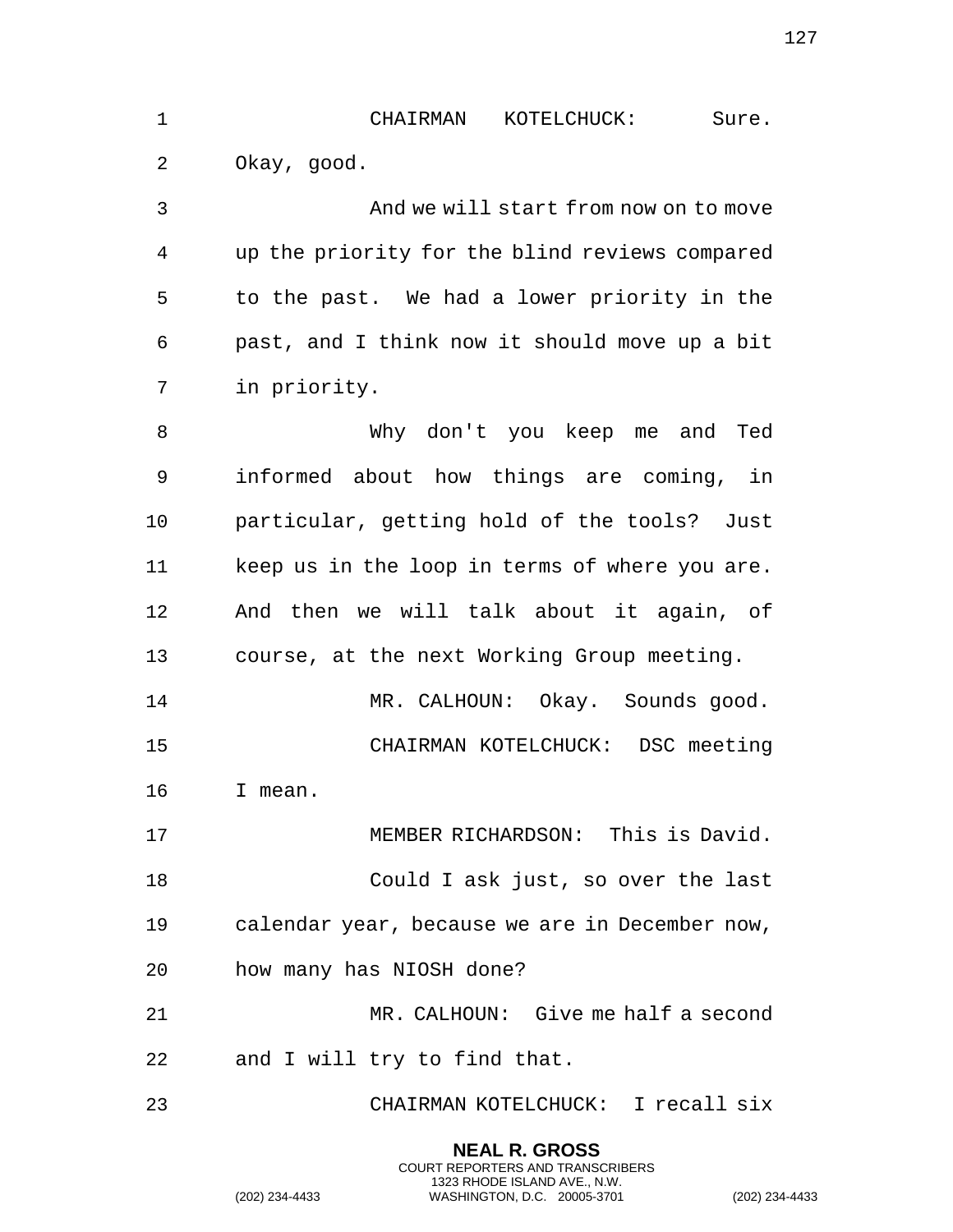CHAIRMAN KOTELCHUCK: Sure. Okay, good.

And we will start from now on to move up the priority for the blind reviews compared to the past. We had a lower priority in the past, and I think now it should move up a bit in priority.

Why don't you keep me and Ted informed about how things are coming, in particular, getting hold of the tools? Just keep us in the loop in terms of where you are. And then we will talk about it again, of course, at the next Working Group meeting.

MR. CALHOUN: Okay. Sounds good.

CHAIRMAN KOTELCHUCK: DSC meeting I mean.

MEMBER RICHARDSON: This is David.

Could I ask just, so over the last calendar year, because we are in December now, how many has NIOSH done?

MR. CALHOUN: Give me half a second and I will try to find that.

CHAIRMAN KOTELCHUCK: I recall six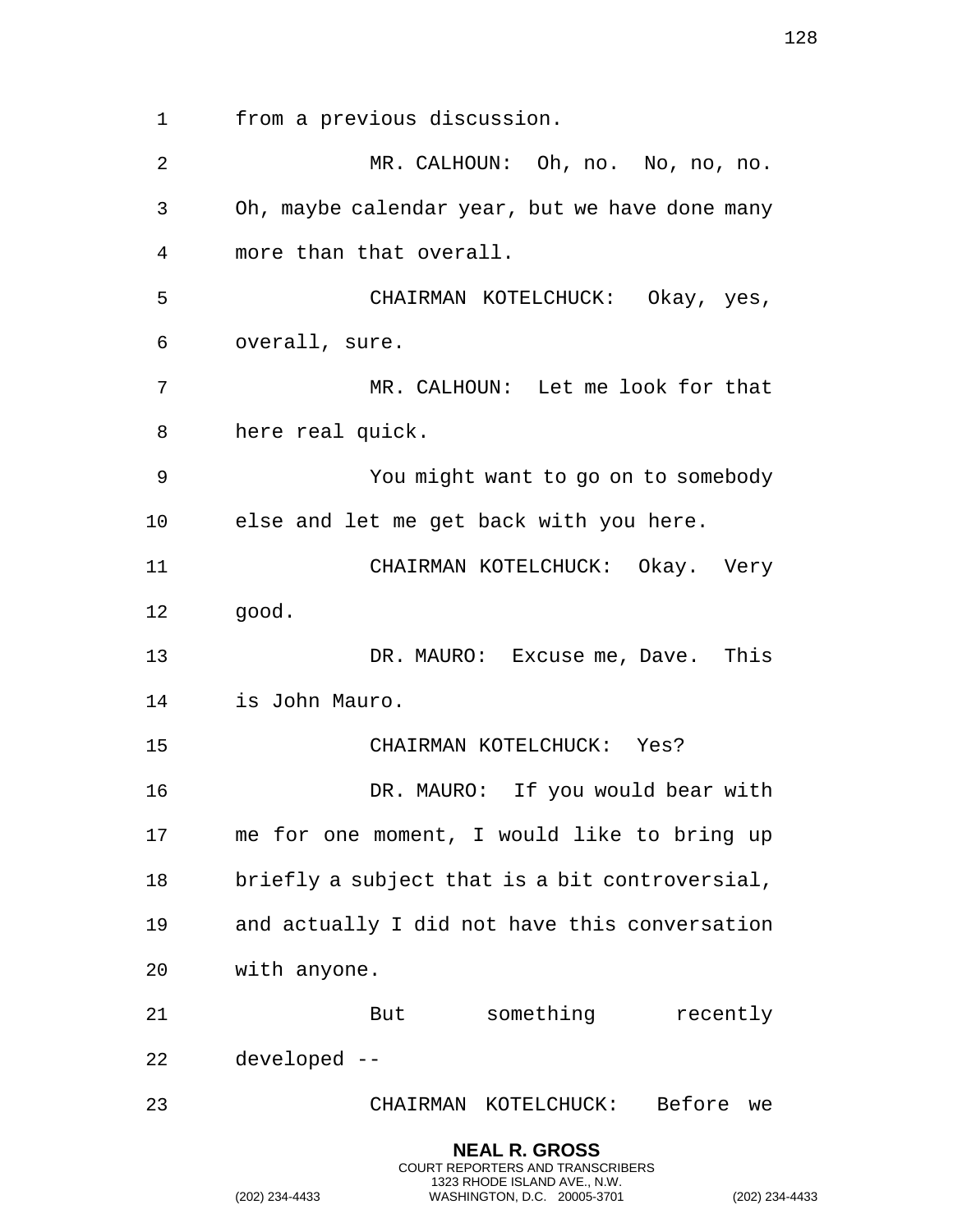from a previous discussion.

MR. CALHOUN: Oh, no. No, no, no. Oh, maybe calendar year, but we have done many more than that overall.

CHAIRMAN KOTELCHUCK: Okay, yes, overall, sure.

MR. CALHOUN: Let me look for that here real quick.

You might want to go on to somebody else and let me get back with you here.

CHAIRMAN KOTELCHUCK: Okay. Very good.

DR. MAURO: Excuse me, Dave. This is John Mauro.

CHAIRMAN KOTELCHUCK: Yes?

DR. MAURO: If you would bear with me for one moment, I would like to bring up briefly a subject that is a bit controversial, and actually I did not have this conversation with anyone.

But something recently developed --

CHAIRMAN KOTELCHUCK: Before we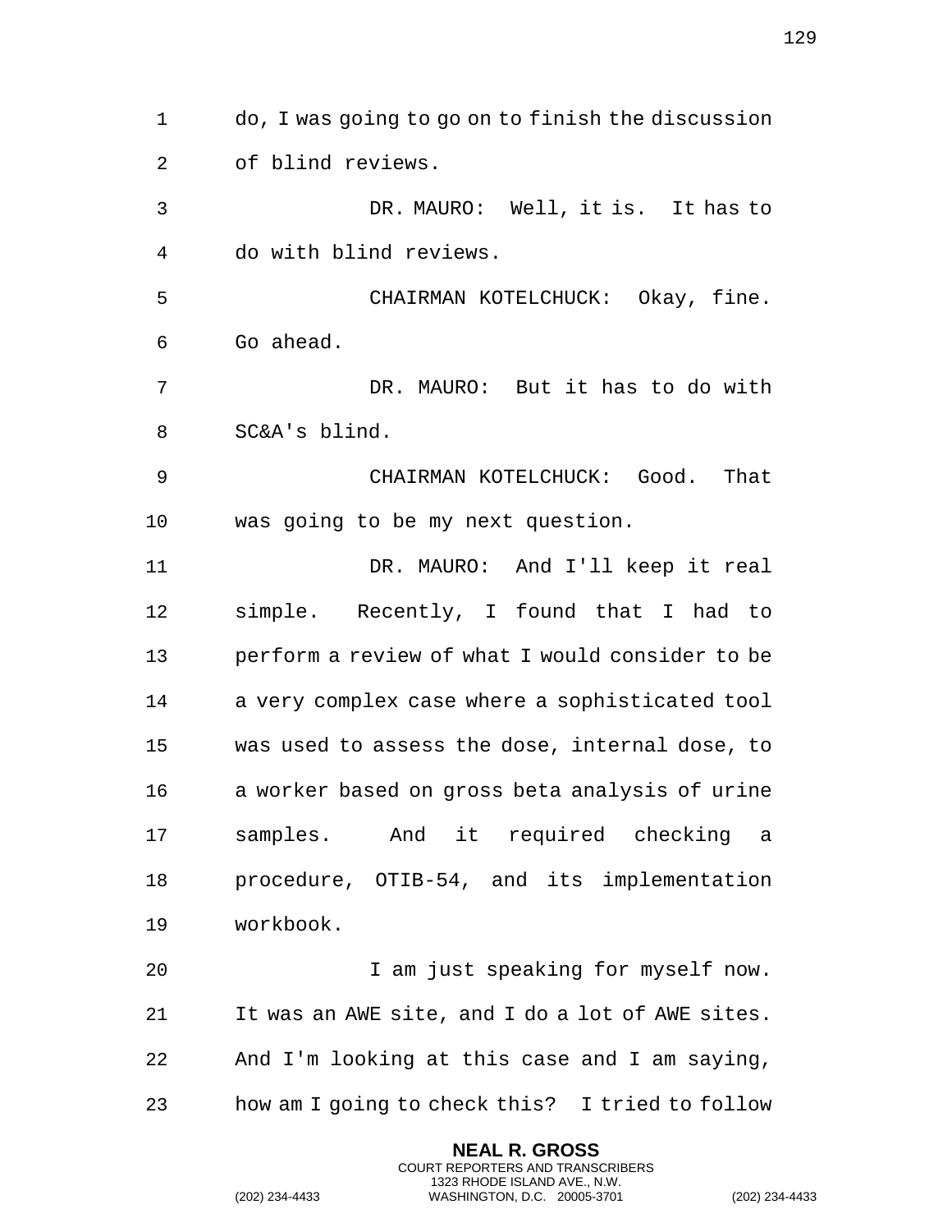do, I was going to go on to finish the discussion of blind reviews.

DR. MAURO: Well, it is. It has to do with blind reviews.

CHAIRMAN KOTELCHUCK: Okay, fine. Go ahead.

DR. MAURO: But it has to do with SC&A's blind.

CHAIRMAN KOTELCHUCK: Good. That was going to be my next question.

DR. MAURO: And I'll keep it real simple. Recently, I found that I had to perform a review of what I would consider to be a very complex case where a sophisticated tool was used to assess the dose, internal dose, to a worker based on gross beta analysis of urine samples. And it required checking a procedure, OTIB-54, and its implementation workbook.

I am just speaking for myself now. It was an AWE site, and I do a lot of AWE sites. And I'm looking at this case and I am saying, how am I going to check this? I tried to follow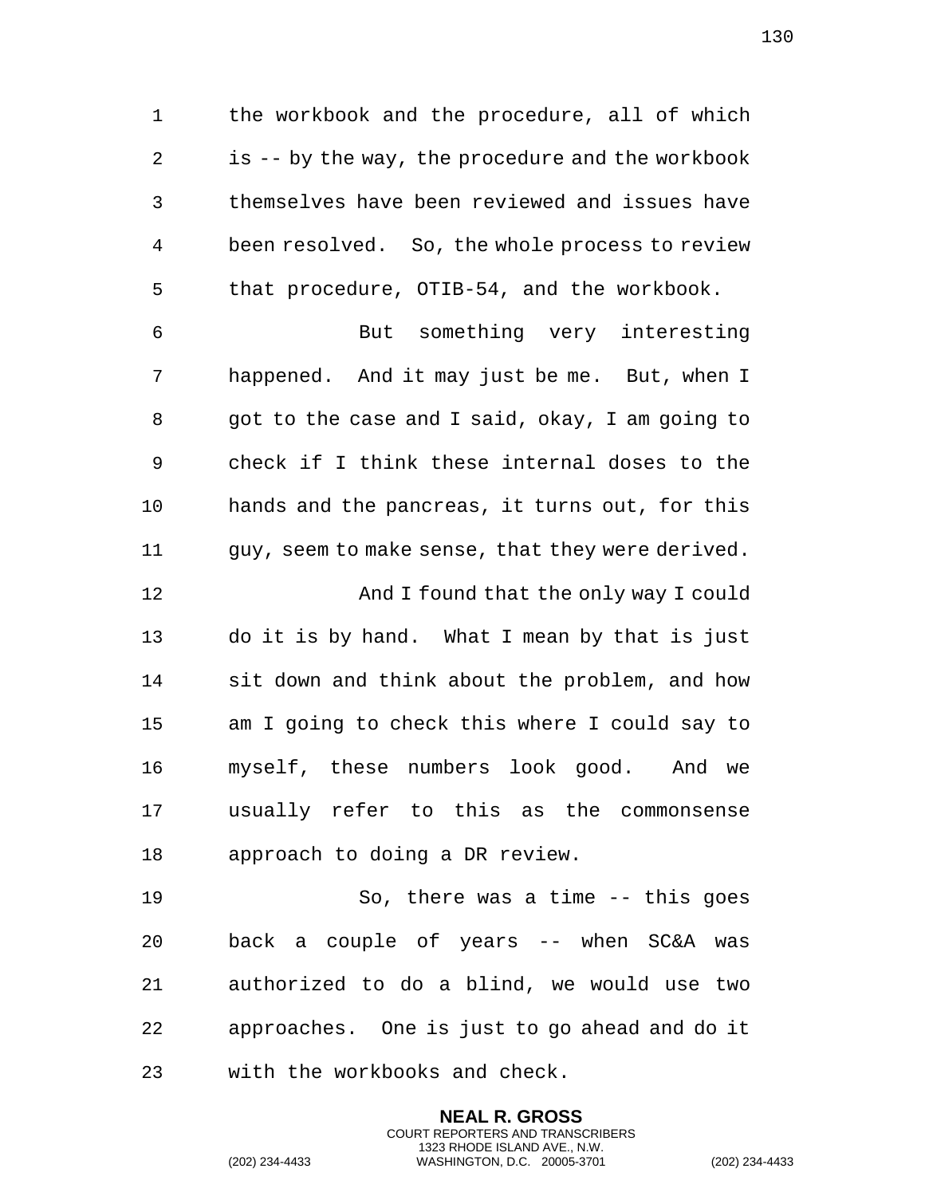the workbook and the procedure, all of which is -- by the way, the procedure and the workbook themselves have been reviewed and issues have been resolved. So, the whole process to review that procedure, OTIB-54, and the workbook.

But something very interesting happened. And it may just be me. But, when I got to the case and I said, okay, I am going to check if I think these internal doses to the hands and the pancreas, it turns out, for this guy, seem to make sense, that they were derived.

And I found that the only way I could do it is by hand. What I mean by that is just sit down and think about the problem, and how am I going to check this where I could say to myself, these numbers look good. And we usually refer to this as the commonsense approach to doing a DR review.

So, there was a time -- this goes back a couple of years -- when SC&A was authorized to do a blind, we would use two approaches. One is just to go ahead and do it with the workbooks and check.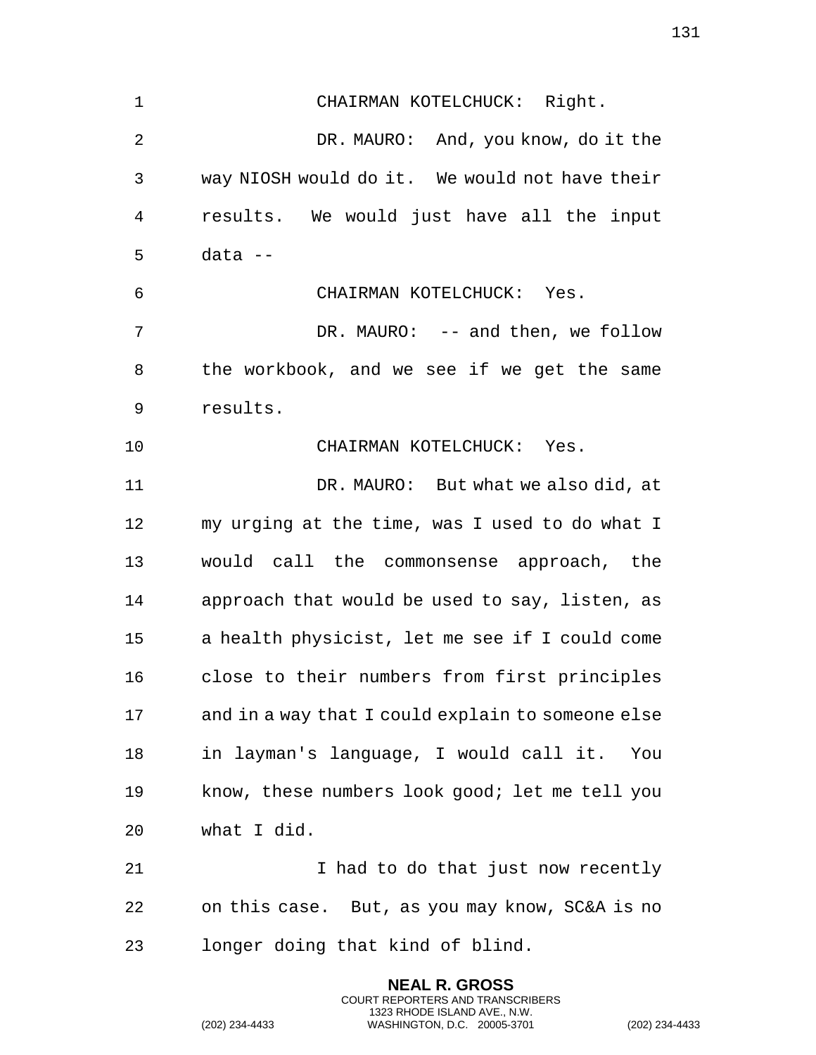CHAIRMAN KOTELCHUCK: Right.

DR. MAURO: And, you know, do it the way NIOSH would do it. We would not have their results. We would just have all the input data --

CHAIRMAN KOTELCHUCK: Yes.

DR. MAURO: -- and then, we follow the workbook, and we see if we get the same results.

CHAIRMAN KOTELCHUCK: Yes.

DR. MAURO: But what we also did, at my urging at the time, was I used to do what I would call the commonsense approach, the approach that would be used to say, listen, as a health physicist, let me see if I could come close to their numbers from first principles and in a way that I could explain to someone else in layman's language, I would call it. You know, these numbers look good; let me tell you what I did.

I had to do that just now recently on this case. But, as you may know, SC&A is no longer doing that kind of blind.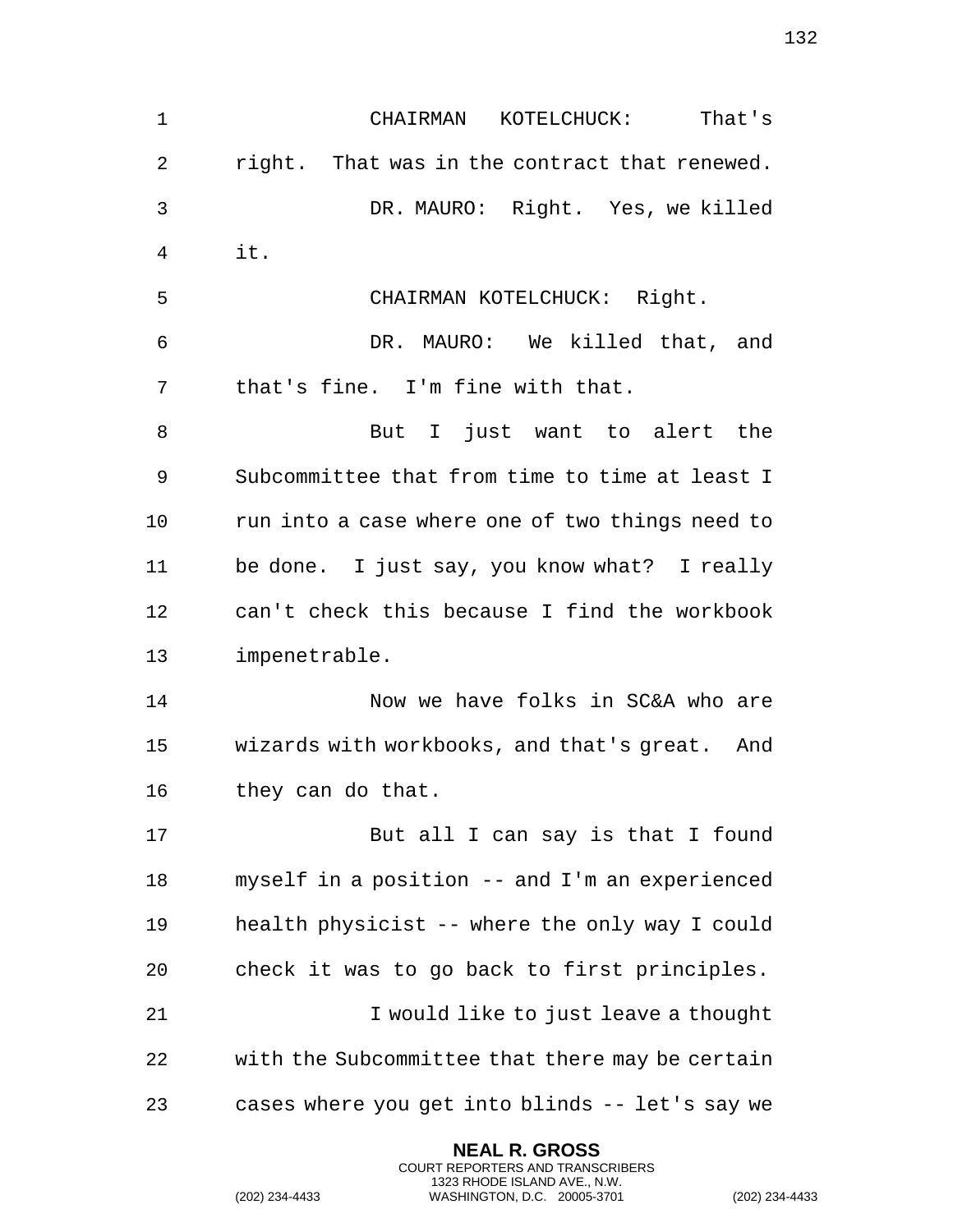CHAIRMAN KOTELCHUCK: That's right. That was in the contract that renewed.

DR. MAURO: Right. Yes, we killed it.

CHAIRMAN KOTELCHUCK: Right.

DR. MAURO: We killed that, and that's fine. I'm fine with that.

But I just want to alert the Subcommittee that from time to time at least I run into a case where one of two things need to be done. I just say, you know what? I really can't check this because I find the workbook impenetrable.

Now we have folks in SC&A who are wizards with workbooks, and that's great. And they can do that.

But all I can say is that I found myself in a position -- and I'm an experienced health physicist -- where the only way I could check it was to go back to first principles.

I would like to just leave a thought with the Subcommittee that there may be certain cases where you get into blinds -- let's say we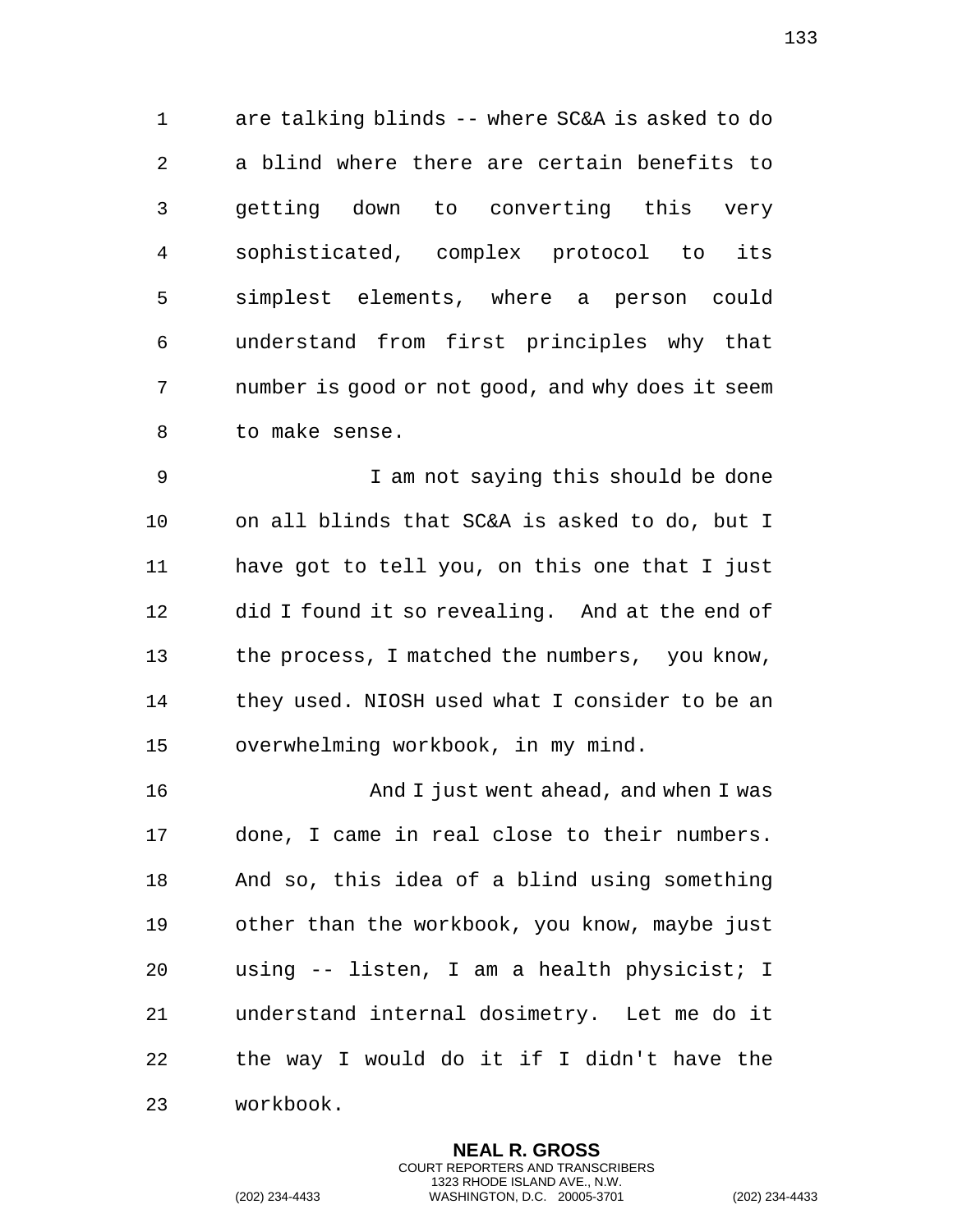are talking blinds -- where SC&A is asked to do a blind where there are certain benefits to getting down to converting this very sophisticated, complex protocol to its simplest elements, where a person could understand from first principles why that number is good or not good, and why does it seem to make sense.

I am not saying this should be done on all blinds that SC&A is asked to do, but I have got to tell you, on this one that I just did I found it so revealing. And at the end of the process, I matched the numbers, you know, they used. NIOSH used what I consider to be an overwhelming workbook, in my mind.

And I just went ahead, and when I was done, I came in real close to their numbers. And so, this idea of a blind using something other than the workbook, you know, maybe just using -- listen, I am a health physicist; I understand internal dosimetry. Let me do it the way I would do it if I didn't have the workbook.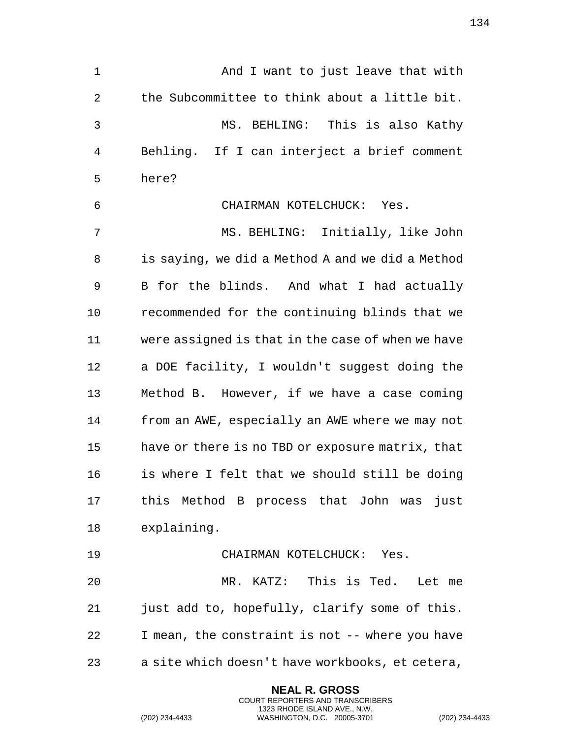And I want to just leave that with the Subcommittee to think about a little bit.

MS. BEHLING: This is also Kathy Behling. If I can interject a brief comment here?

CHAIRMAN KOTELCHUCK: Yes.

MS. BEHLING: Initially, like John is saying, we did a Method A and we did a Method B for the blinds. And what I had actually recommended for the continuing blinds that we were assigned is that in the case of when we have a DOE facility, I wouldn't suggest doing the Method B. However, if we have a case coming from an AWE, especially an AWE where we may not have or there is no TBD or exposure matrix, that is where I felt that we should still be doing this Method B process that John was just explaining.

CHAIRMAN KOTELCHUCK: Yes.

MR. KATZ: This is Ted. Let me just add to, hopefully, clarify some of this. I mean, the constraint is not -- where you have a site which doesn't have workbooks, et cetera,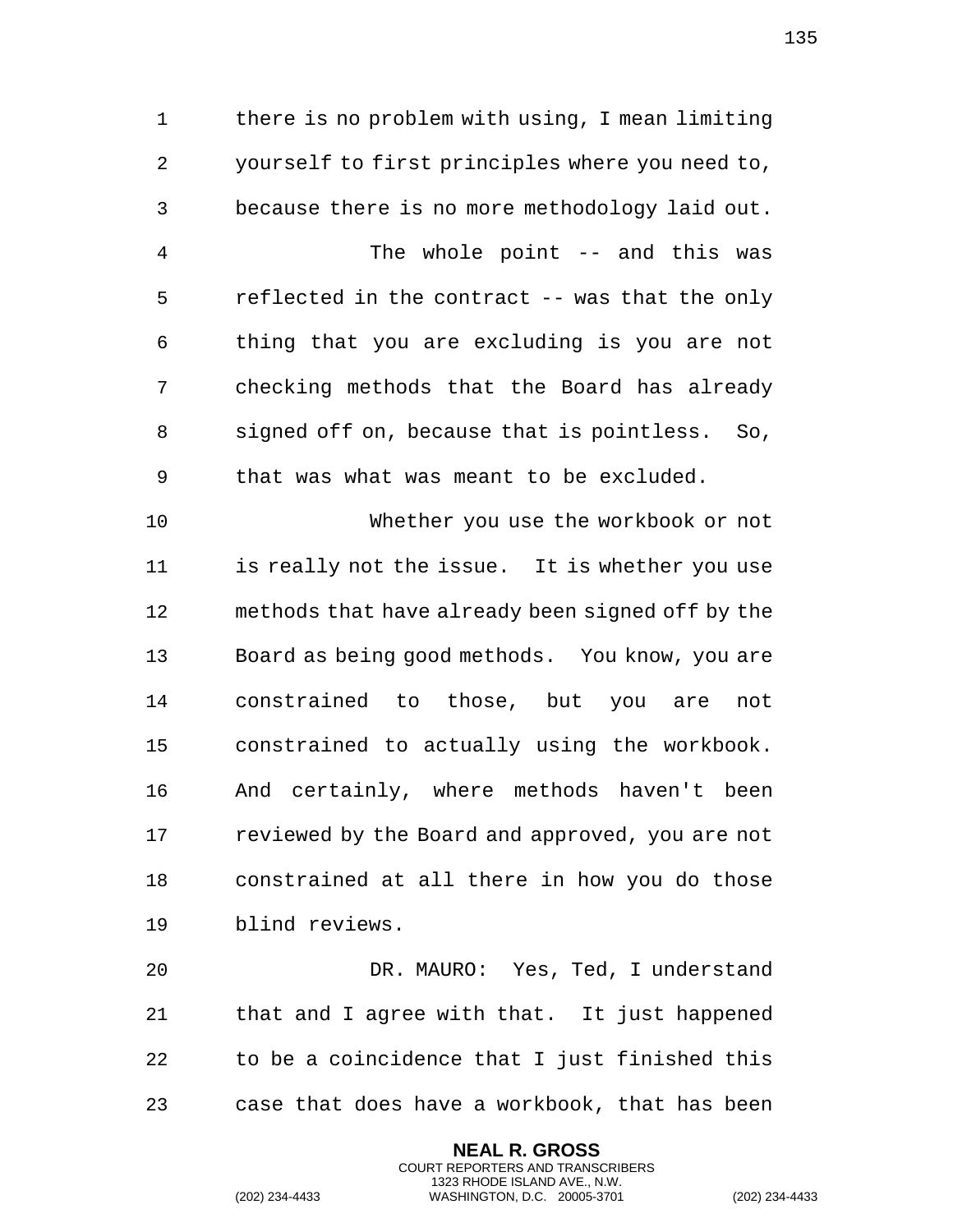there is no problem with using, I mean limiting yourself to first principles where you need to, because there is no more methodology laid out.

The whole point -- and this was reflected in the contract -- was that the only thing that you are excluding is you are not checking methods that the Board has already signed off on, because that is pointless. So, that was what was meant to be excluded.

Whether you use the workbook or not is really not the issue. It is whether you use methods that have already been signed off by the Board as being good methods. You know, you are constrained to those, but you are not constrained to actually using the workbook. And certainly, where methods haven't been reviewed by the Board and approved, you are not constrained at all there in how you do those blind reviews.

DR. MAURO: Yes, Ted, I understand that and I agree with that. It just happened to be a coincidence that I just finished this case that does have a workbook, that has been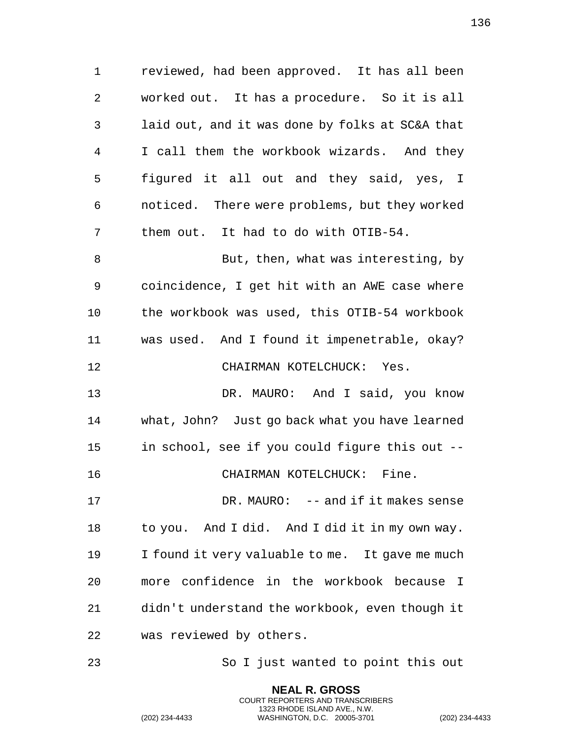reviewed, had been approved. It has all been worked out. It has a procedure. So it is all laid out, and it was done by folks at SC&A that I call them the workbook wizards. And they figured it all out and they said, yes, I noticed. There were problems, but they worked them out. It had to do with OTIB-54.

But, then, what was interesting, by coincidence, I get hit with an AWE case where the workbook was used, this OTIB-54 workbook was used. And I found it impenetrable, okay?

CHAIRMAN KOTELCHUCK: Yes.

DR. MAURO: And I said, you know what, John? Just go back what you have learned in school, see if you could figure this out --

CHAIRMAN KOTELCHUCK: Fine.

DR. MAURO: -- and if it makes sense to you. And I did. And I did it in my own way. I found it very valuable to me. It gave me much more confidence in the workbook because I didn't understand the workbook, even though it was reviewed by others.

So I just wanted to point this out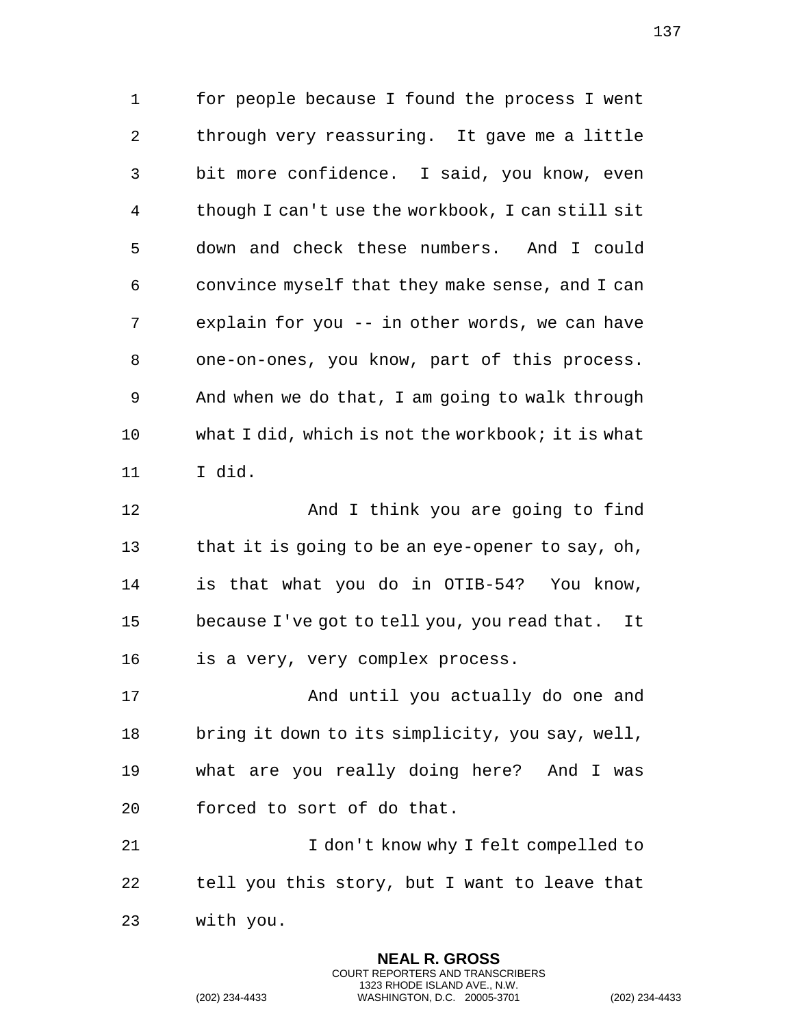for people because I found the process I went through very reassuring. It gave me a little bit more confidence. I said, you know, even though I can't use the workbook, I can still sit down and check these numbers. And I could convince myself that they make sense, and I can explain for you -- in other words, we can have one-on-ones, you know, part of this process. And when we do that, I am going to walk through what I did, which is not the workbook; it is what I did.

And I think you are going to find that it is going to be an eye-opener to say, oh, is that what you do in OTIB-54? You know, because I've got to tell you, you read that. It is a very, very complex process.

And until you actually do one and bring it down to its simplicity, you say, well, what are you really doing here? And I was forced to sort of do that.

I don't know why I felt compelled to tell you this story, but I want to leave that with you.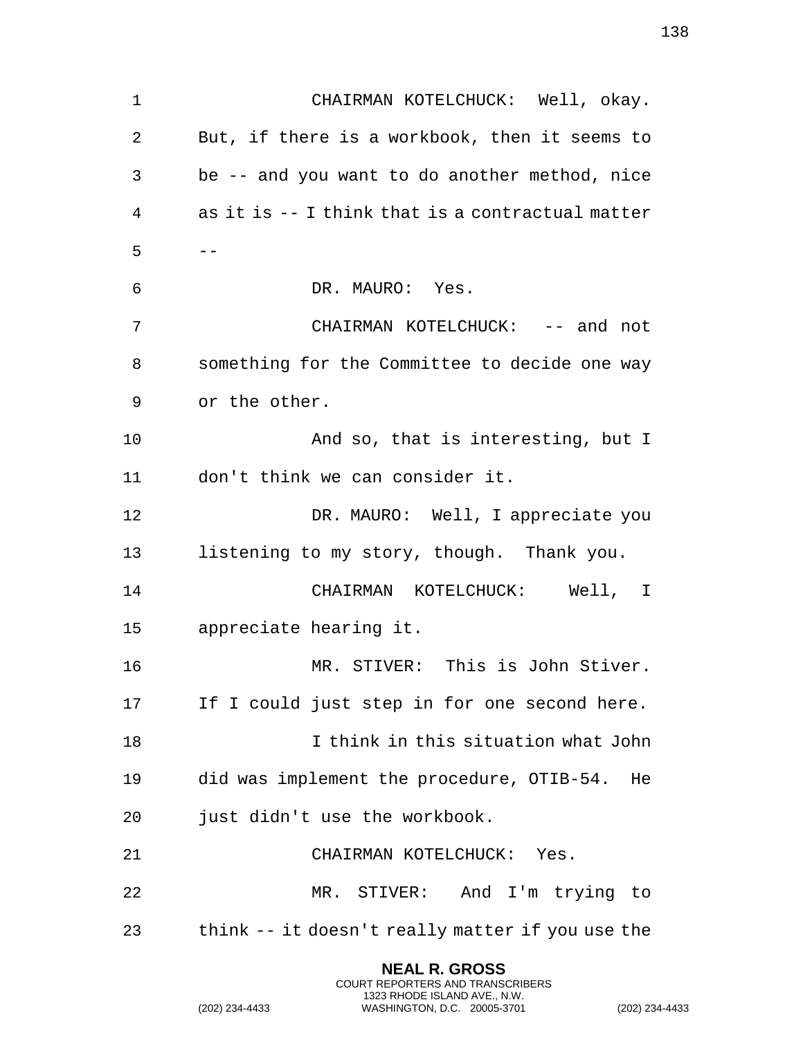CHAIRMAN KOTELCHUCK: Well, okay. But, if there is a workbook, then it seems to be -- and you want to do another method, nice as it is -- I think that is a contractual matter --

DR. MAURO: Yes.

CHAIRMAN KOTELCHUCK: -- and not something for the Committee to decide one way or the other.

And so, that is interesting, but I don't think we can consider it.

DR. MAURO: Well, I appreciate you listening to my story, though. Thank you.

CHAIRMAN KOTELCHUCK: Well, I appreciate hearing it.

MR. STIVER: This is John Stiver. If I could just step in for one second here.

I think in this situation what John did was implement the procedure, OTIB-54. He just didn't use the workbook.

CHAIRMAN KOTELCHUCK: Yes.

MR. STIVER: And I'm trying to think -- it doesn't really matter if you use the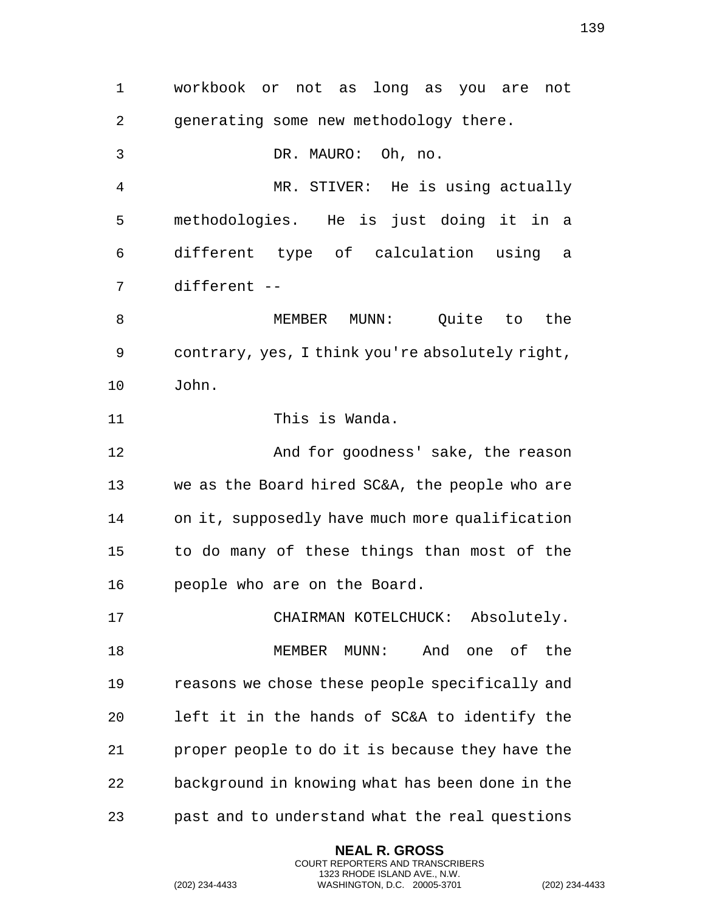workbook or not as long as you are not generating some new methodology there.

DR. MAURO: Oh, no.

MR. STIVER: He is using actually methodologies. He is just doing it in a different type of calculation using a different --

MEMBER MUNN: Quite to the contrary, yes, I think you're absolutely right, John.

This is Wanda.

And for goodness' sake, the reason we as the Board hired SC&A, the people who are on it, supposedly have much more qualification to do many of these things than most of the people who are on the Board.

CHAIRMAN KOTELCHUCK: Absolutely.

MEMBER MUNN: And one of the reasons we chose these people specifically and left it in the hands of SC&A to identify the proper people to do it is because they have the background in knowing what has been done in the past and to understand what the real questions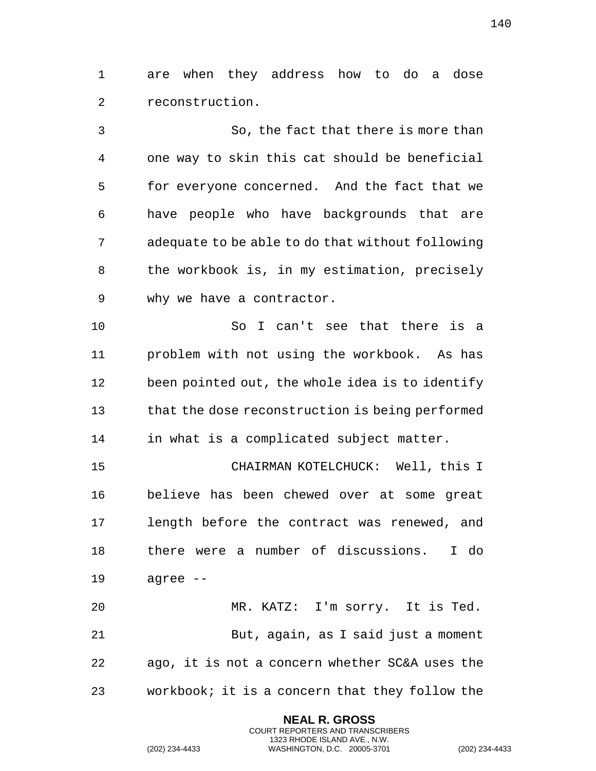are when they address how to do a dose reconstruction.

So, the fact that there is more than one way to skin this cat should be beneficial for everyone concerned. And the fact that we have people who have backgrounds that are adequate to be able to do that without following the workbook is, in my estimation, precisely why we have a contractor.

So I can't see that there is a problem with not using the workbook. As has been pointed out, the whole idea is to identify that the dose reconstruction is being performed in what is a complicated subject matter.

CHAIRMAN KOTELCHUCK: Well, this I believe has been chewed over at some great length before the contract was renewed, and there were a number of discussions. I do agree --

MR. KATZ: I'm sorry. It is Ted.

But, again, as I said just a moment ago, it is not a concern whether SC&A uses the workbook; it is a concern that they follow the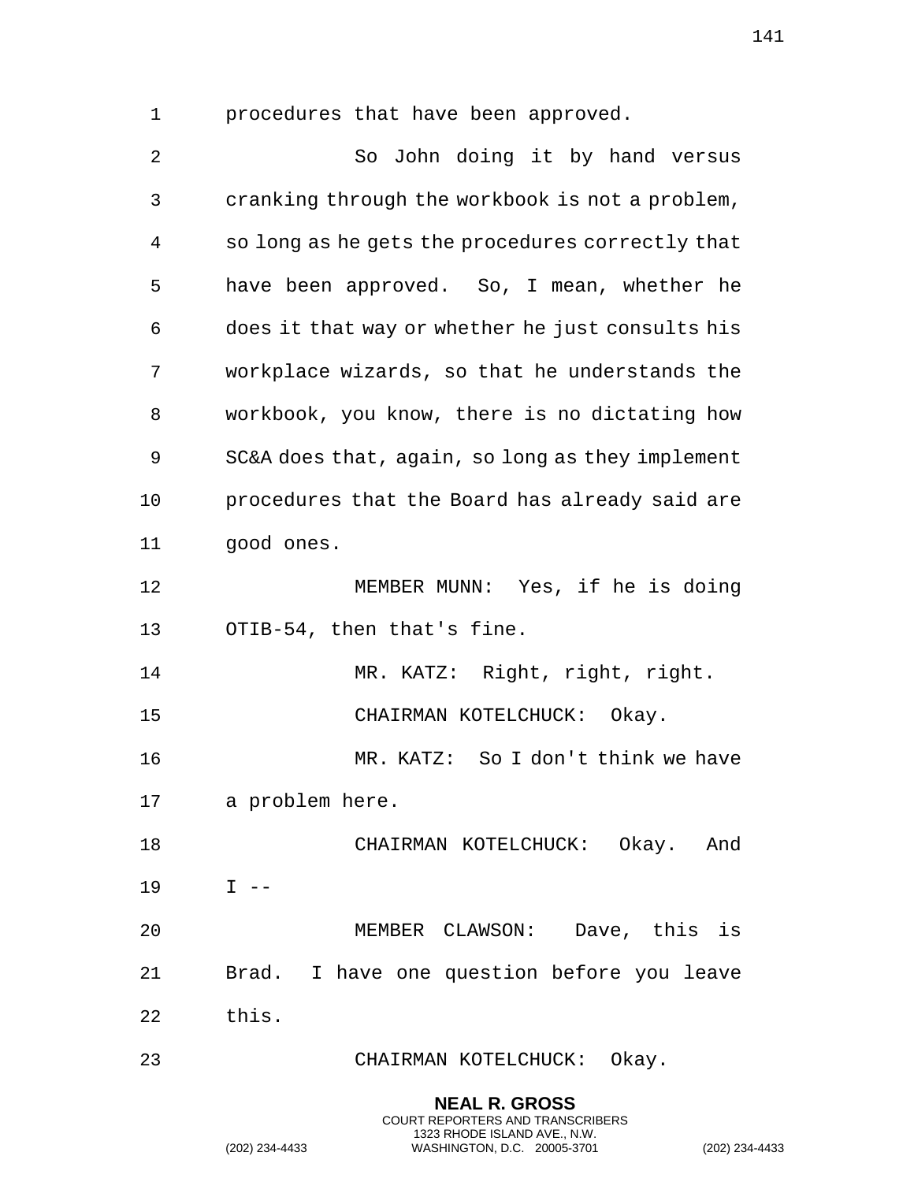procedures that have been approved.

So John doing it by hand versus cranking through the workbook is not a problem, so long as he gets the procedures correctly that have been approved. So, I mean, whether he does it that way or whether he just consults his workplace wizards, so that he understands the workbook, you know, there is no dictating how SC&A does that, again, so long as they implement procedures that the Board has already said are good ones.

MEMBER MUNN: Yes, if he is doing OTIB-54, then that's fine.

MR. KATZ: Right, right, right.

CHAIRMAN KOTELCHUCK: Okay.

MR. KATZ: So I don't think we have a problem here.

CHAIRMAN KOTELCHUCK: Okay. And I --

MEMBER CLAWSON: Dave, this is Brad. I have one question before you leave this.

CHAIRMAN KOTELCHUCK: Okay.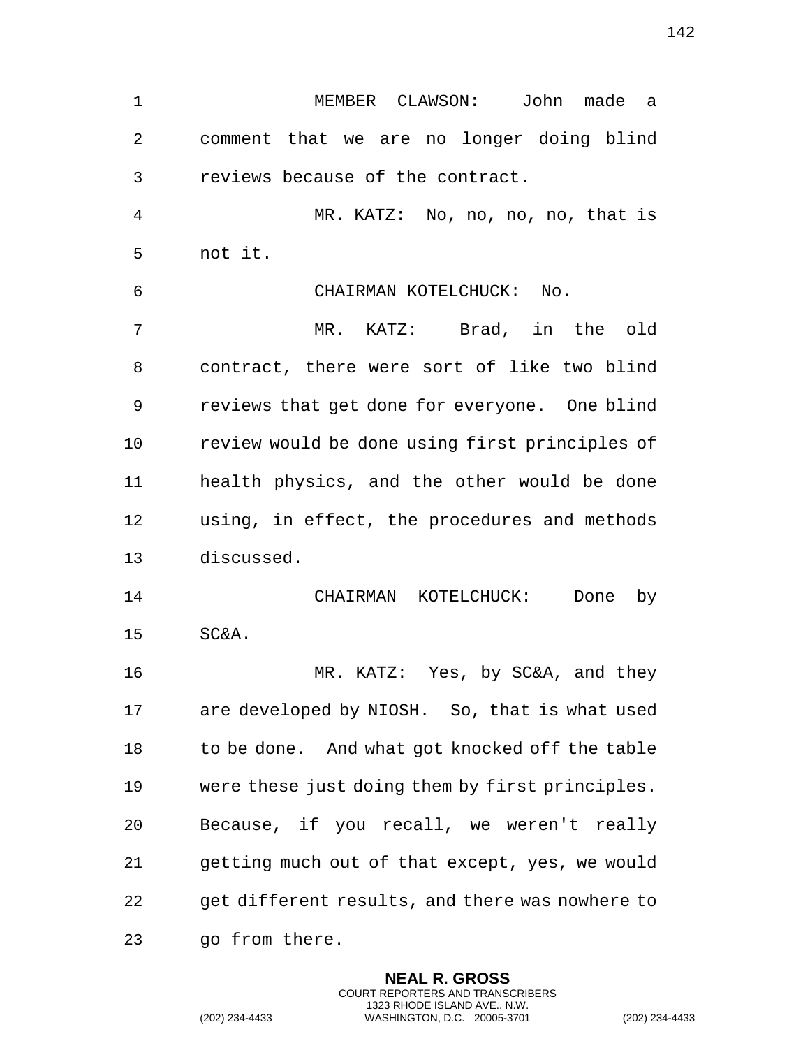MEMBER CLAWSON: John made a comment that we are no longer doing blind reviews because of the contract.

MR. KATZ: No, no, no, no, that is not it.

CHAIRMAN KOTELCHUCK: No.

MR. KATZ: Brad, in the old contract, there were sort of like two blind reviews that get done for everyone. One blind review would be done using first principles of health physics, and the other would be done using, in effect, the procedures and methods discussed.

CHAIRMAN KOTELCHUCK: Done by SC&A.

MR. KATZ: Yes, by SC&A, and they are developed by NIOSH. So, that is what used to be done. And what got knocked off the table were these just doing them by first principles. Because, if you recall, we weren't really getting much out of that except, yes, we would get different results, and there was nowhere to go from there.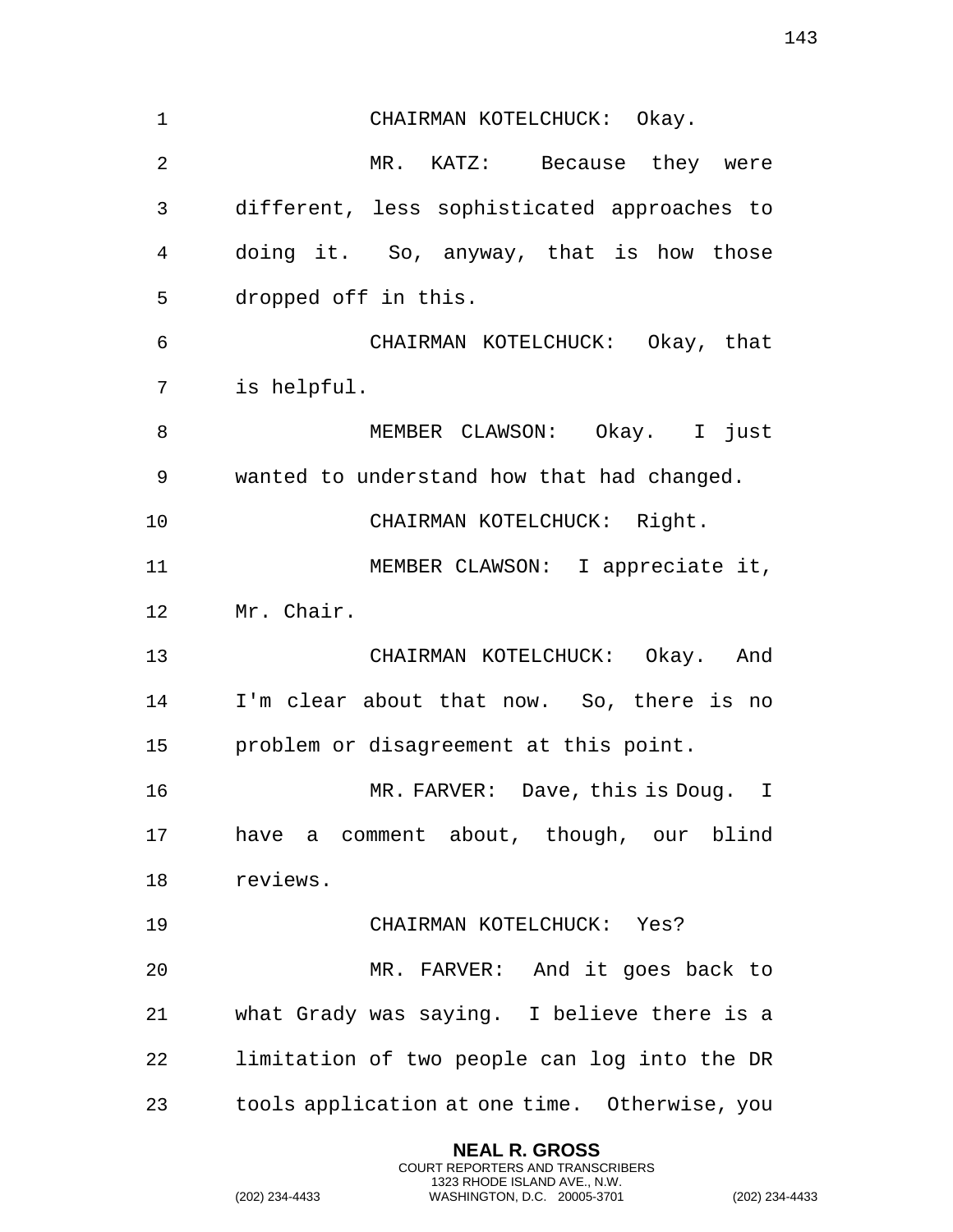CHAIRMAN KOTELCHUCK: Okay.

MR. KATZ: Because they were different, less sophisticated approaches to doing it. So, anyway, that is how those dropped off in this.

CHAIRMAN KOTELCHUCK: Okay, that is helpful.

MEMBER CLAWSON: Okay. I just wanted to understand how that had changed.

CHAIRMAN KOTELCHUCK: Right.

MEMBER CLAWSON: I appreciate it, Mr. Chair.

CHAIRMAN KOTELCHUCK: Okay. And I'm clear about that now. So, there is no problem or disagreement at this point.

MR. FARVER: Dave, this is Doug. I have a comment about, though, our blind reviews.

CHAIRMAN KOTELCHUCK: Yes?

MR. FARVER: And it goes back to what Grady was saying. I believe there is a limitation of two people can log into the DR tools application at one time. Otherwise, you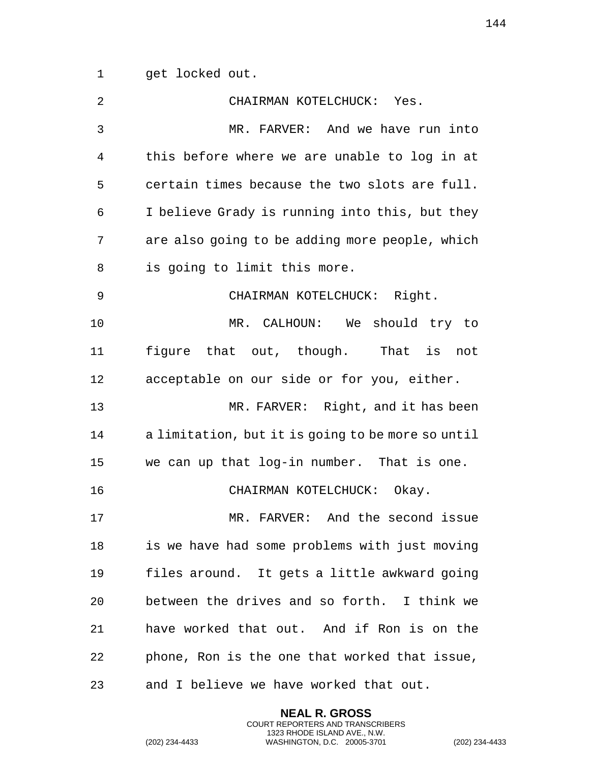get locked out.

CHAIRMAN KOTELCHUCK: Yes.

MR. FARVER: And we have run into this before where we are unable to log in at certain times because the two slots are full. I believe Grady is running into this, but they are also going to be adding more people, which is going to limit this more.

CHAIRMAN KOTELCHUCK: Right.

MR. CALHOUN: We should try to figure that out, though. That is not acceptable on our side or for you, either.

MR. FARVER: Right, and it has been a limitation, but it is going to be more so until we can up that log-in number. That is one.

CHAIRMAN KOTELCHUCK: Okay.

MR. FARVER: And the second issue is we have had some problems with just moving files around. It gets a little awkward going between the drives and so forth. I think we have worked that out. And if Ron is on the phone, Ron is the one that worked that issue, and I believe we have worked that out.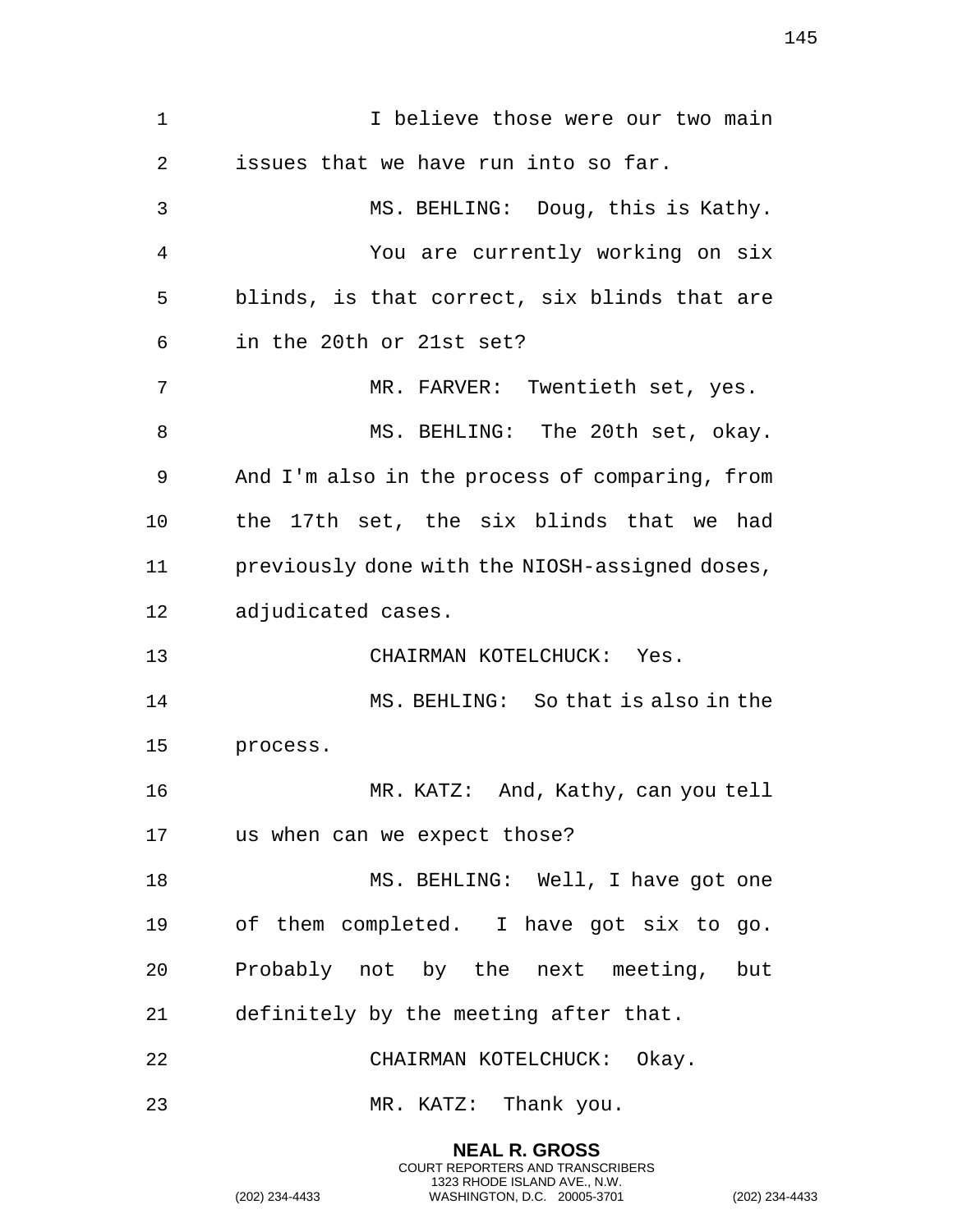I believe those were our two main issues that we have run into so far.

MS. BEHLING: Doug, this is Kathy.

You are currently working on six blinds, is that correct, six blinds that are in the 20th or 21st set?

MR. FARVER: Twentieth set, yes.

MS. BEHLING: The 20th set, okay. And I'm also in the process of comparing, from the 17th set, the six blinds that we had previously done with the NIOSH-assigned doses, adjudicated cases.

CHAIRMAN KOTELCHUCK: Yes.

MS. BEHLING: So that is also in the process.

MR. KATZ: And, Kathy, can you tell us when can we expect those?

MS. BEHLING: Well, I have got one of them completed. I have got six to go. Probably not by the next meeting, but definitely by the meeting after that.

CHAIRMAN KOTELCHUCK: Okay.

MR. KATZ: Thank you.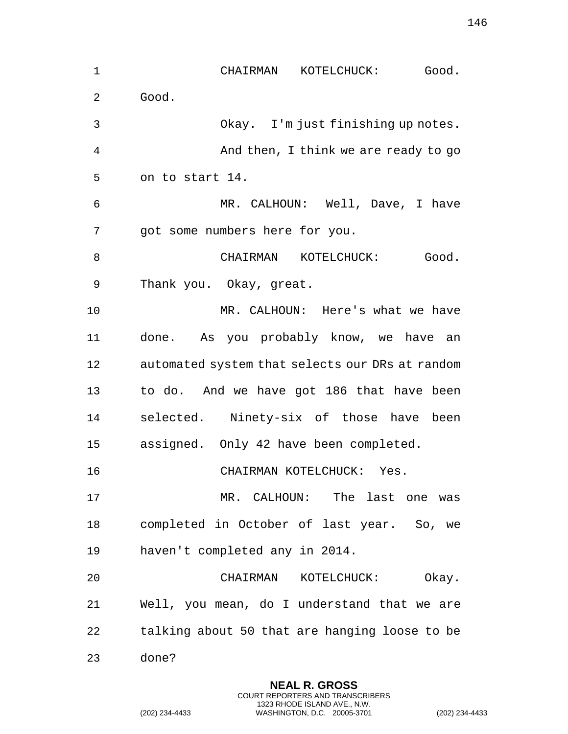CHAIRMAN KOTELCHUCK: Good. Good.

Okay. I'm just finishing up notes.

And then, I think we are ready to go on to start 14.

MR. CALHOUN: Well, Dave, I have got some numbers here for you.

CHAIRMAN KOTELCHUCK: Good. Thank you. Okay, great.

MR. CALHOUN: Here's what we have done. As you probably know, we have an automated system that selects our DRs at random to do. And we have got 186 that have been selected. Ninety-six of those have been assigned. Only 42 have been completed.

CHAIRMAN KOTELCHUCK: Yes.

MR. CALHOUN: The last one was completed in October of last year. So, we haven't completed any in 2014.

CHAIRMAN KOTELCHUCK: Okay. Well, you mean, do I understand that we are talking about 50 that are hanging loose to be done?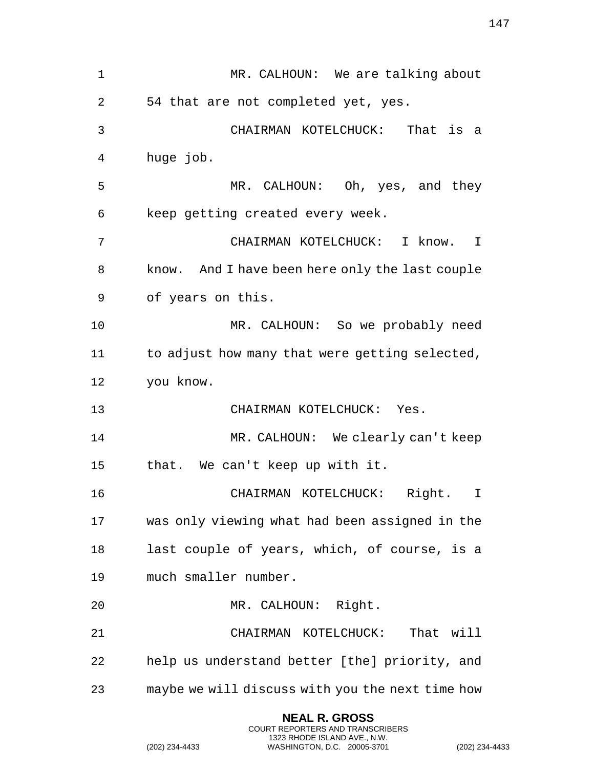MR. CALHOUN: We are talking about 54 that are not completed yet, yes.

CHAIRMAN KOTELCHUCK: That is a huge job.

MR. CALHOUN: Oh, yes, and they keep getting created every week.

CHAIRMAN KOTELCHUCK: I know. I know. And I have been here only the last couple of years on this.

MR. CALHOUN: So we probably need to adjust how many that were getting selected, you know.

CHAIRMAN KOTELCHUCK: Yes.

MR. CALHOUN: We clearly can't keep that. We can't keep up with it.

CHAIRMAN KOTELCHUCK: Right. I was only viewing what had been assigned in the last couple of years, which, of course, is a much smaller number.

MR. CALHOUN: Right.

CHAIRMAN KOTELCHUCK: That will help us understand better [the] priority, and maybe we will discuss with you the next time how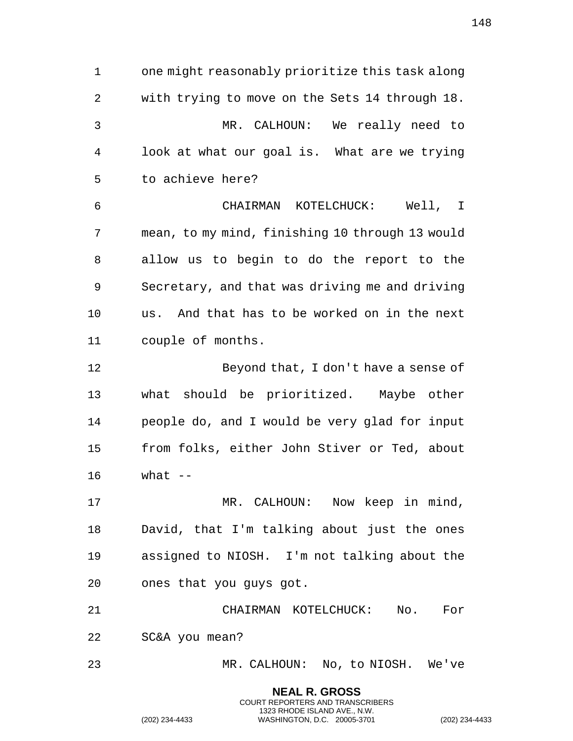one might reasonably prioritize this task along with trying to move on the Sets 14 through 18.

MR. CALHOUN: We really need to look at what our goal is. What are we trying to achieve here?

CHAIRMAN KOTELCHUCK: Well, I mean, to my mind, finishing 10 through 13 would allow us to begin to do the report to the Secretary, and that was driving me and driving us. And that has to be worked on in the next couple of months.

Beyond that, I don't have a sense of what should be prioritized. Maybe other people do, and I would be very glad for input from folks, either John Stiver or Ted, about what --

MR. CALHOUN: Now keep in mind, David, that I'm talking about just the ones assigned to NIOSH. I'm not talking about the ones that you guys got.

CHAIRMAN KOTELCHUCK: No. For SC&A you mean?

MR. CALHOUN: No, to NIOSH. We've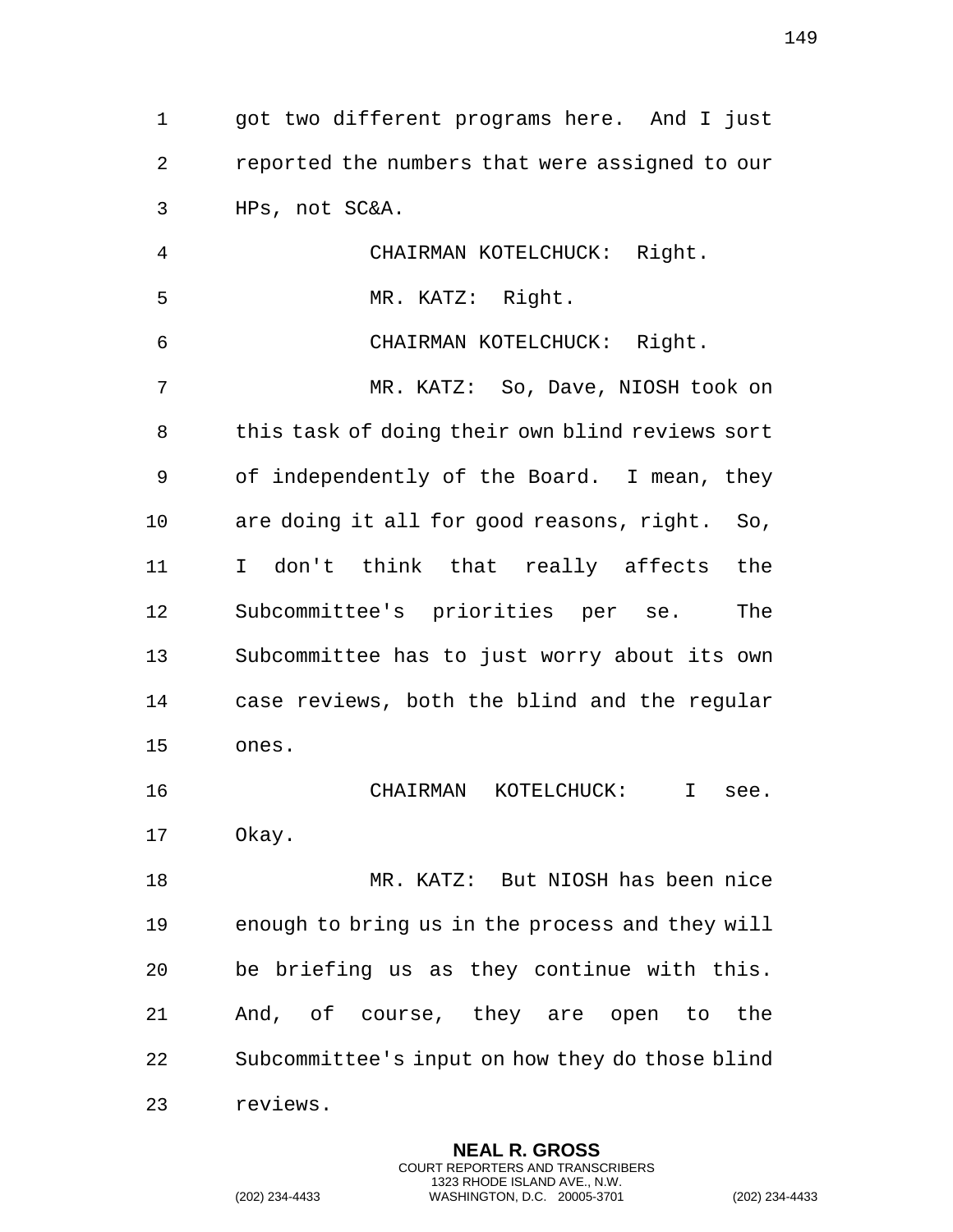got two different programs here. And I just reported the numbers that were assigned to our HPs, not SC&A.

CHAIRMAN KOTELCHUCK: Right.

MR. KATZ: Right.

CHAIRMAN KOTELCHUCK: Right.

MR. KATZ: So, Dave, NIOSH took on this task of doing their own blind reviews sort of independently of the Board. I mean, they are doing it all for good reasons, right. So, I don't think that really affects the Subcommittee's priorities per se. The Subcommittee has to just worry about its own case reviews, both the blind and the regular ones.

CHAIRMAN KOTELCHUCK: I see. Okay.

MR. KATZ: But NIOSH has been nice enough to bring us in the process and they will be briefing us as they continue with this. And, of course, they are open to the Subcommittee's input on how they do those blind reviews.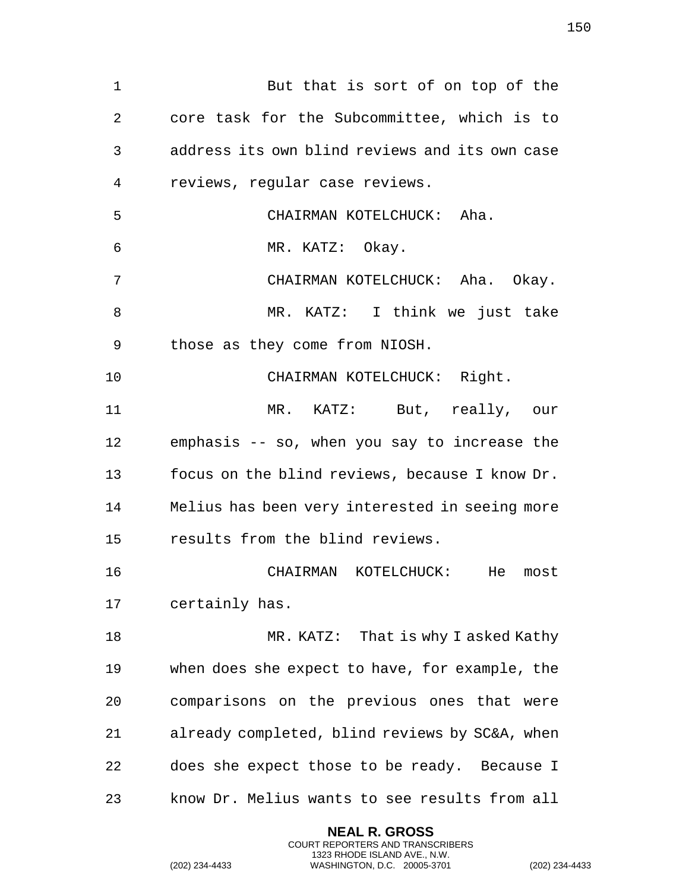But that is sort of on top of the core task for the Subcommittee, which is to address its own blind reviews and its own case reviews, regular case reviews.

CHAIRMAN KOTELCHUCK: Aha.

MR. KATZ: Okay.

CHAIRMAN KOTELCHUCK: Aha. Okay.

MR. KATZ: I think we just take those as they come from NIOSH.

CHAIRMAN KOTELCHUCK: Right.

MR. KATZ: But, really, our emphasis -- so, when you say to increase the focus on the blind reviews, because I know Dr. Melius has been very interested in seeing more results from the blind reviews.

CHAIRMAN KOTELCHUCK: He most certainly has.

MR. KATZ: That is why I asked Kathy when does she expect to have, for example, the comparisons on the previous ones that were already completed, blind reviews by SC&A, when does she expect those to be ready. Because I know Dr. Melius wants to see results from all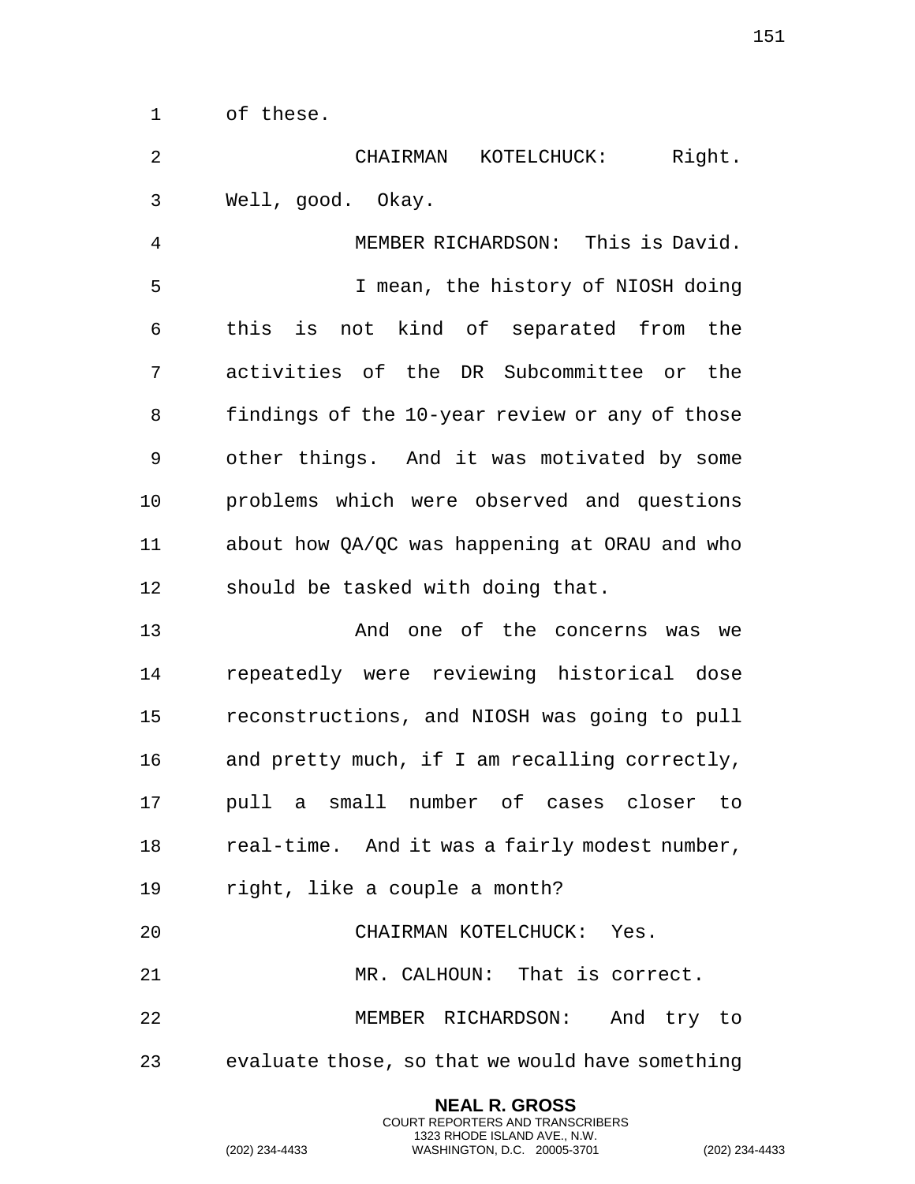of these.

CHAIRMAN KOTELCHUCK: Right. Well, good. Okay.

MEMBER RICHARDSON: This is David.

I mean, the history of NIOSH doing this is not kind of separated from the activities of the DR Subcommittee or the findings of the 10-year review or any of those other things. And it was motivated by some problems which were observed and questions about how QA/QC was happening at ORAU and who should be tasked with doing that.

And one of the concerns was we repeatedly were reviewing historical dose reconstructions, and NIOSH was going to pull and pretty much, if I am recalling correctly, pull a small number of cases closer to real-time. And it was a fairly modest number, right, like a couple a month?

CHAIRMAN KOTELCHUCK: Yes.

MR. CALHOUN: That is correct.

MEMBER RICHARDSON: And try to evaluate those, so that we would have something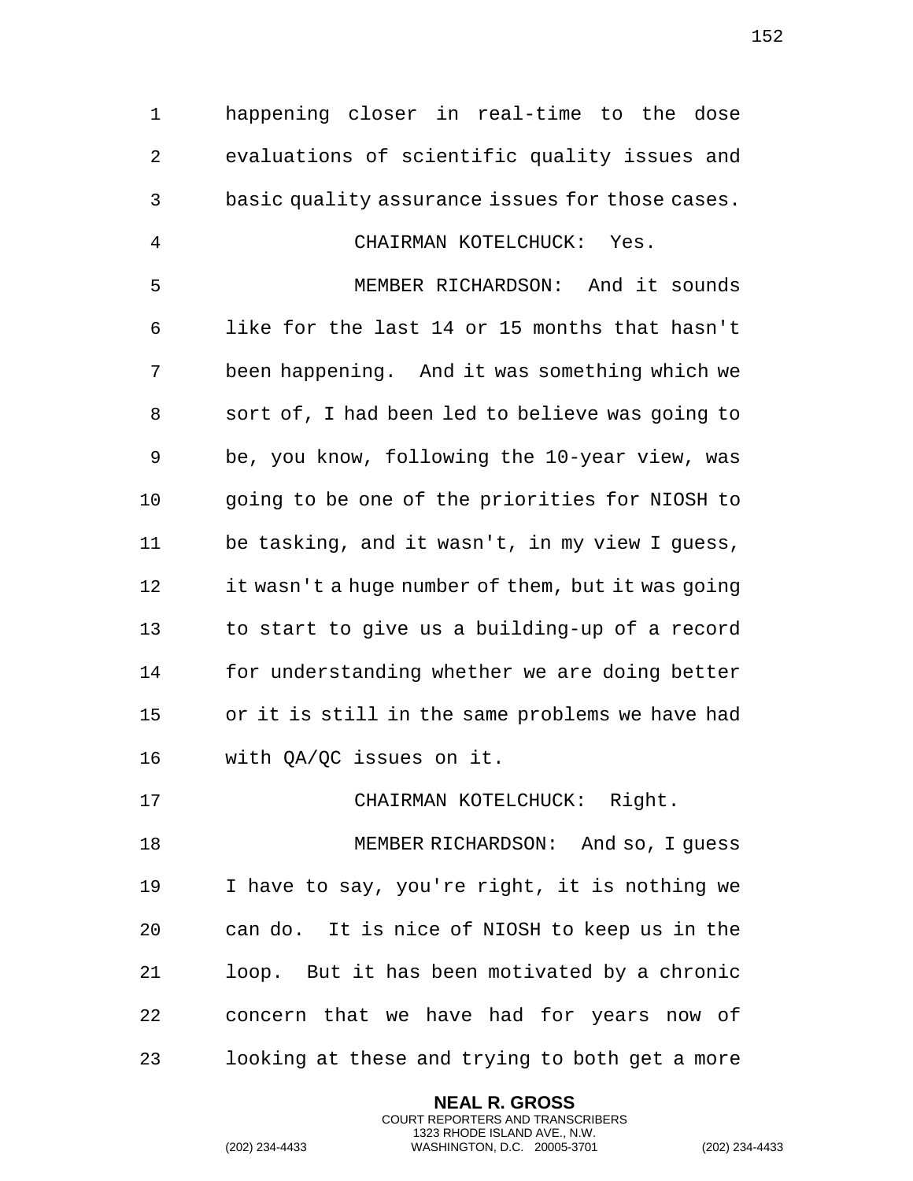happening closer in real-time to the dose evaluations of scientific quality issues and basic quality assurance issues for those cases.

CHAIRMAN KOTELCHUCK: Yes.

MEMBER RICHARDSON: And it sounds like for the last 14 or 15 months that hasn't been happening. And it was something which we sort of, I had been led to believe was going to be, you know, following the 10-year view, was going to be one of the priorities for NIOSH to be tasking, and it wasn't, in my view I guess, it wasn't a huge number of them, but it was going to start to give us a building-up of a record for understanding whether we are doing better or it is still in the same problems we have had with QA/QC issues on it.

CHAIRMAN KOTELCHUCK: Right.

MEMBER RICHARDSON: And so, I guess I have to say, you're right, it is nothing we can do. It is nice of NIOSH to keep us in the loop. But it has been motivated by a chronic concern that we have had for years now of looking at these and trying to both get a more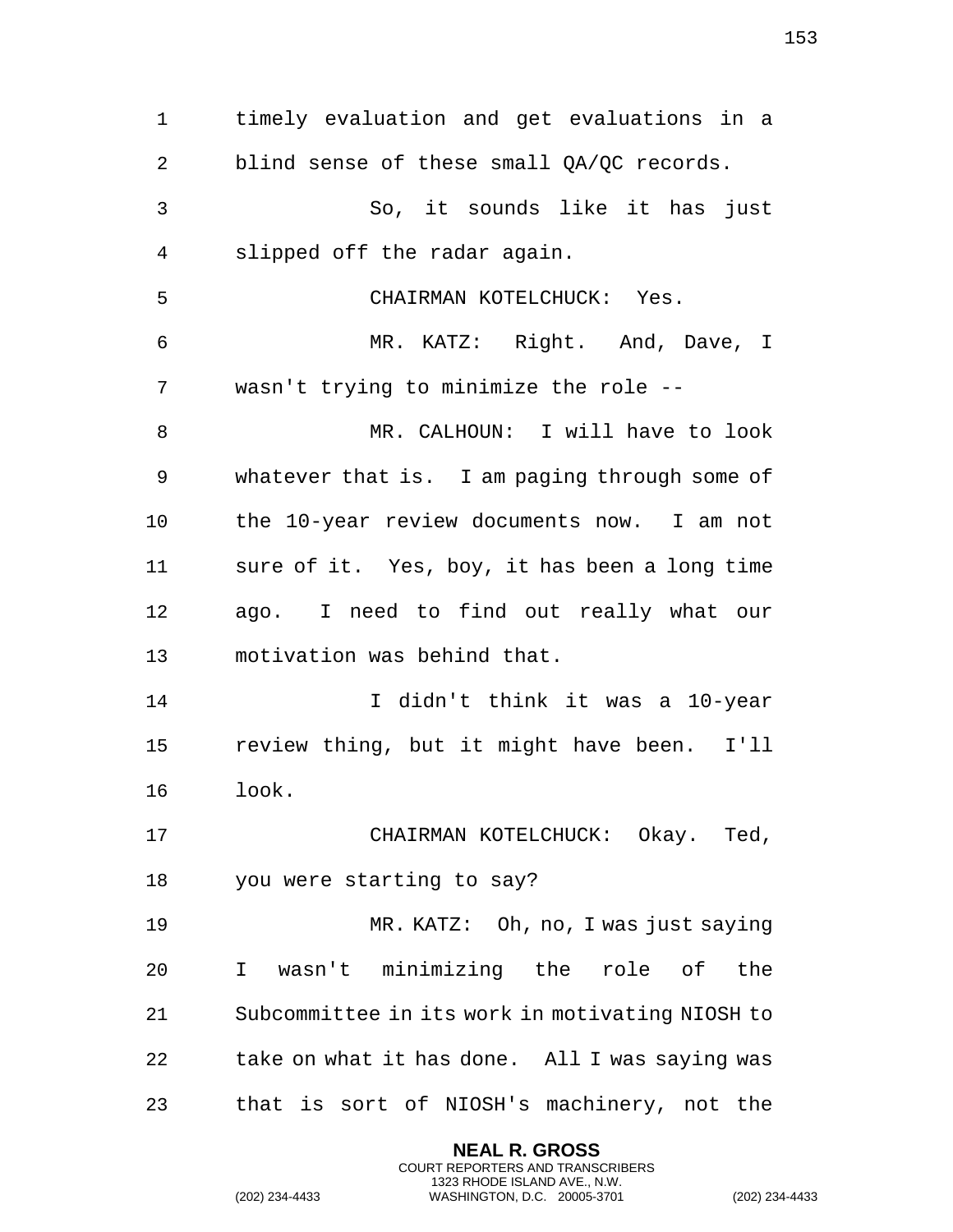timely evaluation and get evaluations in a blind sense of these small QA/QC records.

So, it sounds like it has just slipped off the radar again.

CHAIRMAN KOTELCHUCK: Yes.

MR. KATZ: Right. And, Dave, I wasn't trying to minimize the role --

MR. CALHOUN: I will have to look whatever that is. I am paging through some of the 10-year review documents now. I am not sure of it. Yes, boy, it has been a long time ago. I need to find out really what our motivation was behind that.

I didn't think it was a 10-year review thing, but it might have been. I'll look.

CHAIRMAN KOTELCHUCK: Okay. Ted, you were starting to say?

MR. KATZ: Oh, no, I was just saying I wasn't minimizing the role of the Subcommittee in its work in motivating NIOSH to take on what it has done. All I was saying was that is sort of NIOSH's machinery, not the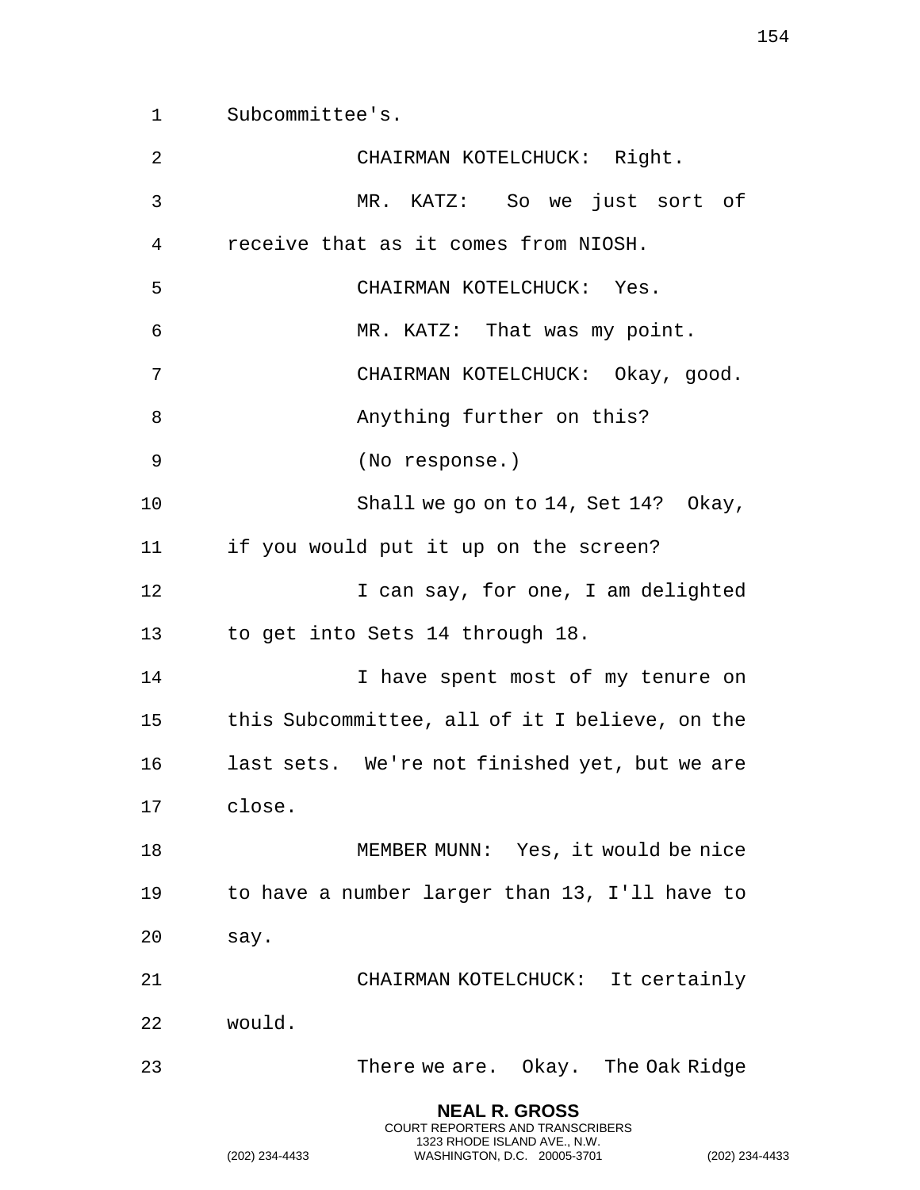Subcommittee's.

CHAIRMAN KOTELCHUCK: Right.

MR. KATZ: So we just sort of receive that as it comes from NIOSH.

CHAIRMAN KOTELCHUCK: Yes.

MR. KATZ: That was my point.

CHAIRMAN KOTELCHUCK: Okay, good.

Anything further on this?

(No response.)

Shall we go on to 14, Set 14? Okay, if you would put it up on the screen?

I can say, for one, I am delighted to get into Sets 14 through 18.

I have spent most of my tenure on this Subcommittee, all of it I believe, on the last sets. We're not finished yet, but we are close.

MEMBER MUNN: Yes, it would be nice to have a number larger than 13, I'll have to say.

CHAIRMAN KOTELCHUCK: It certainly would.

There we are. Okay. The Oak Ridge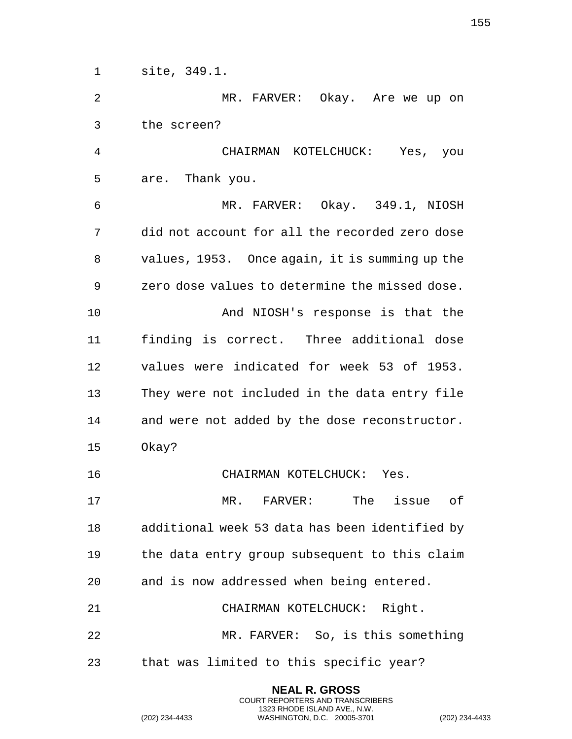site, 349.1.

MR. FARVER: Okay. Are we up on the screen?

CHAIRMAN KOTELCHUCK: Yes, you are. Thank you.

MR. FARVER: Okay. 349.1, NIOSH did not account for all the recorded zero dose values, 1953. Once again, it is summing up the zero dose values to determine the missed dose.

And NIOSH's response is that the finding is correct. Three additional dose values were indicated for week 53 of 1953. They were not included in the data entry file and were not added by the dose reconstructor. Okay?

CHAIRMAN KOTELCHUCK: Yes.

MR. FARVER: The issue of additional week 53 data has been identified by the data entry group subsequent to this claim and is now addressed when being entered.

CHAIRMAN KOTELCHUCK: Right.

MR. FARVER: So, is this something that was limited to this specific year?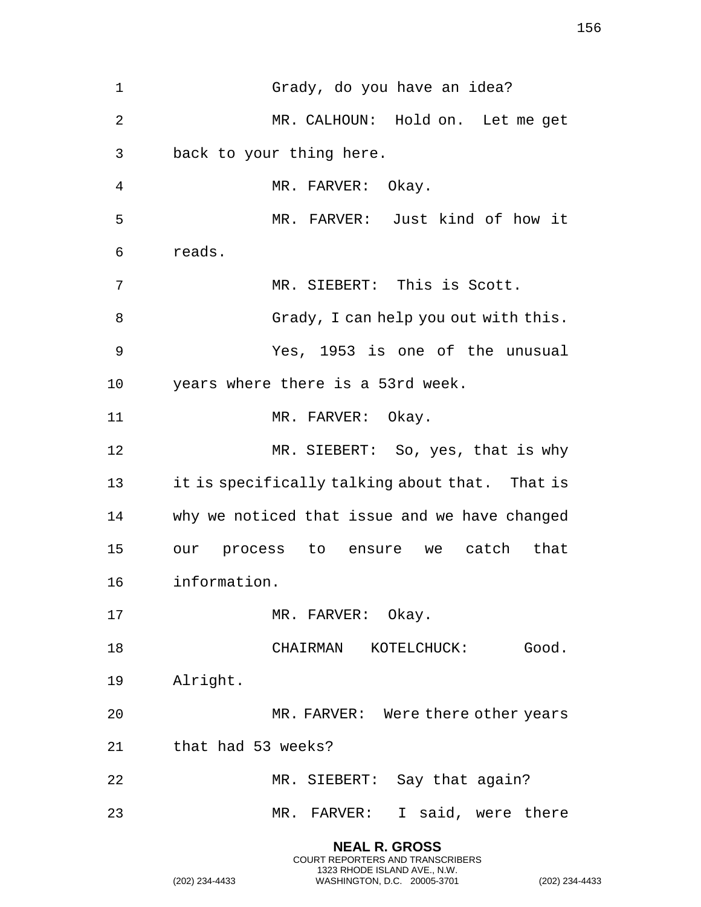Grady, do you have an idea?

MR. CALHOUN: Hold on. Let me get back to your thing here.

MR. FARVER: Okay.

MR. FARVER: Just kind of how it reads.

MR. SIEBERT: This is Scott.

Grady, I can help you out with this.

Yes, 1953 is one of the unusual years where there is a 53rd week.

MR. FARVER: Okay.

MR. SIEBERT: So, yes, that is why it is specifically talking about that. That is why we noticed that issue and we have changed our process to ensure we catch that information.

MR. FARVER: Okay.

CHAIRMAN KOTELCHUCK: Good. Alright.

MR. FARVER: Were there other years that had 53 weeks?

MR. SIEBERT: Say that again?

MR. FARVER: I said, were there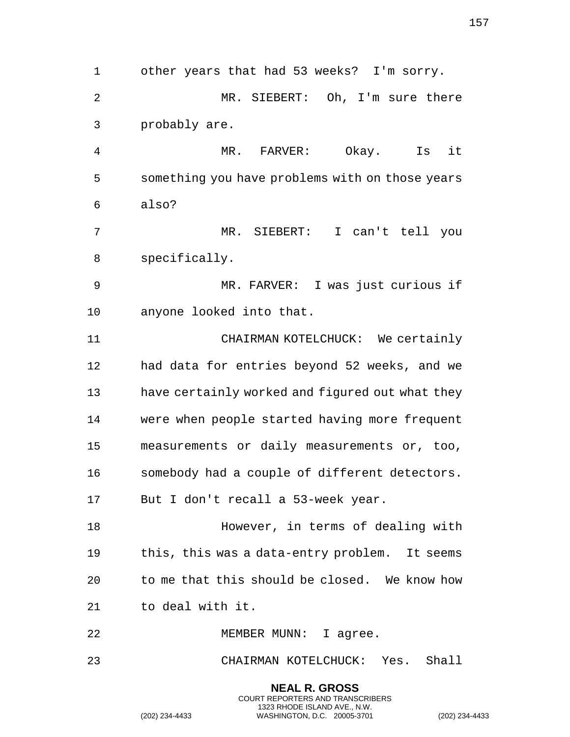other years that had 53 weeks? I'm sorry.

MR. SIEBERT: Oh, I'm sure there probably are.

MR. FARVER: Okay. Is it something you have problems with on those years also?

MR. SIEBERT: I can't tell you specifically.

MR. FARVER: I was just curious if anyone looked into that.

CHAIRMAN KOTELCHUCK: We certainly had data for entries beyond 52 weeks, and we have certainly worked and figured out what they were when people started having more frequent measurements or daily measurements or, too, somebody had a couple of different detectors. But I don't recall a 53-week year.

However, in terms of dealing with this, this was a data-entry problem. It seems to me that this should be closed. We know how to deal with it.

MEMBER MUNN: I agree.

CHAIRMAN KOTELCHUCK: Yes. Shall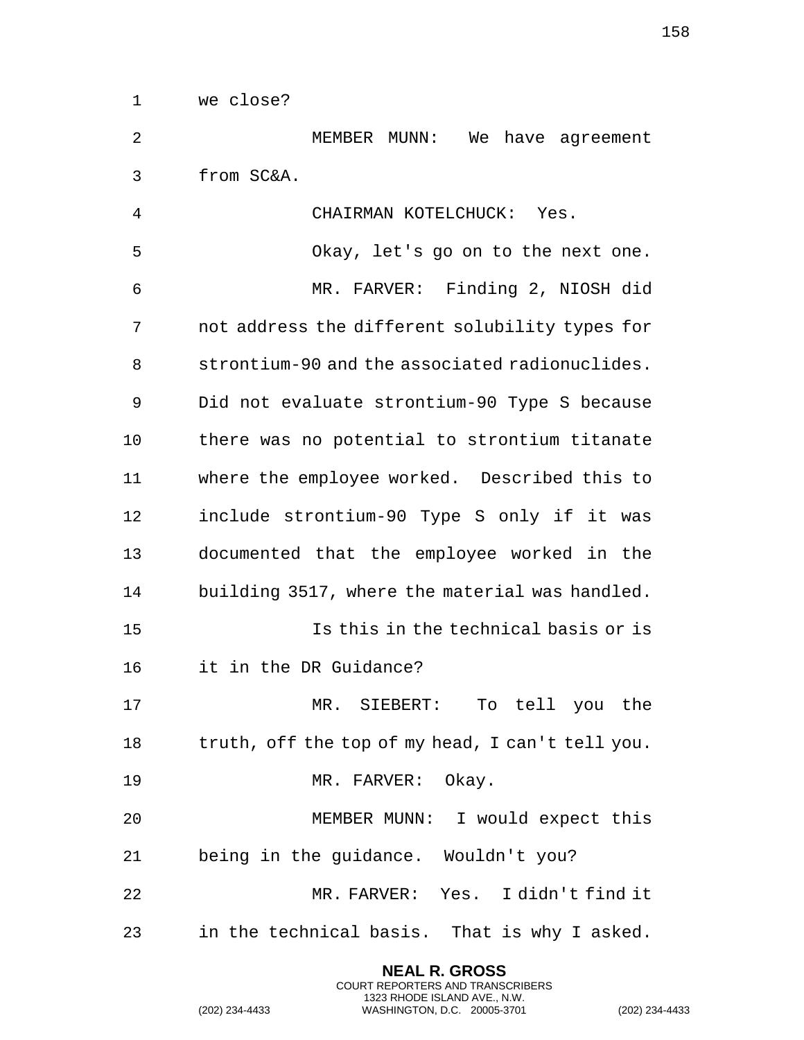we close?

MEMBER MUNN: We have agreement from SC&A.

CHAIRMAN KOTELCHUCK: Yes.

Okay, let's go on to the next one.

MR. FARVER: Finding 2, NIOSH did not address the different solubility types for strontium-90 and the associated radionuclides. Did not evaluate strontium-90 Type S because there was no potential to strontium titanate where the employee worked. Described this to include strontium-90 Type S only if it was documented that the employee worked in the building 3517, where the material was handled.

Is this in the technical basis or is it in the DR Guidance?

MR. SIEBERT: To tell you the truth, off the top of my head, I can't tell you.

MR. FARVER: Okay.

MEMBER MUNN: I would expect this being in the guidance. Wouldn't you?

MR. FARVER: Yes. I didn't find it in the technical basis. That is why I asked.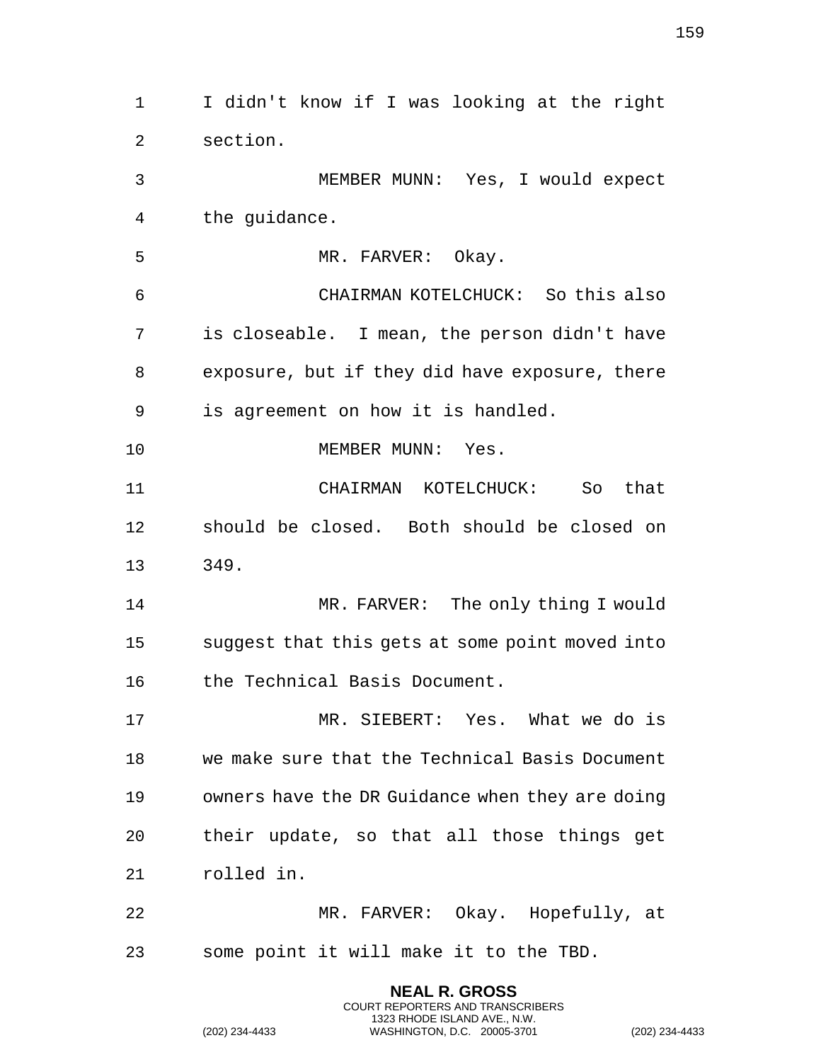I didn't know if I was looking at the right section.

MEMBER MUNN: Yes, I would expect the guidance.

MR. FARVER: Okay.

CHAIRMAN KOTELCHUCK: So this also is closeable. I mean, the person didn't have exposure, but if they did have exposure, there is agreement on how it is handled.

MEMBER MUNN: Yes.

CHAIRMAN KOTELCHUCK: So that should be closed. Both should be closed on 349.

MR. FARVER: The only thing I would suggest that this gets at some point moved into the Technical Basis Document.

MR. SIEBERT: Yes. What we do is we make sure that the Technical Basis Document owners have the DR Guidance when they are doing their update, so that all those things get rolled in.

MR. FARVER: Okay. Hopefully, at some point it will make it to the TBD.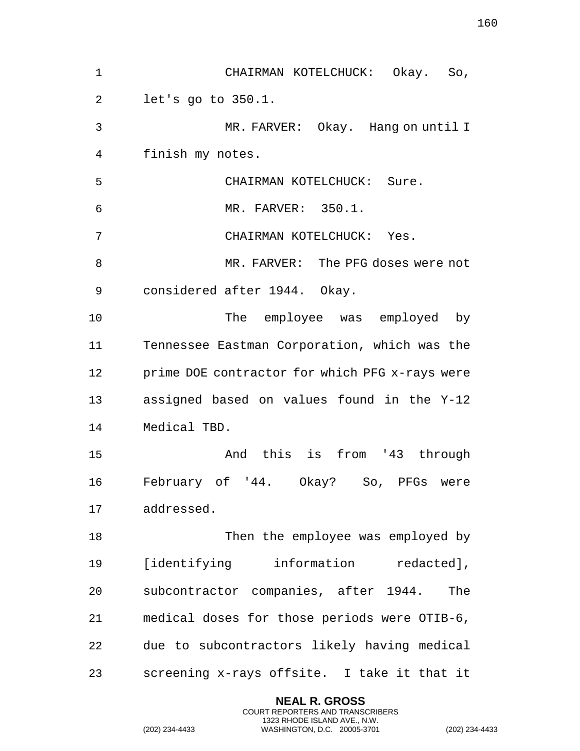CHAIRMAN KOTELCHUCK: Okay. So, let's go to 350.1.

MR. FARVER: Okay. Hang on until I finish my notes.

CHAIRMAN KOTELCHUCK: Sure.

MR. FARVER: 350.1.

CHAIRMAN KOTELCHUCK: Yes.

MR. FARVER: The PFG doses were not considered after 1944. Okay.

The employee was employed by Tennessee Eastman Corporation, which was the prime DOE contractor for which PFG x-rays were assigned based on values found in the Y-12 Medical TBD.

And this is from '43 through February of '44. Okay? So, PFGs were addressed.

Then the employee was employed by [identifying information redacted], subcontractor companies, after 1944. The medical doses for those periods were OTIB-6, due to subcontractors likely having medical screening x-rays offsite. I take it that it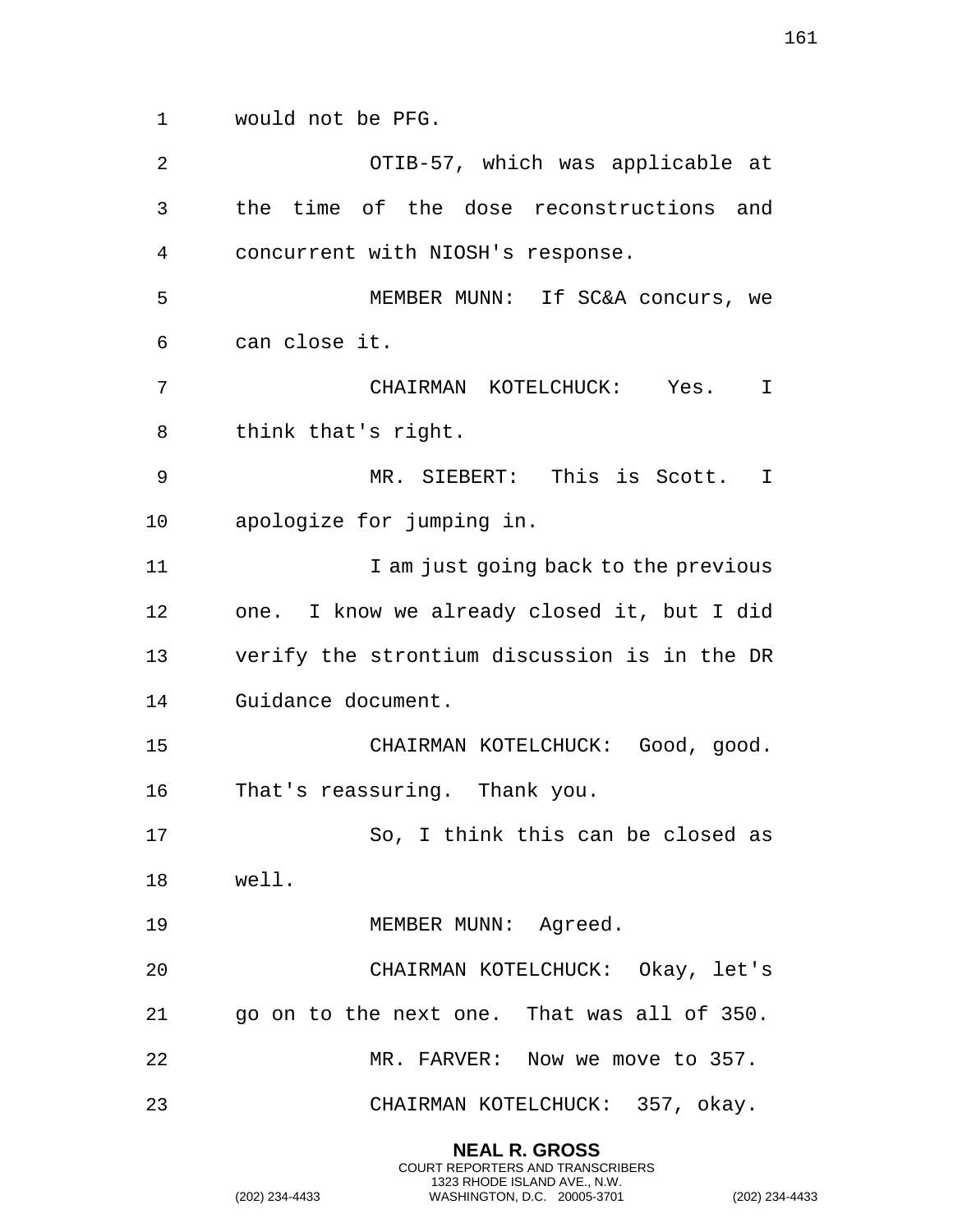would not be PFG.

OTIB-57, which was applicable at the time of the dose reconstructions and concurrent with NIOSH's response.

MEMBER MUNN: If SC&A concurs, we can close it.

CHAIRMAN KOTELCHUCK: Yes. I think that's right.

MR. SIEBERT: This is Scott. I apologize for jumping in.

I am just going back to the previous one. I know we already closed it, but I did verify the strontium discussion is in the DR Guidance document.

CHAIRMAN KOTELCHUCK: Good, good. That's reassuring. Thank you.

So, I think this can be closed as well.

MEMBER MUNN: Agreed.

CHAIRMAN KOTELCHUCK: Okay, let's go on to the next one. That was all of 350.

MR. FARVER: Now we move to 357.

CHAIRMAN KOTELCHUCK: 357, okay.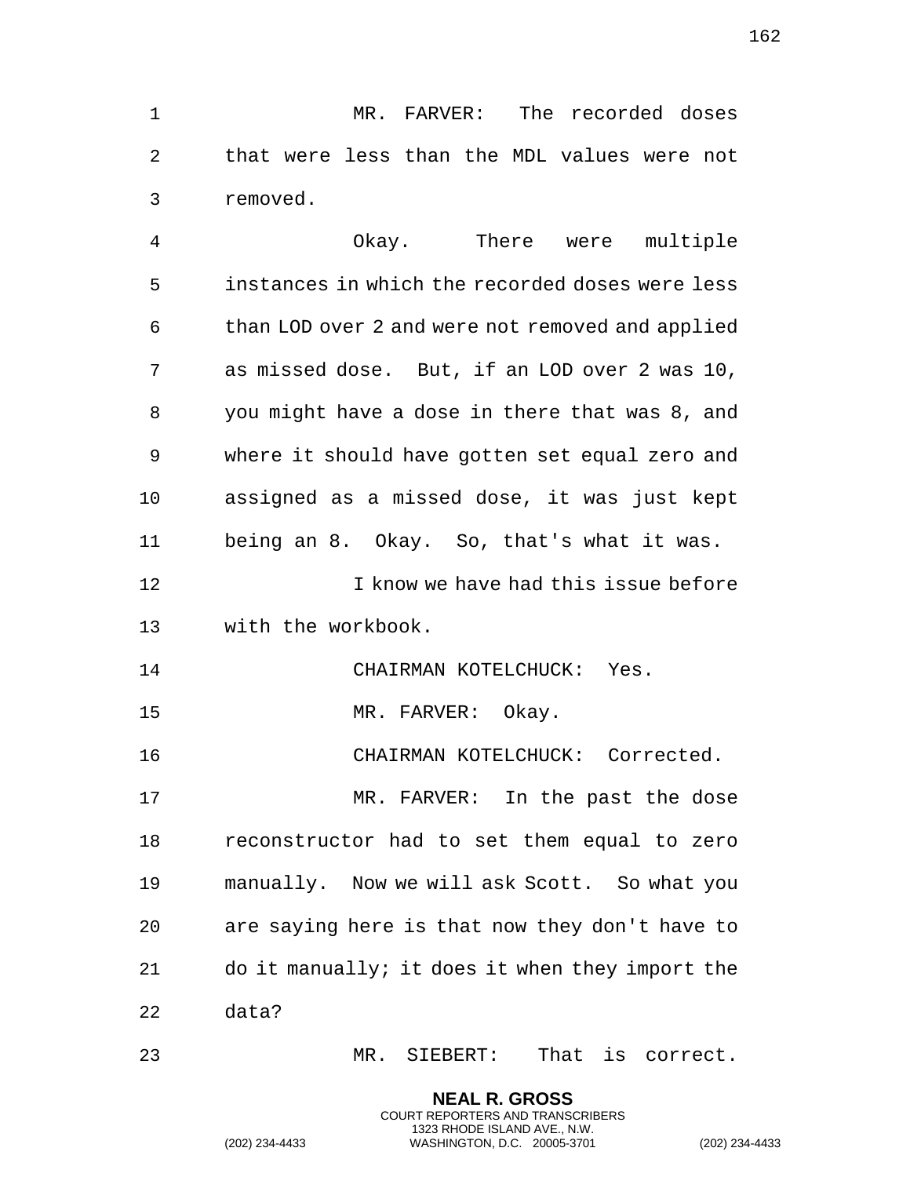MR. FARVER: The recorded doses that were less than the MDL values were not removed.

Okay. There were multiple instances in which the recorded doses were less than LOD over 2 and were not removed and applied as missed dose. But, if an LOD over 2 was 10, you might have a dose in there that was 8, and where it should have gotten set equal zero and assigned as a missed dose, it was just kept being an 8. Okay. So, that's what it was.

I know we have had this issue before with the workbook.

CHAIRMAN KOTELCHUCK: Yes.

MR. FARVER: Okay.

CHAIRMAN KOTELCHUCK: Corrected.

MR. FARVER: In the past the dose reconstructor had to set them equal to zero manually. Now we will ask Scott. So what you are saying here is that now they don't have to do it manually; it does it when they import the data?

MR. SIEBERT: That is correct.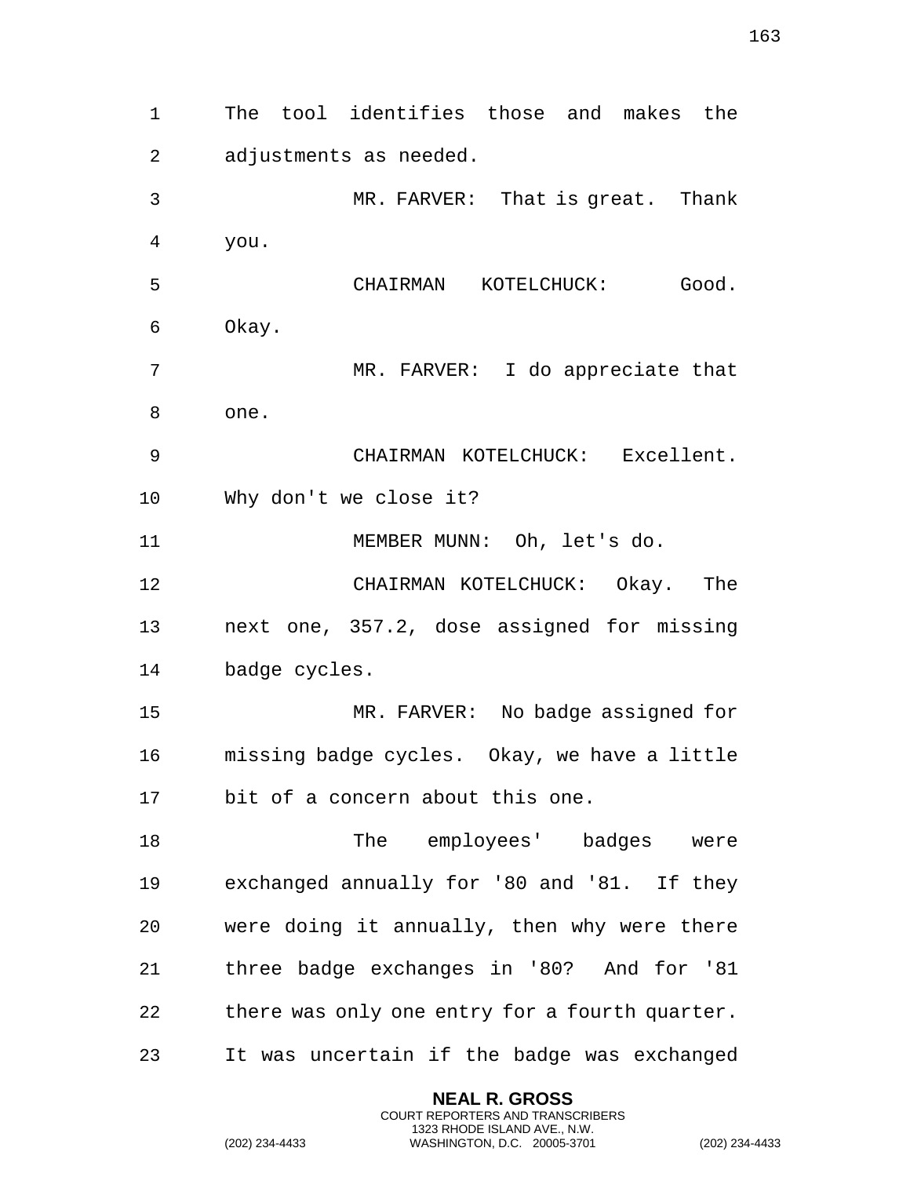The tool identifies those and makes the adjustments as needed.

MR. FARVER: That is great. Thank you.

CHAIRMAN KOTELCHUCK: Good. Okay.

MR. FARVER: I do appreciate that one.

CHAIRMAN KOTELCHUCK: Excellent. Why don't we close it?

MEMBER MUNN: Oh, let's do.

CHAIRMAN KOTELCHUCK: Okay. The next one, 357.2, dose assigned for missing badge cycles.

MR. FARVER: No badge assigned for missing badge cycles. Okay, we have a little bit of a concern about this one.

The employees' badges were exchanged annually for '80 and '81. If they were doing it annually, then why were there three badge exchanges in '80? And for '81 there was only one entry for a fourth quarter. It was uncertain if the badge was exchanged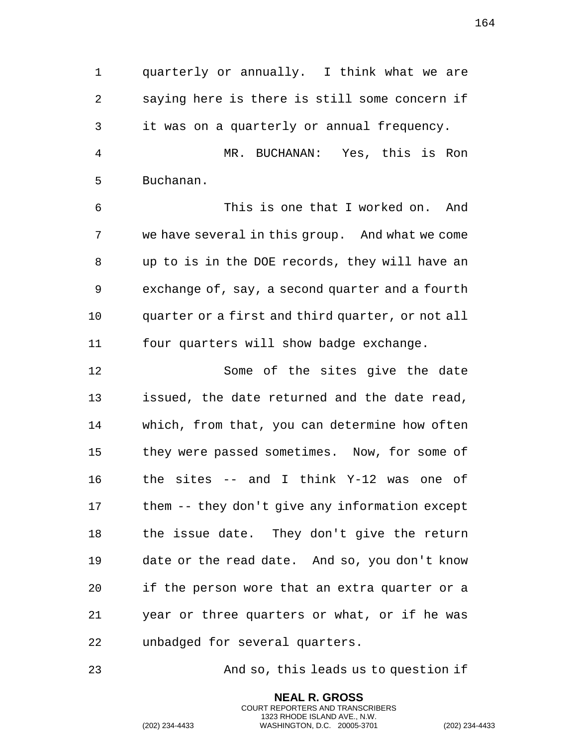quarterly or annually. I think what we are saying here is there is still some concern if it was on a quarterly or annual frequency.

MR. BUCHANAN: Yes, this is Ron Buchanan.

This is one that I worked on. And we have several in this group. And what we come up to is in the DOE records, they will have an exchange of, say, a second quarter and a fourth quarter or a first and third quarter, or not all four quarters will show badge exchange.

Some of the sites give the date issued, the date returned and the date read, which, from that, you can determine how often they were passed sometimes. Now, for some of the sites -- and I think Y-12 was one of them -- they don't give any information except the issue date. They don't give the return date or the read date. And so, you don't know if the person wore that an extra quarter or a year or three quarters or what, or if he was unbadged for several quarters.

And so, this leads us to question if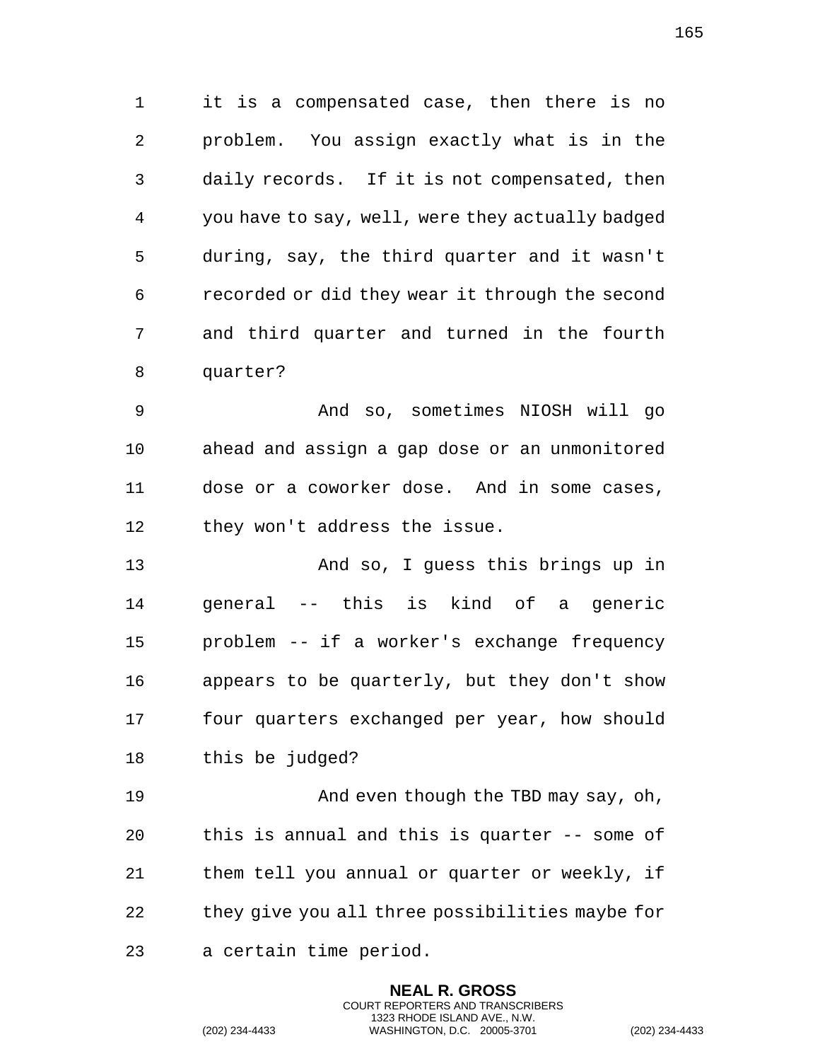it is a compensated case, then there is no problem. You assign exactly what is in the daily records. If it is not compensated, then you have to say, well, were they actually badged during, say, the third quarter and it wasn't recorded or did they wear it through the second and third quarter and turned in the fourth quarter?

And so, sometimes NIOSH will go ahead and assign a gap dose or an unmonitored dose or a coworker dose. And in some cases, they won't address the issue.

And so, I guess this brings up in general -- this is kind of a generic problem -- if a worker's exchange frequency appears to be quarterly, but they don't show four quarters exchanged per year, how should this be judged?

And even though the TBD may say, oh, this is annual and this is quarter -- some of them tell you annual or quarter or weekly, if they give you all three possibilities maybe for a certain time period.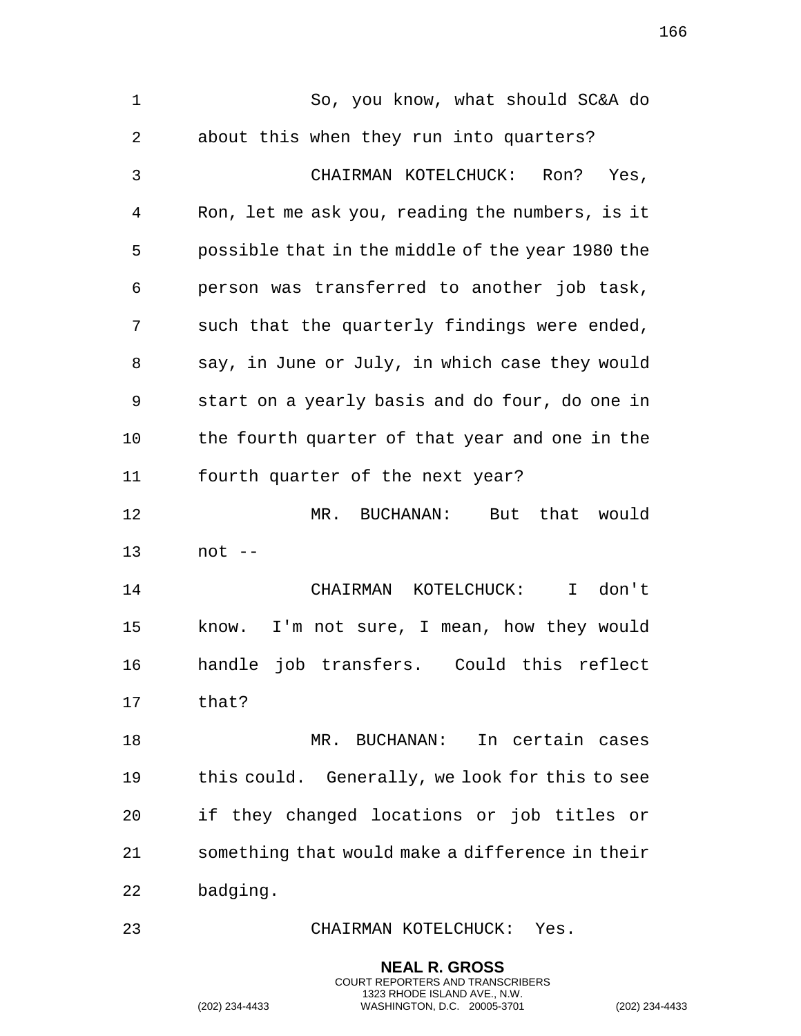So, you know, what should SC&A do about this when they run into quarters?

CHAIRMAN KOTELCHUCK: Ron? Yes, Ron, let me ask you, reading the numbers, is it possible that in the middle of the year 1980 the person was transferred to another job task, such that the quarterly findings were ended, say, in June or July, in which case they would start on a yearly basis and do four, do one in the fourth quarter of that year and one in the fourth quarter of the next year?

MR. BUCHANAN: But that would not --

CHAIRMAN KOTELCHUCK: I don't know. I'm not sure, I mean, how they would handle job transfers. Could this reflect that?

MR. BUCHANAN: In certain cases this could. Generally, we look for this to see if they changed locations or job titles or something that would make a difference in their badging.

CHAIRMAN KOTELCHUCK: Yes.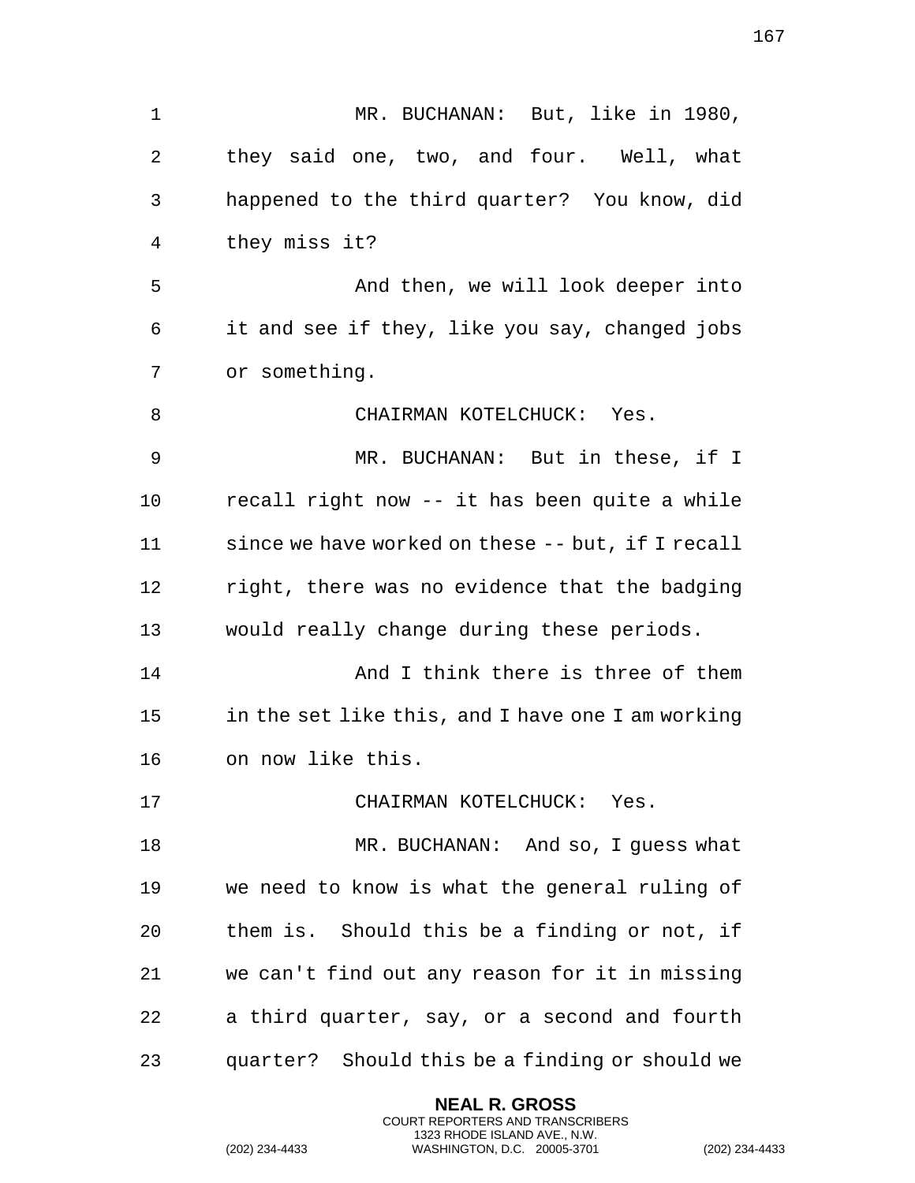MR. BUCHANAN: But, like in 1980, they said one, two, and four. Well, what happened to the third quarter? You know, did they miss it?

And then, we will look deeper into it and see if they, like you say, changed jobs or something.

CHAIRMAN KOTELCHUCK: Yes.

MR. BUCHANAN: But in these, if I recall right now -- it has been quite a while since we have worked on these -- but, if I recall right, there was no evidence that the badging would really change during these periods.

And I think there is three of them in the set like this, and I have one I am working on now like this.

CHAIRMAN KOTELCHUCK: Yes.

MR. BUCHANAN: And so, I guess what we need to know is what the general ruling of them is. Should this be a finding or not, if we can't find out any reason for it in missing a third quarter, say, or a second and fourth quarter? Should this be a finding or should we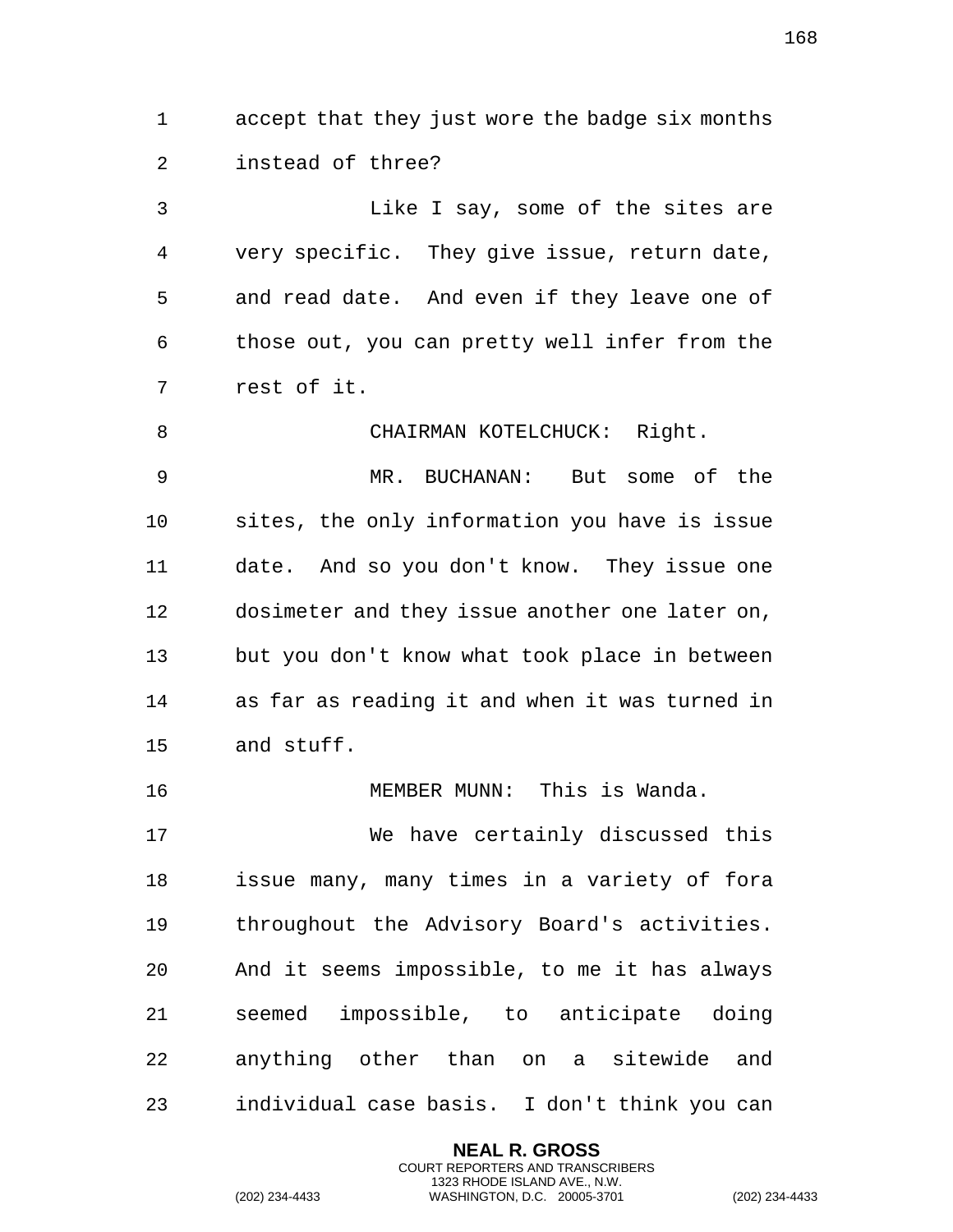accept that they just wore the badge six months instead of three?

Like I say, some of the sites are very specific. They give issue, return date, and read date. And even if they leave one of those out, you can pretty well infer from the rest of it.

CHAIRMAN KOTELCHUCK: Right.

MR. BUCHANAN: But some of the sites, the only information you have is issue date. And so you don't know. They issue one dosimeter and they issue another one later on, but you don't know what took place in between as far as reading it and when it was turned in and stuff.

MEMBER MUNN: This is Wanda.

We have certainly discussed this issue many, many times in a variety of fora throughout the Advisory Board's activities. And it seems impossible, to me it has always seemed impossible, to anticipate doing anything other than on a sitewide and individual case basis. I don't think you can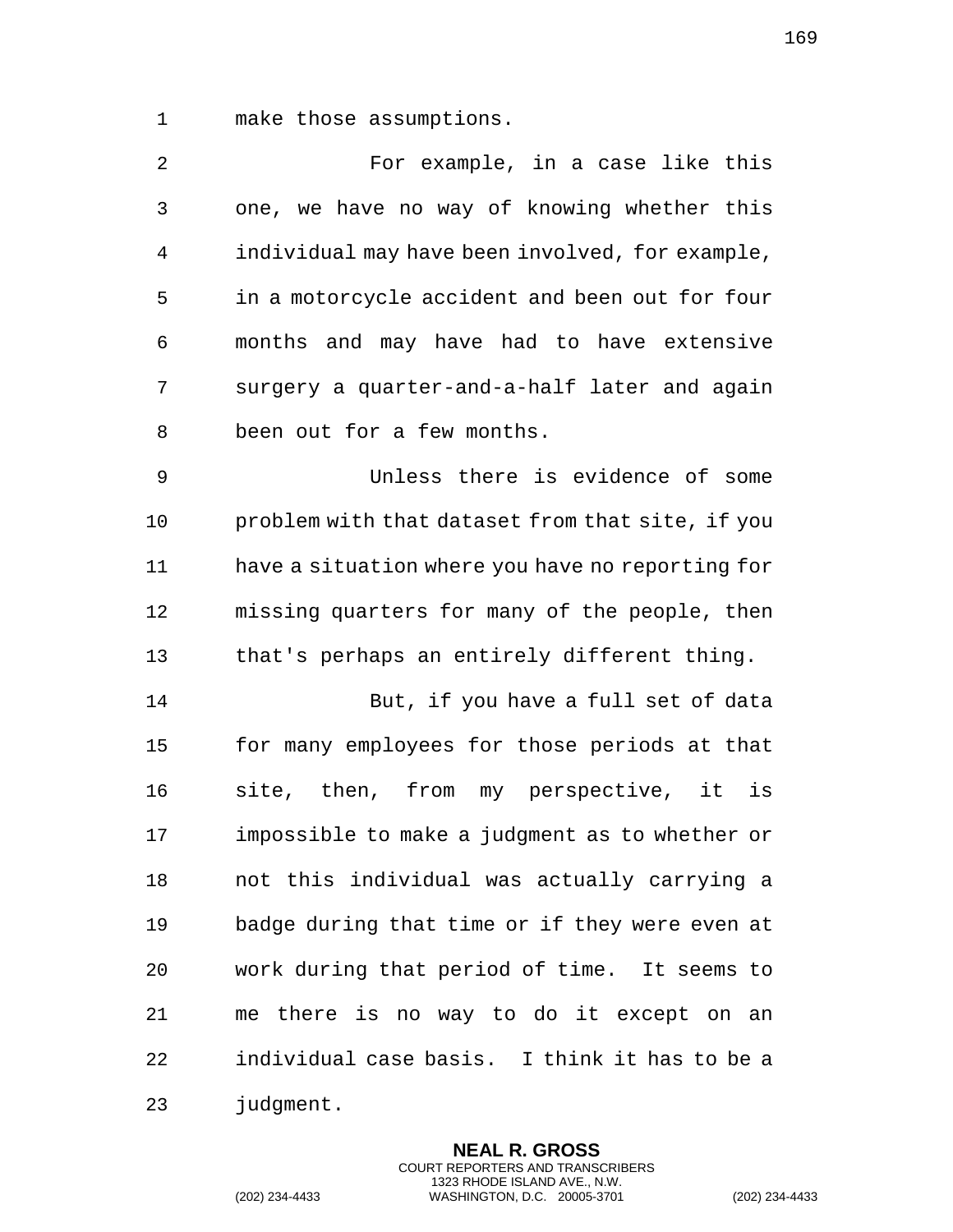make those assumptions.

For example, in a case like this one, we have no way of knowing whether this individual may have been involved, for example, in a motorcycle accident and been out for four months and may have had to have extensive surgery a quarter-and-a-half later and again been out for a few months.

Unless there is evidence of some problem with that dataset from that site, if you have a situation where you have no reporting for missing quarters for many of the people, then that's perhaps an entirely different thing.

But, if you have a full set of data for many employees for those periods at that site, then, from my perspective, it is impossible to make a judgment as to whether or not this individual was actually carrying a badge during that time or if they were even at work during that period of time. It seems to me there is no way to do it except on an individual case basis. I think it has to be a judgment.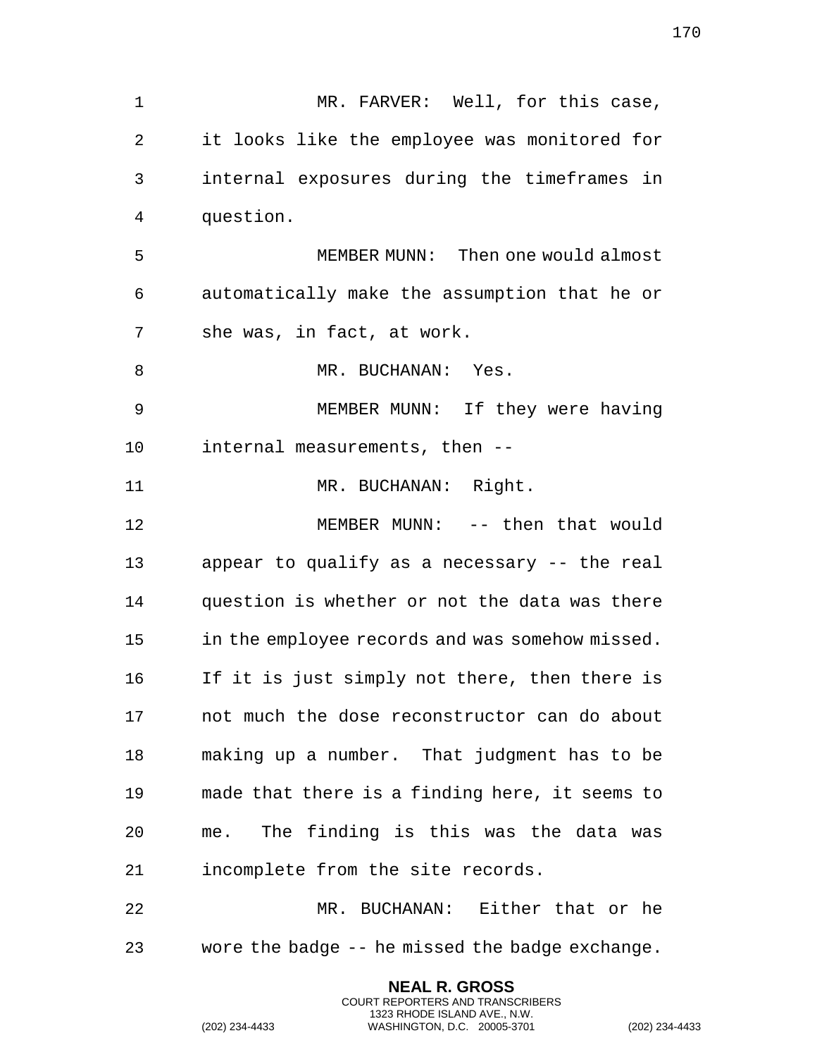MR. FARVER: Well, for this case, it looks like the employee was monitored for internal exposures during the timeframes in question.

MEMBER MUNN: Then one would almost automatically make the assumption that he or she was, in fact, at work.

MR. BUCHANAN: Yes.

MEMBER MUNN: If they were having internal measurements, then --

MR. BUCHANAN: Right.

MEMBER MUNN: -- then that would appear to qualify as a necessary -- the real question is whether or not the data was there in the employee records and was somehow missed. If it is just simply not there, then there is not much the dose reconstructor can do about making up a number. That judgment has to be made that there is a finding here, it seems to me. The finding is this was the data was incomplete from the site records.

MR. BUCHANAN: Either that or he wore the badge -- he missed the badge exchange.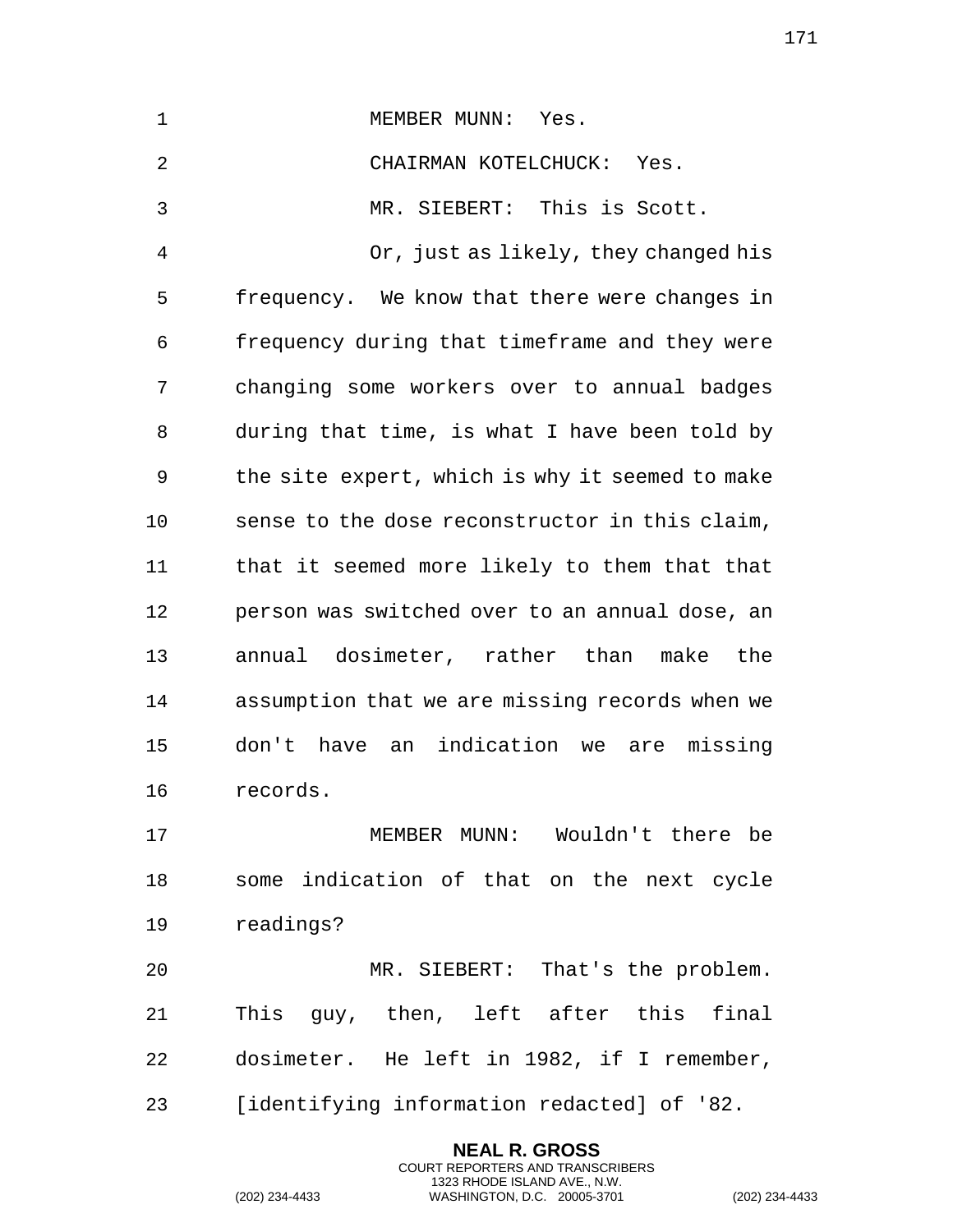MEMBER MUNN: Yes.

CHAIRMAN KOTELCHUCK: Yes.

MR. SIEBERT: This is Scott.

Or, just as likely, they changed his frequency. We know that there were changes in frequency during that timeframe and they were changing some workers over to annual badges during that time, is what I have been told by the site expert, which is why it seemed to make sense to the dose reconstructor in this claim, that it seemed more likely to them that that person was switched over to an annual dose, an annual dosimeter, rather than make the assumption that we are missing records when we don't have an indication we are missing records.

MEMBER MUNN: Wouldn't there be some indication of that on the next cycle readings?

MR. SIEBERT: That's the problem. This guy, then, left after this final dosimeter. He left in 1982, if I remember, [identifying information redacted] of '82.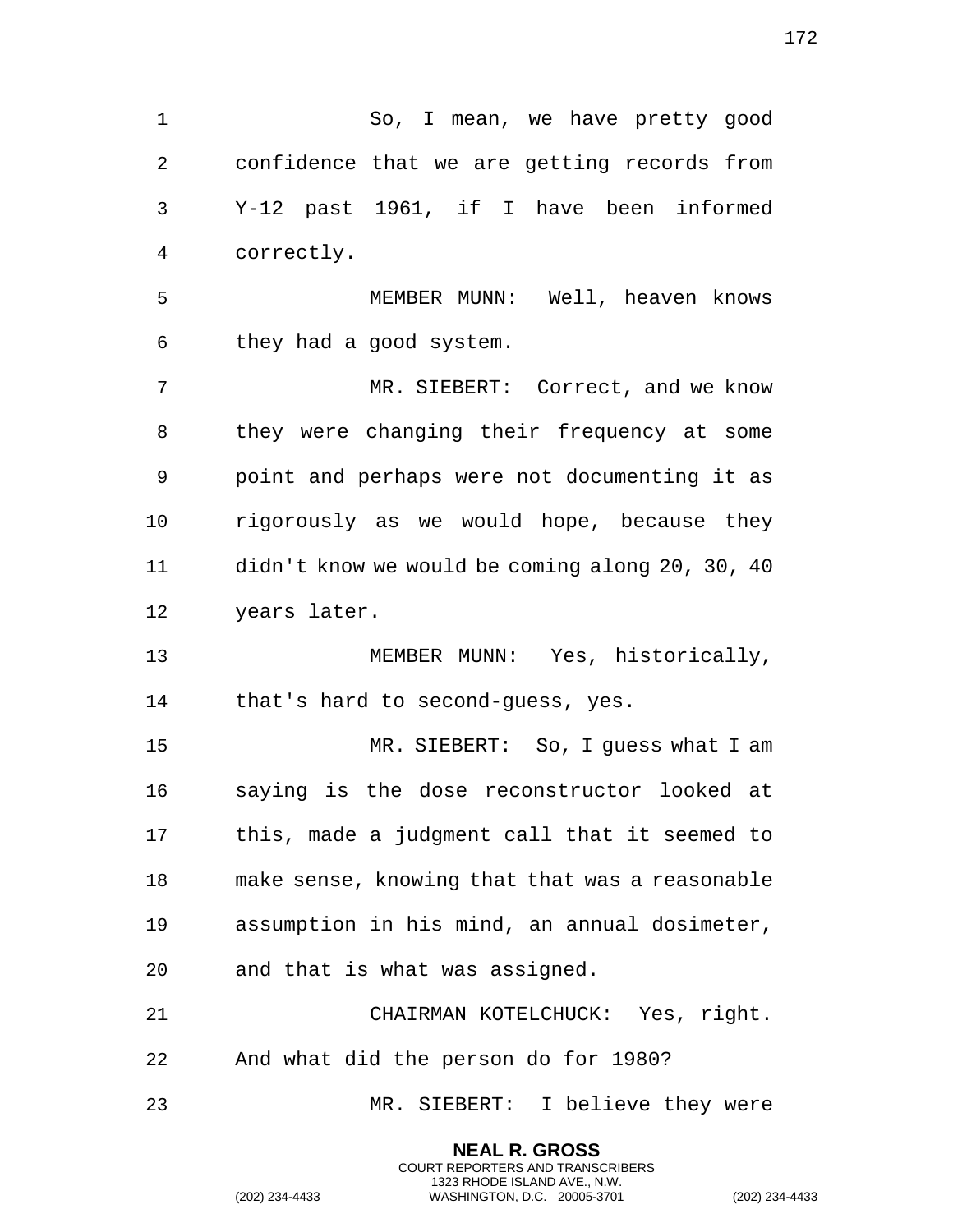So, I mean, we have pretty good confidence that we are getting records from Y-12 past 1961, if I have been informed correctly.

MEMBER MUNN: Well, heaven knows they had a good system.

MR. SIEBERT: Correct, and we know they were changing their frequency at some point and perhaps were not documenting it as rigorously as we would hope, because they didn't know we would be coming along 20, 30, 40 years later.

MEMBER MUNN: Yes, historically, that's hard to second-guess, yes.

MR. SIEBERT: So, I guess what I am saying is the dose reconstructor looked at this, made a judgment call that it seemed to make sense, knowing that that was a reasonable assumption in his mind, an annual dosimeter, and that is what was assigned.

CHAIRMAN KOTELCHUCK: Yes, right. And what did the person do for 1980?

MR. SIEBERT: I believe they were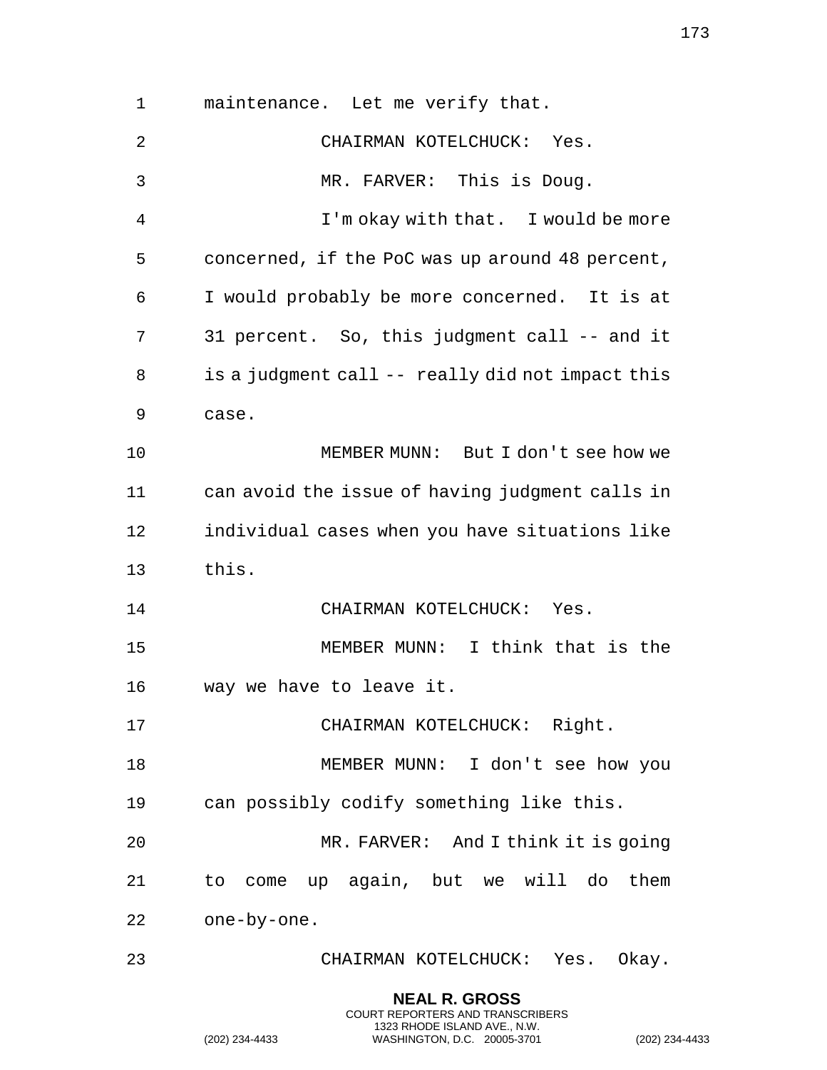maintenance. Let me verify that.

CHAIRMAN KOTELCHUCK: Yes.

MR. FARVER: This is Doug.

I'm okay with that. I would be more concerned, if the PoC was up around 48 percent, I would probably be more concerned. It is at 31 percent. So, this judgment call -- and it is a judgment call -- really did not impact this case.

MEMBER MUNN: But I don't see how we can avoid the issue of having judgment calls in individual cases when you have situations like this.

CHAIRMAN KOTELCHUCK: Yes.

MEMBER MUNN: I think that is the way we have to leave it.

CHAIRMAN KOTELCHUCK: Right.

MEMBER MUNN: I don't see how you can possibly codify something like this.

MR. FARVER: And I think it is going to come up again, but we will do them one-by-one.

CHAIRMAN KOTELCHUCK: Yes. Okay.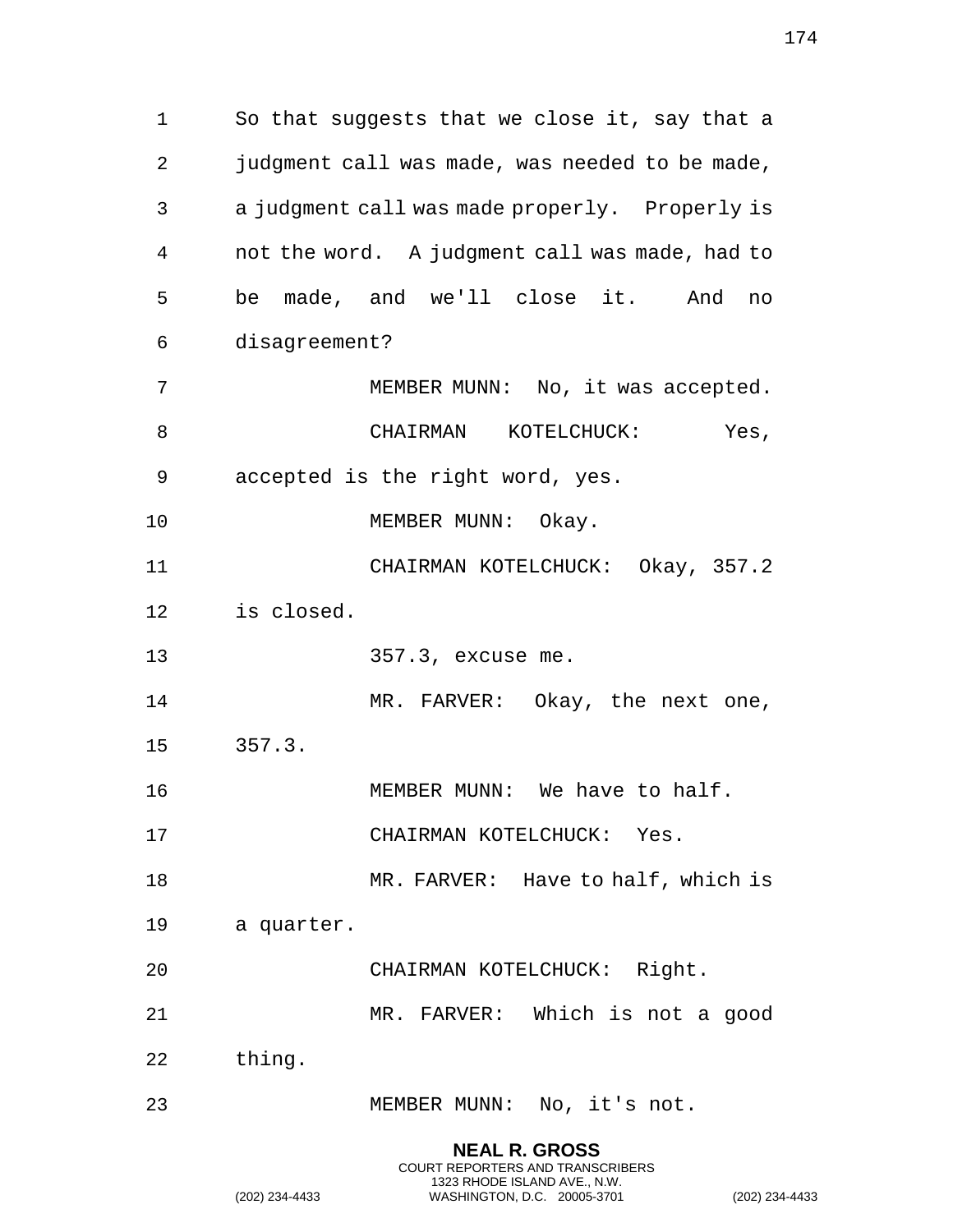So that suggests that we close it, say that a judgment call was made, was needed to be made, a judgment call was made properly. Properly is not the word. A judgment call was made, had to be made, and we'll close it. And no disagreement?

MEMBER MUNN: No, it was accepted.

CHAIRMAN KOTELCHUCK: Yes, accepted is the right word, yes.

MEMBER MUNN: Okay.

CHAIRMAN KOTELCHUCK: Okay, 357.2 is closed.

357.3, excuse me.

MR. FARVER: Okay, the next one, 357.3.

MEMBER MUNN: We have to half.

CHAIRMAN KOTELCHUCK: Yes.

MR. FARVER: Have to half, which is a quarter.

CHAIRMAN KOTELCHUCK: Right.

MR. FARVER: Which is not a good thing.

MEMBER MUNN: No, it's not.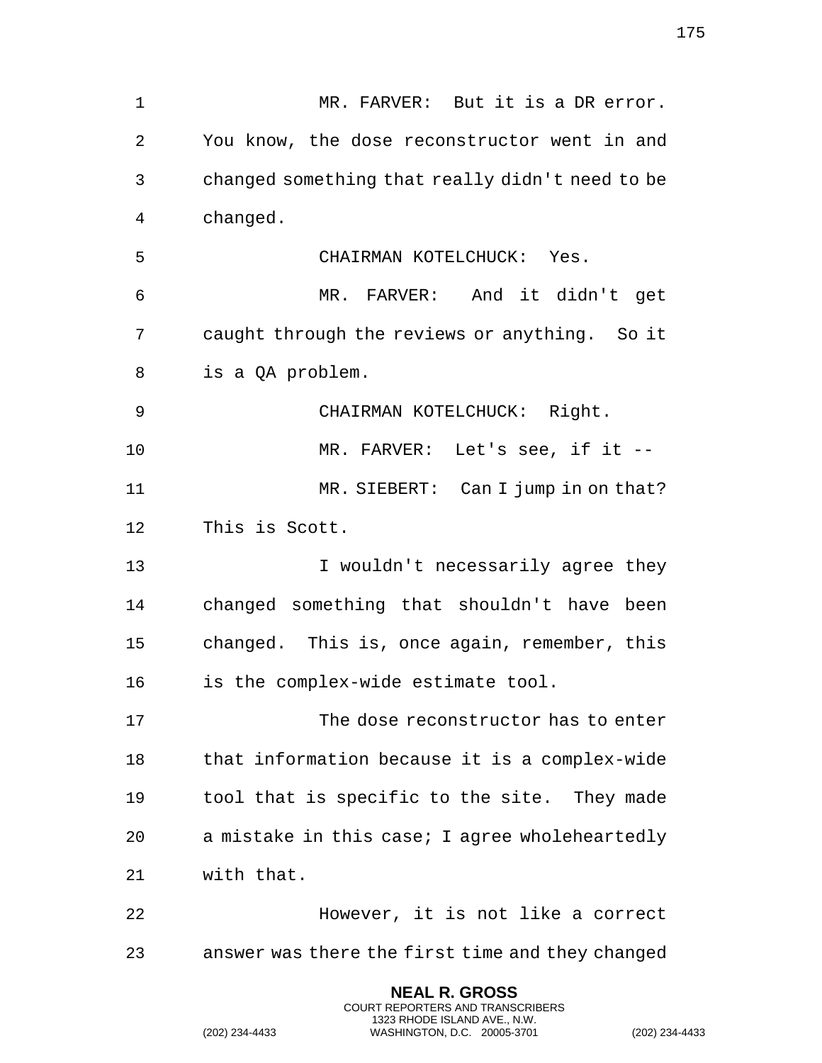MR. FARVER: But it is a DR error. You know, the dose reconstructor went in and changed something that really didn't need to be changed.

CHAIRMAN KOTELCHUCK: Yes.

MR. FARVER: And it didn't get caught through the reviews or anything. So it is a QA problem.

CHAIRMAN KOTELCHUCK: Right.

MR. FARVER: Let's see, if it --

MR. SIEBERT: Can I jump in on that? This is Scott.

I wouldn't necessarily agree they changed something that shouldn't have been changed. This is, once again, remember, this is the complex-wide estimate tool.

The dose reconstructor has to enter that information because it is a complex-wide tool that is specific to the site. They made a mistake in this case; I agree wholeheartedly with that.

However, it is not like a correct answer was there the first time and they changed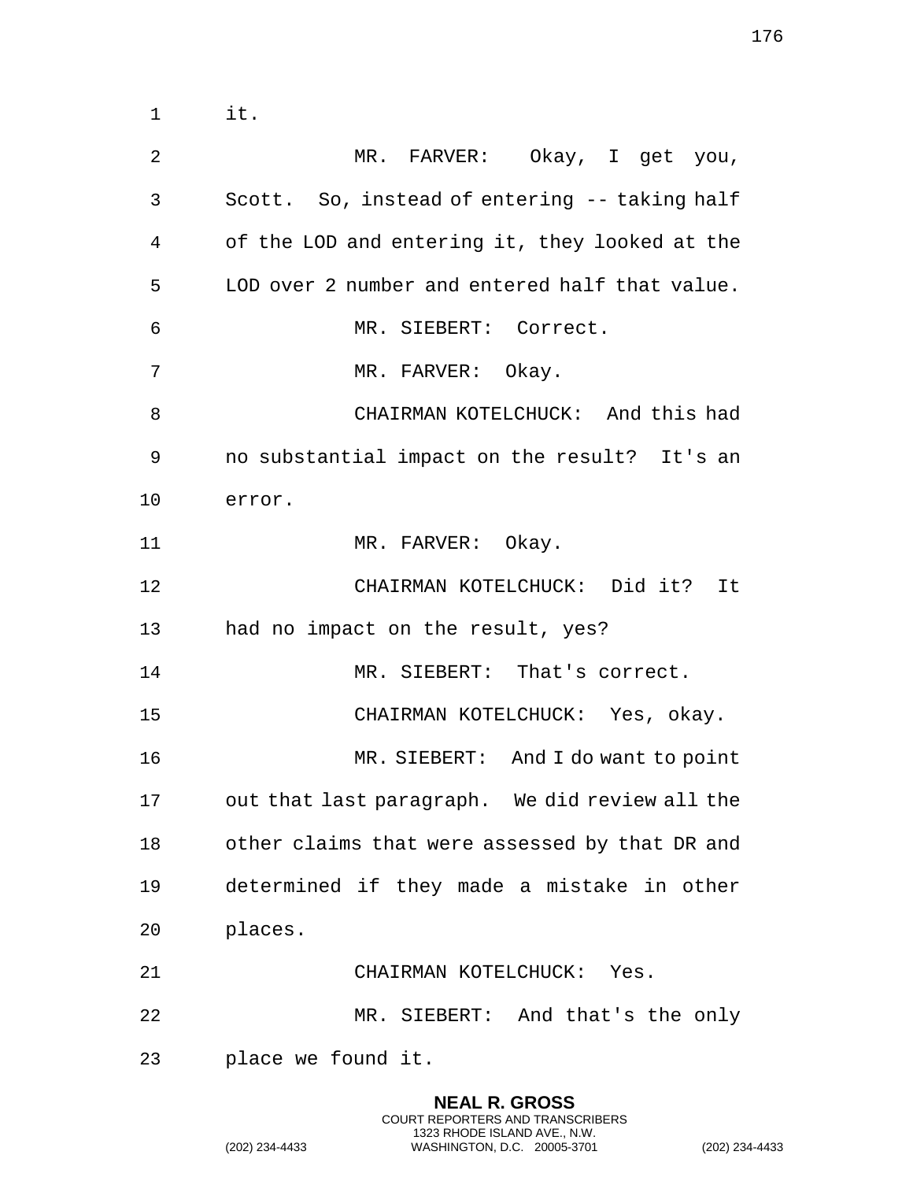it.

MR. FARVER: Okay, I get you, Scott. So, instead of entering -- taking half of the LOD and entering it, they looked at the LOD over 2 number and entered half that value.

MR. SIEBERT: Correct.

MR. FARVER: Okay.

CHAIRMAN KOTELCHUCK: And this had no substantial impact on the result? It's an error.

MR. FARVER: Okay.

CHAIRMAN KOTELCHUCK: Did it? It had no impact on the result, yes?

MR. SIEBERT: That's correct.

CHAIRMAN KOTELCHUCK: Yes, okay.

MR. SIEBERT: And I do want to point out that last paragraph. We did review all the other claims that were assessed by that DR and determined if they made a mistake in other places.

CHAIRMAN KOTELCHUCK: Yes.

MR. SIEBERT: And that's the only place we found it.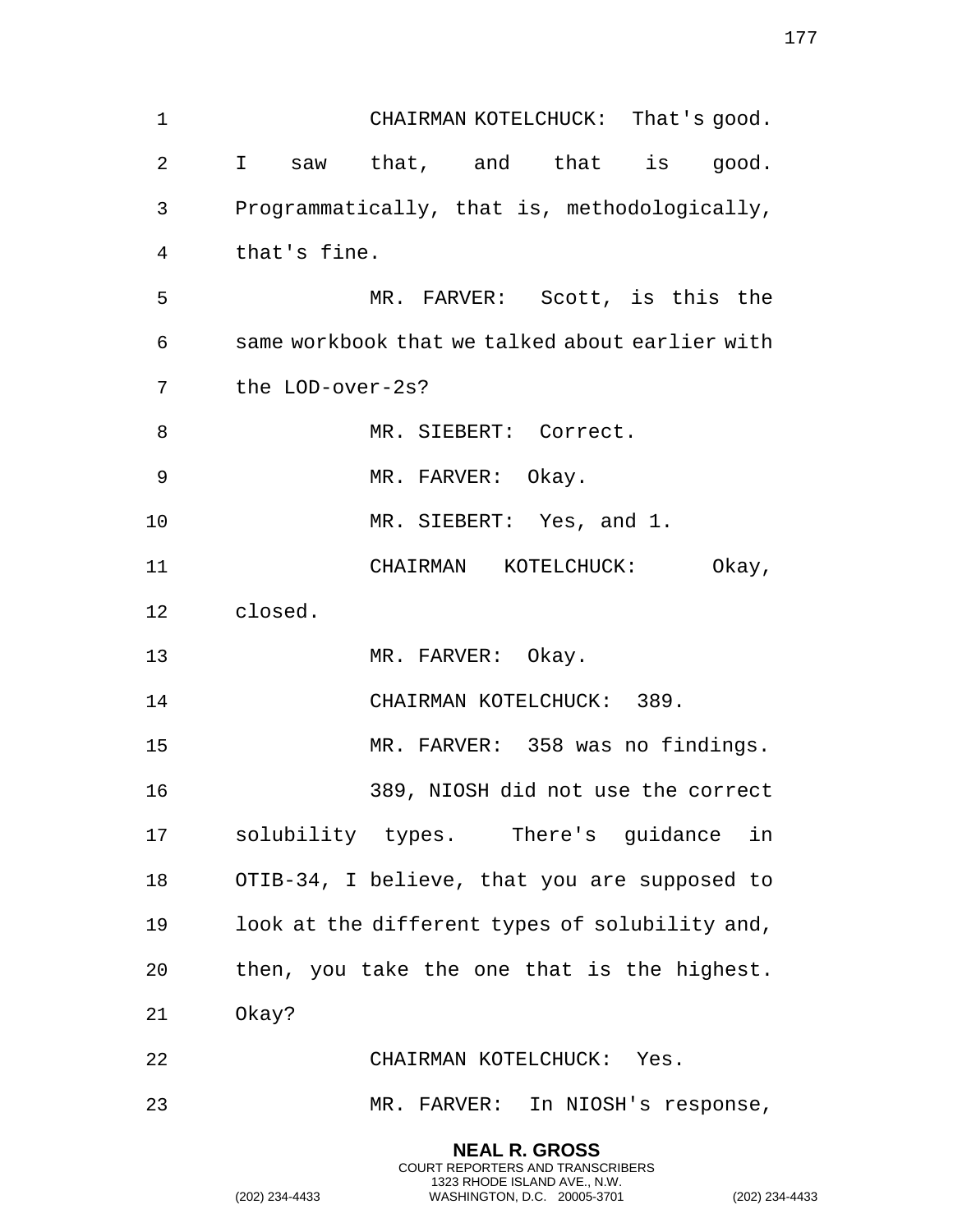CHAIRMAN KOTELCHUCK: That's good. I saw that, and that is good. Programmatically, that is, methodologically, that's fine.

MR. FARVER: Scott, is this the same workbook that we talked about earlier with the LOD-over-2s?

MR. SIEBERT: Correct.

MR. FARVER: Okay.

MR. SIEBERT: Yes, and 1.

CHAIRMAN KOTELCHUCK: Okay, closed.

MR. FARVER: Okay.

CHAIRMAN KOTELCHUCK: 389.

MR. FARVER: 358 was no findings.

389, NIOSH did not use the correct solubility types. There's guidance in OTIB-34, I believe, that you are supposed to look at the different types of solubility and, then, you take the one that is the highest. Okay?

CHAIRMAN KOTELCHUCK: Yes.

MR. FARVER: In NIOSH's response,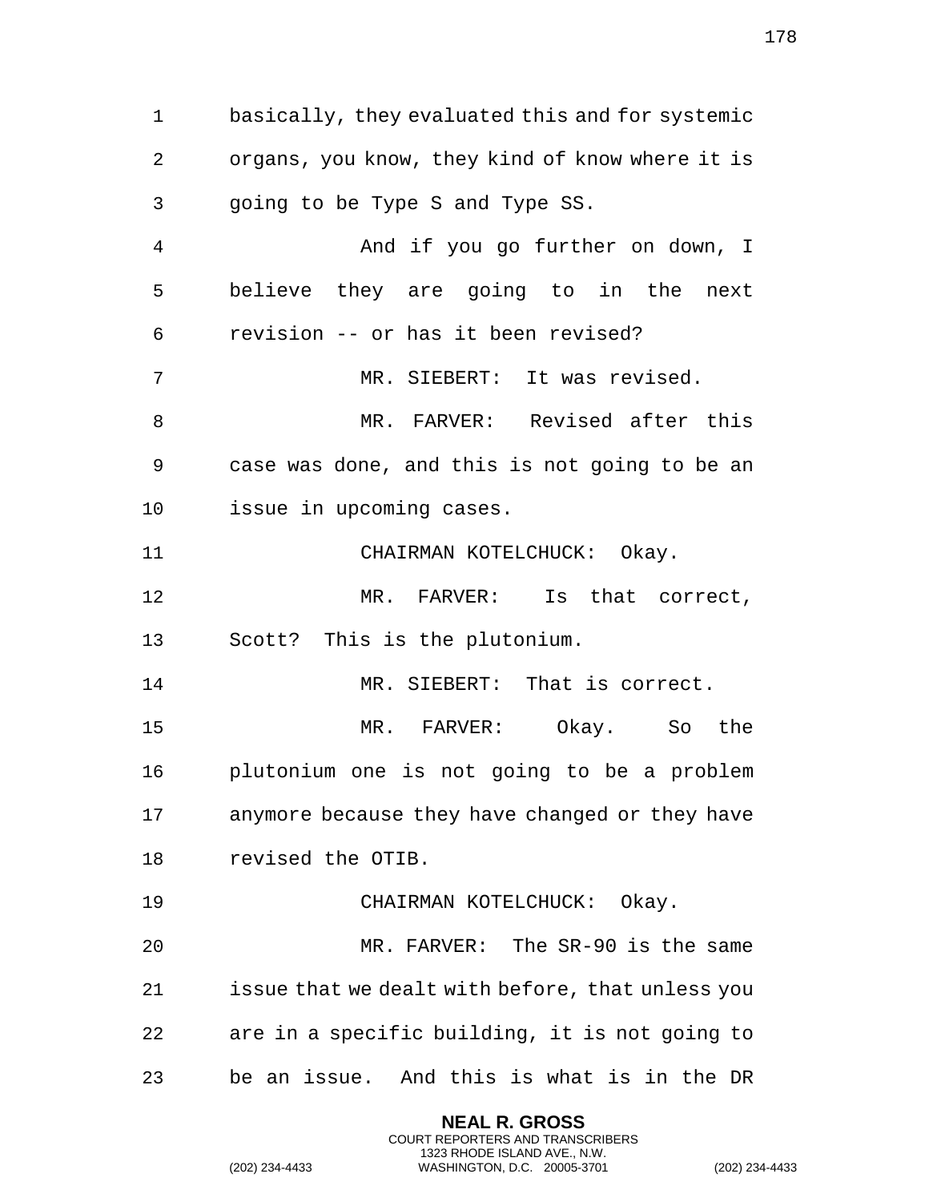basically, they evaluated this and for systemic organs, you know, they kind of know where it is going to be Type S and Type SS.

And if you go further on down, I believe they are going to in the next revision -- or has it been revised?

MR. SIEBERT: It was revised.

MR. FARVER: Revised after this case was done, and this is not going to be an issue in upcoming cases.

CHAIRMAN KOTELCHUCK: Okay.

MR. FARVER: Is that correct, Scott? This is the plutonium.

MR. SIEBERT: That is correct.

MR. FARVER: Okay. So the plutonium one is not going to be a problem anymore because they have changed or they have revised the OTIB.

CHAIRMAN KOTELCHUCK: Okay.

MR. FARVER: The SR-90 is the same issue that we dealt with before, that unless you are in a specific building, it is not going to be an issue. And this is what is in the DR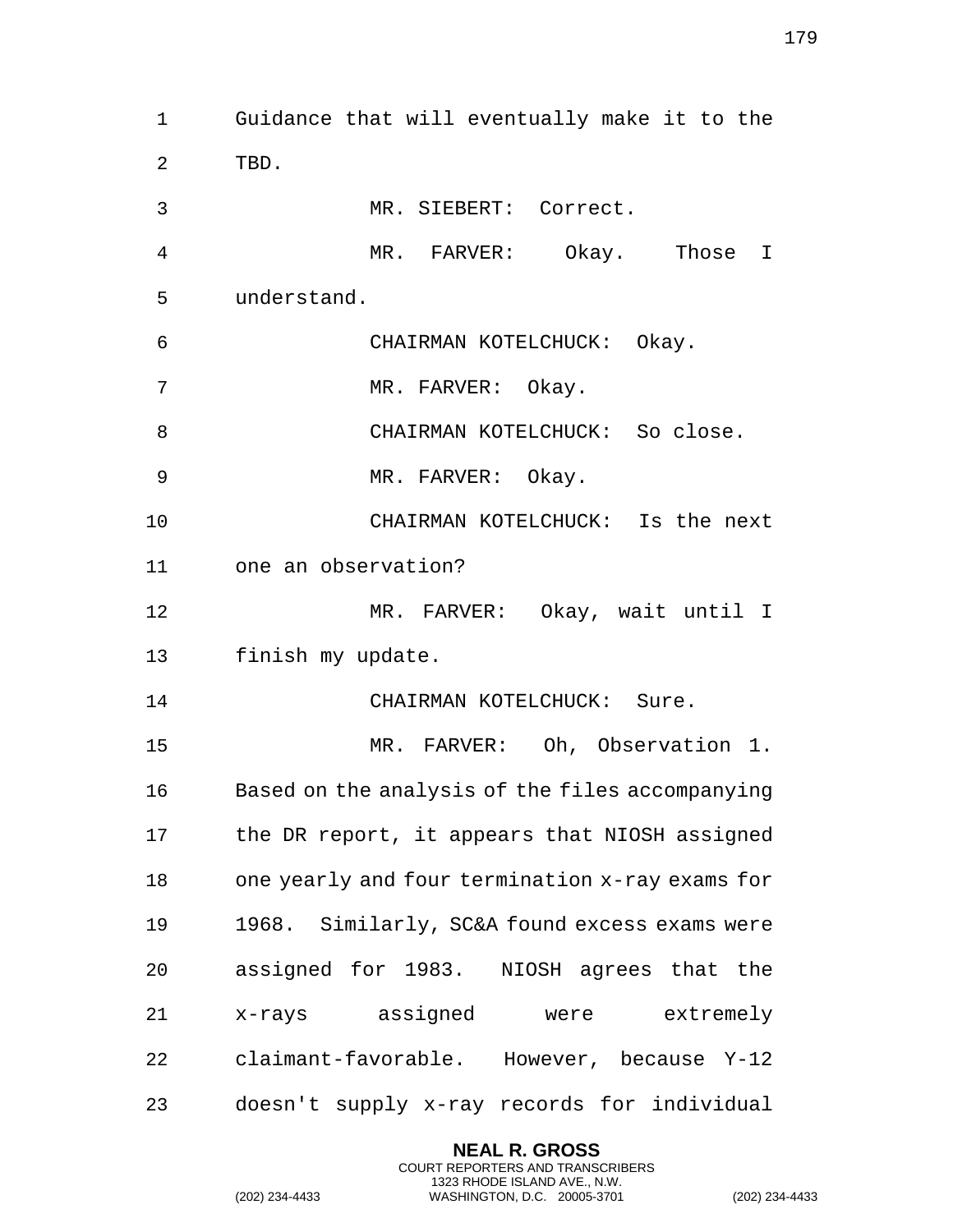Guidance that will eventually make it to the TBD.

MR. SIEBERT: Correct.

MR. FARVER: Okay. Those I understand.

CHAIRMAN KOTELCHUCK: Okay.

MR. FARVER: Okay.

CHAIRMAN KOTELCHUCK: So close.

MR. FARVER: Okay.

CHAIRMAN KOTELCHUCK: Is the next one an observation?

MR. FARVER: Okay, wait until I finish my update.

CHAIRMAN KOTELCHUCK: Sure.

MR. FARVER: Oh, Observation 1. Based on the analysis of the files accompanying the DR report, it appears that NIOSH assigned one yearly and four termination x-ray exams for 1968. Similarly, SC&A found excess exams were assigned for 1983. NIOSH agrees that the x-rays assigned were extremely claimant-favorable. However, because Y-12 doesn't supply x-ray records for individual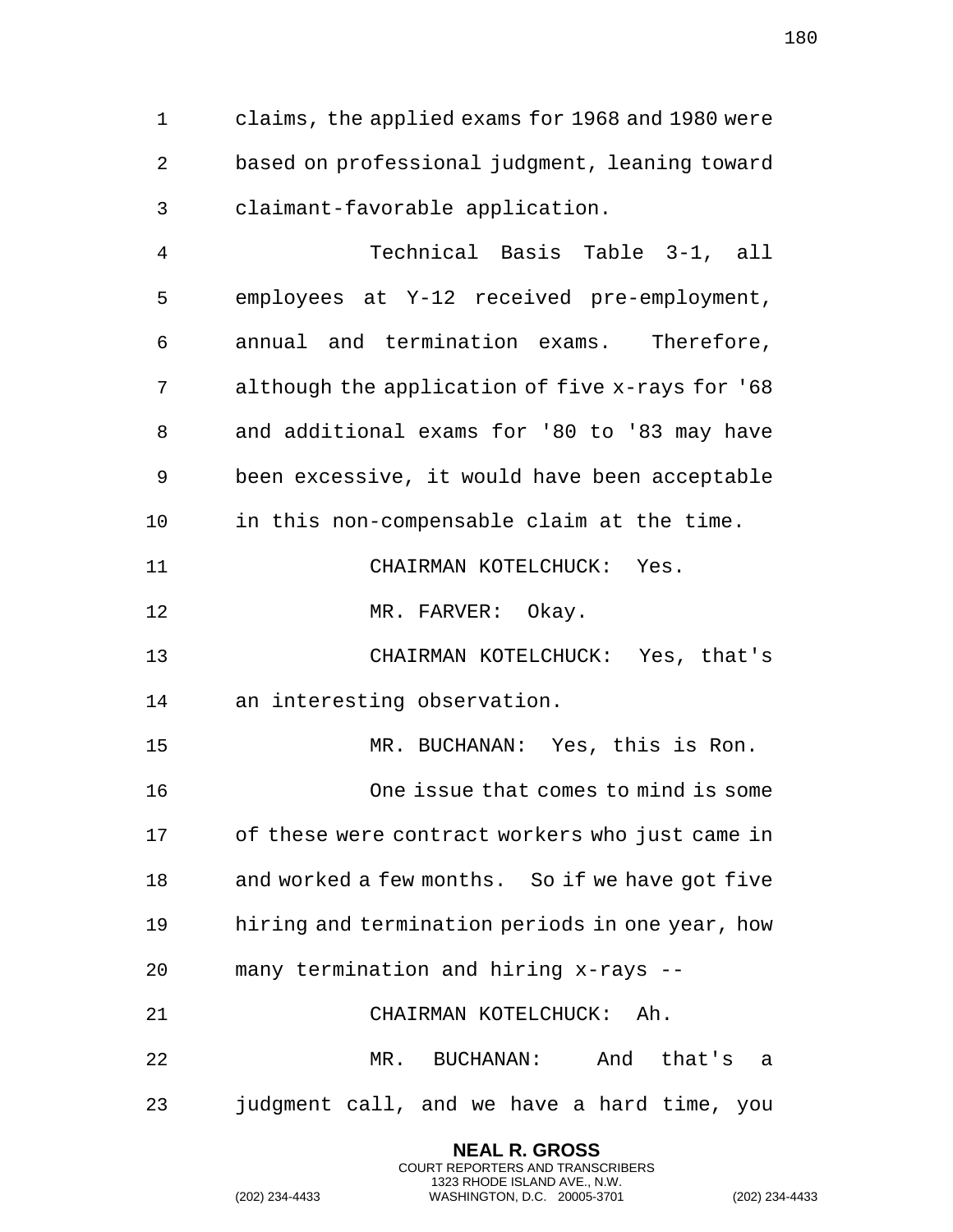claims, the applied exams for 1968 and 1980 were based on professional judgment, leaning toward claimant-favorable application.

Technical Basis Table 3-1, all employees at Y-12 received pre-employment, annual and termination exams. Therefore, although the application of five x-rays for '68 and additional exams for '80 to '83 may have been excessive, it would have been acceptable in this non-compensable claim at the time.

CHAIRMAN KOTELCHUCK: Yes.

MR. FARVER: Okay.

CHAIRMAN KOTELCHUCK: Yes, that's an interesting observation.

MR. BUCHANAN: Yes, this is Ron.

One issue that comes to mind is some of these were contract workers who just came in and worked a few months. So if we have got five hiring and termination periods in one year, how many termination and hiring x-rays --

CHAIRMAN KOTELCHUCK: Ah.

MR. BUCHANAN: And that's a judgment call, and we have a hard time, you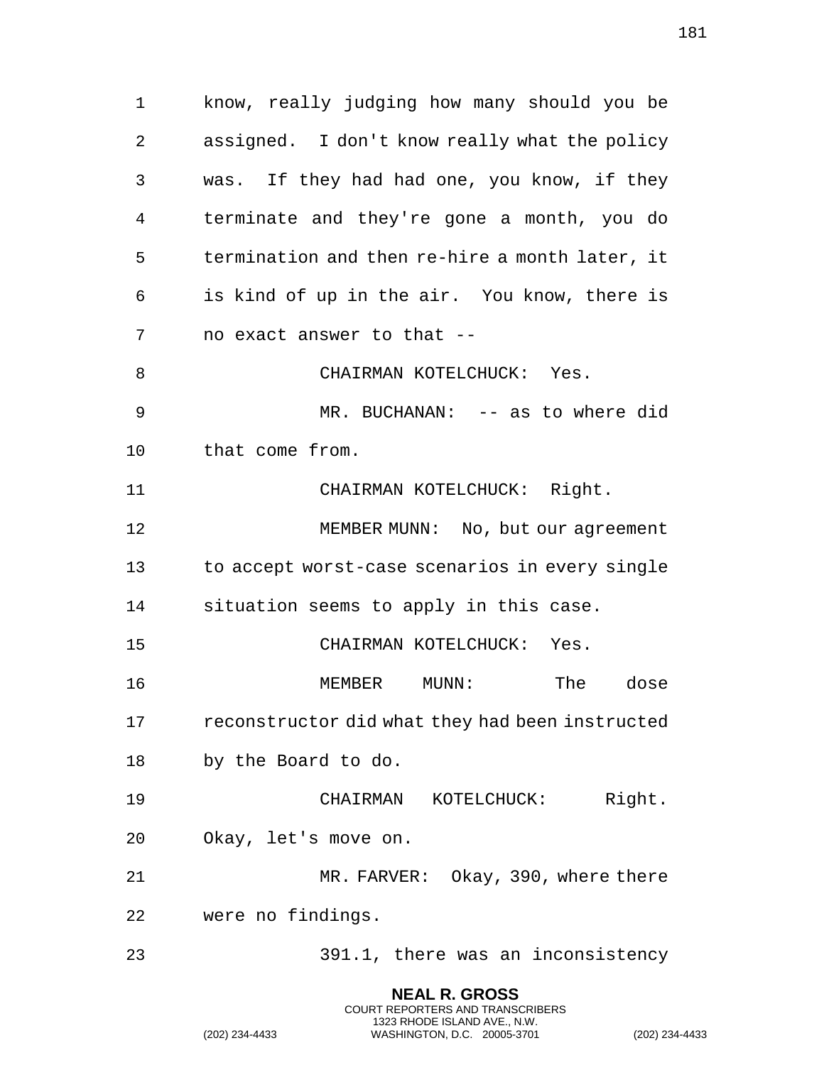know, really judging how many should you be assigned. I don't know really what the policy was. If they had had one, you know, if they terminate and they're gone a month, you do termination and then re-hire a month later, it is kind of up in the air. You know, there is no exact answer to that --

CHAIRMAN KOTELCHUCK: Yes.

MR. BUCHANAN: -- as to where did that come from.

CHAIRMAN KOTELCHUCK: Right.

MEMBER MUNN: No, but our agreement to accept worst-case scenarios in every single situation seems to apply in this case.

CHAIRMAN KOTELCHUCK: Yes.

MEMBER MUNN: The dose reconstructor did what they had been instructed by the Board to do.

CHAIRMAN KOTELCHUCK: Right. Okay, let's move on.

MR. FARVER: Okay, 390, where there were no findings.

391.1, there was an inconsistency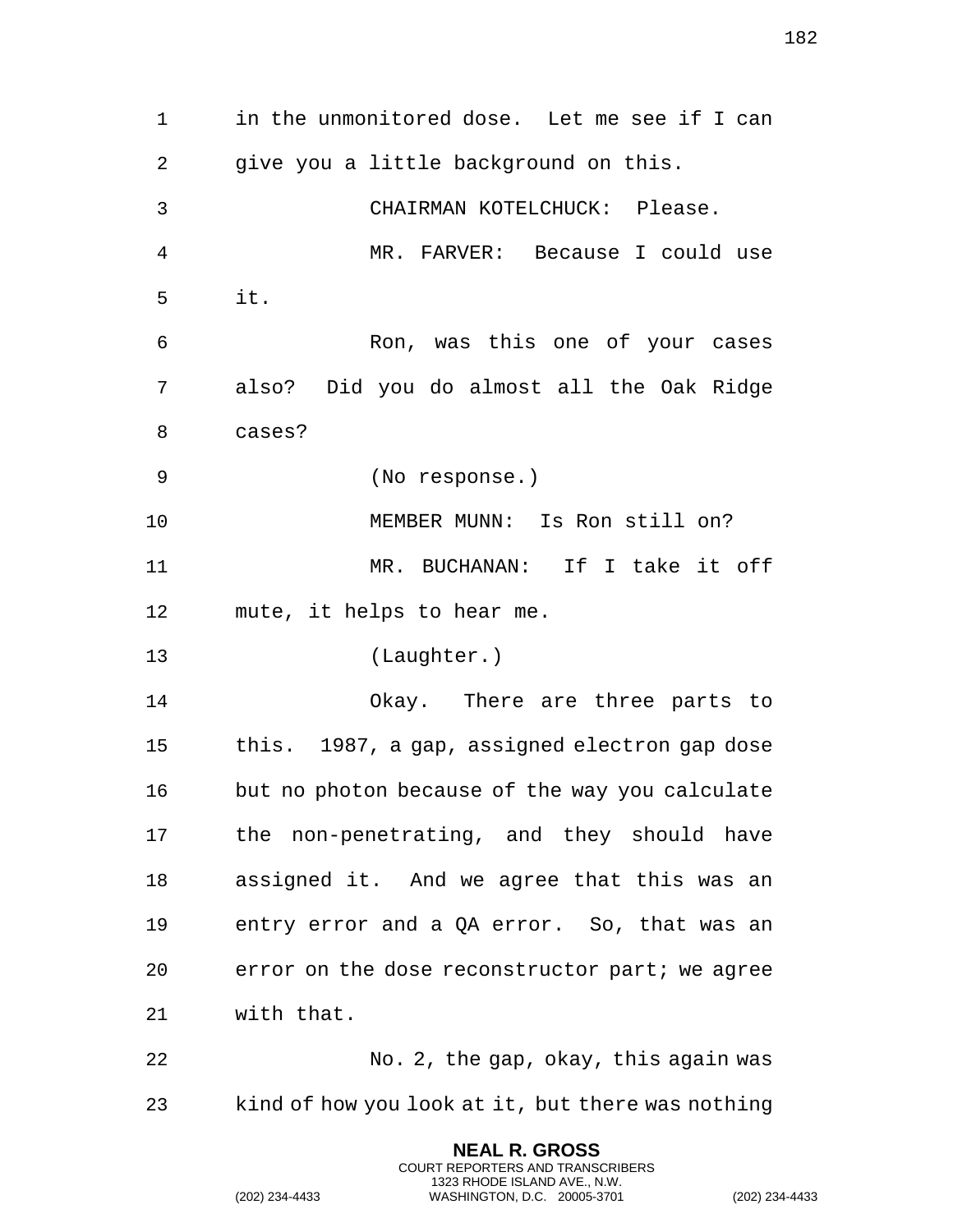in the unmonitored dose. Let me see if I can give you a little background on this.

CHAIRMAN KOTELCHUCK: Please.

MR. FARVER: Because I could use it.

Ron, was this one of your cases also? Did you do almost all the Oak Ridge cases?

(No response.)

MEMBER MUNN: Is Ron still on?

MR. BUCHANAN: If I take it off mute, it helps to hear me.

(Laughter.)

Okay. There are three parts to this. 1987, a gap, assigned electron gap dose but no photon because of the way you calculate the non-penetrating, and they should have assigned it. And we agree that this was an entry error and a QA error. So, that was an error on the dose reconstructor part; we agree with that.

No. 2, the gap, okay, this again was kind of how you look at it, but there was nothing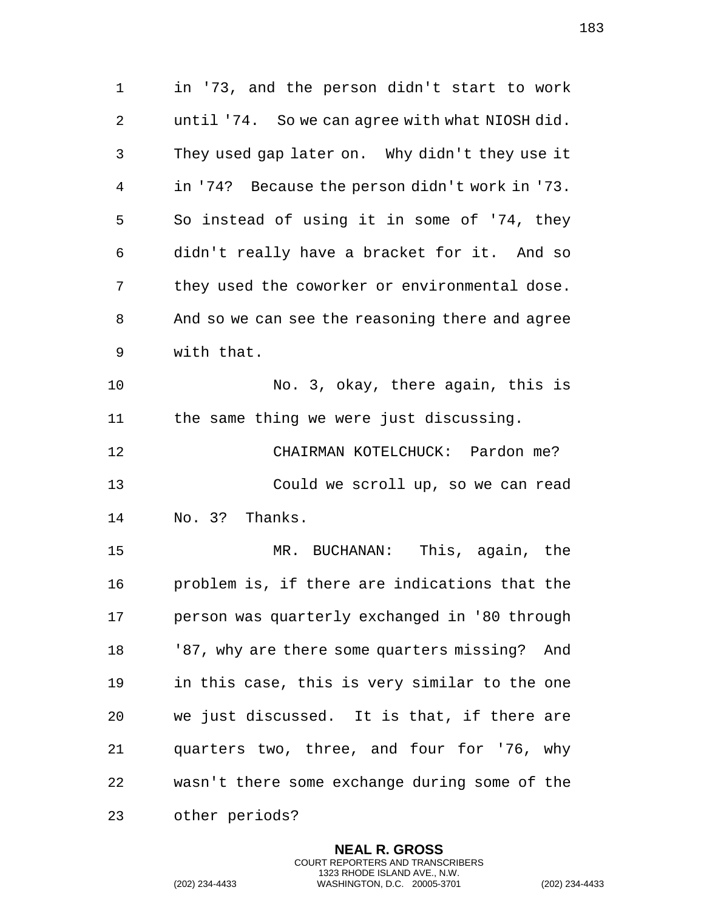in '73, and the person didn't start to work until '74. So we can agree with what NIOSH did. They used gap later on. Why didn't they use it in '74? Because the person didn't work in '73. So instead of using it in some of '74, they didn't really have a bracket for it. And so they used the coworker or environmental dose. And so we can see the reasoning there and agree with that.

No. 3, okay, there again, this is the same thing we were just discussing.

CHAIRMAN KOTELCHUCK: Pardon me?

Could we scroll up, so we can read No. 3? Thanks.

MR. BUCHANAN: This, again, the problem is, if there are indications that the person was quarterly exchanged in '80 through '87, why are there some quarters missing? And in this case, this is very similar to the one we just discussed. It is that, if there are quarters two, three, and four for '76, why wasn't there some exchange during some of the other periods?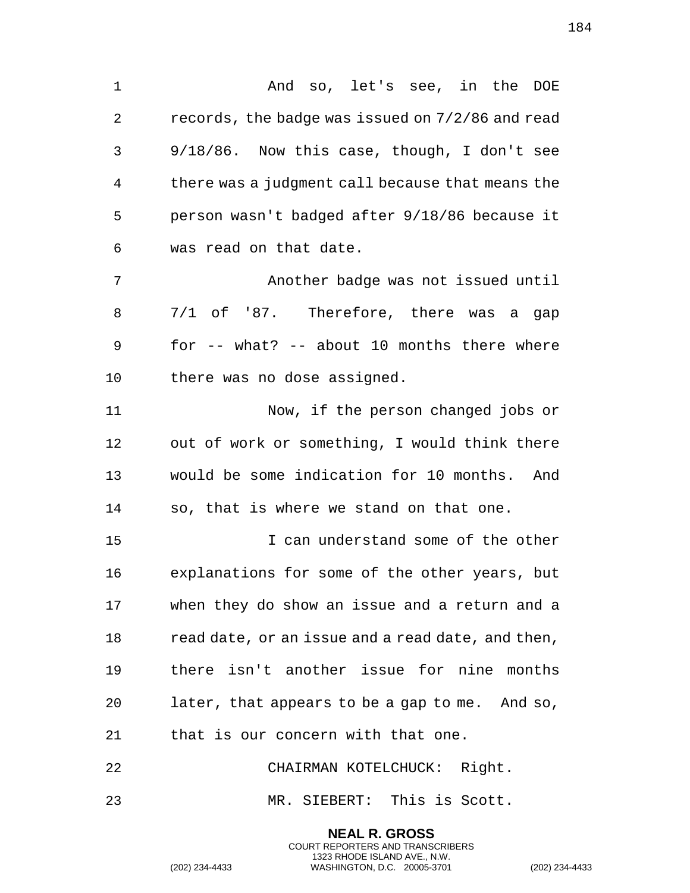And so, let's see, in the DOE records, the badge was issued on 7/2/86 and read 9/18/86. Now this case, though, I don't see there was a judgment call because that means the person wasn't badged after 9/18/86 because it was read on that date.

Another badge was not issued until 7/1 of '87. Therefore, there was a gap for -- what? -- about 10 months there where there was no dose assigned.

Now, if the person changed jobs or out of work or something, I would think there would be some indication for 10 months. And so, that is where we stand on that one.

I can understand some of the other explanations for some of the other years, but when they do show an issue and a return and a read date, or an issue and a read date, and then, there isn't another issue for nine months later, that appears to be a gap to me. And so, that is our concern with that one.

CHAIRMAN KOTELCHUCK: Right.

MR. SIEBERT: This is Scott.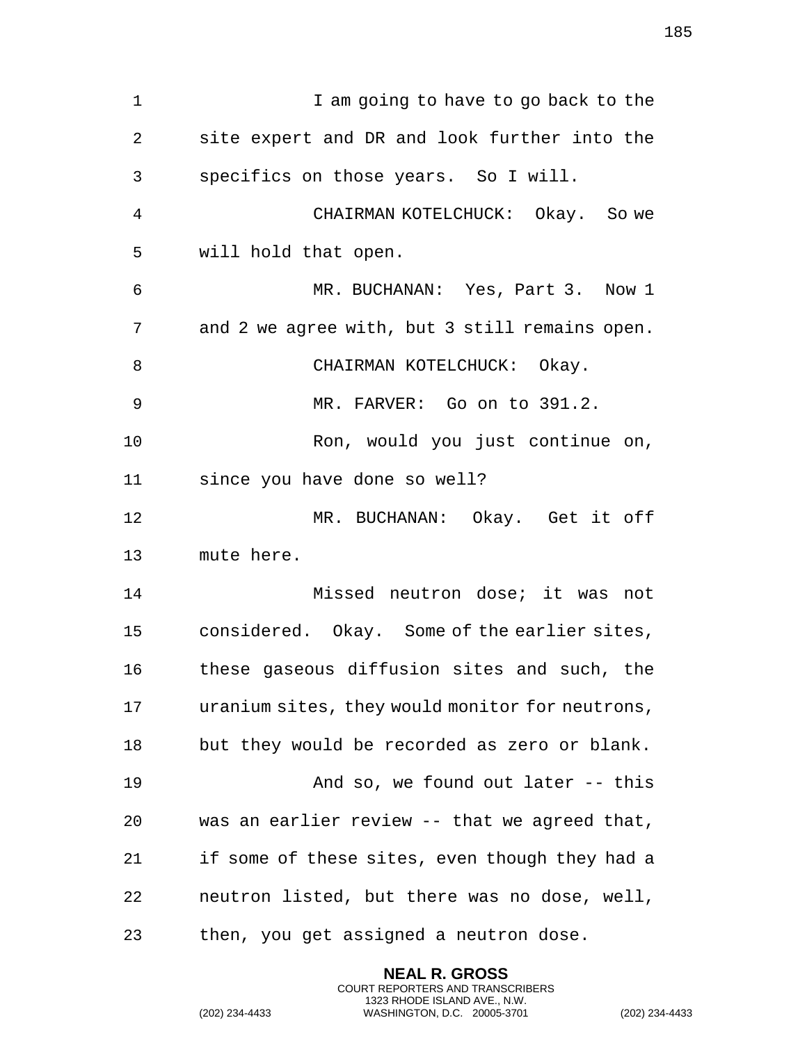I am going to have to go back to the site expert and DR and look further into the specifics on those years. So I will.

CHAIRMAN KOTELCHUCK: Okay. So we will hold that open.

MR. BUCHANAN: Yes, Part 3. Now 1 and 2 we agree with, but 3 still remains open.

CHAIRMAN KOTELCHUCK: Okay.

MR. FARVER: Go on to 391.2.

Ron, would you just continue on, since you have done so well?

MR. BUCHANAN: Okay. Get it off mute here.

Missed neutron dose; it was not considered. Okay. Some of the earlier sites, these gaseous diffusion sites and such, the uranium sites, they would monitor for neutrons, but they would be recorded as zero or blank.

And so, we found out later -- this was an earlier review -- that we agreed that, if some of these sites, even though they had a neutron listed, but there was no dose, well, then, you get assigned a neutron dose.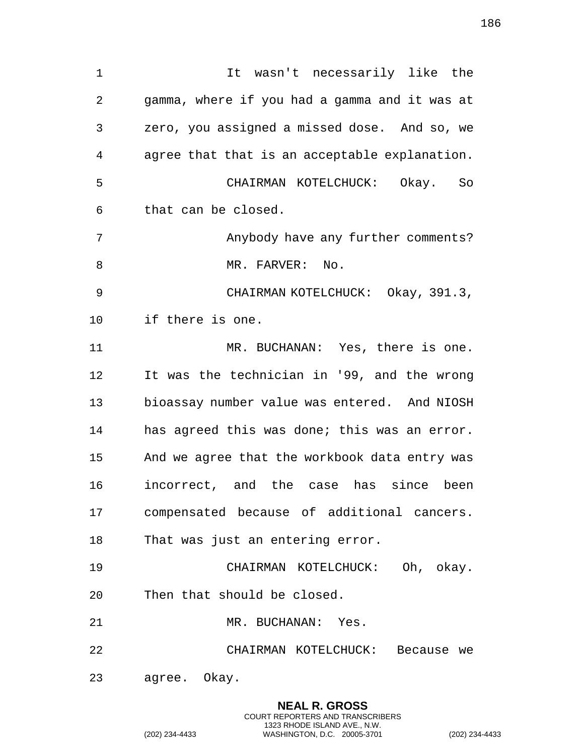It wasn't necessarily like the gamma, where if you had a gamma and it was at zero, you assigned a missed dose. And so, we agree that that is an acceptable explanation.

CHAIRMAN KOTELCHUCK: Okay. So that can be closed.

Anybody have any further comments?

MR. FARVER: No.

CHAIRMAN KOTELCHUCK: Okay, 391.3, if there is one.

MR. BUCHANAN: Yes, there is one. It was the technician in '99, and the wrong bioassay number value was entered. And NIOSH has agreed this was done; this was an error. And we agree that the workbook data entry was incorrect, and the case has since been compensated because of additional cancers. That was just an entering error.

CHAIRMAN KOTELCHUCK: Oh, okay. Then that should be closed.

MR. BUCHANAN: Yes.

CHAIRMAN KOTELCHUCK: Because we agree. Okay.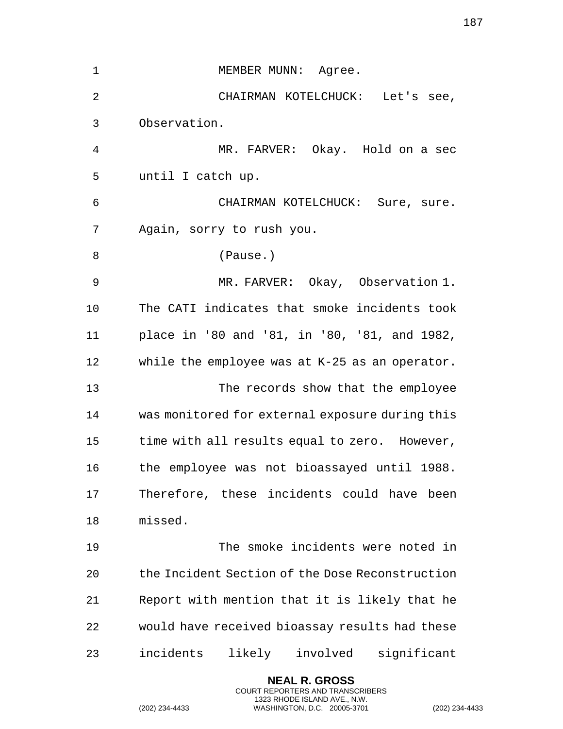MEMBER MUNN: Agree.

CHAIRMAN KOTELCHUCK: Let's see, Observation.

MR. FARVER: Okay. Hold on a sec until I catch up.

CHAIRMAN KOTELCHUCK: Sure, sure. Again, sorry to rush you.

(Pause.)

MR. FARVER: Okay, Observation 1. The CATI indicates that smoke incidents took place in '80 and '81, in '80, '81, and 1982, while the employee was at K-25 as an operator.

The records show that the employee was monitored for external exposure during this time with all results equal to zero. However, the employee was not bioassayed until 1988. Therefore, these incidents could have been missed.

The smoke incidents were noted in the Incident Section of the Dose Reconstruction Report with mention that it is likely that he would have received bioassay results had these incidents likely involved significant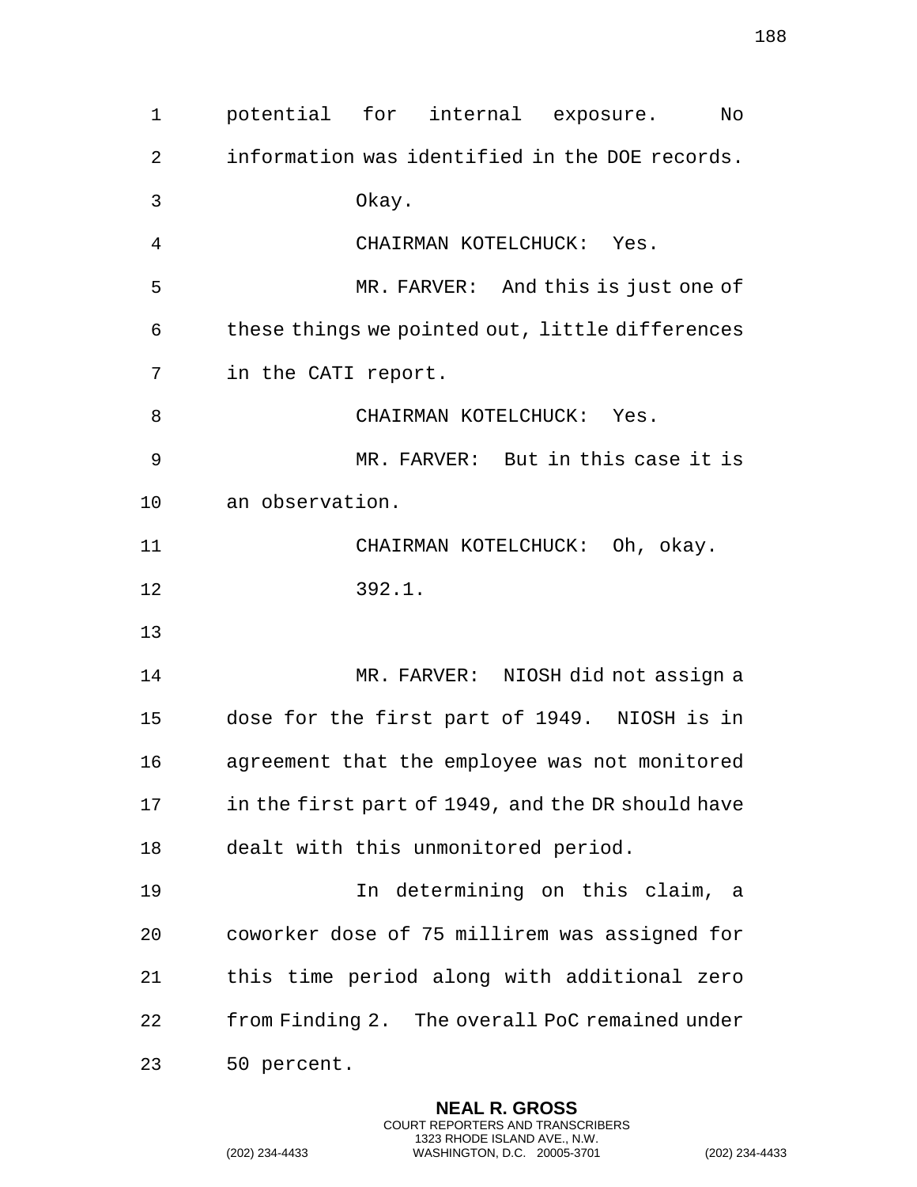potential for internal exposure. No information was identified in the DOE records.

Okay.

CHAIRMAN KOTELCHUCK: Yes.

MR. FARVER: And this is just one of these things we pointed out, little differences in the CATI report.

CHAIRMAN KOTELCHUCK: Yes.

MR. FARVER: But in this case it is an observation.

CHAIRMAN KOTELCHUCK: Oh, okay.

392.1.

MR. FARVER: NIOSH did not assign a dose for the first part of 1949. NIOSH is in agreement that the employee was not monitored in the first part of 1949, and the DR should have dealt with this unmonitored period.

In determining on this claim, a coworker dose of 75 millirem was assigned for this time period along with additional zero from Finding 2. The overall PoC remained under 50 percent.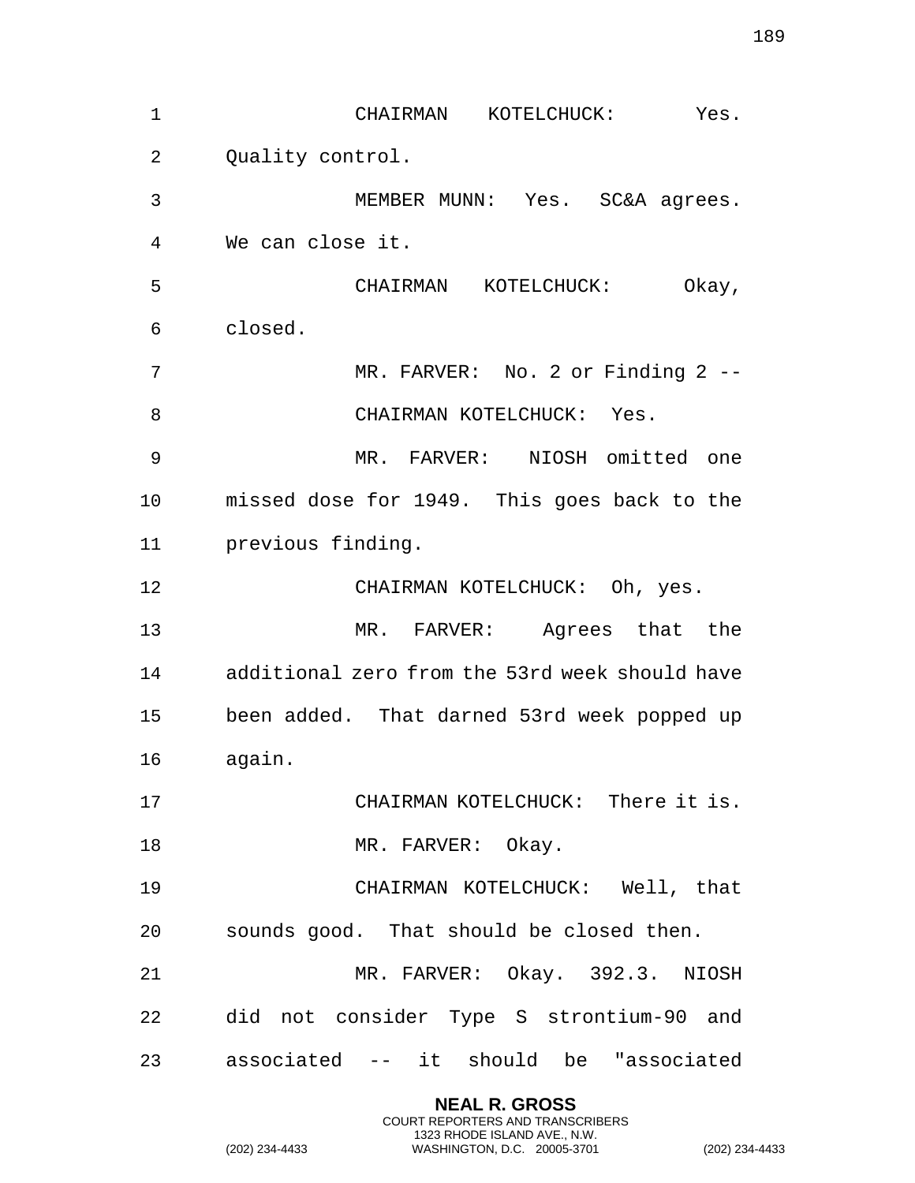CHAIRMAN KOTELCHUCK: Yes. Quality control.

MEMBER MUNN: Yes. SC&A agrees. We can close it.

CHAIRMAN KOTELCHUCK: Okay, closed.

MR. FARVER: No. 2 or Finding 2 --

CHAIRMAN KOTELCHUCK: Yes.

MR. FARVER: NIOSH omitted one missed dose for 1949. This goes back to the previous finding.

CHAIRMAN KOTELCHUCK: Oh, yes.

MR. FARVER: Agrees that the additional zero from the 53rd week should have been added. That darned 53rd week popped up again.

CHAIRMAN KOTELCHUCK: There it is.

MR. FARVER: Okay.

CHAIRMAN KOTELCHUCK: Well, that sounds good. That should be closed then.

MR. FARVER: Okay. 392.3. NIOSH did not consider Type S strontium-90 and associated -- it should be "associated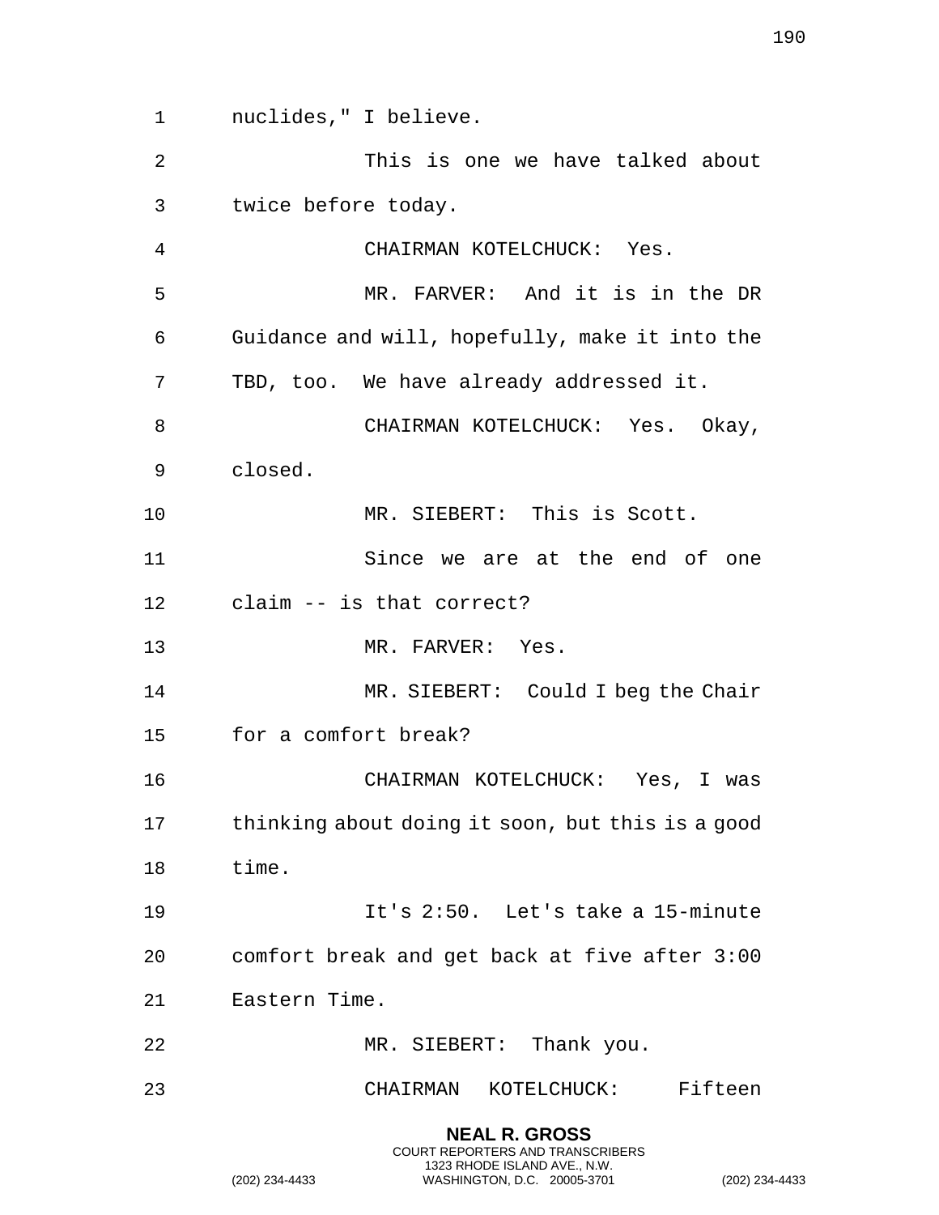nuclides," I believe.

This is one we have talked about twice before today.

CHAIRMAN KOTELCHUCK: Yes.

MR. FARVER: And it is in the DR Guidance and will, hopefully, make it into the TBD, too. We have already addressed it.

CHAIRMAN KOTELCHUCK: Yes. Okay, closed.

MR. SIEBERT: This is Scott.

Since we are at the end of one claim -- is that correct?

MR. FARVER: Yes.

MR. SIEBERT: Could I beg the Chair for a comfort break?

CHAIRMAN KOTELCHUCK: Yes, I was thinking about doing it soon, but this is a good time.

It's 2:50. Let's take a 15-minute comfort break and get back at five after 3:00 Eastern Time.

MR. SIEBERT: Thank you.

CHAIRMAN KOTELCHUCK: Fifteen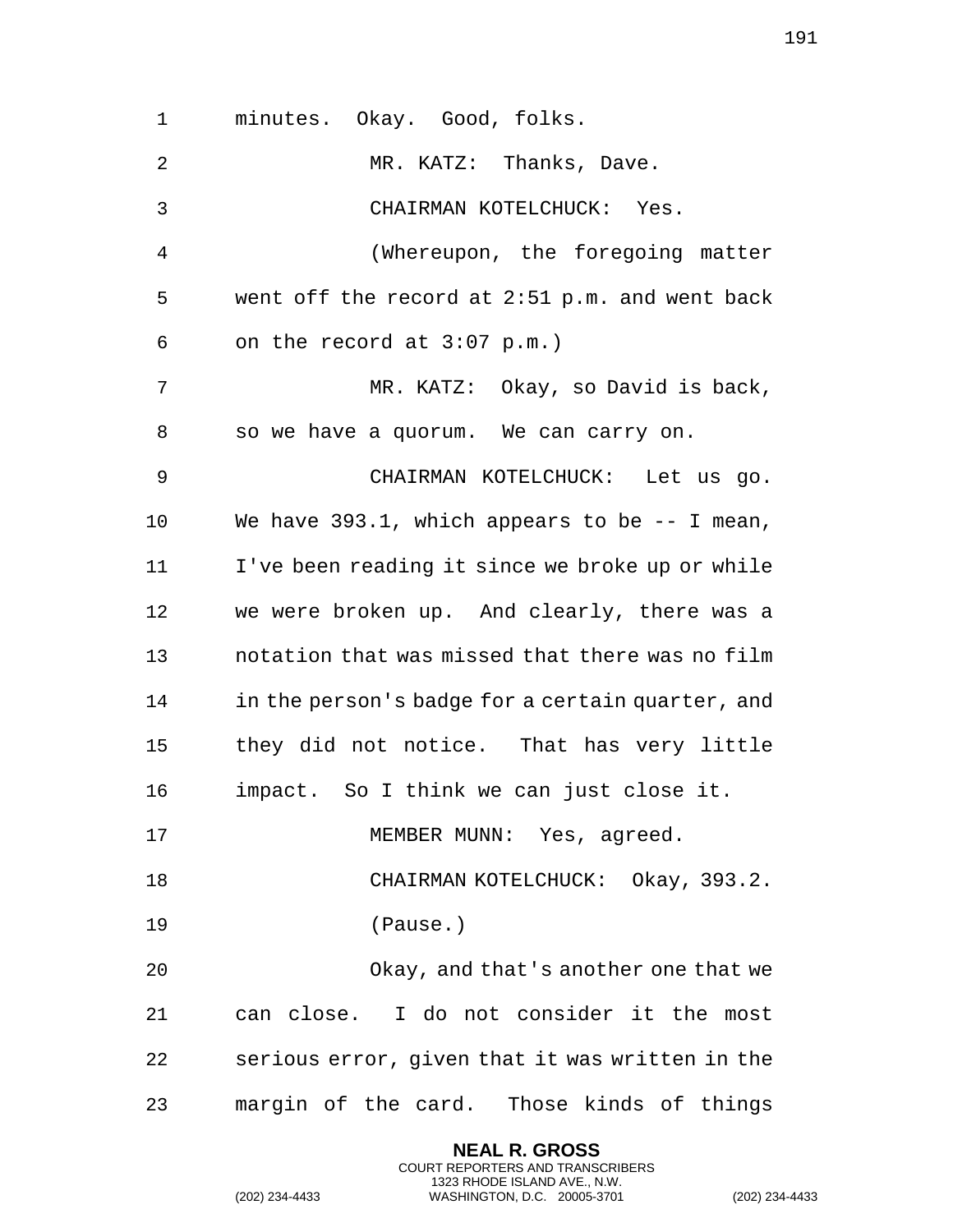minutes. Okay. Good, folks.

MR. KATZ: Thanks, Dave.

CHAIRMAN KOTELCHUCK: Yes.

(Whereupon, the foregoing matter went off the record at 2:51 p.m. and went back on the record at 3:07 p.m.)

MR. KATZ: Okay, so David is back, so we have a quorum. We can carry on.

CHAIRMAN KOTELCHUCK: Let us go. We have 393.1, which appears to be -- I mean, I've been reading it since we broke up or while we were broken up. And clearly, there was a notation that was missed that there was no film in the person's badge for a certain quarter, and they did not notice. That has very little impact. So I think we can just close it.

MEMBER MUNN: Yes, agreed.

CHAIRMAN KOTELCHUCK: Okay, 393.2.

(Pause.)

Okay, and that's another one that we can close. I do not consider it the most serious error, given that it was written in the margin of the card. Those kinds of things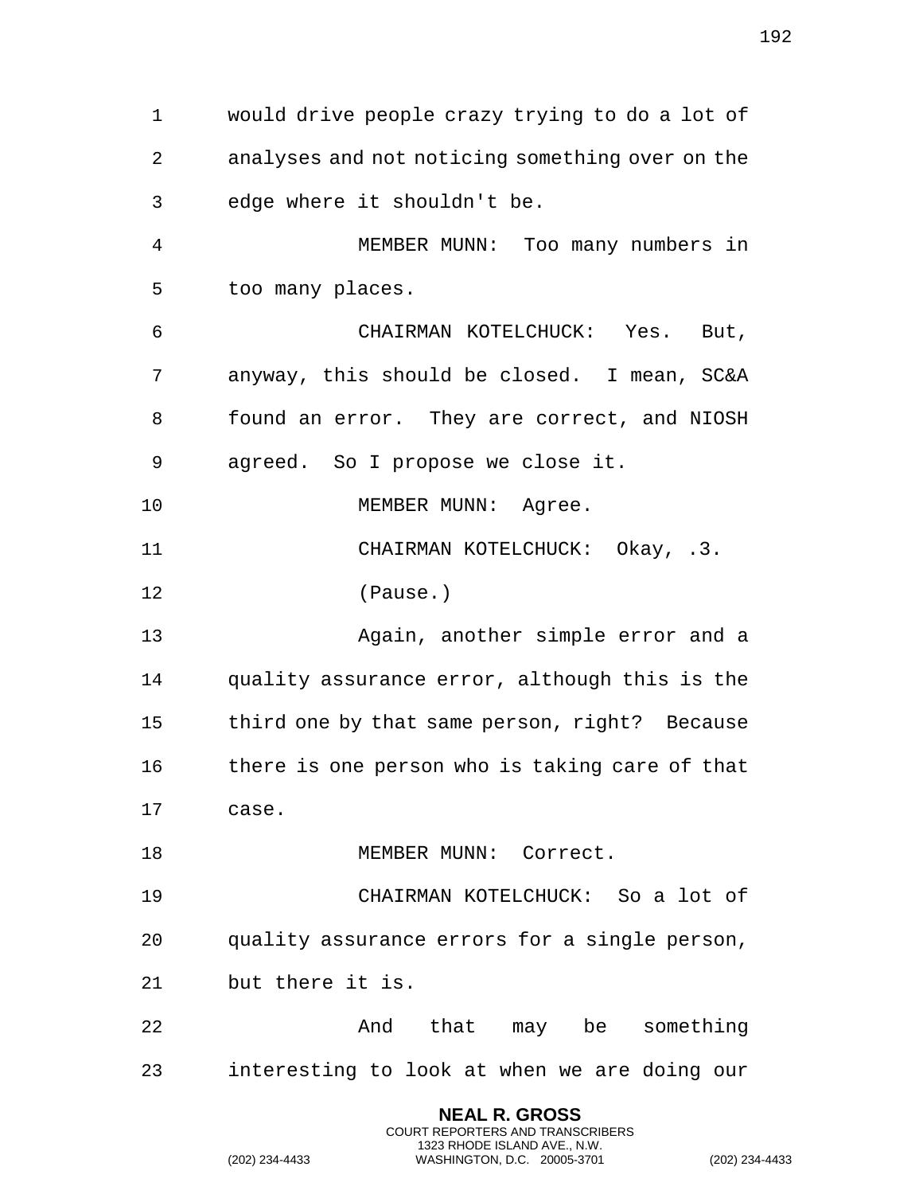would drive people crazy trying to do a lot of analyses and not noticing something over on the edge where it shouldn't be.

MEMBER MUNN: Too many numbers in too many places.

CHAIRMAN KOTELCHUCK: Yes. But, anyway, this should be closed. I mean, SC&A found an error. They are correct, and NIOSH agreed. So I propose we close it.

MEMBER MUNN: Agree.

CHAIRMAN KOTELCHUCK: Okay, .3.

(Pause.)

Again, another simple error and a quality assurance error, although this is the third one by that same person, right? Because there is one person who is taking care of that case.

MEMBER MUNN: Correct.

CHAIRMAN KOTELCHUCK: So a lot of quality assurance errors for a single person, but there it is.

And that may be something interesting to look at when we are doing our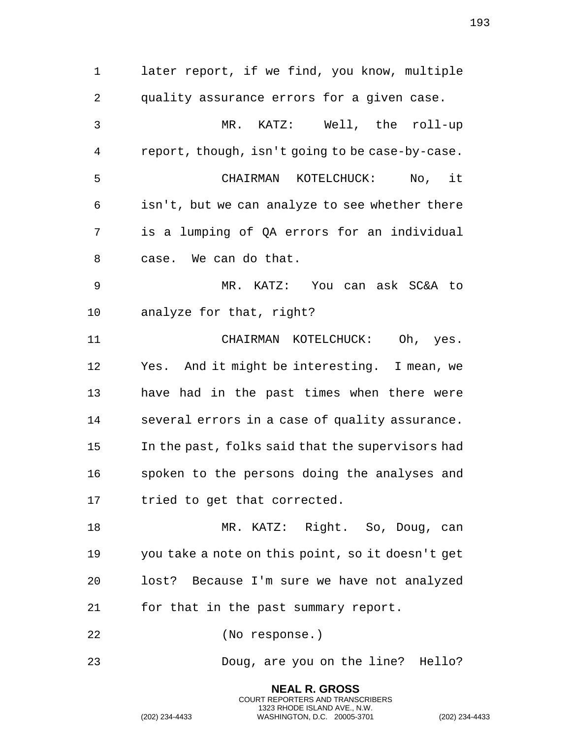later report, if we find, you know, multiple quality assurance errors for a given case.

MR. KATZ: Well, the roll-up report, though, isn't going to be case-by-case.

CHAIRMAN KOTELCHUCK: No, it isn't, but we can analyze to see whether there is a lumping of QA errors for an individual case. We can do that.

MR. KATZ: You can ask SC&A to analyze for that, right?

CHAIRMAN KOTELCHUCK: Oh, yes. Yes. And it might be interesting. I mean, we have had in the past times when there were several errors in a case of quality assurance. In the past, folks said that the supervisors had spoken to the persons doing the analyses and tried to get that corrected.

MR. KATZ: Right. So, Doug, can you take a note on this point, so it doesn't get lost? Because I'm sure we have not analyzed for that in the past summary report.

(No response.)

Doug, are you on the line? Hello?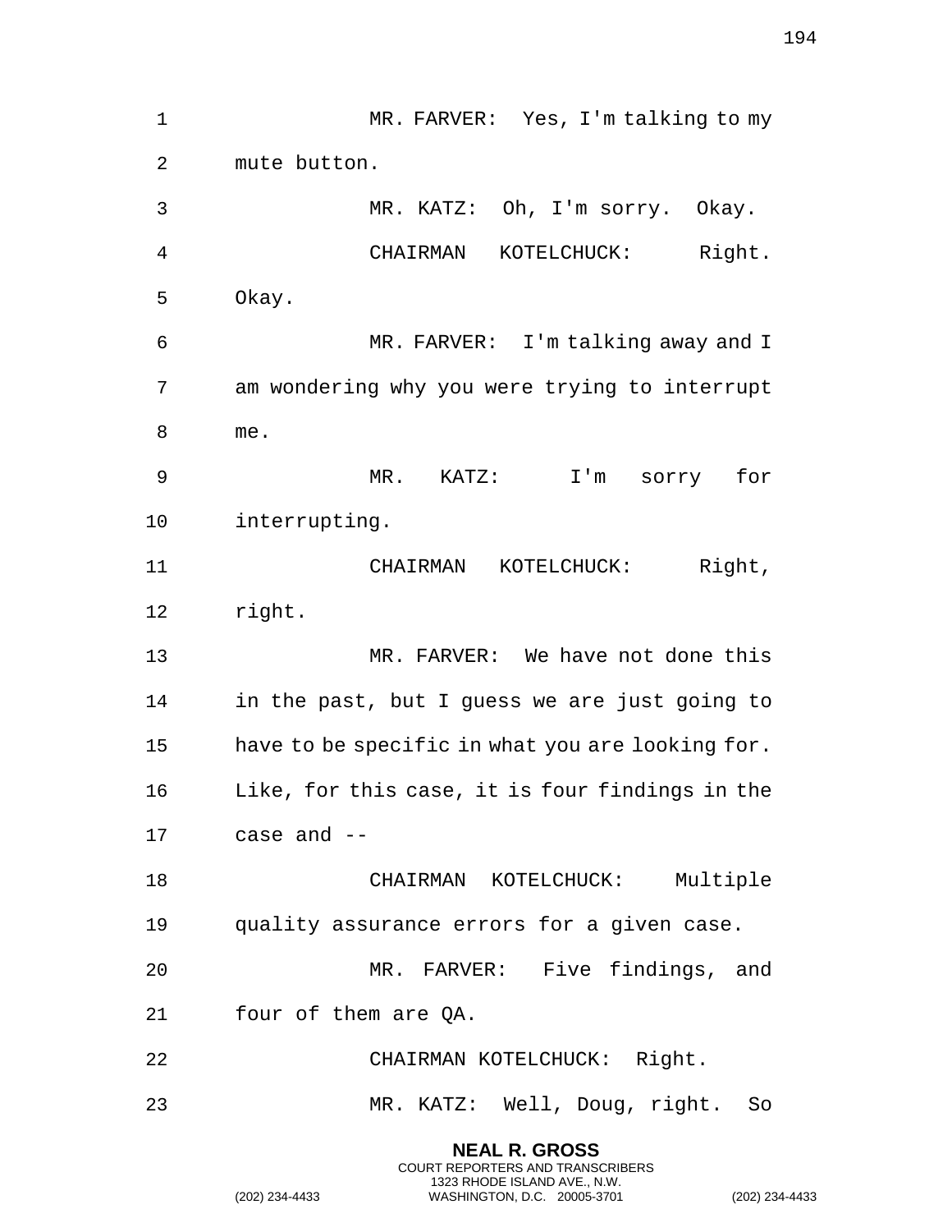MR. FARVER: Yes, I'm talking to my mute button.

MR. KATZ: Oh, I'm sorry. Okay.

CHAIRMAN KOTELCHUCK: Right. Okay.

MR. FARVER: I'm talking away and I am wondering why you were trying to interrupt me.

MR. KATZ: I'm sorry for interrupting.

CHAIRMAN KOTELCHUCK: Right, right.

MR. FARVER: We have not done this in the past, but I guess we are just going to have to be specific in what you are looking for. Like, for this case, it is four findings in the case and --

CHAIRMAN KOTELCHUCK: Multiple quality assurance errors for a given case.

MR. FARVER: Five findings, and four of them are QA.

CHAIRMAN KOTELCHUCK: Right.

MR. KATZ: Well, Doug, right. So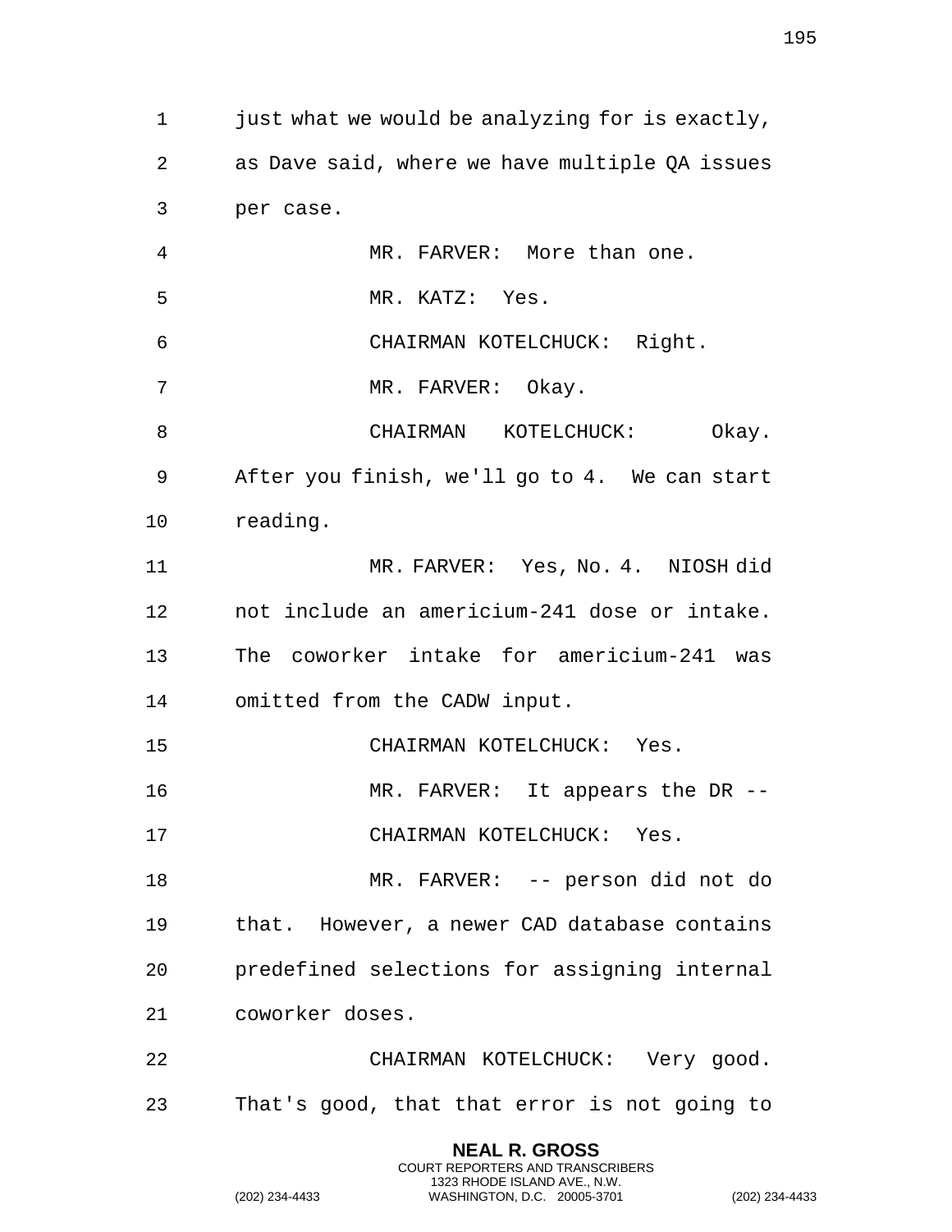just what we would be analyzing for is exactly, as Dave said, where we have multiple QA issues per case.

MR. FARVER: More than one.

MR. KATZ: Yes.

CHAIRMAN KOTELCHUCK: Right.

MR. FARVER: Okay.

CHAIRMAN KOTELCHUCK: Okay. After you finish, we'll go to 4. We can start reading.

MR. FARVER: Yes, No. 4. NIOSH did not include an americium-241 dose or intake. The coworker intake for americium-241 was omitted from the CADW input.

CHAIRMAN KOTELCHUCK: Yes.

MR. FARVER: It appears the DR --

CHAIRMAN KOTELCHUCK: Yes.

MR. FARVER: -- person did not do that. However, a newer CAD database contains predefined selections for assigning internal coworker doses.

CHAIRMAN KOTELCHUCK: Very good. That's good, that that error is not going to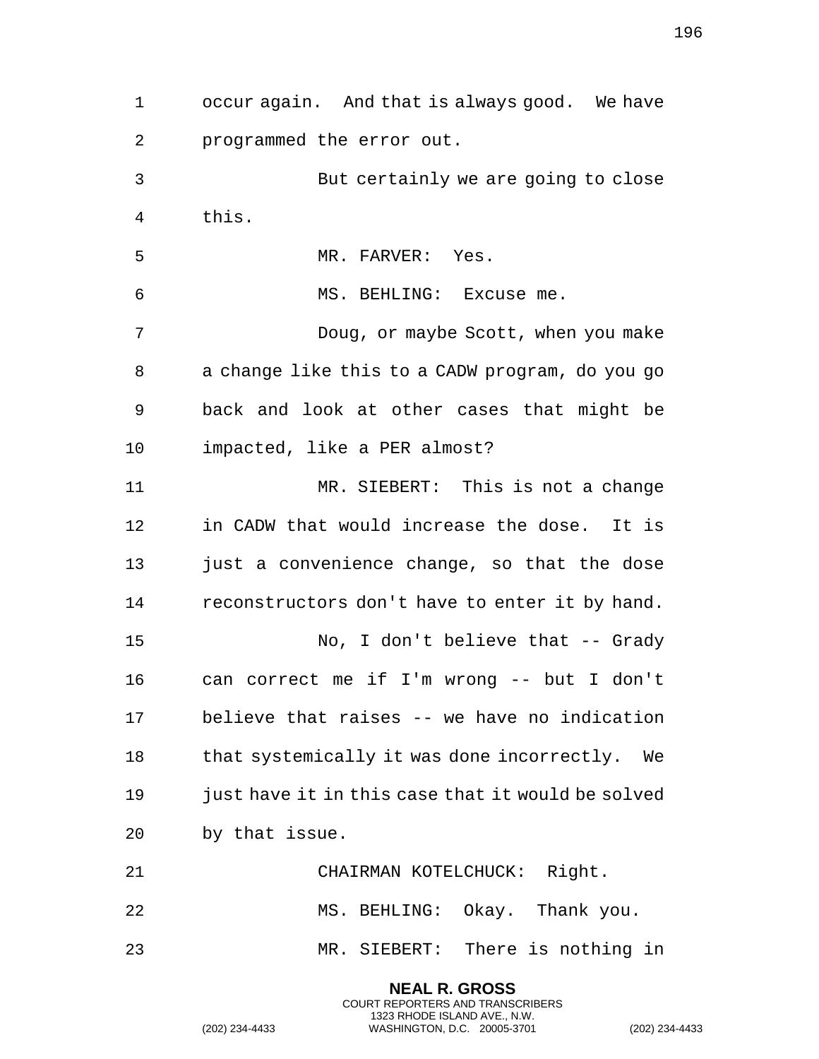occur again. And that is always good. We have programmed the error out.

But certainly we are going to close this.

MR. FARVER: Yes.

MS. BEHLING: Excuse me.

Doug, or maybe Scott, when you make a change like this to a CADW program, do you go back and look at other cases that might be impacted, like a PER almost?

MR. SIEBERT: This is not a change in CADW that would increase the dose. It is just a convenience change, so that the dose reconstructors don't have to enter it by hand.

No, I don't believe that -- Grady can correct me if I'm wrong -- but I don't believe that raises -- we have no indication that systemically it was done incorrectly. We just have it in this case that it would be solved by that issue.

CHAIRMAN KOTELCHUCK: Right.

MS. BEHLING: Okay. Thank you.

MR. SIEBERT: There is nothing in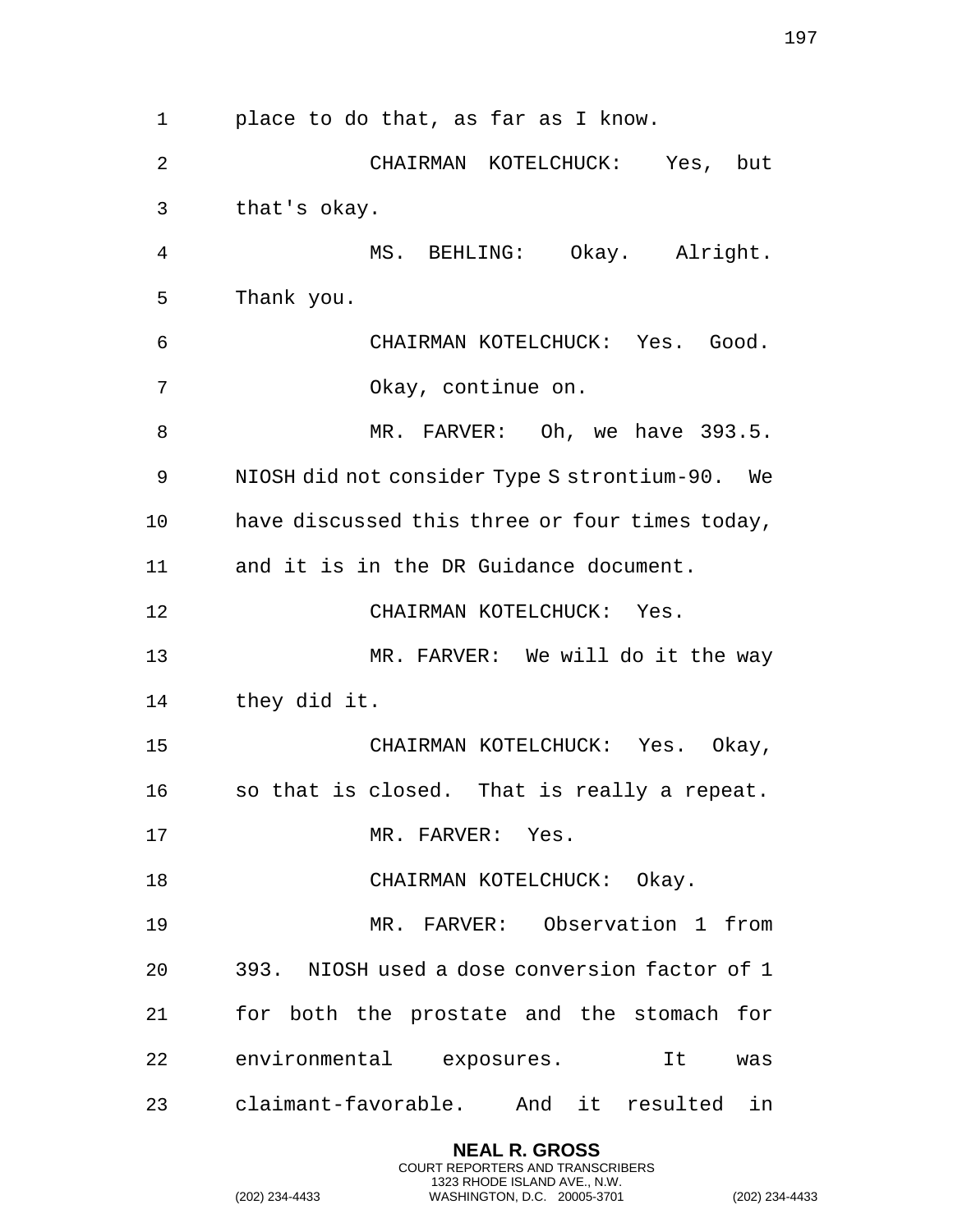place to do that, as far as I know.

CHAIRMAN KOTELCHUCK: Yes, but that's okay.

MS. BEHLING: Okay. Alright. Thank you.

CHAIRMAN KOTELCHUCK: Yes. Good. Okay, continue on.

MR. FARVER: Oh, we have 393.5. NIOSH did not consider Type S strontium-90. We have discussed this three or four times today, and it is in the DR Guidance document.

CHAIRMAN KOTELCHUCK: Yes.

MR. FARVER: We will do it the way they did it.

CHAIRMAN KOTELCHUCK: Yes. Okay, so that is closed. That is really a repeat.

MR. FARVER: Yes.

CHAIRMAN KOTELCHUCK: Okay.

MR. FARVER: Observation 1 from 393. NIOSH used a dose conversion factor of 1 for both the prostate and the stomach for environmental exposures. It was claimant-favorable. And it resulted in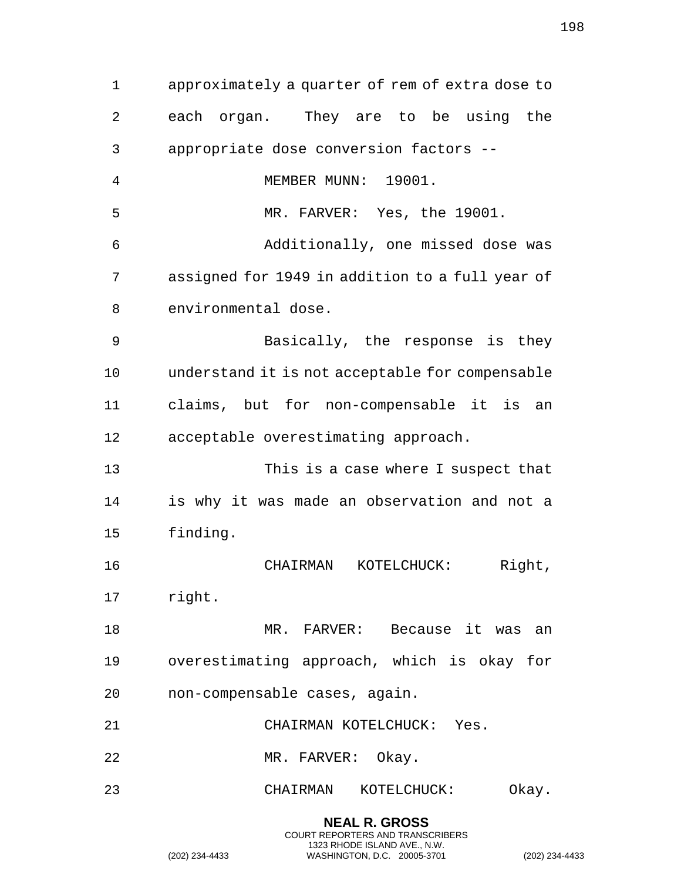approximately a quarter of rem of extra dose to each organ. They are to be using the appropriate dose conversion factors --

MEMBER MUNN: 19001.

MR. FARVER: Yes, the 19001.

Additionally, one missed dose was assigned for 1949 in addition to a full year of environmental dose.

Basically, the response is they understand it is not acceptable for compensable claims, but for non-compensable it is an acceptable overestimating approach.

This is a case where I suspect that is why it was made an observation and not a finding.

CHAIRMAN KOTELCHUCK: Right, right.

MR. FARVER: Because it was an overestimating approach, which is okay for non-compensable cases, again.

CHAIRMAN KOTELCHUCK: Yes.

MR. FARVER: Okay.

CHAIRMAN KOTELCHUCK: Okay.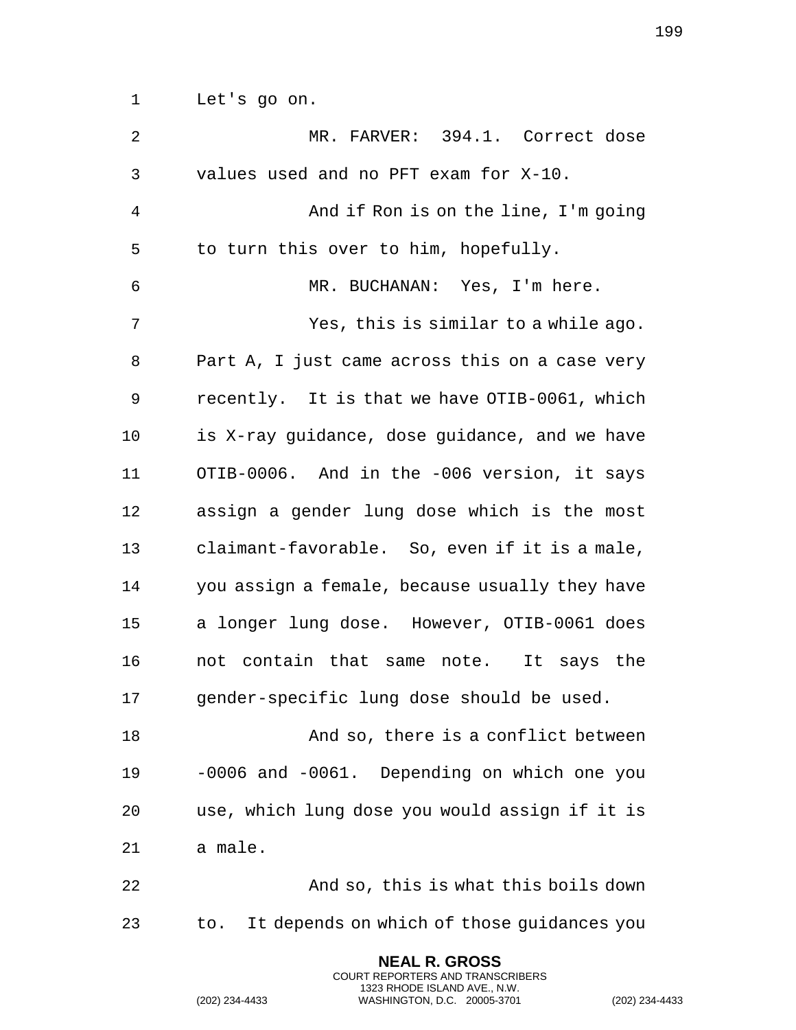Let's go on.

MR. FARVER: 394.1. Correct dose values used and no PFT exam for X-10.

And if Ron is on the line, I'm going to turn this over to him, hopefully.

MR. BUCHANAN: Yes, I'm here.

Yes, this is similar to a while ago. Part A, I just came across this on a case very recently. It is that we have OTIB-0061, which is X-ray guidance, dose guidance, and we have OTIB-0006. And in the -006 version, it says assign a gender lung dose which is the most claimant-favorable. So, even if it is a male, you assign a female, because usually they have a longer lung dose. However, OTIB-0061 does not contain that same note. It says the gender-specific lung dose should be used.

And so, there is a conflict between -0006 and -0061. Depending on which one you use, which lung dose you would assign if it is a male.

And so, this is what this boils down to. It depends on which of those guidances you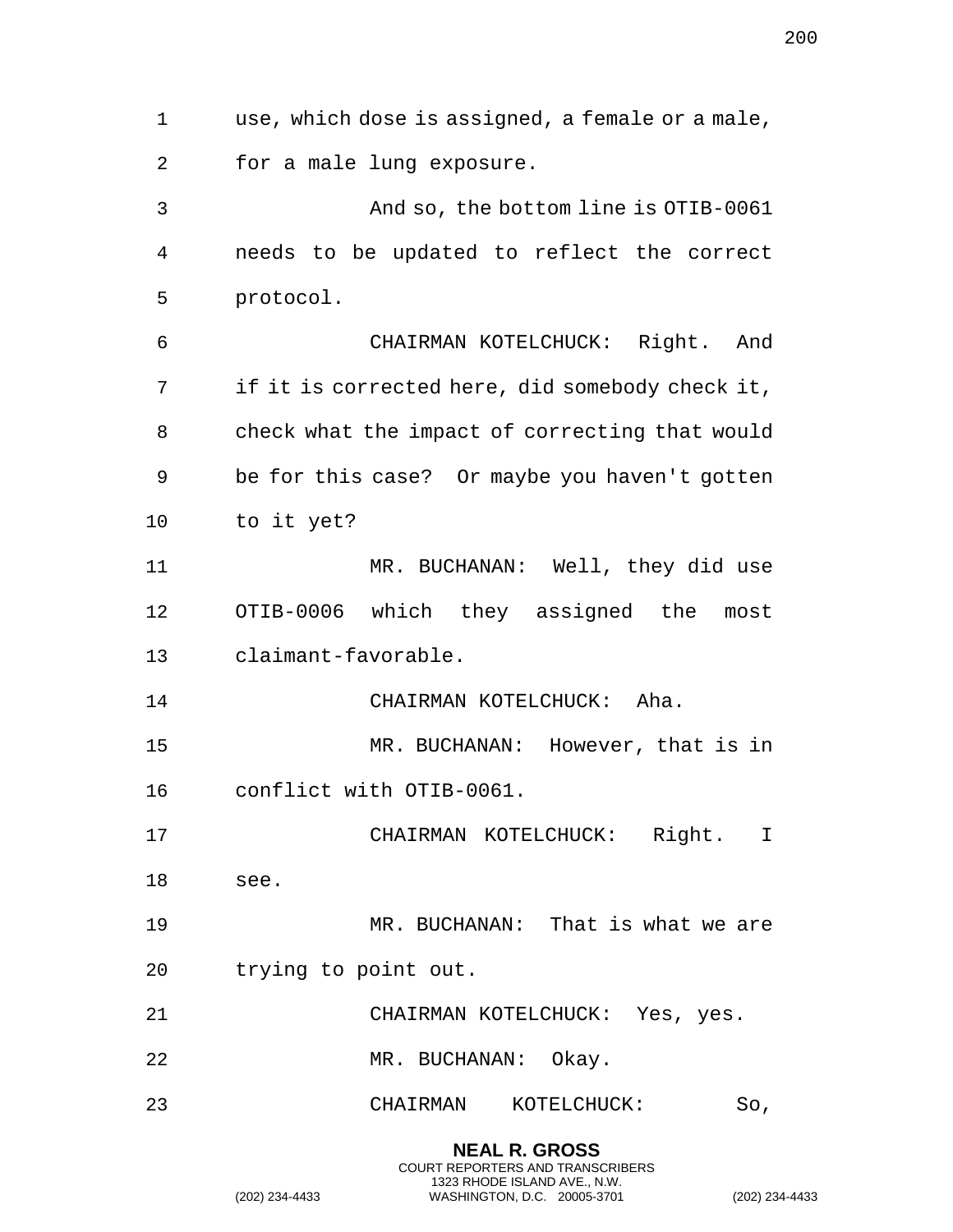use, which dose is assigned, a female or a male, for a male lung exposure.

And so, the bottom line is OTIB-0061 needs to be updated to reflect the correct protocol.

CHAIRMAN KOTELCHUCK: Right. And if it is corrected here, did somebody check it, check what the impact of correcting that would be for this case? Or maybe you haven't gotten to it yet?

MR. BUCHANAN: Well, they did use OTIB-0006 which they assigned the most claimant-favorable.

CHAIRMAN KOTELCHUCK: Aha.

MR. BUCHANAN: However, that is in conflict with OTIB-0061.

CHAIRMAN KOTELCHUCK: Right. I see.

MR. BUCHANAN: That is what we are trying to point out.

CHAIRMAN KOTELCHUCK: Yes, yes.

MR. BUCHANAN: Okay.

CHAIRMAN KOTELCHUCK: So,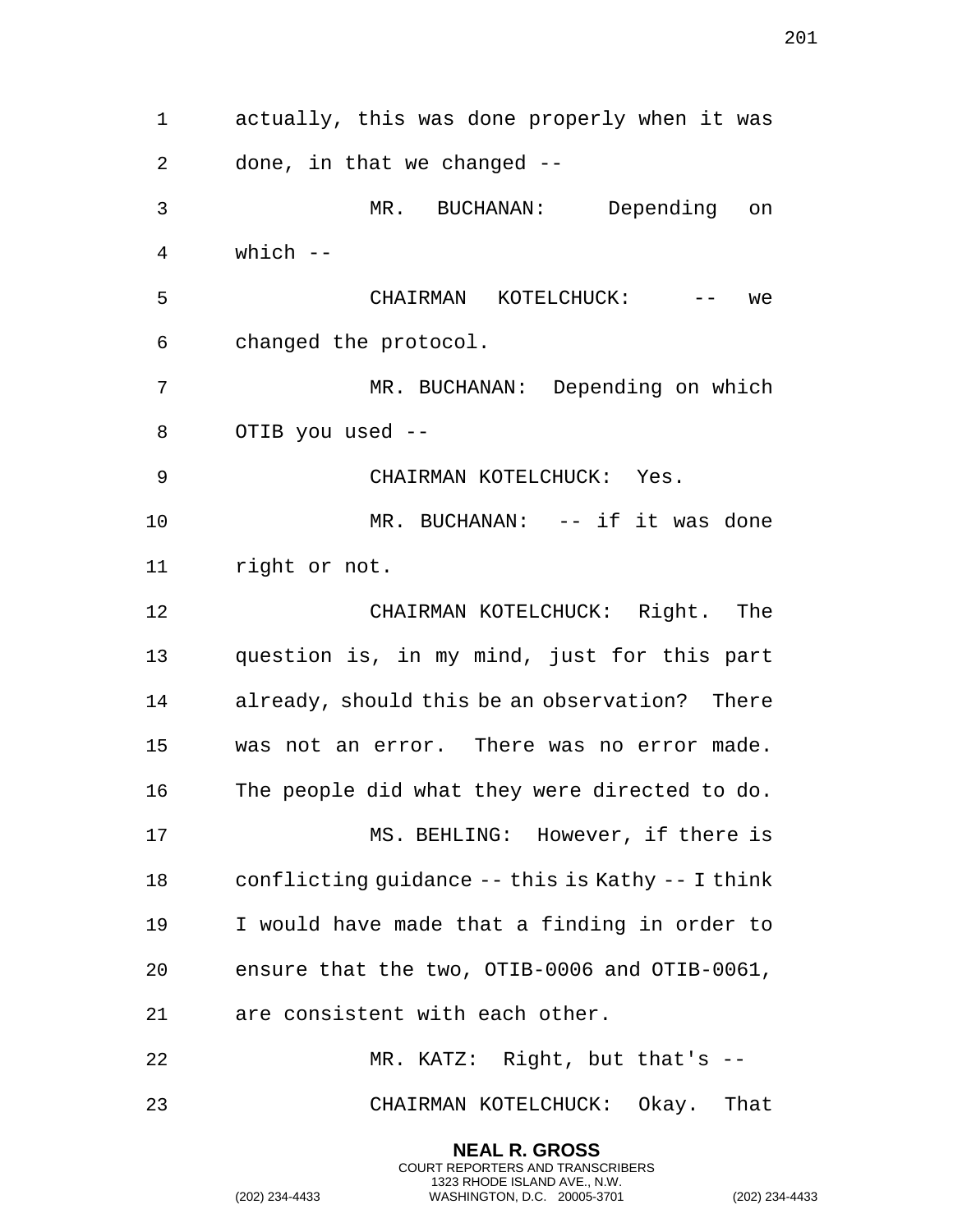actually, this was done properly when it was done, in that we changed --

MR. BUCHANAN: Depending on which --

CHAIRMAN KOTELCHUCK: -- we changed the protocol.

MR. BUCHANAN: Depending on which OTIB you used --

CHAIRMAN KOTELCHUCK: Yes.

MR. BUCHANAN: -- if it was done right or not.

CHAIRMAN KOTELCHUCK: Right. The question is, in my mind, just for this part already, should this be an observation? There was not an error. There was no error made. The people did what they were directed to do.

MS. BEHLING: However, if there is conflicting guidance -- this is Kathy -- I think I would have made that a finding in order to ensure that the two, OTIB-0006 and OTIB-0061, are consistent with each other.

MR. KATZ: Right, but that's --

CHAIRMAN KOTELCHUCK: Okay. That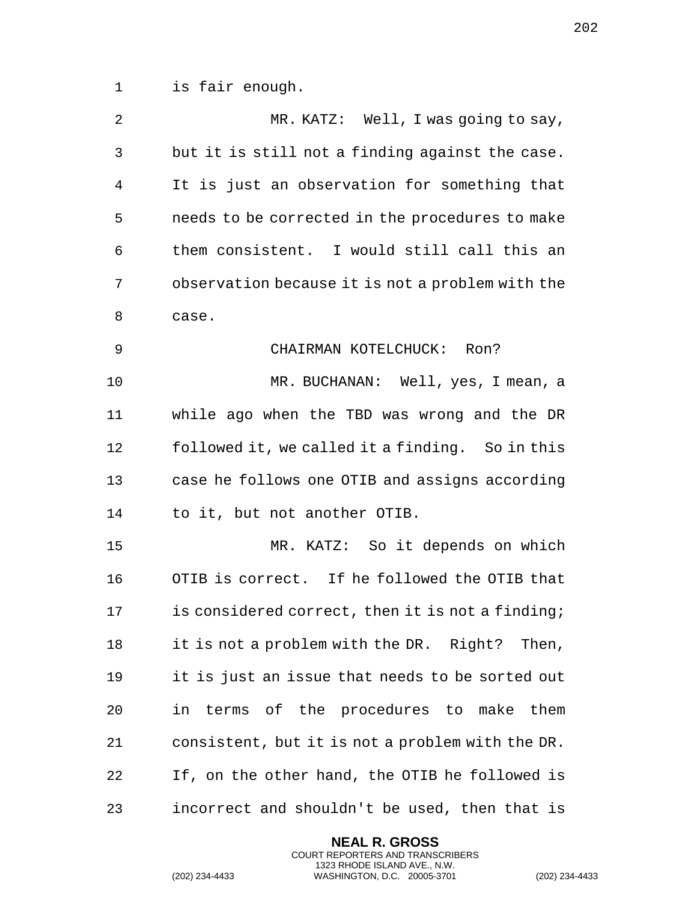is fair enough.

MR. KATZ: Well, I was going to say, but it is still not a finding against the case. It is just an observation for something that needs to be corrected in the procedures to make them consistent. I would still call this an observation because it is not a problem with the case.

CHAIRMAN KOTELCHUCK: Ron?

MR. BUCHANAN: Well, yes, I mean, a while ago when the TBD was wrong and the DR followed it, we called it a finding. So in this case he follows one OTIB and assigns according to it, but not another OTIB.

MR. KATZ: So it depends on which OTIB is correct. If he followed the OTIB that is considered correct, then it is not a finding; it is not a problem with the DR. Right? Then, it is just an issue that needs to be sorted out in terms of the procedures to make them consistent, but it is not a problem with the DR. If, on the other hand, the OTIB he followed is incorrect and shouldn't be used, then that is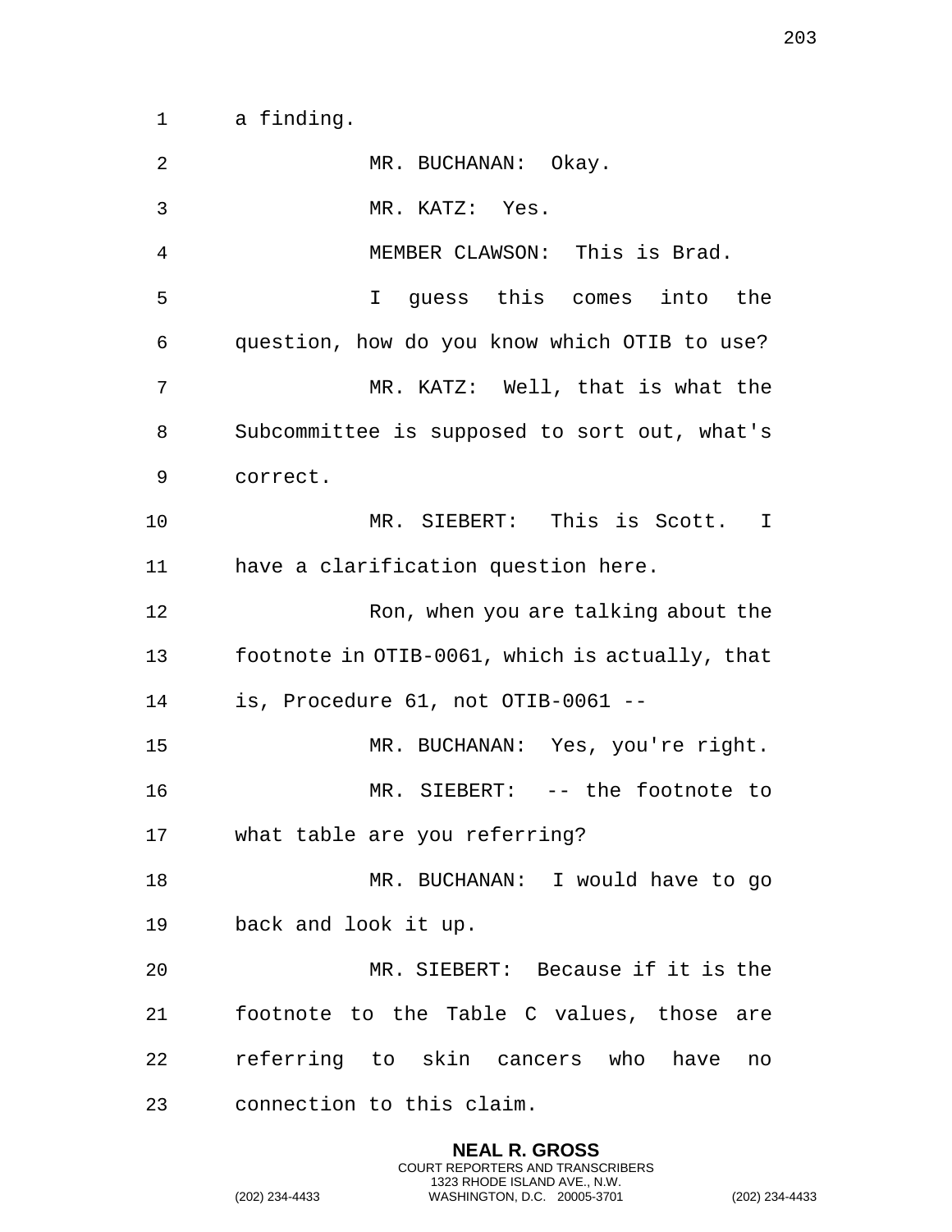a finding.

MR. BUCHANAN: Okay.

MR. KATZ: Yes.

MEMBER CLAWSON: This is Brad.

I guess this comes into the question, how do you know which OTIB to use?

MR. KATZ: Well, that is what the Subcommittee is supposed to sort out, what's correct.

MR. SIEBERT: This is Scott. I have a clarification question here.

Ron, when you are talking about the footnote in OTIB-0061, which is actually, that is, Procedure 61, not OTIB-0061 --

MR. BUCHANAN: Yes, you're right.

MR. SIEBERT: -- the footnote to what table are you referring?

MR. BUCHANAN: I would have to go back and look it up.

MR. SIEBERT: Because if it is the footnote to the Table C values, those are referring to skin cancers who have no connection to this claim.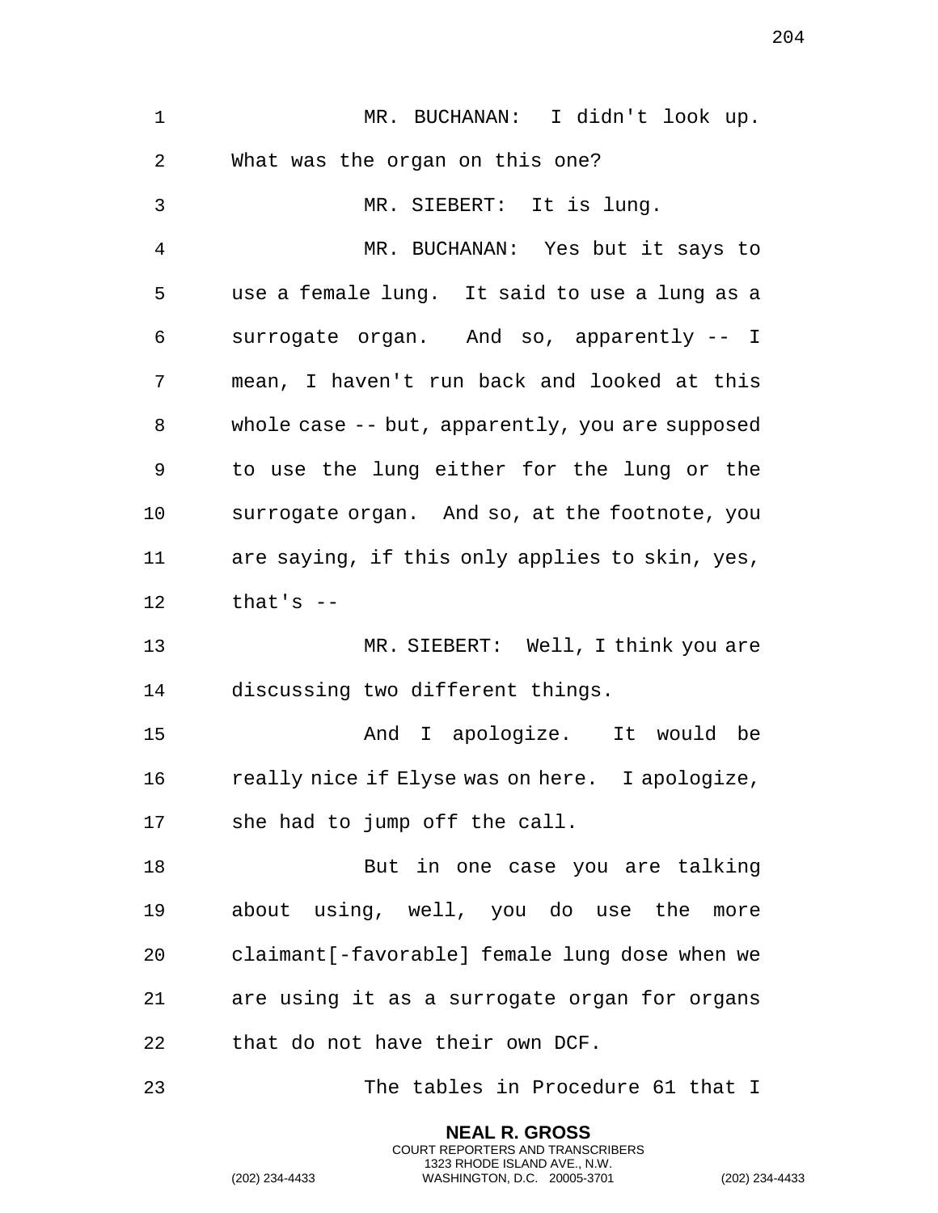MR. BUCHANAN: I didn't look up. What was the organ on this one?

MR. SIEBERT: It is lung.

MR. BUCHANAN: Yes but it says to use a female lung. It said to use a lung as a surrogate organ. And so, apparently -- I mean, I haven't run back and looked at this whole case -- but, apparently, you are supposed to use the lung either for the lung or the surrogate organ. And so, at the footnote, you are saying, if this only applies to skin, yes, that's --

MR. SIEBERT: Well, I think you are discussing two different things.

And I apologize. It would be really nice if Elyse was on here. I apologize, she had to jump off the call.

But in one case you are talking about using, well, you do use the more claimant[-favorable] female lung dose when we are using it as a surrogate organ for organs that do not have their own DCF.

The tables in Procedure 61 that I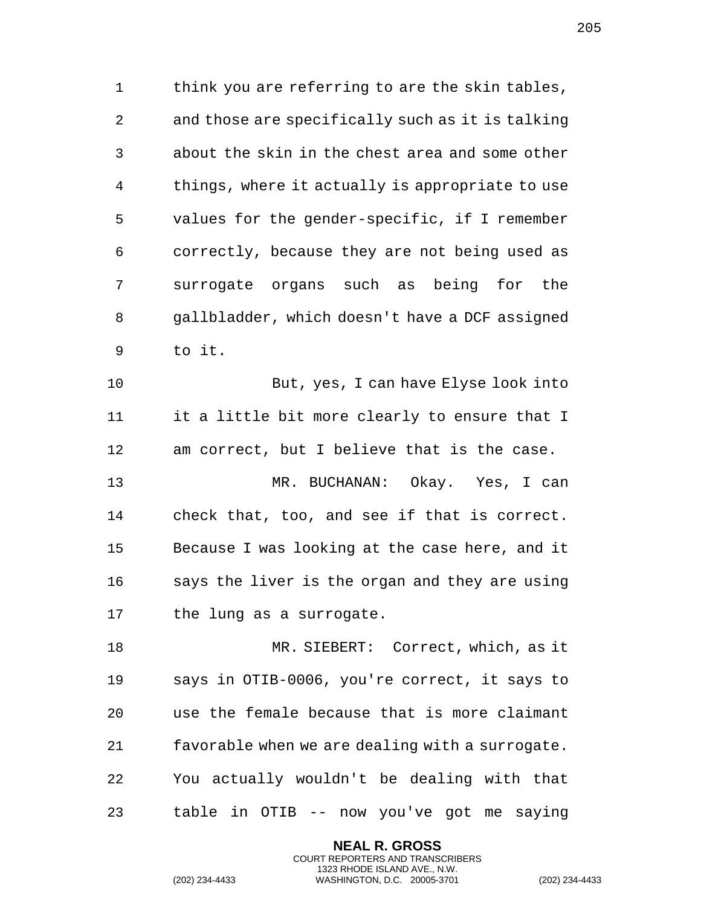think you are referring to are the skin tables, and those are specifically such as it is talking about the skin in the chest area and some other things, where it actually is appropriate to use values for the gender-specific, if I remember correctly, because they are not being used as surrogate organs such as being for the gallbladder, which doesn't have a DCF assigned to it.

But, yes, I can have Elyse look into it a little bit more clearly to ensure that I am correct, but I believe that is the case.

MR. BUCHANAN: Okay. Yes, I can check that, too, and see if that is correct. Because I was looking at the case here, and it says the liver is the organ and they are using the lung as a surrogate.

MR. SIEBERT: Correct, which, as it says in OTIB-0006, you're correct, it says to use the female because that is more claimant favorable when we are dealing with a surrogate. You actually wouldn't be dealing with that table in OTIB -- now you've got me saying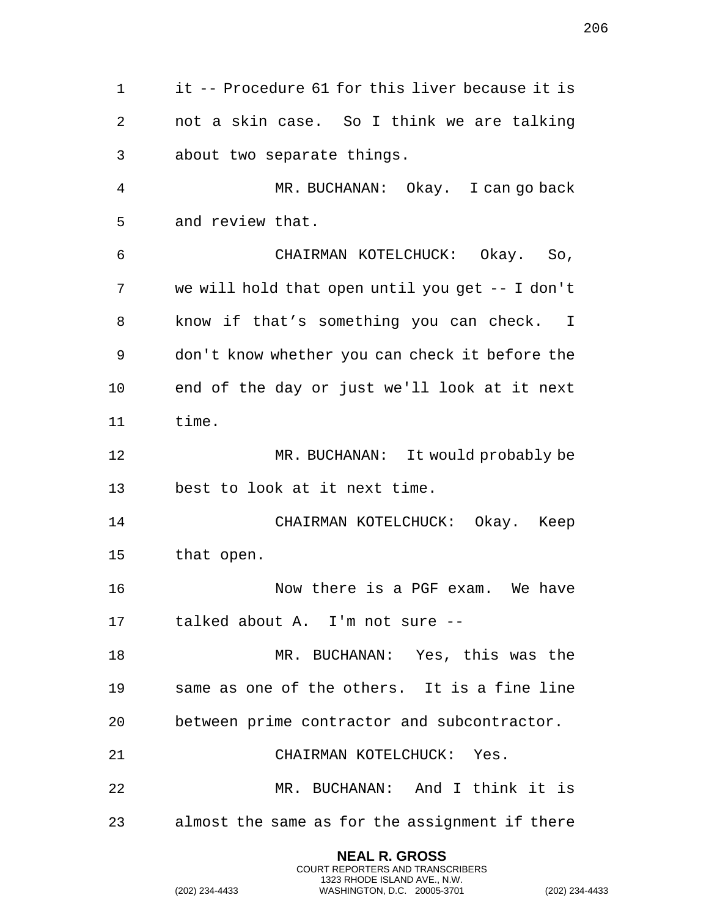it -- Procedure 61 for this liver because it is not a skin case. So I think we are talking about two separate things.

MR. BUCHANAN: Okay. I can go back and review that.

CHAIRMAN KOTELCHUCK: Okay. So, we will hold that open until you get -- I don't know if that's something you can check. I don't know whether you can check it before the end of the day or just we'll look at it next time.

MR. BUCHANAN: It would probably be best to look at it next time.

CHAIRMAN KOTELCHUCK: Okay. Keep that open.

Now there is a PGF exam. We have talked about A. I'm not sure --

MR. BUCHANAN: Yes, this was the same as one of the others. It is a fine line between prime contractor and subcontractor.

CHAIRMAN KOTELCHUCK: Yes.

MR. BUCHANAN: And I think it is almost the same as for the assignment if there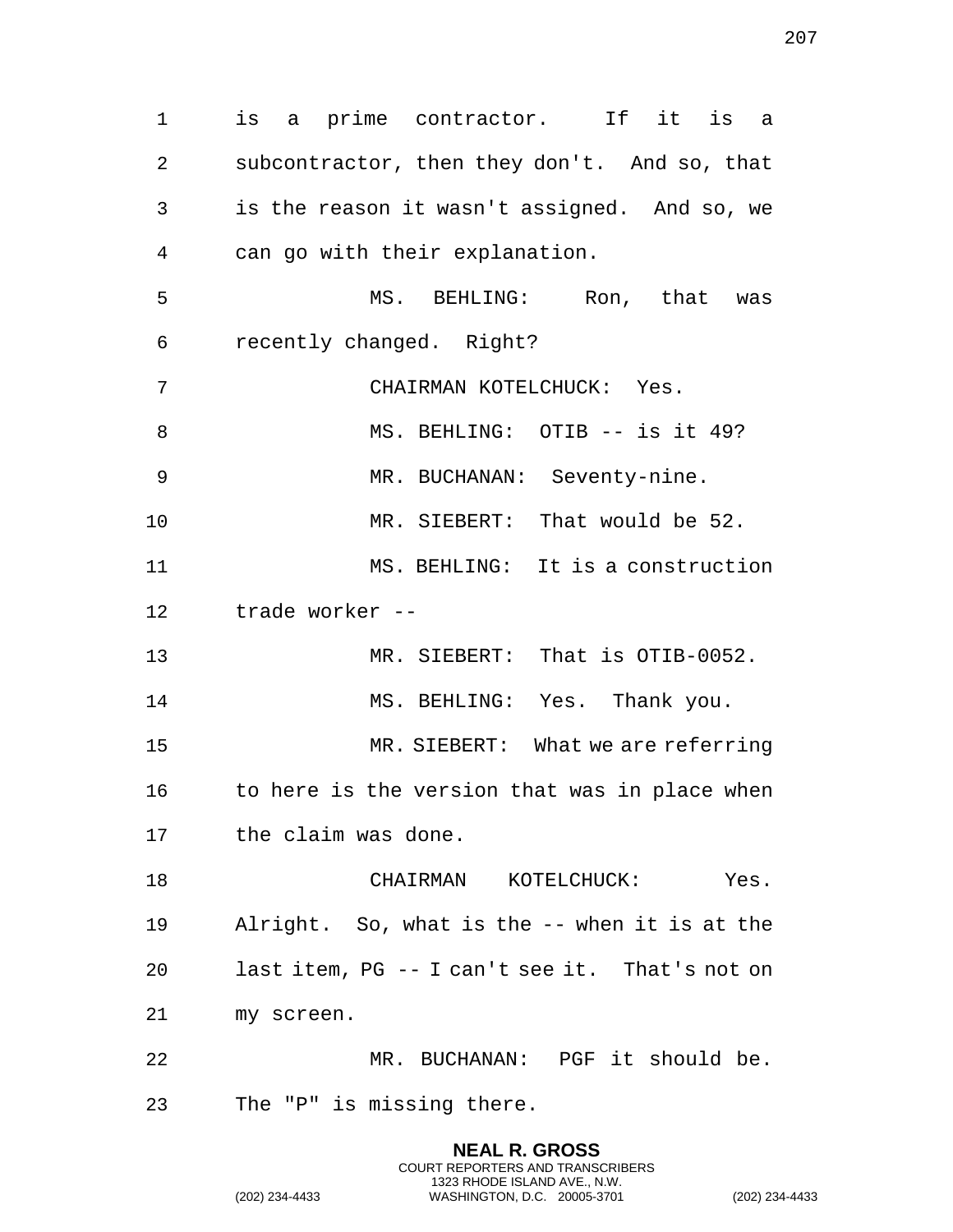is a prime contractor. If it is a subcontractor, then they don't. And so, that is the reason it wasn't assigned. And so, we can go with their explanation.

MS. BEHLING: Ron, that was recently changed. Right?

CHAIRMAN KOTELCHUCK: Yes.

MS. BEHLING: OTIB -- is it 49?

MR. BUCHANAN: Seventy-nine.

MR. SIEBERT: That would be 52.

MS. BEHLING: It is a construction trade worker --

MR. SIEBERT: That is OTIB-0052.

MS. BEHLING: Yes. Thank you.

MR. SIEBERT: What we are referring to here is the version that was in place when the claim was done.

CHAIRMAN KOTELCHUCK: Yes. Alright. So, what is the -- when it is at the last item, PG -- I can't see it. That's not on my screen.

MR. BUCHANAN: PGF it should be. The "P" is missing there.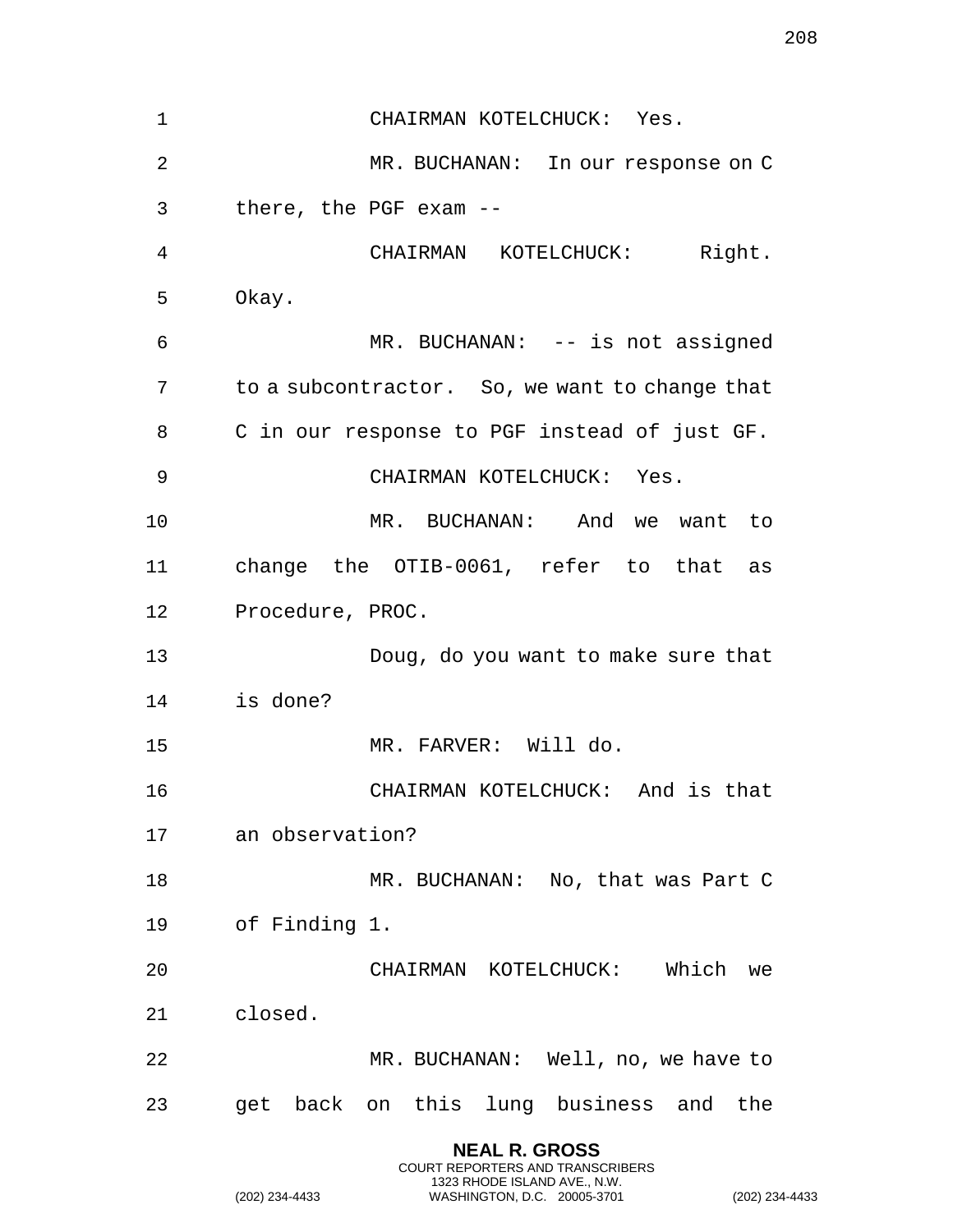CHAIRMAN KOTELCHUCK: Yes.

MR. BUCHANAN: In our response on C there, the PGF exam --

CHAIRMAN KOTELCHUCK: Right. Okay.

MR. BUCHANAN: -- is not assigned to a subcontractor. So, we want to change that C in our response to PGF instead of just GF.

CHAIRMAN KOTELCHUCK: Yes.

MR. BUCHANAN: And we want to change the OTIB-0061, refer to that as Procedure, PROC.

Doug, do you want to make sure that is done?

MR. FARVER: Will do.

CHAIRMAN KOTELCHUCK: And is that an observation?

MR. BUCHANAN: No, that was Part C of Finding 1.

CHAIRMAN KOTELCHUCK: Which we closed.

MR. BUCHANAN: Well, no, we have to get back on this lung business and the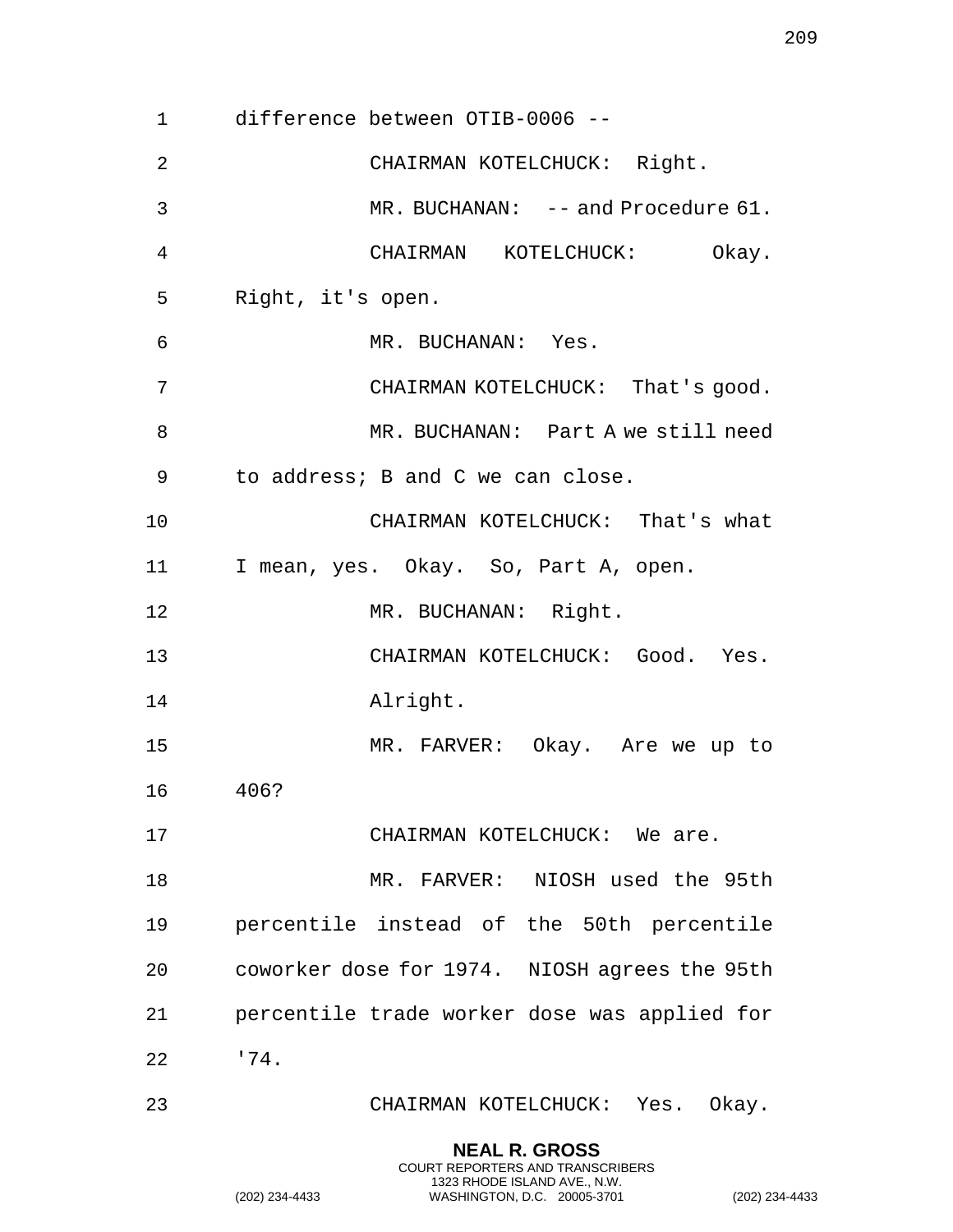difference between OTIB-0006 --

CHAIRMAN KOTELCHUCK: Right.

MR. BUCHANAN: -- and Procedure 61.

CHAIRMAN KOTELCHUCK: Okay. Right, it's open.

MR. BUCHANAN: Yes.

CHAIRMAN KOTELCHUCK: That's good.

MR. BUCHANAN: Part A we still need to address; B and C we can close.

CHAIRMAN KOTELCHUCK: That's what I mean, yes. Okay. So, Part A, open.

MR. BUCHANAN: Right.

CHAIRMAN KOTELCHUCK: Good. Yes. Alright.

MR. FARVER: Okay. Are we up to 406?

CHAIRMAN KOTELCHUCK: We are.

MR. FARVER: NIOSH used the 95th percentile instead of the 50th percentile coworker dose for 1974. NIOSH agrees the 95th percentile trade worker dose was applied for '74.

CHAIRMAN KOTELCHUCK: Yes. Okay.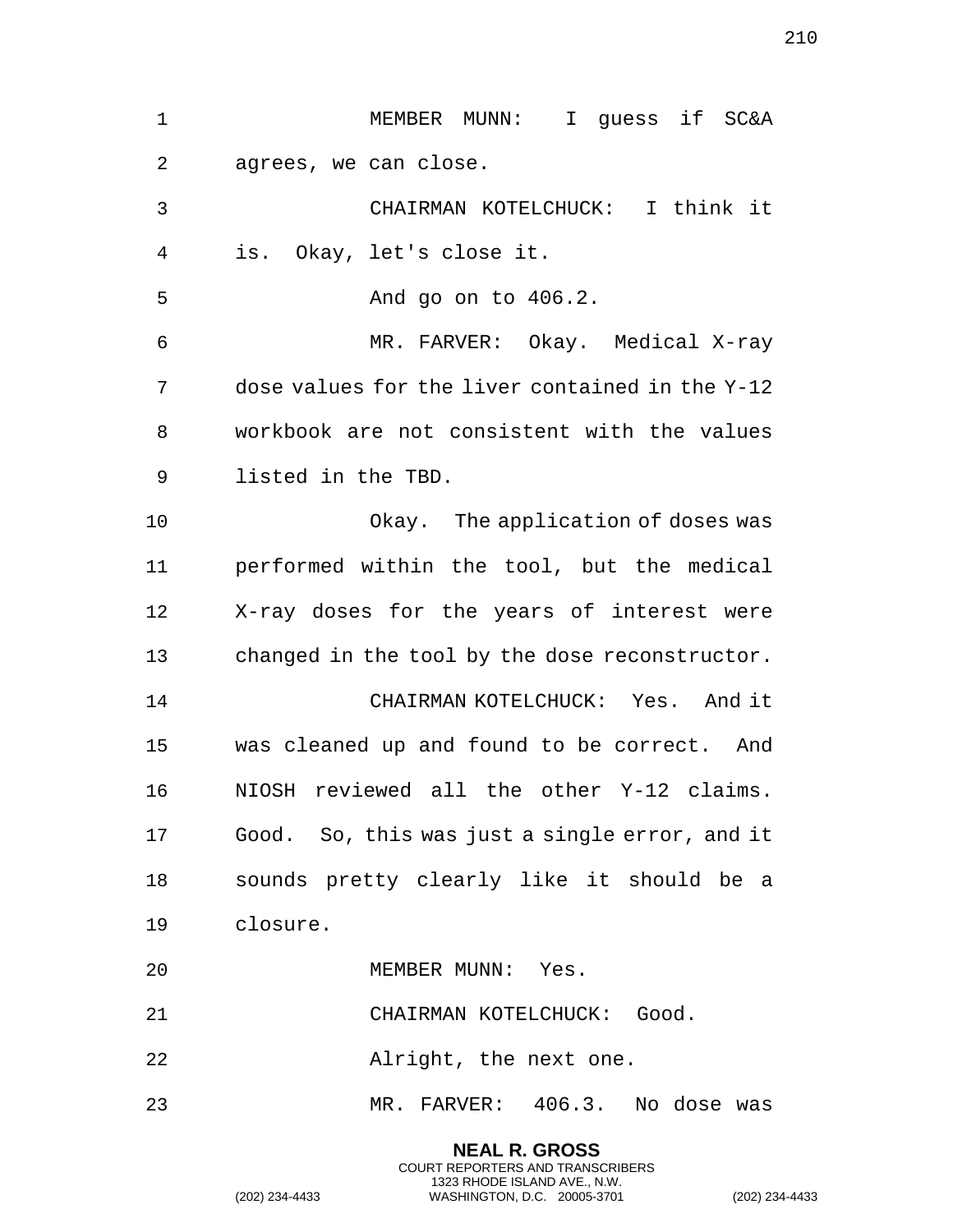MEMBER MUNN: I guess if SC&A agrees, we can close.

CHAIRMAN KOTELCHUCK: I think it is. Okay, let's close it.

And go on to 406.2.

MR. FARVER: Okay. Medical X-ray dose values for the liver contained in the Y-12 workbook are not consistent with the values listed in the TBD.

Okay. The application of doses was performed within the tool, but the medical X-ray doses for the years of interest were changed in the tool by the dose reconstructor.

CHAIRMAN KOTELCHUCK: Yes. And it was cleaned up and found to be correct. And NIOSH reviewed all the other Y-12 claims. Good. So, this was just a single error, and it sounds pretty clearly like it should be a closure.

MEMBER MUNN: Yes.

CHAIRMAN KOTELCHUCK: Good.

Alright, the next one.

MR. FARVER: 406.3. No dose was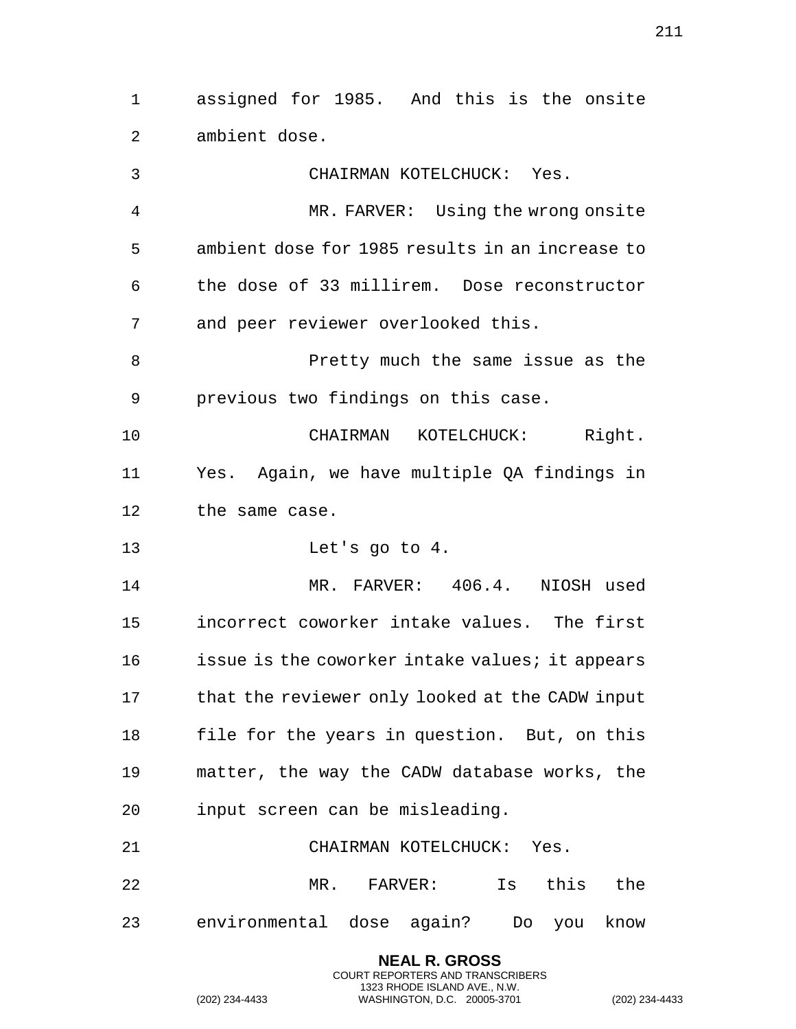assigned for 1985. And this is the onsite ambient dose.

CHAIRMAN KOTELCHUCK: Yes.

MR. FARVER: Using the wrong onsite ambient dose for 1985 results in an increase to the dose of 33 millirem. Dose reconstructor and peer reviewer overlooked this.

Pretty much the same issue as the previous two findings on this case.

CHAIRMAN KOTELCHUCK: Right. Yes. Again, we have multiple QA findings in the same case.

Let's go to 4.

MR. FARVER: 406.4. NIOSH used incorrect coworker intake values. The first issue is the coworker intake values; it appears that the reviewer only looked at the CADW input file for the years in question. But, on this matter, the way the CADW database works, the input screen can be misleading.

CHAIRMAN KOTELCHUCK: Yes.

MR. FARVER: Is this the environmental dose again? Do you know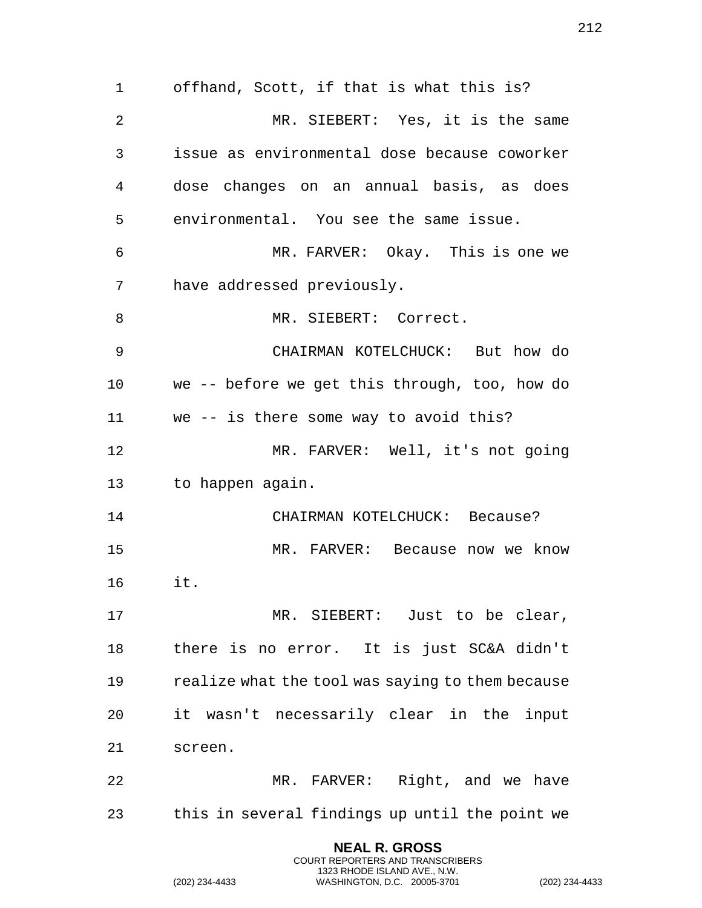offhand, Scott, if that is what this is?

MR. SIEBERT: Yes, it is the same issue as environmental dose because coworker dose changes on an annual basis, as does environmental. You see the same issue.

MR. FARVER: Okay. This is one we have addressed previously.

MR. SIEBERT: Correct.

CHAIRMAN KOTELCHUCK: But how do we -- before we get this through, too, how do we -- is there some way to avoid this?

MR. FARVER: Well, it's not going to happen again.

CHAIRMAN KOTELCHUCK: Because?

MR. FARVER: Because now we know it.

MR. SIEBERT: Just to be clear, there is no error. It is just SC&A didn't realize what the tool was saying to them because it wasn't necessarily clear in the input screen.

MR. FARVER: Right, and we have this in several findings up until the point we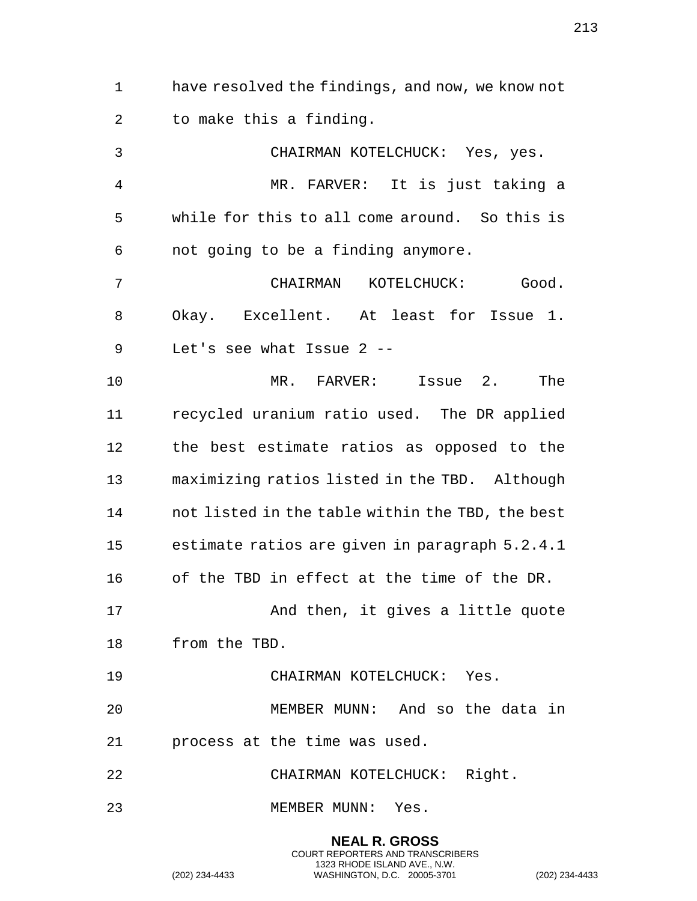have resolved the findings, and now, we know not to make this a finding.

CHAIRMAN KOTELCHUCK: Yes, yes.

MR. FARVER: It is just taking a while for this to all come around. So this is not going to be a finding anymore.

CHAIRMAN KOTELCHUCK: Good. Okay. Excellent. At least for Issue 1. Let's see what Issue 2 --

MR. FARVER: Issue 2. The recycled uranium ratio used. The DR applied the best estimate ratios as opposed to the maximizing ratios listed in the TBD. Although not listed in the table within the TBD, the best estimate ratios are given in paragraph 5.2.4.1 of the TBD in effect at the time of the DR.

And then, it gives a little quote from the TBD.

CHAIRMAN KOTELCHUCK: Yes.

MEMBER MUNN: And so the data in process at the time was used.

CHAIRMAN KOTELCHUCK: Right.

MEMBER MUNN: Yes.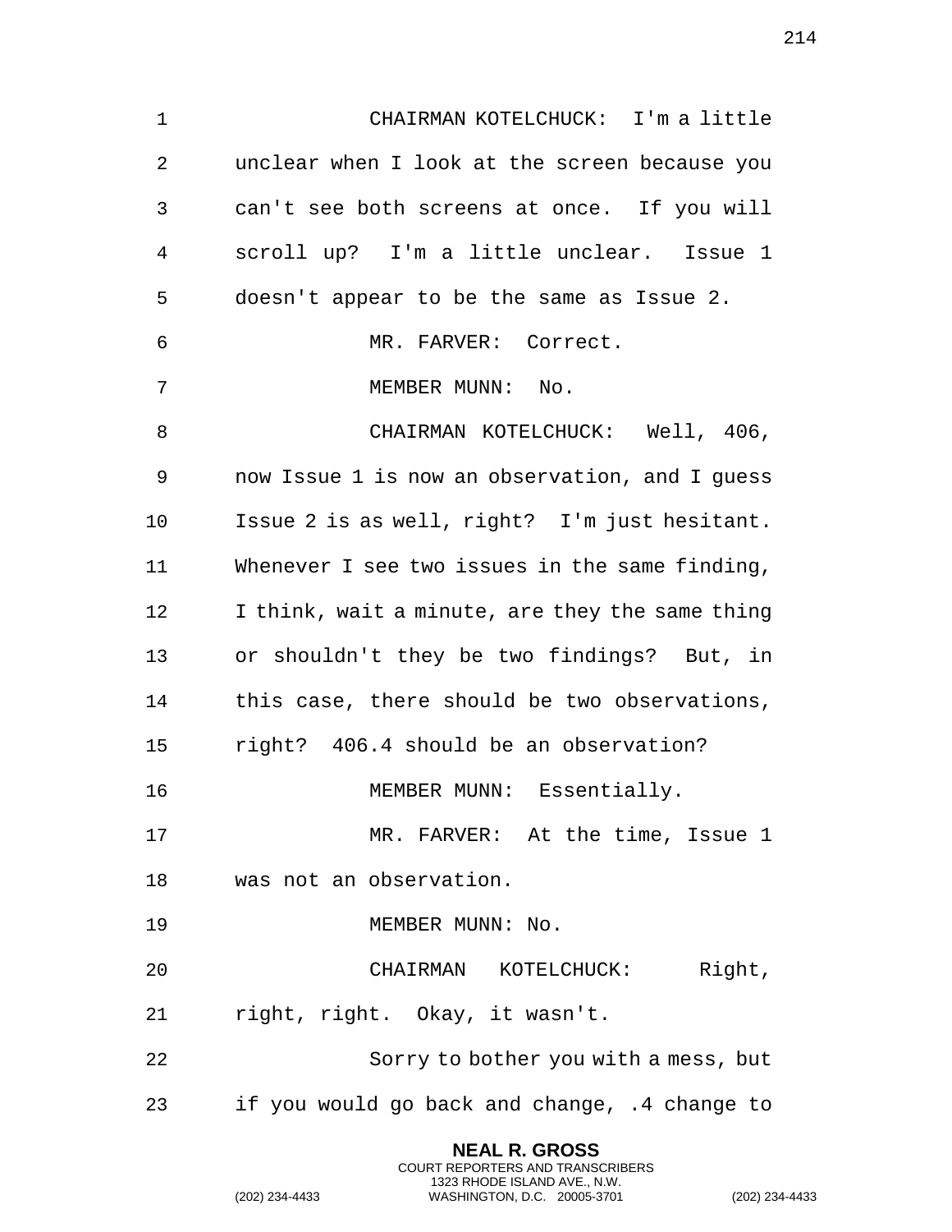CHAIRMAN KOTELCHUCK: I'm a little unclear when I look at the screen because you can't see both screens at once. If you will scroll up? I'm a little unclear. Issue 1 doesn't appear to be the same as Issue 2.

MR. FARVER: Correct.

MEMBER MUNN: No.

CHAIRMAN KOTELCHUCK: Well, 406, now Issue 1 is now an observation, and I guess Issue 2 is as well, right? I'm just hesitant. Whenever I see two issues in the same finding, I think, wait a minute, are they the same thing or shouldn't they be two findings? But, in this case, there should be two observations, right? 406.4 should be an observation?

MEMBER MUNN: Essentially.

MR. FARVER: At the time, Issue 1 was not an observation.

MEMBER MUNN: No.

CHAIRMAN KOTELCHUCK: Right, right, right. Okay, it wasn't.

Sorry to bother you with a mess, but if you would go back and change, .4 change to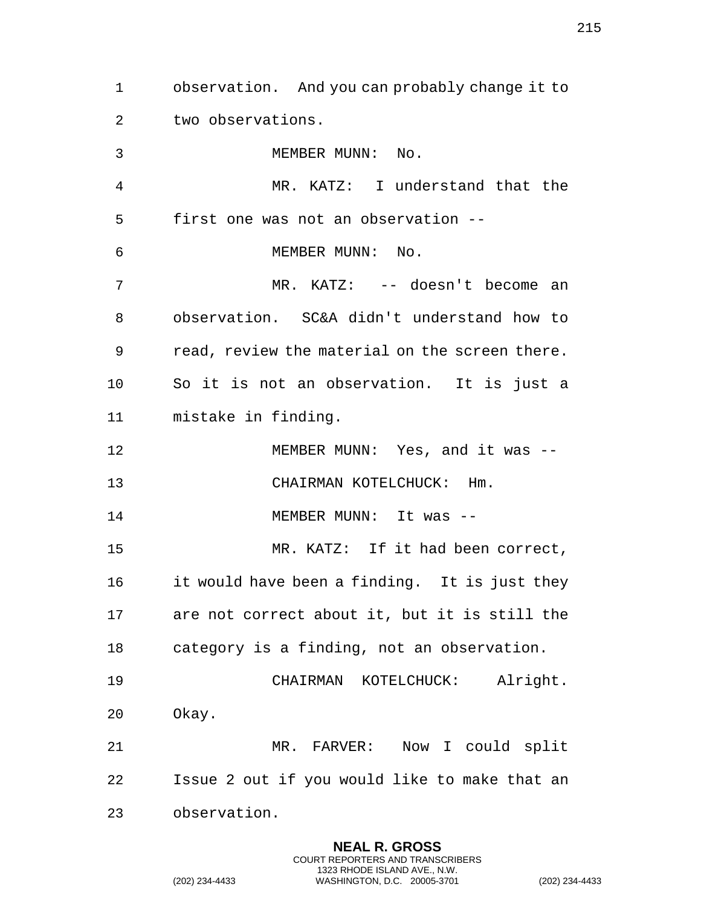observation. And you can probably change it to two observations.

MEMBER MUNN: No.

MR. KATZ: I understand that the first one was not an observation --

MEMBER MUNN: No.

MR. KATZ: -- doesn't become an observation. SC&A didn't understand how to read, review the material on the screen there. So it is not an observation. It is just a mistake in finding.

MEMBER MUNN: Yes, and it was --

CHAIRMAN KOTELCHUCK: Hm.

MEMBER MUNN: It was --

MR. KATZ: If it had been correct, it would have been a finding. It is just they are not correct about it, but it is still the category is a finding, not an observation.

CHAIRMAN KOTELCHUCK: Alright. Okay.

MR. FARVER: Now I could split Issue 2 out if you would like to make that an observation.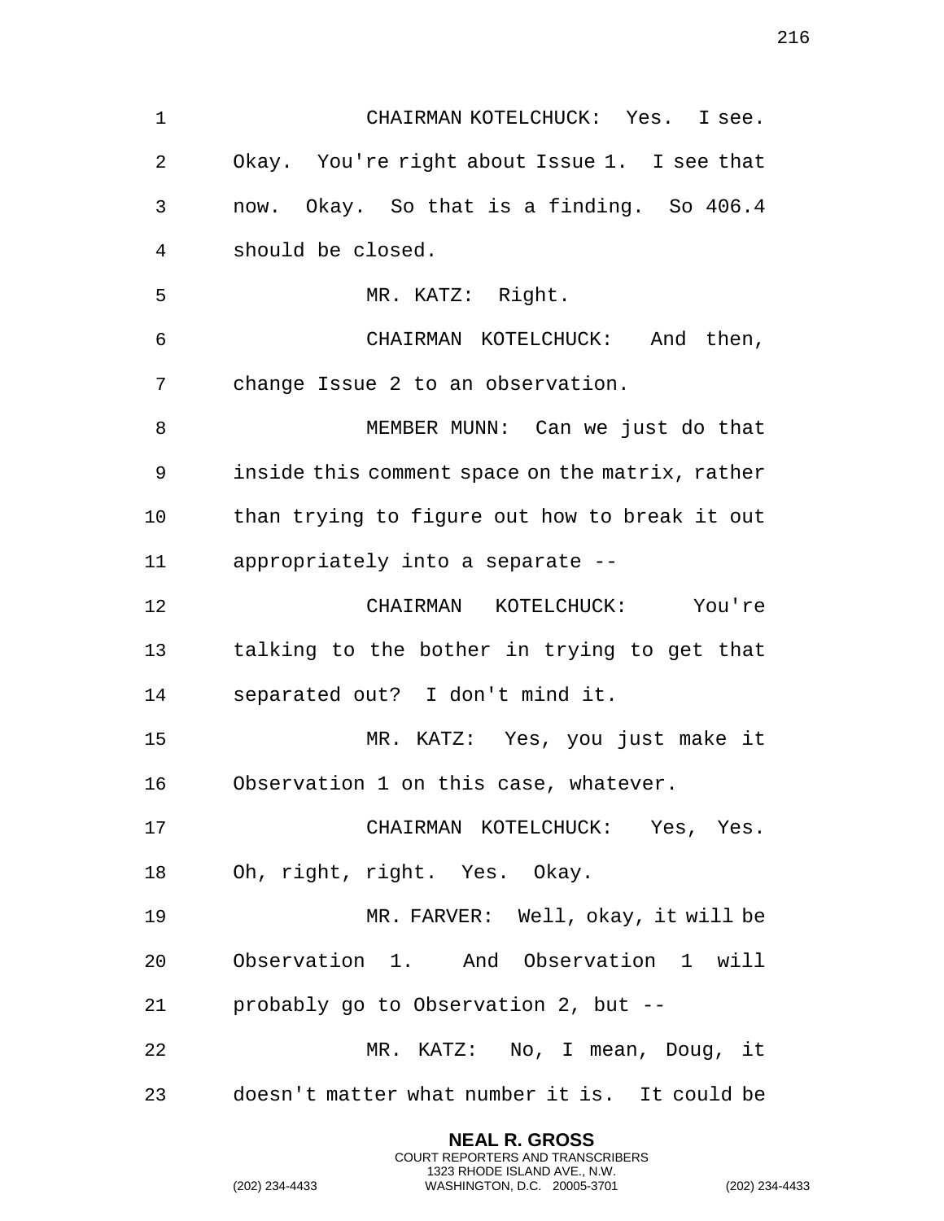CHAIRMAN KOTELCHUCK: Yes. I see. Okay. You're right about Issue 1. I see that now. Okay. So that is a finding. So 406.4 should be closed.

MR. KATZ: Right.

CHAIRMAN KOTELCHUCK: And then, change Issue 2 to an observation.

MEMBER MUNN: Can we just do that inside this comment space on the matrix, rather than trying to figure out how to break it out appropriately into a separate --

CHAIRMAN KOTELCHUCK: You're talking to the bother in trying to get that separated out? I don't mind it.

MR. KATZ: Yes, you just make it Observation 1 on this case, whatever.

CHAIRMAN KOTELCHUCK: Yes, Yes. Oh, right, right. Yes. Okay.

MR. FARVER: Well, okay, it will be Observation 1. And Observation 1 will probably go to Observation 2, but --

MR. KATZ: No, I mean, Doug, it doesn't matter what number it is. It could be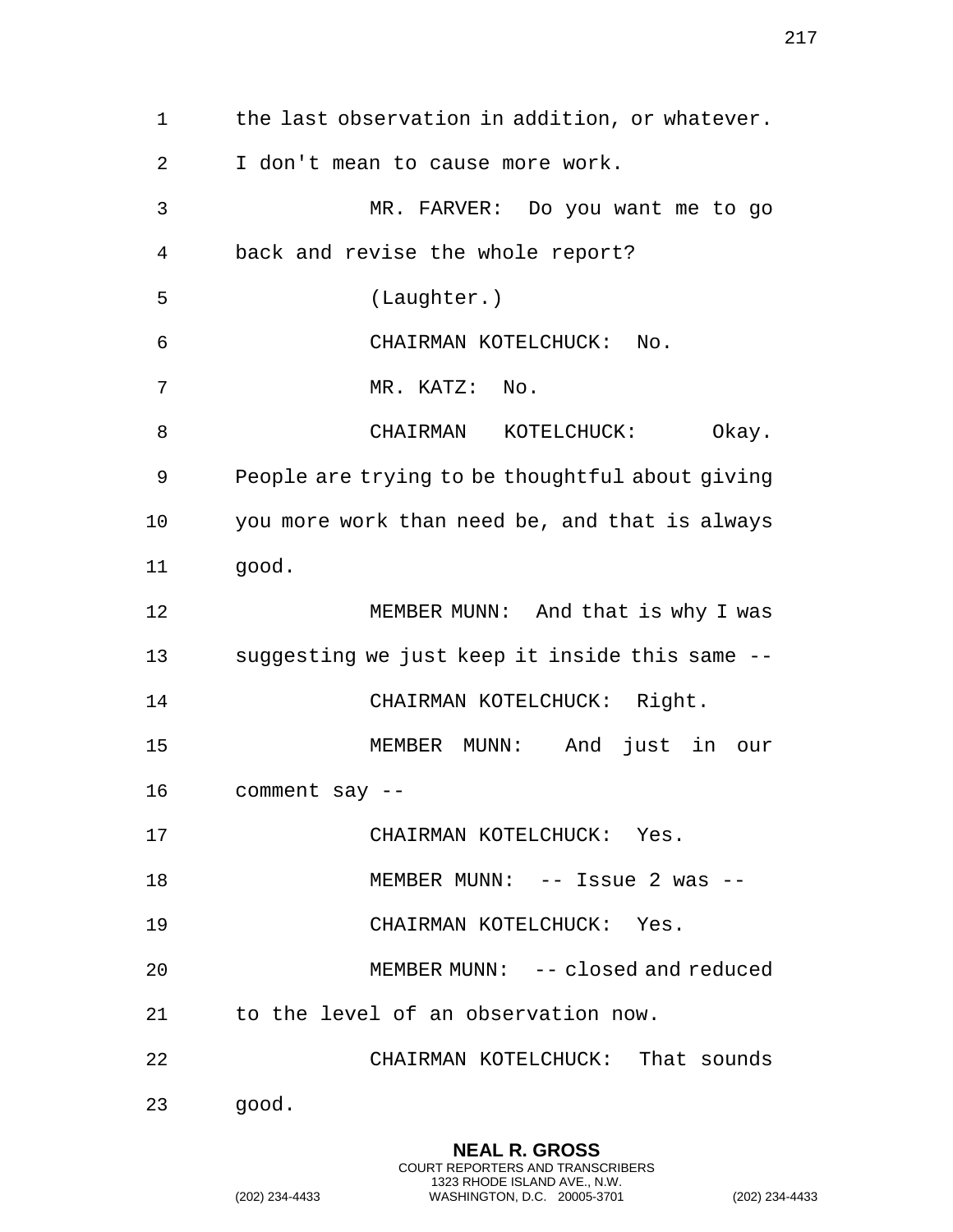the last observation in addition, or whatever. I don't mean to cause more work.

MR. FARVER: Do you want me to go back and revise the whole report?

(Laughter.)

CHAIRMAN KOTELCHUCK: No.

MR. KATZ: No.

CHAIRMAN KOTELCHUCK: Okay. People are trying to be thoughtful about giving you more work than need be, and that is always good.

MEMBER MUNN: And that is why I was suggesting we just keep it inside this same --

CHAIRMAN KOTELCHUCK: Right.

MEMBER MUNN: And just in our comment say --

CHAIRMAN KOTELCHUCK: Yes.

MEMBER MUNN: -- Issue 2 was --

CHAIRMAN KOTELCHUCK: Yes.

MEMBER MUNN: -- closed and reduced to the level of an observation now.

CHAIRMAN KOTELCHUCK: That sounds good.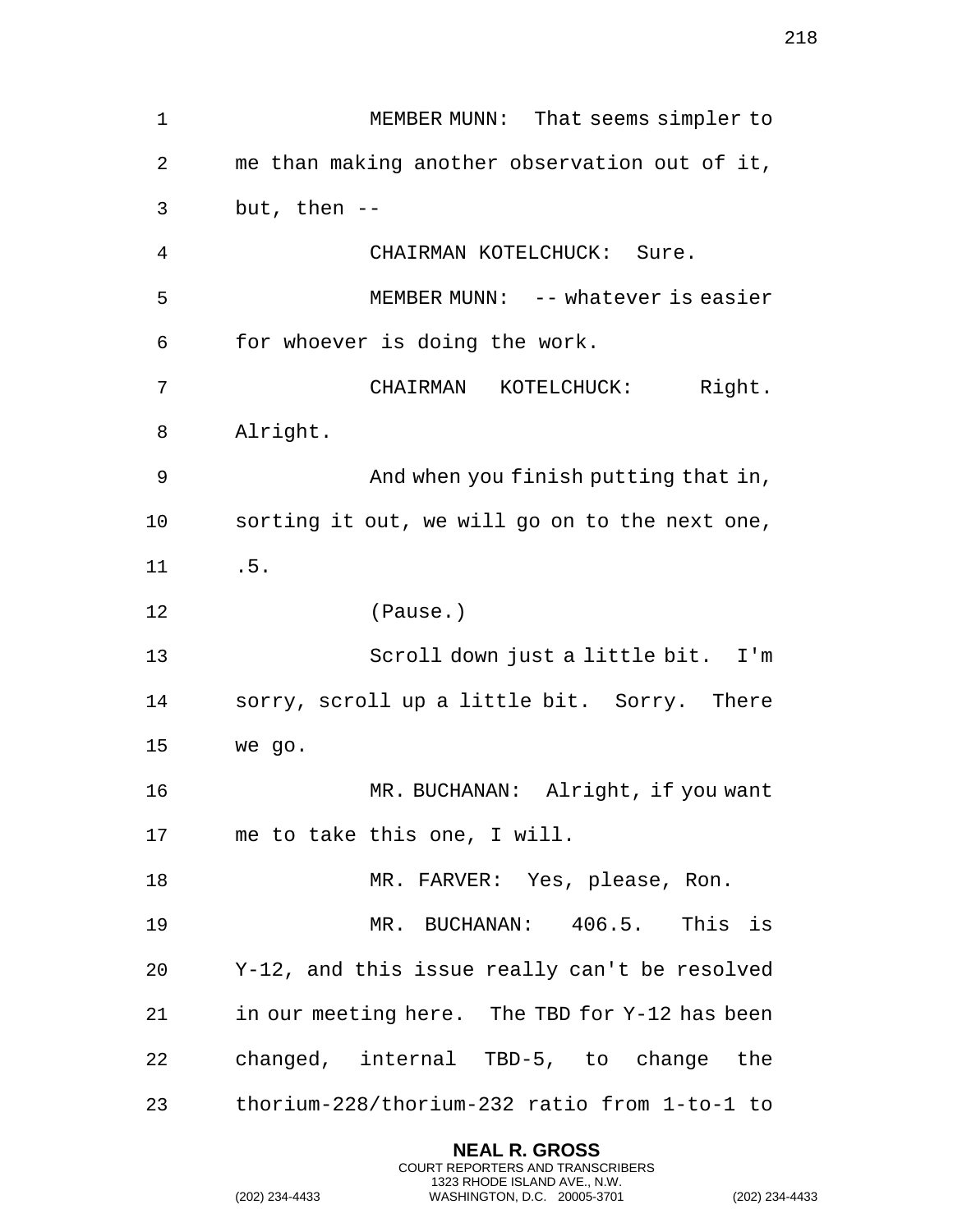MEMBER MUNN: That seems simpler to me than making another observation out of it, but, then --

CHAIRMAN KOTELCHUCK: Sure.

MEMBER MUNN: -- whatever is easier for whoever is doing the work.

CHAIRMAN KOTELCHUCK: Right. Alright.

And when you finish putting that in, sorting it out, we will go on to the next one, .5.

(Pause.)

Scroll down just a little bit. I'm sorry, scroll up a little bit. Sorry. There we go.

MR. BUCHANAN: Alright, if you want me to take this one, I will.

MR. FARVER: Yes, please, Ron.

MR. BUCHANAN: 406.5. This is Y-12, and this issue really can't be resolved in our meeting here. The TBD for Y-12 has been changed, internal TBD-5, to change the thorium-228/thorium-232 ratio from 1-to-1 to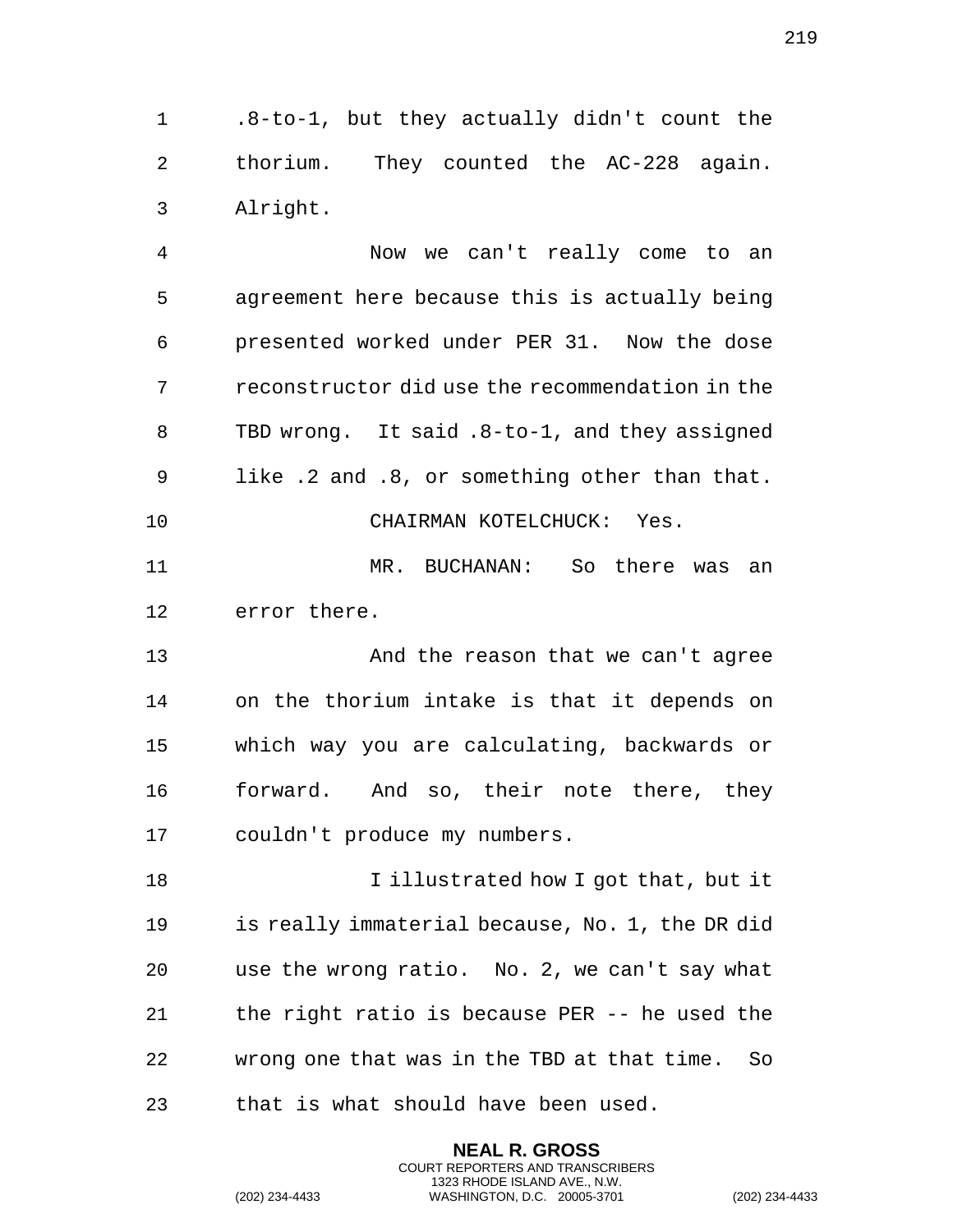.8-to-1, but they actually didn't count the thorium. They counted the AC-228 again. Alright.

Now we can't really come to an agreement here because this is actually being presented worked under PER 31. Now the dose reconstructor did use the recommendation in the TBD wrong. It said .8-to-1, and they assigned like .2 and .8, or something other than that.

CHAIRMAN KOTELCHUCK: Yes.

MR. BUCHANAN: So there was an error there.

And the reason that we can't agree on the thorium intake is that it depends on which way you are calculating, backwards or forward. And so, their note there, they couldn't produce my numbers.

I illustrated how I got that, but it is really immaterial because, No. 1, the DR did use the wrong ratio. No. 2, we can't say what the right ratio is because PER -- he used the wrong one that was in the TBD at that time. So that is what should have been used.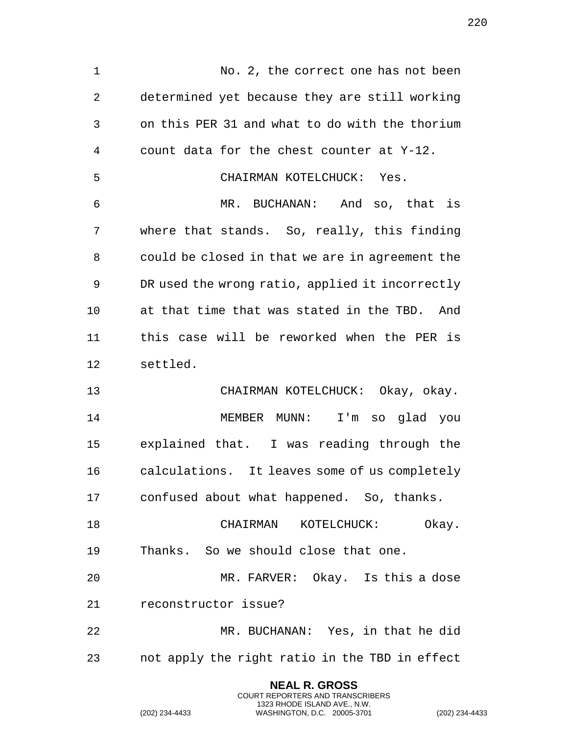No. 2, the correct one has not been determined yet because they are still working on this PER 31 and what to do with the thorium count data for the chest counter at Y-12.

CHAIRMAN KOTELCHUCK: Yes.

MR. BUCHANAN: And so, that is where that stands. So, really, this finding could be closed in that we are in agreement the DR used the wrong ratio, applied it incorrectly at that time that was stated in the TBD. And this case will be reworked when the PER is settled.

CHAIRMAN KOTELCHUCK: Okay, okay.

MEMBER MUNN: I'm so glad you explained that. I was reading through the calculations. It leaves some of us completely confused about what happened. So, thanks.

CHAIRMAN KOTELCHUCK: Okay. Thanks. So we should close that one.

MR. FARVER: Okay. Is this a dose reconstructor issue?

MR. BUCHANAN: Yes, in that he did not apply the right ratio in the TBD in effect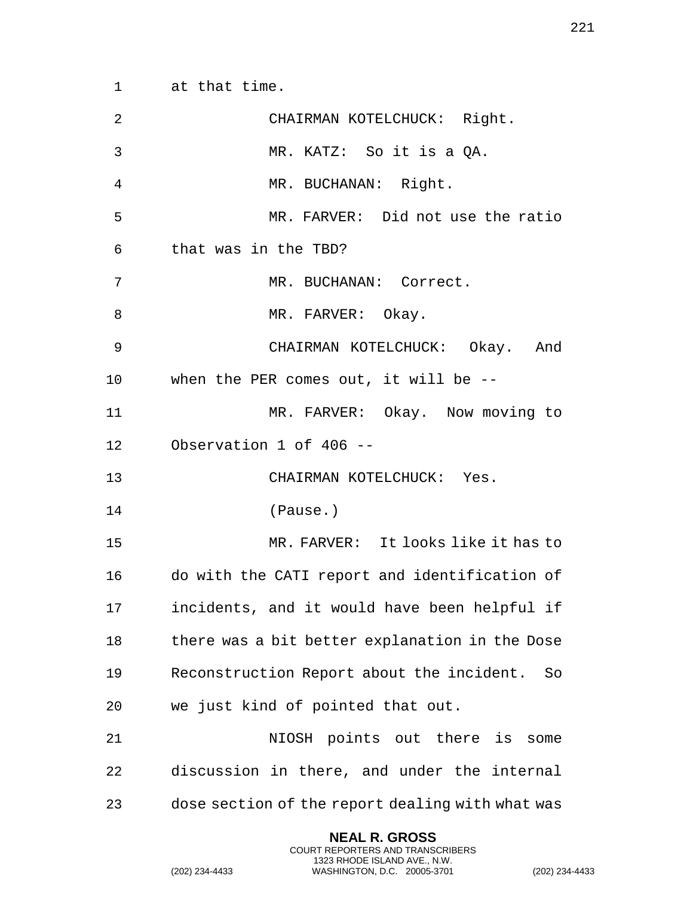at that time.

CHAIRMAN KOTELCHUCK: Right.

MR. KATZ: So it is a QA.

MR. BUCHANAN: Right.

MR. FARVER: Did not use the ratio that was in the TBD?

MR. BUCHANAN: Correct.

MR. FARVER: Okay.

CHAIRMAN KOTELCHUCK: Okay. And when the PER comes out, it will be --

MR. FARVER: Okay. Now moving to Observation 1 of 406 --

CHAIRMAN KOTELCHUCK: Yes.

(Pause.)

MR. FARVER: It looks like it has to do with the CATI report and identification of incidents, and it would have been helpful if there was a bit better explanation in the Dose Reconstruction Report about the incident. So we just kind of pointed that out.

NIOSH points out there is some discussion in there, and under the internal dose section of the report dealing with what was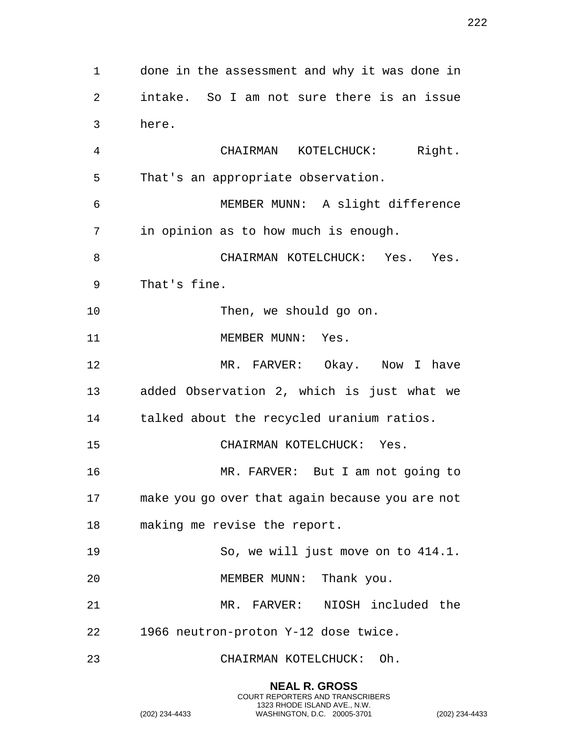done in the assessment and why it was done in intake. So I am not sure there is an issue here.

CHAIRMAN KOTELCHUCK: Right. That's an appropriate observation.

MEMBER MUNN: A slight difference in opinion as to how much is enough.

CHAIRMAN KOTELCHUCK: Yes. Yes. That's fine.

Then, we should go on.

MEMBER MUNN: Yes.

MR. FARVER: Okay. Now I have added Observation 2, which is just what we talked about the recycled uranium ratios.

CHAIRMAN KOTELCHUCK: Yes.

MR. FARVER: But I am not going to make you go over that again because you are not making me revise the report.

So, we will just move on to 414.1.

MEMBER MUNN: Thank you.

MR. FARVER: NIOSH included the 1966 neutron-proton Y-12 dose twice.

CHAIRMAN KOTELCHUCK: Oh.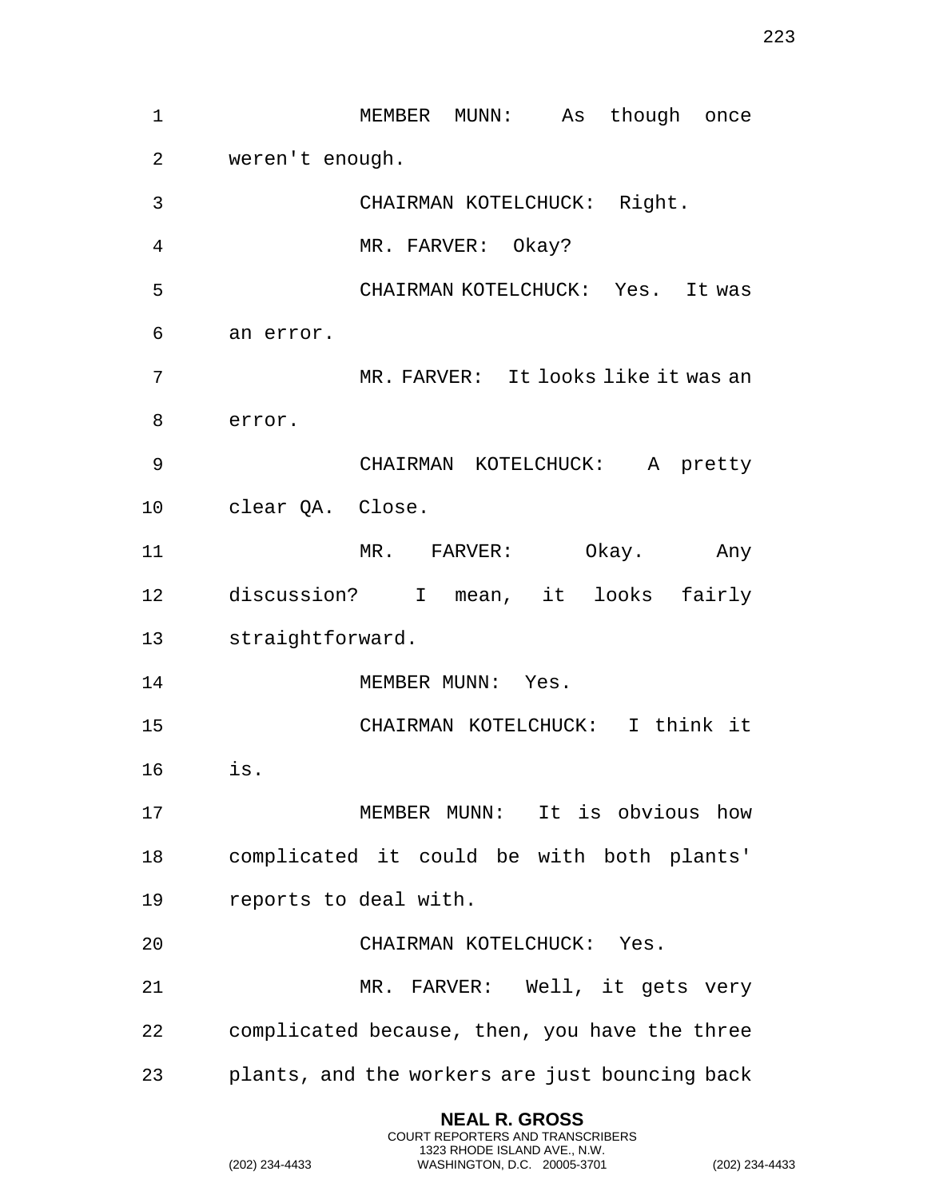MEMBER MUNN: As though once weren't enough.

CHAIRMAN KOTELCHUCK: Right.

MR. FARVER: Okay?

CHAIRMAN KOTELCHUCK: Yes. It was an error.

MR. FARVER: It looks like it was an error.

CHAIRMAN KOTELCHUCK: A pretty clear QA. Close.

MR. FARVER: Okay. Any discussion? I mean, it looks fairly straightforward.

MEMBER MUNN: Yes.

CHAIRMAN KOTELCHUCK: I think it is.

MEMBER MUNN: It is obvious how complicated it could be with both plants' reports to deal with.

CHAIRMAN KOTELCHUCK: Yes.

MR. FARVER: Well, it gets very complicated because, then, you have the three plants, and the workers are just bouncing back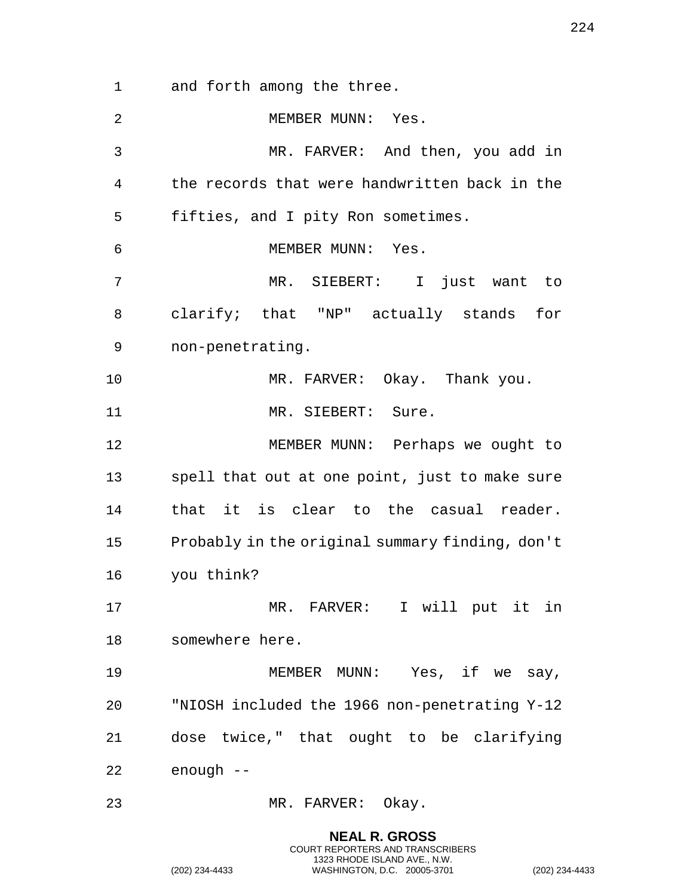and forth among the three.

MEMBER MUNN: Yes.

MR. FARVER: And then, you add in the records that were handwritten back in the fifties, and I pity Ron sometimes.

MEMBER MUNN: Yes.

MR. SIEBERT: I just want to clarify; that "NP" actually stands for non-penetrating.

MR. FARVER: Okay. Thank you.

MR. SIEBERT: Sure.

MEMBER MUNN: Perhaps we ought to spell that out at one point, just to make sure that it is clear to the casual reader. Probably in the original summary finding, don't you think?

MR. FARVER: I will put it in somewhere here.

MEMBER MUNN: Yes, if we say, "NIOSH included the 1966 non-penetrating Y-12 dose twice," that ought to be clarifying enough --

MR. FARVER: Okay.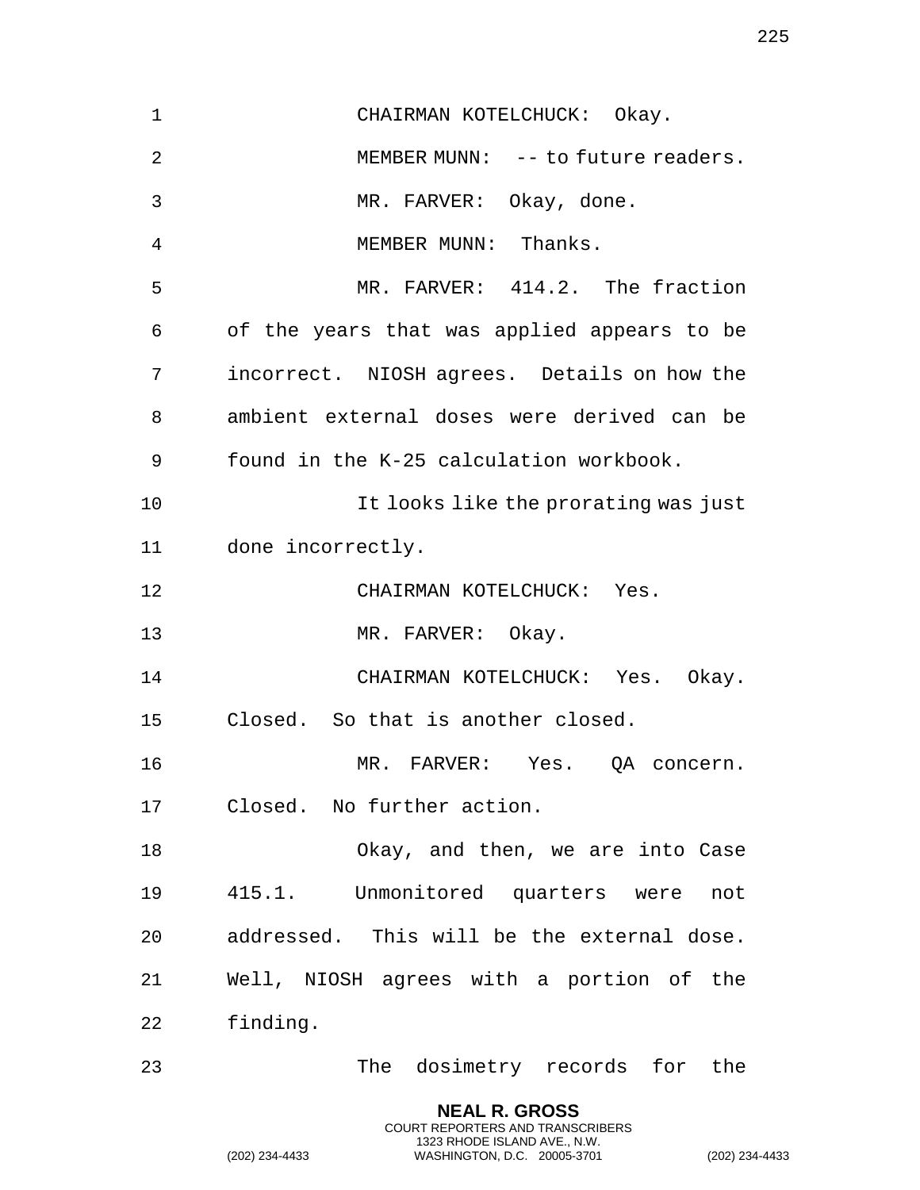CHAIRMAN KOTELCHUCK: Okay.

MEMBER MUNN: -- to future readers.

MR. FARVER: Okay, done.

MEMBER MUNN: Thanks.

MR. FARVER: 414.2. The fraction of the years that was applied appears to be incorrect. NIOSH agrees. Details on how the ambient external doses were derived can be found in the K-25 calculation workbook.

It looks like the prorating was just done incorrectly.

CHAIRMAN KOTELCHUCK: Yes.

MR. FARVER: Okay.

CHAIRMAN KOTELCHUCK: Yes. Okay. Closed. So that is another closed.

MR. FARVER: Yes. QA concern. Closed. No further action.

Okay, and then, we are into Case 415.1. Unmonitored quarters were not addressed. This will be the external dose. Well, NIOSH agrees with a portion of the finding.

The dosimetry records for the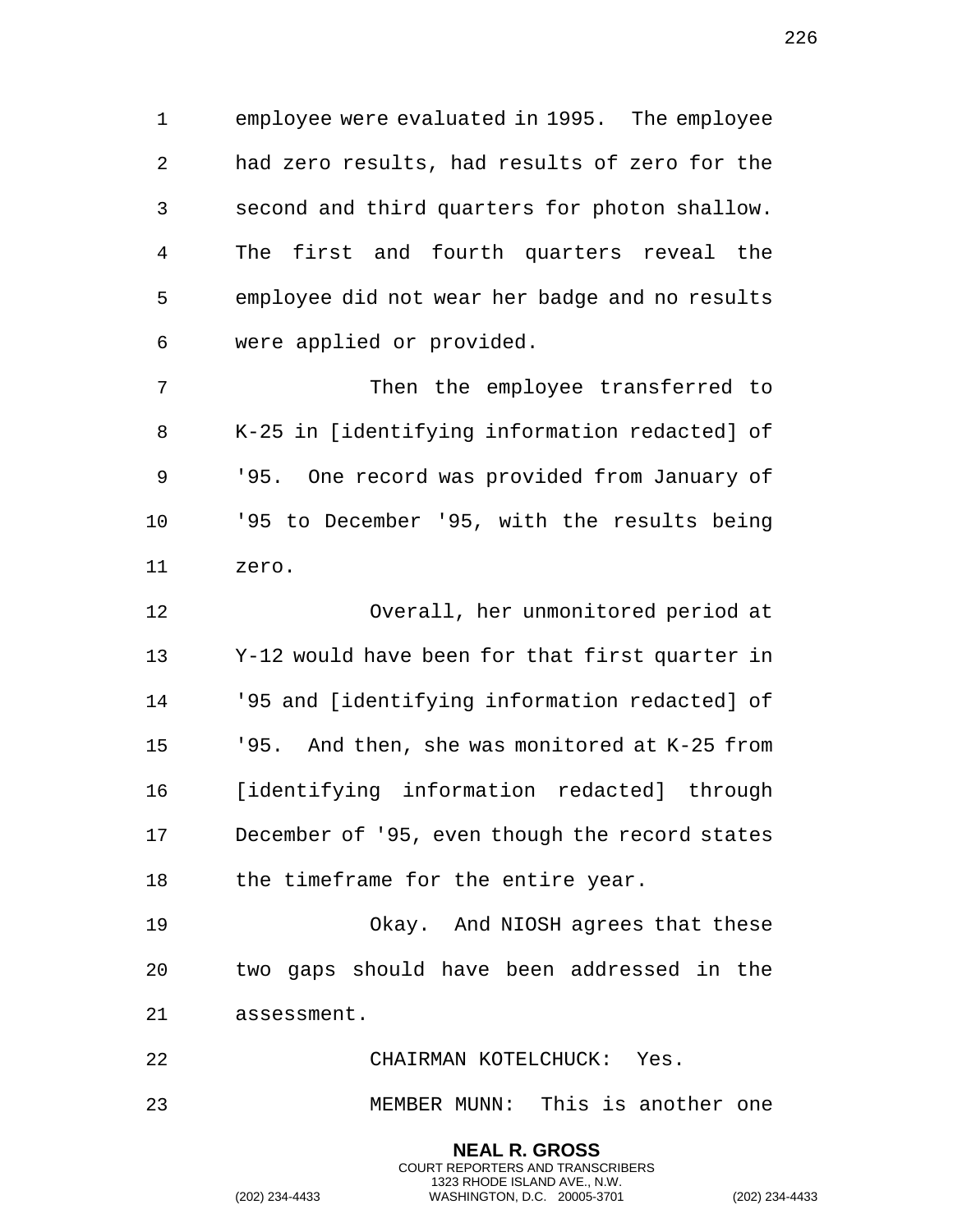employee were evaluated in 1995. The employee had zero results, had results of zero for the second and third quarters for photon shallow. The first and fourth quarters reveal the employee did not wear her badge and no results were applied or provided.

Then the employee transferred to K-25 in [identifying information redacted] of '95. One record was provided from January of '95 to December '95, with the results being zero.

Overall, her unmonitored period at Y-12 would have been for that first quarter in '95 and [identifying information redacted] of '95. And then, she was monitored at K-25 from [identifying information redacted] through December of '95, even though the record states the timeframe for the entire year.

Okay. And NIOSH agrees that these two gaps should have been addressed in the assessment.

CHAIRMAN KOTELCHUCK: Yes.

MEMBER MUNN: This is another one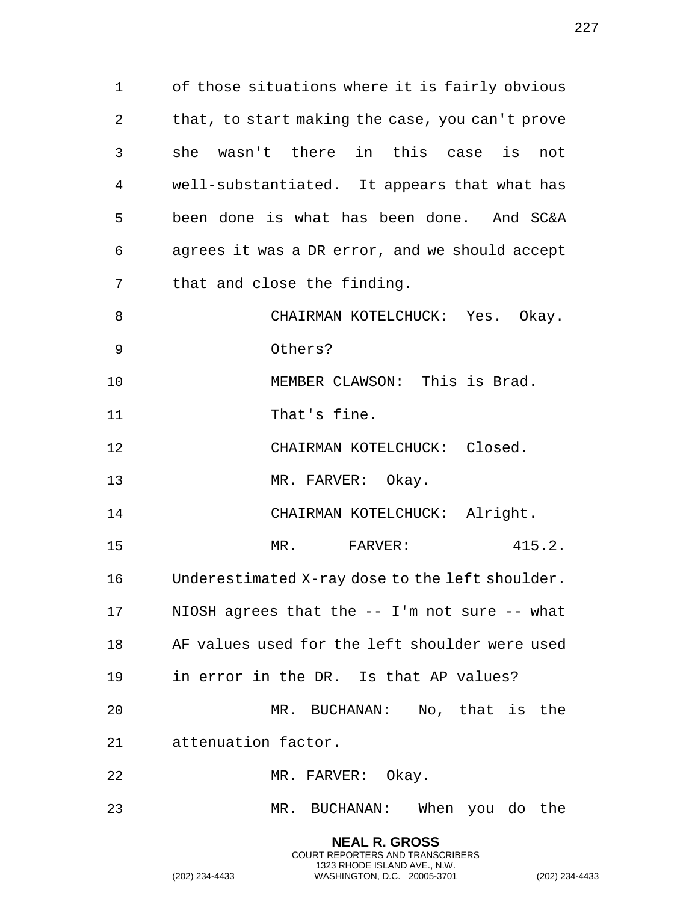of those situations where it is fairly obvious that, to start making the case, you can't prove she wasn't there in this case is not well-substantiated. It appears that what has been done is what has been done. And SC&A agrees it was a DR error, and we should accept that and close the finding.

CHAIRMAN KOTELCHUCK: Yes. Okay. Others?

MEMBER CLAWSON: This is Brad. That's fine.

CHAIRMAN KOTELCHUCK: Closed.

MR. FARVER: Okay.

CHAIRMAN KOTELCHUCK: Alright.

MR. FARVER: 415.2. Underestimated X-ray dose to the left shoulder. NIOSH agrees that the -- I'm not sure -- what AF values used for the left shoulder were used in error in the DR. Is that AP values?

MR. BUCHANAN: No, that is the attenuation factor.

MR. FARVER: Okay.

MR. BUCHANAN: When you do the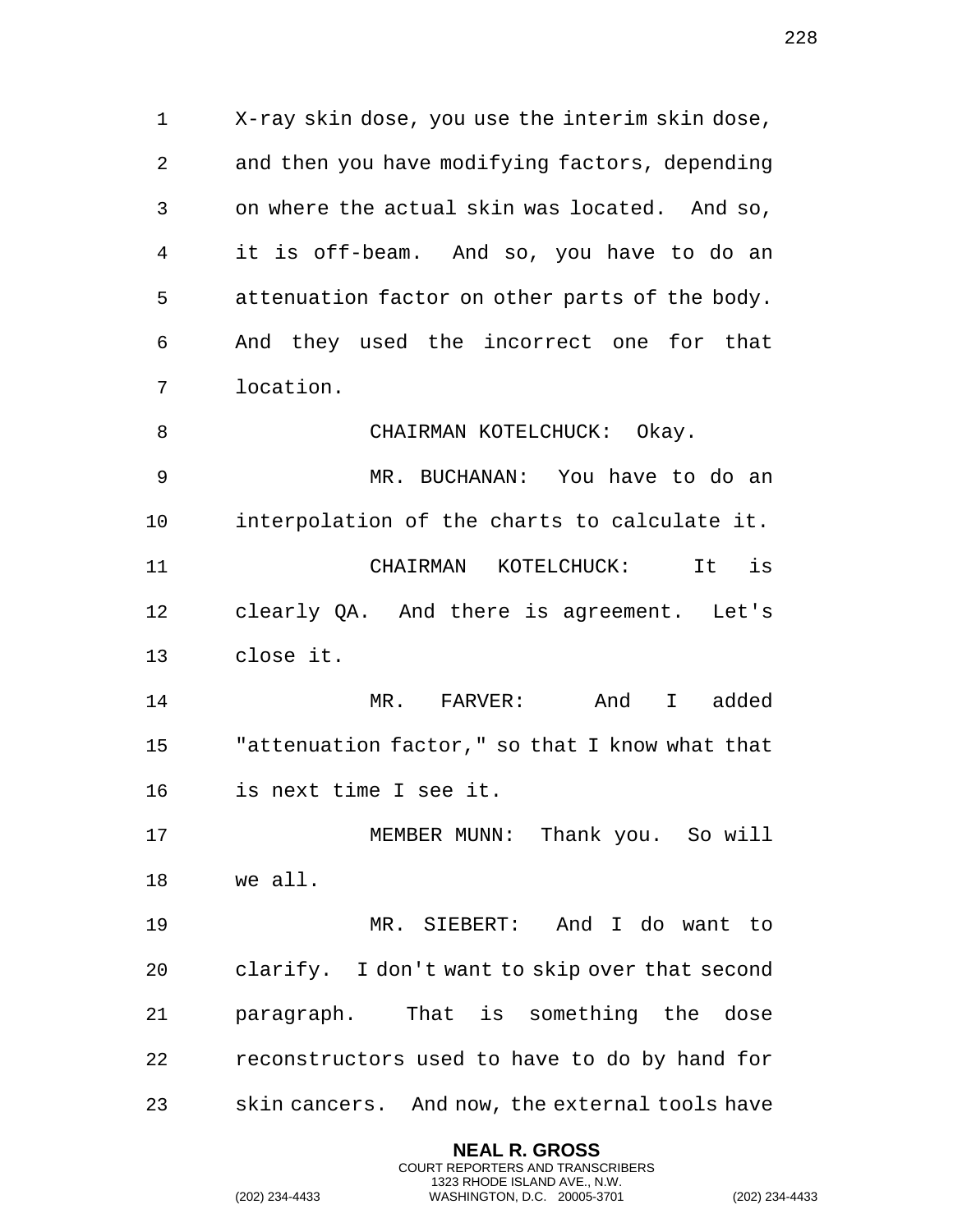X-ray skin dose, you use the interim skin dose, and then you have modifying factors, depending on where the actual skin was located. And so, it is off-beam. And so, you have to do an attenuation factor on other parts of the body. And they used the incorrect one for that location.

CHAIRMAN KOTELCHUCK: Okay.

MR. BUCHANAN: You have to do an interpolation of the charts to calculate it.

CHAIRMAN KOTELCHUCK: It is clearly QA. And there is agreement. Let's close it.

MR. FARVER: And I added "attenuation factor," so that I know what that is next time I see it.

MEMBER MUNN: Thank you. So will we all.

MR. SIEBERT: And I do want to clarify. I don't want to skip over that second paragraph. That is something the dose reconstructors used to have to do by hand for skin cancers. And now, the external tools have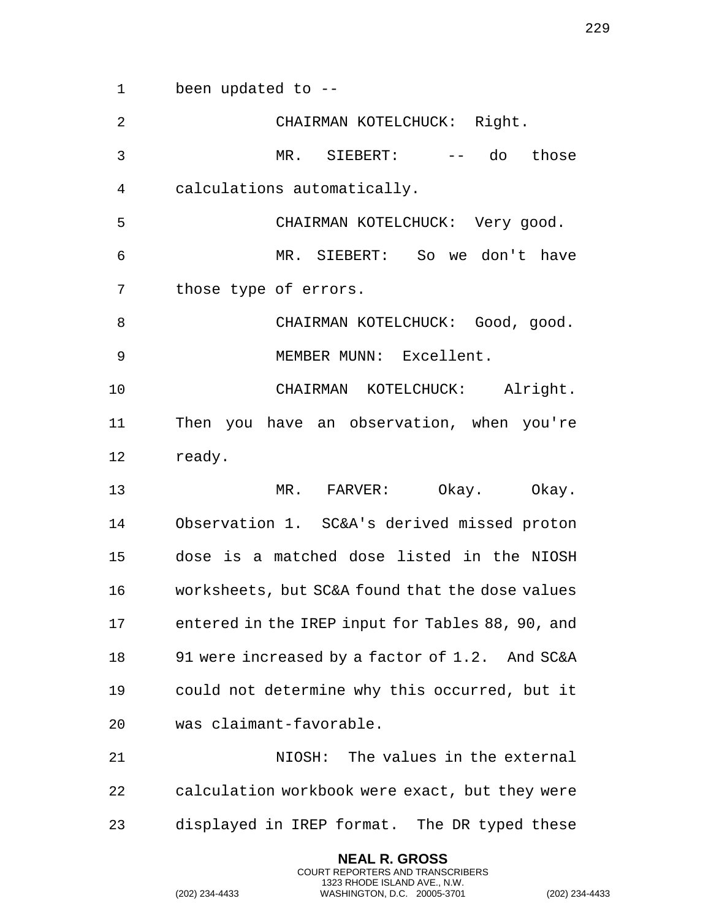been updated to --

CHAIRMAN KOTELCHUCK: Right.

MR. SIEBERT: -- do those calculations automatically.

CHAIRMAN KOTELCHUCK: Very good.

MR. SIEBERT: So we don't have those type of errors.

CHAIRMAN KOTELCHUCK: Good, good.

MEMBER MUNN: Excellent.

CHAIRMAN KOTELCHUCK: Alright. Then you have an observation, when you're ready.

MR. FARVER: Okay. Okay. Observation 1. SC&A's derived missed proton dose is a matched dose listed in the NIOSH worksheets, but SC&A found that the dose values entered in the IREP input for Tables 88, 90, and 91 were increased by a factor of 1.2. And SC&A could not determine why this occurred, but it was claimant-favorable.

NIOSH: The values in the external calculation workbook were exact, but they were displayed in IREP format. The DR typed these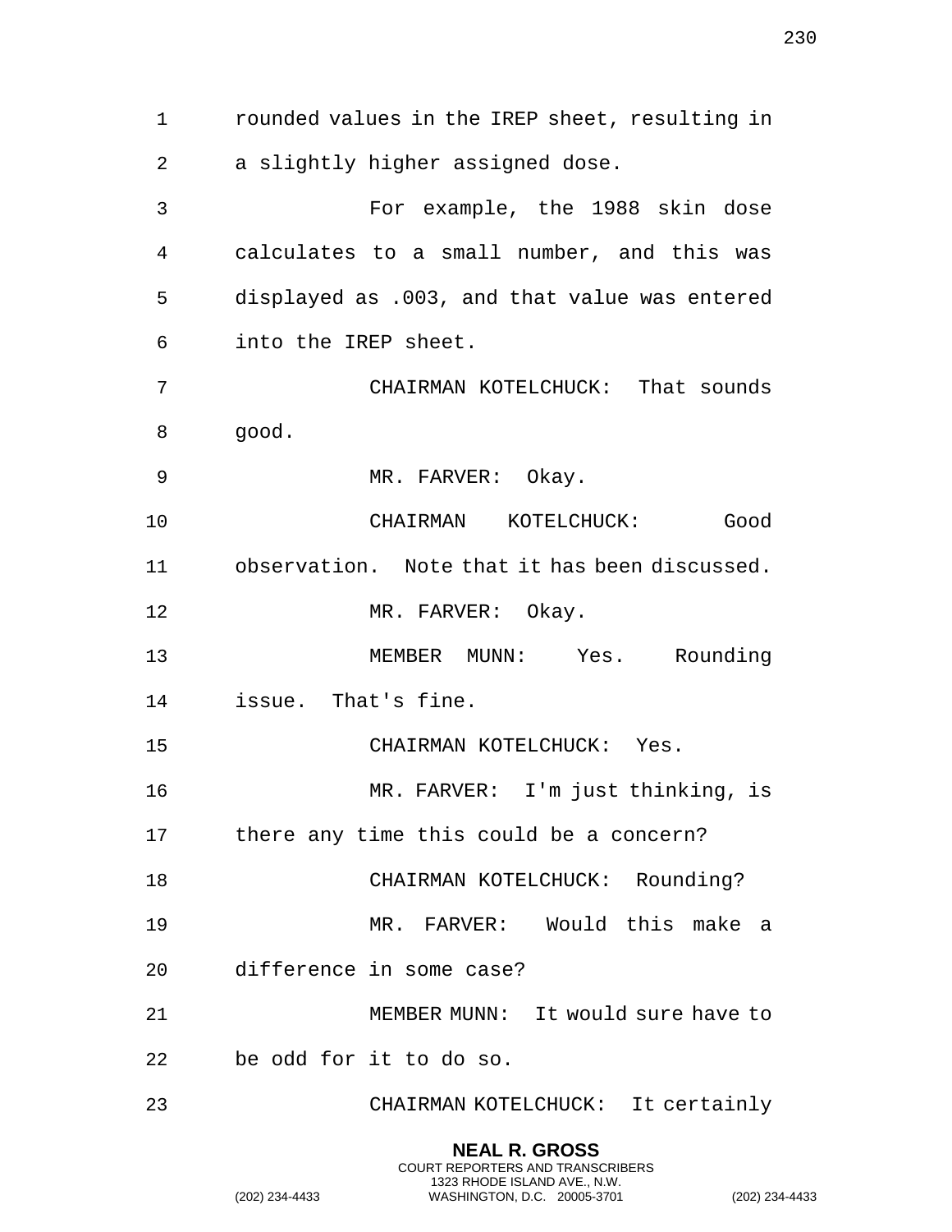rounded values in the IREP sheet, resulting in a slightly higher assigned dose.

For example, the 1988 skin dose calculates to a small number, and this was displayed as .003, and that value was entered into the IREP sheet.

CHAIRMAN KOTELCHUCK: That sounds good.

MR. FARVER: Okay.

CHAIRMAN KOTELCHUCK: Good observation. Note that it has been discussed.

MR. FARVER: Okay.

MEMBER MUNN: Yes. Rounding issue. That's fine.

CHAIRMAN KOTELCHUCK: Yes.

MR. FARVER: I'm just thinking, is there any time this could be a concern?

CHAIRMAN KOTELCHUCK: Rounding?

MR. FARVER: Would this make a difference in some case?

MEMBER MUNN: It would sure have to be odd for it to do so.

CHAIRMAN KOTELCHUCK: It certainly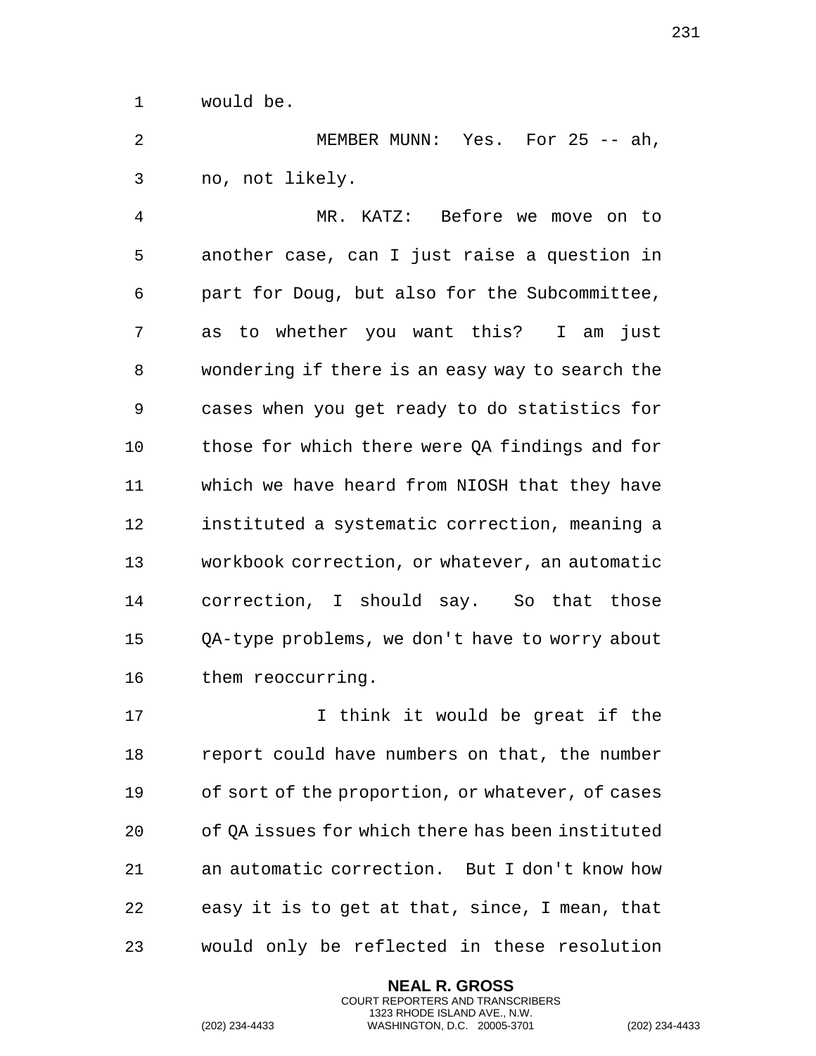would be.

MEMBER MUNN: Yes. For 25 -- ah, no, not likely.

MR. KATZ: Before we move on to another case, can I just raise a question in part for Doug, but also for the Subcommittee, as to whether you want this? I am just wondering if there is an easy way to search the cases when you get ready to do statistics for those for which there were QA findings and for which we have heard from NIOSH that they have instituted a systematic correction, meaning a workbook correction, or whatever, an automatic correction, I should say. So that those QA-type problems, we don't have to worry about them reoccurring.

I think it would be great if the report could have numbers on that, the number of sort of the proportion, or whatever, of cases of QA issues for which there has been instituted an automatic correction. But I don't know how easy it is to get at that, since, I mean, that would only be reflected in these resolution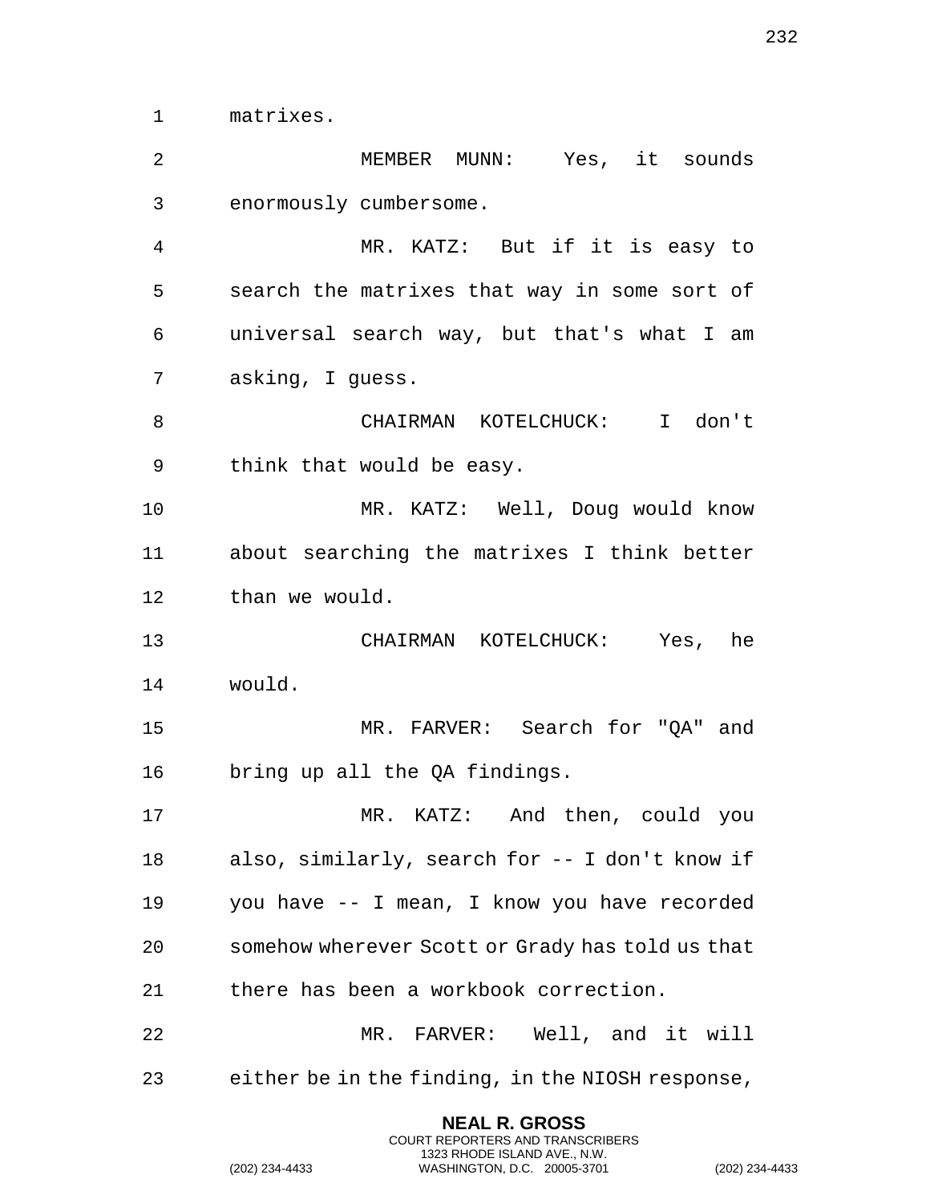matrixes.

MEMBER MUNN: Yes, it sounds enormously cumbersome.

MR. KATZ: But if it is easy to search the matrixes that way in some sort of universal search way, but that's what I am asking, I guess.

CHAIRMAN KOTELCHUCK: I don't think that would be easy.

MR. KATZ: Well, Doug would know about searching the matrixes I think better than we would.

CHAIRMAN KOTELCHUCK: Yes, he would.

MR. FARVER: Search for "QA" and bring up all the QA findings.

MR. KATZ: And then, could you also, similarly, search for -- I don't know if you have -- I mean, I know you have recorded somehow wherever Scott or Grady has told us that there has been a workbook correction.

MR. FARVER: Well, and it will either be in the finding, in the NIOSH response,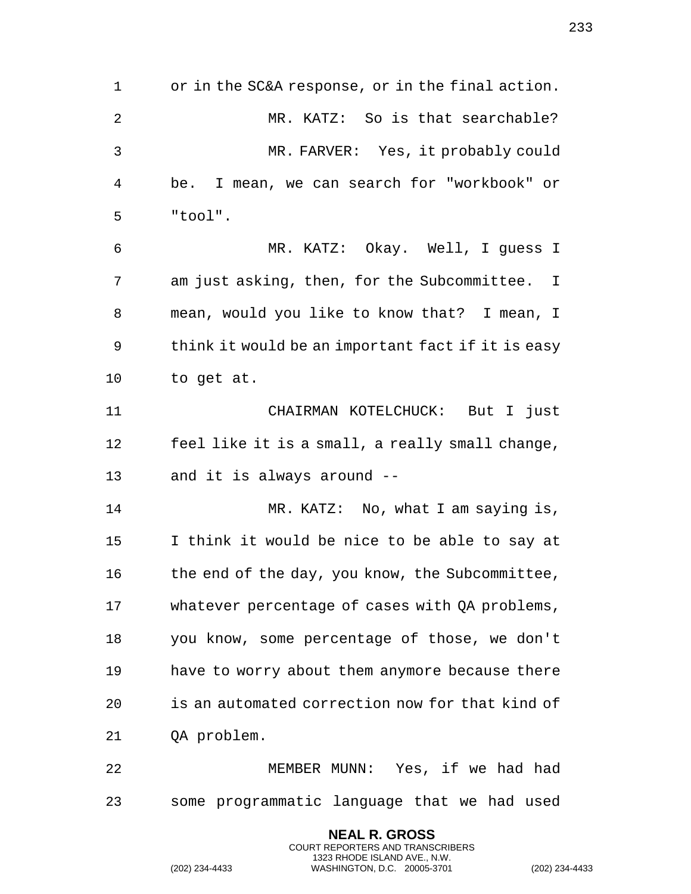or in the SC&A response, or in the final action.

MR. KATZ: So is that searchable?

MR. FARVER: Yes, it probably could be. I mean, we can search for "workbook" or "tool".

MR. KATZ: Okay. Well, I guess I am just asking, then, for the Subcommittee. I mean, would you like to know that? I mean, I think it would be an important fact if it is easy to get at.

CHAIRMAN KOTELCHUCK: But I just feel like it is a small, a really small change, and it is always around --

MR. KATZ: No, what I am saying is, I think it would be nice to be able to say at the end of the day, you know, the Subcommittee, whatever percentage of cases with QA problems, you know, some percentage of those, we don't have to worry about them anymore because there is an automated correction now for that kind of QA problem.

MEMBER MUNN: Yes, if we had had some programmatic language that we had used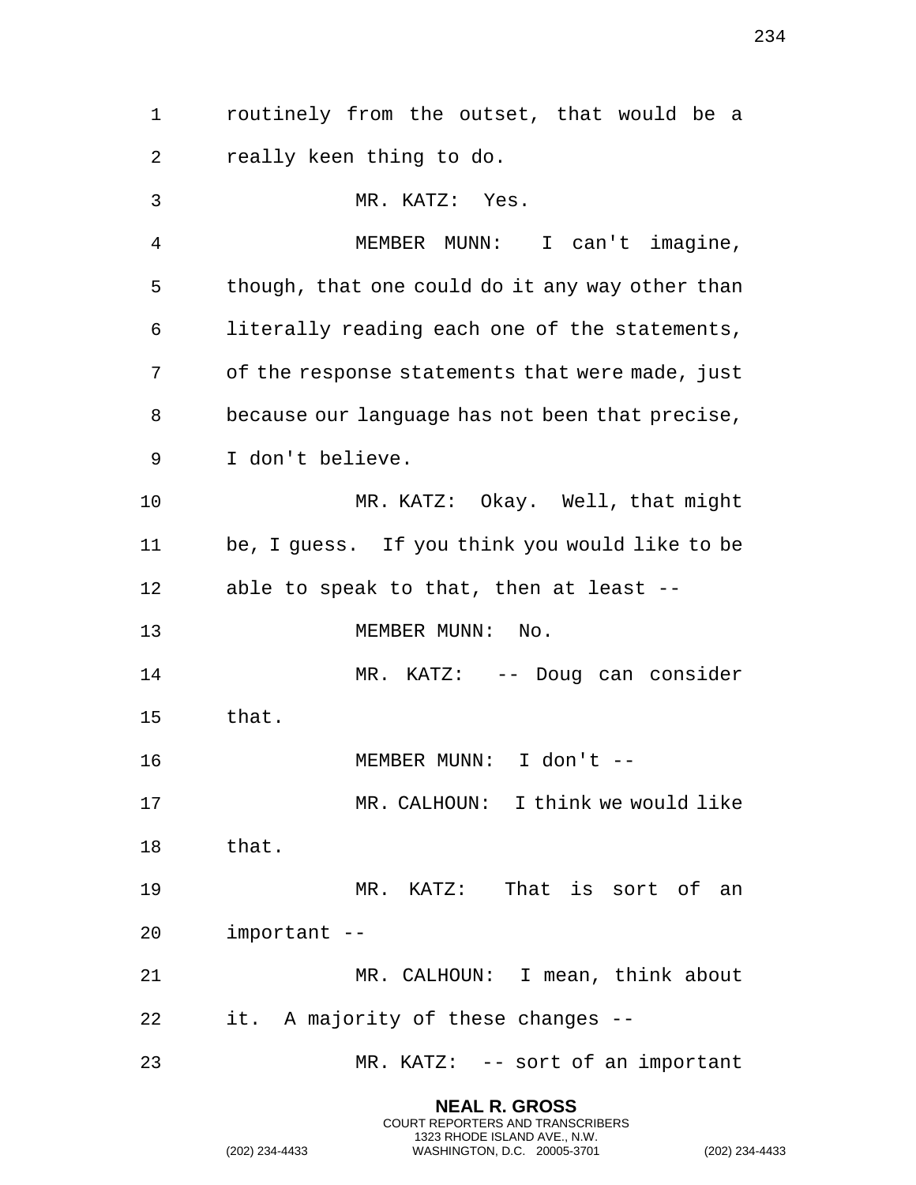routinely from the outset, that would be a really keen thing to do.

MR. KATZ: Yes.

MEMBER MUNN: I can't imagine, though, that one could do it any way other than literally reading each one of the statements, of the response statements that were made, just because our language has not been that precise, I don't believe.

MR. KATZ: Okay. Well, that might be, I guess. If you think you would like to be able to speak to that, then at least --

MEMBER MUNN: No.

MR. KATZ: -- Doug can consider that.

MEMBER MUNN: I don't --

MR. CALHOUN: I think we would like that.

MR. KATZ: That is sort of an important --

MR. CALHOUN: I mean, think about it. A majority of these changes --

MR. KATZ: -- sort of an important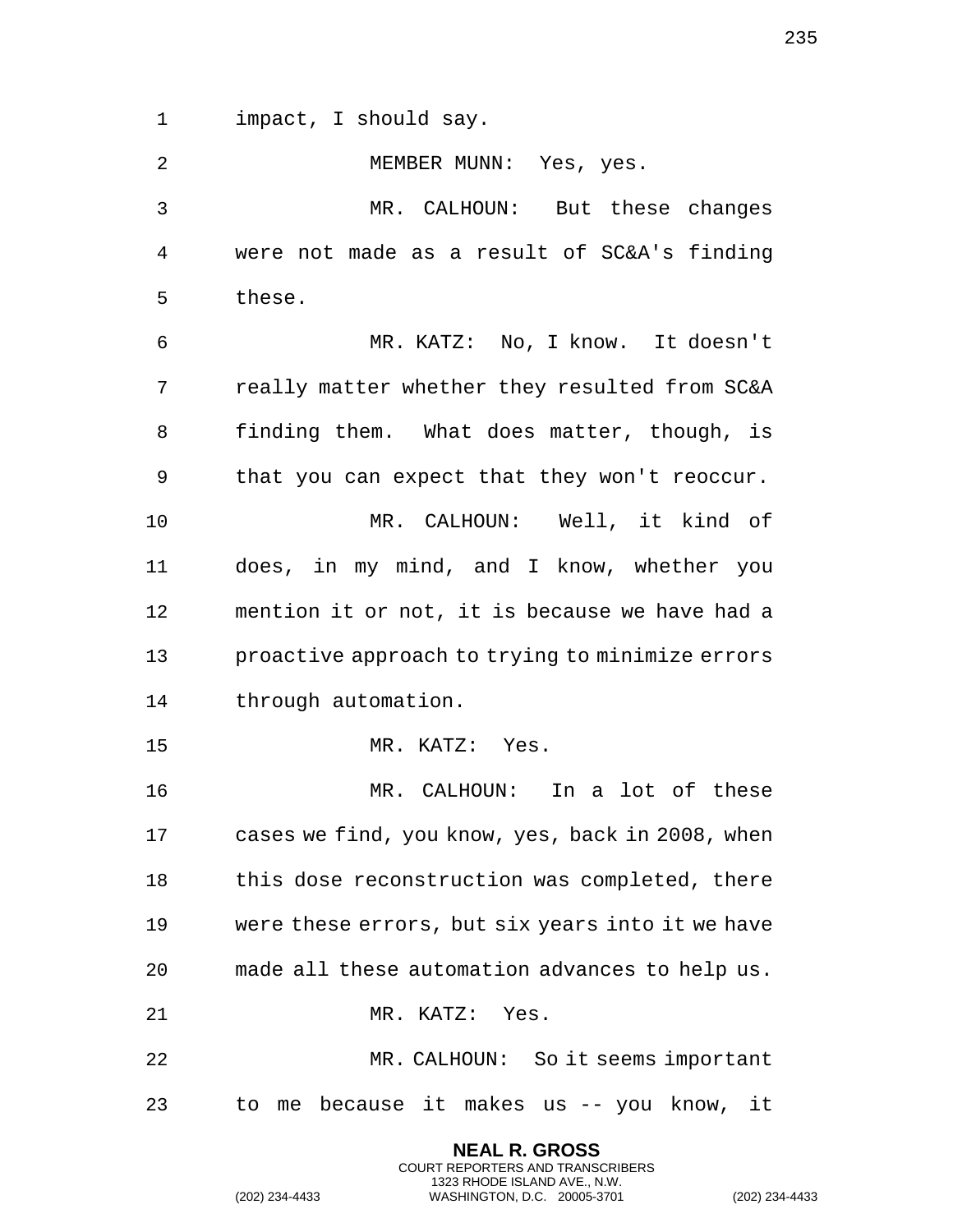impact, I should say.

MEMBER MUNN: Yes, yes.

MR. CALHOUN: But these changes were not made as a result of SC&A's finding these.

MR. KATZ: No, I know. It doesn't really matter whether they resulted from SC&A finding them. What does matter, though, is that you can expect that they won't reoccur.

MR. CALHOUN: Well, it kind of does, in my mind, and I know, whether you mention it or not, it is because we have had a proactive approach to trying to minimize errors through automation.

MR. KATZ: Yes.

MR. CALHOUN: In a lot of these cases we find, you know, yes, back in 2008, when this dose reconstruction was completed, there were these errors, but six years into it we have made all these automation advances to help us.

MR. KATZ: Yes.

MR. CALHOUN: So it seems important to me because it makes us -- you know, it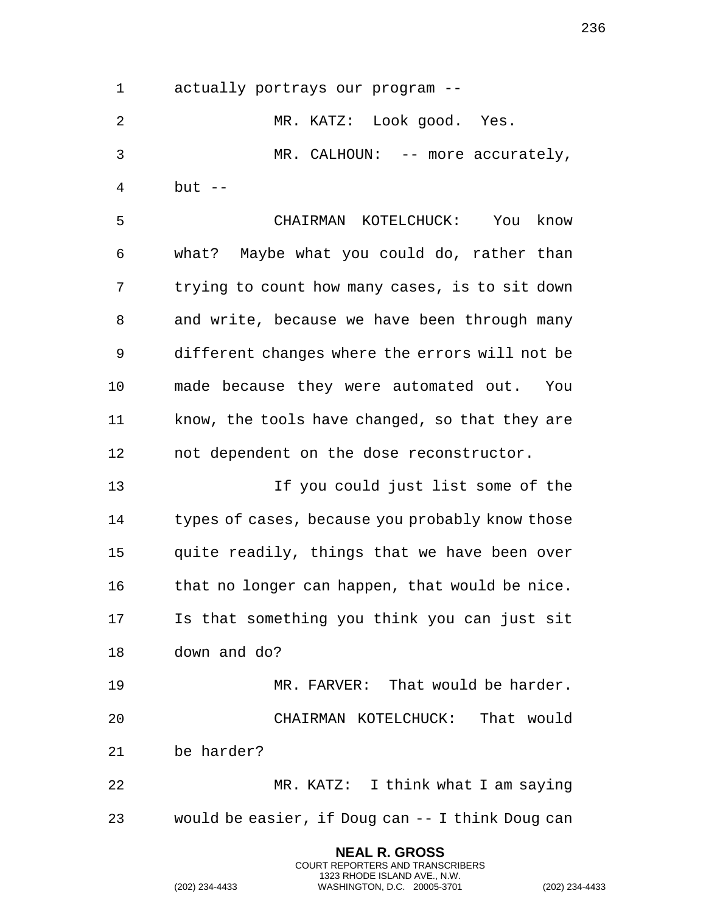actually portrays our program --

MR. KATZ: Look good. Yes.

MR. CALHOUN: -- more accurately, but --

CHAIRMAN KOTELCHUCK: You know what? Maybe what you could do, rather than trying to count how many cases, is to sit down and write, because we have been through many different changes where the errors will not be made because they were automated out. You know, the tools have changed, so that they are not dependent on the dose reconstructor.

If you could just list some of the types of cases, because you probably know those quite readily, things that we have been over that no longer can happen, that would be nice. Is that something you think you can just sit down and do?

MR. FARVER: That would be harder.

CHAIRMAN KOTELCHUCK: That would be harder?

MR. KATZ: I think what I am saying would be easier, if Doug can -- I think Doug can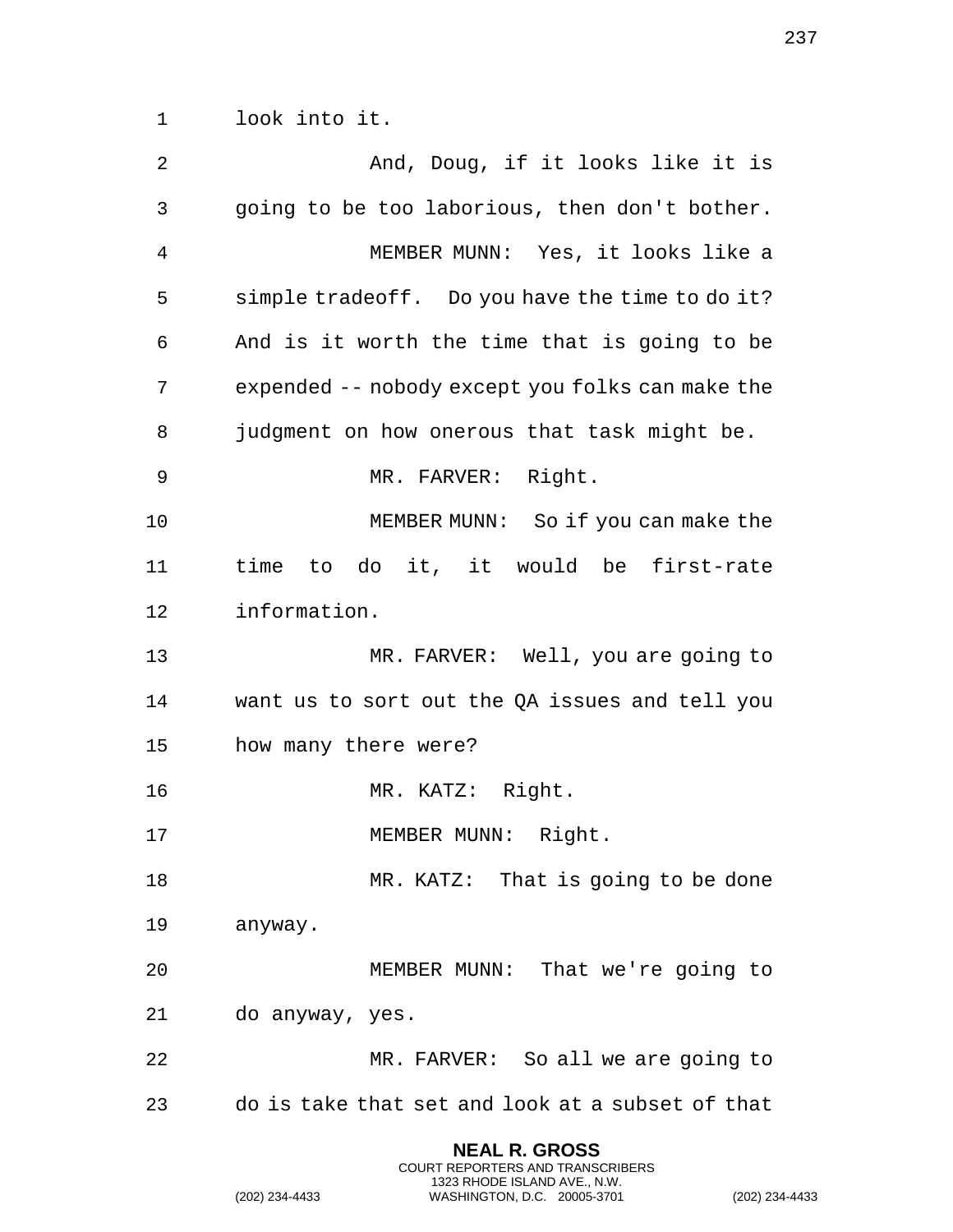look into it.

And, Doug, if it looks like it is going to be too laborious, then don't bother.

MEMBER MUNN: Yes, it looks like a simple tradeoff. Do you have the time to do it? And is it worth the time that is going to be expended -- nobody except you folks can make the judgment on how onerous that task might be.

MR. FARVER: Right.

MEMBER MUNN: So if you can make the time to do it, it would be first-rate information.

MR. FARVER: Well, you are going to want us to sort out the QA issues and tell you how many there were?

MR. KATZ: Right.

MEMBER MUNN: Right.

MR. KATZ: That is going to be done anyway.

MEMBER MUNN: That we're going to do anyway, yes.

MR. FARVER: So all we are going to do is take that set and look at a subset of that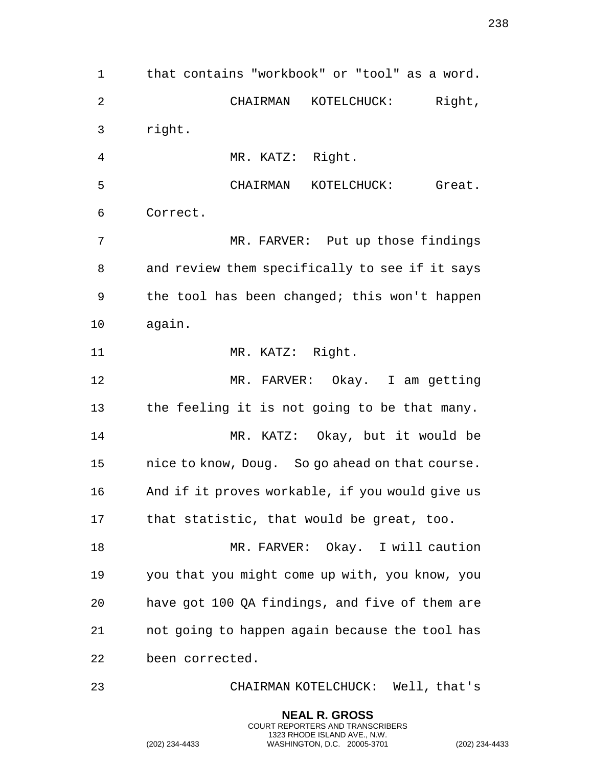that contains "workbook" or "tool" as a word.

CHAIRMAN KOTELCHUCK: Right, right.

MR. KATZ: Right.

CHAIRMAN KOTELCHUCK: Great. Correct.

MR. FARVER: Put up those findings and review them specifically to see if it says the tool has been changed; this won't happen again.

MR. KATZ: Right.

MR. FARVER: Okay. I am getting the feeling it is not going to be that many.

MR. KATZ: Okay, but it would be nice to know, Doug. So go ahead on that course. And if it proves workable, if you would give us that statistic, that would be great, too.

MR. FARVER: Okay. I will caution you that you might come up with, you know, you have got 100 QA findings, and five of them are not going to happen again because the tool has been corrected.

CHAIRMAN KOTELCHUCK: Well, that's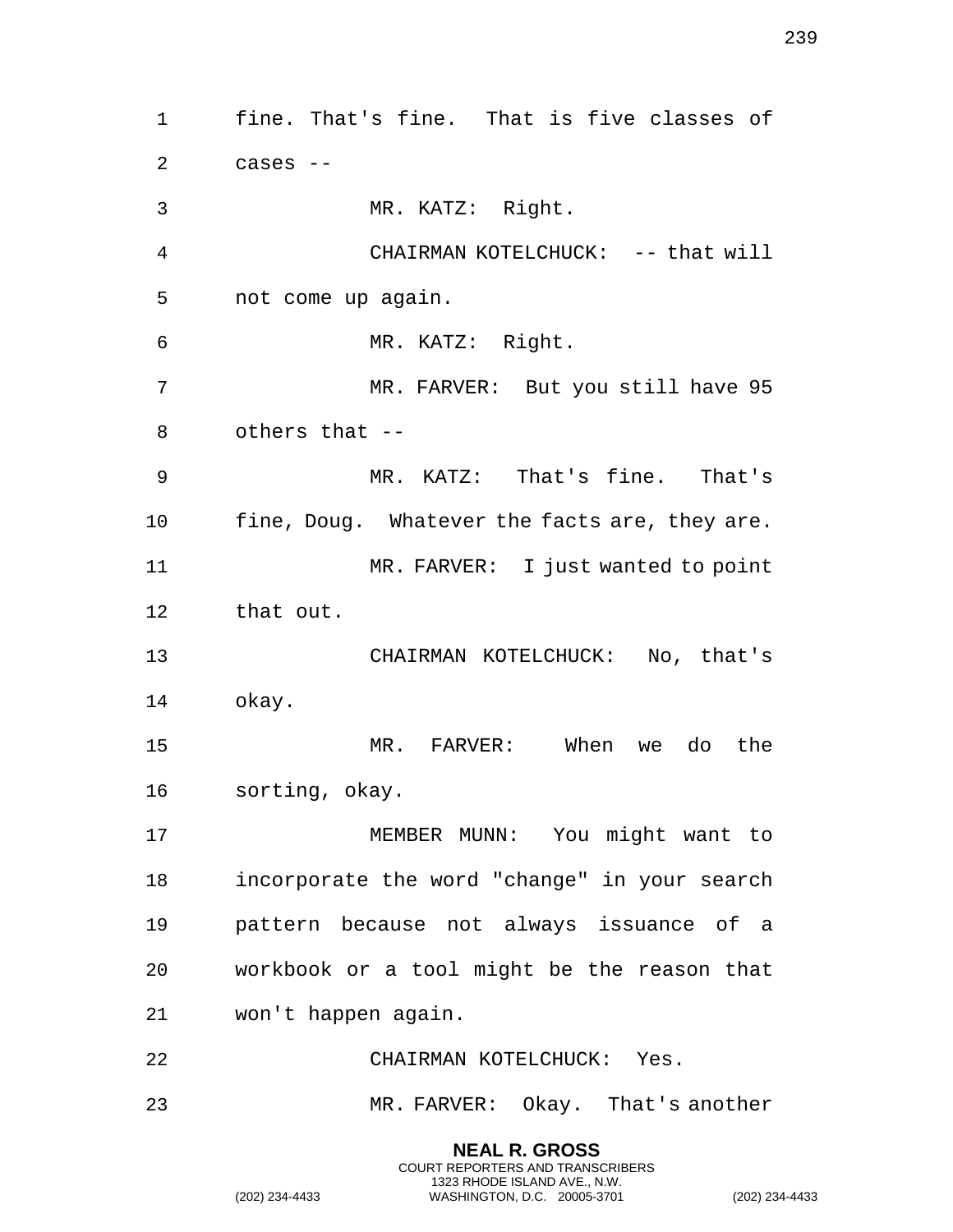fine. That's fine. That is five classes of cases --

MR. KATZ: Right.

CHAIRMAN KOTELCHUCK: -- that will not come up again.

MR. KATZ: Right.

MR. FARVER: But you still have 95 others that --

MR. KATZ: That's fine. That's fine, Doug. Whatever the facts are, they are.

MR. FARVER: I just wanted to point that out.

CHAIRMAN KOTELCHUCK: No, that's okay.

MR. FARVER: When we do the sorting, okay.

MEMBER MUNN: You might want to incorporate the word "change" in your search pattern because not always issuance of a workbook or a tool might be the reason that won't happen again.

CHAIRMAN KOTELCHUCK: Yes.

MR. FARVER: Okay. That's another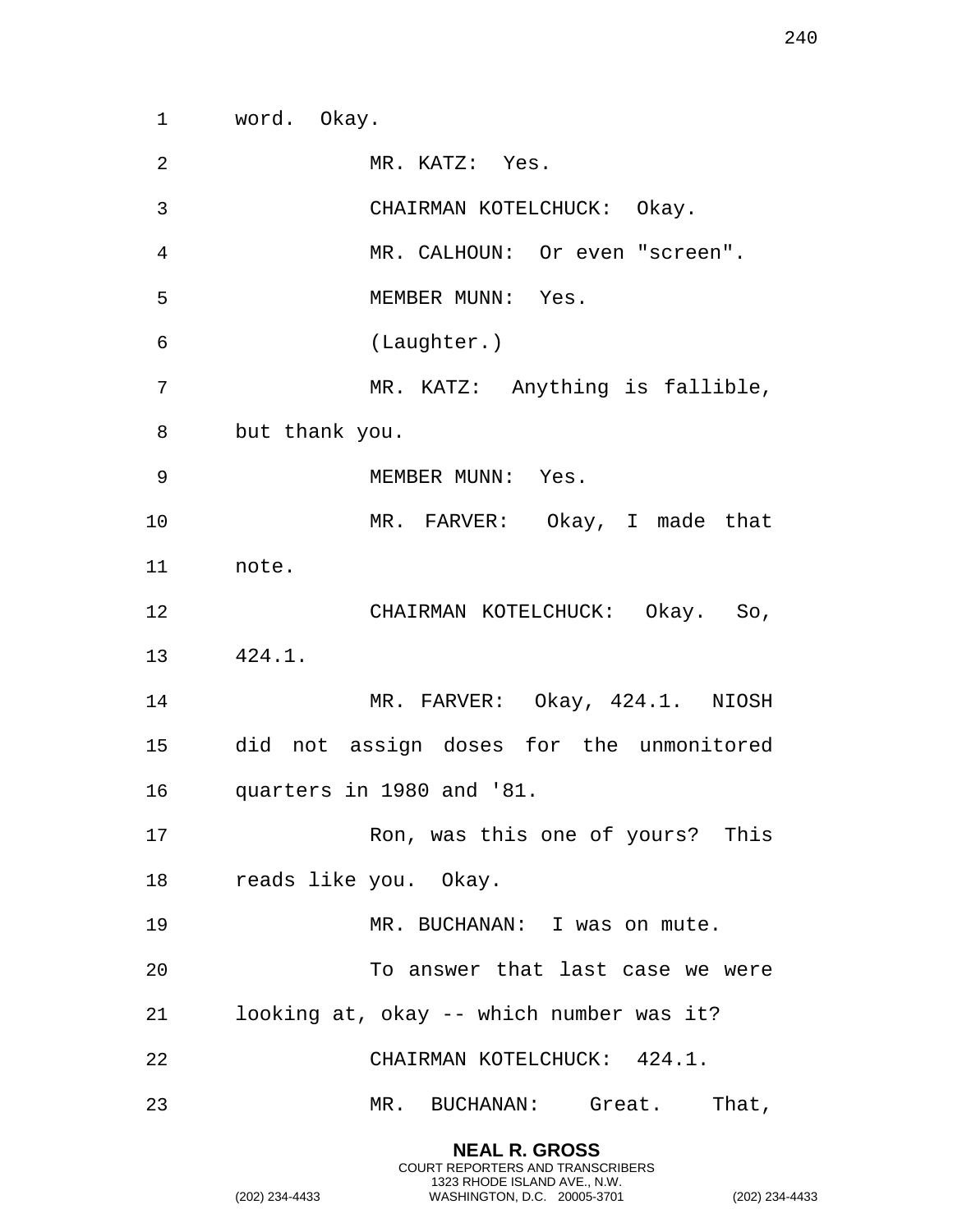word. Okay.

MR. KATZ: Yes.

CHAIRMAN KOTELCHUCK: Okay.

MR. CALHOUN: Or even "screen".

MEMBER MUNN: Yes.

(Laughter.)

MR. KATZ: Anything is fallible, but thank you.

MEMBER MUNN: Yes.

MR. FARVER: Okay, I made that note.

CHAIRMAN KOTELCHUCK: Okay. So, 424.1.

MR. FARVER: Okay, 424.1. NIOSH did not assign doses for the unmonitored quarters in 1980 and '81.

Ron, was this one of yours? This reads like you. Okay.

MR. BUCHANAN: I was on mute.

To answer that last case we were looking at, okay -- which number was it?

CHAIRMAN KOTELCHUCK: 424.1.

MR. BUCHANAN: Great. That,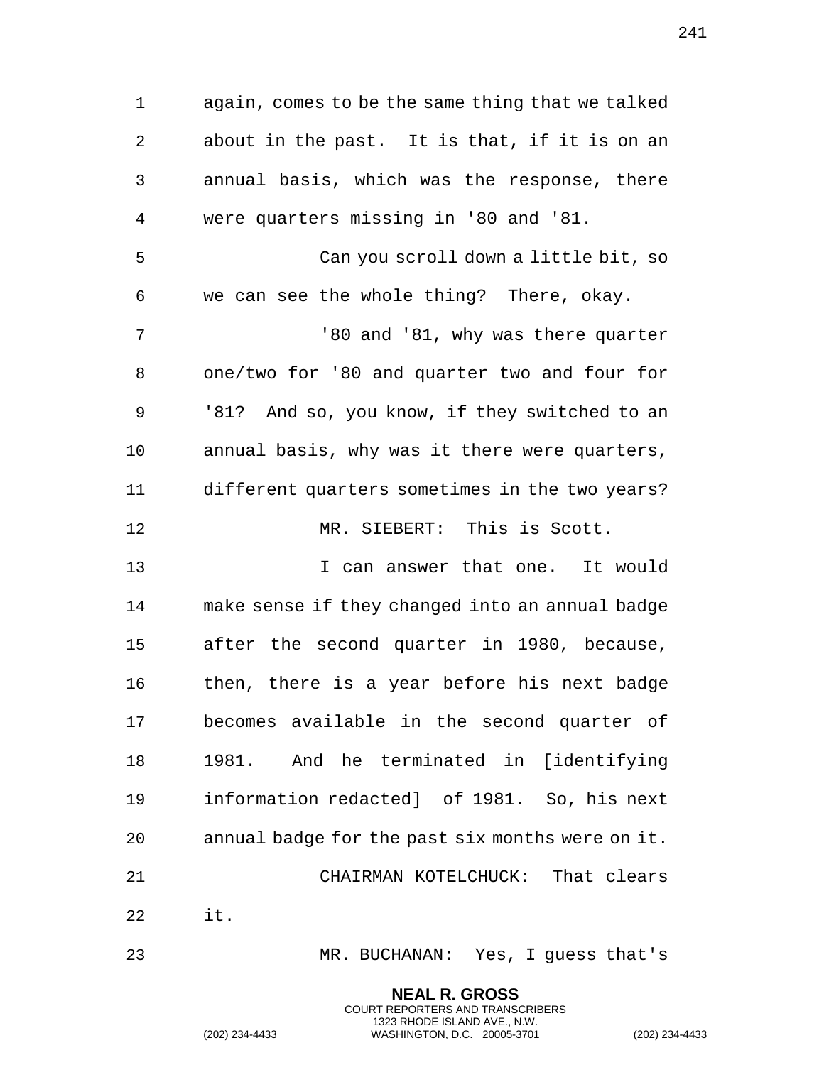again, comes to be the same thing that we talked about in the past. It is that, if it is on an annual basis, which was the response, there were quarters missing in '80 and '81.

Can you scroll down a little bit, so we can see the whole thing? There, okay.

'80 and '81, why was there quarter one/two for '80 and quarter two and four for '81? And so, you know, if they switched to an annual basis, why was it there were quarters, different quarters sometimes in the two years?

MR. SIEBERT: This is Scott.

I can answer that one. It would make sense if they changed into an annual badge after the second quarter in 1980, because, then, there is a year before his next badge becomes available in the second quarter of 1981. And he terminated in [identifying information redacted] of 1981. So, his next annual badge for the past six months were on it.

CHAIRMAN KOTELCHUCK: That clears it.

MR. BUCHANAN: Yes, I guess that's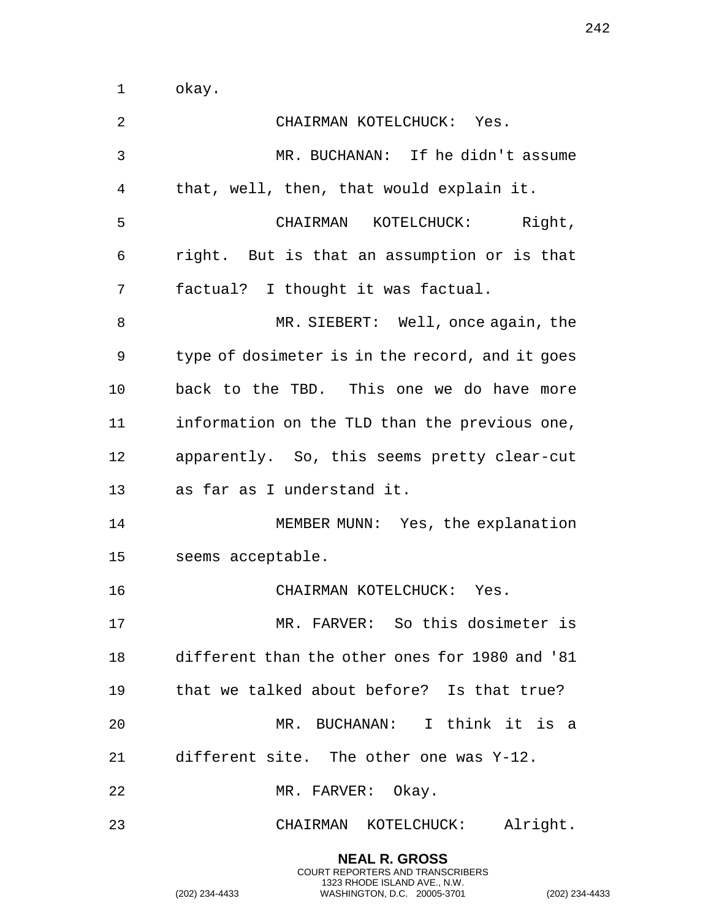okay.

CHAIRMAN KOTELCHUCK: Yes.

MR. BUCHANAN: If he didn't assume that, well, then, that would explain it.

CHAIRMAN KOTELCHUCK: Right, right. But is that an assumption or is that factual? I thought it was factual.

MR. SIEBERT: Well, once again, the type of dosimeter is in the record, and it goes back to the TBD. This one we do have more information on the TLD than the previous one, apparently. So, this seems pretty clear-cut as far as I understand it.

MEMBER MUNN: Yes, the explanation seems acceptable.

CHAIRMAN KOTELCHUCK: Yes.

MR. FARVER: So this dosimeter is different than the other ones for 1980 and '81 that we talked about before? Is that true?

MR. BUCHANAN: I think it is a different site. The other one was Y-12.

MR. FARVER: Okay.

CHAIRMAN KOTELCHUCK: Alright.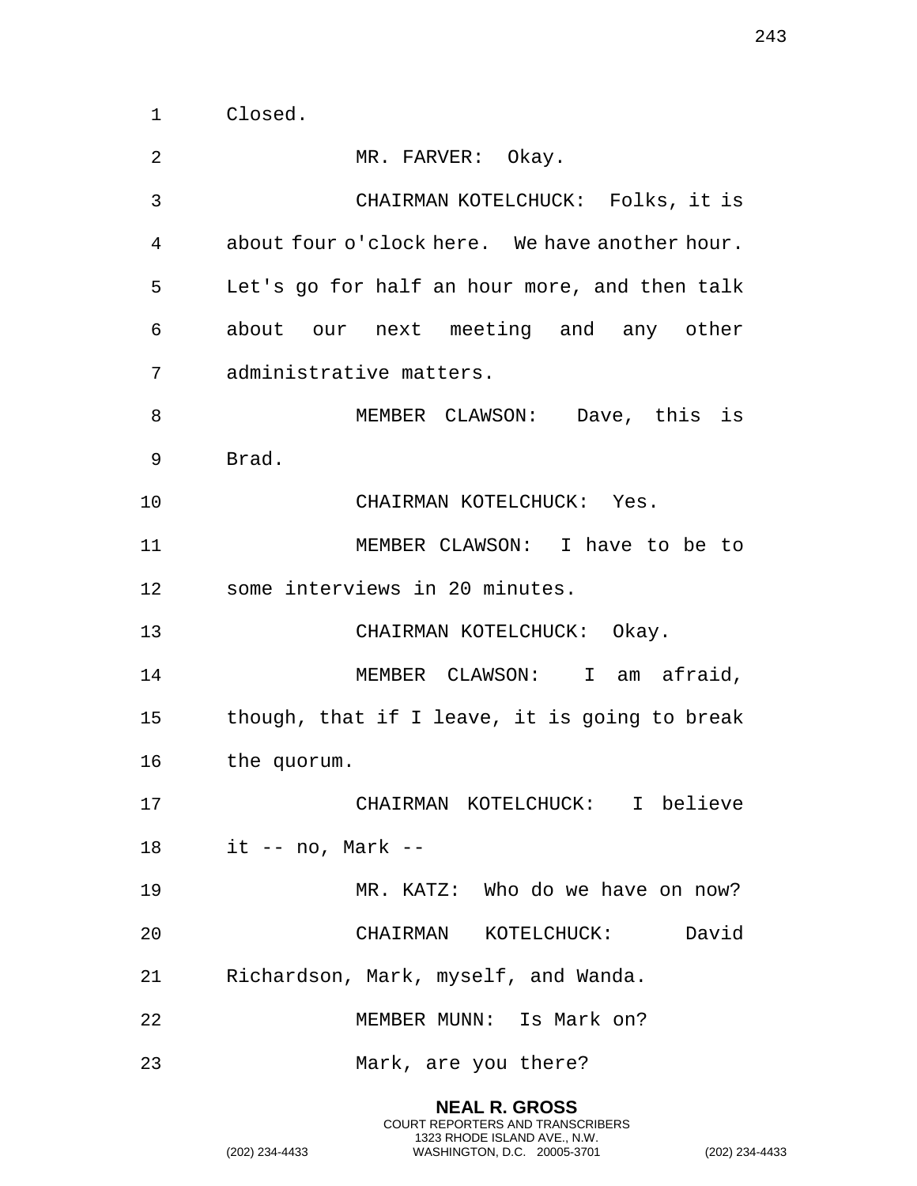Closed.

MR. FARVER: Okay.

CHAIRMAN KOTELCHUCK: Folks, it is about four o'clock here. We have another hour. Let's go for half an hour more, and then talk about our next meeting and any other administrative matters.

MEMBER CLAWSON: Dave, this is Brad.

CHAIRMAN KOTELCHUCK: Yes.

MEMBER CLAWSON: I have to be to some interviews in 20 minutes.

CHAIRMAN KOTELCHUCK: Okay.

MEMBER CLAWSON: I am afraid, though, that if I leave, it is going to break the quorum.

CHAIRMAN KOTELCHUCK: I believe it -- no, Mark --

MR. KATZ: Who do we have on now?

CHAIRMAN KOTELCHUCK: David Richardson, Mark, myself, and Wanda.

MEMBER MUNN: Is Mark on?

Mark, are you there?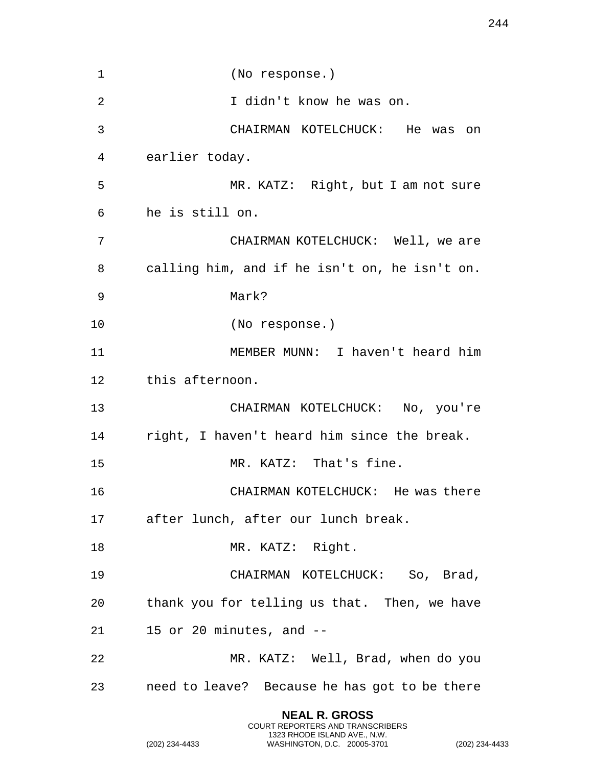(No response.)

I didn't know he was on.

CHAIRMAN KOTELCHUCK: He was on earlier today.

MR. KATZ: Right, but I am not sure he is still on.

CHAIRMAN KOTELCHUCK: Well, we are calling him, and if he isn't on, he isn't on.

Mark?

(No response.)

MEMBER MUNN: I haven't heard him this afternoon.

CHAIRMAN KOTELCHUCK: No, you're right, I haven't heard him since the break.

MR. KATZ: That's fine.

CHAIRMAN KOTELCHUCK: He was there after lunch, after our lunch break.

MR. KATZ: Right.

CHAIRMAN KOTELCHUCK: So, Brad, thank you for telling us that. Then, we have 15 or 20 minutes, and --

MR. KATZ: Well, Brad, when do you need to leave? Because he has got to be there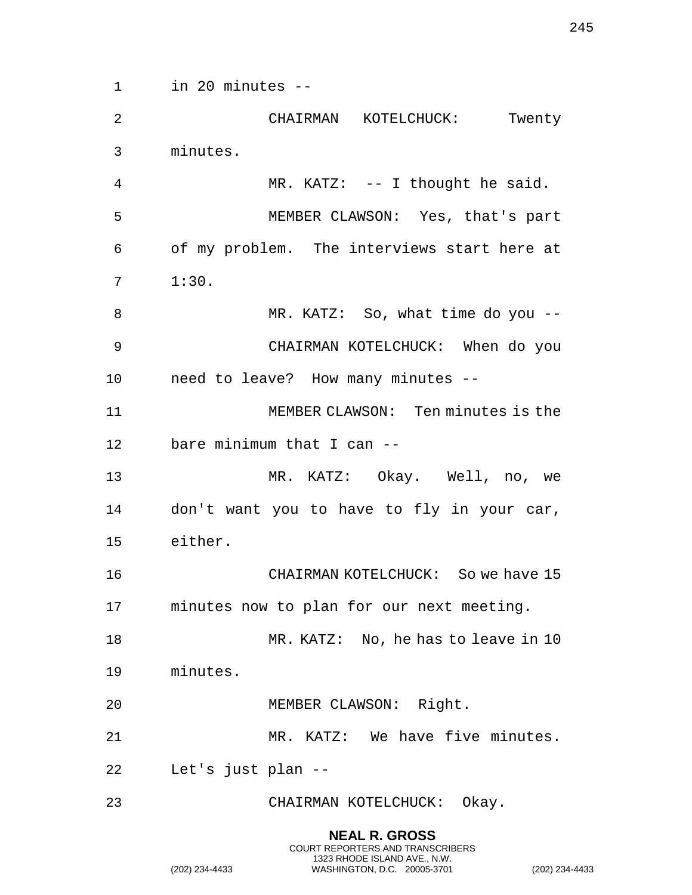in 20 minutes --

CHAIRMAN KOTELCHUCK: Twenty minutes.

MR. KATZ: -- I thought he said.

MEMBER CLAWSON: Yes, that's part of my problem. The interviews start here at 1:30.

MR. KATZ: So, what time do you --

CHAIRMAN KOTELCHUCK: When do you need to leave? How many minutes --

MEMBER CLAWSON: Ten minutes is the bare minimum that I can --

MR. KATZ: Okay. Well, no, we don't want you to have to fly in your car, either.

CHAIRMAN KOTELCHUCK: So we have 15 minutes now to plan for our next meeting.

MR. KATZ: No, he has to leave in 10 minutes.

MEMBER CLAWSON: Right.

MR. KATZ: We have five minutes. Let's just plan --

CHAIRMAN KOTELCHUCK: Okay.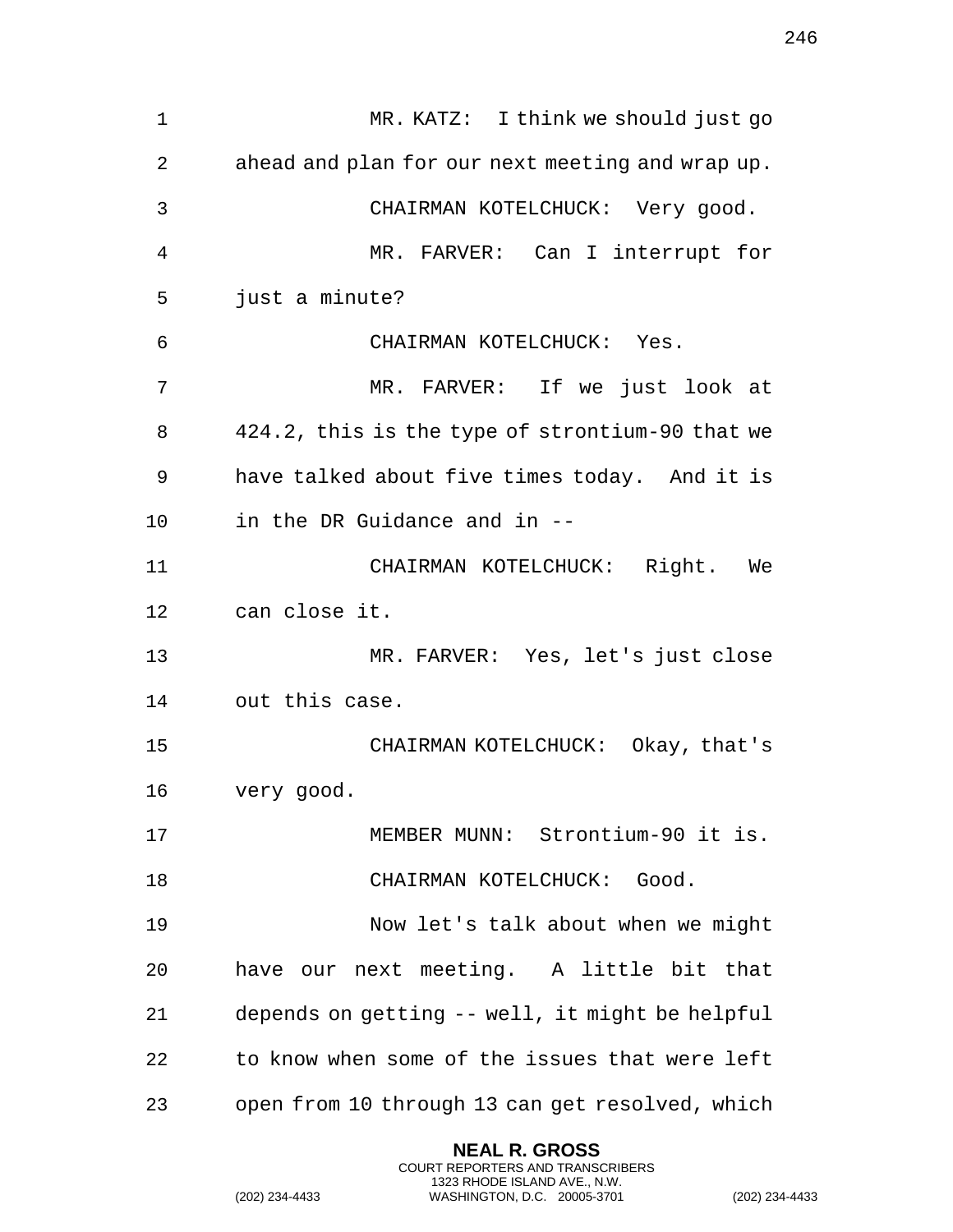MR. KATZ: I think we should just go ahead and plan for our next meeting and wrap up.

CHAIRMAN KOTELCHUCK: Very good.

MR. FARVER: Can I interrupt for just a minute?

CHAIRMAN KOTELCHUCK: Yes.

MR. FARVER: If we just look at 424.2, this is the type of strontium-90 that we have talked about five times today. And it is in the DR Guidance and in --

CHAIRMAN KOTELCHUCK: Right. We can close it.

MR. FARVER: Yes, let's just close out this case.

CHAIRMAN KOTELCHUCK: Okay, that's very good.

MEMBER MUNN: Strontium-90 it is.

CHAIRMAN KOTELCHUCK: Good.

Now let's talk about when we might have our next meeting. A little bit that depends on getting -- well, it might be helpful to know when some of the issues that were left open from 10 through 13 can get resolved, which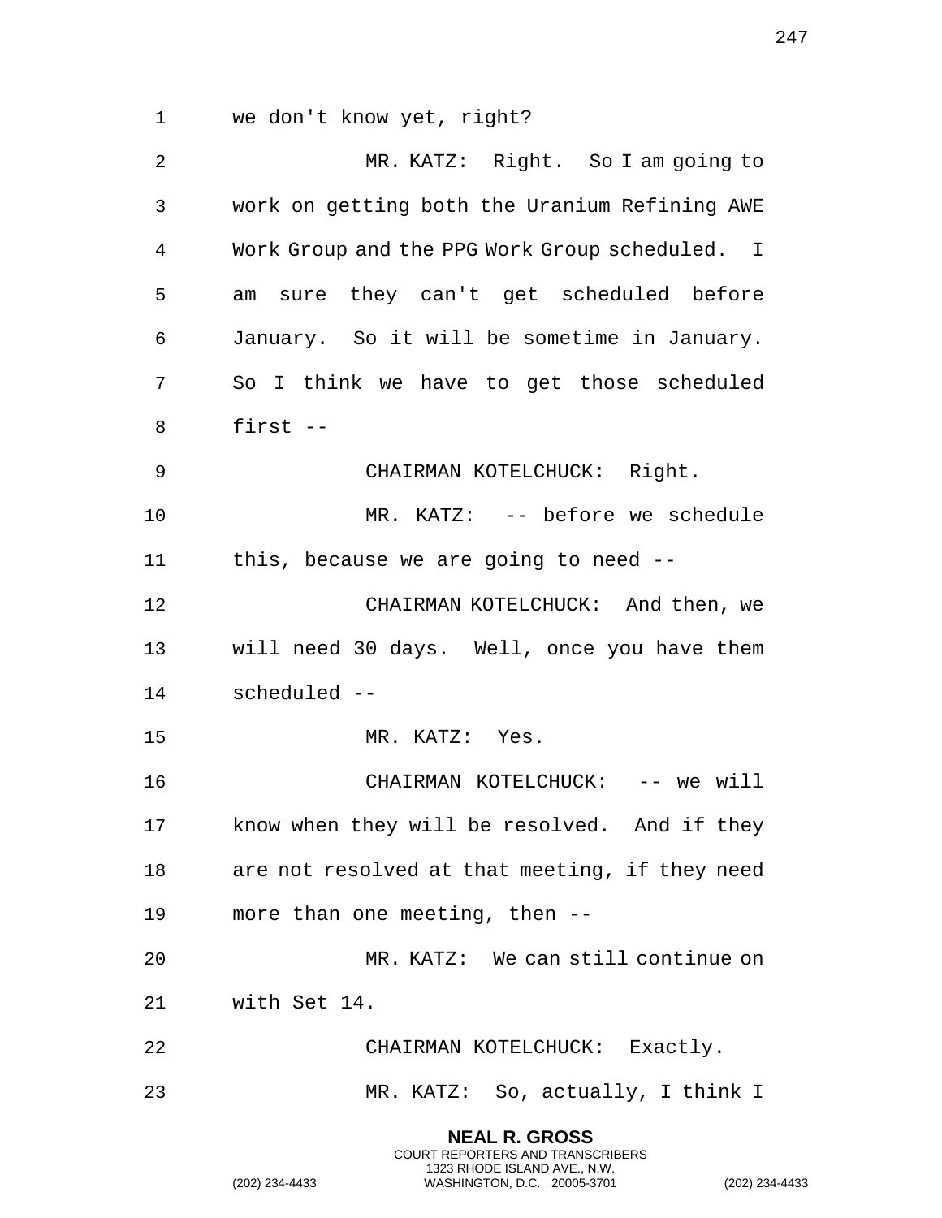we don't know yet, right?

MR. KATZ: Right. So I am going to work on getting both the Uranium Refining AWE Work Group and the PPG Work Group scheduled. I am sure they can't get scheduled before January. So it will be sometime in January. So I think we have to get those scheduled first --

CHAIRMAN KOTELCHUCK: Right.

MR. KATZ: -- before we schedule this, because we are going to need --

CHAIRMAN KOTELCHUCK: And then, we will need 30 days. Well, once you have them scheduled --

MR. KATZ: Yes.

CHAIRMAN KOTELCHUCK: -- we will know when they will be resolved. And if they are not resolved at that meeting, if they need more than one meeting, then --

MR. KATZ: We can still continue on with Set 14.

CHAIRMAN KOTELCHUCK: Exactly.

MR. KATZ: So, actually, I think I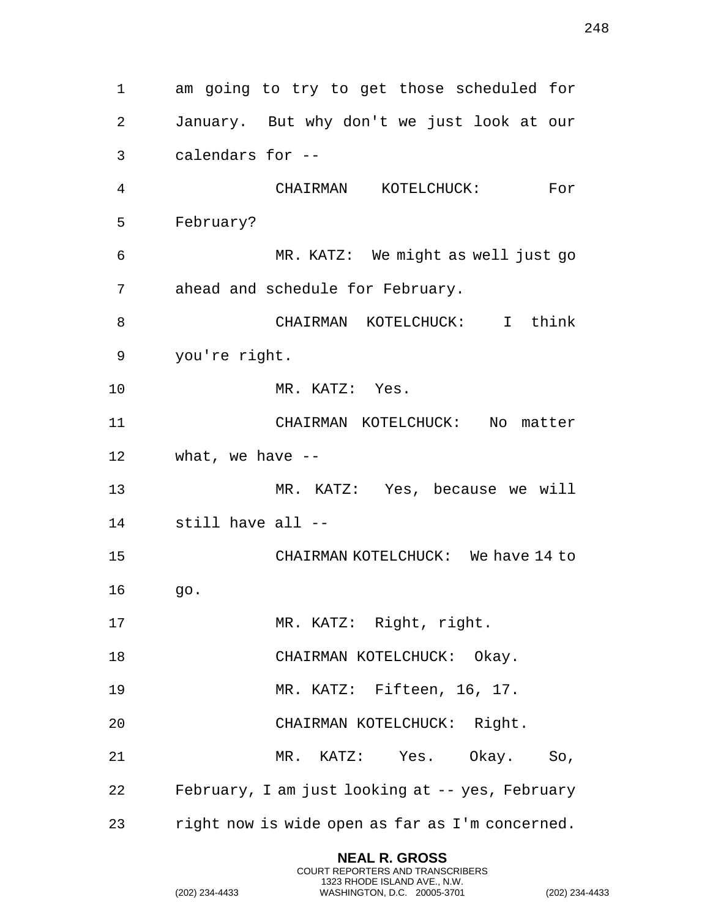am going to try to get those scheduled for January. But why don't we just look at our calendars for --

CHAIRMAN KOTELCHUCK: For February?

MR. KATZ: We might as well just go ahead and schedule for February.

CHAIRMAN KOTELCHUCK: I think you're right.

MR. KATZ: Yes.

CHAIRMAN KOTELCHUCK: No matter what, we have --

MR. KATZ: Yes, because we will still have all --

CHAIRMAN KOTELCHUCK: We have 14 to go.

MR. KATZ: Right, right.

CHAIRMAN KOTELCHUCK: Okay.

MR. KATZ: Fifteen, 16, 17.

CHAIRMAN KOTELCHUCK: Right.

MR. KATZ: Yes. Okay. So, February, I am just looking at -- yes, February right now is wide open as far as I'm concerned.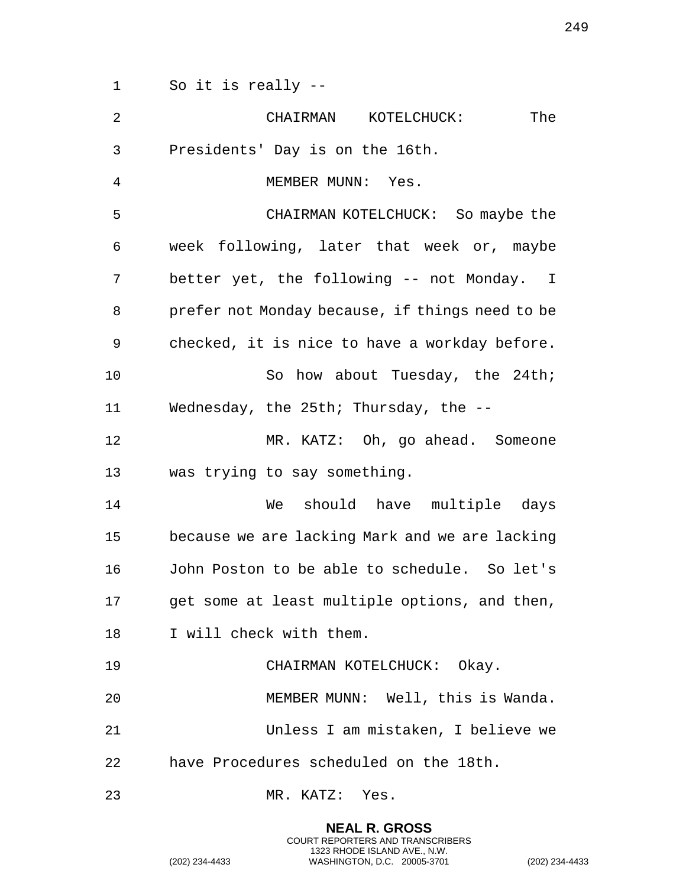So it is really --

CHAIRMAN KOTELCHUCK: The Presidents' Day is on the 16th.

MEMBER MUNN: Yes.

CHAIRMAN KOTELCHUCK: So maybe the week following, later that week or, maybe better yet, the following -- not Monday. I prefer not Monday because, if things need to be checked, it is nice to have a workday before.

So how about Tuesday, the 24th; Wednesday, the 25th; Thursday, the --

MR. KATZ: Oh, go ahead. Someone was trying to say something.

We should have multiple days because we are lacking Mark and we are lacking John Poston to be able to schedule. So let's get some at least multiple options, and then, I will check with them.

CHAIRMAN KOTELCHUCK: Okay.

MEMBER MUNN: Well, this is Wanda.

Unless I am mistaken, I believe we have Procedures scheduled on the 18th.

MR. KATZ: Yes.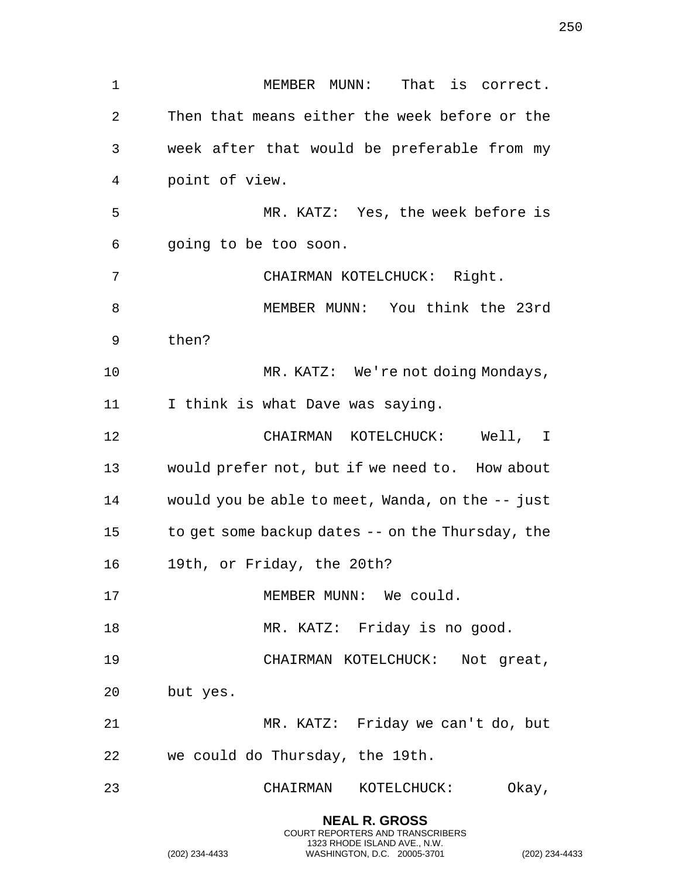MEMBER MUNN: That is correct. Then that means either the week before or the week after that would be preferable from my point of view.

MR. KATZ: Yes, the week before is going to be too soon.

CHAIRMAN KOTELCHUCK: Right.

MEMBER MUNN: You think the 23rd then?

MR. KATZ: We're not doing Mondays, I think is what Dave was saying.

CHAIRMAN KOTELCHUCK: Well, I would prefer not, but if we need to. How about would you be able to meet, Wanda, on the -- just to get some backup dates -- on the Thursday, the 19th, or Friday, the 20th?

MEMBER MUNN: We could.

MR. KATZ: Friday is no good.

CHAIRMAN KOTELCHUCK: Not great, but yes.

MR. KATZ: Friday we can't do, but we could do Thursday, the 19th.

CHAIRMAN KOTELCHUCK: Okay,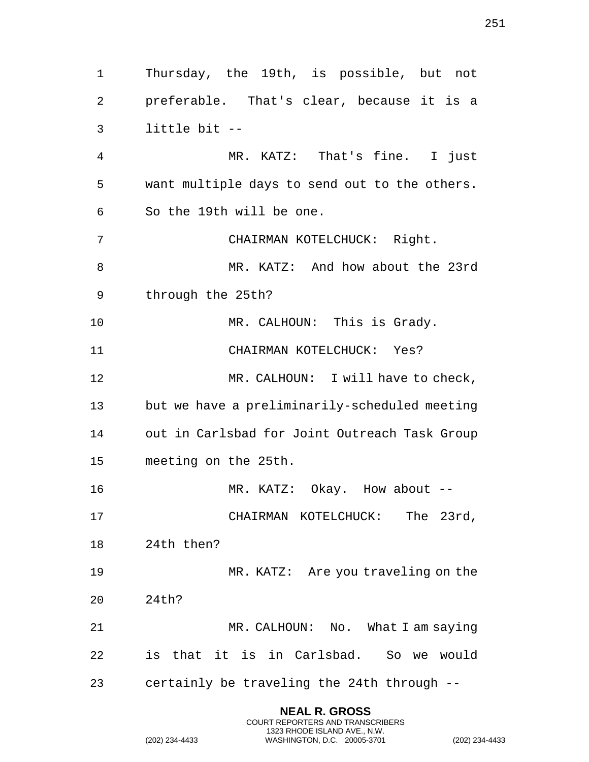Thursday, the 19th, is possible, but not preferable. That's clear, because it is a little bit --

MR. KATZ: That's fine. I just want multiple days to send out to the others. So the 19th will be one.

CHAIRMAN KOTELCHUCK: Right.

MR. KATZ: And how about the 23rd through the 25th?

MR. CALHOUN: This is Grady.

CHAIRMAN KOTELCHUCK: Yes?

MR. CALHOUN: I will have to check, but we have a preliminarily-scheduled meeting out in Carlsbad for Joint Outreach Task Group meeting on the 25th.

MR. KATZ: Okay. How about --

CHAIRMAN KOTELCHUCK: The 23rd, 24th then?

MR. KATZ: Are you traveling on the 24th?

MR. CALHOUN: No. What I am saying is that it is in Carlsbad. So we would certainly be traveling the 24th through --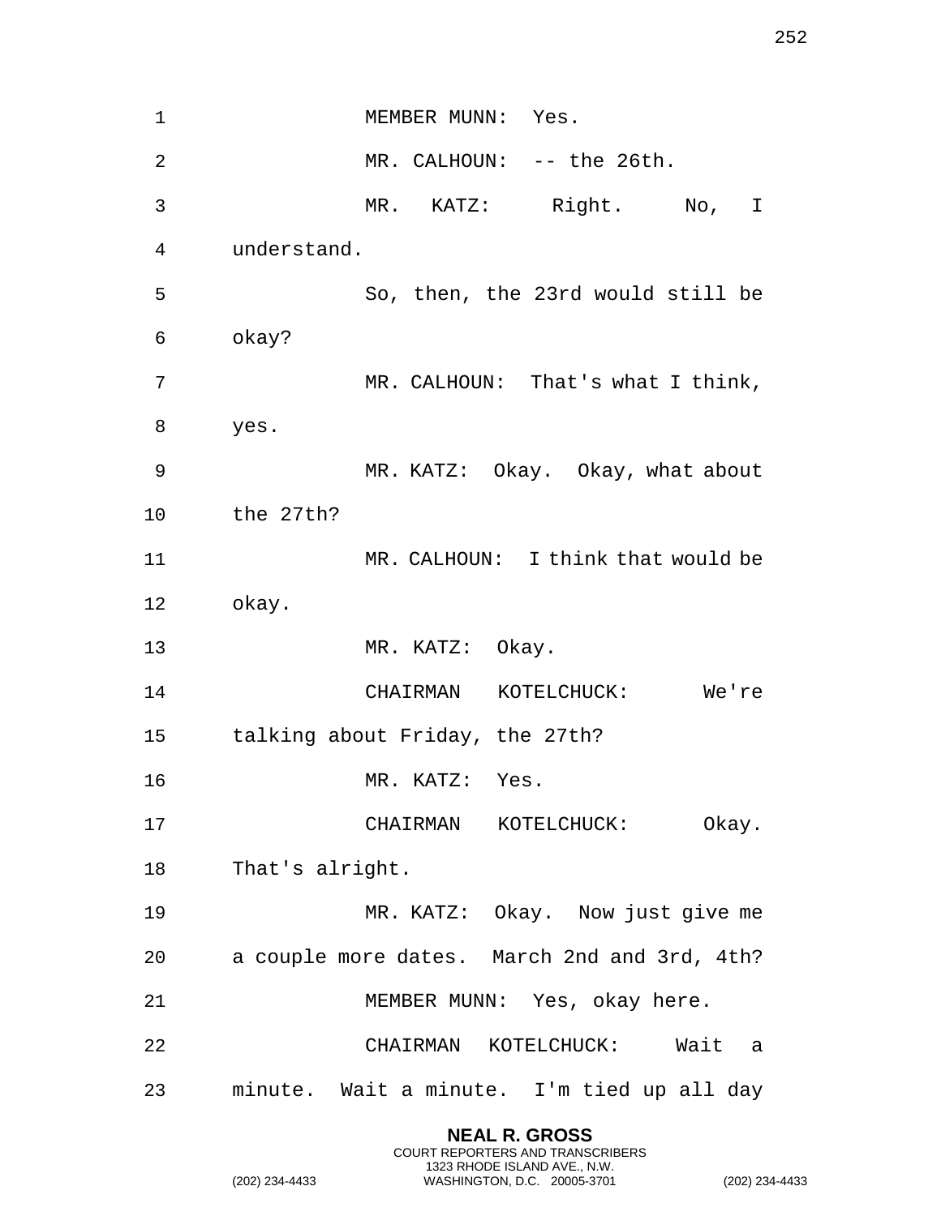MEMBER MUNN: Yes.

MR. CALHOUN: -- the 26th.

MR. KATZ: Right. No, I understand.

So, then, the 23rd would still be okay?

MR. CALHOUN: That's what I think, yes.

MR. KATZ: Okay. Okay, what about the 27th?

MR. CALHOUN: I think that would be okay.

MR. KATZ: Okay.

CHAIRMAN KOTELCHUCK: We're talking about Friday, the 27th?

MR. KATZ: Yes.

CHAIRMAN KOTELCHUCK: Okay. That's alright.

MR. KATZ: Okay. Now just give me a couple more dates. March 2nd and 3rd, 4th?

MEMBER MUNN: Yes, okay here.

CHAIRMAN KOTELCHUCK: Wait a minute. Wait a minute. I'm tied up all day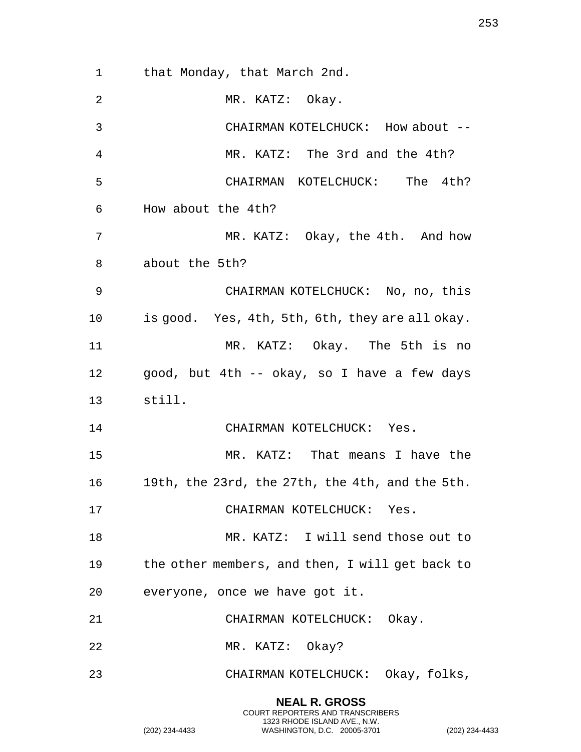that Monday, that March 2nd.

MR. KATZ: Okay.

CHAIRMAN KOTELCHUCK: How about --

MR. KATZ: The 3rd and the 4th?

CHAIRMAN KOTELCHUCK: The 4th? How about the 4th?

MR. KATZ: Okay, the 4th. And how about the 5th?

CHAIRMAN KOTELCHUCK: No, no, this is good. Yes, 4th, 5th, 6th, they are all okay.

MR. KATZ: Okay. The 5th is no good, but 4th -- okay, so I have a few days still.

CHAIRMAN KOTELCHUCK: Yes.

MR. KATZ: That means I have the 19th, the 23rd, the 27th, the 4th, and the 5th.

CHAIRMAN KOTELCHUCK: Yes.

MR. KATZ: I will send those out to the other members, and then, I will get back to everyone, once we have got it.

CHAIRMAN KOTELCHUCK: Okay.

MR. KATZ: Okay?

CHAIRMAN KOTELCHUCK: Okay, folks,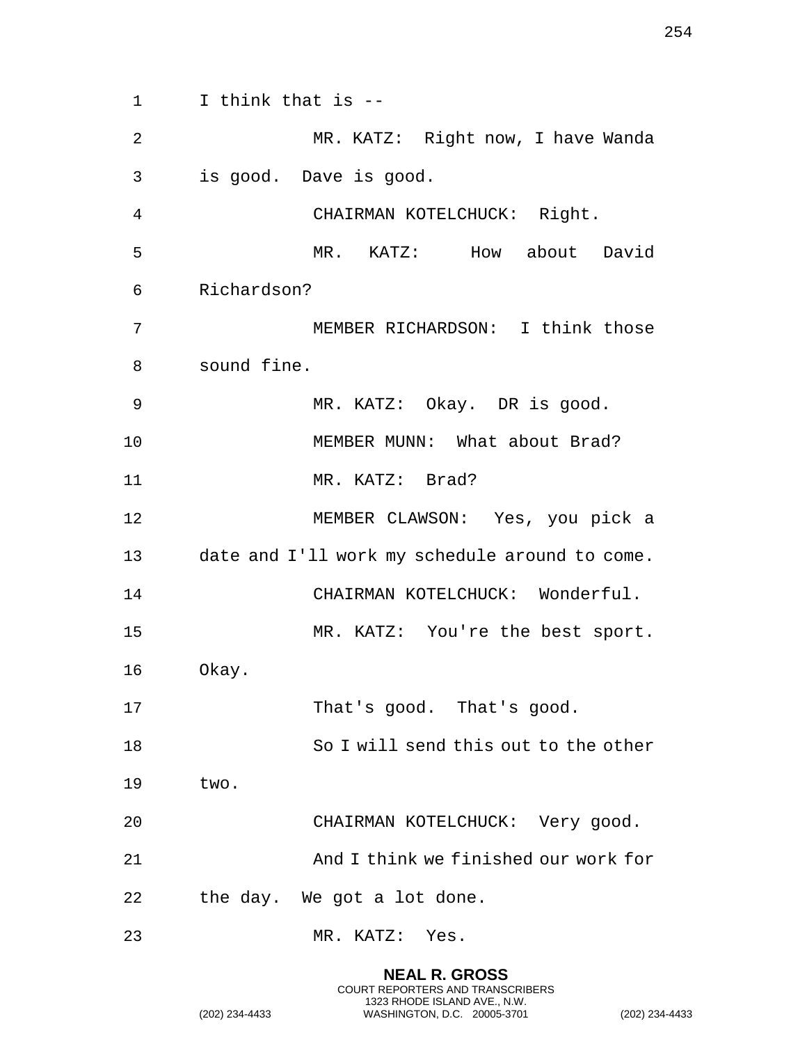I think that is --

MR. KATZ: Right now, I have Wanda is good. Dave is good.

CHAIRMAN KOTELCHUCK: Right.

MR. KATZ: How about David Richardson?

MEMBER RICHARDSON: I think those sound fine.

MR. KATZ: Okay. DR is good.

MEMBER MUNN: What about Brad?

MR. KATZ: Brad?

MEMBER CLAWSON: Yes, you pick a date and I'll work my schedule around to come.

CHAIRMAN KOTELCHUCK: Wonderful.

MR. KATZ: You're the best sport. Okay.

That's good. That's good.

So I will send this out to the other two.

CHAIRMAN KOTELCHUCK: Very good.

And I think we finished our work for the day. We got a lot done.

MR. KATZ: Yes.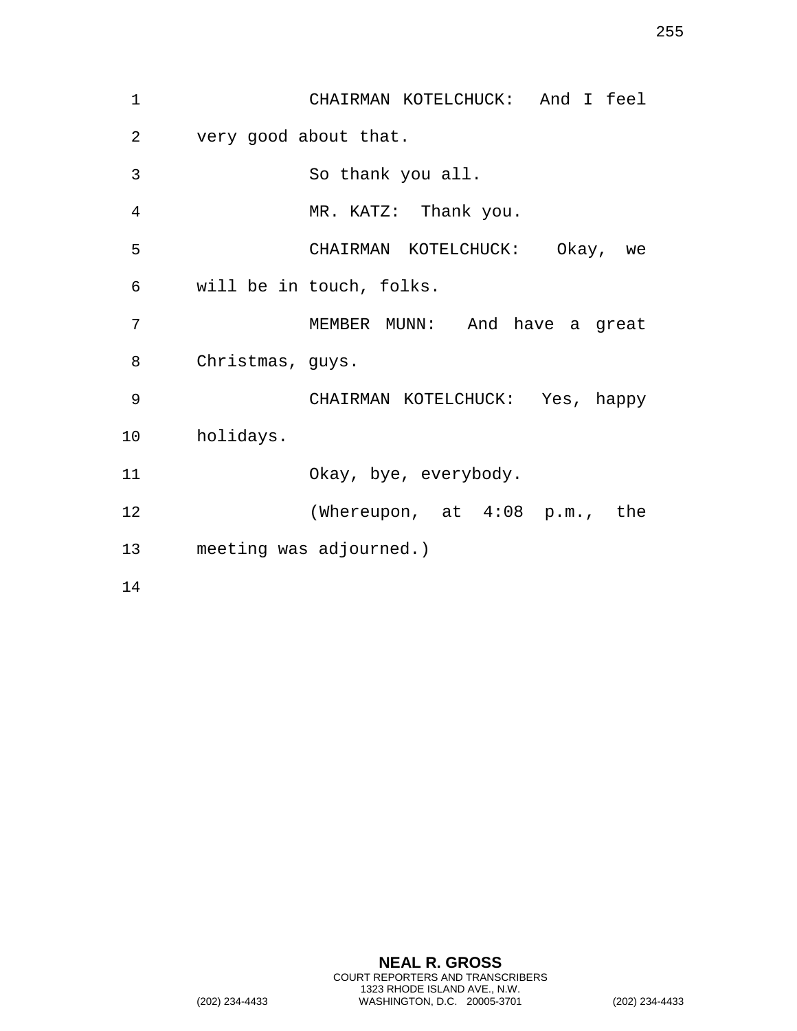CHAIRMAN KOTELCHUCK: And I feel very good about that.

So thank you all.

MR. KATZ: Thank you.

CHAIRMAN KOTELCHUCK: Okay, we will be in touch, folks.

MEMBER MUNN: And have a great Christmas, guys.

CHAIRMAN KOTELCHUCK: Yes, happy holidays.

Okay, bye, everybody.

(Whereupon, at 4:08 p.m., the meeting was adjourned.)